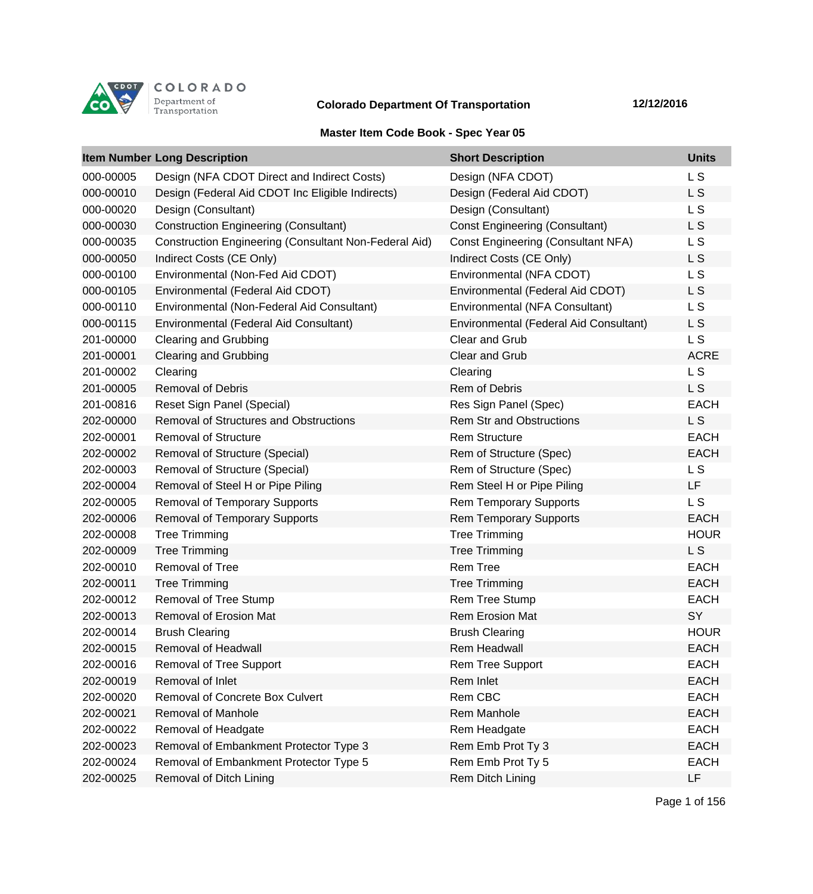COLORADO Department of Transportation

**Colorado Department Of Transportation** **12/12/2016**

## Master Item Code Book - Spec Year 05

| Item Number | Long Description | Short Description | Units |
|---|---|---|---|
| 000-00005 | Design (NFA CDOT Direct and Indirect Costs) | Design (NFA CDOT) | L S |
| 000-00010 | Design (Federal Aid CDOT Inc Eligible Indirects) | Design (Federal Aid CDOT) | L S |
| 000-00020 | Design (Consultant) | Design (Consultant) | L S |
| 000-00030 | Construction Engineering (Consultant) | Const Engineering (Consultant) | L S |
| 000-00035 | Construction Engineering (Consultant Non-Federal Aid) | Const Engineering (Consultant NFA) | L S |
| 000-00050 | Indirect Costs (CE Only) | Indirect Costs (CE Only) | L S |
| 000-00100 | Environmental (Non-Fed Aid CDOT) | Environmental (NFA CDOT) | L S |
| 000-00105 | Environmental (Federal Aid CDOT) | Environmental (Federal Aid CDOT) | L S |
| 000-00110 | Environmental (Non-Federal Aid Consultant) | Environmental (NFA Consultant) | L S |
| 000-00115 | Environmental (Federal Aid Consultant) | Environmental (Federal Aid Consultant) | L S |
| 201-00000 | Clearing and Grubbing | Clear and Grub | L S |
| 201-00001 | Clearing and Grubbing | Clear and Grub | ACRE |
| 201-00002 | Clearing | Clearing | L S |
| 201-00005 | Removal of Debris | Rem of Debris | L S |
| 201-00816 | Reset Sign Panel (Special) | Res Sign Panel (Spec) | EACH |
| 202-00000 | Removal of Structures and Obstructions | Rem Str and Obstructions | L S |
| 202-00001 | Removal of Structure | Rem Structure | EACH |
| 202-00002 | Removal of Structure (Special) | Rem of Structure (Spec) | EACH |
| 202-00003 | Removal of Structure (Special) | Rem of Structure (Spec) | L S |
| 202-00004 | Removal of Steel H or Pipe Piling | Rem Steel H or Pipe Piling | LF |
| 202-00005 | Removal of Temporary Supports | Rem Temporary Supports | L S |
| 202-00006 | Removal of Temporary Supports | Rem Temporary Supports | EACH |
| 202-00008 | Tree Trimming | Tree Trimming | HOUR |
| 202-00009 | Tree Trimming | Tree Trimming | L S |
| 202-00010 | Removal of Tree | Rem Tree | EACH |
| 202-00011 | Tree Trimming | Tree Trimming | EACH |
| 202-00012 | Removal of Tree Stump | Rem Tree Stump | EACH |
| 202-00013 | Removal of Erosion Mat | Rem Erosion Mat | SY |
| 202-00014 | Brush Clearing | Brush Clearing | HOUR |
| 202-00015 | Removal of Headwall | Rem Headwall | EACH |
| 202-00016 | Removal of Tree Support | Rem Tree Support | EACH |
| 202-00019 | Removal of Inlet | Rem Inlet | EACH |
| 202-00020 | Removal of Concrete Box Culvert | Rem CBC | EACH |
| 202-00021 | Removal of Manhole | Rem Manhole | EACH |
| 202-00022 | Removal of Headgate | Rem Headgate | EACH |
| 202-00023 | Removal of Embankment Protector Type 3 | Rem Emb Prot Ty 3 | EACH |
| 202-00024 | Removal of Embankment Protector Type 5 | Rem Emb Prot Ty 5 | EACH |
| 202-00025 | Removal of Ditch Lining | Rem Ditch Lining | LF |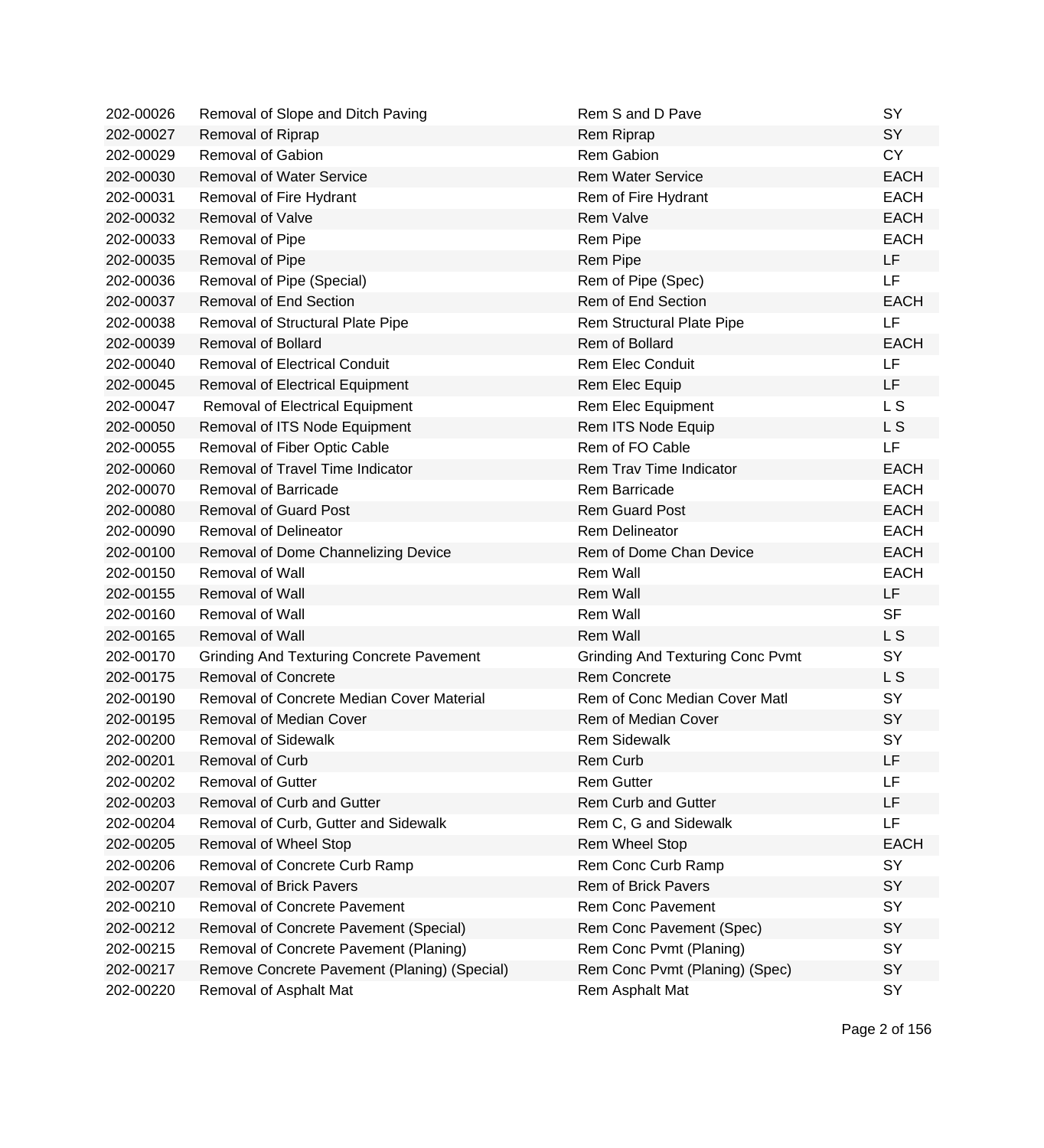| | | | |
|---|---|---|---|
| 202-00026 | Removal of Slope and Ditch Paving | Rem S and D Pave | SY |
| 202-00027 | Removal of Riprap | Rem Riprap | SY |
| 202-00029 | Removal of Gabion | Rem Gabion | CY |
| 202-00030 | Removal of Water Service | Rem Water Service | EACH |
| 202-00031 | Removal of Fire Hydrant | Rem of Fire Hydrant | EACH |
| 202-00032 | Removal of Valve | Rem Valve | EACH |
| 202-00033 | Removal of Pipe | Rem Pipe | EACH |
| 202-00035 | Removal of Pipe | Rem Pipe | LF |
| 202-00036 | Removal of Pipe (Special) | Rem of Pipe (Spec) | LF |
| 202-00037 | Removal of End Section | Rem of End Section | EACH |
| 202-00038 | Removal of Structural Plate Pipe | Rem Structural Plate Pipe | LF |
| 202-00039 | Removal of Bollard | Rem of Bollard | EACH |
| 202-00040 | Removal of Electrical Conduit | Rem Elec Conduit | LF |
| 202-00045 | Removal of Electrical Equipment | Rem Elec Equip | LF |
| 202-00047 | Removal of Electrical Equipment | Rem Elec Equipment | L S |
| 202-00050 | Removal of ITS Node Equipment | Rem ITS Node Equip | L S |
| 202-00055 | Removal of Fiber Optic Cable | Rem of FO Cable | LF |
| 202-00060 | Removal of Travel Time Indicator | Rem Trav Time Indicator | EACH |
| 202-00070 | Removal of Barricade | Rem Barricade | EACH |
| 202-00080 | Removal of Guard Post | Rem Guard Post | EACH |
| 202-00090 | Removal of Delineator | Rem Delineator | EACH |
| 202-00100 | Removal of Dome Channelizing Device | Rem of Dome Chan Device | EACH |
| 202-00150 | Removal of Wall | Rem Wall | EACH |
| 202-00155 | Removal of Wall | Rem Wall | LF |
| 202-00160 | Removal of Wall | Rem Wall | SF |
| 202-00165 | Removal of Wall | Rem Wall | L S |
| 202-00170 | Grinding And Texturing Concrete Pavement | Grinding And Texturing Conc Pvmt | SY |
| 202-00175 | Removal of Concrete | Rem Concrete | L S |
| 202-00190 | Removal of Concrete Median Cover Material | Rem of Conc Median Cover Matl | SY |
| 202-00195 | Removal of Median Cover | Rem of Median Cover | SY |
| 202-00200 | Removal of Sidewalk | Rem Sidewalk | SY |
| 202-00201 | Removal of Curb | Rem Curb | LF |
| 202-00202 | Removal of Gutter | Rem Gutter | LF |
| 202-00203 | Removal of Curb and Gutter | Rem Curb and Gutter | LF |
| 202-00204 | Removal of Curb, Gutter and Sidewalk | Rem C, G and Sidewalk | LF |
| 202-00205 | Removal of Wheel Stop | Rem Wheel Stop | EACH |
| 202-00206 | Removal of Concrete Curb Ramp | Rem Conc Curb Ramp | SY |
| 202-00207 | Removal of Brick Pavers | Rem of Brick Pavers | SY |
| 202-00210 | Removal of Concrete Pavement | Rem Conc Pavement | SY |
| 202-00212 | Removal of Concrete Pavement (Special) | Rem Conc Pavement (Spec) | SY |
| 202-00215 | Removal of Concrete Pavement (Planing) | Rem Conc Pvmt (Planing) | SY |
| 202-00217 | Remove Concrete Pavement (Planing) (Special) | Rem Conc Pvmt (Planing) (Spec) | SY |
| 202-00220 | Removal of Asphalt Mat | Rem Asphalt Mat | SY |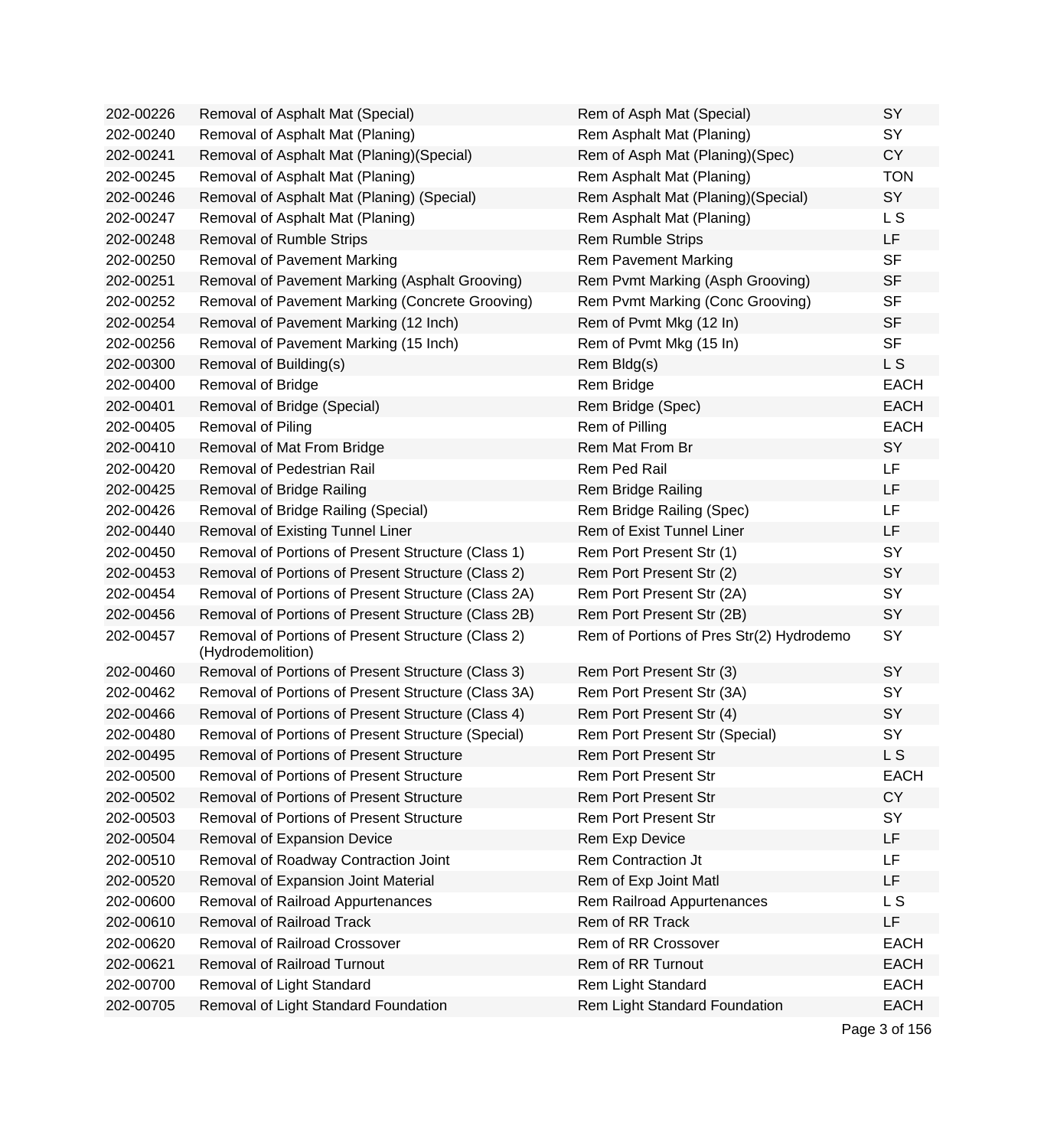| | | | |
|---|---|---|---|
| 202-00226 | Removal of Asphalt Mat (Special) | Rem of Asph Mat (Special) | SY |
| 202-00240 | Removal of Asphalt Mat (Planing) | Rem Asphalt Mat (Planing) | SY |
| 202-00241 | Removal of Asphalt Mat (Planing)(Special) | Rem of Asph Mat (Planing)(Spec) | CY |
| 202-00245 | Removal of Asphalt Mat (Planing) | Rem Asphalt Mat (Planing) | TON |
| 202-00246 | Removal of Asphalt Mat (Planing) (Special) | Rem Asphalt Mat (Planing)(Special) | SY |
| 202-00247 | Removal of Asphalt Mat (Planing) | Rem Asphalt Mat (Planing) | L S |
| 202-00248 | Removal of Rumble Strips | Rem Rumble Strips | LF |
| 202-00250 | Removal of Pavement Marking | Rem Pavement Marking | SF |
| 202-00251 | Removal of Pavement Marking (Asphalt Grooving) | Rem Pvmt Marking (Asph Grooving) | SF |
| 202-00252 | Removal of Pavement Marking (Concrete Grooving) | Rem Pvmt Marking (Conc Grooving) | SF |
| 202-00254 | Removal of Pavement Marking (12 Inch) | Rem of Pvmt Mkg (12 In) | SF |
| 202-00256 | Removal of Pavement Marking (15 Inch) | Rem of Pvmt Mkg (15 In) | SF |
| 202-00300 | Removal of Building(s) | Rem Bldg(s) | L S |
| 202-00400 | Removal of Bridge | Rem Bridge | EACH |
| 202-00401 | Removal of Bridge (Special) | Rem Bridge (Spec) | EACH |
| 202-00405 | Removal of Piling | Rem of Pilling | EACH |
| 202-00410 | Removal of Mat From Bridge | Rem Mat From Br | SY |
| 202-00420 | Removal of Pedestrian Rail | Rem Ped Rail | LF |
| 202-00425 | Removal of Bridge Railing | Rem Bridge Railing | LF |
| 202-00426 | Removal of Bridge Railing (Special) | Rem Bridge Railing (Spec) | LF |
| 202-00440 | Removal of Existing Tunnel Liner | Rem of Exist Tunnel Liner | LF |
| 202-00450 | Removal of Portions of Present Structure (Class 1) | Rem Port Present Str (1) | SY |
| 202-00453 | Removal of Portions of Present Structure (Class 2) | Rem Port Present Str (2) | SY |
| 202-00454 | Removal of Portions of Present Structure (Class 2A) | Rem Port Present Str (2A) | SY |
| 202-00456 | Removal of Portions of Present Structure (Class 2B) | Rem Port Present Str (2B) | SY |
| 202-00457 | Removal of Portions of Present Structure (Class 2) (Hydrodemolition) | Rem of Portions of Pres Str(2) Hydrodemo | SY |
| 202-00460 | Removal of Portions of Present Structure (Class 3) | Rem Port Present Str (3) | SY |
| 202-00462 | Removal of Portions of Present Structure (Class 3A) | Rem Port Present Str (3A) | SY |
| 202-00466 | Removal of Portions of Present Structure (Class 4) | Rem Port Present Str (4) | SY |
| 202-00480 | Removal of Portions of Present Structure (Special) | Rem Port Present Str (Special) | SY |
| 202-00495 | Removal of Portions of Present Structure | Rem Port Present Str | L S |
| 202-00500 | Removal of Portions of Present Structure | Rem Port Present Str | EACH |
| 202-00502 | Removal of Portions of Present Structure | Rem Port Present Str | CY |
| 202-00503 | Removal of Portions of Present Structure | Rem Port Present Str | SY |
| 202-00504 | Removal of Expansion Device | Rem Exp Device | LF |
| 202-00510 | Removal of Roadway Contraction Joint | Rem Contraction Jt | LF |
| 202-00520 | Removal of Expansion Joint Material | Rem of Exp Joint Matl | LF |
| 202-00600 | Removal of Railroad Appurtenances | Rem Railroad Appurtenances | L S |
| 202-00610 | Removal of Railroad Track | Rem of RR Track | LF |
| 202-00620 | Removal of Railroad Crossover | Rem of RR Crossover | EACH |
| 202-00621 | Removal of Railroad Turnout | Rem of RR Turnout | EACH |
| 202-00700 | Removal of Light Standard | Rem Light Standard | EACH |
| 202-00705 | Removal of Light Standard Foundation | Rem Light Standard Foundation | EACH |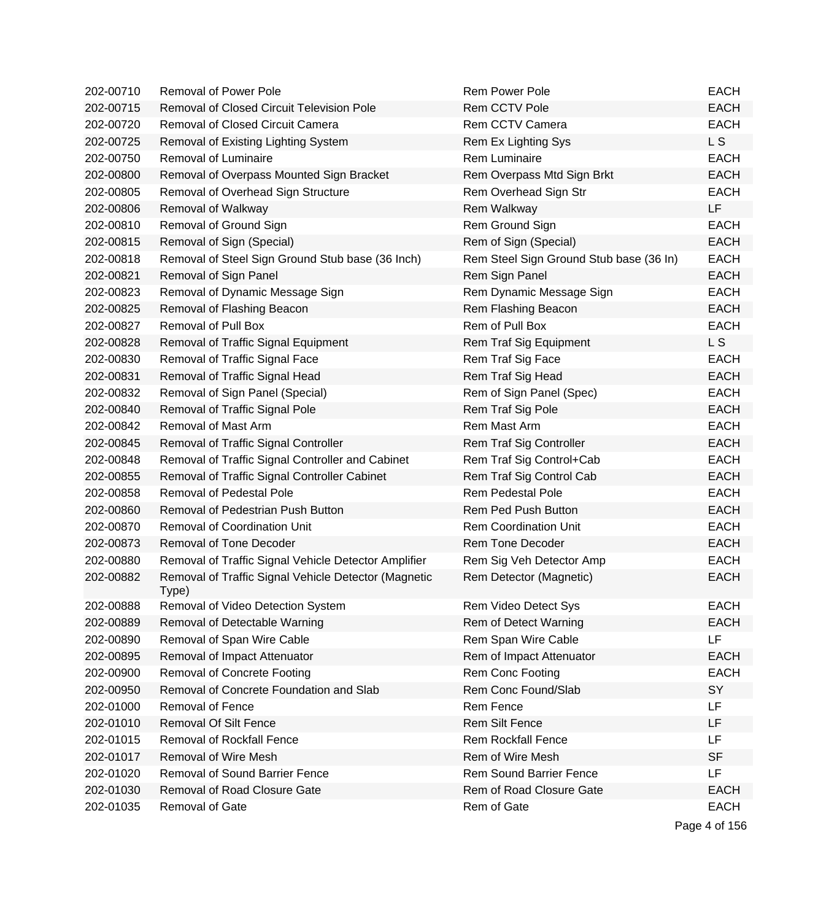| | | | |
|---|---|---|---|
| 202-00710 | Removal of Power Pole | Rem Power Pole | EACH |
| 202-00715 | Removal of Closed Circuit Television Pole | Rem CCTV Pole | EACH |
| 202-00720 | Removal of Closed Circuit Camera | Rem CCTV Camera | EACH |
| 202-00725 | Removal of Existing Lighting System | Rem Ex Lighting Sys | L S |
| 202-00750 | Removal of Luminaire | Rem Luminaire | EACH |
| 202-00800 | Removal of Overpass Mounted Sign Bracket | Rem Overpass Mtd Sign Brkt | EACH |
| 202-00805 | Removal of Overhead Sign Structure | Rem Overhead Sign Str | EACH |
| 202-00806 | Removal of Walkway | Rem Walkway | LF |
| 202-00810 | Removal of Ground Sign | Rem Ground Sign | EACH |
| 202-00815 | Removal of Sign (Special) | Rem of Sign (Special) | EACH |
| 202-00818 | Removal of Steel Sign Ground Stub base (36 Inch) | Rem Steel Sign Ground Stub base (36 In) | EACH |
| 202-00821 | Removal of Sign Panel | Rem Sign Panel | EACH |
| 202-00823 | Removal of Dynamic Message Sign | Rem Dynamic Message Sign | EACH |
| 202-00825 | Removal of Flashing Beacon | Rem Flashing Beacon | EACH |
| 202-00827 | Removal of Pull Box | Rem of Pull Box | EACH |
| 202-00828 | Removal of Traffic Signal Equipment | Rem Traf Sig Equipment | L S |
| 202-00830 | Removal of Traffic Signal Face | Rem Traf Sig Face | EACH |
| 202-00831 | Removal of Traffic Signal Head | Rem Traf Sig Head | EACH |
| 202-00832 | Removal of Sign Panel (Special) | Rem of Sign Panel (Spec) | EACH |
| 202-00840 | Removal of Traffic Signal Pole | Rem Traf Sig Pole | EACH |
| 202-00842 | Removal of Mast Arm | Rem Mast Arm | EACH |
| 202-00845 | Removal of Traffic Signal Controller | Rem Traf Sig Controller | EACH |
| 202-00848 | Removal of Traffic Signal Controller and Cabinet | Rem Traf Sig Control+Cab | EACH |
| 202-00855 | Removal of Traffic Signal Controller Cabinet | Rem Traf Sig Control Cab | EACH |
| 202-00858 | Removal of Pedestal Pole | Rem Pedestal Pole | EACH |
| 202-00860 | Removal of Pedestrian Push Button | Rem Ped Push Button | EACH |
| 202-00870 | Removal of Coordination Unit | Rem Coordination Unit | EACH |
| 202-00873 | Removal of Tone Decoder | Rem Tone Decoder | EACH |
| 202-00880 | Removal of Traffic Signal Vehicle Detector Amplifier | Rem Sig Veh Detector Amp | EACH |
| 202-00882 | Removal of Traffic Signal Vehicle Detector (Magnetic Type) | Rem Detector (Magnetic) | EACH |
| 202-00888 | Removal of Video Detection System | Rem Video Detect Sys | EACH |
| 202-00889 | Removal of Detectable Warning | Rem of Detect Warning | EACH |
| 202-00890 | Removal of Span Wire Cable | Rem Span Wire Cable | LF |
| 202-00895 | Removal of Impact Attenuator | Rem of Impact Attenuator | EACH |
| 202-00900 | Removal of Concrete Footing | Rem Conc Footing | EACH |
| 202-00950 | Removal of Concrete Foundation and Slab | Rem Conc Found/Slab | SY |
| 202-01000 | Removal of Fence | Rem Fence | LF |
| 202-01010 | Removal Of Silt Fence | Rem Silt Fence | LF |
| 202-01015 | Removal of Rockfall Fence | Rem Rockfall Fence | LF |
| 202-01017 | Removal of Wire Mesh | Rem of Wire Mesh | SF |
| 202-01020 | Removal of Sound Barrier Fence | Rem Sound Barrier Fence | LF |
| 202-01030 | Removal of Road Closure Gate | Rem of Road Closure Gate | EACH |
| 202-01035 | Removal of Gate | Rem of Gate | EACH |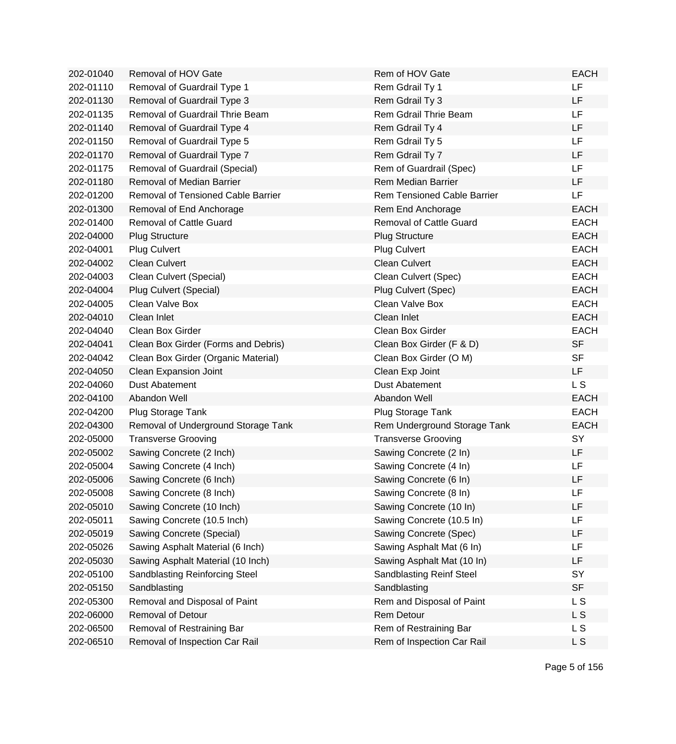| | | | |
|---|---|---|---|
| 202-01040 | Removal of HOV Gate | Rem of HOV Gate | EACH |
| 202-01110 | Removal of Guardrail Type 1 | Rem Gdrail Ty 1 | LF |
| 202-01130 | Removal of Guardrail Type 3 | Rem Gdrail Ty 3 | LF |
| 202-01135 | Removal of Guardrail Thrie Beam | Rem Gdrail Thrie Beam | LF |
| 202-01140 | Removal of Guardrail Type 4 | Rem Gdrail Ty 4 | LF |
| 202-01150 | Removal of Guardrail Type 5 | Rem Gdrail Ty 5 | LF |
| 202-01170 | Removal of Guardrail Type 7 | Rem Gdrail Ty 7 | LF |
| 202-01175 | Removal of Guardrail (Special) | Rem of Guardrail (Spec) | LF |
| 202-01180 | Removal of Median Barrier | Rem Median Barrier | LF |
| 202-01200 | Removal of Tensioned Cable Barrier | Rem Tensioned Cable Barrier | LF |
| 202-01300 | Removal of End Anchorage | Rem End Anchorage | EACH |
| 202-01400 | Removal of Cattle Guard | Removal of Cattle Guard | EACH |
| 202-04000 | Plug Structure | Plug Structure | EACH |
| 202-04001 | Plug Culvert | Plug Culvert | EACH |
| 202-04002 | Clean Culvert | Clean Culvert | EACH |
| 202-04003 | Clean Culvert (Special) | Clean Culvert (Spec) | EACH |
| 202-04004 | Plug Culvert (Special) | Plug Culvert (Spec) | EACH |
| 202-04005 | Clean Valve Box | Clean Valve Box | EACH |
| 202-04010 | Clean Inlet | Clean Inlet | EACH |
| 202-04040 | Clean Box Girder | Clean Box Girder | EACH |
| 202-04041 | Clean Box Girder (Forms and Debris) | Clean Box Girder (F & D) | SF |
| 202-04042 | Clean Box Girder (Organic Material) | Clean Box Girder (O M) | SF |
| 202-04050 | Clean Expansion Joint | Clean Exp Joint | LF |
| 202-04060 | Dust Abatement | Dust Abatement | L S |
| 202-04100 | Abandon Well | Abandon Well | EACH |
| 202-04200 | Plug Storage Tank | Plug Storage Tank | EACH |
| 202-04300 | Removal of Underground Storage Tank | Rem Underground Storage Tank | EACH |
| 202-05000 | Transverse Grooving | Transverse Grooving | SY |
| 202-05002 | Sawing Concrete (2 Inch) | Sawing Concrete (2 In) | LF |
| 202-05004 | Sawing Concrete (4 Inch) | Sawing Concrete (4 In) | LF |
| 202-05006 | Sawing Concrete (6 Inch) | Sawing Concrete (6 In) | LF |
| 202-05008 | Sawing Concrete (8 Inch) | Sawing Concrete (8 In) | LF |
| 202-05010 | Sawing Concrete (10 Inch) | Sawing Concrete (10 In) | LF |
| 202-05011 | Sawing Concrete (10.5 Inch) | Sawing Concrete (10.5 In) | LF |
| 202-05019 | Sawing Concrete (Special) | Sawing Concrete (Spec) | LF |
| 202-05026 | Sawing Asphalt Material (6 Inch) | Sawing Asphalt Mat (6 In) | LF |
| 202-05030 | Sawing Asphalt Material (10 Inch) | Sawing Asphalt Mat (10 In) | LF |
| 202-05100 | Sandblasting Reinforcing Steel | Sandblasting Reinf Steel | SY |
| 202-05150 | Sandblasting | Sandblasting | SF |
| 202-05300 | Removal and Disposal of Paint | Rem and Disposal of Paint | L S |
| 202-06000 | Removal of Detour | Rem Detour | L S |
| 202-06500 | Removal of Restraining Bar | Rem of Restraining Bar | L S |
| 202-06510 | Removal of Inspection Car Rail | Rem of Inspection Car Rail | L S |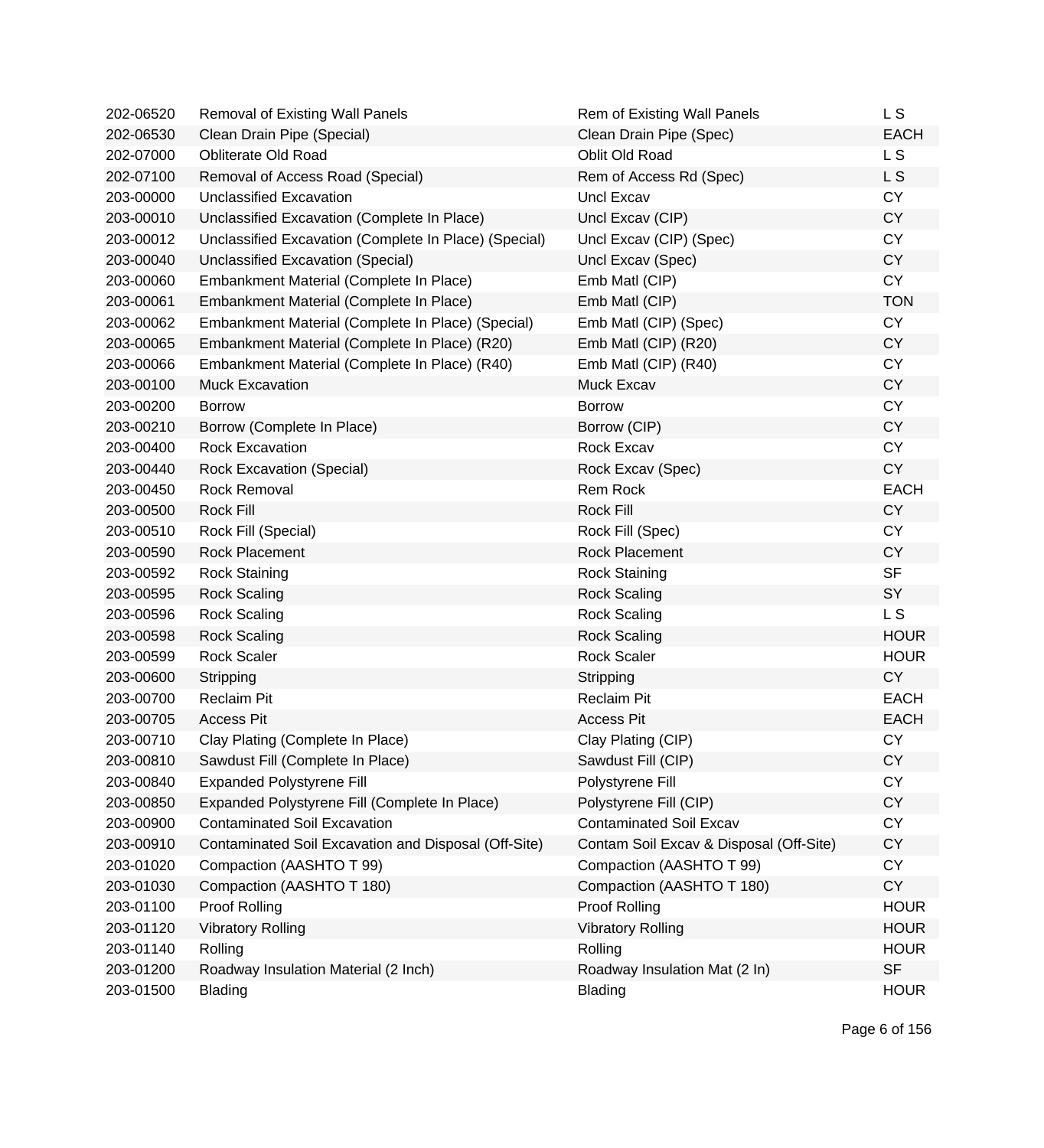| | | | |
|---|---|---|---|
| 202-06520 | Removal of Existing Wall Panels | Rem of Existing Wall Panels | L S |
| 202-06530 | Clean Drain Pipe (Special) | Clean Drain Pipe (Spec) | EACH |
| 202-07000 | Obliterate Old Road | Oblit Old Road | L S |
| 202-07100 | Removal of Access Road (Special) | Rem of Access Rd (Spec) | L S |
| 203-00000 | Unclassified Excavation | Uncl Excav | CY |
| 203-00010 | Unclassified Excavation (Complete In Place) | Uncl Excav (CIP) | CY |
| 203-00012 | Unclassified Excavation (Complete In Place) (Special) | Uncl Excav (CIP) (Spec) | CY |
| 203-00040 | Unclassified Excavation (Special) | Uncl Excav (Spec) | CY |
| 203-00060 | Embankment Material (Complete In Place) | Emb Matl (CIP) | CY |
| 203-00061 | Embankment Material (Complete In Place) | Emb Matl (CIP) | TON |
| 203-00062 | Embankment Material (Complete In Place) (Special) | Emb Matl (CIP) (Spec) | CY |
| 203-00065 | Embankment Material (Complete In Place) (R20) | Emb Matl (CIP) (R20) | CY |
| 203-00066 | Embankment Material (Complete In Place) (R40) | Emb Matl (CIP) (R40) | CY |
| 203-00100 | Muck Excavation | Muck Excav | CY |
| 203-00200 | Borrow | Borrow | CY |
| 203-00210 | Borrow (Complete In Place) | Borrow (CIP) | CY |
| 203-00400 | Rock Excavation | Rock Excav | CY |
| 203-00440 | Rock Excavation (Special) | Rock Excav (Spec) | CY |
| 203-00450 | Rock Removal | Rem Rock | EACH |
| 203-00500 | Rock Fill | Rock Fill | CY |
| 203-00510 | Rock Fill (Special) | Rock Fill (Spec) | CY |
| 203-00590 | Rock Placement | Rock Placement | CY |
| 203-00592 | Rock Staining | Rock Staining | SF |
| 203-00595 | Rock Scaling | Rock Scaling | SY |
| 203-00596 | Rock Scaling | Rock Scaling | L S |
| 203-00598 | Rock Scaling | Rock Scaling | HOUR |
| 203-00599 | Rock Scaler | Rock Scaler | HOUR |
| 203-00600 | Stripping | Stripping | CY |
| 203-00700 | Reclaim Pit | Reclaim Pit | EACH |
| 203-00705 | Access Pit | Access Pit | EACH |
| 203-00710 | Clay Plating (Complete In Place) | Clay Plating (CIP) | CY |
| 203-00810 | Sawdust Fill (Complete In Place) | Sawdust Fill (CIP) | CY |
| 203-00840 | Expanded Polystyrene Fill | Polystyrene Fill | CY |
| 203-00850 | Expanded Polystyrene Fill (Complete In Place) | Polystyrene Fill (CIP) | CY |
| 203-00900 | Contaminated Soil Excavation | Contaminated Soil Excav | CY |
| 203-00910 | Contaminated Soil Excavation and Disposal (Off-Site) | Contam Soil Excav & Disposal (Off-Site) | CY |
| 203-01020 | Compaction (AASHTO T 99) | Compaction (AASHTO T 99) | CY |
| 203-01030 | Compaction (AASHTO T 180) | Compaction (AASHTO T 180) | CY |
| 203-01100 | Proof Rolling | Proof Rolling | HOUR |
| 203-01120 | Vibratory Rolling | Vibratory Rolling | HOUR |
| 203-01140 | Rolling | Rolling | HOUR |
| 203-01200 | Roadway Insulation Material (2 Inch) | Roadway Insulation Mat (2 In) | SF |
| 203-01500 | Blading | Blading | HOUR |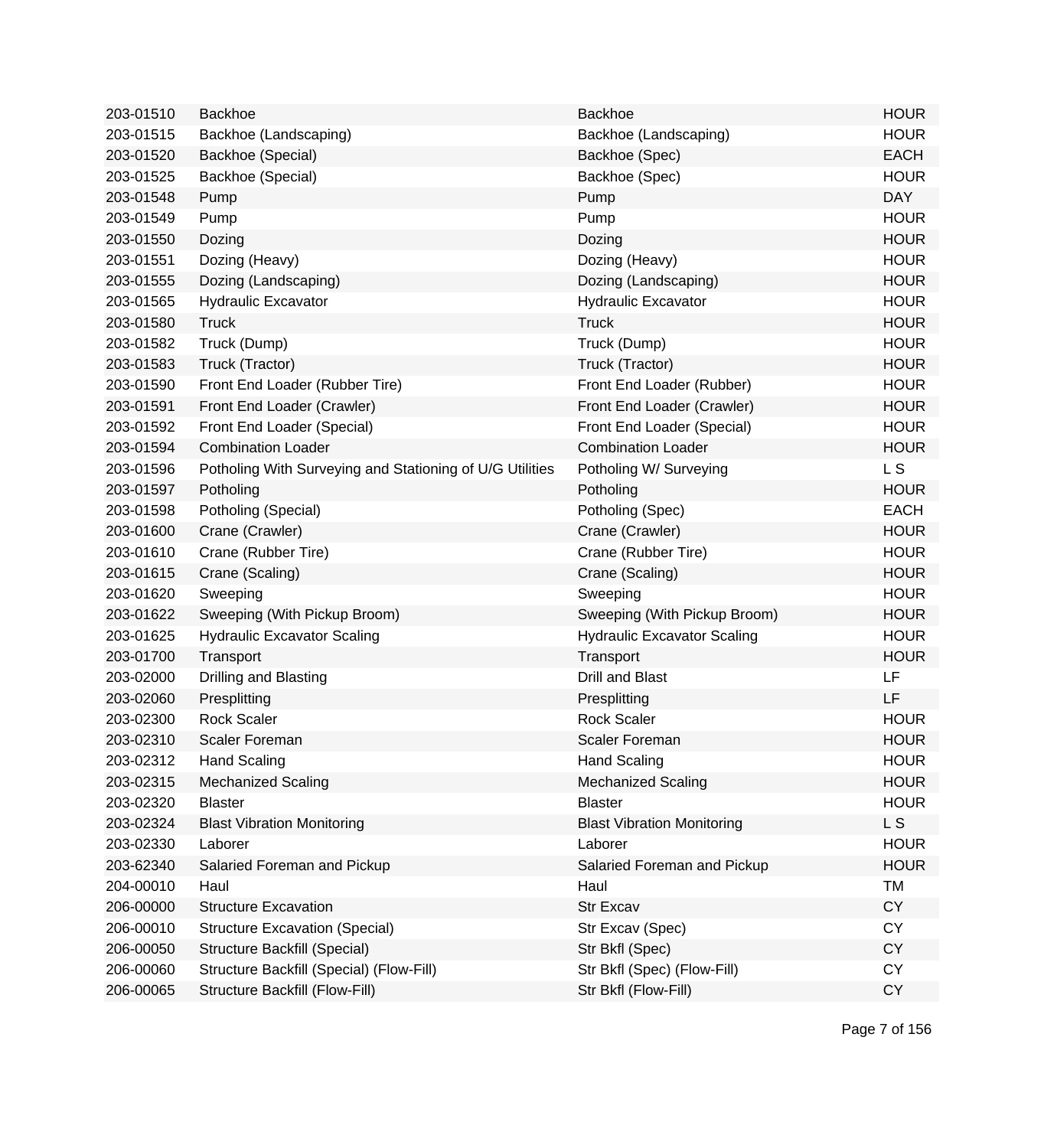| | | | |
|---|---|---|---|
| 203-01510 | Backhoe | Backhoe | HOUR |
| 203-01515 | Backhoe (Landscaping) | Backhoe (Landscaping) | HOUR |
| 203-01520 | Backhoe (Special) | Backhoe (Spec) | EACH |
| 203-01525 | Backhoe (Special) | Backhoe (Spec) | HOUR |
| 203-01548 | Pump | Pump | DAY |
| 203-01549 | Pump | Pump | HOUR |
| 203-01550 | Dozing | Dozing | HOUR |
| 203-01551 | Dozing (Heavy) | Dozing (Heavy) | HOUR |
| 203-01555 | Dozing (Landscaping) | Dozing (Landscaping) | HOUR |
| 203-01565 | Hydraulic Excavator | Hydraulic Excavator | HOUR |
| 203-01580 | Truck | Truck | HOUR |
| 203-01582 | Truck (Dump) | Truck (Dump) | HOUR |
| 203-01583 | Truck (Tractor) | Truck (Tractor) | HOUR |
| 203-01590 | Front End Loader (Rubber Tire) | Front End Loader (Rubber) | HOUR |
| 203-01591 | Front End Loader (Crawler) | Front End Loader (Crawler) | HOUR |
| 203-01592 | Front End Loader (Special) | Front End Loader (Special) | HOUR |
| 203-01594 | Combination Loader | Combination Loader | HOUR |
| 203-01596 | Potholing With Surveying and Stationing of U/G Utilities | Potholing W/ Surveying | L S |
| 203-01597 | Potholing | Potholing | HOUR |
| 203-01598 | Potholing (Special) | Potholing (Spec) | EACH |
| 203-01600 | Crane (Crawler) | Crane (Crawler) | HOUR |
| 203-01610 | Crane (Rubber Tire) | Crane (Rubber Tire) | HOUR |
| 203-01615 | Crane (Scaling) | Crane (Scaling) | HOUR |
| 203-01620 | Sweeping | Sweeping | HOUR |
| 203-01622 | Sweeping (With Pickup Broom) | Sweeping (With Pickup Broom) | HOUR |
| 203-01625 | Hydraulic Excavator Scaling | Hydraulic Excavator Scaling | HOUR |
| 203-01700 | Transport | Transport | HOUR |
| 203-02000 | Drilling and Blasting | Drill and Blast | LF |
| 203-02060 | Presplitting | Presplitting | LF |
| 203-02300 | Rock Scaler | Rock Scaler | HOUR |
| 203-02310 | Scaler Foreman | Scaler Foreman | HOUR |
| 203-02312 | Hand Scaling | Hand Scaling | HOUR |
| 203-02315 | Mechanized Scaling | Mechanized Scaling | HOUR |
| 203-02320 | Blaster | Blaster | HOUR |
| 203-02324 | Blast Vibration Monitoring | Blast Vibration Monitoring | L S |
| 203-02330 | Laborer | Laborer | HOUR |
| 203-62340 | Salaried Foreman and Pickup | Salaried Foreman and Pickup | HOUR |
| 204-00010 | Haul | Haul | TM |
| 206-00000 | Structure Excavation | Str Excav | CY |
| 206-00010 | Structure Excavation (Special) | Str Excav (Spec) | CY |
| 206-00050 | Structure Backfill (Special) | Str Bkfl (Spec) | CY |
| 206-00060 | Structure Backfill (Special) (Flow-Fill) | Str Bkfl (Spec) (Flow-Fill) | CY |
| 206-00065 | Structure Backfill (Flow-Fill) | Str Bkfl (Flow-Fill) | CY |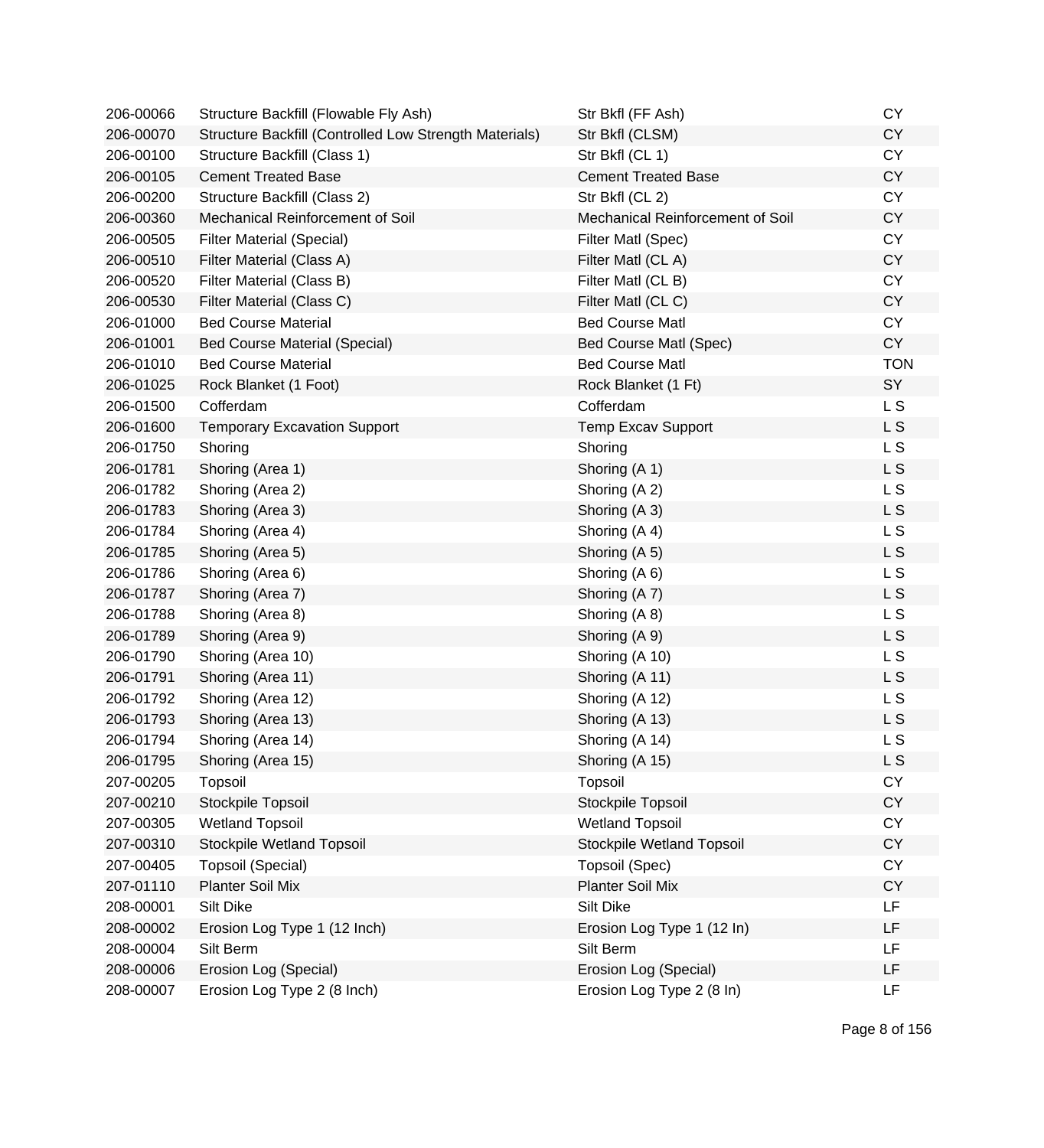| | | | |
|---|---|---|---|
| 206-00066 | Structure Backfill (Flowable Fly Ash) | Str Bkfl (FF Ash) | CY |
| 206-00070 | Structure Backfill (Controlled Low Strength Materials) | Str Bkfl (CLSM) | CY |
| 206-00100 | Structure Backfill (Class 1) | Str Bkfl (CL 1) | CY |
| 206-00105 | Cement Treated Base | Cement Treated Base | CY |
| 206-00200 | Structure Backfill (Class 2) | Str Bkfl (CL 2) | CY |
| 206-00360 | Mechanical Reinforcement of Soil | Mechanical Reinforcement of Soil | CY |
| 206-00505 | Filter Material (Special) | Filter Matl (Spec) | CY |
| 206-00510 | Filter Material (Class A) | Filter Matl (CL A) | CY |
| 206-00520 | Filter Material (Class B) | Filter Matl (CL B) | CY |
| 206-00530 | Filter Material (Class C) | Filter Matl (CL C) | CY |
| 206-01000 | Bed Course Material | Bed Course Matl | CY |
| 206-01001 | Bed Course Material (Special) | Bed Course Matl (Spec) | CY |
| 206-01010 | Bed Course Material | Bed Course Matl | TON |
| 206-01025 | Rock Blanket (1 Foot) | Rock Blanket (1 Ft) | SY |
| 206-01500 | Cofferdam | Cofferdam | L S |
| 206-01600 | Temporary Excavation Support | Temp Excav Support | L S |
| 206-01750 | Shoring | Shoring | L S |
| 206-01781 | Shoring (Area 1) | Shoring (A 1) | L S |
| 206-01782 | Shoring (Area 2) | Shoring (A 2) | L S |
| 206-01783 | Shoring (Area 3) | Shoring (A 3) | L S |
| 206-01784 | Shoring (Area 4) | Shoring (A 4) | L S |
| 206-01785 | Shoring (Area 5) | Shoring (A 5) | L S |
| 206-01786 | Shoring (Area 6) | Shoring (A 6) | L S |
| 206-01787 | Shoring (Area 7) | Shoring (A 7) | L S |
| 206-01788 | Shoring (Area 8) | Shoring (A 8) | L S |
| 206-01789 | Shoring (Area 9) | Shoring (A 9) | L S |
| 206-01790 | Shoring (Area 10) | Shoring (A 10) | L S |
| 206-01791 | Shoring (Area 11) | Shoring (A 11) | L S |
| 206-01792 | Shoring (Area 12) | Shoring (A 12) | L S |
| 206-01793 | Shoring (Area 13) | Shoring (A 13) | L S |
| 206-01794 | Shoring (Area 14) | Shoring (A 14) | L S |
| 206-01795 | Shoring (Area 15) | Shoring (A 15) | L S |
| 207-00205 | Topsoil | Topsoil | CY |
| 207-00210 | Stockpile Topsoil | Stockpile Topsoil | CY |
| 207-00305 | Wetland Topsoil | Wetland Topsoil | CY |
| 207-00310 | Stockpile Wetland Topsoil | Stockpile Wetland Topsoil | CY |
| 207-00405 | Topsoil (Special) | Topsoil (Spec) | CY |
| 207-01110 | Planter Soil Mix | Planter Soil Mix | CY |
| 208-00001 | Silt Dike | Silt Dike | LF |
| 208-00002 | Erosion Log Type 1 (12 Inch) | Erosion Log Type 1 (12 In) | LF |
| 208-00004 | Silt Berm | Silt Berm | LF |
| 208-00006 | Erosion Log (Special) | Erosion Log (Special) | LF |
| 208-00007 | Erosion Log Type 2 (8 Inch) | Erosion Log Type 2 (8 In) | LF |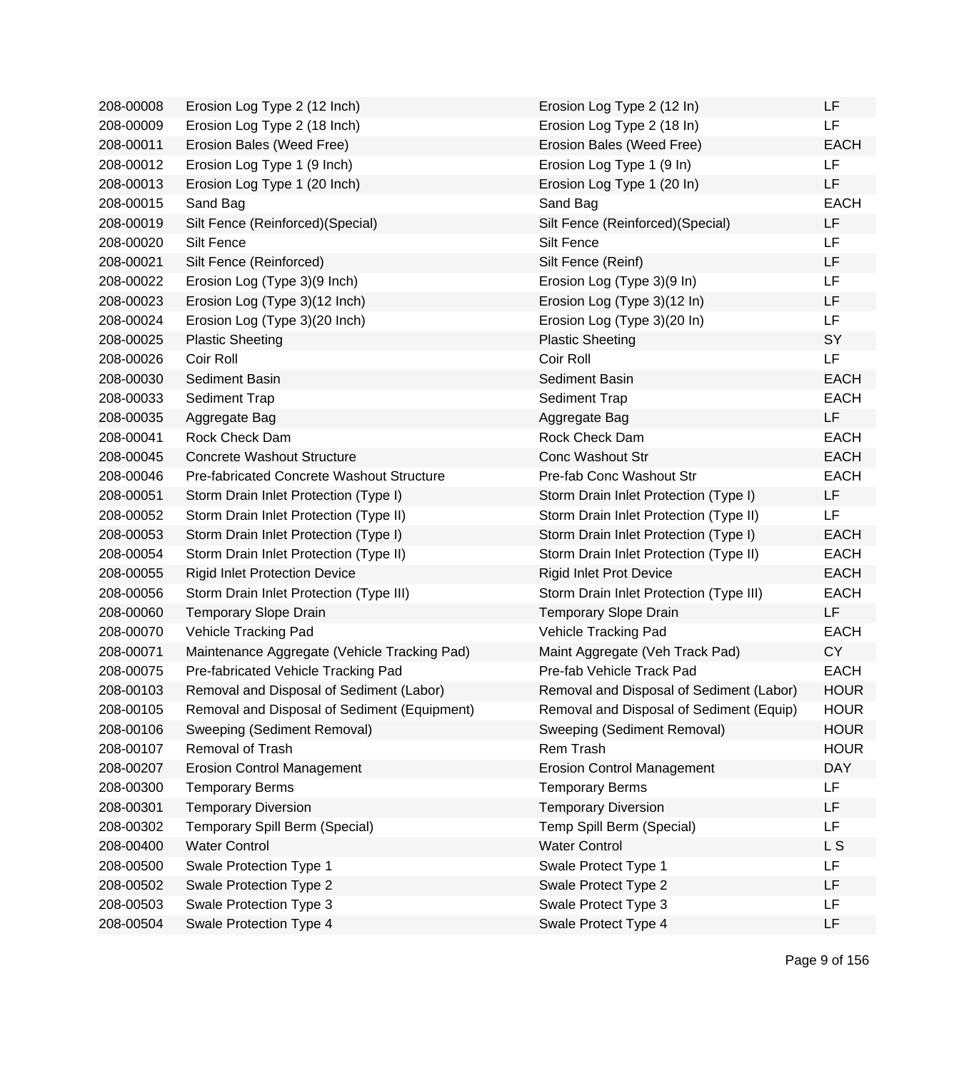| | | | |
|---|---|---|---|
| 208-00008 | Erosion Log Type 2 (12 Inch) | Erosion Log Type 2 (12 In) | LF |
| 208-00009 | Erosion Log Type 2 (18 Inch) | Erosion Log Type 2 (18 In) | LF |
| 208-00011 | Erosion Bales (Weed Free) | Erosion Bales (Weed Free) | EACH |
| 208-00012 | Erosion Log Type 1 (9 Inch) | Erosion Log Type 1 (9 In) | LF |
| 208-00013 | Erosion Log Type 1 (20 Inch) | Erosion Log Type 1 (20 In) | LF |
| 208-00015 | Sand Bag | Sand Bag | EACH |
| 208-00019 | Silt Fence (Reinforced)(Special) | Silt Fence (Reinforced)(Special) | LF |
| 208-00020 | Silt Fence | Silt Fence | LF |
| 208-00021 | Silt Fence (Reinforced) | Silt Fence (Reinf) | LF |
| 208-00022 | Erosion Log (Type 3)(9 Inch) | Erosion Log (Type 3)(9 In) | LF |
| 208-00023 | Erosion Log (Type 3)(12 Inch) | Erosion Log (Type 3)(12 In) | LF |
| 208-00024 | Erosion Log (Type 3)(20 Inch) | Erosion Log (Type 3)(20 In) | LF |
| 208-00025 | Plastic Sheeting | Plastic Sheeting | SY |
| 208-00026 | Coir Roll | Coir Roll | LF |
| 208-00030 | Sediment Basin | Sediment Basin | EACH |
| 208-00033 | Sediment Trap | Sediment Trap | EACH |
| 208-00035 | Aggregate Bag | Aggregate Bag | LF |
| 208-00041 | Rock Check Dam | Rock Check Dam | EACH |
| 208-00045 | Concrete Washout Structure | Conc Washout Str | EACH |
| 208-00046 | Pre-fabricated Concrete Washout Structure | Pre-fab Conc Washout Str | EACH |
| 208-00051 | Storm Drain Inlet Protection (Type I) | Storm Drain Inlet Protection (Type I) | LF |
| 208-00052 | Storm Drain Inlet Protection (Type II) | Storm Drain Inlet Protection (Type II) | LF |
| 208-00053 | Storm Drain Inlet Protection (Type I) | Storm Drain Inlet Protection (Type I) | EACH |
| 208-00054 | Storm Drain Inlet Protection (Type II) | Storm Drain Inlet Protection (Type II) | EACH |
| 208-00055 | Rigid Inlet Protection Device | Rigid Inlet Prot Device | EACH |
| 208-00056 | Storm Drain Inlet Protection (Type III) | Storm Drain Inlet Protection (Type III) | EACH |
| 208-00060 | Temporary Slope Drain | Temporary Slope Drain | LF |
| 208-00070 | Vehicle Tracking Pad | Vehicle Tracking Pad | EACH |
| 208-00071 | Maintenance Aggregate (Vehicle Tracking Pad) | Maint Aggregate (Veh Track Pad) | CY |
| 208-00075 | Pre-fabricated Vehicle Tracking Pad | Pre-fab Vehicle Track Pad | EACH |
| 208-00103 | Removal and Disposal of Sediment (Labor) | Removal and Disposal of Sediment (Labor) | HOUR |
| 208-00105 | Removal and Disposal of Sediment (Equipment) | Removal and Disposal of Sediment (Equip) | HOUR |
| 208-00106 | Sweeping (Sediment Removal) | Sweeping (Sediment Removal) | HOUR |
| 208-00107 | Removal of Trash | Rem Trash | HOUR |
| 208-00207 | Erosion Control Management | Erosion Control Management | DAY |
| 208-00300 | Temporary Berms | Temporary Berms | LF |
| 208-00301 | Temporary Diversion | Temporary Diversion | LF |
| 208-00302 | Temporary Spill Berm (Special) | Temp Spill Berm (Special) | LF |
| 208-00400 | Water Control | Water Control | L S |
| 208-00500 | Swale Protection Type 1 | Swale Protect Type 1 | LF |
| 208-00502 | Swale Protection Type 2 | Swale Protect Type 2 | LF |
| 208-00503 | Swale Protection Type 3 | Swale Protect Type 3 | LF |
| 208-00504 | Swale Protection Type 4 | Swale Protect Type 4 | LF |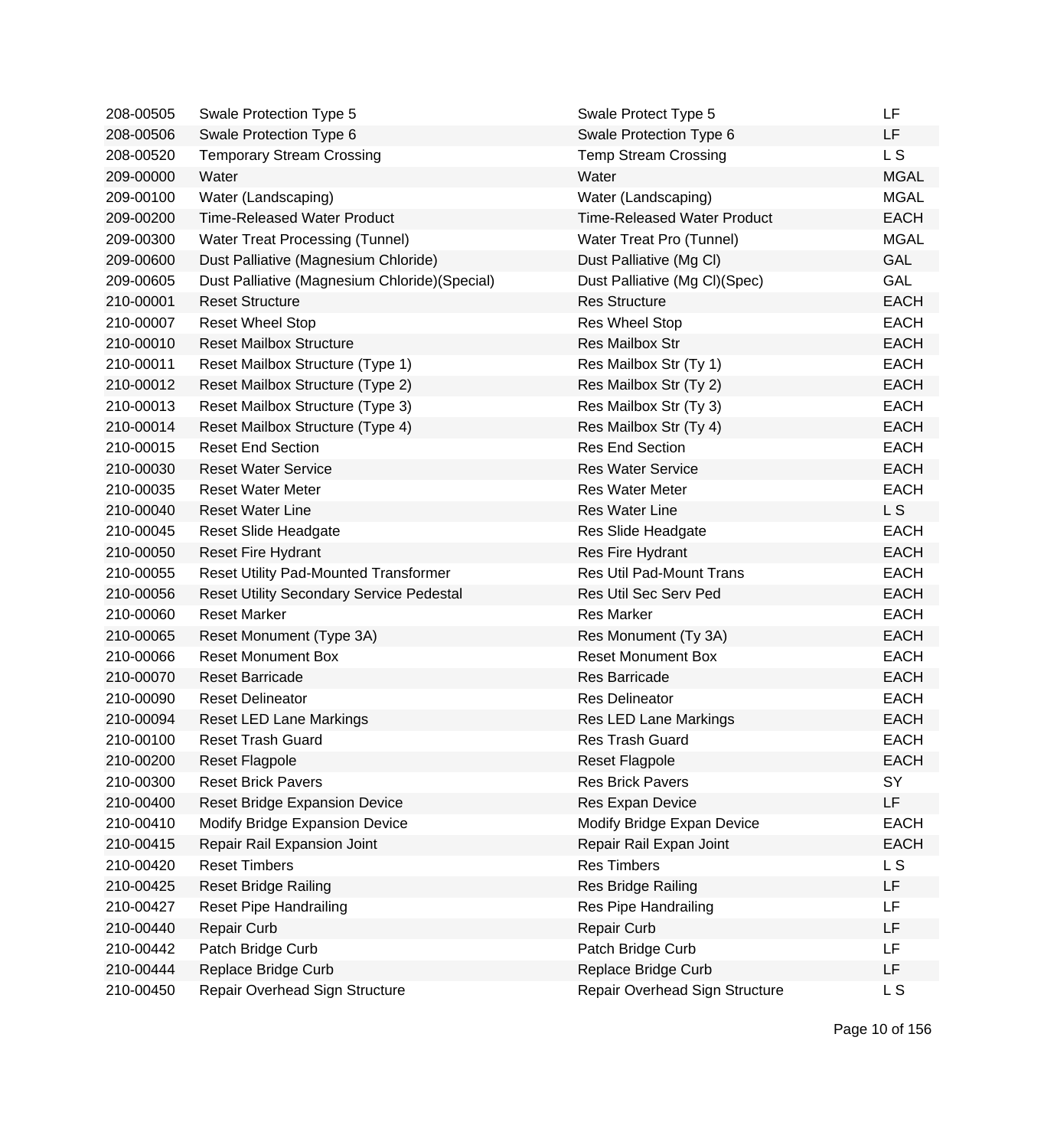| | | | |
|---|---|---|---|
| 208-00505 | Swale Protection Type 5 | Swale Protect Type 5 | LF |
| 208-00506 | Swale Protection Type 6 | Swale Protection Type 6 | LF |
| 208-00520 | Temporary Stream Crossing | Temp Stream Crossing | L S |
| 209-00000 | Water | Water | MGAL |
| 209-00100 | Water (Landscaping) | Water (Landscaping) | MGAL |
| 209-00200 | Time-Released Water Product | Time-Released Water Product | EACH |
| 209-00300 | Water Treat Processing (Tunnel) | Water Treat Pro (Tunnel) | MGAL |
| 209-00600 | Dust Palliative (Magnesium Chloride) | Dust Palliative (Mg Cl) | GAL |
| 209-00605 | Dust Palliative (Magnesium Chloride)(Special) | Dust Palliative (Mg Cl)(Spec) | GAL |
| 210-00001 | Reset Structure | Res Structure | EACH |
| 210-00007 | Reset Wheel Stop | Res Wheel Stop | EACH |
| 210-00010 | Reset Mailbox Structure | Res Mailbox Str | EACH |
| 210-00011 | Reset Mailbox Structure (Type 1) | Res Mailbox Str (Ty 1) | EACH |
| 210-00012 | Reset Mailbox Structure (Type 2) | Res Mailbox Str (Ty 2) | EACH |
| 210-00013 | Reset Mailbox Structure (Type 3) | Res Mailbox Str (Ty 3) | EACH |
| 210-00014 | Reset Mailbox Structure (Type 4) | Res Mailbox Str (Ty 4) | EACH |
| 210-00015 | Reset End Section | Res End Section | EACH |
| 210-00030 | Reset Water Service | Res Water Service | EACH |
| 210-00035 | Reset Water Meter | Res Water Meter | EACH |
| 210-00040 | Reset Water Line | Res Water Line | L S |
| 210-00045 | Reset Slide Headgate | Res Slide Headgate | EACH |
| 210-00050 | Reset Fire Hydrant | Res Fire Hydrant | EACH |
| 210-00055 | Reset Utility Pad-Mounted Transformer | Res Util Pad-Mount Trans | EACH |
| 210-00056 | Reset Utility Secondary Service Pedestal | Res Util Sec Serv Ped | EACH |
| 210-00060 | Reset Marker | Res Marker | EACH |
| 210-00065 | Reset Monument (Type 3A) | Res Monument (Ty 3A) | EACH |
| 210-00066 | Reset Monument Box | Reset Monument Box | EACH |
| 210-00070 | Reset Barricade | Res Barricade | EACH |
| 210-00090 | Reset Delineator | Res Delineator | EACH |
| 210-00094 | Reset LED Lane Markings | Res LED Lane Markings | EACH |
| 210-00100 | Reset Trash Guard | Res Trash Guard | EACH |
| 210-00200 | Reset Flagpole | Reset Flagpole | EACH |
| 210-00300 | Reset Brick Pavers | Res Brick Pavers | SY |
| 210-00400 | Reset Bridge Expansion Device | Res Expan Device | LF |
| 210-00410 | Modify Bridge Expansion Device | Modify Bridge Expan Device | EACH |
| 210-00415 | Repair Rail Expansion Joint | Repair Rail Expan Joint | EACH |
| 210-00420 | Reset Timbers | Res Timbers | L S |
| 210-00425 | Reset Bridge Railing | Res Bridge Railing | LF |
| 210-00427 | Reset Pipe Handrailing | Res Pipe Handrailing | LF |
| 210-00440 | Repair Curb | Repair Curb | LF |
| 210-00442 | Patch Bridge Curb | Patch Bridge Curb | LF |
| 210-00444 | Replace Bridge Curb | Replace Bridge Curb | LF |
| 210-00450 | Repair Overhead Sign Structure | Repair Overhead Sign Structure | L S |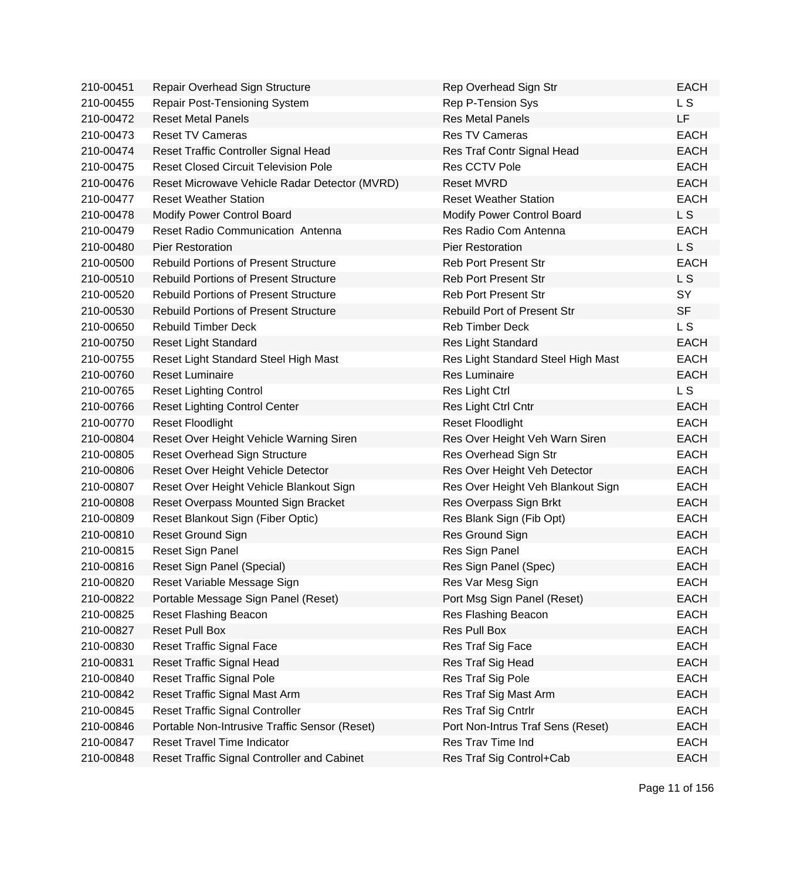| | | | |
|---|---|---|---|
| 210-00451 | Repair Overhead Sign Structure | Rep Overhead Sign Str | EACH |
| 210-00455 | Repair Post-Tensioning System | Rep P-Tension Sys | L S |
| 210-00472 | Reset Metal Panels | Res Metal Panels | LF |
| 210-00473 | Reset TV Cameras | Res TV Cameras | EACH |
| 210-00474 | Reset Traffic Controller Signal Head | Res Traf Contr Signal Head | EACH |
| 210-00475 | Reset Closed Circuit Television Pole | Res CCTV Pole | EACH |
| 210-00476 | Reset Microwave Vehicle Radar Detector (MVRD) | Reset MVRD | EACH |
| 210-00477 | Reset Weather Station | Reset Weather Station | EACH |
| 210-00478 | Modify Power Control Board | Modify Power Control Board | L S |
| 210-00479 | Reset Radio Communication Antenna | Res Radio Com Antenna | EACH |
| 210-00480 | Pier Restoration | Pier Restoration | L S |
| 210-00500 | Rebuild Portions of Present Structure | Reb Port Present Str | EACH |
| 210-00510 | Rebuild Portions of Present Structure | Reb Port Present Str | L S |
| 210-00520 | Rebuild Portions of Present Structure | Reb Port Present Str | SY |
| 210-00530 | Rebuild Portions of Present Structure | Rebuild Port of Present Str | SF |
| 210-00650 | Rebuild Timber Deck | Reb Timber Deck | L S |
| 210-00750 | Reset Light Standard | Res Light Standard | EACH |
| 210-00755 | Reset Light Standard Steel High Mast | Res Light Standard Steel High Mast | EACH |
| 210-00760 | Reset Luminaire | Res Luminaire | EACH |
| 210-00765 | Reset Lighting Control | Res Light Ctrl | L S |
| 210-00766 | Reset Lighting Control Center | Res Light Ctrl Cntr | EACH |
| 210-00770 | Reset Floodlight | Reset Floodlight | EACH |
| 210-00804 | Reset Over Height Vehicle Warning Siren | Res Over Height Veh Warn Siren | EACH |
| 210-00805 | Reset Overhead Sign Structure | Res Overhead Sign Str | EACH |
| 210-00806 | Reset Over Height Vehicle Detector | Res Over Height Veh Detector | EACH |
| 210-00807 | Reset Over Height Vehicle Blankout Sign | Res Over Height Veh Blankout Sign | EACH |
| 210-00808 | Reset Overpass Mounted Sign Bracket | Res Overpass Sign Brkt | EACH |
| 210-00809 | Reset Blankout Sign (Fiber Optic) | Res Blank Sign (Fib Opt) | EACH |
| 210-00810 | Reset Ground Sign | Res Ground Sign | EACH |
| 210-00815 | Reset Sign Panel | Res Sign Panel | EACH |
| 210-00816 | Reset Sign Panel (Special) | Res Sign Panel (Spec) | EACH |
| 210-00820 | Reset Variable Message Sign | Res Var Mesg Sign | EACH |
| 210-00822 | Portable Message Sign Panel (Reset) | Port Msg Sign Panel (Reset) | EACH |
| 210-00825 | Reset Flashing Beacon | Res Flashing Beacon | EACH |
| 210-00827 | Reset Pull Box | Res Pull Box | EACH |
| 210-00830 | Reset Traffic Signal Face | Res Traf Sig Face | EACH |
| 210-00831 | Reset Traffic Signal Head | Res Traf Sig Head | EACH |
| 210-00840 | Reset Traffic Signal Pole | Res Traf Sig Pole | EACH |
| 210-00842 | Reset Traffic Signal Mast Arm | Res Traf Sig Mast Arm | EACH |
| 210-00845 | Reset Traffic Signal Controller | Res Traf Sig Cntrlr | EACH |
| 210-00846 | Portable Non-Intrusive Traffic Sensor (Reset) | Port Non-Intrus Traf Sens (Reset) | EACH |
| 210-00847 | Reset Travel Time Indicator | Res Trav Time Ind | EACH |
| 210-00848 | Reset Traffic Signal Controller and Cabinet | Res Traf Sig Control+Cab | EACH |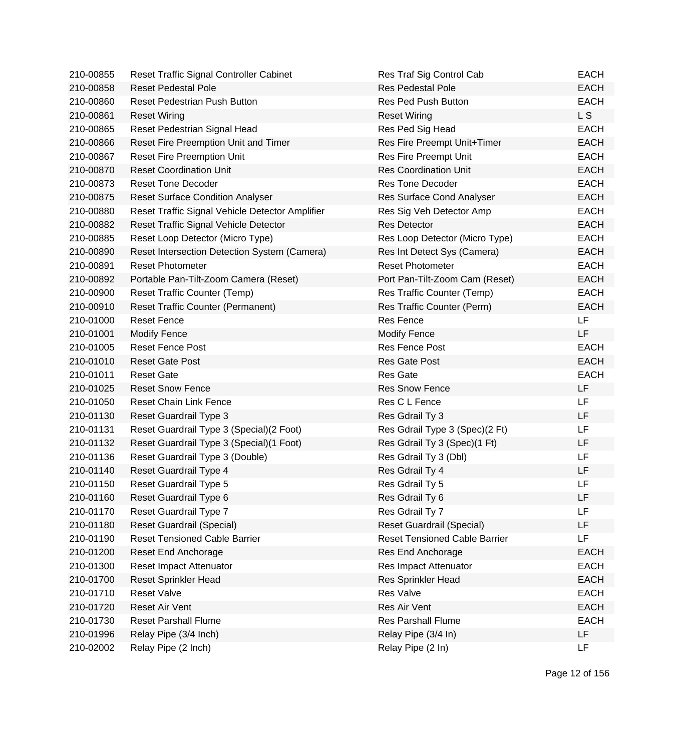| | | | |
|---|---|---|---|
| 210-00855 | Reset Traffic Signal Controller Cabinet | Res Traf Sig Control Cab | EACH |
| 210-00858 | Reset Pedestal Pole | Res Pedestal Pole | EACH |
| 210-00860 | Reset Pedestrian Push Button | Res Ped Push Button | EACH |
| 210-00861 | Reset Wiring | Reset Wiring | L S |
| 210-00865 | Reset Pedestrian Signal Head | Res Ped Sig Head | EACH |
| 210-00866 | Reset Fire Preemption Unit and Timer | Res Fire Preempt Unit+Timer | EACH |
| 210-00867 | Reset Fire Preemption Unit | Res Fire Preempt Unit | EACH |
| 210-00870 | Reset Coordination Unit | Res Coordination Unit | EACH |
| 210-00873 | Reset Tone Decoder | Res Tone Decoder | EACH |
| 210-00875 | Reset Surface Condition Analyser | Res Surface Cond Analyser | EACH |
| 210-00880 | Reset Traffic Signal Vehicle Detector Amplifier | Res Sig Veh Detector Amp | EACH |
| 210-00882 | Reset Traffic Signal Vehicle Detector | Res Detector | EACH |
| 210-00885 | Reset Loop Detector (Micro Type) | Res Loop Detector (Micro Type) | EACH |
| 210-00890 | Reset Intersection Detection System (Camera) | Res Int Detect Sys (Camera) | EACH |
| 210-00891 | Reset Photometer | Reset Photometer | EACH |
| 210-00892 | Portable Pan-Tilt-Zoom Camera (Reset) | Port Pan-Tilt-Zoom Cam (Reset) | EACH |
| 210-00900 | Reset Traffic Counter (Temp) | Res Traffic Counter (Temp) | EACH |
| 210-00910 | Reset Traffic Counter (Permanent) | Res Traffic Counter (Perm) | EACH |
| 210-01000 | Reset Fence | Res Fence | LF |
| 210-01001 | Modify Fence | Modify Fence | LF |
| 210-01005 | Reset Fence Post | Res Fence Post | EACH |
| 210-01010 | Reset Gate Post | Res Gate Post | EACH |
| 210-01011 | Reset Gate | Res Gate | EACH |
| 210-01025 | Reset Snow Fence | Res Snow Fence | LF |
| 210-01050 | Reset Chain Link Fence | Res C L Fence | LF |
| 210-01130 | Reset Guardrail Type 3 | Res Gdrail Ty 3 | LF |
| 210-01131 | Reset Guardrail Type 3 (Special)(2 Foot) | Res Gdrail Type 3 (Spec)(2 Ft) | LF |
| 210-01132 | Reset Guardrail Type 3 (Special)(1 Foot) | Res Gdrail Ty 3 (Spec)(1 Ft) | LF |
| 210-01136 | Reset Guardrail Type 3 (Double) | Res Gdrail Ty 3 (Dbl) | LF |
| 210-01140 | Reset Guardrail Type 4 | Res Gdrail Ty 4 | LF |
| 210-01150 | Reset Guardrail Type 5 | Res Gdrail Ty 5 | LF |
| 210-01160 | Reset Guardrail Type 6 | Res Gdrail Ty 6 | LF |
| 210-01170 | Reset Guardrail Type 7 | Res Gdrail Ty 7 | LF |
| 210-01180 | Reset Guardrail (Special) | Reset Guardrail (Special) | LF |
| 210-01190 | Reset Tensioned Cable Barrier | Reset Tensioned Cable Barrier | LF |
| 210-01200 | Reset End Anchorage | Res End Anchorage | EACH |
| 210-01300 | Reset Impact Attenuator | Res Impact Attenuator | EACH |
| 210-01700 | Reset Sprinkler Head | Res Sprinkler Head | EACH |
| 210-01710 | Reset Valve | Res Valve | EACH |
| 210-01720 | Reset Air Vent | Res Air Vent | EACH |
| 210-01730 | Reset Parshall Flume | Res Parshall Flume | EACH |
| 210-01996 | Relay Pipe (3/4 Inch) | Relay Pipe (3/4 In) | LF |
| 210-02002 | Relay Pipe (2 Inch) | Relay Pipe (2 In) | LF |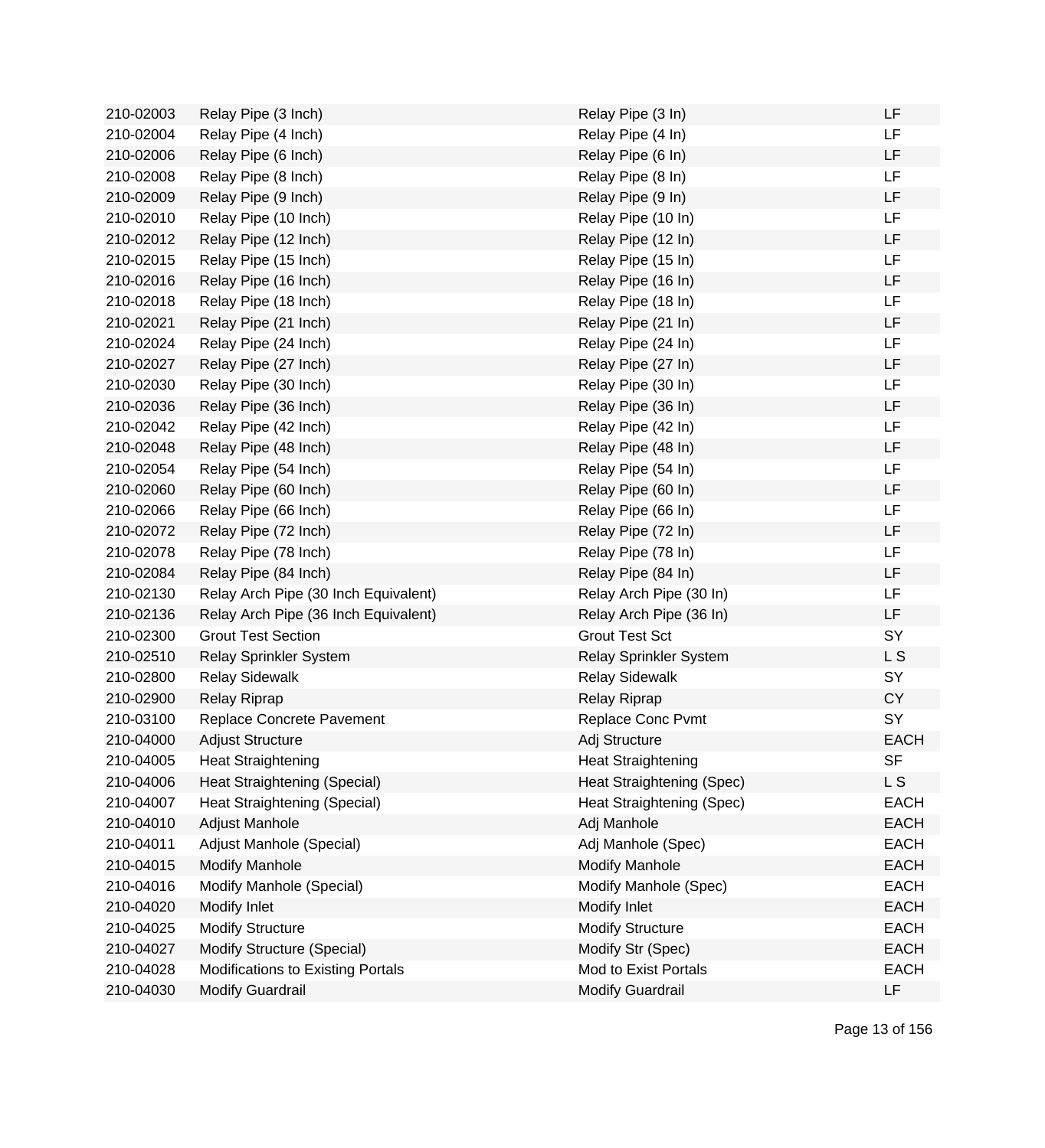| | | | |
|---|---|---|---|
| 210-02003 | Relay Pipe (3 Inch) | Relay Pipe (3 In) | LF |
| 210-02004 | Relay Pipe (4 Inch) | Relay Pipe (4 In) | LF |
| 210-02006 | Relay Pipe (6 Inch) | Relay Pipe (6 In) | LF |
| 210-02008 | Relay Pipe (8 Inch) | Relay Pipe (8 In) | LF |
| 210-02009 | Relay Pipe (9 Inch) | Relay Pipe (9 In) | LF |
| 210-02010 | Relay Pipe (10 Inch) | Relay Pipe (10 In) | LF |
| 210-02012 | Relay Pipe (12 Inch) | Relay Pipe (12 In) | LF |
| 210-02015 | Relay Pipe (15 Inch) | Relay Pipe (15 In) | LF |
| 210-02016 | Relay Pipe (16 Inch) | Relay Pipe (16 In) | LF |
| 210-02018 | Relay Pipe (18 Inch) | Relay Pipe (18 In) | LF |
| 210-02021 | Relay Pipe (21 Inch) | Relay Pipe (21 In) | LF |
| 210-02024 | Relay Pipe (24 Inch) | Relay Pipe (24 In) | LF |
| 210-02027 | Relay Pipe (27 Inch) | Relay Pipe (27 In) | LF |
| 210-02030 | Relay Pipe (30 Inch) | Relay Pipe (30 In) | LF |
| 210-02036 | Relay Pipe (36 Inch) | Relay Pipe (36 In) | LF |
| 210-02042 | Relay Pipe (42 Inch) | Relay Pipe (42 In) | LF |
| 210-02048 | Relay Pipe (48 Inch) | Relay Pipe (48 In) | LF |
| 210-02054 | Relay Pipe (54 Inch) | Relay Pipe (54 In) | LF |
| 210-02060 | Relay Pipe (60 Inch) | Relay Pipe (60 In) | LF |
| 210-02066 | Relay Pipe (66 Inch) | Relay Pipe (66 In) | LF |
| 210-02072 | Relay Pipe (72 Inch) | Relay Pipe (72 In) | LF |
| 210-02078 | Relay Pipe (78 Inch) | Relay Pipe (78 In) | LF |
| 210-02084 | Relay Pipe (84 Inch) | Relay Pipe (84 In) | LF |
| 210-02130 | Relay Arch Pipe (30 Inch Equivalent) | Relay Arch Pipe (30 In) | LF |
| 210-02136 | Relay Arch Pipe (36 Inch Equivalent) | Relay Arch Pipe (36 In) | LF |
| 210-02300 | Grout Test Section | Grout Test Sct | SY |
| 210-02510 | Relay Sprinkler System | Relay Sprinkler System | L S |
| 210-02800 | Relay Sidewalk | Relay Sidewalk | SY |
| 210-02900 | Relay Riprap | Relay Riprap | CY |
| 210-03100 | Replace Concrete Pavement | Replace Conc Pvmt | SY |
| 210-04000 | Adjust Structure | Adj Structure | EACH |
| 210-04005 | Heat Straightening | Heat Straightening | SF |
| 210-04006 | Heat Straightening (Special) | Heat Straightening (Spec) | L S |
| 210-04007 | Heat Straightening (Special) | Heat Straightening (Spec) | EACH |
| 210-04010 | Adjust Manhole | Adj Manhole | EACH |
| 210-04011 | Adjust Manhole (Special) | Adj Manhole (Spec) | EACH |
| 210-04015 | Modify Manhole | Modify Manhole | EACH |
| 210-04016 | Modify Manhole (Special) | Modify Manhole (Spec) | EACH |
| 210-04020 | Modify Inlet | Modify Inlet | EACH |
| 210-04025 | Modify Structure | Modify Structure | EACH |
| 210-04027 | Modify Structure (Special) | Modify Str (Spec) | EACH |
| 210-04028 | Modifications to Existing Portals | Mod to Exist Portals | EACH |
| 210-04030 | Modify Guardrail | Modify Guardrail | LF |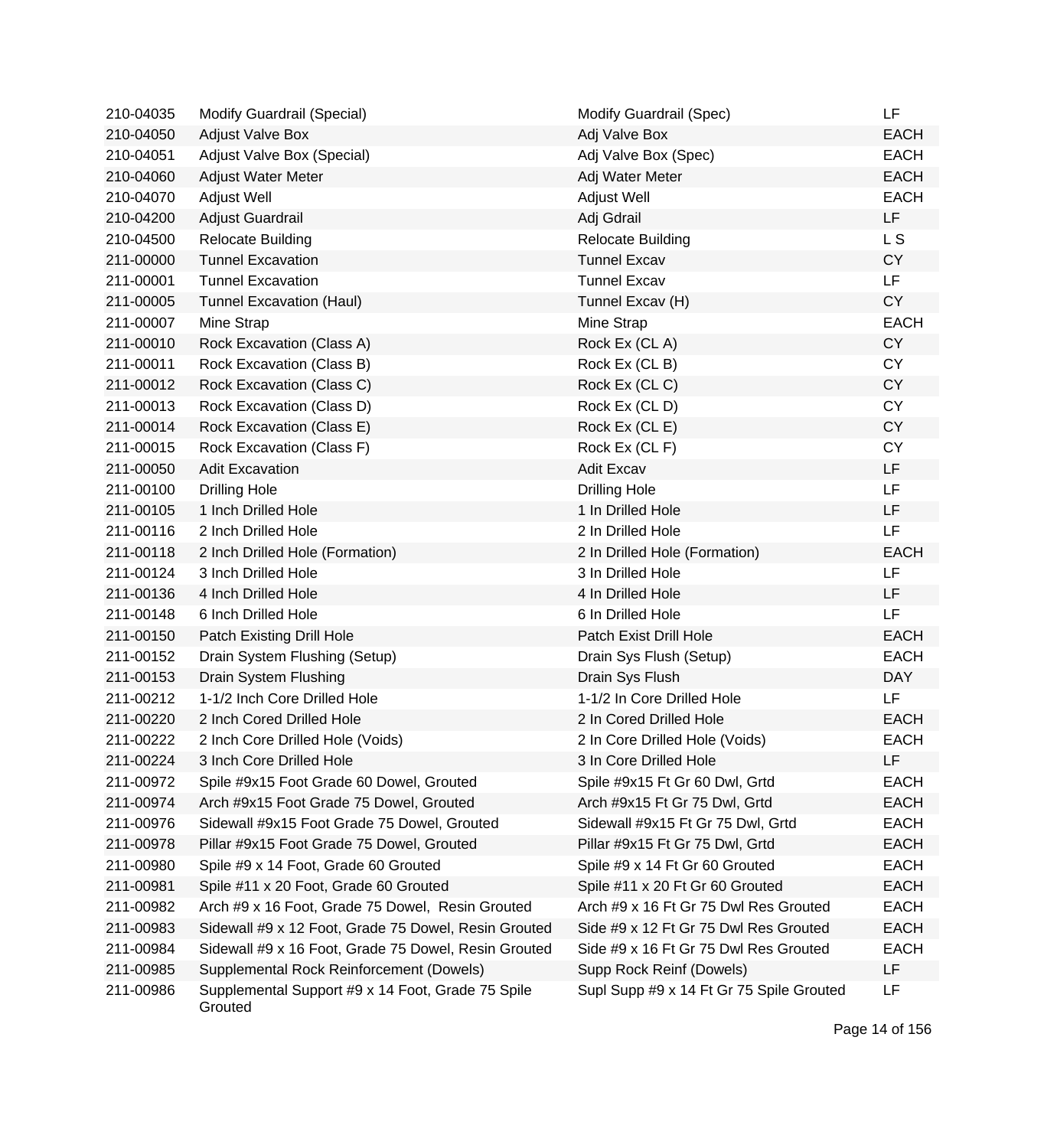| | | | |
|---|---|---|---|
| 210-04035 | Modify Guardrail (Special) | Modify Guardrail (Spec) | LF |
| 210-04050 | Adjust Valve Box | Adj Valve Box | EACH |
| 210-04051 | Adjust Valve Box (Special) | Adj Valve Box (Spec) | EACH |
| 210-04060 | Adjust Water Meter | Adj Water Meter | EACH |
| 210-04070 | Adjust Well | Adjust Well | EACH |
| 210-04200 | Adjust Guardrail | Adj Gdrail | LF |
| 210-04500 | Relocate Building | Relocate Building | L S |
| 211-00000 | Tunnel Excavation | Tunnel Excav | CY |
| 211-00001 | Tunnel Excavation | Tunnel Excav | LF |
| 211-00005 | Tunnel Excavation (Haul) | Tunnel Excav (H) | CY |
| 211-00007 | Mine Strap | Mine Strap | EACH |
| 211-00010 | Rock Excavation (Class A) | Rock Ex (CL A) | CY |
| 211-00011 | Rock Excavation (Class B) | Rock Ex (CL B) | CY |
| 211-00012 | Rock Excavation (Class C) | Rock Ex (CL C) | CY |
| 211-00013 | Rock Excavation (Class D) | Rock Ex (CL D) | CY |
| 211-00014 | Rock Excavation (Class E) | Rock Ex (CL E) | CY |
| 211-00015 | Rock Excavation (Class F) | Rock Ex (CL F) | CY |
| 211-00050 | Adit Excavation | Adit Excav | LF |
| 211-00100 | Drilling Hole | Drilling Hole | LF |
| 211-00105 | 1 Inch Drilled Hole | 1 In Drilled Hole | LF |
| 211-00116 | 2 Inch Drilled Hole | 2 In Drilled Hole | LF |
| 211-00118 | 2 Inch Drilled Hole (Formation) | 2 In Drilled Hole (Formation) | EACH |
| 211-00124 | 3 Inch Drilled Hole | 3 In Drilled Hole | LF |
| 211-00136 | 4 Inch Drilled Hole | 4 In Drilled Hole | LF |
| 211-00148 | 6 Inch Drilled Hole | 6 In Drilled Hole | LF |
| 211-00150 | Patch Existing Drill Hole | Patch Exist Drill Hole | EACH |
| 211-00152 | Drain System Flushing (Setup) | Drain Sys Flush (Setup) | EACH |
| 211-00153 | Drain System Flushing | Drain Sys Flush | DAY |
| 211-00212 | 1-1/2 Inch Core Drilled Hole | 1-1/2 In Core Drilled Hole | LF |
| 211-00220 | 2 Inch Cored Drilled Hole | 2 In Cored Drilled Hole | EACH |
| 211-00222 | 2 Inch Core Drilled Hole (Voids) | 2 In Core Drilled Hole (Voids) | EACH |
| 211-00224 | 3 Inch Core Drilled Hole | 3 In Core Drilled Hole | LF |
| 211-00972 | Spile #9x15 Foot Grade 60 Dowel, Grouted | Spile #9x15 Ft Gr 60 Dwl, Grtd | EACH |
| 211-00974 | Arch #9x15 Foot Grade 75 Dowel, Grouted | Arch #9x15 Ft Gr 75 Dwl, Grtd | EACH |
| 211-00976 | Sidewall #9x15 Foot Grade 75 Dowel, Grouted | Sidewall #9x15 Ft Gr 75 Dwl, Grtd | EACH |
| 211-00978 | Pillar #9x15 Foot Grade 75 Dowel, Grouted | Pillar #9x15 Ft Gr 75 Dwl, Grtd | EACH |
| 211-00980 | Spile #9 x 14 Foot, Grade 60 Grouted | Spile #9 x 14 Ft Gr 60 Grouted | EACH |
| 211-00981 | Spile #11 x 20 Foot, Grade 60 Grouted | Spile #11 x 20 Ft Gr 60 Grouted | EACH |
| 211-00982 | Arch #9 x 16 Foot, Grade 75 Dowel, Resin Grouted | Arch #9 x 16 Ft Gr 75 Dwl Res Grouted | EACH |
| 211-00983 | Sidewall #9 x 12 Foot, Grade 75 Dowel, Resin Grouted | Side #9 x 12 Ft Gr 75 Dwl Res Grouted | EACH |
| 211-00984 | Sidewall #9 x 16 Foot, Grade 75 Dowel, Resin Grouted | Side #9 x 16 Ft Gr 75 Dwl Res Grouted | EACH |
| 211-00985 | Supplemental Rock Reinforcement (Dowels) | Supp Rock Reinf (Dowels) | LF |
| 211-00986 | Supplemental Support #9 x 14 Foot, Grade 75 Spile Grouted | Supl Supp #9 x 14 Ft Gr 75 Spile Grouted | LF |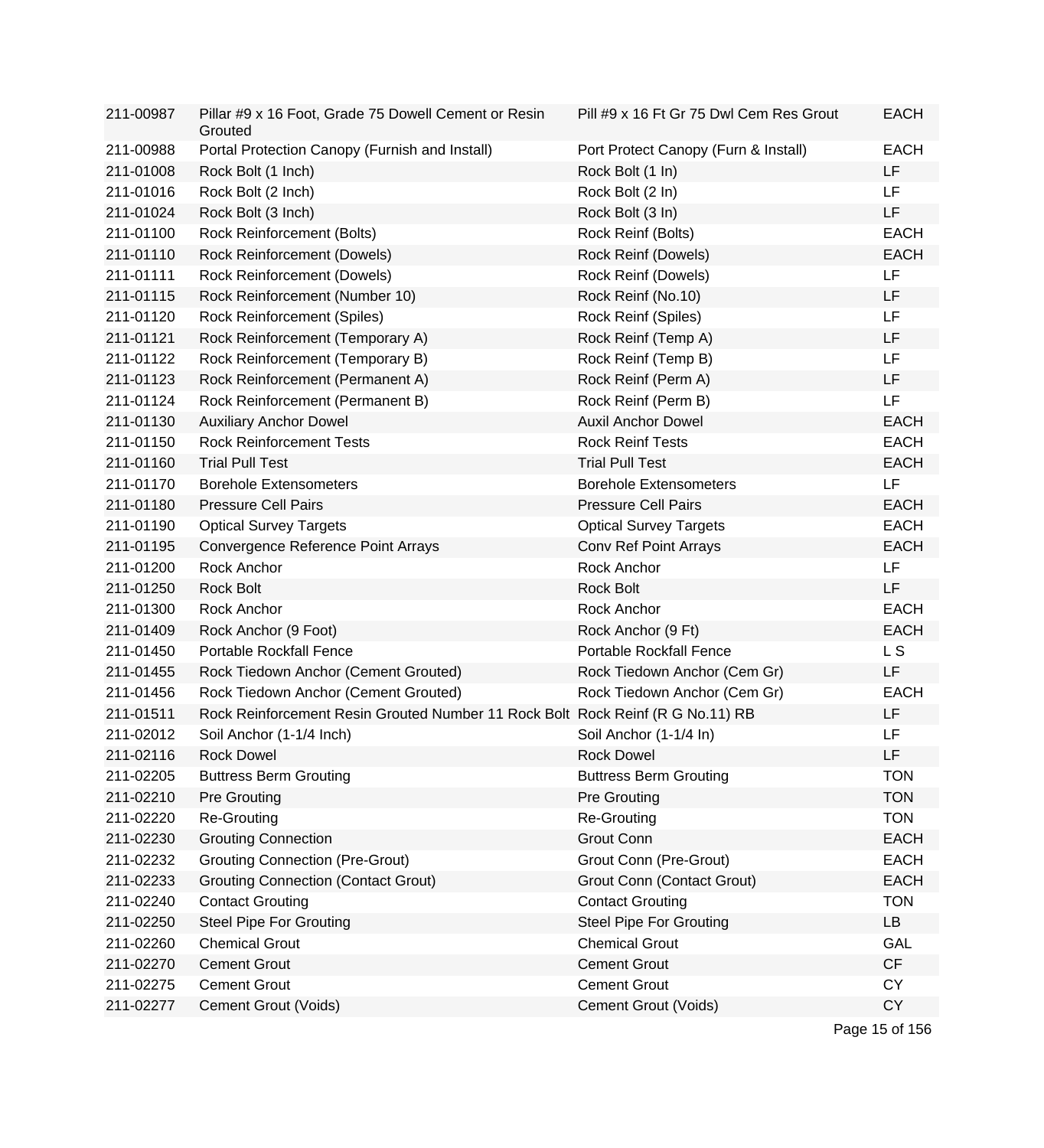| | | | |
|---|---|---|---|
| 211-00987 | Pillar #9 x 16 Foot, Grade 75 Dowell Cement or Resin Grouted | Pill #9 x 16 Ft Gr 75 Dwl Cem Res Grout | EACH |
| 211-00988 | Portal Protection Canopy (Furnish and Install) | Port Protect Canopy (Furn & Install) | EACH |
| 211-01008 | Rock Bolt (1 Inch) | Rock Bolt (1 In) | LF |
| 211-01016 | Rock Bolt (2 Inch) | Rock Bolt (2 In) | LF |
| 211-01024 | Rock Bolt (3 Inch) | Rock Bolt (3 In) | LF |
| 211-01100 | Rock Reinforcement (Bolts) | Rock Reinf (Bolts) | EACH |
| 211-01110 | Rock Reinforcement (Dowels) | Rock Reinf (Dowels) | EACH |
| 211-01111 | Rock Reinforcement (Dowels) | Rock Reinf (Dowels) | LF |
| 211-01115 | Rock Reinforcement (Number 10) | Rock Reinf (No.10) | LF |
| 211-01120 | Rock Reinforcement (Spiles) | Rock Reinf (Spiles) | LF |
| 211-01121 | Rock Reinforcement (Temporary A) | Rock Reinf (Temp A) | LF |
| 211-01122 | Rock Reinforcement (Temporary B) | Rock Reinf (Temp B) | LF |
| 211-01123 | Rock Reinforcement (Permanent A) | Rock Reinf (Perm A) | LF |
| 211-01124 | Rock Reinforcement (Permanent B) | Rock Reinf (Perm B) | LF |
| 211-01130 | Auxiliary Anchor Dowel | Auxil Anchor Dowel | EACH |
| 211-01150 | Rock Reinforcement Tests | Rock Reinf Tests | EACH |
| 211-01160 | Trial Pull Test | Trial Pull Test | EACH |
| 211-01170 | Borehole Extensometers | Borehole Extensometers | LF |
| 211-01180 | Pressure Cell Pairs | Pressure Cell Pairs | EACH |
| 211-01190 | Optical Survey Targets | Optical Survey Targets | EACH |
| 211-01195 | Convergence Reference Point Arrays | Conv Ref Point Arrays | EACH |
| 211-01200 | Rock Anchor | Rock Anchor | LF |
| 211-01250 | Rock Bolt | Rock Bolt | LF |
| 211-01300 | Rock Anchor | Rock Anchor | EACH |
| 211-01409 | Rock Anchor (9 Foot) | Rock Anchor (9 Ft) | EACH |
| 211-01450 | Portable Rockfall Fence | Portable Rockfall Fence | L S |
| 211-01455 | Rock Tiedown Anchor (Cement Grouted) | Rock Tiedown Anchor (Cem Gr) | LF |
| 211-01456 | Rock Tiedown Anchor (Cement Grouted) | Rock Tiedown Anchor (Cem Gr) | EACH |
| 211-01511 | Rock Reinforcement Resin Grouted Number 11 Rock Bolt | Rock Reinf (R G No.11) RB | LF |
| 211-02012 | Soil Anchor (1-1/4 Inch) | Soil Anchor (1-1/4 In) | LF |
| 211-02116 | Rock Dowel | Rock Dowel | LF |
| 211-02205 | Buttress Berm Grouting | Buttress Berm Grouting | TON |
| 211-02210 | Pre Grouting | Pre Grouting | TON |
| 211-02220 | Re-Grouting | Re-Grouting | TON |
| 211-02230 | Grouting Connection | Grout Conn | EACH |
| 211-02232 | Grouting Connection (Pre-Grout) | Grout Conn (Pre-Grout) | EACH |
| 211-02233 | Grouting Connection (Contact Grout) | Grout Conn (Contact Grout) | EACH |
| 211-02240 | Contact Grouting | Contact Grouting | TON |
| 211-02250 | Steel Pipe For Grouting | Steel Pipe For Grouting | LB |
| 211-02260 | Chemical Grout | Chemical Grout | GAL |
| 211-02270 | Cement Grout | Cement Grout | CF |
| 211-02275 | Cement Grout | Cement Grout | CY |
| 211-02277 | Cement Grout (Voids) | Cement Grout (Voids) | CY |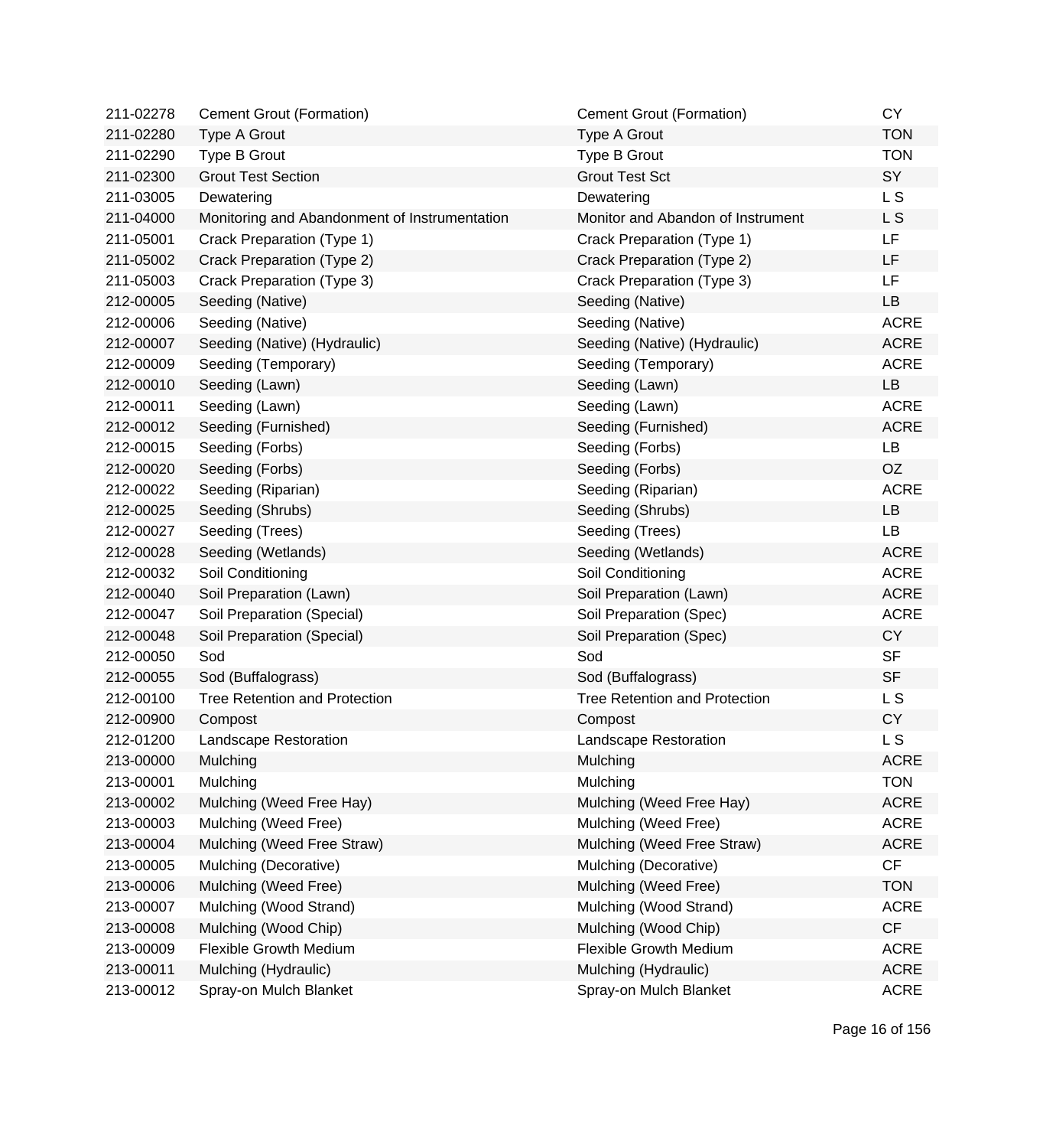| | | | |
|---|---|---|---|
| 211-02278 | Cement Grout (Formation) | Cement Grout (Formation) | CY |
| 211-02280 | Type A Grout | Type A Grout | TON |
| 211-02290 | Type B Grout | Type B Grout | TON |
| 211-02300 | Grout Test Section | Grout Test Sct | SY |
| 211-03005 | Dewatering | Dewatering | L S |
| 211-04000 | Monitoring and Abandonment of Instrumentation | Monitor and Abandon of Instrument | L S |
| 211-05001 | Crack Preparation (Type 1) | Crack Preparation (Type 1) | LF |
| 211-05002 | Crack Preparation (Type 2) | Crack Preparation (Type 2) | LF |
| 211-05003 | Crack Preparation (Type 3) | Crack Preparation (Type 3) | LF |
| 212-00005 | Seeding (Native) | Seeding (Native) | LB |
| 212-00006 | Seeding (Native) | Seeding (Native) | ACRE |
| 212-00007 | Seeding (Native) (Hydraulic) | Seeding (Native) (Hydraulic) | ACRE |
| 212-00009 | Seeding (Temporary) | Seeding (Temporary) | ACRE |
| 212-00010 | Seeding (Lawn) | Seeding (Lawn) | LB |
| 212-00011 | Seeding (Lawn) | Seeding (Lawn) | ACRE |
| 212-00012 | Seeding (Furnished) | Seeding (Furnished) | ACRE |
| 212-00015 | Seeding (Forbs) | Seeding (Forbs) | LB |
| 212-00020 | Seeding (Forbs) | Seeding (Forbs) | OZ |
| 212-00022 | Seeding (Riparian) | Seeding (Riparian) | ACRE |
| 212-00025 | Seeding (Shrubs) | Seeding (Shrubs) | LB |
| 212-00027 | Seeding (Trees) | Seeding (Trees) | LB |
| 212-00028 | Seeding (Wetlands) | Seeding (Wetlands) | ACRE |
| 212-00032 | Soil Conditioning | Soil Conditioning | ACRE |
| 212-00040 | Soil Preparation (Lawn) | Soil Preparation (Lawn) | ACRE |
| 212-00047 | Soil Preparation (Special) | Soil Preparation (Spec) | ACRE |
| 212-00048 | Soil Preparation (Special) | Soil Preparation (Spec) | CY |
| 212-00050 | Sod | Sod | SF |
| 212-00055 | Sod (Buffalograss) | Sod (Buffalograss) | SF |
| 212-00100 | Tree Retention and Protection | Tree Retention and Protection | L S |
| 212-00900 | Compost | Compost | CY |
| 212-01200 | Landscape Restoration | Landscape Restoration | L S |
| 213-00000 | Mulching | Mulching | ACRE |
| 213-00001 | Mulching | Mulching | TON |
| 213-00002 | Mulching (Weed Free Hay) | Mulching (Weed Free Hay) | ACRE |
| 213-00003 | Mulching (Weed Free) | Mulching (Weed Free) | ACRE |
| 213-00004 | Mulching (Weed Free Straw) | Mulching (Weed Free Straw) | ACRE |
| 213-00005 | Mulching (Decorative) | Mulching (Decorative) | CF |
| 213-00006 | Mulching (Weed Free) | Mulching (Weed Free) | TON |
| 213-00007 | Mulching (Wood Strand) | Mulching (Wood Strand) | ACRE |
| 213-00008 | Mulching (Wood Chip) | Mulching (Wood Chip) | CF |
| 213-00009 | Flexible Growth Medium | Flexible Growth Medium | ACRE |
| 213-00011 | Mulching (Hydraulic) | Mulching (Hydraulic) | ACRE |
| 213-00012 | Spray-on Mulch Blanket | Spray-on Mulch Blanket | ACRE |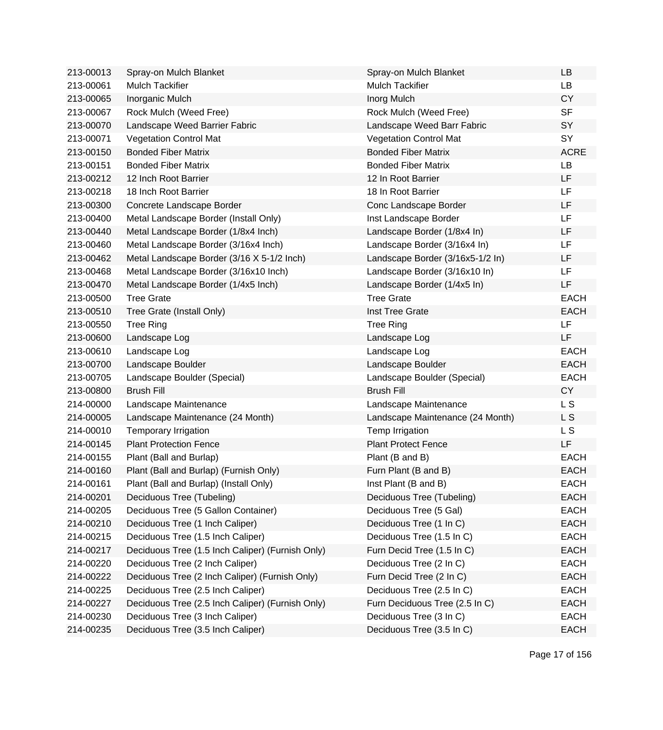| | | | |
|---|---|---|---|
| 213-00013 | Spray-on Mulch Blanket | Spray-on Mulch Blanket | LB |
| 213-00061 | Mulch Tackifier | Mulch Tackifier | LB |
| 213-00065 | Inorganic Mulch | Inorg Mulch | CY |
| 213-00067 | Rock Mulch (Weed Free) | Rock Mulch (Weed Free) | SF |
| 213-00070 | Landscape Weed Barrier Fabric | Landscape Weed Barr Fabric | SY |
| 213-00071 | Vegetation Control Mat | Vegetation Control Mat | SY |
| 213-00150 | Bonded Fiber Matrix | Bonded Fiber Matrix | ACRE |
| 213-00151 | Bonded Fiber Matrix | Bonded Fiber Matrix | LB |
| 213-00212 | 12 Inch Root Barrier | 12 In Root Barrier | LF |
| 213-00218 | 18 Inch Root Barrier | 18 In Root Barrier | LF |
| 213-00300 | Concrete Landscape Border | Conc Landscape Border | LF |
| 213-00400 | Metal Landscape Border (Install Only) | Inst Landscape Border | LF |
| 213-00440 | Metal Landscape Border (1/8x4 Inch) | Landscape Border (1/8x4 In) | LF |
| 213-00460 | Metal Landscape Border (3/16x4 Inch) | Landscape Border (3/16x4 In) | LF |
| 213-00462 | Metal Landscape Border (3/16 X 5-1/2 Inch) | Landscape Border (3/16x5-1/2 In) | LF |
| 213-00468 | Metal Landscape Border (3/16x10 Inch) | Landscape Border (3/16x10 In) | LF |
| 213-00470 | Metal Landscape Border (1/4x5 Inch) | Landscape Border (1/4x5 In) | LF |
| 213-00500 | Tree Grate | Tree Grate | EACH |
| 213-00510 | Tree Grate (Install Only) | Inst Tree Grate | EACH |
| 213-00550 | Tree Ring | Tree Ring | LF |
| 213-00600 | Landscape Log | Landscape Log | LF |
| 213-00610 | Landscape Log | Landscape Log | EACH |
| 213-00700 | Landscape Boulder | Landscape Boulder | EACH |
| 213-00705 | Landscape Boulder (Special) | Landscape Boulder (Special) | EACH |
| 213-00800 | Brush Fill | Brush Fill | CY |
| 214-00000 | Landscape Maintenance | Landscape Maintenance | L S |
| 214-00005 | Landscape Maintenance (24 Month) | Landscape Maintenance (24 Month) | L S |
| 214-00010 | Temporary Irrigation | Temp Irrigation | L S |
| 214-00145 | Plant Protection Fence | Plant Protect Fence | LF |
| 214-00155 | Plant (Ball and Burlap) | Plant (B and B) | EACH |
| 214-00160 | Plant (Ball and Burlap) (Furnish Only) | Furn Plant (B and B) | EACH |
| 214-00161 | Plant (Ball and Burlap) (Install Only) | Inst Plant (B and B) | EACH |
| 214-00201 | Deciduous Tree (Tubeling) | Deciduous Tree (Tubeling) | EACH |
| 214-00205 | Deciduous Tree (5 Gallon Container) | Deciduous Tree (5 Gal) | EACH |
| 214-00210 | Deciduous Tree (1 Inch Caliper) | Deciduous Tree (1 In C) | EACH |
| 214-00215 | Deciduous Tree (1.5 Inch Caliper) | Deciduous Tree (1.5 In C) | EACH |
| 214-00217 | Deciduous Tree (1.5 Inch Caliper) (Furnish Only) | Furn Decid Tree (1.5 In C) | EACH |
| 214-00220 | Deciduous Tree (2 Inch Caliper) | Deciduous Tree (2 In C) | EACH |
| 214-00222 | Deciduous Tree (2 Inch Caliper) (Furnish Only) | Furn Decid Tree (2 In C) | EACH |
| 214-00225 | Deciduous Tree (2.5 Inch Caliper) | Deciduous Tree (2.5 In C) | EACH |
| 214-00227 | Deciduous Tree (2.5 Inch Caliper) (Furnish Only) | Furn Deciduous Tree (2.5 In C) | EACH |
| 214-00230 | Deciduous Tree (3 Inch Caliper) | Deciduous Tree (3 In C) | EACH |
| 214-00235 | Deciduous Tree (3.5 Inch Caliper) | Deciduous Tree (3.5 In C) | EACH |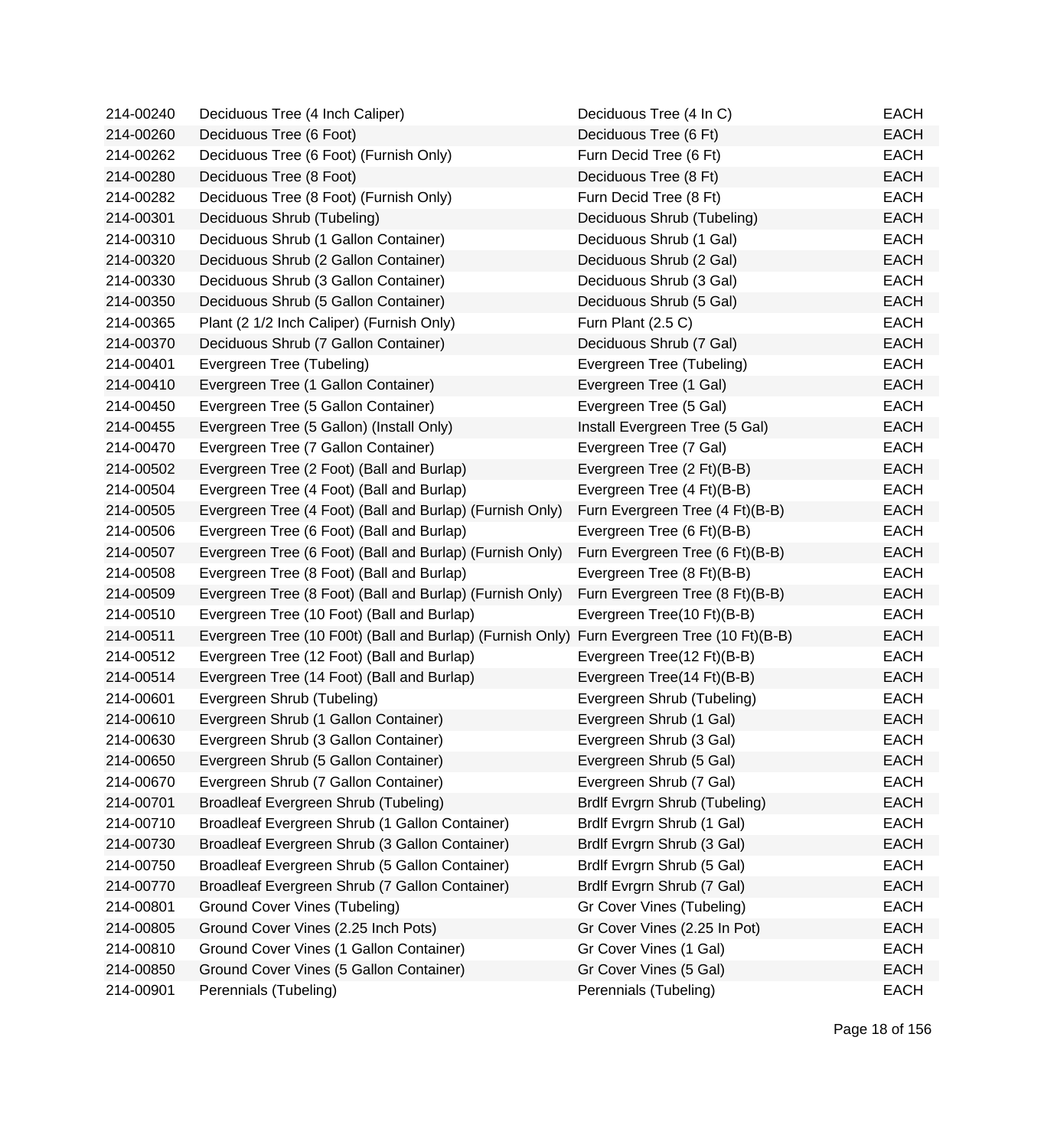| | | | |
|---|---|---|---|
| 214-00240 | Deciduous Tree (4 Inch Caliper) | Deciduous Tree (4 In C) | EACH |
| 214-00260 | Deciduous Tree (6 Foot) | Deciduous Tree (6 Ft) | EACH |
| 214-00262 | Deciduous Tree (6 Foot) (Furnish Only) | Furn Decid Tree (6 Ft) | EACH |
| 214-00280 | Deciduous Tree (8 Foot) | Deciduous Tree (8 Ft) | EACH |
| 214-00282 | Deciduous Tree (8 Foot) (Furnish Only) | Furn Decid Tree (8 Ft) | EACH |
| 214-00301 | Deciduous Shrub (Tubeling) | Deciduous Shrub (Tubeling) | EACH |
| 214-00310 | Deciduous Shrub (1 Gallon Container) | Deciduous Shrub (1 Gal) | EACH |
| 214-00320 | Deciduous Shrub (2 Gallon Container) | Deciduous Shrub (2 Gal) | EACH |
| 214-00330 | Deciduous Shrub (3 Gallon Container) | Deciduous Shrub (3 Gal) | EACH |
| 214-00350 | Deciduous Shrub (5 Gallon Container) | Deciduous Shrub (5 Gal) | EACH |
| 214-00365 | Plant (2 1/2 Inch Caliper) (Furnish Only) | Furn Plant (2.5 C) | EACH |
| 214-00370 | Deciduous Shrub (7 Gallon Container) | Deciduous Shrub (7 Gal) | EACH |
| 214-00401 | Evergreen Tree (Tubeling) | Evergreen Tree (Tubeling) | EACH |
| 214-00410 | Evergreen Tree (1 Gallon Container) | Evergreen Tree (1 Gal) | EACH |
| 214-00450 | Evergreen Tree (5 Gallon Container) | Evergreen Tree (5 Gal) | EACH |
| 214-00455 | Evergreen Tree (5 Gallon) (Install Only) | Install Evergreen Tree (5 Gal) | EACH |
| 214-00470 | Evergreen Tree (7 Gallon Container) | Evergreen Tree (7 Gal) | EACH |
| 214-00502 | Evergreen Tree (2 Foot) (Ball and Burlap) | Evergreen Tree (2 Ft)(B-B) | EACH |
| 214-00504 | Evergreen Tree (4 Foot) (Ball and Burlap) | Evergreen Tree (4 Ft)(B-B) | EACH |
| 214-00505 | Evergreen Tree (4 Foot) (Ball and Burlap) (Furnish Only) | Furn Evergreen Tree (4 Ft)(B-B) | EACH |
| 214-00506 | Evergreen Tree (6 Foot) (Ball and Burlap) | Evergreen Tree (6 Ft)(B-B) | EACH |
| 214-00507 | Evergreen Tree (6 Foot) (Ball and Burlap) (Furnish Only) | Furn Evergreen Tree (6 Ft)(B-B) | EACH |
| 214-00508 | Evergreen Tree (8 Foot) (Ball and Burlap) | Evergreen Tree (8 Ft)(B-B) | EACH |
| 214-00509 | Evergreen Tree (8 Foot) (Ball and Burlap) (Furnish Only) | Furn Evergreen Tree (8 Ft)(B-B) | EACH |
| 214-00510 | Evergreen Tree (10 Foot) (Ball and Burlap) | Evergreen Tree(10 Ft)(B-B) | EACH |
| 214-00511 | Evergreen Tree (10 F00t) (Ball and Burlap) (Furnish Only) | Furn Evergreen Tree (10 Ft)(B-B) | EACH |
| 214-00512 | Evergreen Tree (12 Foot) (Ball and Burlap) | Evergreen Tree(12 Ft)(B-B) | EACH |
| 214-00514 | Evergreen Tree (14 Foot) (Ball and Burlap) | Evergreen Tree(14 Ft)(B-B) | EACH |
| 214-00601 | Evergreen Shrub (Tubeling) | Evergreen Shrub (Tubeling) | EACH |
| 214-00610 | Evergreen Shrub (1 Gallon Container) | Evergreen Shrub (1 Gal) | EACH |
| 214-00630 | Evergreen Shrub (3 Gallon Container) | Evergreen Shrub (3 Gal) | EACH |
| 214-00650 | Evergreen Shrub (5 Gallon Container) | Evergreen Shrub (5 Gal) | EACH |
| 214-00670 | Evergreen Shrub (7 Gallon Container) | Evergreen Shrub (7 Gal) | EACH |
| 214-00701 | Broadleaf Evergreen Shrub (Tubeling) | Brdlf Evrgrn Shrub (Tubeling) | EACH |
| 214-00710 | Broadleaf Evergreen Shrub (1 Gallon Container) | Brdlf Evrgrn Shrub (1 Gal) | EACH |
| 214-00730 | Broadleaf Evergreen Shrub (3 Gallon Container) | Brdlf Evrgrn Shrub (3 Gal) | EACH |
| 214-00750 | Broadleaf Evergreen Shrub (5 Gallon Container) | Brdlf Evrgrn Shrub (5 Gal) | EACH |
| 214-00770 | Broadleaf Evergreen Shrub (7 Gallon Container) | Brdlf Evrgrn Shrub (7 Gal) | EACH |
| 214-00801 | Ground Cover Vines (Tubeling) | Gr Cover Vines (Tubeling) | EACH |
| 214-00805 | Ground Cover Vines (2.25 Inch Pots) | Gr Cover Vines (2.25 In Pot) | EACH |
| 214-00810 | Ground Cover Vines (1 Gallon Container) | Gr Cover Vines (1 Gal) | EACH |
| 214-00850 | Ground Cover Vines (5 Gallon Container) | Gr Cover Vines (5 Gal) | EACH |
| 214-00901 | Perennials (Tubeling) | Perennials (Tubeling) | EACH |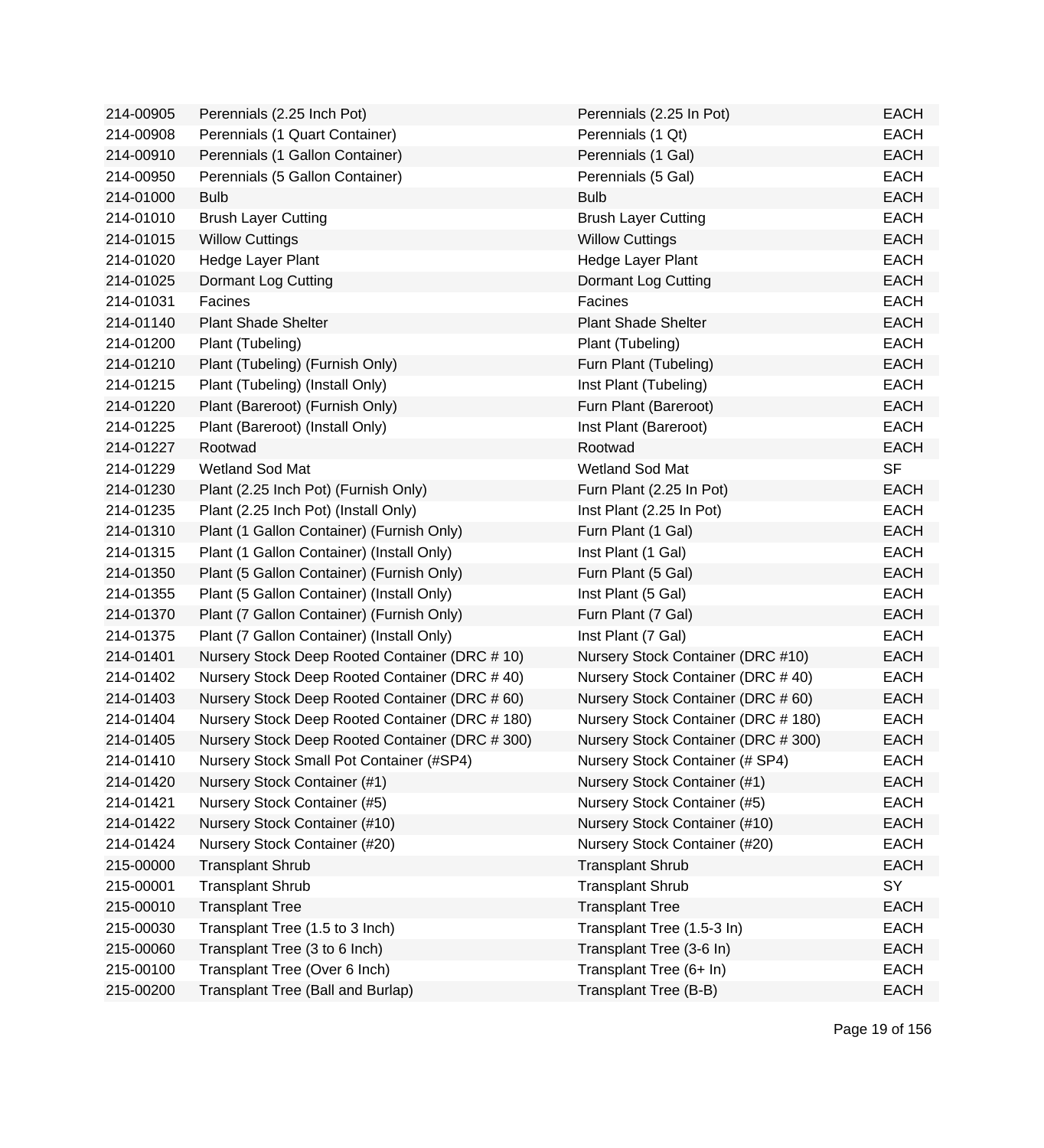| | | | |
|---|---|---|---|
| 214-00905 | Perennials (2.25 Inch Pot) | Perennials (2.25 In Pot) | EACH |
| 214-00908 | Perennials (1 Quart Container) | Perennials (1 Qt) | EACH |
| 214-00910 | Perennials (1 Gallon Container) | Perennials (1 Gal) | EACH |
| 214-00950 | Perennials (5 Gallon Container) | Perennials (5 Gal) | EACH |
| 214-01000 | Bulb | Bulb | EACH |
| 214-01010 | Brush Layer Cutting | Brush Layer Cutting | EACH |
| 214-01015 | Willow Cuttings | Willow Cuttings | EACH |
| 214-01020 | Hedge Layer Plant | Hedge Layer Plant | EACH |
| 214-01025 | Dormant Log Cutting | Dormant Log Cutting | EACH |
| 214-01031 | Facines | Facines | EACH |
| 214-01140 | Plant Shade Shelter | Plant Shade Shelter | EACH |
| 214-01200 | Plant (Tubeling) | Plant (Tubeling) | EACH |
| 214-01210 | Plant (Tubeling) (Furnish Only) | Furn Plant (Tubeling) | EACH |
| 214-01215 | Plant (Tubeling) (Install Only) | Inst Plant (Tubeling) | EACH |
| 214-01220 | Plant (Bareroot) (Furnish Only) | Furn Plant (Bareroot) | EACH |
| 214-01225 | Plant (Bareroot) (Install Only) | Inst Plant (Bareroot) | EACH |
| 214-01227 | Rootwad | Rootwad | EACH |
| 214-01229 | Wetland Sod Mat | Wetland Sod Mat | SF |
| 214-01230 | Plant (2.25 Inch Pot) (Furnish Only) | Furn Plant (2.25 In Pot) | EACH |
| 214-01235 | Plant (2.25 Inch Pot) (Install Only) | Inst Plant (2.25 In Pot) | EACH |
| 214-01310 | Plant (1 Gallon Container) (Furnish Only) | Furn Plant (1 Gal) | EACH |
| 214-01315 | Plant (1 Gallon Container) (Install Only) | Inst Plant (1 Gal) | EACH |
| 214-01350 | Plant (5 Gallon Container) (Furnish Only) | Furn Plant (5 Gal) | EACH |
| 214-01355 | Plant (5 Gallon Container) (Install Only) | Inst Plant (5 Gal) | EACH |
| 214-01370 | Plant (7 Gallon Container) (Furnish Only) | Furn Plant (7 Gal) | EACH |
| 214-01375 | Plant (7 Gallon Container) (Install Only) | Inst Plant (7 Gal) | EACH |
| 214-01401 | Nursery Stock Deep Rooted Container (DRC # 10) | Nursery Stock Container (DRC #10) | EACH |
| 214-01402 | Nursery Stock Deep Rooted Container (DRC # 40) | Nursery Stock Container (DRC # 40) | EACH |
| 214-01403 | Nursery Stock Deep Rooted Container (DRC # 60) | Nursery Stock Container (DRC # 60) | EACH |
| 214-01404 | Nursery Stock Deep Rooted Container (DRC # 180) | Nursery Stock Container (DRC # 180) | EACH |
| 214-01405 | Nursery Stock Deep Rooted Container (DRC # 300) | Nursery Stock Container (DRC # 300) | EACH |
| 214-01410 | Nursery Stock Small Pot Container (#SP4) | Nursery Stock Container (# SP4) | EACH |
| 214-01420 | Nursery Stock Container (#1) | Nursery Stock Container (#1) | EACH |
| 214-01421 | Nursery Stock Container (#5) | Nursery Stock Container (#5) | EACH |
| 214-01422 | Nursery Stock Container (#10) | Nursery Stock Container (#10) | EACH |
| 214-01424 | Nursery Stock Container (#20) | Nursery Stock Container (#20) | EACH |
| 215-00000 | Transplant Shrub | Transplant Shrub | EACH |
| 215-00001 | Transplant Shrub | Transplant Shrub | SY |
| 215-00010 | Transplant Tree | Transplant Tree | EACH |
| 215-00030 | Transplant Tree (1.5 to 3 Inch) | Transplant Tree (1.5-3 In) | EACH |
| 215-00060 | Transplant Tree (3 to 6 Inch) | Transplant Tree (3-6 In) | EACH |
| 215-00100 | Transplant Tree (Over 6 Inch) | Transplant Tree (6+ In) | EACH |
| 215-00200 | Transplant Tree (Ball and Burlap) | Transplant Tree (B-B) | EACH |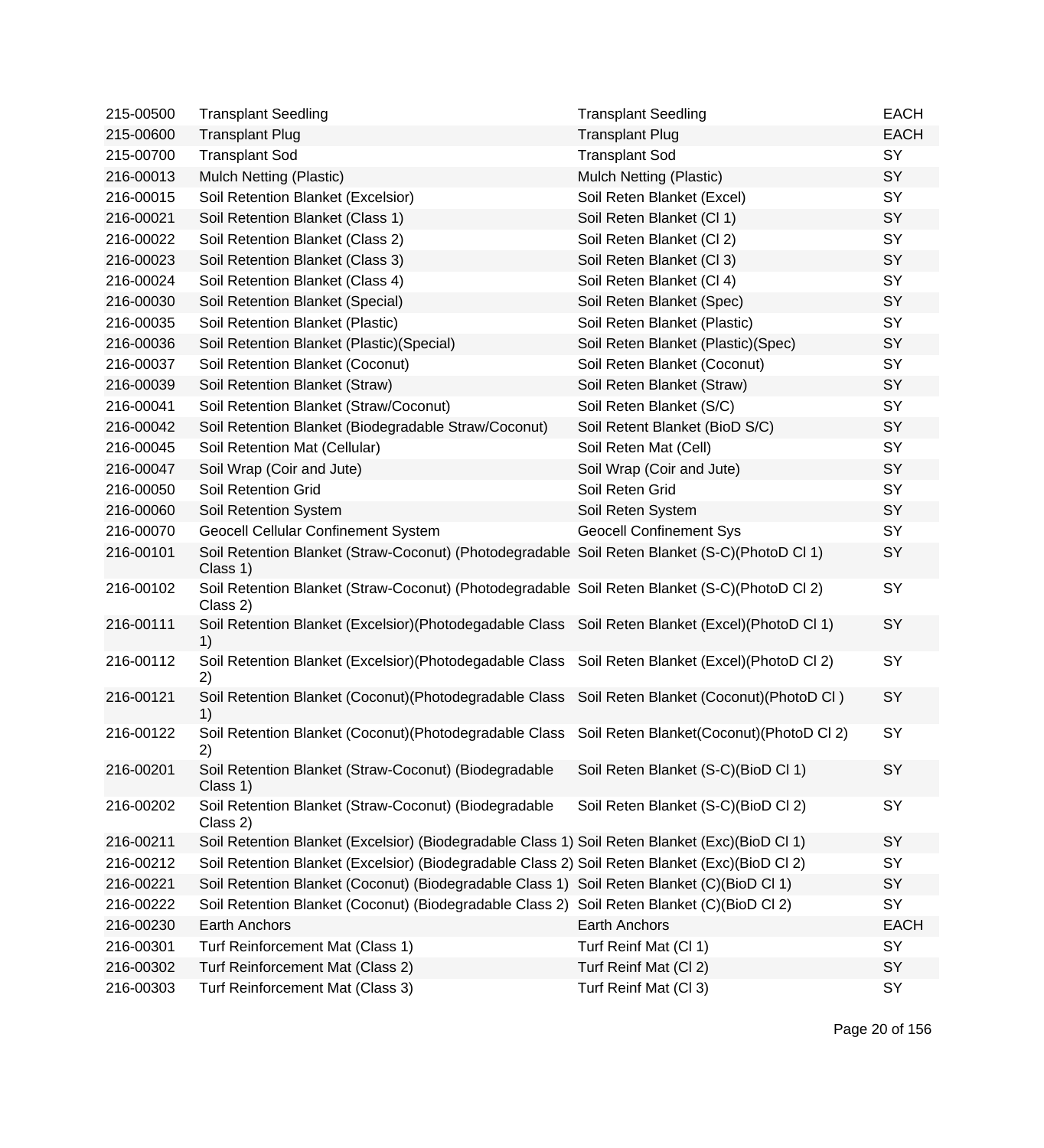| | | | |
|---|---|---|---|
| 215-00500 | Transplant Seedling | Transplant Seedling | EACH |
| 215-00600 | Transplant Plug | Transplant Plug | EACH |
| 215-00700 | Transplant Sod | Transplant Sod | SY |
| 216-00013 | Mulch Netting (Plastic) | Mulch Netting (Plastic) | SY |
| 216-00015 | Soil Retention Blanket (Excelsior) | Soil Reten Blanket (Excel) | SY |
| 216-00021 | Soil Retention Blanket (Class 1) | Soil Reten Blanket (Cl 1) | SY |
| 216-00022 | Soil Retention Blanket (Class 2) | Soil Reten Blanket (Cl 2) | SY |
| 216-00023 | Soil Retention Blanket (Class 3) | Soil Reten Blanket (Cl 3) | SY |
| 216-00024 | Soil Retention Blanket (Class 4) | Soil Reten Blanket (Cl 4) | SY |
| 216-00030 | Soil Retention Blanket (Special) | Soil Reten Blanket (Spec) | SY |
| 216-00035 | Soil Retention Blanket (Plastic) | Soil Reten Blanket (Plastic) | SY |
| 216-00036 | Soil Retention Blanket (Plastic)(Special) | Soil Reten Blanket (Plastic)(Spec) | SY |
| 216-00037 | Soil Retention Blanket (Coconut) | Soil Reten Blanket (Coconut) | SY |
| 216-00039 | Soil Retention Blanket (Straw) | Soil Reten Blanket (Straw) | SY |
| 216-00041 | Soil Retention Blanket (Straw/Coconut) | Soil Reten Blanket (S/C) | SY |
| 216-00042 | Soil Retention Blanket (Biodegradable Straw/Coconut) | Soil Retent Blanket (BioD S/C) | SY |
| 216-00045 | Soil Retention Mat (Cellular) | Soil Reten Mat (Cell) | SY |
| 216-00047 | Soil Wrap (Coir and Jute) | Soil Wrap (Coir and Jute) | SY |
| 216-00050 | Soil Retention Grid | Soil Reten Grid | SY |
| 216-00060 | Soil Retention System | Soil Reten System | SY |
| 216-00070 | Geocell Cellular Confinement System | Geocell Confinement Sys | SY |
| 216-00101 | Soil Retention Blanket (Straw-Coconut) (Photodegradable Class 1) | Soil Reten Blanket (S-C)(PhotoD Cl 1) | SY |
| 216-00102 | Soil Retention Blanket (Straw-Coconut) (Photodegradable Class 2) | Soil Reten Blanket (S-C)(PhotoD Cl 2) | SY |
| 216-00111 | Soil Retention Blanket (Excelsior)(Photodegadable Class 1) | Soil Reten Blanket (Excel)(PhotoD Cl 1) | SY |
| 216-00112 | Soil Retention Blanket (Excelsior)(Photodegadable Class 2) | Soil Reten Blanket (Excel)(PhotoD Cl 2) | SY |
| 216-00121 | Soil Retention Blanket (Coconut)(Photodegradable Class 1) | Soil Reten Blanket (Coconut)(PhotoD Cl ) | SY |
| 216-00122 | Soil Retention Blanket (Coconut)(Photodegradable Class 2) | Soil Reten Blanket(Coconut)(PhotoD Cl 2) | SY |
| 216-00201 | Soil Retention Blanket (Straw-Coconut) (Biodegradable Class 1) | Soil Reten Blanket (S-C)(BioD Cl 1) | SY |
| 216-00202 | Soil Retention Blanket (Straw-Coconut) (Biodegradable Class 2) | Soil Reten Blanket (S-C)(BioD Cl 2) | SY |
| 216-00211 | Soil Retention Blanket (Excelsior) (Biodegradable Class 1) | Soil Reten Blanket (Exc)(BioD Cl 1) | SY |
| 216-00212 | Soil Retention Blanket (Excelsior) (Biodegradable Class 2) | Soil Reten Blanket (Exc)(BioD Cl 2) | SY |
| 216-00221 | Soil Retention Blanket (Coconut) (Biodegradable Class 1) | Soil Reten Blanket (C)(BioD Cl 1) | SY |
| 216-00222 | Soil Retention Blanket (Coconut) (Biodegradable Class 2) | Soil Reten Blanket (C)(BioD Cl 2) | SY |
| 216-00230 | Earth Anchors | Earth Anchors | EACH |
| 216-00301 | Turf Reinforcement Mat (Class 1) | Turf Reinf Mat (Cl 1) | SY |
| 216-00302 | Turf Reinforcement Mat (Class 2) | Turf Reinf Mat (Cl 2) | SY |
| 216-00303 | Turf Reinforcement Mat (Class 3) | Turf Reinf Mat (Cl 3) | SY |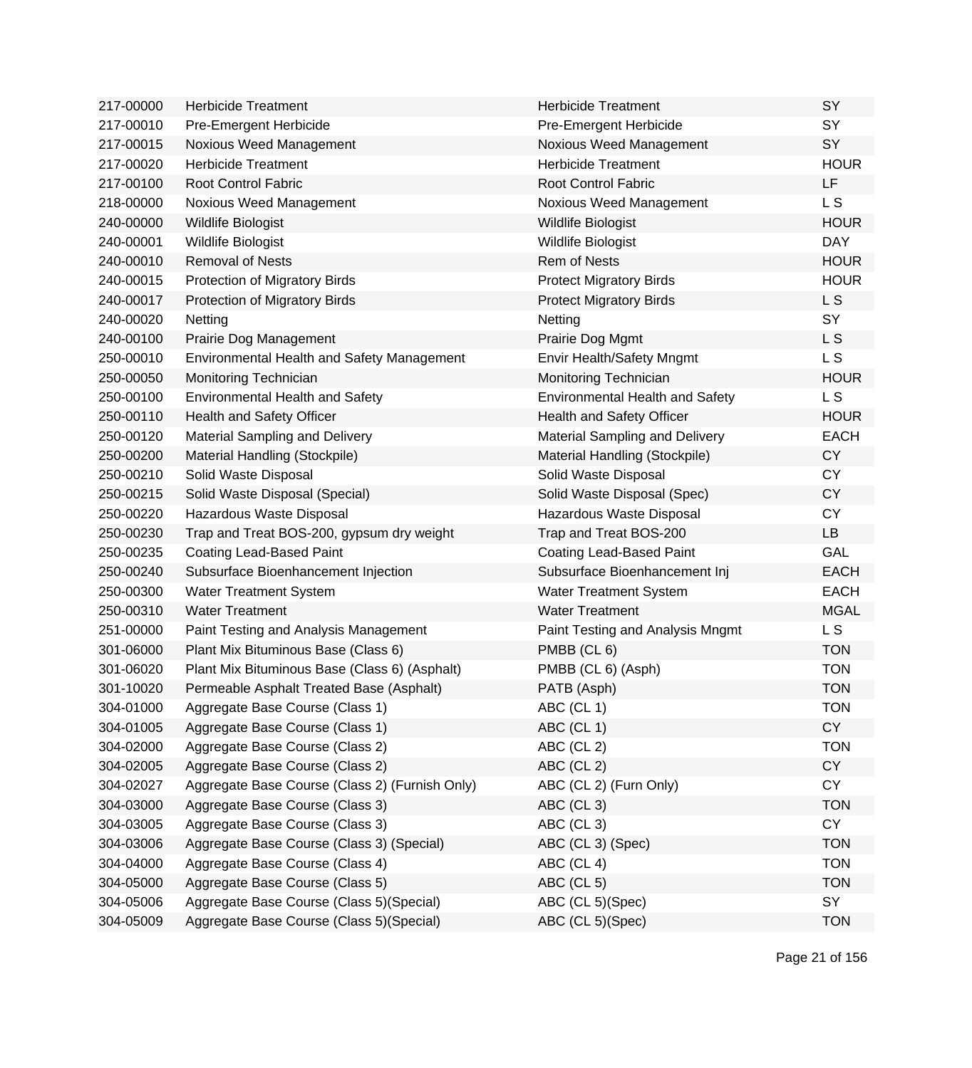| | | | |
|---|---|---|---|
| 217-00000 | Herbicide Treatment | Herbicide Treatment | SY |
| 217-00010 | Pre-Emergent Herbicide | Pre-Emergent Herbicide | SY |
| 217-00015 | Noxious Weed Management | Noxious Weed Management | SY |
| 217-00020 | Herbicide Treatment | Herbicide Treatment | HOUR |
| 217-00100 | Root Control Fabric | Root Control Fabric | LF |
| 218-00000 | Noxious Weed Management | Noxious Weed Management | L S |
| 240-00000 | Wildlife Biologist | Wildlife Biologist | HOUR |
| 240-00001 | Wildlife Biologist | Wildlife Biologist | DAY |
| 240-00010 | Removal of Nests | Rem of Nests | HOUR |
| 240-00015 | Protection of Migratory Birds | Protect Migratory Birds | HOUR |
| 240-00017 | Protection of Migratory Birds | Protect Migratory Birds | L S |
| 240-00020 | Netting | Netting | SY |
| 240-00100 | Prairie Dog Management | Prairie Dog Mgmt | L S |
| 250-00010 | Environmental Health and Safety Management | Envir Health/Safety Mngmt | L S |
| 250-00050 | Monitoring Technician | Monitoring Technician | HOUR |
| 250-00100 | Environmental Health and Safety | Environmental Health and Safety | L S |
| 250-00110 | Health and Safety Officer | Health and Safety Officer | HOUR |
| 250-00120 | Material Sampling and Delivery | Material Sampling and Delivery | EACH |
| 250-00200 | Material Handling (Stockpile) | Material Handling (Stockpile) | CY |
| 250-00210 | Solid Waste Disposal | Solid Waste Disposal | CY |
| 250-00215 | Solid Waste Disposal (Special) | Solid Waste Disposal (Spec) | CY |
| 250-00220 | Hazardous Waste Disposal | Hazardous Waste Disposal | CY |
| 250-00230 | Trap and Treat BOS-200, gypsum dry weight | Trap and Treat BOS-200 | LB |
| 250-00235 | Coating Lead-Based Paint | Coating Lead-Based Paint | GAL |
| 250-00240 | Subsurface Bioenhancement Injection | Subsurface Bioenhancement Inj | EACH |
| 250-00300 | Water Treatment System | Water Treatment System | EACH |
| 250-00310 | Water Treatment | Water Treatment | MGAL |
| 251-00000 | Paint Testing and Analysis Management | Paint Testing and Analysis Mngmt | L S |
| 301-06000 | Plant Mix Bituminous Base (Class 6) | PMBB (CL 6) | TON |
| 301-06020 | Plant Mix Bituminous Base (Class 6) (Asphalt) | PMBB (CL 6) (Asph) | TON |
| 301-10020 | Permeable Asphalt Treated Base (Asphalt) | PATB (Asph) | TON |
| 304-01000 | Aggregate Base Course (Class 1) | ABC (CL 1) | TON |
| 304-01005 | Aggregate Base Course (Class 1) | ABC (CL 1) | CY |
| 304-02000 | Aggregate Base Course (Class 2) | ABC (CL 2) | TON |
| 304-02005 | Aggregate Base Course (Class 2) | ABC (CL 2) | CY |
| 304-02027 | Aggregate Base Course (Class 2) (Furnish Only) | ABC (CL 2) (Furn Only) | CY |
| 304-03000 | Aggregate Base Course (Class 3) | ABC (CL 3) | TON |
| 304-03005 | Aggregate Base Course (Class 3) | ABC (CL 3) | CY |
| 304-03006 | Aggregate Base Course (Class 3) (Special) | ABC (CL 3) (Spec) | TON |
| 304-04000 | Aggregate Base Course (Class 4) | ABC (CL 4) | TON |
| 304-05000 | Aggregate Base Course (Class 5) | ABC (CL 5) | TON |
| 304-05006 | Aggregate Base Course (Class 5)(Special) | ABC (CL 5)(Spec) | SY |
| 304-05009 | Aggregate Base Course (Class 5)(Special) | ABC (CL 5)(Spec) | TON |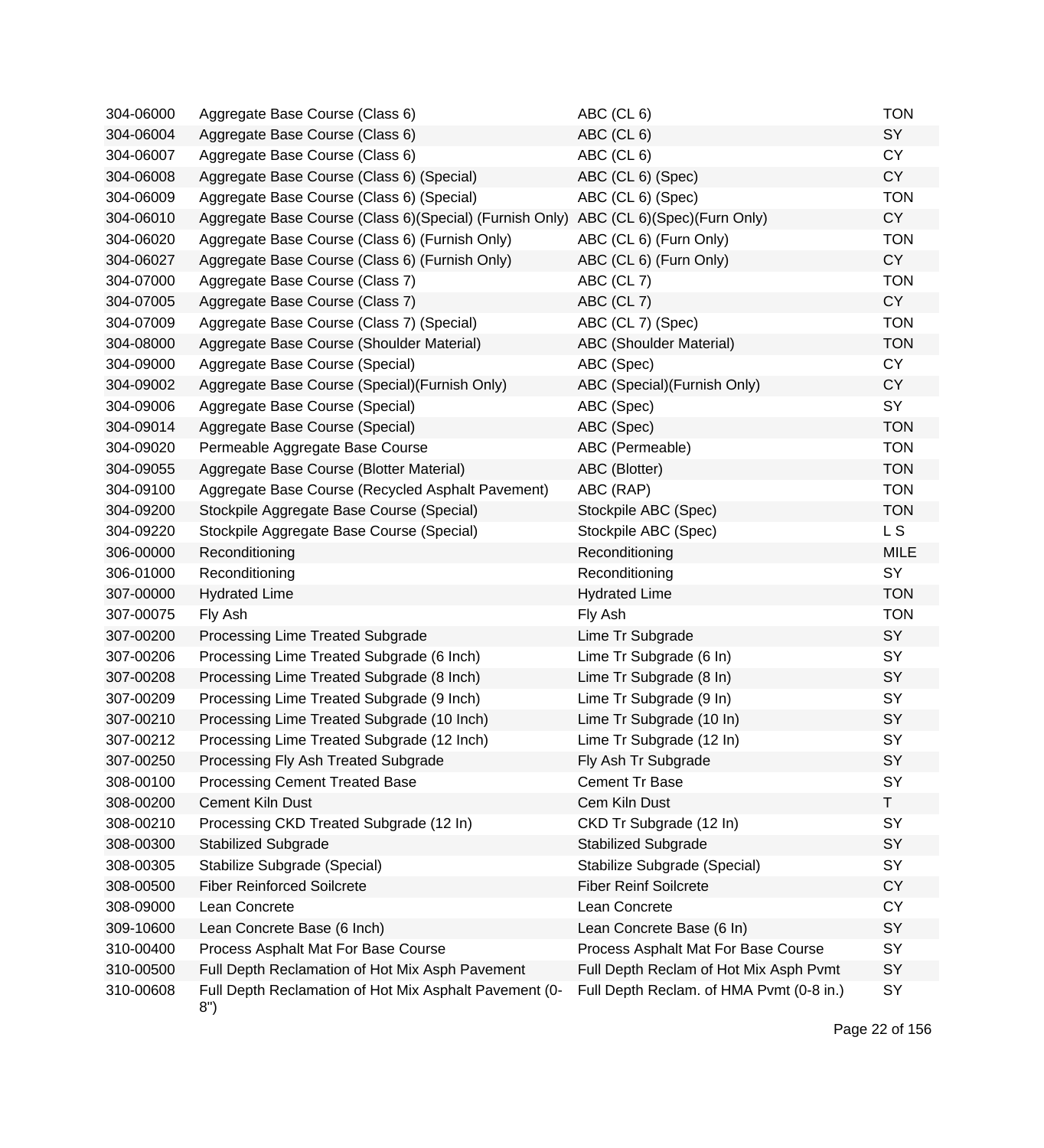| | | | |
|---|---|---|---|
| 304-06000 | Aggregate Base Course (Class 6) | ABC (CL 6) | TON |
| 304-06004 | Aggregate Base Course (Class 6) | ABC (CL 6) | SY |
| 304-06007 | Aggregate Base Course (Class 6) | ABC (CL 6) | CY |
| 304-06008 | Aggregate Base Course (Class 6) (Special) | ABC (CL 6) (Spec) | CY |
| 304-06009 | Aggregate Base Course (Class 6) (Special) | ABC (CL 6) (Spec) | TON |
| 304-06010 | Aggregate Base Course (Class 6)(Special) (Furnish Only) | ABC (CL 6)(Spec)(Furn Only) | CY |
| 304-06020 | Aggregate Base Course (Class 6) (Furnish Only) | ABC (CL 6) (Furn Only) | TON |
| 304-06027 | Aggregate Base Course (Class 6) (Furnish Only) | ABC (CL 6) (Furn Only) | CY |
| 304-07000 | Aggregate Base Course (Class 7) | ABC (CL 7) | TON |
| 304-07005 | Aggregate Base Course (Class 7) | ABC (CL 7) | CY |
| 304-07009 | Aggregate Base Course (Class 7) (Special) | ABC (CL 7) (Spec) | TON |
| 304-08000 | Aggregate Base Course (Shoulder Material) | ABC (Shoulder Material) | TON |
| 304-09000 | Aggregate Base Course (Special) | ABC (Spec) | CY |
| 304-09002 | Aggregate Base Course (Special)(Furnish Only) | ABC (Special)(Furnish Only) | CY |
| 304-09006 | Aggregate Base Course (Special) | ABC (Spec) | SY |
| 304-09014 | Aggregate Base Course (Special) | ABC (Spec) | TON |
| 304-09020 | Permeable Aggregate Base Course | ABC (Permeable) | TON |
| 304-09055 | Aggregate Base Course (Blotter Material) | ABC (Blotter) | TON |
| 304-09100 | Aggregate Base Course (Recycled Asphalt Pavement) | ABC (RAP) | TON |
| 304-09200 | Stockpile Aggregate Base Course (Special) | Stockpile ABC (Spec) | TON |
| 304-09220 | Stockpile Aggregate Base Course (Special) | Stockpile ABC (Spec) | L S |
| 306-00000 | Reconditioning | Reconditioning | MILE |
| 306-01000 | Reconditioning | Reconditioning | SY |
| 307-00000 | Hydrated Lime | Hydrated Lime | TON |
| 307-00075 | Fly Ash | Fly Ash | TON |
| 307-00200 | Processing Lime Treated Subgrade | Lime Tr Subgrade | SY |
| 307-00206 | Processing Lime Treated Subgrade (6 Inch) | Lime Tr Subgrade (6 In) | SY |
| 307-00208 | Processing Lime Treated Subgrade (8 Inch) | Lime Tr Subgrade (8 In) | SY |
| 307-00209 | Processing Lime Treated Subgrade (9 Inch) | Lime Tr Subgrade (9 In) | SY |
| 307-00210 | Processing Lime Treated Subgrade (10 Inch) | Lime Tr Subgrade (10 In) | SY |
| 307-00212 | Processing Lime Treated Subgrade (12 Inch) | Lime Tr Subgrade (12 In) | SY |
| 307-00250 | Processing Fly Ash Treated Subgrade | Fly Ash Tr Subgrade | SY |
| 308-00100 | Processing Cement Treated Base | Cement Tr Base | SY |
| 308-00200 | Cement Kiln Dust | Cem Kiln Dust | T |
| 308-00210 | Processing CKD Treated Subgrade (12 In) | CKD Tr Subgrade (12 In) | SY |
| 308-00300 | Stabilized Subgrade | Stabilized Subgrade | SY |
| 308-00305 | Stabilize Subgrade (Special) | Stabilize Subgrade (Special) | SY |
| 308-00500 | Fiber Reinforced Soilcrete | Fiber Reinf Soilcrete | CY |
| 308-09000 | Lean Concrete | Lean Concrete | CY |
| 309-10600 | Lean Concrete Base (6 Inch) | Lean Concrete Base (6 In) | SY |
| 310-00400 | Process Asphalt Mat For Base Course | Process Asphalt Mat For Base Course | SY |
| 310-00500 | Full Depth Reclamation of Hot Mix Asph Pavement | Full Depth Reclam of Hot Mix Asph Pvmt | SY |
| 310-00608 | Full Depth Reclamation of Hot Mix Asphalt Pavement (0-8") | Full Depth Reclam. of HMA Pvmt (0-8 in.) | SY |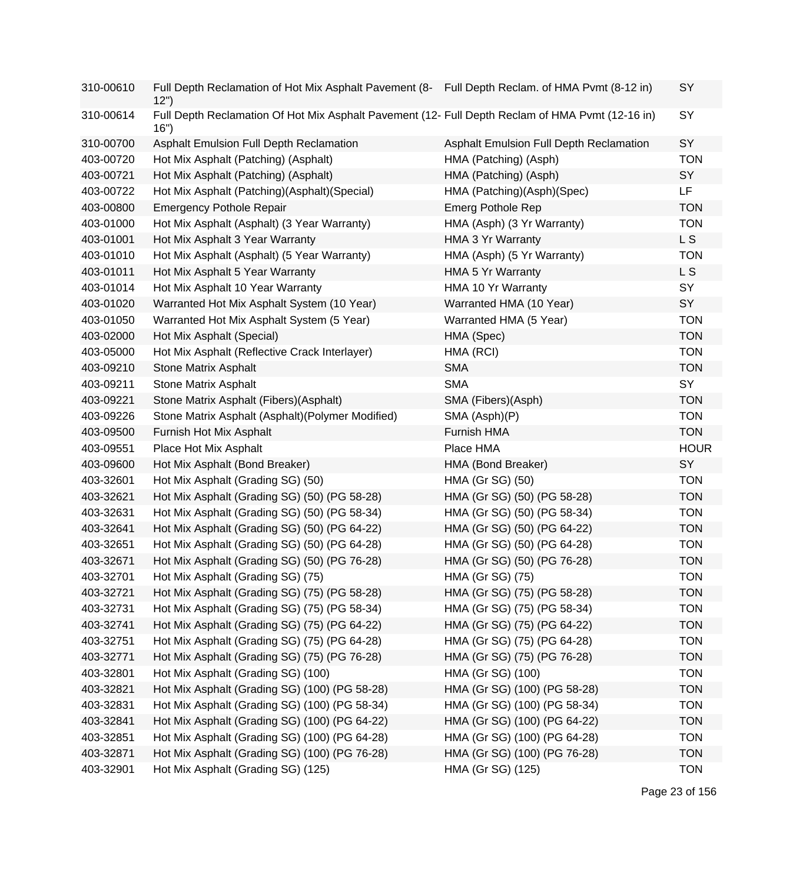| | | | |
|---|---|---|---|
| 310-00610 | Full Depth Reclamation of Hot Mix Asphalt Pavement (8-12") | Full Depth Reclam. of HMA Pvmt (8-12 in) | SY |
| 310-00614 | Full Depth Reclamation Of Hot Mix Asphalt Pavement (12-16") | Full Depth Reclam of HMA Pvmt (12-16 in) | SY |
| 310-00700 | Asphalt Emulsion Full Depth Reclamation | Asphalt Emulsion Full Depth Reclamation | SY |
| 403-00720 | Hot Mix Asphalt (Patching) (Asphalt) | HMA (Patching) (Asph) | TON |
| 403-00721 | Hot Mix Asphalt (Patching) (Asphalt) | HMA (Patching) (Asph) | SY |
| 403-00722 | Hot Mix Asphalt (Patching)(Asphalt)(Special) | HMA (Patching)(Asph)(Spec) | LF |
| 403-00800 | Emergency Pothole Repair | Emerg Pothole Rep | TON |
| 403-01000 | Hot Mix Asphalt (Asphalt) (3 Year Warranty) | HMA (Asph) (3 Yr Warranty) | TON |
| 403-01001 | Hot Mix Asphalt 3 Year Warranty | HMA 3 Yr Warranty | L S |
| 403-01010 | Hot Mix Asphalt (Asphalt) (5 Year Warranty) | HMA (Asph) (5 Yr Warranty) | TON |
| 403-01011 | Hot Mix Asphalt 5 Year Warranty | HMA 5 Yr Warranty | L S |
| 403-01014 | Hot Mix Asphalt 10 Year Warranty | HMA 10 Yr Warranty | SY |
| 403-01020 | Warranted Hot Mix Asphalt System (10 Year) | Warranted HMA (10 Year) | SY |
| 403-01050 | Warranted Hot Mix Asphalt System (5 Year) | Warranted HMA (5 Year) | TON |
| 403-02000 | Hot Mix Asphalt (Special) | HMA (Spec) | TON |
| 403-05000 | Hot Mix Asphalt (Reflective Crack Interlayer) | HMA (RCI) | TON |
| 403-09210 | Stone Matrix Asphalt | SMA | TON |
| 403-09211 | Stone Matrix Asphalt | SMA | SY |
| 403-09221 | Stone Matrix Asphalt (Fibers)(Asphalt) | SMA (Fibers)(Asph) | TON |
| 403-09226 | Stone Matrix Asphalt (Asphalt)(Polymer Modified) | SMA (Asph)(P) | TON |
| 403-09500 | Furnish Hot Mix Asphalt | Furnish HMA | TON |
| 403-09551 | Place Hot Mix Asphalt | Place HMA | HOUR |
| 403-09600 | Hot Mix Asphalt (Bond Breaker) | HMA (Bond Breaker) | SY |
| 403-32601 | Hot Mix Asphalt (Grading SG) (50) | HMA (Gr SG) (50) | TON |
| 403-32621 | Hot Mix Asphalt (Grading SG) (50) (PG 58-28) | HMA (Gr SG) (50) (PG 58-28) | TON |
| 403-32631 | Hot Mix Asphalt (Grading SG) (50) (PG 58-34) | HMA (Gr SG) (50) (PG 58-34) | TON |
| 403-32641 | Hot Mix Asphalt (Grading SG) (50) (PG 64-22) | HMA (Gr SG) (50) (PG 64-22) | TON |
| 403-32651 | Hot Mix Asphalt (Grading SG) (50) (PG 64-28) | HMA (Gr SG) (50) (PG 64-28) | TON |
| 403-32671 | Hot Mix Asphalt (Grading SG) (50) (PG 76-28) | HMA (Gr SG) (50) (PG 76-28) | TON |
| 403-32701 | Hot Mix Asphalt (Grading SG) (75) | HMA (Gr SG) (75) | TON |
| 403-32721 | Hot Mix Asphalt (Grading SG) (75) (PG 58-28) | HMA (Gr SG) (75) (PG 58-28) | TON |
| 403-32731 | Hot Mix Asphalt (Grading SG) (75) (PG 58-34) | HMA (Gr SG) (75) (PG 58-34) | TON |
| 403-32741 | Hot Mix Asphalt (Grading SG) (75) (PG 64-22) | HMA (Gr SG) (75) (PG 64-22) | TON |
| 403-32751 | Hot Mix Asphalt (Grading SG) (75) (PG 64-28) | HMA (Gr SG) (75) (PG 64-28) | TON |
| 403-32771 | Hot Mix Asphalt (Grading SG) (75) (PG 76-28) | HMA (Gr SG) (75) (PG 76-28) | TON |
| 403-32801 | Hot Mix Asphalt (Grading SG) (100) | HMA (Gr SG) (100) | TON |
| 403-32821 | Hot Mix Asphalt (Grading SG) (100) (PG 58-28) | HMA (Gr SG) (100) (PG 58-28) | TON |
| 403-32831 | Hot Mix Asphalt (Grading SG) (100) (PG 58-34) | HMA (Gr SG) (100) (PG 58-34) | TON |
| 403-32841 | Hot Mix Asphalt (Grading SG) (100) (PG 64-22) | HMA (Gr SG) (100) (PG 64-22) | TON |
| 403-32851 | Hot Mix Asphalt (Grading SG) (100) (PG 64-28) | HMA (Gr SG) (100) (PG 64-28) | TON |
| 403-32871 | Hot Mix Asphalt (Grading SG) (100) (PG 76-28) | HMA (Gr SG) (100) (PG 76-28) | TON |
| 403-32901 | Hot Mix Asphalt (Grading SG) (125) | HMA (Gr SG) (125) | TON |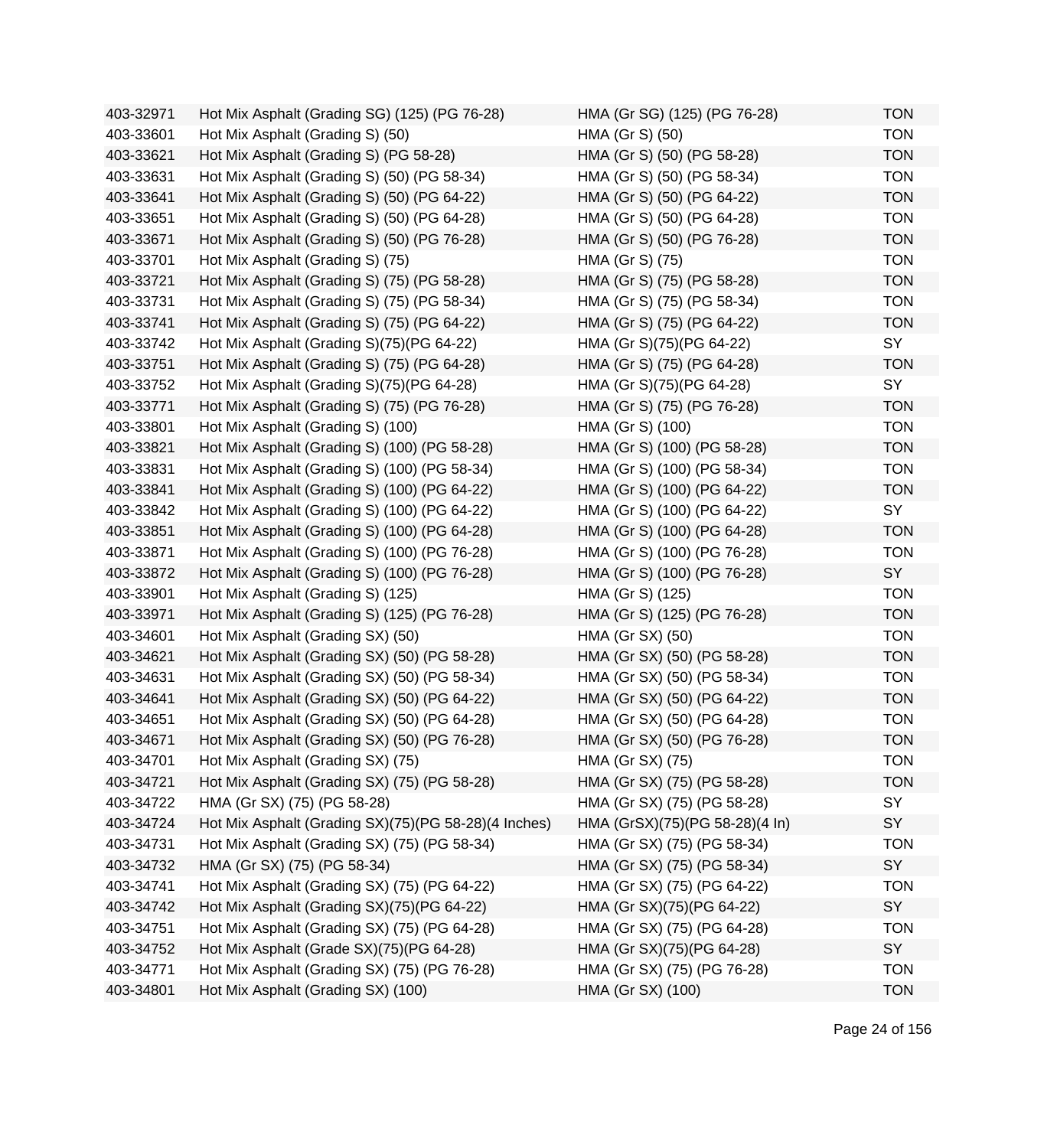| | | | |
|---|---|---|---|
| 403-32971 | Hot Mix Asphalt (Grading SG) (125) (PG 76-28) | HMA (Gr SG) (125) (PG 76-28) | TON |
| 403-33601 | Hot Mix Asphalt (Grading S) (50) | HMA (Gr S) (50) | TON |
| 403-33621 | Hot Mix Asphalt (Grading S) (PG 58-28) | HMA (Gr S) (50) (PG 58-28) | TON |
| 403-33631 | Hot Mix Asphalt (Grading S) (50) (PG 58-34) | HMA (Gr S) (50) (PG 58-34) | TON |
| 403-33641 | Hot Mix Asphalt (Grading S) (50) (PG 64-22) | HMA (Gr S) (50) (PG 64-22) | TON |
| 403-33651 | Hot Mix Asphalt (Grading S) (50) (PG 64-28) | HMA (Gr S) (50) (PG 64-28) | TON |
| 403-33671 | Hot Mix Asphalt (Grading S) (50) (PG 76-28) | HMA (Gr S) (50) (PG 76-28) | TON |
| 403-33701 | Hot Mix Asphalt (Grading S) (75) | HMA (Gr S) (75) | TON |
| 403-33721 | Hot Mix Asphalt (Grading S) (75) (PG 58-28) | HMA (Gr S) (75) (PG 58-28) | TON |
| 403-33731 | Hot Mix Asphalt (Grading S) (75) (PG 58-34) | HMA (Gr S) (75) (PG 58-34) | TON |
| 403-33741 | Hot Mix Asphalt (Grading S) (75) (PG 64-22) | HMA (Gr S) (75) (PG 64-22) | TON |
| 403-33742 | Hot Mix Asphalt (Grading S)(75)(PG 64-22) | HMA (Gr S)(75)(PG 64-22) | SY |
| 403-33751 | Hot Mix Asphalt (Grading S) (75) (PG 64-28) | HMA (Gr S) (75) (PG 64-28) | TON |
| 403-33752 | Hot Mix Asphalt (Grading S)(75)(PG 64-28) | HMA (Gr S)(75)(PG 64-28) | SY |
| 403-33771 | Hot Mix Asphalt (Grading S) (75) (PG 76-28) | HMA (Gr S) (75) (PG 76-28) | TON |
| 403-33801 | Hot Mix Asphalt (Grading S) (100) | HMA (Gr S) (100) | TON |
| 403-33821 | Hot Mix Asphalt (Grading S) (100) (PG 58-28) | HMA (Gr S) (100) (PG 58-28) | TON |
| 403-33831 | Hot Mix Asphalt (Grading S) (100) (PG 58-34) | HMA (Gr S) (100) (PG 58-34) | TON |
| 403-33841 | Hot Mix Asphalt (Grading S) (100) (PG 64-22) | HMA (Gr S) (100) (PG 64-22) | TON |
| 403-33842 | Hot Mix Asphalt (Grading S) (100) (PG 64-22) | HMA (Gr S) (100) (PG 64-22) | SY |
| 403-33851 | Hot Mix Asphalt (Grading S) (100) (PG 64-28) | HMA (Gr S) (100) (PG 64-28) | TON |
| 403-33871 | Hot Mix Asphalt (Grading S) (100) (PG 76-28) | HMA (Gr S) (100) (PG 76-28) | TON |
| 403-33872 | Hot Mix Asphalt (Grading S) (100) (PG 76-28) | HMA (Gr S) (100) (PG 76-28) | SY |
| 403-33901 | Hot Mix Asphalt (Grading S) (125) | HMA (Gr S) (125) | TON |
| 403-33971 | Hot Mix Asphalt (Grading S) (125) (PG 76-28) | HMA (Gr S) (125) (PG 76-28) | TON |
| 403-34601 | Hot Mix Asphalt (Grading SX) (50) | HMA (Gr SX) (50) | TON |
| 403-34621 | Hot Mix Asphalt (Grading SX) (50) (PG 58-28) | HMA (Gr SX) (50) (PG 58-28) | TON |
| 403-34631 | Hot Mix Asphalt (Grading SX) (50) (PG 58-34) | HMA (Gr SX) (50) (PG 58-34) | TON |
| 403-34641 | Hot Mix Asphalt (Grading SX) (50) (PG 64-22) | HMA (Gr SX) (50) (PG 64-22) | TON |
| 403-34651 | Hot Mix Asphalt (Grading SX) (50) (PG 64-28) | HMA (Gr SX) (50) (PG 64-28) | TON |
| 403-34671 | Hot Mix Asphalt (Grading SX) (50) (PG 76-28) | HMA (Gr SX) (50) (PG 76-28) | TON |
| 403-34701 | Hot Mix Asphalt (Grading SX) (75) | HMA (Gr SX) (75) | TON |
| 403-34721 | Hot Mix Asphalt (Grading SX) (75) (PG 58-28) | HMA (Gr SX) (75) (PG 58-28) | TON |
| 403-34722 | HMA (Gr SX) (75) (PG 58-28) | HMA (Gr SX) (75) (PG 58-28) | SY |
| 403-34724 | Hot Mix Asphalt (Grading SX)(75)(PG 58-28)(4 Inches) | HMA (GrSX)(75)(PG 58-28)(4 In) | SY |
| 403-34731 | Hot Mix Asphalt (Grading SX) (75) (PG 58-34) | HMA (Gr SX) (75) (PG 58-34) | TON |
| 403-34732 | HMA (Gr SX) (75) (PG 58-34) | HMA (Gr SX) (75) (PG 58-34) | SY |
| 403-34741 | Hot Mix Asphalt (Grading SX) (75) (PG 64-22) | HMA (Gr SX) (75) (PG 64-22) | TON |
| 403-34742 | Hot Mix Asphalt (Grading SX)(75)(PG 64-22) | HMA (Gr SX)(75)(PG 64-22) | SY |
| 403-34751 | Hot Mix Asphalt (Grading SX) (75) (PG 64-28) | HMA (Gr SX) (75) (PG 64-28) | TON |
| 403-34752 | Hot Mix Asphalt (Grade SX)(75)(PG 64-28) | HMA (Gr SX)(75)(PG 64-28) | SY |
| 403-34771 | Hot Mix Asphalt (Grading SX) (75) (PG 76-28) | HMA (Gr SX) (75) (PG 76-28) | TON |
| 403-34801 | Hot Mix Asphalt (Grading SX) (100) | HMA (Gr SX) (100) | TON |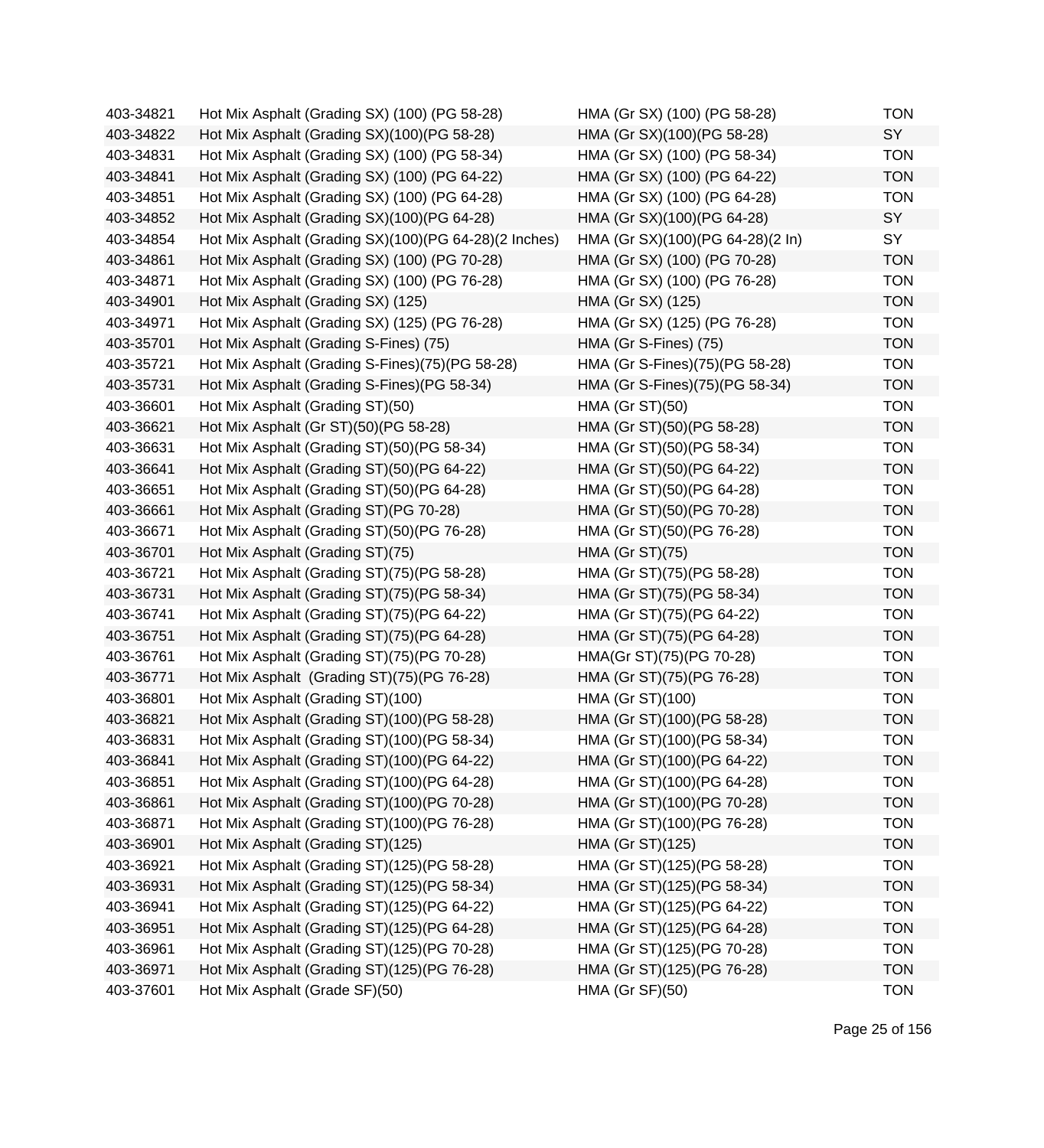| | | | |
|---|---|---|---|
| 403-34821 | Hot Mix Asphalt (Grading SX) (100) (PG 58-28) | HMA (Gr SX) (100) (PG 58-28) | TON |
| 403-34822 | Hot Mix Asphalt (Grading SX)(100)(PG 58-28) | HMA (Gr SX)(100)(PG 58-28) | SY |
| 403-34831 | Hot Mix Asphalt (Grading SX) (100) (PG 58-34) | HMA (Gr SX) (100) (PG 58-34) | TON |
| 403-34841 | Hot Mix Asphalt (Grading SX) (100) (PG 64-22) | HMA (Gr SX) (100) (PG 64-22) | TON |
| 403-34851 | Hot Mix Asphalt (Grading SX) (100) (PG 64-28) | HMA (Gr SX) (100) (PG 64-28) | TON |
| 403-34852 | Hot Mix Asphalt (Grading SX)(100)(PG 64-28) | HMA (Gr SX)(100)(PG 64-28) | SY |
| 403-34854 | Hot Mix Asphalt (Grading SX)(100)(PG 64-28)(2 Inches) | HMA (Gr SX)(100)(PG 64-28)(2 In) | SY |
| 403-34861 | Hot Mix Asphalt (Grading SX) (100) (PG 70-28) | HMA (Gr SX) (100) (PG 70-28) | TON |
| 403-34871 | Hot Mix Asphalt (Grading SX) (100) (PG 76-28) | HMA (Gr SX) (100) (PG 76-28) | TON |
| 403-34901 | Hot Mix Asphalt (Grading SX) (125) | HMA (Gr SX) (125) | TON |
| 403-34971 | Hot Mix Asphalt (Grading SX) (125) (PG 76-28) | HMA (Gr SX) (125) (PG 76-28) | TON |
| 403-35701 | Hot Mix Asphalt (Grading S-Fines) (75) | HMA (Gr S-Fines) (75) | TON |
| 403-35721 | Hot Mix Asphalt (Grading S-Fines)(75)(PG 58-28) | HMA (Gr S-Fines)(75)(PG 58-28) | TON |
| 403-35731 | Hot Mix Asphalt (Grading S-Fines)(PG 58-34) | HMA (Gr S-Fines)(75)(PG 58-34) | TON |
| 403-36601 | Hot Mix Asphalt (Grading ST)(50) | HMA (Gr ST)(50) | TON |
| 403-36621 | Hot Mix Asphalt (Gr ST)(50)(PG 58-28) | HMA (Gr ST)(50)(PG 58-28) | TON |
| 403-36631 | Hot Mix Asphalt (Grading ST)(50)(PG 58-34) | HMA (Gr ST)(50)(PG 58-34) | TON |
| 403-36641 | Hot Mix Asphalt (Grading ST)(50)(PG 64-22) | HMA (Gr ST)(50)(PG 64-22) | TON |
| 403-36651 | Hot Mix Asphalt (Grading ST)(50)(PG 64-28) | HMA (Gr ST)(50)(PG 64-28) | TON |
| 403-36661 | Hot Mix Asphalt (Grading ST)(PG 70-28) | HMA (Gr ST)(50)(PG 70-28) | TON |
| 403-36671 | Hot Mix Asphalt (Grading ST)(50)(PG 76-28) | HMA (Gr ST)(50)(PG 76-28) | TON |
| 403-36701 | Hot Mix Asphalt (Grading ST)(75) | HMA (Gr ST)(75) | TON |
| 403-36721 | Hot Mix Asphalt (Grading ST)(75)(PG 58-28) | HMA (Gr ST)(75)(PG 58-28) | TON |
| 403-36731 | Hot Mix Asphalt (Grading ST)(75)(PG 58-34) | HMA (Gr ST)(75)(PG 58-34) | TON |
| 403-36741 | Hot Mix Asphalt (Grading ST)(75)(PG 64-22) | HMA (Gr ST)(75)(PG 64-22) | TON |
| 403-36751 | Hot Mix Asphalt (Grading ST)(75)(PG 64-28) | HMA (Gr ST)(75)(PG 64-28) | TON |
| 403-36761 | Hot Mix Asphalt (Grading ST)(75)(PG 70-28) | HMA(Gr ST)(75)(PG 70-28) | TON |
| 403-36771 | Hot Mix Asphalt (Grading ST)(75)(PG 76-28) | HMA (Gr ST)(75)(PG 76-28) | TON |
| 403-36801 | Hot Mix Asphalt (Grading ST)(100) | HMA (Gr ST)(100) | TON |
| 403-36821 | Hot Mix Asphalt (Grading ST)(100)(PG 58-28) | HMA (Gr ST)(100)(PG 58-28) | TON |
| 403-36831 | Hot Mix Asphalt (Grading ST)(100)(PG 58-34) | HMA (Gr ST)(100)(PG 58-34) | TON |
| 403-36841 | Hot Mix Asphalt (Grading ST)(100)(PG 64-22) | HMA (Gr ST)(100)(PG 64-22) | TON |
| 403-36851 | Hot Mix Asphalt (Grading ST)(100)(PG 64-28) | HMA (Gr ST)(100)(PG 64-28) | TON |
| 403-36861 | Hot Mix Asphalt (Grading ST)(100)(PG 70-28) | HMA (Gr ST)(100)(PG 70-28) | TON |
| 403-36871 | Hot Mix Asphalt (Grading ST)(100)(PG 76-28) | HMA (Gr ST)(100)(PG 76-28) | TON |
| 403-36901 | Hot Mix Asphalt (Grading ST)(125) | HMA (Gr ST)(125) | TON |
| 403-36921 | Hot Mix Asphalt (Grading ST)(125)(PG 58-28) | HMA (Gr ST)(125)(PG 58-28) | TON |
| 403-36931 | Hot Mix Asphalt (Grading ST)(125)(PG 58-34) | HMA (Gr ST)(125)(PG 58-34) | TON |
| 403-36941 | Hot Mix Asphalt (Grading ST)(125)(PG 64-22) | HMA (Gr ST)(125)(PG 64-22) | TON |
| 403-36951 | Hot Mix Asphalt (Grading ST)(125)(PG 64-28) | HMA (Gr ST)(125)(PG 64-28) | TON |
| 403-36961 | Hot Mix Asphalt (Grading ST)(125)(PG 70-28) | HMA (Gr ST)(125)(PG 70-28) | TON |
| 403-36971 | Hot Mix Asphalt (Grading ST)(125)(PG 76-28) | HMA (Gr ST)(125)(PG 76-28) | TON |
| 403-37601 | Hot Mix Asphalt (Grade SF)(50) | HMA (Gr SF)(50) | TON |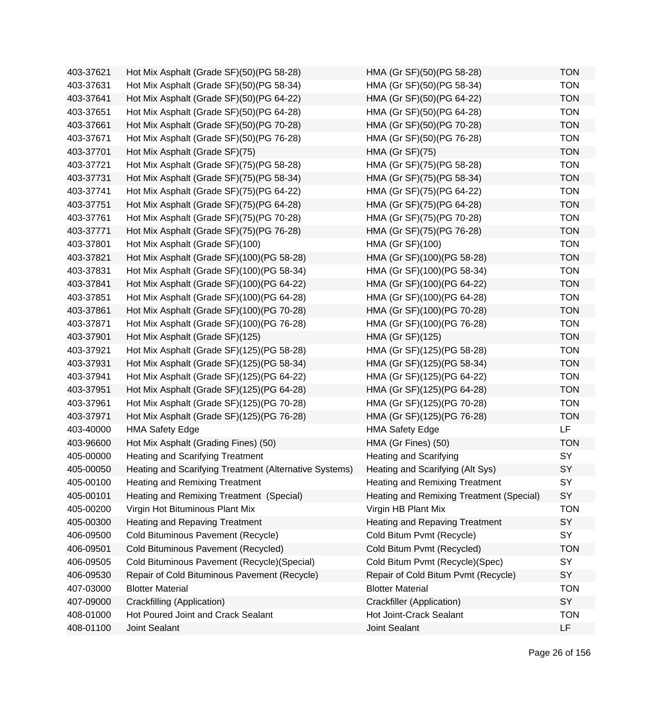| | | | |
|---|---|---|---|
| 403-37621 | Hot Mix Asphalt (Grade SF)(50)(PG 58-28) | HMA (Gr SF)(50)(PG 58-28) | TON |
| 403-37631 | Hot Mix Asphalt (Grade SF)(50)(PG 58-34) | HMA (Gr SF)(50)(PG 58-34) | TON |
| 403-37641 | Hot Mix Asphalt (Grade SF)(50)(PG 64-22) | HMA (Gr SF)(50)(PG 64-22) | TON |
| 403-37651 | Hot Mix Asphalt (Grade SF)(50)(PG 64-28) | HMA (Gr SF)(50)(PG 64-28) | TON |
| 403-37661 | Hot Mix Asphalt (Grade SF)(50)(PG 70-28) | HMA (Gr SF)(50)(PG 70-28) | TON |
| 403-37671 | Hot Mix Asphalt (Grade SF)(50)(PG 76-28) | HMA (Gr SF)(50)(PG 76-28) | TON |
| 403-37701 | Hot Mix Asphalt (Grade SF)(75) | HMA (Gr SF)(75) | TON |
| 403-37721 | Hot Mix Asphalt (Grade SF)(75)(PG 58-28) | HMA (Gr SF)(75)(PG 58-28) | TON |
| 403-37731 | Hot Mix Asphalt (Grade SF)(75)(PG 58-34) | HMA (Gr SF)(75)(PG 58-34) | TON |
| 403-37741 | Hot Mix Asphalt (Grade SF)(75)(PG 64-22) | HMA (Gr SF)(75)(PG 64-22) | TON |
| 403-37751 | Hot Mix Asphalt (Grade SF)(75)(PG 64-28) | HMA (Gr SF)(75)(PG 64-28) | TON |
| 403-37761 | Hot Mix Asphalt (Grade SF)(75)(PG 70-28) | HMA (Gr SF)(75)(PG 70-28) | TON |
| 403-37771 | Hot Mix Asphalt (Grade SF)(75)(PG 76-28) | HMA (Gr SF)(75)(PG 76-28) | TON |
| 403-37801 | Hot Mix Asphalt (Grade SF)(100) | HMA (Gr SF)(100) | TON |
| 403-37821 | Hot Mix Asphalt (Grade SF)(100)(PG 58-28) | HMA (Gr SF)(100)(PG 58-28) | TON |
| 403-37831 | Hot Mix Asphalt (Grade SF)(100)(PG 58-34) | HMA (Gr SF)(100)(PG 58-34) | TON |
| 403-37841 | Hot Mix Asphalt (Grade SF)(100)(PG 64-22) | HMA (Gr SF)(100)(PG 64-22) | TON |
| 403-37851 | Hot Mix Asphalt (Grade SF)(100)(PG 64-28) | HMA (Gr SF)(100)(PG 64-28) | TON |
| 403-37861 | Hot Mix Asphalt (Grade SF)(100)(PG 70-28) | HMA (Gr SF)(100)(PG 70-28) | TON |
| 403-37871 | Hot Mix Asphalt (Grade SF)(100)(PG 76-28) | HMA (Gr SF)(100)(PG 76-28) | TON |
| 403-37901 | Hot Mix Asphalt (Grade SF)(125) | HMA (Gr SF)(125) | TON |
| 403-37921 | Hot Mix Asphalt (Grade SF)(125)(PG 58-28) | HMA (Gr SF)(125)(PG 58-28) | TON |
| 403-37931 | Hot Mix Asphalt (Grade SF)(125)(PG 58-34) | HMA (Gr SF)(125)(PG 58-34) | TON |
| 403-37941 | Hot Mix Asphalt (Grade SF)(125)(PG 64-22) | HMA (Gr SF)(125)(PG 64-22) | TON |
| 403-37951 | Hot Mix Asphalt (Grade SF)(125)(PG 64-28) | HMA (Gr SF)(125)(PG 64-28) | TON |
| 403-37961 | Hot Mix Asphalt (Grade SF)(125)(PG 70-28) | HMA (Gr SF)(125)(PG 70-28) | TON |
| 403-37971 | Hot Mix Asphalt (Grade SF)(125)(PG 76-28) | HMA (Gr SF)(125)(PG 76-28) | TON |
| 403-40000 | HMA Safety Edge | HMA Safety Edge | LF |
| 403-96600 | Hot Mix Asphalt (Grading Fines) (50) | HMA (Gr Fines) (50) | TON |
| 405-00000 | Heating and Scarifying Treatment | Heating and Scarifying | SY |
| 405-00050 | Heating and Scarifying Treatment (Alternative Systems) | Heating and Scarifying (Alt Sys) | SY |
| 405-00100 | Heating and Remixing Treatment | Heating and Remixing Treatment | SY |
| 405-00101 | Heating and Remixing Treatment (Special) | Heating and Remixing Treatment (Special) | SY |
| 405-00200 | Virgin Hot Bituminous Plant Mix | Virgin HB Plant Mix | TON |
| 405-00300 | Heating and Repaving Treatment | Heating and Repaving Treatment | SY |
| 406-09500 | Cold Bituminous Pavement (Recycle) | Cold Bitum Pvmt (Recycle) | SY |
| 406-09501 | Cold Bituminous Pavement (Recycled) | Cold Bitum Pvmt (Recycled) | TON |
| 406-09505 | Cold Bituminous Pavement (Recycle)(Special) | Cold Bitum Pvmt (Recycle)(Spec) | SY |
| 406-09530 | Repair of Cold Bituminous Pavement (Recycle) | Repair of Cold Bitum Pvmt (Recycle) | SY |
| 407-03000 | Blotter Material | Blotter Material | TON |
| 407-09000 | Crackfilling (Application) | Crackfiller (Application) | SY |
| 408-01000 | Hot Poured Joint and Crack Sealant | Hot Joint-Crack Sealant | TON |
| 408-01100 | Joint Sealant | Joint Sealant | LF |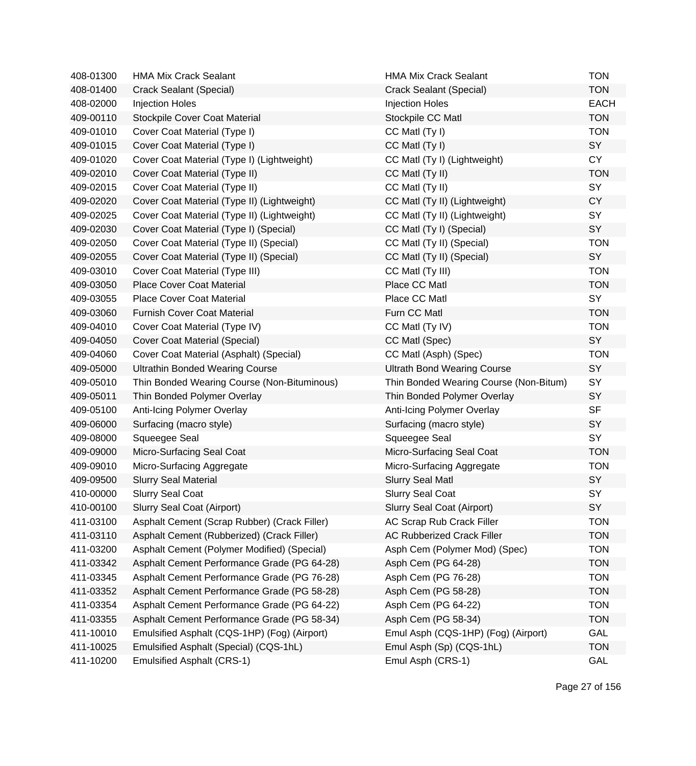| | | | |
|---|---|---|---|
| 408-01300 | HMA Mix Crack Sealant | HMA Mix Crack Sealant | TON |
| 408-01400 | Crack Sealant (Special) | Crack Sealant (Special) | TON |
| 408-02000 | Injection Holes | Injection Holes | EACH |
| 409-00110 | Stockpile Cover Coat Material | Stockpile CC Matl | TON |
| 409-01010 | Cover Coat Material (Type I) | CC Matl (Ty I) | TON |
| 409-01015 | Cover Coat Material (Type I) | CC Matl (Ty I) | SY |
| 409-01020 | Cover Coat Material (Type I) (Lightweight) | CC Matl (Ty I) (Lightweight) | CY |
| 409-02010 | Cover Coat Material (Type II) | CC Matl (Ty II) | TON |
| 409-02015 | Cover Coat Material (Type II) | CC Matl (Ty II) | SY |
| 409-02020 | Cover Coat Material (Type II) (Lightweight) | CC Matl (Ty II) (Lightweight) | CY |
| 409-02025 | Cover Coat Material (Type II) (Lightweight) | CC Matl (Ty II) (Lightweight) | SY |
| 409-02030 | Cover Coat Material (Type I) (Special) | CC Matl (Ty I) (Special) | SY |
| 409-02050 | Cover Coat Material (Type II) (Special) | CC Matl (Ty II) (Special) | TON |
| 409-02055 | Cover Coat Material (Type II) (Special) | CC Matl (Ty II) (Special) | SY |
| 409-03010 | Cover Coat Material (Type III) | CC Matl (Ty III) | TON |
| 409-03050 | Place Cover Coat Material | Place CC Matl | TON |
| 409-03055 | Place Cover Coat Material | Place CC Matl | SY |
| 409-03060 | Furnish Cover Coat Material | Furn CC Matl | TON |
| 409-04010 | Cover Coat Material (Type IV) | CC Matl (Ty IV) | TON |
| 409-04050 | Cover Coat Material (Special) | CC Matl (Spec) | SY |
| 409-04060 | Cover Coat Material (Asphalt) (Special) | CC Matl (Asph) (Spec) | TON |
| 409-05000 | Ultrathin Bonded Wearing Course | Ultrath Bond Wearing Course | SY |
| 409-05010 | Thin Bonded Wearing Course (Non-Bituminous) | Thin Bonded Wearing Course (Non-Bitum) | SY |
| 409-05011 | Thin Bonded Polymer Overlay | Thin Bonded Polymer Overlay | SY |
| 409-05100 | Anti-Icing Polymer Overlay | Anti-Icing Polymer Overlay | SF |
| 409-06000 | Surfacing (macro style) | Surfacing (macro style) | SY |
| 409-08000 | Squeegee Seal | Squeegee Seal | SY |
| 409-09000 | Micro-Surfacing Seal Coat | Micro-Surfacing Seal Coat | TON |
| 409-09010 | Micro-Surfacing Aggregate | Micro-Surfacing Aggregate | TON |
| 409-09500 | Slurry Seal Material | Slurry Seal Matl | SY |
| 410-00000 | Slurry Seal Coat | Slurry Seal Coat | SY |
| 410-00100 | Slurry Seal Coat (Airport) | Slurry Seal Coat (Airport) | SY |
| 411-03100 | Asphalt Cement (Scrap Rubber) (Crack Filler) | AC Scrap Rub Crack Filler | TON |
| 411-03110 | Asphalt Cement (Rubberized) (Crack Filler) | AC Rubberized Crack Filler | TON |
| 411-03200 | Asphalt Cement (Polymer Modified) (Special) | Asph Cem (Polymer Mod) (Spec) | TON |
| 411-03342 | Asphalt Cement Performance Grade (PG 64-28) | Asph Cem (PG 64-28) | TON |
| 411-03345 | Asphalt Cement Performance Grade (PG 76-28) | Asph Cem (PG 76-28) | TON |
| 411-03352 | Asphalt Cement Performance Grade (PG 58-28) | Asph Cem (PG 58-28) | TON |
| 411-03354 | Asphalt Cement Performance Grade (PG 64-22) | Asph Cem (PG 64-22) | TON |
| 411-03355 | Asphalt Cement Performance Grade (PG 58-34) | Asph Cem (PG 58-34) | TON |
| 411-10010 | Emulsified Asphalt (CQS-1HP) (Fog) (Airport) | Emul Asph (CQS-1HP) (Fog) (Airport) | GAL |
| 411-10025 | Emulsified Asphalt (Special) (CQS-1hL) | Emul Asph (Sp) (CQS-1hL) | TON |
| 411-10200 | Emulsified Asphalt (CRS-1) | Emul Asph (CRS-1) | GAL |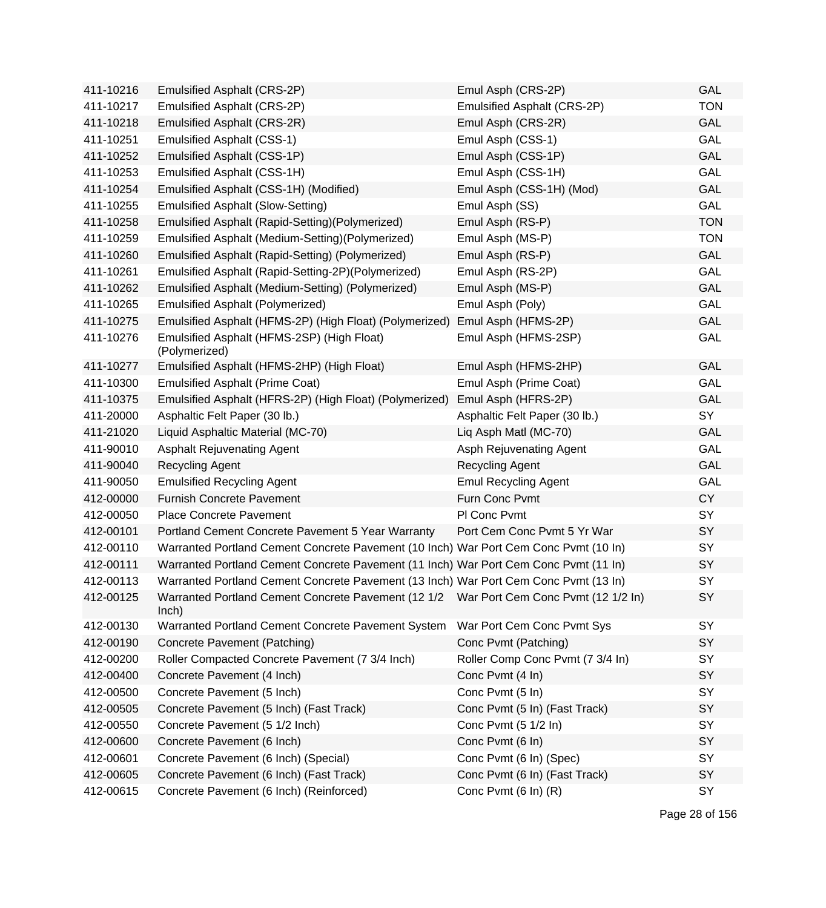| | | | |
|---|---|---|---|
| 411-10216 | Emulsified Asphalt (CRS-2P) | Emul Asph (CRS-2P) | GAL |
| 411-10217 | Emulsified Asphalt (CRS-2P) | Emulsified Asphalt (CRS-2P) | TON |
| 411-10218 | Emulsified Asphalt (CRS-2R) | Emul Asph (CRS-2R) | GAL |
| 411-10251 | Emulsified Asphalt (CSS-1) | Emul Asph (CSS-1) | GAL |
| 411-10252 | Emulsified Asphalt (CSS-1P) | Emul Asph (CSS-1P) | GAL |
| 411-10253 | Emulsified Asphalt (CSS-1H) | Emul Asph (CSS-1H) | GAL |
| 411-10254 | Emulsified Asphalt (CSS-1H) (Modified) | Emul Asph (CSS-1H) (Mod) | GAL |
| 411-10255 | Emulsified Asphalt (Slow-Setting) | Emul Asph (SS) | GAL |
| 411-10258 | Emulsified Asphalt (Rapid-Setting)(Polymerized) | Emul Asph (RS-P) | TON |
| 411-10259 | Emulsified Asphalt (Medium-Setting)(Polymerized) | Emul Asph (MS-P) | TON |
| 411-10260 | Emulsified Asphalt (Rapid-Setting) (Polymerized) | Emul Asph (RS-P) | GAL |
| 411-10261 | Emulsified Asphalt (Rapid-Setting-2P)(Polymerized) | Emul Asph (RS-2P) | GAL |
| 411-10262 | Emulsified Asphalt (Medium-Setting) (Polymerized) | Emul Asph (MS-P) | GAL |
| 411-10265 | Emulsified Asphalt (Polymerized) | Emul Asph (Poly) | GAL |
| 411-10275 | Emulsified Asphalt (HFMS-2P) (High Float) (Polymerized) | Emul Asph (HFMS-2P) | GAL |
| 411-10276 | Emulsified Asphalt (HFMS-2SP) (High Float) (Polymerized) | Emul Asph (HFMS-2SP) | GAL |
| 411-10277 | Emulsified Asphalt (HFMS-2HP) (High Float) | Emul Asph (HFMS-2HP) | GAL |
| 411-10300 | Emulsified Asphalt (Prime Coat) | Emul Asph (Prime Coat) | GAL |
| 411-10375 | Emulsified Asphalt (HFRS-2P) (High Float) (Polymerized) | Emul Asph (HFRS-2P) | GAL |
| 411-20000 | Asphaltic Felt Paper (30 lb.) | Asphaltic Felt Paper (30 lb.) | SY |
| 411-21020 | Liquid Asphaltic Material (MC-70) | Liq Asph Matl (MC-70) | GAL |
| 411-90010 | Asphalt Rejuvenating Agent | Asph Rejuvenating Agent | GAL |
| 411-90040 | Recycling Agent | Recycling Agent | GAL |
| 411-90050 | Emulsified Recycling Agent | Emul Recycling Agent | GAL |
| 412-00000 | Furnish Concrete Pavement | Furn Conc Pvmt | CY |
| 412-00050 | Place Concrete Pavement | Pl Conc Pvmt | SY |
| 412-00101 | Portland Cement Concrete Pavement 5 Year Warranty | Port Cem Conc Pvmt 5 Yr War | SY |
| 412-00110 | Warranted Portland Cement Concrete Pavement (10 Inch) | War Port Cem Conc Pvmt (10 In) | SY |
| 412-00111 | Warranted Portland Cement Concrete Pavement (11 Inch) | War Port Cem Conc Pvmt (11 In) | SY |
| 412-00113 | Warranted Portland Cement Concrete Pavement (13 Inch) | War Port Cem Conc Pvmt (13 In) | SY |
| 412-00125 | Warranted Portland Cement Concrete Pavement (12 1/2 Inch) | War Port Cem Conc Pvmt (12 1/2 In) | SY |
| 412-00130 | Warranted Portland Cement Concrete Pavement System | War Port Cem Conc Pvmt Sys | SY |
| 412-00190 | Concrete Pavement (Patching) | Conc Pvmt (Patching) | SY |
| 412-00200 | Roller Compacted Concrete Pavement (7 3/4 Inch) | Roller Comp Conc Pvmt (7 3/4 In) | SY |
| 412-00400 | Concrete Pavement (4 Inch) | Conc Pvmt (4 In) | SY |
| 412-00500 | Concrete Pavement (5 Inch) | Conc Pvmt (5 In) | SY |
| 412-00505 | Concrete Pavement (5 Inch) (Fast Track) | Conc Pvmt (5 In) (Fast Track) | SY |
| 412-00550 | Concrete Pavement (5 1/2 Inch) | Conc Pvmt (5 1/2 In) | SY |
| 412-00600 | Concrete Pavement (6 Inch) | Conc Pvmt (6 In) | SY |
| 412-00601 | Concrete Pavement (6 Inch) (Special) | Conc Pvmt (6 In) (Spec) | SY |
| 412-00605 | Concrete Pavement (6 Inch) (Fast Track) | Conc Pvmt (6 In) (Fast Track) | SY |
| 412-00615 | Concrete Pavement (6 Inch) (Reinforced) | Conc Pvmt (6 In) (R) | SY |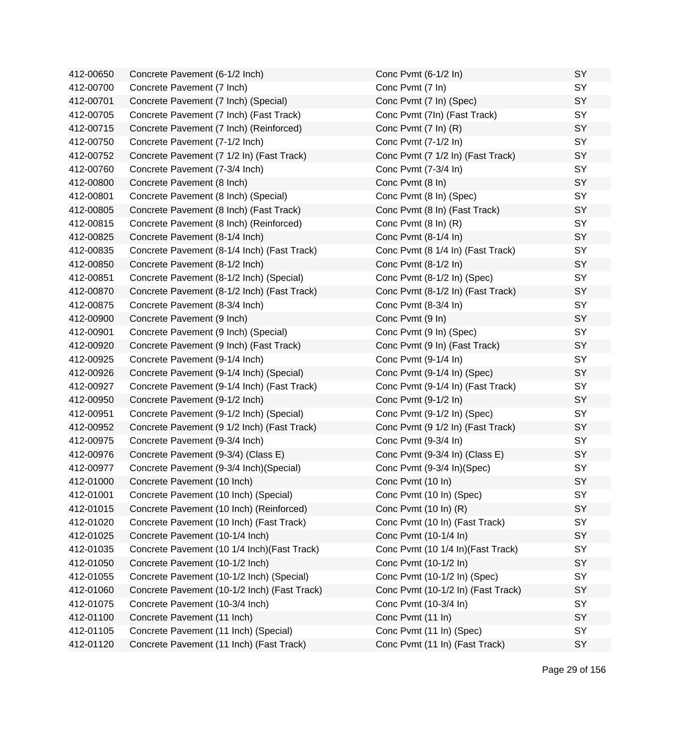| | | | |
|---|---|---|---|
| 412-00650 | Concrete Pavement (6-1/2 Inch) | Conc Pvmt (6-1/2 In) | SY |
| 412-00700 | Concrete Pavement (7 Inch) | Conc Pvmt (7 In) | SY |
| 412-00701 | Concrete Pavement (7 Inch) (Special) | Conc Pvmt (7 In) (Spec) | SY |
| 412-00705 | Concrete Pavement (7 Inch) (Fast Track) | Conc Pvmt (7In) (Fast Track) | SY |
| 412-00715 | Concrete Pavement (7 Inch) (Reinforced) | Conc Pvmt (7 In) (R) | SY |
| 412-00750 | Concrete Pavement (7-1/2 Inch) | Conc Pvmt (7-1/2 In) | SY |
| 412-00752 | Concrete Pavement (7 1/2 In) (Fast Track) | Conc Pvmt (7 1/2 In) (Fast Track) | SY |
| 412-00760 | Concrete Pavement (7-3/4 Inch) | Conc Pvmt (7-3/4 In) | SY |
| 412-00800 | Concrete Pavement (8 Inch) | Conc Pvmt (8 In) | SY |
| 412-00801 | Concrete Pavement (8 Inch) (Special) | Conc Pvmt (8 In) (Spec) | SY |
| 412-00805 | Concrete Pavement (8 Inch) (Fast Track) | Conc Pvmt (8 In) (Fast Track) | SY |
| 412-00815 | Concrete Pavement (8 Inch) (Reinforced) | Conc Pvmt (8 In) (R) | SY |
| 412-00825 | Concrete Pavement (8-1/4 Inch) | Conc Pvmt (8-1/4 In) | SY |
| 412-00835 | Concrete Pavement (8-1/4 Inch) (Fast Track) | Conc Pvmt (8 1/4 In) (Fast Track) | SY |
| 412-00850 | Concrete Pavement (8-1/2 Inch) | Conc Pvmt (8-1/2 In) | SY |
| 412-00851 | Concrete Pavement (8-1/2 Inch) (Special) | Conc Pvmt (8-1/2 In) (Spec) | SY |
| 412-00870 | Concrete Pavement (8-1/2 Inch) (Fast Track) | Conc Pvmt (8-1/2 In) (Fast Track) | SY |
| 412-00875 | Concrete Pavement (8-3/4 Inch) | Conc Pvmt (8-3/4 In) | SY |
| 412-00900 | Concrete Pavement (9 Inch) | Conc Pvmt (9 In) | SY |
| 412-00901 | Concrete Pavement (9 Inch) (Special) | Conc Pvmt (9 In) (Spec) | SY |
| 412-00920 | Concrete Pavement (9 Inch) (Fast Track) | Conc Pvmt (9 In) (Fast Track) | SY |
| 412-00925 | Concrete Pavement (9-1/4 Inch) | Conc Pvmt (9-1/4 In) | SY |
| 412-00926 | Concrete Pavement (9-1/4 Inch) (Special) | Conc Pvmt (9-1/4 In) (Spec) | SY |
| 412-00927 | Concrete Pavement (9-1/4 Inch) (Fast Track) | Conc Pvmt (9-1/4 In) (Fast Track) | SY |
| 412-00950 | Concrete Pavement (9-1/2 Inch) | Conc Pvmt (9-1/2 In) | SY |
| 412-00951 | Concrete Pavement (9-1/2 Inch) (Special) | Conc Pvmt (9-1/2 In) (Spec) | SY |
| 412-00952 | Concrete Pavement (9 1/2 Inch) (Fast Track) | Conc Pvmt (9 1/2 In) (Fast Track) | SY |
| 412-00975 | Concrete Pavement (9-3/4 Inch) | Conc Pvmt (9-3/4 In) | SY |
| 412-00976 | Concrete Pavement (9-3/4) (Class E) | Conc Pvmt (9-3/4 In) (Class E) | SY |
| 412-00977 | Concrete Pavement (9-3/4 Inch)(Special) | Conc Pvmt (9-3/4 In)(Spec) | SY |
| 412-01000 | Concrete Pavement (10 Inch) | Conc Pvmt (10 In) | SY |
| 412-01001 | Concrete Pavement (10 Inch) (Special) | Conc Pvmt (10 In) (Spec) | SY |
| 412-01015 | Concrete Pavement (10 Inch) (Reinforced) | Conc Pvmt (10 In) (R) | SY |
| 412-01020 | Concrete Pavement (10 Inch) (Fast Track) | Conc Pvmt (10 In) (Fast Track) | SY |
| 412-01025 | Concrete Pavement (10-1/4 Inch) | Conc Pvmt (10-1/4 In) | SY |
| 412-01035 | Concrete Pavement (10 1/4 Inch)(Fast Track) | Conc Pvmt (10 1/4 In)(Fast Track) | SY |
| 412-01050 | Concrete Pavement (10-1/2 Inch) | Conc Pvmt (10-1/2 In) | SY |
| 412-01055 | Concrete Pavement (10-1/2 Inch) (Special) | Conc Pvmt (10-1/2 In) (Spec) | SY |
| 412-01060 | Concrete Pavement (10-1/2 Inch) (Fast Track) | Conc Pvmt (10-1/2 In) (Fast Track) | SY |
| 412-01075 | Concrete Pavement (10-3/4 Inch) | Conc Pvmt (10-3/4 In) | SY |
| 412-01100 | Concrete Pavement (11 Inch) | Conc Pvmt (11 In) | SY |
| 412-01105 | Concrete Pavement (11 Inch) (Special) | Conc Pvmt (11 In) (Spec) | SY |
| 412-01120 | Concrete Pavement (11 Inch) (Fast Track) | Conc Pvmt (11 In) (Fast Track) | SY |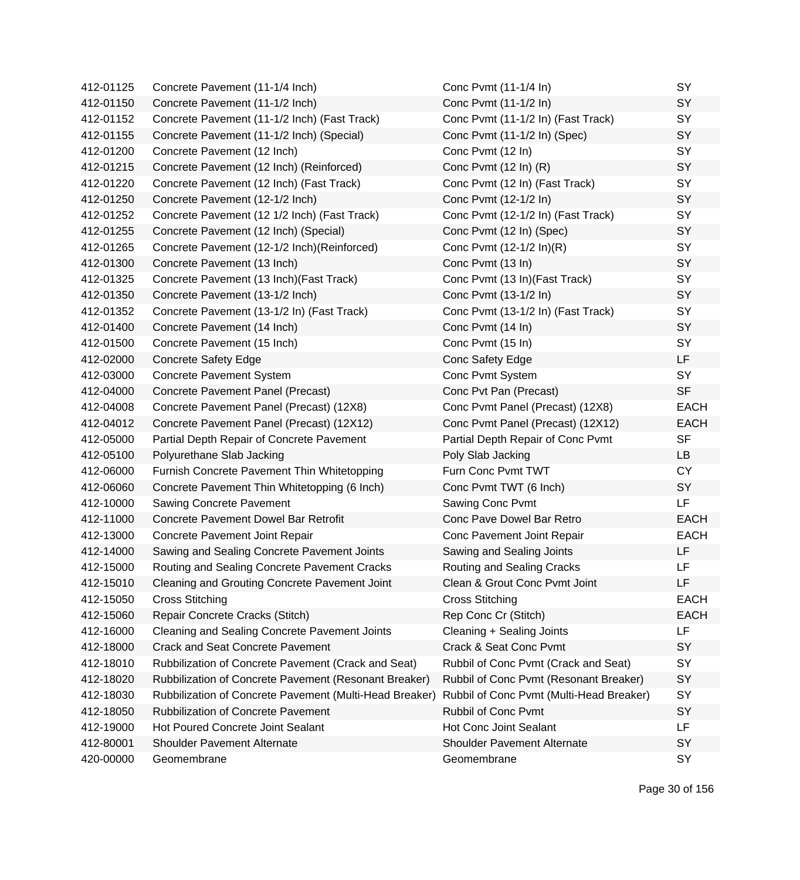| | | | |
|---|---|---|---|
| 412-01125 | Concrete Pavement (11-1/4 Inch) | Conc Pvmt (11-1/4 In) | SY |
| 412-01150 | Concrete Pavement (11-1/2 Inch) | Conc Pvmt (11-1/2 In) | SY |
| 412-01152 | Concrete Pavement (11-1/2 Inch) (Fast Track) | Conc Pvmt (11-1/2 In) (Fast Track) | SY |
| 412-01155 | Concrete Pavement (11-1/2 Inch) (Special) | Conc Pvmt (11-1/2 In) (Spec) | SY |
| 412-01200 | Concrete Pavement (12 Inch) | Conc Pvmt (12 In) | SY |
| 412-01215 | Concrete Pavement (12 Inch) (Reinforced) | Conc Pvmt (12 In) (R) | SY |
| 412-01220 | Concrete Pavement (12 Inch) (Fast Track) | Conc Pvmt (12 In) (Fast Track) | SY |
| 412-01250 | Concrete Pavement (12-1/2 Inch) | Conc Pvmt (12-1/2 In) | SY |
| 412-01252 | Concrete Pavement (12 1/2 Inch) (Fast Track) | Conc Pvmt (12-1/2 In) (Fast Track) | SY |
| 412-01255 | Concrete Pavement (12 Inch) (Special) | Conc Pvmt (12 In) (Spec) | SY |
| 412-01265 | Concrete Pavement (12-1/2 Inch)(Reinforced) | Conc Pvmt (12-1/2 In)(R) | SY |
| 412-01300 | Concrete Pavement (13 Inch) | Conc Pvmt (13 In) | SY |
| 412-01325 | Concrete Pavement (13 Inch)(Fast Track) | Conc Pvmt (13 In)(Fast Track) | SY |
| 412-01350 | Concrete Pavement (13-1/2 Inch) | Conc Pvmt (13-1/2 In) | SY |
| 412-01352 | Concrete Pavement (13-1/2 In) (Fast Track) | Conc Pvmt (13-1/2 In) (Fast Track) | SY |
| 412-01400 | Concrete Pavement (14 Inch) | Conc Pvmt (14 In) | SY |
| 412-01500 | Concrete Pavement (15 Inch) | Conc Pvmt (15 In) | SY |
| 412-02000 | Concrete Safety Edge | Conc Safety Edge | LF |
| 412-03000 | Concrete Pavement System | Conc Pvmt System | SY |
| 412-04000 | Concrete Pavement Panel (Precast) | Conc Pvt Pan (Precast) | SF |
| 412-04008 | Concrete Pavement Panel (Precast) (12X8) | Conc Pvmt Panel (Precast) (12X8) | EACH |
| 412-04012 | Concrete Pavement Panel (Precast) (12X12) | Conc Pvmt Panel (Precast) (12X12) | EACH |
| 412-05000 | Partial Depth Repair of Concrete Pavement | Partial Depth Repair of Conc Pvmt | SF |
| 412-05100 | Polyurethane Slab Jacking | Poly Slab Jacking | LB |
| 412-06000 | Furnish Concrete Pavement Thin Whitetopping | Furn Conc Pvmt TWT | CY |
| 412-06060 | Concrete Pavement Thin Whitetopping (6 Inch) | Conc Pvmt TWT (6 Inch) | SY |
| 412-10000 | Sawing Concrete Pavement | Sawing Conc Pvmt | LF |
| 412-11000 | Concrete Pavement Dowel Bar Retrofit | Conc Pave Dowel Bar Retro | EACH |
| 412-13000 | Concrete Pavement Joint Repair | Conc Pavement Joint Repair | EACH |
| 412-14000 | Sawing and Sealing Concrete Pavement Joints | Sawing and Sealing Joints | LF |
| 412-15000 | Routing and Sealing Concrete Pavement Cracks | Routing and Sealing Cracks | LF |
| 412-15010 | Cleaning and Grouting Concrete Pavement Joint | Clean & Grout Conc Pvmt Joint | LF |
| 412-15050 | Cross Stitching | Cross Stitching | EACH |
| 412-15060 | Repair Concrete Cracks (Stitch) | Rep Conc Cr (Stitch) | EACH |
| 412-16000 | Cleaning and Sealing Concrete Pavement Joints | Cleaning + Sealing Joints | LF |
| 412-18000 | Crack and Seat Concrete Pavement | Crack & Seat Conc Pvmt | SY |
| 412-18010 | Rubbilization of Concrete Pavement (Crack and Seat) | Rubbil of Conc Pvmt (Crack and Seat) | SY |
| 412-18020 | Rubbilization of Concrete Pavement (Resonant Breaker) | Rubbil of Conc Pvmt (Resonant Breaker) | SY |
| 412-18030 | Rubbilization of Concrete Pavement (Multi-Head Breaker) | Rubbil of Conc Pvmt (Multi-Head Breaker) | SY |
| 412-18050 | Rubbilization of Concrete Pavement | Rubbil of Conc Pvmt | SY |
| 412-19000 | Hot Poured Concrete Joint Sealant | Hot Conc Joint Sealant | LF |
| 412-80001 | Shoulder Pavement Alternate | Shoulder Pavement Alternate | SY |
| 420-00000 | Geomembrane | Geomembrane | SY |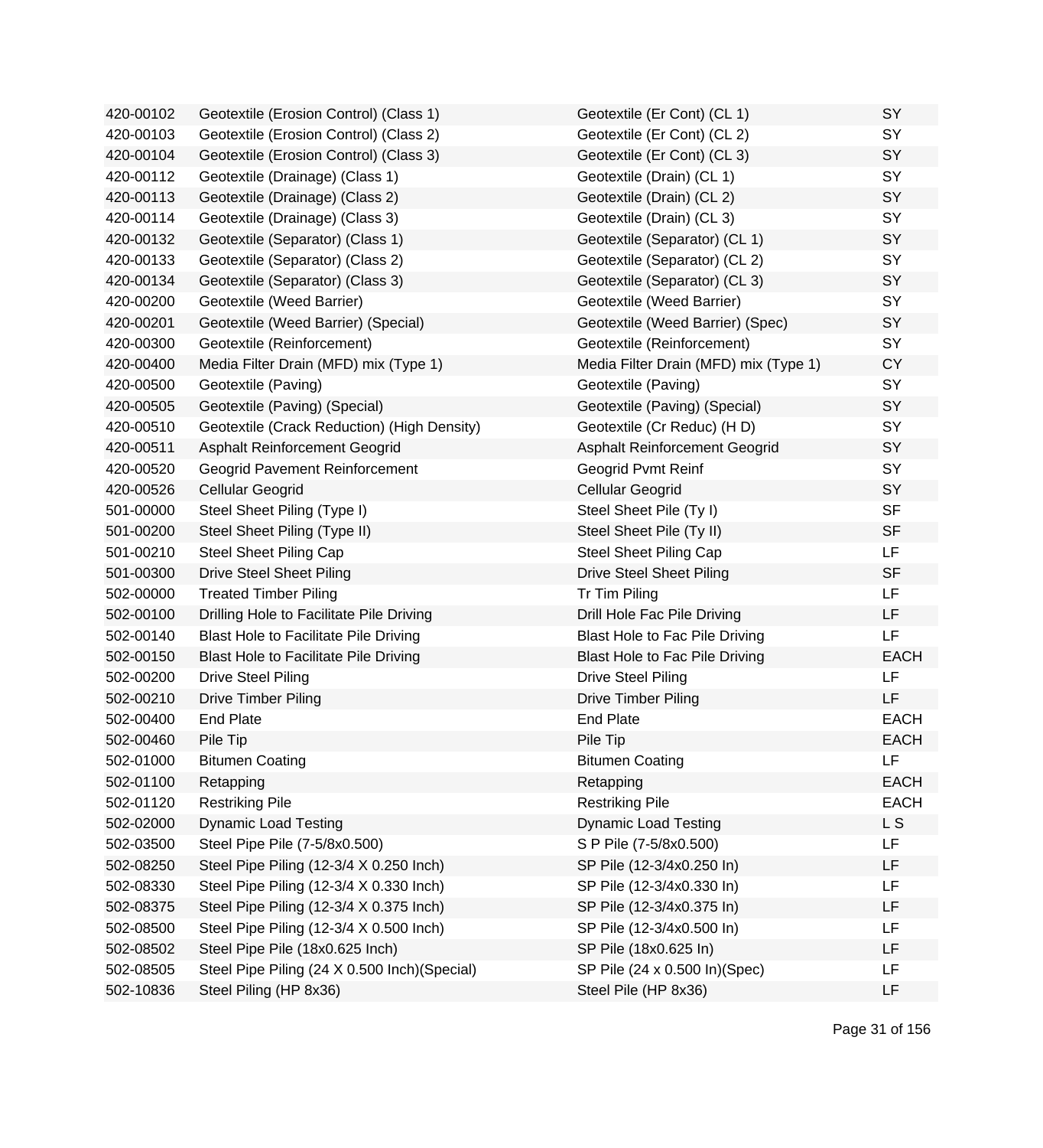| | | | |
|---|---|---|---|
| 420-00102 | Geotextile (Erosion Control) (Class 1) | Geotextile (Er Cont) (CL 1) | SY |
| 420-00103 | Geotextile (Erosion Control) (Class 2) | Geotextile (Er Cont) (CL 2) | SY |
| 420-00104 | Geotextile (Erosion Control) (Class 3) | Geotextile (Er Cont) (CL 3) | SY |
| 420-00112 | Geotextile (Drainage) (Class 1) | Geotextile (Drain) (CL 1) | SY |
| 420-00113 | Geotextile (Drainage) (Class 2) | Geotextile (Drain) (CL 2) | SY |
| 420-00114 | Geotextile (Drainage) (Class 3) | Geotextile (Drain) (CL 3) | SY |
| 420-00132 | Geotextile (Separator) (Class 1) | Geotextile (Separator) (CL 1) | SY |
| 420-00133 | Geotextile (Separator) (Class 2) | Geotextile (Separator) (CL 2) | SY |
| 420-00134 | Geotextile (Separator) (Class 3) | Geotextile (Separator) (CL 3) | SY |
| 420-00200 | Geotextile (Weed Barrier) | Geotextile (Weed Barrier) | SY |
| 420-00201 | Geotextile (Weed Barrier) (Special) | Geotextile (Weed Barrier) (Spec) | SY |
| 420-00300 | Geotextile (Reinforcement) | Geotextile (Reinforcement) | SY |
| 420-00400 | Media Filter Drain (MFD) mix (Type 1) | Media Filter Drain (MFD) mix (Type 1) | CY |
| 420-00500 | Geotextile (Paving) | Geotextile (Paving) | SY |
| 420-00505 | Geotextile (Paving) (Special) | Geotextile (Paving) (Special) | SY |
| 420-00510 | Geotextile (Crack Reduction) (High Density) | Geotextile (Cr Reduc) (H D) | SY |
| 420-00511 | Asphalt Reinforcement Geogrid | Asphalt Reinforcement Geogrid | SY |
| 420-00520 | Geogrid Pavement Reinforcement | Geogrid Pvmt Reinf | SY |
| 420-00526 | Cellular Geogrid | Cellular Geogrid | SY |
| 501-00000 | Steel Sheet Piling (Type I) | Steel Sheet Pile (Ty I) | SF |
| 501-00200 | Steel Sheet Piling (Type II) | Steel Sheet Pile (Ty II) | SF |
| 501-00210 | Steel Sheet Piling Cap | Steel Sheet Piling Cap | LF |
| 501-00300 | Drive Steel Sheet Piling | Drive Steel Sheet Piling | SF |
| 502-00000 | Treated Timber Piling | Tr Tim Piling | LF |
| 502-00100 | Drilling Hole to Facilitate Pile Driving | Drill Hole Fac Pile Driving | LF |
| 502-00140 | Blast Hole to Facilitate Pile Driving | Blast Hole to Fac Pile Driving | LF |
| 502-00150 | Blast Hole to Facilitate Pile Driving | Blast Hole to Fac Pile Driving | EACH |
| 502-00200 | Drive Steel Piling | Drive Steel Piling | LF |
| 502-00210 | Drive Timber Piling | Drive Timber Piling | LF |
| 502-00400 | End Plate | End Plate | EACH |
| 502-00460 | Pile Tip | Pile Tip | EACH |
| 502-01000 | Bitumen Coating | Bitumen Coating | LF |
| 502-01100 | Retapping | Retapping | EACH |
| 502-01120 | Restriking Pile | Restriking Pile | EACH |
| 502-02000 | Dynamic Load Testing | Dynamic Load Testing | L S |
| 502-03500 | Steel Pipe Pile (7-5/8x0.500) | S P Pile (7-5/8x0.500) | LF |
| 502-08250 | Steel Pipe Piling (12-3/4 X 0.250 Inch) | SP Pile (12-3/4x0.250 In) | LF |
| 502-08330 | Steel Pipe Piling (12-3/4 X 0.330 Inch) | SP Pile (12-3/4x0.330 In) | LF |
| 502-08375 | Steel Pipe Piling (12-3/4 X 0.375 Inch) | SP Pile (12-3/4x0.375 In) | LF |
| 502-08500 | Steel Pipe Piling (12-3/4 X 0.500 Inch) | SP Pile (12-3/4x0.500 In) | LF |
| 502-08502 | Steel Pipe Pile (18x0.625 Inch) | SP Pile (18x0.625 In) | LF |
| 502-08505 | Steel Pipe Piling (24 X 0.500 Inch)(Special) | SP Pile (24 x 0.500 In)(Spec) | LF |
| 502-10836 | Steel Piling (HP 8x36) | Steel Pile (HP 8x36) | LF |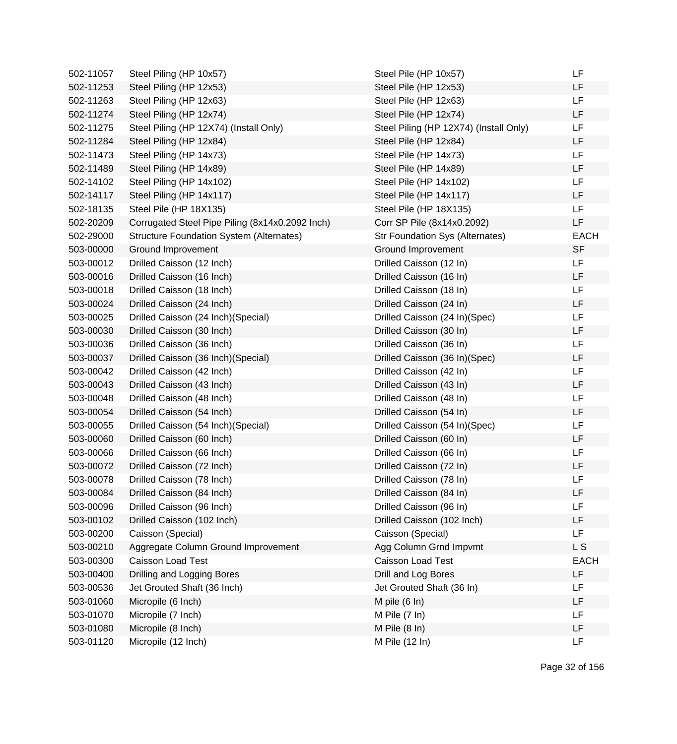| | | | |
|---|---|---|---|
| 502-11057 | Steel Piling (HP 10x57) | Steel Pile (HP 10x57) | LF |
| 502-11253 | Steel Piling (HP 12x53) | Steel Pile (HP 12x53) | LF |
| 502-11263 | Steel Piling (HP 12x63) | Steel Pile (HP 12x63) | LF |
| 502-11274 | Steel Piling (HP 12x74) | Steel Pile (HP 12x74) | LF |
| 502-11275 | Steel Piling (HP 12X74) (Install Only) | Steel Piling (HP 12X74) (Install Only) | LF |
| 502-11284 | Steel Piling (HP 12x84) | Steel Pile (HP 12x84) | LF |
| 502-11473 | Steel Piling (HP 14x73) | Steel Pile (HP 14x73) | LF |
| 502-11489 | Steel Piling (HP 14x89) | Steel Pile (HP 14x89) | LF |
| 502-14102 | Steel Piling (HP 14x102) | Steel Pile (HP 14x102) | LF |
| 502-14117 | Steel Piling (HP 14x117) | Steel Pile (HP 14x117) | LF |
| 502-18135 | Steel Pile (HP 18X135) | Steel Pile (HP 18X135) | LF |
| 502-20209 | Corrugated Steel Pipe Piling (8x14x0.2092 Inch) | Corr SP Pile (8x14x0.2092) | LF |
| 502-29000 | Structure Foundation System (Alternates) | Str Foundation Sys (Alternates) | EACH |
| 503-00000 | Ground Improvement | Ground Improvement | SF |
| 503-00012 | Drilled Caisson (12 Inch) | Drilled Caisson (12 In) | LF |
| 503-00016 | Drilled Caisson (16 Inch) | Drilled Caisson (16 In) | LF |
| 503-00018 | Drilled Caisson (18 Inch) | Drilled Caisson (18 In) | LF |
| 503-00024 | Drilled Caisson (24 Inch) | Drilled Caisson (24 In) | LF |
| 503-00025 | Drilled Caisson (24 Inch)(Special) | Drilled Caisson (24 In)(Spec) | LF |
| 503-00030 | Drilled Caisson (30 Inch) | Drilled Caisson (30 In) | LF |
| 503-00036 | Drilled Caisson (36 Inch) | Drilled Caisson (36 In) | LF |
| 503-00037 | Drilled Caisson (36 Inch)(Special) | Drilled Caisson (36 In)(Spec) | LF |
| 503-00042 | Drilled Caisson (42 Inch) | Drilled Caisson (42 In) | LF |
| 503-00043 | Drilled Caisson (43 Inch) | Drilled Caisson (43 In) | LF |
| 503-00048 | Drilled Caisson (48 Inch) | Drilled Caisson (48 In) | LF |
| 503-00054 | Drilled Caisson (54 Inch) | Drilled Caisson (54 In) | LF |
| 503-00055 | Drilled Caisson (54 Inch)(Special) | Drilled Caisson (54 In)(Spec) | LF |
| 503-00060 | Drilled Caisson (60 Inch) | Drilled Caisson (60 In) | LF |
| 503-00066 | Drilled Caisson (66 Inch) | Drilled Caisson (66 In) | LF |
| 503-00072 | Drilled Caisson (72 Inch) | Drilled Caisson (72 In) | LF |
| 503-00078 | Drilled Caisson (78 Inch) | Drilled Caisson (78 In) | LF |
| 503-00084 | Drilled Caisson (84 Inch) | Drilled Caisson (84 In) | LF |
| 503-00096 | Drilled Caisson (96 Inch) | Drilled Caisson (96 In) | LF |
| 503-00102 | Drilled Caisson (102 Inch) | Drilled Caisson (102 Inch) | LF |
| 503-00200 | Caisson (Special) | Caisson (Special) | LF |
| 503-00210 | Aggregate Column Ground Improvement | Agg Column Grnd Impvmt | L S |
| 503-00300 | Caisson Load Test | Caisson Load Test | EACH |
| 503-00400 | Drilling and Logging Bores | Drill and Log Bores | LF |
| 503-00536 | Jet Grouted Shaft (36 Inch) | Jet Grouted Shaft (36 In) | LF |
| 503-01060 | Micropile (6 Inch) | M pile (6 In) | LF |
| 503-01070 | Micropile (7 Inch) | M Pile (7 In) | LF |
| 503-01080 | Micropile (8 Inch) | M Pile (8 In) | LF |
| 503-01120 | Micropile (12 Inch) | M Pile (12 In) | LF |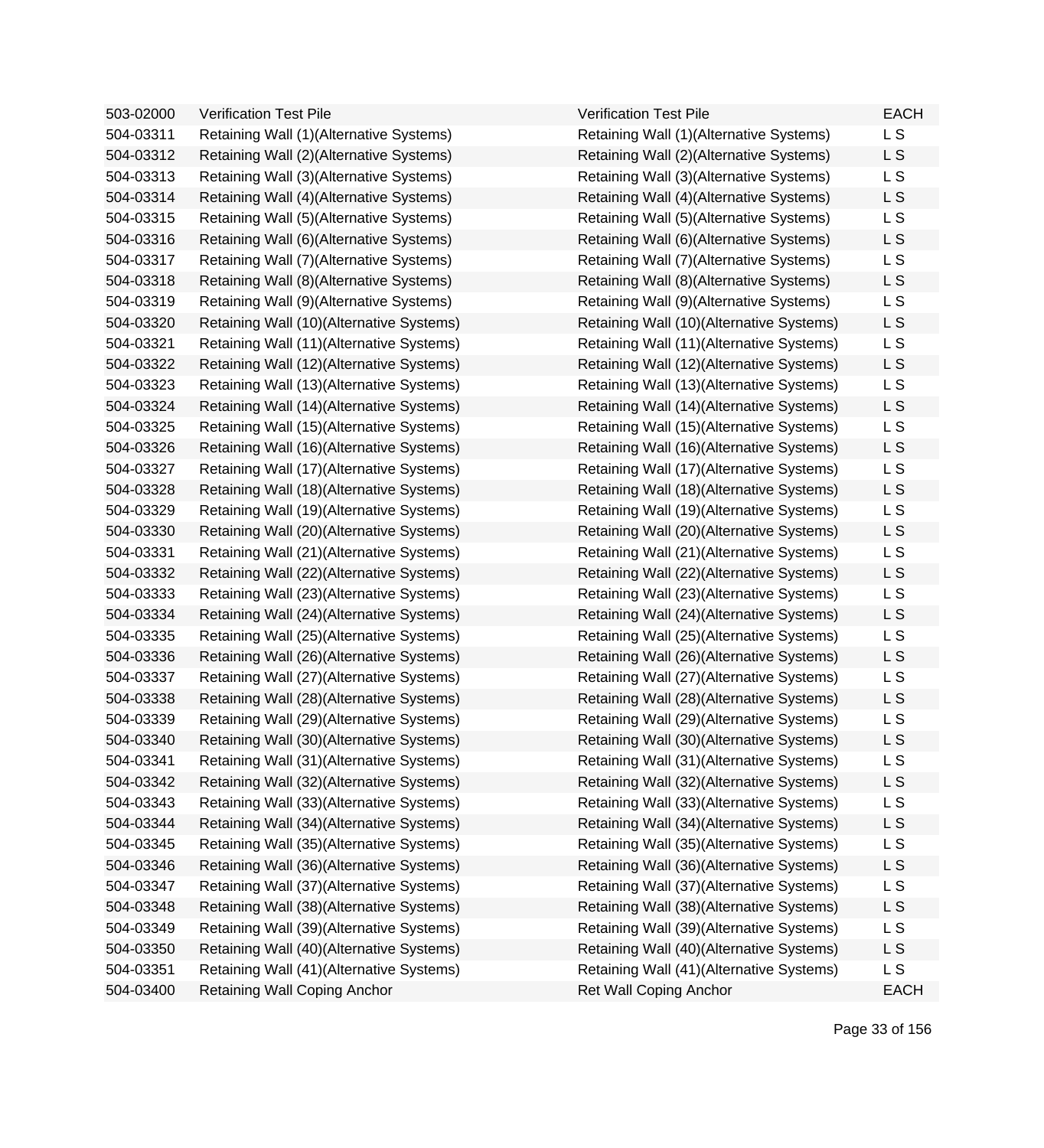| | | | |
|---|---|---|---|
| 503-02000 | Verification Test Pile | Verification Test Pile | EACH |
| 504-03311 | Retaining Wall (1)(Alternative Systems) | Retaining Wall (1)(Alternative Systems) | L S |
| 504-03312 | Retaining Wall (2)(Alternative Systems) | Retaining Wall (2)(Alternative Systems) | L S |
| 504-03313 | Retaining Wall (3)(Alternative Systems) | Retaining Wall (3)(Alternative Systems) | L S |
| 504-03314 | Retaining Wall (4)(Alternative Systems) | Retaining Wall (4)(Alternative Systems) | L S |
| 504-03315 | Retaining Wall (5)(Alternative Systems) | Retaining Wall (5)(Alternative Systems) | L S |
| 504-03316 | Retaining Wall (6)(Alternative Systems) | Retaining Wall (6)(Alternative Systems) | L S |
| 504-03317 | Retaining Wall (7)(Alternative Systems) | Retaining Wall (7)(Alternative Systems) | L S |
| 504-03318 | Retaining Wall (8)(Alternative Systems) | Retaining Wall (8)(Alternative Systems) | L S |
| 504-03319 | Retaining Wall (9)(Alternative Systems) | Retaining Wall (9)(Alternative Systems) | L S |
| 504-03320 | Retaining Wall (10)(Alternative Systems) | Retaining Wall (10)(Alternative Systems) | L S |
| 504-03321 | Retaining Wall (11)(Alternative Systems) | Retaining Wall (11)(Alternative Systems) | L S |
| 504-03322 | Retaining Wall (12)(Alternative Systems) | Retaining Wall (12)(Alternative Systems) | L S |
| 504-03323 | Retaining Wall (13)(Alternative Systems) | Retaining Wall (13)(Alternative Systems) | L S |
| 504-03324 | Retaining Wall (14)(Alternative Systems) | Retaining Wall (14)(Alternative Systems) | L S |
| 504-03325 | Retaining Wall (15)(Alternative Systems) | Retaining Wall (15)(Alternative Systems) | L S |
| 504-03326 | Retaining Wall (16)(Alternative Systems) | Retaining Wall (16)(Alternative Systems) | L S |
| 504-03327 | Retaining Wall (17)(Alternative Systems) | Retaining Wall (17)(Alternative Systems) | L S |
| 504-03328 | Retaining Wall (18)(Alternative Systems) | Retaining Wall (18)(Alternative Systems) | L S |
| 504-03329 | Retaining Wall (19)(Alternative Systems) | Retaining Wall (19)(Alternative Systems) | L S |
| 504-03330 | Retaining Wall (20)(Alternative Systems) | Retaining Wall (20)(Alternative Systems) | L S |
| 504-03331 | Retaining Wall (21)(Alternative Systems) | Retaining Wall (21)(Alternative Systems) | L S |
| 504-03332 | Retaining Wall (22)(Alternative Systems) | Retaining Wall (22)(Alternative Systems) | L S |
| 504-03333 | Retaining Wall (23)(Alternative Systems) | Retaining Wall (23)(Alternative Systems) | L S |
| 504-03334 | Retaining Wall (24)(Alternative Systems) | Retaining Wall (24)(Alternative Systems) | L S |
| 504-03335 | Retaining Wall (25)(Alternative Systems) | Retaining Wall (25)(Alternative Systems) | L S |
| 504-03336 | Retaining Wall (26)(Alternative Systems) | Retaining Wall (26)(Alternative Systems) | L S |
| 504-03337 | Retaining Wall (27)(Alternative Systems) | Retaining Wall (27)(Alternative Systems) | L S |
| 504-03338 | Retaining Wall (28)(Alternative Systems) | Retaining Wall (28)(Alternative Systems) | L S |
| 504-03339 | Retaining Wall (29)(Alternative Systems) | Retaining Wall (29)(Alternative Systems) | L S |
| 504-03340 | Retaining Wall (30)(Alternative Systems) | Retaining Wall (30)(Alternative Systems) | L S |
| 504-03341 | Retaining Wall (31)(Alternative Systems) | Retaining Wall (31)(Alternative Systems) | L S |
| 504-03342 | Retaining Wall (32)(Alternative Systems) | Retaining Wall (32)(Alternative Systems) | L S |
| 504-03343 | Retaining Wall (33)(Alternative Systems) | Retaining Wall (33)(Alternative Systems) | L S |
| 504-03344 | Retaining Wall (34)(Alternative Systems) | Retaining Wall (34)(Alternative Systems) | L S |
| 504-03345 | Retaining Wall (35)(Alternative Systems) | Retaining Wall (35)(Alternative Systems) | L S |
| 504-03346 | Retaining Wall (36)(Alternative Systems) | Retaining Wall (36)(Alternative Systems) | L S |
| 504-03347 | Retaining Wall (37)(Alternative Systems) | Retaining Wall (37)(Alternative Systems) | L S |
| 504-03348 | Retaining Wall (38)(Alternative Systems) | Retaining Wall (38)(Alternative Systems) | L S |
| 504-03349 | Retaining Wall (39)(Alternative Systems) | Retaining Wall (39)(Alternative Systems) | L S |
| 504-03350 | Retaining Wall (40)(Alternative Systems) | Retaining Wall (40)(Alternative Systems) | L S |
| 504-03351 | Retaining Wall (41)(Alternative Systems) | Retaining Wall (41)(Alternative Systems) | L S |
| 504-03400 | Retaining Wall Coping Anchor | Ret Wall Coping Anchor | EACH |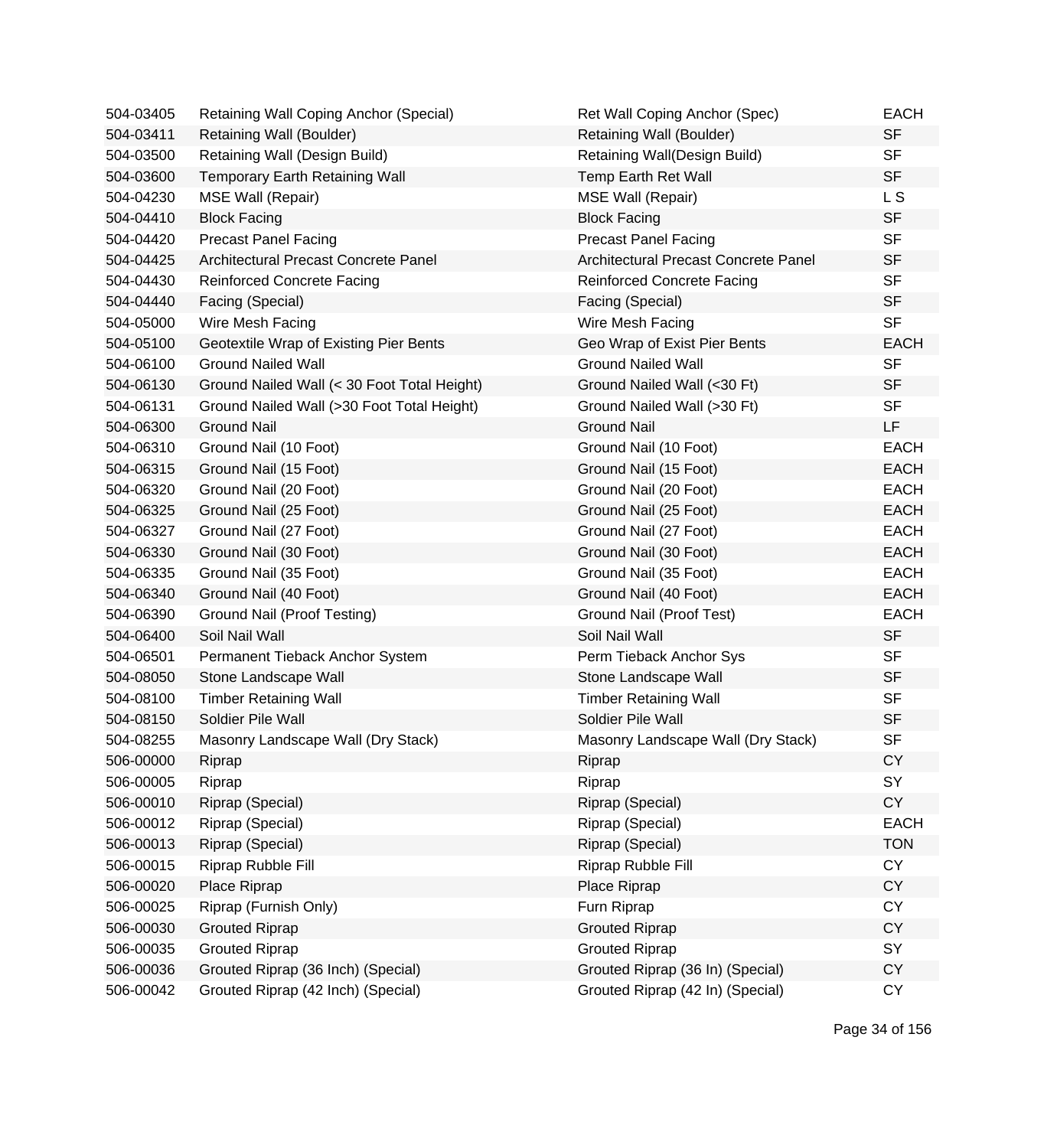| | | | |
|---|---|---|---|
| 504-03405 | Retaining Wall Coping Anchor (Special) | Ret Wall Coping Anchor (Spec) | EACH |
| 504-03411 | Retaining Wall (Boulder) | Retaining Wall (Boulder) | SF |
| 504-03500 | Retaining Wall (Design Build) | Retaining Wall(Design Build) | SF |
| 504-03600 | Temporary Earth Retaining Wall | Temp Earth Ret Wall | SF |
| 504-04230 | MSE Wall (Repair) | MSE Wall (Repair) | L S |
| 504-04410 | Block Facing | Block Facing | SF |
| 504-04420 | Precast Panel Facing | Precast Panel Facing | SF |
| 504-04425 | Architectural Precast Concrete Panel | Architectural Precast Concrete Panel | SF |
| 504-04430 | Reinforced Concrete Facing | Reinforced Concrete Facing | SF |
| 504-04440 | Facing (Special) | Facing (Special) | SF |
| 504-05000 | Wire Mesh Facing | Wire Mesh Facing | SF |
| 504-05100 | Geotextile Wrap of Existing Pier Bents | Geo Wrap of Exist Pier Bents | EACH |
| 504-06100 | Ground Nailed Wall | Ground Nailed Wall | SF |
| 504-06130 | Ground Nailed Wall (< 30 Foot Total Height) | Ground Nailed Wall (<30 Ft) | SF |
| 504-06131 | Ground Nailed Wall (>30 Foot Total Height) | Ground Nailed Wall (>30 Ft) | SF |
| 504-06300 | Ground Nail | Ground Nail | LF |
| 504-06310 | Ground Nail (10 Foot) | Ground Nail (10 Foot) | EACH |
| 504-06315 | Ground Nail (15 Foot) | Ground Nail (15 Foot) | EACH |
| 504-06320 | Ground Nail (20 Foot) | Ground Nail (20 Foot) | EACH |
| 504-06325 | Ground Nail (25 Foot) | Ground Nail (25 Foot) | EACH |
| 504-06327 | Ground Nail (27 Foot) | Ground Nail (27 Foot) | EACH |
| 504-06330 | Ground Nail (30 Foot) | Ground Nail (30 Foot) | EACH |
| 504-06335 | Ground Nail (35 Foot) | Ground Nail (35 Foot) | EACH |
| 504-06340 | Ground Nail (40 Foot) | Ground Nail (40 Foot) | EACH |
| 504-06390 | Ground Nail (Proof Testing) | Ground Nail (Proof Test) | EACH |
| 504-06400 | Soil Nail Wall | Soil Nail Wall | SF |
| 504-06501 | Permanent Tieback Anchor System | Perm Tieback Anchor Sys | SF |
| 504-08050 | Stone Landscape Wall | Stone Landscape Wall | SF |
| 504-08100 | Timber Retaining Wall | Timber Retaining Wall | SF |
| 504-08150 | Soldier Pile Wall | Soldier Pile Wall | SF |
| 504-08255 | Masonry Landscape Wall (Dry Stack) | Masonry Landscape Wall (Dry Stack) | SF |
| 506-00000 | Riprap | Riprap | CY |
| 506-00005 | Riprap | Riprap | SY |
| 506-00010 | Riprap (Special) | Riprap (Special) | CY |
| 506-00012 | Riprap (Special) | Riprap (Special) | EACH |
| 506-00013 | Riprap (Special) | Riprap (Special) | TON |
| 506-00015 | Riprap Rubble Fill | Riprap Rubble Fill | CY |
| 506-00020 | Place Riprap | Place Riprap | CY |
| 506-00025 | Riprap (Furnish Only) | Furn Riprap | CY |
| 506-00030 | Grouted Riprap | Grouted Riprap | CY |
| 506-00035 | Grouted Riprap | Grouted Riprap | SY |
| 506-00036 | Grouted Riprap (36 Inch) (Special) | Grouted Riprap (36 In) (Special) | CY |
| 506-00042 | Grouted Riprap (42 Inch) (Special) | Grouted Riprap (42 In) (Special) | CY |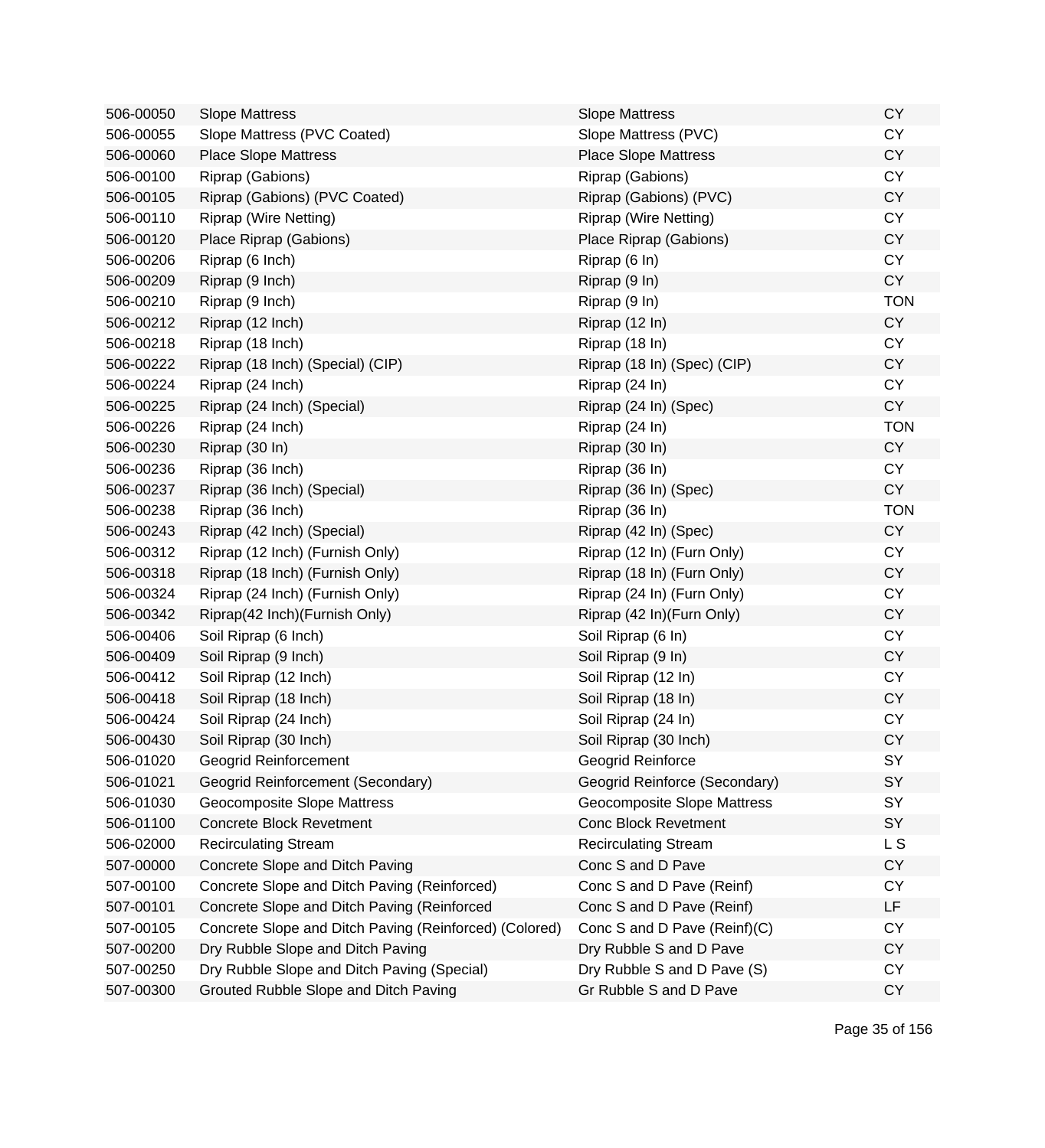| | | | |
|---|---|---|---|
| 506-00050 | Slope Mattress | Slope Mattress | CY |
| 506-00055 | Slope Mattress (PVC Coated) | Slope Mattress (PVC) | CY |
| 506-00060 | Place Slope Mattress | Place Slope Mattress | CY |
| 506-00100 | Riprap (Gabions) | Riprap (Gabions) | CY |
| 506-00105 | Riprap (Gabions) (PVC Coated) | Riprap (Gabions) (PVC) | CY |
| 506-00110 | Riprap (Wire Netting) | Riprap (Wire Netting) | CY |
| 506-00120 | Place Riprap (Gabions) | Place Riprap (Gabions) | CY |
| 506-00206 | Riprap (6 Inch) | Riprap (6 In) | CY |
| 506-00209 | Riprap (9 Inch) | Riprap (9 In) | CY |
| 506-00210 | Riprap (9 Inch) | Riprap (9 In) | TON |
| 506-00212 | Riprap (12 Inch) | Riprap (12 In) | CY |
| 506-00218 | Riprap (18 Inch) | Riprap (18 In) | CY |
| 506-00222 | Riprap (18 Inch) (Special) (CIP) | Riprap (18 In) (Spec) (CIP) | CY |
| 506-00224 | Riprap (24 Inch) | Riprap (24 In) | CY |
| 506-00225 | Riprap (24 Inch) (Special) | Riprap (24 In) (Spec) | CY |
| 506-00226 | Riprap (24 Inch) | Riprap (24 In) | TON |
| 506-00230 | Riprap (30 In) | Riprap (30 In) | CY |
| 506-00236 | Riprap (36 Inch) | Riprap (36 In) | CY |
| 506-00237 | Riprap (36 Inch) (Special) | Riprap (36 In) (Spec) | CY |
| 506-00238 | Riprap (36 Inch) | Riprap (36 In) | TON |
| 506-00243 | Riprap (42 Inch) (Special) | Riprap (42 In) (Spec) | CY |
| 506-00312 | Riprap (12 Inch) (Furnish Only) | Riprap (12 In) (Furn Only) | CY |
| 506-00318 | Riprap (18 Inch) (Furnish Only) | Riprap (18 In) (Furn Only) | CY |
| 506-00324 | Riprap (24 Inch) (Furnish Only) | Riprap (24 In) (Furn Only) | CY |
| 506-00342 | Riprap(42 Inch)(Furnish Only) | Riprap (42 In)(Furn Only) | CY |
| 506-00406 | Soil Riprap (6 Inch) | Soil Riprap (6 In) | CY |
| 506-00409 | Soil Riprap (9 Inch) | Soil Riprap (9 In) | CY |
| 506-00412 | Soil Riprap (12 Inch) | Soil Riprap (12 In) | CY |
| 506-00418 | Soil Riprap (18 Inch) | Soil Riprap (18 In) | CY |
| 506-00424 | Soil Riprap (24 Inch) | Soil Riprap (24 In) | CY |
| 506-00430 | Soil Riprap (30 Inch) | Soil Riprap (30 Inch) | CY |
| 506-01020 | Geogrid Reinforcement | Geogrid Reinforce | SY |
| 506-01021 | Geogrid Reinforcement (Secondary) | Geogrid Reinforce (Secondary) | SY |
| 506-01030 | Geocomposite Slope Mattress | Geocomposite Slope Mattress | SY |
| 506-01100 | Concrete Block Revetment | Conc Block Revetment | SY |
| 506-02000 | Recirculating Stream | Recirculating Stream | L S |
| 507-00000 | Concrete Slope and Ditch Paving | Conc S and D Pave | CY |
| 507-00100 | Concrete Slope and Ditch Paving (Reinforced) | Conc S and D Pave (Reinf) | CY |
| 507-00101 | Concrete Slope and Ditch Paving (Reinforced | Conc S and D Pave (Reinf) | LF |
| 507-00105 | Concrete Slope and Ditch Paving (Reinforced) (Colored) | Conc S and D Pave (Reinf)(C) | CY |
| 507-00200 | Dry Rubble Slope and Ditch Paving | Dry Rubble S and D Pave | CY |
| 507-00250 | Dry Rubble Slope and Ditch Paving (Special) | Dry Rubble S and D Pave (S) | CY |
| 507-00300 | Grouted Rubble Slope and Ditch Paving | Gr Rubble S and D Pave | CY |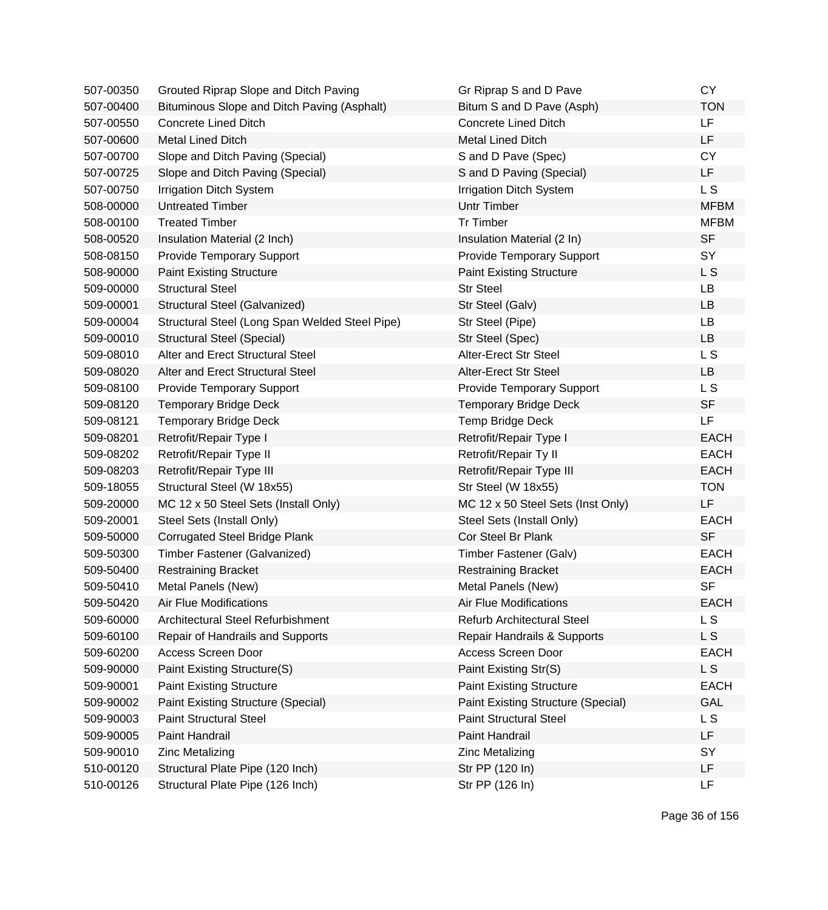| | | | |
|---|---|---|---|
| 507-00350 | Grouted Riprap Slope and Ditch Paving | Gr Riprap S and D Pave | CY |
| 507-00400 | Bituminous Slope and Ditch Paving (Asphalt) | Bitum S and D Pave (Asph) | TON |
| 507-00550 | Concrete Lined Ditch | Concrete Lined Ditch | LF |
| 507-00600 | Metal Lined Ditch | Metal Lined Ditch | LF |
| 507-00700 | Slope and Ditch Paving (Special) | S and D Pave (Spec) | CY |
| 507-00725 | Slope and Ditch Paving (Special) | S and D Paving (Special) | LF |
| 507-00750 | Irrigation Ditch System | Irrigation Ditch System | L S |
| 508-00000 | Untreated Timber | Untr Timber | MFBM |
| 508-00100 | Treated Timber | Tr Timber | MFBM |
| 508-00520 | Insulation Material (2 Inch) | Insulation Material (2 In) | SF |
| 508-08150 | Provide Temporary Support | Provide Temporary Support | SY |
| 508-90000 | Paint Existing Structure | Paint Existing Structure | L S |
| 509-00000 | Structural Steel | Str Steel | LB |
| 509-00001 | Structural Steel (Galvanized) | Str Steel (Galv) | LB |
| 509-00004 | Structural Steel (Long Span Welded Steel Pipe) | Str Steel (Pipe) | LB |
| 509-00010 | Structural Steel (Special) | Str Steel (Spec) | LB |
| 509-08010 | Alter and Erect Structural Steel | Alter-Erect Str Steel | L S |
| 509-08020 | Alter and Erect Structural Steel | Alter-Erect Str Steel | LB |
| 509-08100 | Provide Temporary Support | Provide Temporary Support | L S |
| 509-08120 | Temporary Bridge Deck | Temporary Bridge Deck | SF |
| 509-08121 | Temporary Bridge Deck | Temp Bridge Deck | LF |
| 509-08201 | Retrofit/Repair Type I | Retrofit/Repair Type I | EACH |
| 509-08202 | Retrofit/Repair Type II | Retrofit/Repair Ty II | EACH |
| 509-08203 | Retrofit/Repair Type III | Retrofit/Repair Type III | EACH |
| 509-18055 | Structural Steel (W 18x55) | Str Steel (W 18x55) | TON |
| 509-20000 | MC 12 x 50 Steel Sets (Install Only) | MC 12 x 50 Steel Sets (Inst Only) | LF |
| 509-20001 | Steel Sets (Install Only) | Steel Sets (Install Only) | EACH |
| 509-50000 | Corrugated Steel Bridge Plank | Cor Steel Br Plank | SF |
| 509-50300 | Timber Fastener (Galvanized) | Timber Fastener (Galv) | EACH |
| 509-50400 | Restraining Bracket | Restraining Bracket | EACH |
| 509-50410 | Metal Panels (New) | Metal Panels (New) | SF |
| 509-50420 | Air Flue Modifications | Air Flue Modifications | EACH |
| 509-60000 | Architectural Steel Refurbishment | Refurb Architectural Steel | L S |
| 509-60100 | Repair of Handrails and Supports | Repair Handrails & Supports | L S |
| 509-60200 | Access Screen Door | Access Screen Door | EACH |
| 509-90000 | Paint Existing Structure(S) | Paint Existing Str(S) | L S |
| 509-90001 | Paint Existing Structure | Paint Existing Structure | EACH |
| 509-90002 | Paint Existing Structure (Special) | Paint Existing Structure (Special) | GAL |
| 509-90003 | Paint Structural Steel | Paint Structural Steel | L S |
| 509-90005 | Paint Handrail | Paint Handrail | LF |
| 509-90010 | Zinc Metalizing | Zinc Metalizing | SY |
| 510-00120 | Structural Plate Pipe (120 Inch) | Str PP (120 In) | LF |
| 510-00126 | Structural Plate Pipe (126 Inch) | Str PP (126 In) | LF |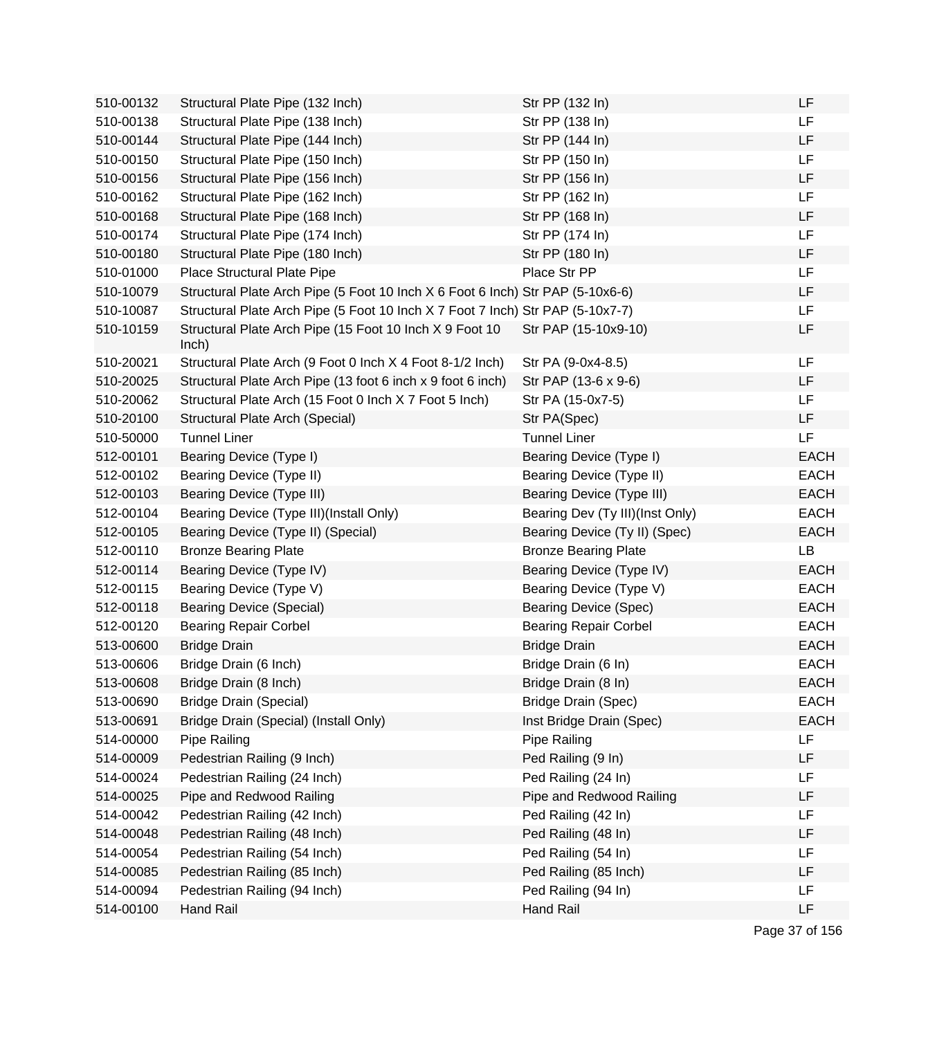| | | | |
|---|---|---|---|
| 510-00132 | Structural Plate Pipe (132 Inch) | Str PP (132 In) | LF |
| 510-00138 | Structural Plate Pipe (138 Inch) | Str PP (138 In) | LF |
| 510-00144 | Structural Plate Pipe (144 Inch) | Str PP (144 In) | LF |
| 510-00150 | Structural Plate Pipe (150 Inch) | Str PP (150 In) | LF |
| 510-00156 | Structural Plate Pipe (156 Inch) | Str PP (156 In) | LF |
| 510-00162 | Structural Plate Pipe (162 Inch) | Str PP (162 In) | LF |
| 510-00168 | Structural Plate Pipe (168 Inch) | Str PP (168 In) | LF |
| 510-00174 | Structural Plate Pipe (174 Inch) | Str PP (174 In) | LF |
| 510-00180 | Structural Plate Pipe (180 Inch) | Str PP (180 In) | LF |
| 510-01000 | Place Structural Plate Pipe | Place Str PP | LF |
| 510-10079 | Structural Plate Arch Pipe (5 Foot 10 Inch X 6 Foot 6 Inch) | Str PAP (5-10x6-6) | LF |
| 510-10087 | Structural Plate Arch Pipe (5 Foot 10 Inch X 7 Foot 7 Inch) | Str PAP (5-10x7-7) | LF |
| 510-10159 | Structural Plate Arch Pipe (15 Foot 10 Inch X 9 Foot 10 Inch) | Str PAP (15-10x9-10) | LF |
| 510-20021 | Structural Plate Arch (9 Foot 0 Inch X 4 Foot 8-1/2 Inch) | Str PA (9-0x4-8.5) | LF |
| 510-20025 | Structural Plate Arch Pipe (13 foot 6 inch x 9 foot 6 inch) | Str PAP (13-6 x 9-6) | LF |
| 510-20062 | Structural Plate Arch (15 Foot 0 Inch X 7 Foot 5 Inch) | Str PA (15-0x7-5) | LF |
| 510-20100 | Structural Plate Arch (Special) | Str PA(Spec) | LF |
| 510-50000 | Tunnel Liner | Tunnel Liner | LF |
| 512-00101 | Bearing Device (Type I) | Bearing Device (Type I) | EACH |
| 512-00102 | Bearing Device (Type II) | Bearing Device (Type II) | EACH |
| 512-00103 | Bearing Device (Type III) | Bearing Device (Type III) | EACH |
| 512-00104 | Bearing Device (Type III)(Install Only) | Bearing Dev (Ty III)(Inst Only) | EACH |
| 512-00105 | Bearing Device (Type II) (Special) | Bearing Device (Ty II) (Spec) | EACH |
| 512-00110 | Bronze Bearing Plate | Bronze Bearing Plate | LB |
| 512-00114 | Bearing Device (Type IV) | Bearing Device (Type IV) | EACH |
| 512-00115 | Bearing Device (Type V) | Bearing Device (Type V) | EACH |
| 512-00118 | Bearing Device (Special) | Bearing Device (Spec) | EACH |
| 512-00120 | Bearing Repair Corbel | Bearing Repair Corbel | EACH |
| 513-00600 | Bridge Drain | Bridge Drain | EACH |
| 513-00606 | Bridge Drain (6 Inch) | Bridge Drain (6 In) | EACH |
| 513-00608 | Bridge Drain (8 Inch) | Bridge Drain (8 In) | EACH |
| 513-00690 | Bridge Drain (Special) | Bridge Drain (Spec) | EACH |
| 513-00691 | Bridge Drain (Special) (Install Only) | Inst Bridge Drain (Spec) | EACH |
| 514-00000 | Pipe Railing | Pipe Railing | LF |
| 514-00009 | Pedestrian Railing (9 Inch) | Ped Railing (9 In) | LF |
| 514-00024 | Pedestrian Railing (24 Inch) | Ped Railing (24 In) | LF |
| 514-00025 | Pipe and Redwood Railing | Pipe and Redwood Railing | LF |
| 514-00042 | Pedestrian Railing (42 Inch) | Ped Railing (42 In) | LF |
| 514-00048 | Pedestrian Railing (48 Inch) | Ped Railing (48 In) | LF |
| 514-00054 | Pedestrian Railing (54 Inch) | Ped Railing (54 In) | LF |
| 514-00085 | Pedestrian Railing (85 Inch) | Ped Railing (85 Inch) | LF |
| 514-00094 | Pedestrian Railing (94 Inch) | Ped Railing (94 In) | LF |
| 514-00100 | Hand Rail | Hand Rail | LF |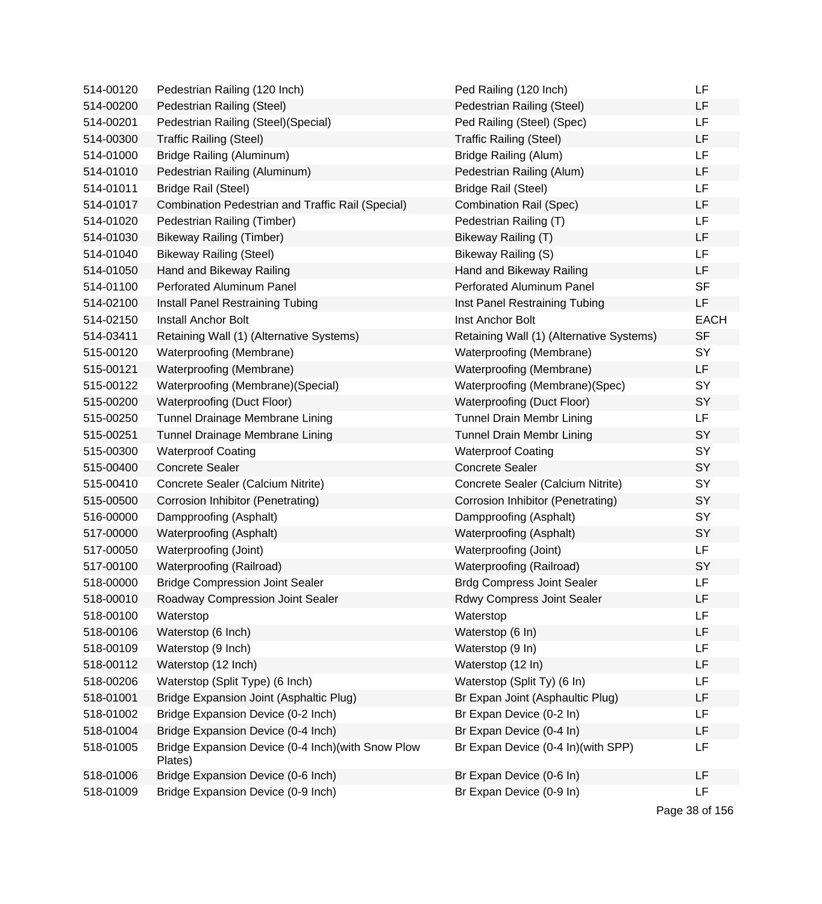| | | | |
|---|---|---|---|
| 514-00120 | Pedestrian Railing (120 Inch) | Ped Railing (120 Inch) | LF |
| 514-00200 | Pedestrian Railing (Steel) | Pedestrian Railing (Steel) | LF |
| 514-00201 | Pedestrian Railing (Steel)(Special) | Ped Railing (Steel) (Spec) | LF |
| 514-00300 | Traffic Railing (Steel) | Traffic Railing (Steel) | LF |
| 514-01000 | Bridge Railing (Aluminum) | Bridge Railing (Alum) | LF |
| 514-01010 | Pedestrian Railing (Aluminum) | Pedestrian Railing (Alum) | LF |
| 514-01011 | Bridge Rail (Steel) | Bridge Rail (Steel) | LF |
| 514-01017 | Combination Pedestrian and Traffic Rail (Special) | Combination Rail (Spec) | LF |
| 514-01020 | Pedestrian Railing (Timber) | Pedestrian Railing (T) | LF |
| 514-01030 | Bikeway Railing (Timber) | Bikeway Railing (T) | LF |
| 514-01040 | Bikeway Railing (Steel) | Bikeway Railing (S) | LF |
| 514-01050 | Hand and Bikeway Railing | Hand and Bikeway Railing | LF |
| 514-01100 | Perforated Aluminum Panel | Perforated Aluminum Panel | SF |
| 514-02100 | Install Panel Restraining Tubing | Inst Panel Restraining Tubing | LF |
| 514-02150 | Install Anchor Bolt | Inst Anchor Bolt | EACH |
| 514-03411 | Retaining Wall (1) (Alternative Systems) | Retaining Wall (1) (Alternative Systems) | SF |
| 515-00120 | Waterproofing (Membrane) | Waterproofing (Membrane) | SY |
| 515-00121 | Waterproofing (Membrane) | Waterproofing (Membrane) | LF |
| 515-00122 | Waterproofing (Membrane)(Special) | Waterproofing (Membrane)(Spec) | SY |
| 515-00200 | Waterproofing (Duct Floor) | Waterproofing (Duct Floor) | SY |
| 515-00250 | Tunnel Drainage Membrane Lining | Tunnel Drain Membr Lining | LF |
| 515-00251 | Tunnel Drainage Membrane Lining | Tunnel Drain Membr Lining | SY |
| 515-00300 | Waterproof Coating | Waterproof Coating | SY |
| 515-00400 | Concrete Sealer | Concrete Sealer | SY |
| 515-00410 | Concrete Sealer (Calcium Nitrite) | Concrete Sealer (Calcium Nitrite) | SY |
| 515-00500 | Corrosion Inhibitor (Penetrating) | Corrosion Inhibitor (Penetrating) | SY |
| 516-00000 | Dampproofing (Asphalt) | Dampproofing (Asphalt) | SY |
| 517-00000 | Waterproofing (Asphalt) | Waterproofing (Asphalt) | SY |
| 517-00050 | Waterproofing (Joint) | Waterproofing (Joint) | LF |
| 517-00100 | Waterproofing (Railroad) | Waterproofing (Railroad) | SY |
| 518-00000 | Bridge Compression Joint Sealer | Brdg Compress Joint Sealer | LF |
| 518-00010 | Roadway Compression Joint Sealer | Rdwy Compress Joint Sealer | LF |
| 518-00100 | Waterstop | Waterstop | LF |
| 518-00106 | Waterstop (6 Inch) | Waterstop (6 In) | LF |
| 518-00109 | Waterstop (9 Inch) | Waterstop (9 In) | LF |
| 518-00112 | Waterstop (12 Inch) | Waterstop (12 In) | LF |
| 518-00206 | Waterstop (Split Type) (6 Inch) | Waterstop (Split Ty) (6 In) | LF |
| 518-01001 | Bridge Expansion Joint (Asphaltic Plug) | Br Expan Joint (Asphaultic Plug) | LF |
| 518-01002 | Bridge Expansion Device (0-2 Inch) | Br Expan Device (0-2 In) | LF |
| 518-01004 | Bridge Expansion Device (0-4 Inch) | Br Expan Device (0-4 In) | LF |
| 518-01005 | Bridge Expansion Device (0-4 Inch)(with Snow Plow Plates) | Br Expan Device (0-4 In)(with SPP) | LF |
| 518-01006 | Bridge Expansion Device (0-6 Inch) | Br Expan Device (0-6 In) | LF |
| 518-01009 | Bridge Expansion Device (0-9 Inch) | Br Expan Device (0-9 In) | LF |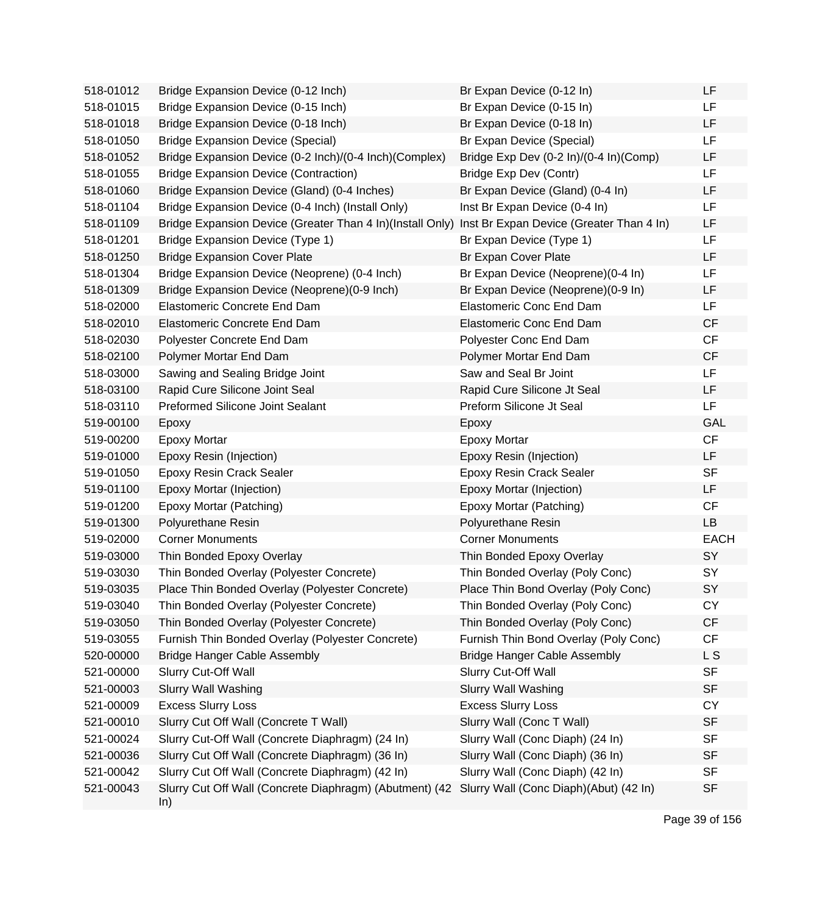| | | | |
|---|---|---|---|
| 518-01012 | Bridge Expansion Device (0-12 Inch) | Br Expan Device (0-12 In) | LF |
| 518-01015 | Bridge Expansion Device (0-15 Inch) | Br Expan Device (0-15 In) | LF |
| 518-01018 | Bridge Expansion Device (0-18 Inch) | Br Expan Device (0-18 In) | LF |
| 518-01050 | Bridge Expansion Device (Special) | Br Expan Device (Special) | LF |
| 518-01052 | Bridge Expansion Device (0-2 Inch)/(0-4 Inch)(Complex) | Bridge Exp Dev (0-2 In)/(0-4 In)(Comp) | LF |
| 518-01055 | Bridge Expansion Device (Contraction) | Bridge Exp Dev (Contr) | LF |
| 518-01060 | Bridge Expansion Device (Gland) (0-4 Inches) | Br Expan Device (Gland) (0-4 In) | LF |
| 518-01104 | Bridge Expansion Device (0-4 Inch) (Install Only) | Inst Br Expan Device (0-4 In) | LF |
| 518-01109 | Bridge Expansion Device (Greater Than 4 In)(Install Only) | Inst Br Expan Device (Greater Than 4 In) | LF |
| 518-01201 | Bridge Expansion Device (Type 1) | Br Expan Device (Type 1) | LF |
| 518-01250 | Bridge Expansion Cover Plate | Br Expan Cover Plate | LF |
| 518-01304 | Bridge Expansion Device (Neoprene) (0-4 Inch) | Br Expan Device (Neoprene)(0-4 In) | LF |
| 518-01309 | Bridge Expansion Device (Neoprene)(0-9 Inch) | Br Expan Device (Neoprene)(0-9 In) | LF |
| 518-02000 | Elastomeric Concrete End Dam | Elastomeric Conc End Dam | LF |
| 518-02010 | Elastomeric Concrete End Dam | Elastomeric Conc End Dam | CF |
| 518-02030 | Polyester Concrete End Dam | Polyester Conc End Dam | CF |
| 518-02100 | Polymer Mortar End Dam | Polymer Mortar End Dam | CF |
| 518-03000 | Sawing and Sealing Bridge Joint | Saw and Seal Br Joint | LF |
| 518-03100 | Rapid Cure Silicone Joint Seal | Rapid Cure Silicone Jt Seal | LF |
| 518-03110 | Preformed Silicone Joint Sealant | Preform Silicone Jt Seal | LF |
| 519-00100 | Epoxy | Epoxy | GAL |
| 519-00200 | Epoxy Mortar | Epoxy Mortar | CF |
| 519-01000 | Epoxy Resin (Injection) | Epoxy Resin (Injection) | LF |
| 519-01050 | Epoxy Resin Crack Sealer | Epoxy Resin Crack Sealer | SF |
| 519-01100 | Epoxy Mortar (Injection) | Epoxy Mortar (Injection) | LF |
| 519-01200 | Epoxy Mortar (Patching) | Epoxy Mortar (Patching) | CF |
| 519-01300 | Polyurethane Resin | Polyurethane Resin | LB |
| 519-02000 | Corner Monuments | Corner Monuments | EACH |
| 519-03000 | Thin Bonded Epoxy Overlay | Thin Bonded Epoxy Overlay | SY |
| 519-03030 | Thin Bonded Overlay (Polyester Concrete) | Thin Bonded Overlay (Poly Conc) | SY |
| 519-03035 | Place Thin Bonded Overlay (Polyester Concrete) | Place Thin Bond Overlay (Poly Conc) | SY |
| 519-03040 | Thin Bonded Overlay (Polyester Concrete) | Thin Bonded Overlay (Poly Conc) | CY |
| 519-03050 | Thin Bonded Overlay (Polyester Concrete) | Thin Bonded Overlay (Poly Conc) | CF |
| 519-03055 | Furnish Thin Bonded Overlay (Polyester Concrete) | Furnish Thin Bond Overlay (Poly Conc) | CF |
| 520-00000 | Bridge Hanger Cable Assembly | Bridge Hanger Cable Assembly | L S |
| 521-00000 | Slurry Cut-Off Wall | Slurry Cut-Off Wall | SF |
| 521-00003 | Slurry Wall Washing | Slurry Wall Washing | SF |
| 521-00009 | Excess Slurry Loss | Excess Slurry Loss | CY |
| 521-00010 | Slurry Cut Off Wall (Concrete T Wall) | Slurry Wall (Conc T Wall) | SF |
| 521-00024 | Slurry Cut-Off Wall (Concrete Diaphragm) (24 In) | Slurry Wall (Conc Diaph) (24 In) | SF |
| 521-00036 | Slurry Cut Off Wall (Concrete Diaphragm) (36 In) | Slurry Wall (Conc Diaph) (36 In) | SF |
| 521-00042 | Slurry Cut Off Wall (Concrete Diaphragm) (42 In) | Slurry Wall (Conc Diaph) (42 In) | SF |
| 521-00043 | Slurry Cut Off Wall (Concrete Diaphragm) (Abutment) (42 In) | Slurry Wall (Conc Diaph)(Abut) (42 In) | SF |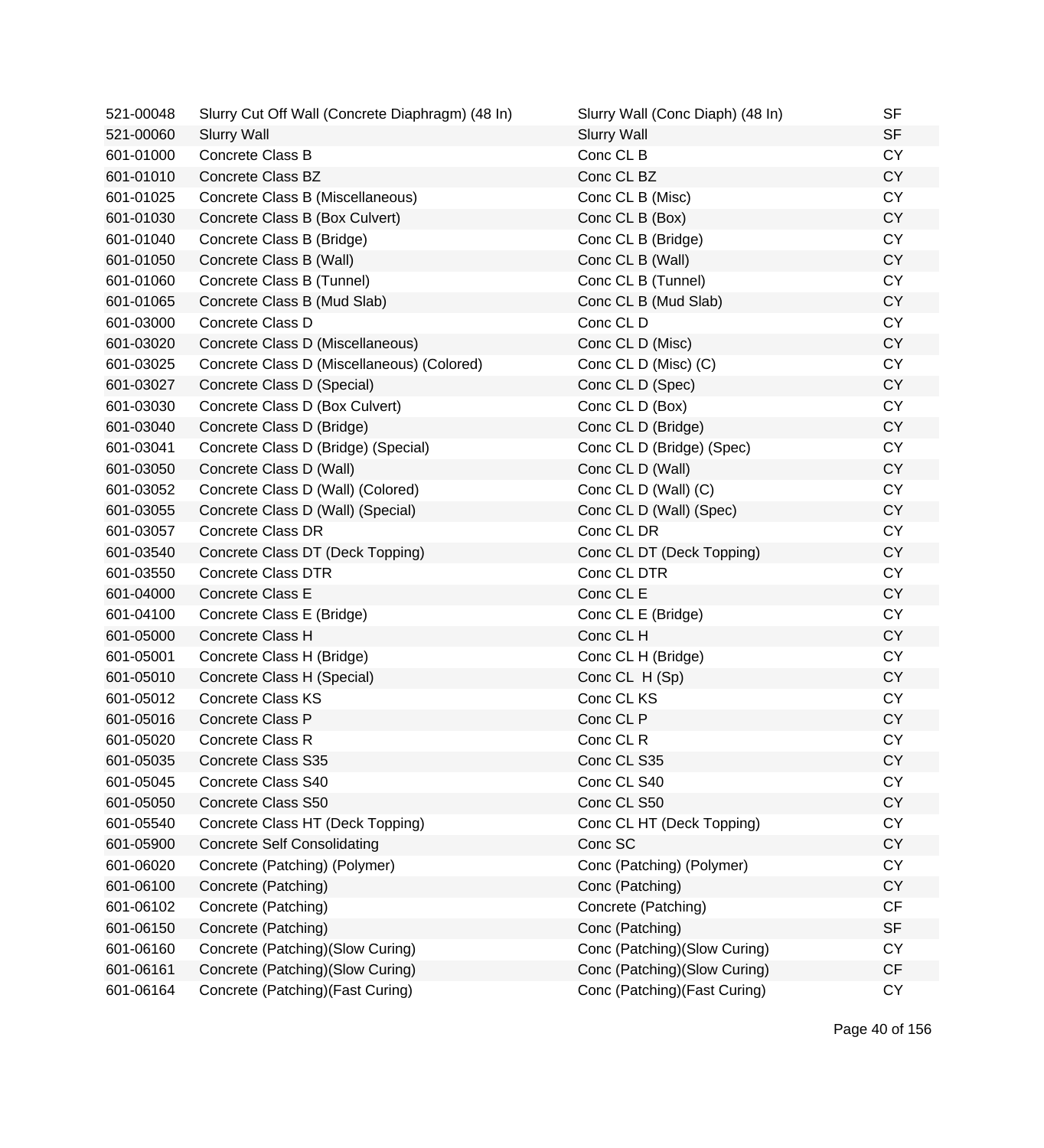| | | | |
|---|---|---|---|
| 521-00048 | Slurry Cut Off Wall (Concrete Diaphragm) (48 In) | Slurry Wall (Conc Diaph) (48 In) | SF |
| 521-00060 | Slurry Wall | Slurry Wall | SF |
| 601-01000 | Concrete Class B | Conc CL B | CY |
| 601-01010 | Concrete Class BZ | Conc CL BZ | CY |
| 601-01025 | Concrete Class B (Miscellaneous) | Conc CL B (Misc) | CY |
| 601-01030 | Concrete Class B (Box Culvert) | Conc CL B (Box) | CY |
| 601-01040 | Concrete Class B (Bridge) | Conc CL B (Bridge) | CY |
| 601-01050 | Concrete Class B (Wall) | Conc CL B (Wall) | CY |
| 601-01060 | Concrete Class B (Tunnel) | Conc CL B (Tunnel) | CY |
| 601-01065 | Concrete Class B (Mud Slab) | Conc CL B (Mud Slab) | CY |
| 601-03000 | Concrete Class D | Conc CL D | CY |
| 601-03020 | Concrete Class D (Miscellaneous) | Conc CL D (Misc) | CY |
| 601-03025 | Concrete Class D (Miscellaneous) (Colored) | Conc CL D (Misc) (C) | CY |
| 601-03027 | Concrete Class D (Special) | Conc CL D (Spec) | CY |
| 601-03030 | Concrete Class D (Box Culvert) | Conc CL D (Box) | CY |
| 601-03040 | Concrete Class D (Bridge) | Conc CL D (Bridge) | CY |
| 601-03041 | Concrete Class D (Bridge) (Special) | Conc CL D (Bridge) (Spec) | CY |
| 601-03050 | Concrete Class D (Wall) | Conc CL D (Wall) | CY |
| 601-03052 | Concrete Class D (Wall) (Colored) | Conc CL D (Wall) (C) | CY |
| 601-03055 | Concrete Class D (Wall) (Special) | Conc CL D (Wall) (Spec) | CY |
| 601-03057 | Concrete Class DR | Conc CL DR | CY |
| 601-03540 | Concrete Class DT (Deck Topping) | Conc CL DT (Deck Topping) | CY |
| 601-03550 | Concrete Class DTR | Conc CL DTR | CY |
| 601-04000 | Concrete Class E | Conc CL E | CY |
| 601-04100 | Concrete Class E (Bridge) | Conc CL E (Bridge) | CY |
| 601-05000 | Concrete Class H | Conc CL H | CY |
| 601-05001 | Concrete Class H (Bridge) | Conc CL H (Bridge) | CY |
| 601-05010 | Concrete Class H (Special) | Conc CL  H (Sp) | CY |
| 601-05012 | Concrete Class KS | Conc CL KS | CY |
| 601-05016 | Concrete Class P | Conc CL P | CY |
| 601-05020 | Concrete Class R | Conc CL R | CY |
| 601-05035 | Concrete Class S35 | Conc CL S35 | CY |
| 601-05045 | Concrete Class S40 | Conc CL S40 | CY |
| 601-05050 | Concrete Class S50 | Conc CL S50 | CY |
| 601-05540 | Concrete Class HT (Deck Topping) | Conc CL HT (Deck Topping) | CY |
| 601-05900 | Concrete Self Consolidating | Conc SC | CY |
| 601-06020 | Concrete (Patching) (Polymer) | Conc (Patching) (Polymer) | CY |
| 601-06100 | Concrete (Patching) | Conc (Patching) | CY |
| 601-06102 | Concrete (Patching) | Concrete (Patching) | CF |
| 601-06150 | Concrete (Patching) | Conc (Patching) | SF |
| 601-06160 | Concrete (Patching)(Slow Curing) | Conc (Patching)(Slow Curing) | CY |
| 601-06161 | Concrete (Patching)(Slow Curing) | Conc (Patching)(Slow Curing) | CF |
| 601-06164 | Concrete (Patching)(Fast Curing) | Conc (Patching)(Fast Curing) | CY |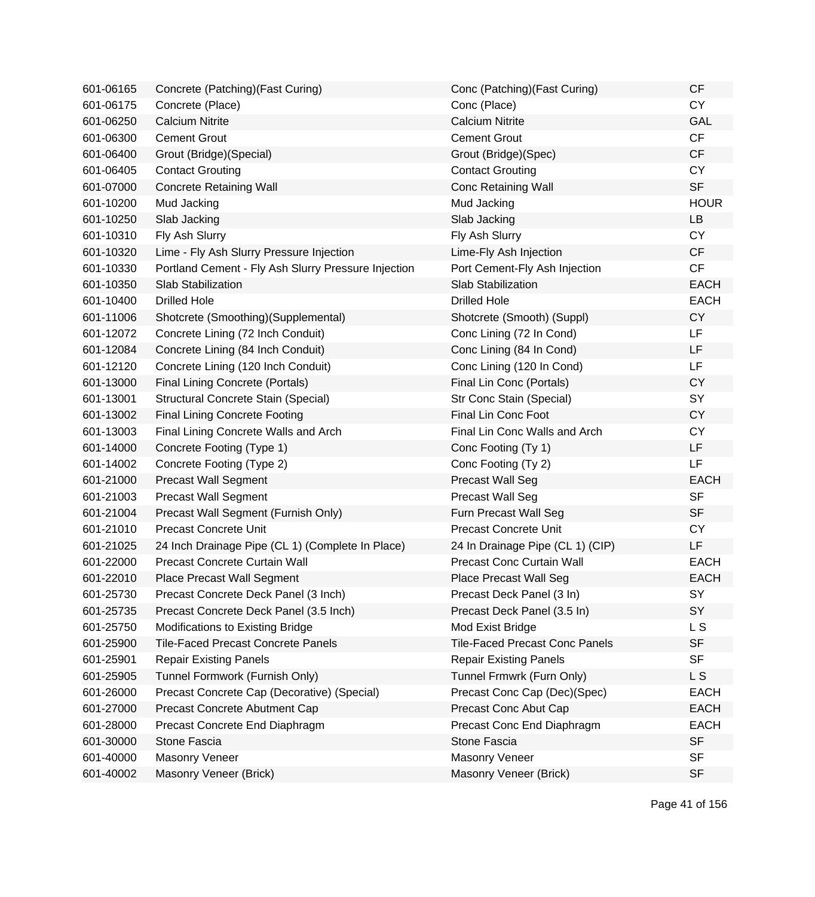| | | | |
|---|---|---|---|
| 601-06165 | Concrete (Patching)(Fast Curing) | Conc (Patching)(Fast Curing) | CF |
| 601-06175 | Concrete (Place) | Conc (Place) | CY |
| 601-06250 | Calcium Nitrite | Calcium Nitrite | GAL |
| 601-06300 | Cement Grout | Cement Grout | CF |
| 601-06400 | Grout (Bridge)(Special) | Grout (Bridge)(Spec) | CF |
| 601-06405 | Contact Grouting | Contact Grouting | CY |
| 601-07000 | Concrete Retaining Wall | Conc Retaining Wall | SF |
| 601-10200 | Mud Jacking | Mud Jacking | HOUR |
| 601-10250 | Slab Jacking | Slab Jacking | LB |
| 601-10310 | Fly Ash Slurry | Fly Ash Slurry | CY |
| 601-10320 | Lime - Fly Ash Slurry Pressure Injection | Lime-Fly Ash Injection | CF |
| 601-10330 | Portland Cement - Fly Ash Slurry Pressure Injection | Port Cement-Fly Ash Injection | CF |
| 601-10350 | Slab Stabilization | Slab Stabilization | EACH |
| 601-10400 | Drilled Hole | Drilled Hole | EACH |
| 601-11006 | Shotcrete (Smoothing)(Supplemental) | Shotcrete (Smooth) (Suppl) | CY |
| 601-12072 | Concrete Lining (72 Inch Conduit) | Conc Lining (72 In Cond) | LF |
| 601-12084 | Concrete Lining (84 Inch Conduit) | Conc Lining (84 In Cond) | LF |
| 601-12120 | Concrete Lining (120 Inch Conduit) | Conc Lining (120 In Cond) | LF |
| 601-13000 | Final Lining Concrete (Portals) | Final Lin Conc (Portals) | CY |
| 601-13001 | Structural Concrete Stain (Special) | Str Conc Stain (Special) | SY |
| 601-13002 | Final Lining Concrete Footing | Final Lin Conc Foot | CY |
| 601-13003 | Final Lining Concrete Walls and Arch | Final Lin Conc Walls and Arch | CY |
| 601-14000 | Concrete Footing (Type 1) | Conc Footing (Ty 1) | LF |
| 601-14002 | Concrete Footing (Type 2) | Conc Footing (Ty 2) | LF |
| 601-21000 | Precast Wall Segment | Precast Wall Seg | EACH |
| 601-21003 | Precast Wall Segment | Precast Wall Seg | SF |
| 601-21004 | Precast Wall Segment (Furnish Only) | Furn Precast Wall Seg | SF |
| 601-21010 | Precast Concrete Unit | Precast Concrete Unit | CY |
| 601-21025 | 24 Inch Drainage Pipe (CL 1) (Complete In Place) | 24 In Drainage Pipe (CL 1) (CIP) | LF |
| 601-22000 | Precast Concrete Curtain Wall | Precast Conc Curtain Wall | EACH |
| 601-22010 | Place Precast Wall Segment | Place Precast Wall Seg | EACH |
| 601-25730 | Precast Concrete Deck Panel (3 Inch) | Precast Deck Panel (3 In) | SY |
| 601-25735 | Precast Concrete Deck Panel (3.5 Inch) | Precast Deck Panel (3.5 In) | SY |
| 601-25750 | Modifications to Existing Bridge | Mod Exist Bridge | L S |
| 601-25900 | Tile-Faced Precast Concrete Panels | Tile-Faced Precast Conc Panels | SF |
| 601-25901 | Repair Existing Panels | Repair Existing Panels | SF |
| 601-25905 | Tunnel Formwork (Furnish Only) | Tunnel Frmwrk (Furn Only) | L S |
| 601-26000 | Precast Concrete Cap (Decorative) (Special) | Precast Conc Cap (Dec)(Spec) | EACH |
| 601-27000 | Precast Concrete Abutment Cap | Precast Conc Abut Cap | EACH |
| 601-28000 | Precast Concrete End Diaphragm | Precast Conc End Diaphragm | EACH |
| 601-30000 | Stone Fascia | Stone Fascia | SF |
| 601-40000 | Masonry Veneer | Masonry Veneer | SF |
| 601-40002 | Masonry Veneer (Brick) | Masonry Veneer (Brick) | SF |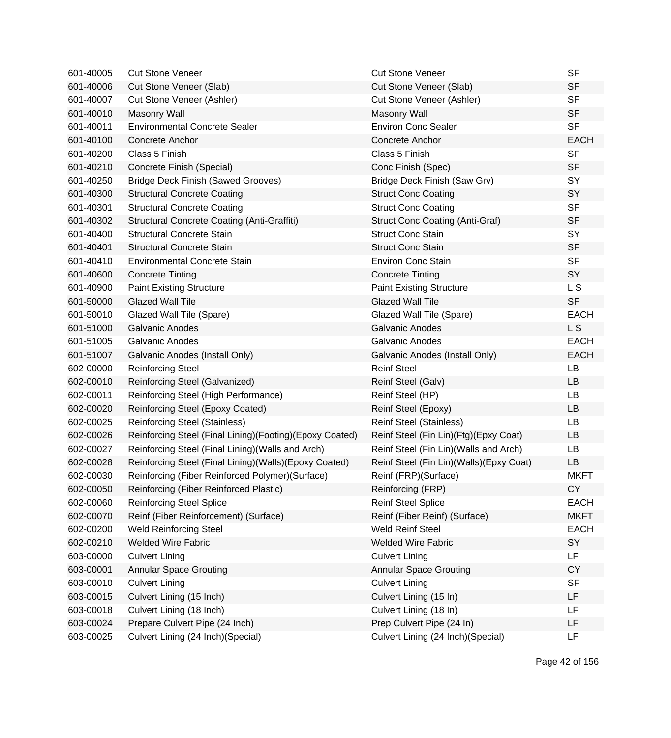| | | | |
|---|---|---|---|
| 601-40005 | Cut Stone Veneer | Cut Stone Veneer | SF |
| 601-40006 | Cut Stone Veneer (Slab) | Cut Stone Veneer (Slab) | SF |
| 601-40007 | Cut Stone Veneer (Ashler) | Cut Stone Veneer (Ashler) | SF |
| 601-40010 | Masonry Wall | Masonry Wall | SF |
| 601-40011 | Environmental Concrete Sealer | Environ Conc Sealer | SF |
| 601-40100 | Concrete Anchor | Concrete Anchor | EACH |
| 601-40200 | Class 5 Finish | Class 5 Finish | SF |
| 601-40210 | Concrete Finish (Special) | Conc Finish (Spec) | SF |
| 601-40250 | Bridge Deck Finish (Sawed Grooves) | Bridge Deck Finish (Saw Grv) | SY |
| 601-40300 | Structural Concrete Coating | Struct Conc Coating | SY |
| 601-40301 | Structural Concrete Coating | Struct Conc Coating | SF |
| 601-40302 | Structural Concrete Coating (Anti-Graffiti) | Struct Conc Coating (Anti-Graf) | SF |
| 601-40400 | Structural Concrete Stain | Struct Conc Stain | SY |
| 601-40401 | Structural Concrete Stain | Struct Conc Stain | SF |
| 601-40410 | Environmental Concrete Stain | Environ Conc Stain | SF |
| 601-40600 | Concrete Tinting | Concrete Tinting | SY |
| 601-40900 | Paint Existing Structure | Paint Existing Structure | L S |
| 601-50000 | Glazed Wall Tile | Glazed Wall Tile | SF |
| 601-50010 | Glazed Wall Tile (Spare) | Glazed Wall Tile (Spare) | EACH |
| 601-51000 | Galvanic Anodes | Galvanic Anodes | L S |
| 601-51005 | Galvanic Anodes | Galvanic Anodes | EACH |
| 601-51007 | Galvanic Anodes (Install Only) | Galvanic Anodes (Install Only) | EACH |
| 602-00000 | Reinforcing Steel | Reinf Steel | LB |
| 602-00010 | Reinforcing Steel (Galvanized) | Reinf Steel (Galv) | LB |
| 602-00011 | Reinforcing Steel (High Performance) | Reinf Steel (HP) | LB |
| 602-00020 | Reinforcing Steel (Epoxy Coated) | Reinf Steel (Epoxy) | LB |
| 602-00025 | Reinforcing Steel (Stainless) | Reinf Steel (Stainless) | LB |
| 602-00026 | Reinforcing Steel (Final Lining)(Footing)(Epoxy Coated) | Reinf Steel (Fin Lin)(Ftg)(Epxy Coat) | LB |
| 602-00027 | Reinforcing Steel (Final Lining)(Walls and Arch) | Reinf Steel (Fin Lin)(Walls and Arch) | LB |
| 602-00028 | Reinforcing Steel (Final Lining)(Walls)(Epoxy Coated) | Reinf Steel (Fin Lin)(Walls)(Epxy Coat) | LB |
| 602-00030 | Reinforcing (Fiber Reinforced Polymer)(Surface) | Reinf (FRP)(Surface) | MKFT |
| 602-00050 | Reinforcing (Fiber Reinforced Plastic) | Reinforcing (FRP) | CY |
| 602-00060 | Reinforcing Steel Splice | Reinf Steel Splice | EACH |
| 602-00070 | Reinf (Fiber Reinforcement) (Surface) | Reinf (Fiber Reinf) (Surface) | MKFT |
| 602-00200 | Weld Reinforcing Steel | Weld Reinf Steel | EACH |
| 602-00210 | Welded Wire Fabric | Welded Wire Fabric | SY |
| 603-00000 | Culvert Lining | Culvert Lining | LF |
| 603-00001 | Annular Space Grouting | Annular Space Grouting | CY |
| 603-00010 | Culvert Lining | Culvert Lining | SF |
| 603-00015 | Culvert Lining (15 Inch) | Culvert Lining (15 In) | LF |
| 603-00018 | Culvert Lining (18 Inch) | Culvert Lining (18 In) | LF |
| 603-00024 | Prepare Culvert Pipe (24 Inch) | Prep Culvert Pipe (24 In) | LF |
| 603-00025 | Culvert Lining (24 Inch)(Special) | Culvert Lining (24 Inch)(Special) | LF |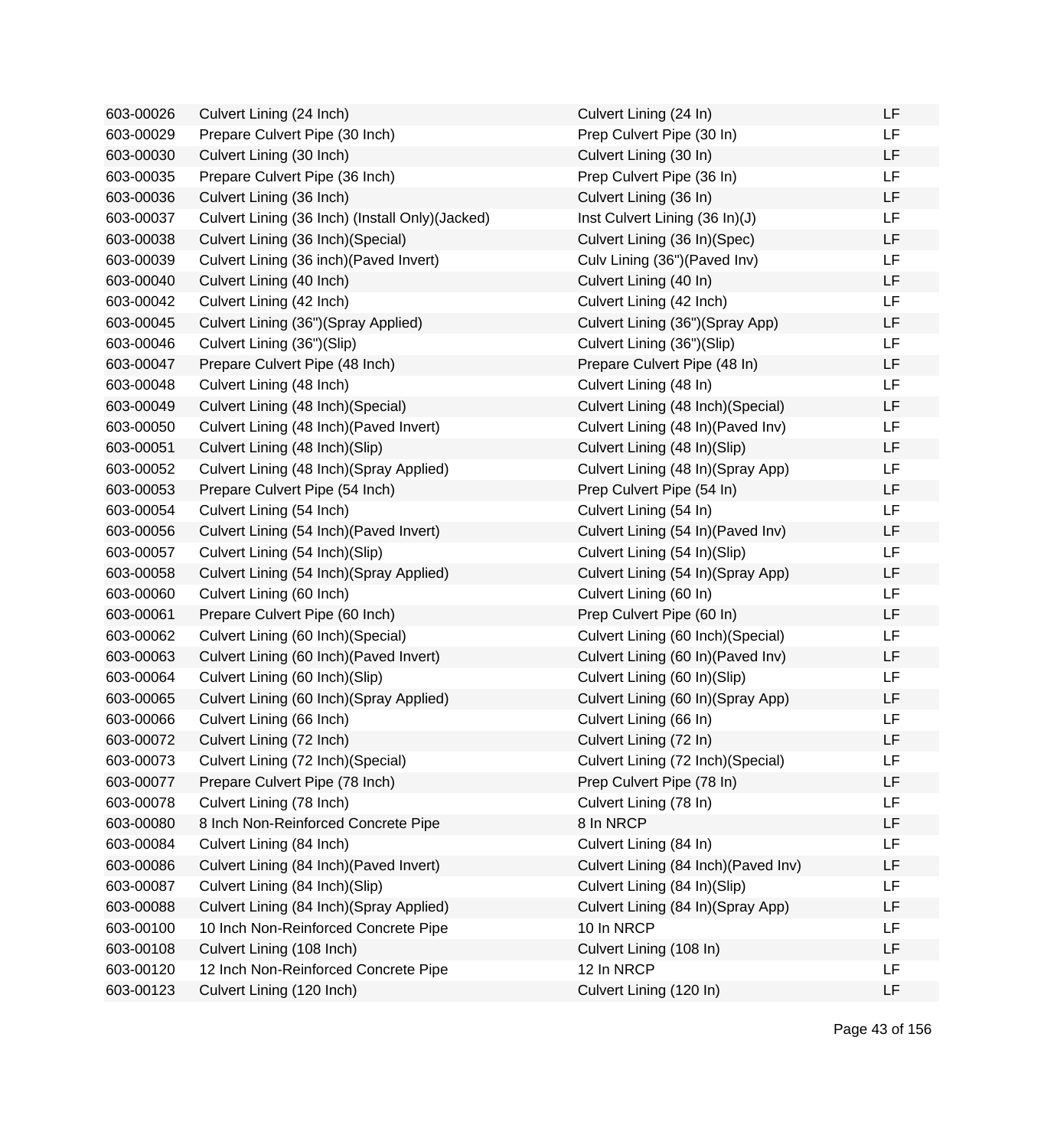| | | | |
|---|---|---|---|
| 603-00026 | Culvert Lining (24 Inch) | Culvert Lining (24 In) | LF |
| 603-00029 | Prepare Culvert Pipe (30 Inch) | Prep Culvert Pipe (30 In) | LF |
| 603-00030 | Culvert Lining (30 Inch) | Culvert Lining (30 In) | LF |
| 603-00035 | Prepare Culvert Pipe (36 Inch) | Prep Culvert Pipe (36 In) | LF |
| 603-00036 | Culvert Lining (36 Inch) | Culvert Lining (36 In) | LF |
| 603-00037 | Culvert Lining (36 Inch) (Install Only)(Jacked) | Inst Culvert Lining (36 In)(J) | LF |
| 603-00038 | Culvert Lining (36 Inch)(Special) | Culvert Lining (36 In)(Spec) | LF |
| 603-00039 | Culvert Lining (36 inch)(Paved Invert) | Culv Lining (36")(Paved Inv) | LF |
| 603-00040 | Culvert Lining (40 Inch) | Culvert Lining (40 In) | LF |
| 603-00042 | Culvert Lining (42 Inch) | Culvert Lining (42 Inch) | LF |
| 603-00045 | Culvert Lining (36")(Spray Applied) | Culvert Lining (36")(Spray App) | LF |
| 603-00046 | Culvert Lining (36")(Slip) | Culvert Lining (36")(Slip) | LF |
| 603-00047 | Prepare Culvert Pipe (48 Inch) | Prepare Culvert Pipe (48 In) | LF |
| 603-00048 | Culvert Lining (48 Inch) | Culvert Lining (48 In) | LF |
| 603-00049 | Culvert Lining (48 Inch)(Special) | Culvert Lining (48 Inch)(Special) | LF |
| 603-00050 | Culvert Lining (48 Inch)(Paved Invert) | Culvert Lining (48 In)(Paved Inv) | LF |
| 603-00051 | Culvert Lining (48 Inch)(Slip) | Culvert Lining (48 In)(Slip) | LF |
| 603-00052 | Culvert Lining (48 Inch)(Spray Applied) | Culvert Lining (48 In)(Spray App) | LF |
| 603-00053 | Prepare Culvert Pipe (54 Inch) | Prep Culvert Pipe (54 In) | LF |
| 603-00054 | Culvert Lining (54 Inch) | Culvert Lining (54 In) | LF |
| 603-00056 | Culvert Lining (54 Inch)(Paved Invert) | Culvert Lining (54 In)(Paved Inv) | LF |
| 603-00057 | Culvert Lining (54 Inch)(Slip) | Culvert Lining (54 In)(Slip) | LF |
| 603-00058 | Culvert Lining (54 Inch)(Spray Applied) | Culvert Lining (54 In)(Spray App) | LF |
| 603-00060 | Culvert Lining (60 Inch) | Culvert Lining (60 In) | LF |
| 603-00061 | Prepare Culvert Pipe (60 Inch) | Prep Culvert Pipe (60 In) | LF |
| 603-00062 | Culvert Lining (60 Inch)(Special) | Culvert Lining (60 Inch)(Special) | LF |
| 603-00063 | Culvert Lining (60 Inch)(Paved Invert) | Culvert Lining (60 In)(Paved Inv) | LF |
| 603-00064 | Culvert Lining (60 Inch)(Slip) | Culvert Lining (60 In)(Slip) | LF |
| 603-00065 | Culvert Lining (60 Inch)(Spray Applied) | Culvert Lining (60 In)(Spray App) | LF |
| 603-00066 | Culvert Lining (66 Inch) | Culvert Lining (66 In) | LF |
| 603-00072 | Culvert Lining (72 Inch) | Culvert Lining (72 In) | LF |
| 603-00073 | Culvert Lining (72 Inch)(Special) | Culvert Lining (72 Inch)(Special) | LF |
| 603-00077 | Prepare Culvert Pipe (78 Inch) | Prep Culvert Pipe (78 In) | LF |
| 603-00078 | Culvert Lining (78 Inch) | Culvert Lining (78 In) | LF |
| 603-00080 | 8 Inch Non-Reinforced Concrete Pipe | 8 In NRCP | LF |
| 603-00084 | Culvert Lining (84 Inch) | Culvert Lining (84 In) | LF |
| 603-00086 | Culvert Lining (84 Inch)(Paved Invert) | Culvert Lining (84 Inch)(Paved Inv) | LF |
| 603-00087 | Culvert Lining (84 Inch)(Slip) | Culvert Lining (84 In)(Slip) | LF |
| 603-00088 | Culvert Lining (84 Inch)(Spray Applied) | Culvert Lining (84 In)(Spray App) | LF |
| 603-00100 | 10 Inch Non-Reinforced Concrete Pipe | 10 In NRCP | LF |
| 603-00108 | Culvert Lining (108 Inch) | Culvert Lining (108 In) | LF |
| 603-00120 | 12 Inch Non-Reinforced Concrete Pipe | 12 In NRCP | LF |
| 603-00123 | Culvert Lining (120 Inch) | Culvert Lining (120 In) | LF |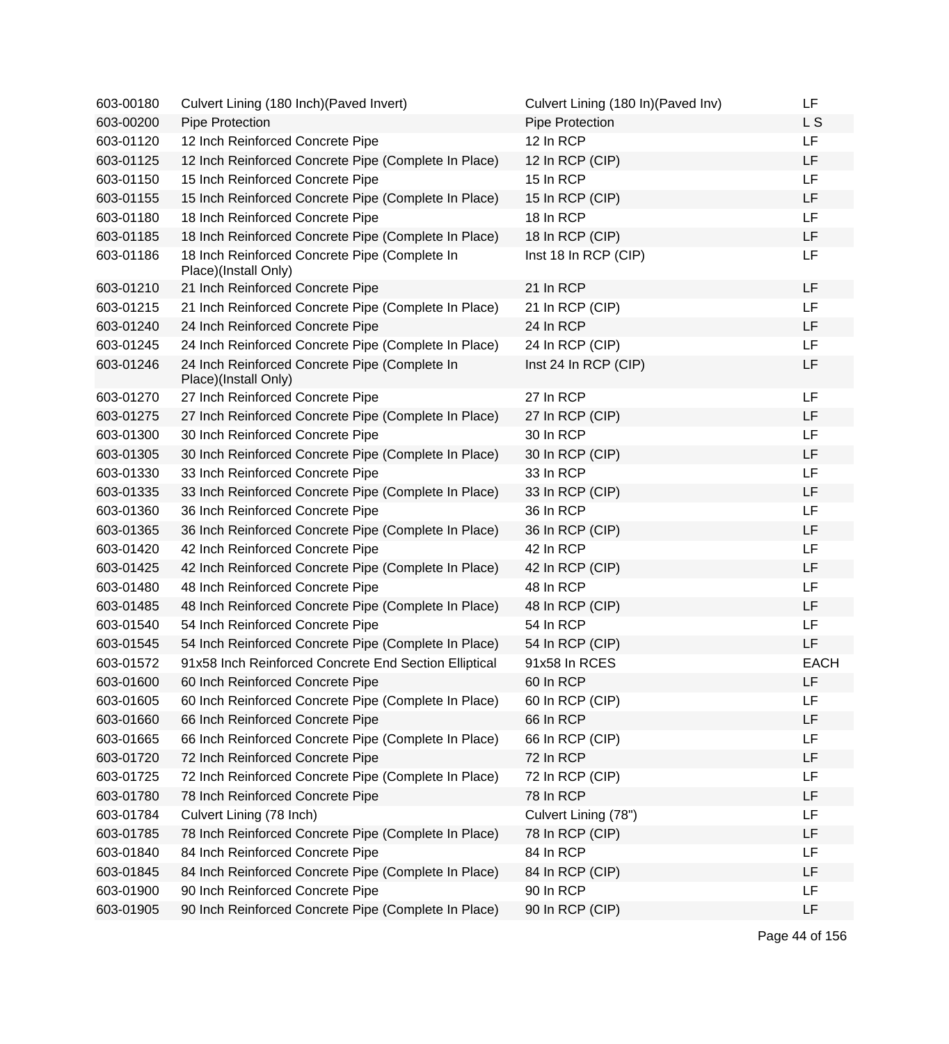| | | | |
|---|---|---|---|
| 603-00180 | Culvert Lining (180 Inch)(Paved Invert) | Culvert Lining (180 In)(Paved Inv) | LF |
| 603-00200 | Pipe Protection | Pipe Protection | L S |
| 603-01120 | 12 Inch Reinforced Concrete Pipe | 12 In RCP | LF |
| 603-01125 | 12 Inch Reinforced Concrete Pipe (Complete In Place) | 12 In RCP (CIP) | LF |
| 603-01150 | 15 Inch Reinforced Concrete Pipe | 15 In RCP | LF |
| 603-01155 | 15 Inch Reinforced Concrete Pipe (Complete In Place) | 15 In RCP (CIP) | LF |
| 603-01180 | 18 Inch Reinforced Concrete Pipe | 18 In RCP | LF |
| 603-01185 | 18 Inch Reinforced Concrete Pipe (Complete In Place) | 18 In RCP (CIP) | LF |
| 603-01186 | 18 Inch Reinforced Concrete Pipe (Complete In Place)(Install Only) | Inst 18 In RCP (CIP) | LF |
| 603-01210 | 21 Inch Reinforced Concrete Pipe | 21 In RCP | LF |
| 603-01215 | 21 Inch Reinforced Concrete Pipe (Complete In Place) | 21 In RCP (CIP) | LF |
| 603-01240 | 24 Inch Reinforced Concrete Pipe | 24 In RCP | LF |
| 603-01245 | 24 Inch Reinforced Concrete Pipe (Complete In Place) | 24 In RCP (CIP) | LF |
| 603-01246 | 24 Inch Reinforced Concrete Pipe (Complete In Place)(Install Only) | Inst 24 In RCP (CIP) | LF |
| 603-01270 | 27 Inch Reinforced Concrete Pipe | 27 In RCP | LF |
| 603-01275 | 27 Inch Reinforced Concrete Pipe (Complete In Place) | 27 In RCP (CIP) | LF |
| 603-01300 | 30 Inch Reinforced Concrete Pipe | 30 In RCP | LF |
| 603-01305 | 30 Inch Reinforced Concrete Pipe (Complete In Place) | 30 In RCP (CIP) | LF |
| 603-01330 | 33 Inch Reinforced Concrete Pipe | 33 In RCP | LF |
| 603-01335 | 33 Inch Reinforced Concrete Pipe (Complete In Place) | 33 In RCP (CIP) | LF |
| 603-01360 | 36 Inch Reinforced Concrete Pipe | 36 In RCP | LF |
| 603-01365 | 36 Inch Reinforced Concrete Pipe (Complete In Place) | 36 In RCP (CIP) | LF |
| 603-01420 | 42 Inch Reinforced Concrete Pipe | 42 In RCP | LF |
| 603-01425 | 42 Inch Reinforced Concrete Pipe (Complete In Place) | 42 In RCP (CIP) | LF |
| 603-01480 | 48 Inch Reinforced Concrete Pipe | 48 In RCP | LF |
| 603-01485 | 48 Inch Reinforced Concrete Pipe (Complete In Place) | 48 In RCP (CIP) | LF |
| 603-01540 | 54 Inch Reinforced Concrete Pipe | 54 In RCP | LF |
| 603-01545 | 54 Inch Reinforced Concrete Pipe (Complete In Place) | 54 In RCP (CIP) | LF |
| 603-01572 | 91x58 Inch Reinforced Concrete End Section Elliptical | 91x58 In RCES | EACH |
| 603-01600 | 60 Inch Reinforced Concrete Pipe | 60 In RCP | LF |
| 603-01605 | 60 Inch Reinforced Concrete Pipe (Complete In Place) | 60 In RCP (CIP) | LF |
| 603-01660 | 66 Inch Reinforced Concrete Pipe | 66 In RCP | LF |
| 603-01665 | 66 Inch Reinforced Concrete Pipe (Complete In Place) | 66 In RCP (CIP) | LF |
| 603-01720 | 72 Inch Reinforced Concrete Pipe | 72 In RCP | LF |
| 603-01725 | 72 Inch Reinforced Concrete Pipe (Complete In Place) | 72 In RCP (CIP) | LF |
| 603-01780 | 78 Inch Reinforced Concrete Pipe | 78 In RCP | LF |
| 603-01784 | Culvert Lining (78 Inch) | Culvert Lining (78") | LF |
| 603-01785 | 78 Inch Reinforced Concrete Pipe (Complete In Place) | 78 In RCP (CIP) | LF |
| 603-01840 | 84 Inch Reinforced Concrete Pipe | 84 In RCP | LF |
| 603-01845 | 84 Inch Reinforced Concrete Pipe (Complete In Place) | 84 In RCP (CIP) | LF |
| 603-01900 | 90 Inch Reinforced Concrete Pipe | 90 In RCP | LF |
| 603-01905 | 90 Inch Reinforced Concrete Pipe (Complete In Place) | 90 In RCP (CIP) | LF |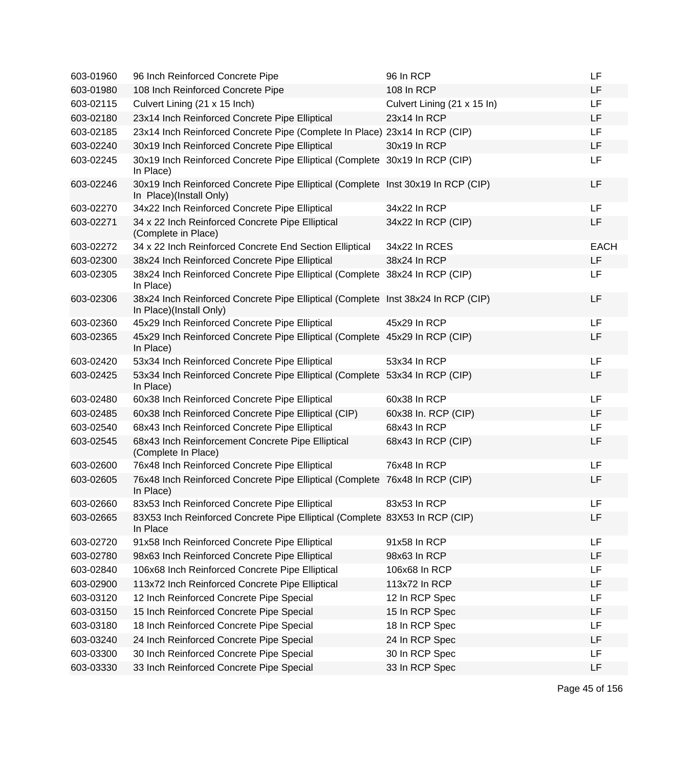| 603-01960 | 96 Inch Reinforced Concrete Pipe | 96 In RCP | LF |
|---|---|---|---|
| 603-01980 | 108 Inch Reinforced Concrete Pipe | 108 In RCP | LF |
| 603-02115 | Culvert Lining (21 x 15 Inch) | Culvert Lining (21 x 15 In) | LF |
| 603-02180 | 23x14 Inch Reinforced Concrete Pipe Elliptical | 23x14 In RCP | LF |
| 603-02185 | 23x14 Inch Reinforced Concrete Pipe (Complete In Place) | 23x14 In RCP (CIP) | LF |
| 603-02240 | 30x19 Inch Reinforced Concrete Pipe Elliptical | 30x19 In RCP | LF |
| 603-02245 | 30x19 Inch Reinforced Concrete Pipe Elliptical (Complete In Place) | 30x19 In RCP (CIP) | LF |
| 603-02246 | 30x19 Inch Reinforced Concrete Pipe Elliptical (Complete In Place)(Install Only) | Inst 30x19 In RCP (CIP) | LF |
| 603-02270 | 34x22 Inch Reinforced Concrete Pipe Elliptical | 34x22 In RCP | LF |
| 603-02271 | 34 x 22 Inch Reinforced Concrete Pipe Elliptical (Complete in Place) | 34x22 In RCP (CIP) | LF |
| 603-02272 | 34 x 22 Inch Reinforced Concrete End Section Elliptical | 34x22 In RCES | EACH |
| 603-02300 | 38x24 Inch Reinforced Concrete Pipe Elliptical | 38x24 In RCP | LF |
| 603-02305 | 38x24 Inch Reinforced Concrete Pipe Elliptical (Complete In Place) | 38x24 In RCP (CIP) | LF |
| 603-02306 | 38x24 Inch Reinforced Concrete Pipe Elliptical (Complete In Place)(Install Only) | Inst 38x24 In RCP (CIP) | LF |
| 603-02360 | 45x29 Inch Reinforced Concrete Pipe Elliptical | 45x29 In RCP | LF |
| 603-02365 | 45x29 Inch Reinforced Concrete Pipe Elliptical (Complete In Place) | 45x29 In RCP (CIP) | LF |
| 603-02420 | 53x34 Inch Reinforced Concrete Pipe Elliptical | 53x34 In RCP | LF |
| 603-02425 | 53x34 Inch Reinforced Concrete Pipe Elliptical (Complete In Place) | 53x34 In RCP (CIP) | LF |
| 603-02480 | 60x38 Inch Reinforced Concrete Pipe Elliptical | 60x38 In RCP | LF |
| 603-02485 | 60x38 Inch Reinforced Concrete Pipe Elliptical (CIP) | 60x38 In. RCP (CIP) | LF |
| 603-02540 | 68x43 Inch Reinforced Concrete Pipe Elliptical | 68x43 In RCP | LF |
| 603-02545 | 68x43 Inch Reinforcement Concrete Pipe Elliptical (Complete In Place) | 68x43 In RCP (CIP) | LF |
| 603-02600 | 76x48 Inch Reinforced Concrete Pipe Elliptical | 76x48 In RCP | LF |
| 603-02605 | 76x48 Inch Reinforced Concrete Pipe Elliptical (Complete In Place) | 76x48 In RCP (CIP) | LF |
| 603-02660 | 83x53 Inch Reinforced Concrete Pipe Elliptical | 83x53 In RCP | LF |
| 603-02665 | 83X53 Inch Reinforced Concrete Pipe Elliptical (Complete In Place | 83X53 In RCP (CIP) | LF |
| 603-02720 | 91x58 Inch Reinforced Concrete Pipe Elliptical | 91x58 In RCP | LF |
| 603-02780 | 98x63 Inch Reinforced Concrete Pipe Elliptical | 98x63 In RCP | LF |
| 603-02840 | 106x68 Inch Reinforced Concrete Pipe Elliptical | 106x68 In RCP | LF |
| 603-02900 | 113x72 Inch Reinforced Concrete Pipe Elliptical | 113x72 In RCP | LF |
| 603-03120 | 12 Inch Reinforced Concrete Pipe Special | 12 In RCP Spec | LF |
| 603-03150 | 15 Inch Reinforced Concrete Pipe Special | 15 In RCP Spec | LF |
| 603-03180 | 18 Inch Reinforced Concrete Pipe Special | 18 In RCP Spec | LF |
| 603-03240 | 24 Inch Reinforced Concrete Pipe Special | 24 In RCP Spec | LF |
| 603-03300 | 30 Inch Reinforced Concrete Pipe Special | 30 In RCP Spec | LF |
| 603-03330 | 33 Inch Reinforced Concrete Pipe Special | 33 In RCP Spec | LF |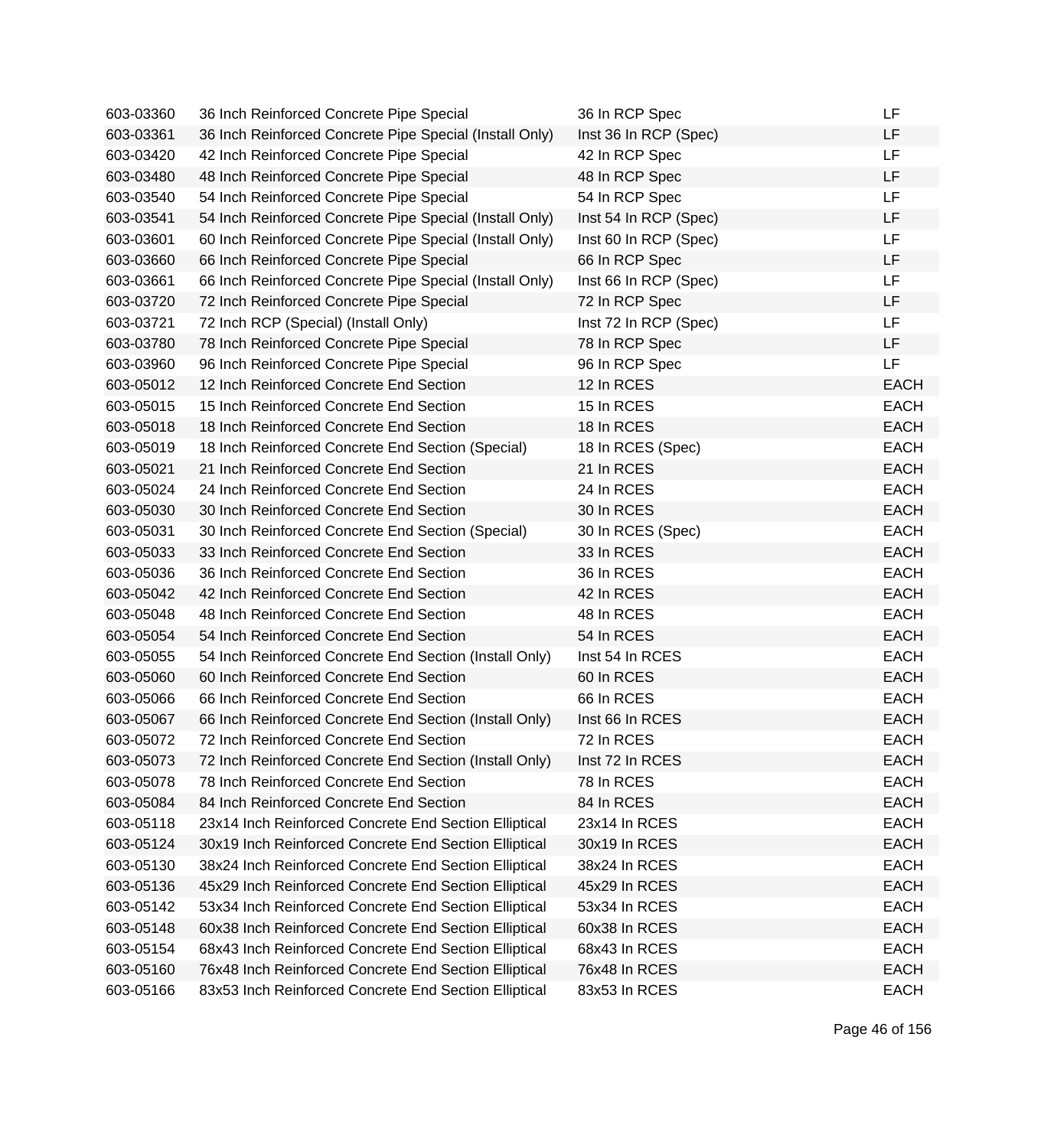| | | | |
|---|---|---|---|
| 603-03360 | 36 Inch Reinforced Concrete Pipe Special | 36 In RCP Spec | LF |
| 603-03361 | 36 Inch Reinforced Concrete Pipe Special (Install Only) | Inst 36 In RCP (Spec) | LF |
| 603-03420 | 42 Inch Reinforced Concrete Pipe Special | 42 In RCP Spec | LF |
| 603-03480 | 48 Inch Reinforced Concrete Pipe Special | 48 In RCP Spec | LF |
| 603-03540 | 54 Inch Reinforced Concrete Pipe Special | 54 In RCP Spec | LF |
| 603-03541 | 54 Inch Reinforced Concrete Pipe Special (Install Only) | Inst 54 In RCP (Spec) | LF |
| 603-03601 | 60 Inch Reinforced Concrete Pipe Special (Install Only) | Inst 60 In RCP (Spec) | LF |
| 603-03660 | 66 Inch Reinforced Concrete Pipe Special | 66 In RCP Spec | LF |
| 603-03661 | 66 Inch Reinforced Concrete Pipe Special (Install Only) | Inst 66 In RCP (Spec) | LF |
| 603-03720 | 72 Inch Reinforced Concrete Pipe Special | 72 In RCP Spec | LF |
| 603-03721 | 72 Inch RCP (Special) (Install Only) | Inst 72 In RCP (Spec) | LF |
| 603-03780 | 78 Inch Reinforced Concrete Pipe Special | 78 In RCP Spec | LF |
| 603-03960 | 96 Inch Reinforced Concrete Pipe Special | 96 In RCP Spec | LF |
| 603-05012 | 12 Inch Reinforced Concrete End Section | 12 In RCES | EACH |
| 603-05015 | 15 Inch Reinforced Concrete End Section | 15 In RCES | EACH |
| 603-05018 | 18 Inch Reinforced Concrete End Section | 18 In RCES | EACH |
| 603-05019 | 18 Inch Reinforced Concrete End Section (Special) | 18 In RCES (Spec) | EACH |
| 603-05021 | 21 Inch Reinforced Concrete End Section | 21 In RCES | EACH |
| 603-05024 | 24 Inch Reinforced Concrete End Section | 24 In RCES | EACH |
| 603-05030 | 30 Inch Reinforced Concrete End Section | 30 In RCES | EACH |
| 603-05031 | 30 Inch Reinforced Concrete End Section (Special) | 30 In RCES (Spec) | EACH |
| 603-05033 | 33 Inch Reinforced Concrete End Section | 33 In RCES | EACH |
| 603-05036 | 36 Inch Reinforced Concrete End Section | 36 In RCES | EACH |
| 603-05042 | 42 Inch Reinforced Concrete End Section | 42 In RCES | EACH |
| 603-05048 | 48 Inch Reinforced Concrete End Section | 48 In RCES | EACH |
| 603-05054 | 54 Inch Reinforced Concrete End Section | 54 In RCES | EACH |
| 603-05055 | 54 Inch Reinforced Concrete End Section (Install Only) | Inst 54 In RCES | EACH |
| 603-05060 | 60 Inch Reinforced Concrete End Section | 60 In RCES | EACH |
| 603-05066 | 66 Inch Reinforced Concrete End Section | 66 In RCES | EACH |
| 603-05067 | 66 Inch Reinforced Concrete End Section (Install Only) | Inst 66 In RCES | EACH |
| 603-05072 | 72 Inch Reinforced Concrete End Section | 72 In RCES | EACH |
| 603-05073 | 72 Inch Reinforced Concrete End Section (Install Only) | Inst 72 In RCES | EACH |
| 603-05078 | 78 Inch Reinforced Concrete End Section | 78 In RCES | EACH |
| 603-05084 | 84 Inch Reinforced Concrete End Section | 84 In RCES | EACH |
| 603-05118 | 23x14 Inch Reinforced Concrete End Section Elliptical | 23x14 In RCES | EACH |
| 603-05124 | 30x19 Inch Reinforced Concrete End Section Elliptical | 30x19 In RCES | EACH |
| 603-05130 | 38x24 Inch Reinforced Concrete End Section Elliptical | 38x24 In RCES | EACH |
| 603-05136 | 45x29 Inch Reinforced Concrete End Section Elliptical | 45x29 In RCES | EACH |
| 603-05142 | 53x34 Inch Reinforced Concrete End Section Elliptical | 53x34 In RCES | EACH |
| 603-05148 | 60x38 Inch Reinforced Concrete End Section Elliptical | 60x38 In RCES | EACH |
| 603-05154 | 68x43 Inch Reinforced Concrete End Section Elliptical | 68x43 In RCES | EACH |
| 603-05160 | 76x48 Inch Reinforced Concrete End Section Elliptical | 76x48 In RCES | EACH |
| 603-05166 | 83x53 Inch Reinforced Concrete End Section Elliptical | 83x53 In RCES | EACH |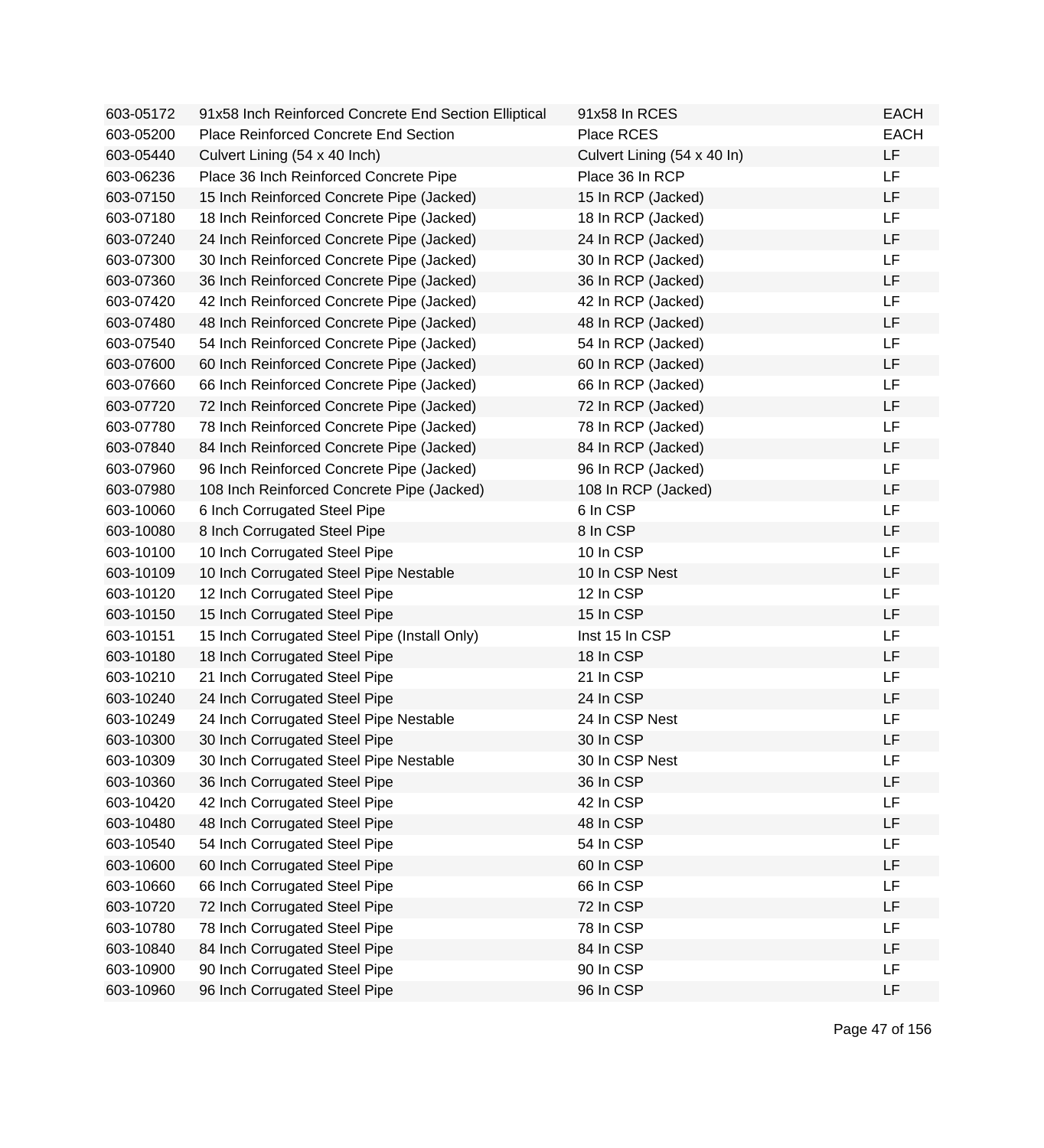| | | | |
|---|---|---|---|
| 603-05172 | 91x58 Inch Reinforced Concrete End Section Elliptical | 91x58 In RCES | EACH |
| 603-05200 | Place Reinforced Concrete End Section | Place RCES | EACH |
| 603-05440 | Culvert Lining (54 x 40 Inch) | Culvert Lining (54 x 40 In) | LF |
| 603-06236 | Place 36 Inch Reinforced Concrete Pipe | Place 36 In RCP | LF |
| 603-07150 | 15 Inch Reinforced Concrete Pipe (Jacked) | 15 In RCP (Jacked) | LF |
| 603-07180 | 18 Inch Reinforced Concrete Pipe (Jacked) | 18 In RCP (Jacked) | LF |
| 603-07240 | 24 Inch Reinforced Concrete Pipe (Jacked) | 24 In RCP (Jacked) | LF |
| 603-07300 | 30 Inch Reinforced Concrete Pipe (Jacked) | 30 In RCP (Jacked) | LF |
| 603-07360 | 36 Inch Reinforced Concrete Pipe (Jacked) | 36 In RCP (Jacked) | LF |
| 603-07420 | 42 Inch Reinforced Concrete Pipe (Jacked) | 42 In RCP (Jacked) | LF |
| 603-07480 | 48 Inch Reinforced Concrete Pipe (Jacked) | 48 In RCP (Jacked) | LF |
| 603-07540 | 54 Inch Reinforced Concrete Pipe (Jacked) | 54 In RCP (Jacked) | LF |
| 603-07600 | 60 Inch Reinforced Concrete Pipe (Jacked) | 60 In RCP (Jacked) | LF |
| 603-07660 | 66 Inch Reinforced Concrete Pipe (Jacked) | 66 In RCP (Jacked) | LF |
| 603-07720 | 72 Inch Reinforced Concrete Pipe (Jacked) | 72 In RCP (Jacked) | LF |
| 603-07780 | 78 Inch Reinforced Concrete Pipe (Jacked) | 78 In RCP (Jacked) | LF |
| 603-07840 | 84 Inch Reinforced Concrete Pipe (Jacked) | 84 In RCP (Jacked) | LF |
| 603-07960 | 96 Inch Reinforced Concrete Pipe (Jacked) | 96 In RCP (Jacked) | LF |
| 603-07980 | 108 Inch Reinforced Concrete Pipe (Jacked) | 108 In RCP (Jacked) | LF |
| 603-10060 | 6 Inch Corrugated Steel Pipe | 6 In CSP | LF |
| 603-10080 | 8 Inch Corrugated Steel Pipe | 8 In CSP | LF |
| 603-10100 | 10 Inch Corrugated Steel Pipe | 10 In CSP | LF |
| 603-10109 | 10 Inch Corrugated Steel Pipe Nestable | 10 In CSP Nest | LF |
| 603-10120 | 12 Inch Corrugated Steel Pipe | 12 In CSP | LF |
| 603-10150 | 15 Inch Corrugated Steel Pipe | 15 In CSP | LF |
| 603-10151 | 15 Inch Corrugated Steel Pipe (Install Only) | Inst 15 In CSP | LF |
| 603-10180 | 18 Inch Corrugated Steel Pipe | 18 In CSP | LF |
| 603-10210 | 21 Inch Corrugated Steel Pipe | 21 In CSP | LF |
| 603-10240 | 24 Inch Corrugated Steel Pipe | 24 In CSP | LF |
| 603-10249 | 24 Inch Corrugated Steel Pipe Nestable | 24 In CSP Nest | LF |
| 603-10300 | 30 Inch Corrugated Steel Pipe | 30 In CSP | LF |
| 603-10309 | 30 Inch Corrugated Steel Pipe Nestable | 30 In CSP Nest | LF |
| 603-10360 | 36 Inch Corrugated Steel Pipe | 36 In CSP | LF |
| 603-10420 | 42 Inch Corrugated Steel Pipe | 42 In CSP | LF |
| 603-10480 | 48 Inch Corrugated Steel Pipe | 48 In CSP | LF |
| 603-10540 | 54 Inch Corrugated Steel Pipe | 54 In CSP | LF |
| 603-10600 | 60 Inch Corrugated Steel Pipe | 60 In CSP | LF |
| 603-10660 | 66 Inch Corrugated Steel Pipe | 66 In CSP | LF |
| 603-10720 | 72 Inch Corrugated Steel Pipe | 72 In CSP | LF |
| 603-10780 | 78 Inch Corrugated Steel Pipe | 78 In CSP | LF |
| 603-10840 | 84 Inch Corrugated Steel Pipe | 84 In CSP | LF |
| 603-10900 | 90 Inch Corrugated Steel Pipe | 90 In CSP | LF |
| 603-10960 | 96 Inch Corrugated Steel Pipe | 96 In CSP | LF |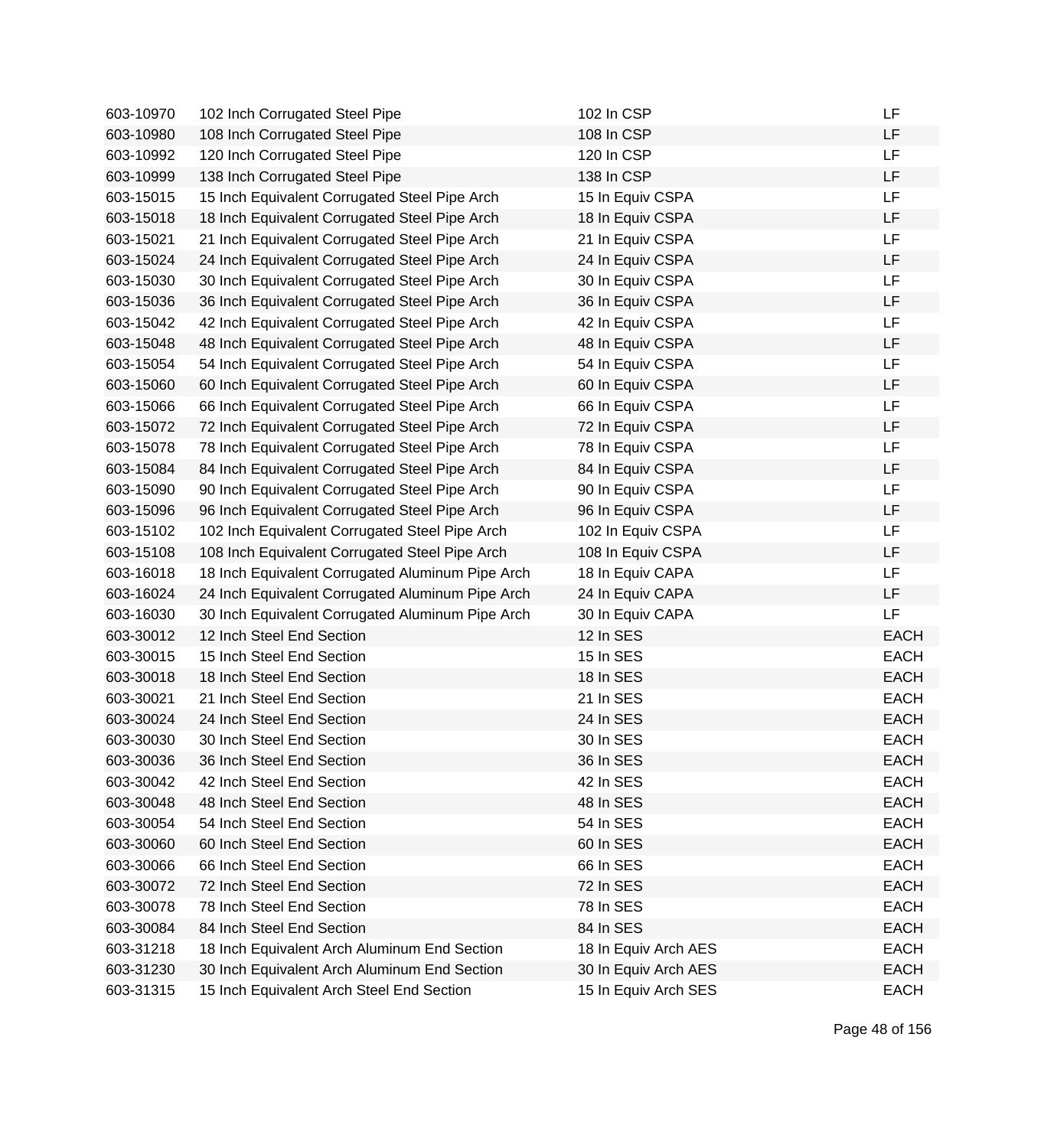| | | | |
|---|---|---|---|
| 603-10970 | 102 Inch Corrugated Steel Pipe | 102 In CSP | LF |
| 603-10980 | 108 Inch Corrugated Steel Pipe | 108 In CSP | LF |
| 603-10992 | 120 Inch Corrugated Steel Pipe | 120 In CSP | LF |
| 603-10999 | 138 Inch Corrugated Steel Pipe | 138 In CSP | LF |
| 603-15015 | 15 Inch Equivalent Corrugated Steel Pipe Arch | 15 In Equiv CSPA | LF |
| 603-15018 | 18 Inch Equivalent Corrugated Steel Pipe Arch | 18 In Equiv CSPA | LF |
| 603-15021 | 21 Inch Equivalent Corrugated Steel Pipe Arch | 21 In Equiv CSPA | LF |
| 603-15024 | 24 Inch Equivalent Corrugated Steel Pipe Arch | 24 In Equiv CSPA | LF |
| 603-15030 | 30 Inch Equivalent Corrugated Steel Pipe Arch | 30 In Equiv CSPA | LF |
| 603-15036 | 36 Inch Equivalent Corrugated Steel Pipe Arch | 36 In Equiv CSPA | LF |
| 603-15042 | 42 Inch Equivalent Corrugated Steel Pipe Arch | 42 In Equiv CSPA | LF |
| 603-15048 | 48 Inch Equivalent Corrugated Steel Pipe Arch | 48 In Equiv CSPA | LF |
| 603-15054 | 54 Inch Equivalent Corrugated Steel Pipe Arch | 54 In Equiv CSPA | LF |
| 603-15060 | 60 Inch Equivalent Corrugated Steel Pipe Arch | 60 In Equiv CSPA | LF |
| 603-15066 | 66 Inch Equivalent Corrugated Steel Pipe Arch | 66 In Equiv CSPA | LF |
| 603-15072 | 72 Inch Equivalent Corrugated Steel Pipe Arch | 72 In Equiv CSPA | LF |
| 603-15078 | 78 Inch Equivalent Corrugated Steel Pipe Arch | 78 In Equiv CSPA | LF |
| 603-15084 | 84 Inch Equivalent Corrugated Steel Pipe Arch | 84 In Equiv CSPA | LF |
| 603-15090 | 90 Inch Equivalent Corrugated Steel Pipe Arch | 90 In Equiv CSPA | LF |
| 603-15096 | 96 Inch Equivalent Corrugated Steel Pipe Arch | 96 In Equiv CSPA | LF |
| 603-15102 | 102 Inch Equivalent Corrugated Steel Pipe Arch | 102 In Equiv CSPA | LF |
| 603-15108 | 108 Inch Equivalent Corrugated Steel Pipe Arch | 108 In Equiv CSPA | LF |
| 603-16018 | 18 Inch Equivalent Corrugated Aluminum Pipe Arch | 18 In Equiv CAPA | LF |
| 603-16024 | 24 Inch Equivalent Corrugated Aluminum Pipe Arch | 24 In Equiv CAPA | LF |
| 603-16030 | 30 Inch Equivalent Corrugated Aluminum Pipe Arch | 30 In Equiv CAPA | LF |
| 603-30012 | 12 Inch Steel End Section | 12 In SES | EACH |
| 603-30015 | 15 Inch Steel End Section | 15 In SES | EACH |
| 603-30018 | 18 Inch Steel End Section | 18 In SES | EACH |
| 603-30021 | 21 Inch Steel End Section | 21 In SES | EACH |
| 603-30024 | 24 Inch Steel End Section | 24 In SES | EACH |
| 603-30030 | 30 Inch Steel End Section | 30 In SES | EACH |
| 603-30036 | 36 Inch Steel End Section | 36 In SES | EACH |
| 603-30042 | 42 Inch Steel End Section | 42 In SES | EACH |
| 603-30048 | 48 Inch Steel End Section | 48 In SES | EACH |
| 603-30054 | 54 Inch Steel End Section | 54 In SES | EACH |
| 603-30060 | 60 Inch Steel End Section | 60 In SES | EACH |
| 603-30066 | 66 Inch Steel End Section | 66 In SES | EACH |
| 603-30072 | 72 Inch Steel End Section | 72 In SES | EACH |
| 603-30078 | 78 Inch Steel End Section | 78 In SES | EACH |
| 603-30084 | 84 Inch Steel End Section | 84 In SES | EACH |
| 603-31218 | 18 Inch Equivalent Arch Aluminum End Section | 18 In Equiv Arch AES | EACH |
| 603-31230 | 30 Inch Equivalent Arch Aluminum End Section | 30 In Equiv Arch AES | EACH |
| 603-31315 | 15 Inch Equivalent Arch Steel End Section | 15 In Equiv Arch SES | EACH |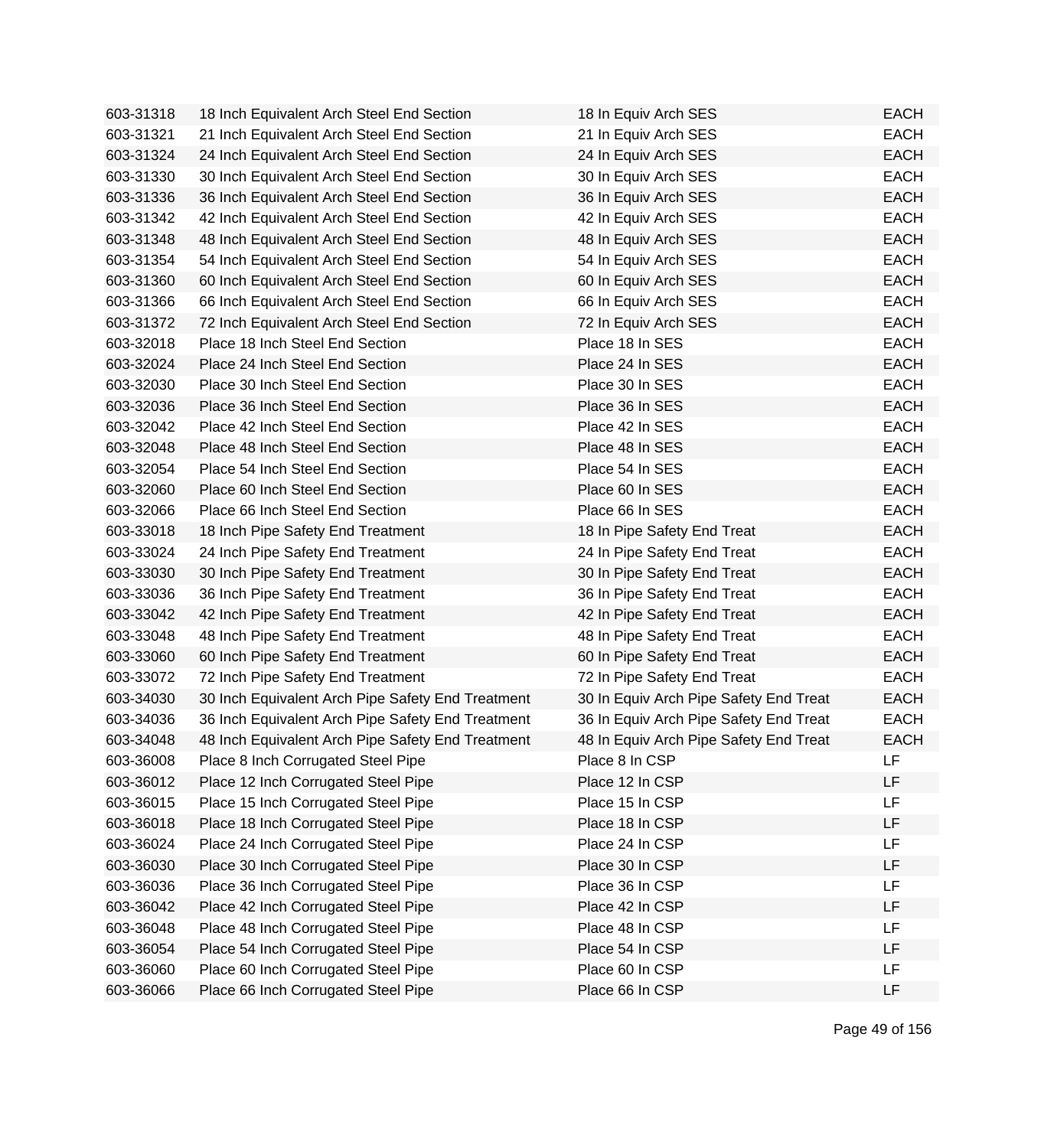| | | | |
|---|---|---|---|
| 603-31318 | 18 Inch Equivalent Arch Steel End Section | 18 In Equiv Arch SES | EACH |
| 603-31321 | 21 Inch Equivalent Arch Steel End Section | 21 In Equiv Arch SES | EACH |
| 603-31324 | 24 Inch Equivalent Arch Steel End Section | 24 In Equiv Arch SES | EACH |
| 603-31330 | 30 Inch Equivalent Arch Steel End Section | 30 In Equiv Arch SES | EACH |
| 603-31336 | 36 Inch Equivalent Arch Steel End Section | 36 In Equiv Arch SES | EACH |
| 603-31342 | 42 Inch Equivalent Arch Steel End Section | 42 In Equiv Arch SES | EACH |
| 603-31348 | 48 Inch Equivalent Arch Steel End Section | 48 In Equiv Arch SES | EACH |
| 603-31354 | 54 Inch Equivalent Arch Steel End Section | 54 In Equiv Arch SES | EACH |
| 603-31360 | 60 Inch Equivalent Arch Steel End Section | 60 In Equiv Arch SES | EACH |
| 603-31366 | 66 Inch Equivalent Arch Steel End Section | 66 In Equiv Arch SES | EACH |
| 603-31372 | 72 Inch Equivalent Arch Steel End Section | 72 In Equiv Arch SES | EACH |
| 603-32018 | Place 18 Inch Steel End Section | Place 18 In SES | EACH |
| 603-32024 | Place 24 Inch Steel End Section | Place 24 In SES | EACH |
| 603-32030 | Place 30 Inch Steel End Section | Place 30 In SES | EACH |
| 603-32036 | Place 36 Inch Steel End Section | Place 36 In SES | EACH |
| 603-32042 | Place 42 Inch Steel End Section | Place 42 In SES | EACH |
| 603-32048 | Place 48 Inch Steel End Section | Place 48 In SES | EACH |
| 603-32054 | Place 54 Inch Steel End Section | Place 54 In SES | EACH |
| 603-32060 | Place 60 Inch Steel End Section | Place 60 In SES | EACH |
| 603-32066 | Place 66 Inch Steel End Section | Place 66 In SES | EACH |
| 603-33018 | 18 Inch Pipe Safety End Treatment | 18 In Pipe Safety End Treat | EACH |
| 603-33024 | 24 Inch Pipe Safety End Treatment | 24 In Pipe Safety End Treat | EACH |
| 603-33030 | 30 Inch Pipe Safety End Treatment | 30 In Pipe Safety End Treat | EACH |
| 603-33036 | 36 Inch Pipe Safety End Treatment | 36 In Pipe Safety End Treat | EACH |
| 603-33042 | 42 Inch Pipe Safety End Treatment | 42 In Pipe Safety End Treat | EACH |
| 603-33048 | 48 Inch Pipe Safety End Treatment | 48 In Pipe Safety End Treat | EACH |
| 603-33060 | 60 Inch Pipe Safety End Treatment | 60 In Pipe Safety End Treat | EACH |
| 603-33072 | 72 Inch Pipe Safety End Treatment | 72 In Pipe Safety End Treat | EACH |
| 603-34030 | 30 Inch Equivalent Arch Pipe Safety End Treatment | 30 In Equiv Arch Pipe Safety End Treat | EACH |
| 603-34036 | 36 Inch Equivalent Arch Pipe Safety End Treatment | 36 In Equiv Arch Pipe Safety End Treat | EACH |
| 603-34048 | 48 Inch Equivalent Arch Pipe Safety End Treatment | 48 In Equiv Arch Pipe Safety End Treat | EACH |
| 603-36008 | Place 8 Inch Corrugated Steel Pipe | Place 8 In CSP | LF |
| 603-36012 | Place 12 Inch Corrugated Steel Pipe | Place 12 In CSP | LF |
| 603-36015 | Place 15 Inch Corrugated Steel Pipe | Place 15 In CSP | LF |
| 603-36018 | Place 18 Inch Corrugated Steel Pipe | Place 18 In CSP | LF |
| 603-36024 | Place 24 Inch Corrugated Steel Pipe | Place 24 In CSP | LF |
| 603-36030 | Place 30 Inch Corrugated Steel Pipe | Place 30 In CSP | LF |
| 603-36036 | Place 36 Inch Corrugated Steel Pipe | Place 36 In CSP | LF |
| 603-36042 | Place 42 Inch Corrugated Steel Pipe | Place 42 In CSP | LF |
| 603-36048 | Place 48 Inch Corrugated Steel Pipe | Place 48 In CSP | LF |
| 603-36054 | Place 54 Inch Corrugated Steel Pipe | Place 54 In CSP | LF |
| 603-36060 | Place 60 Inch Corrugated Steel Pipe | Place 60 In CSP | LF |
| 603-36066 | Place 66 Inch Corrugated Steel Pipe | Place 66 In CSP | LF |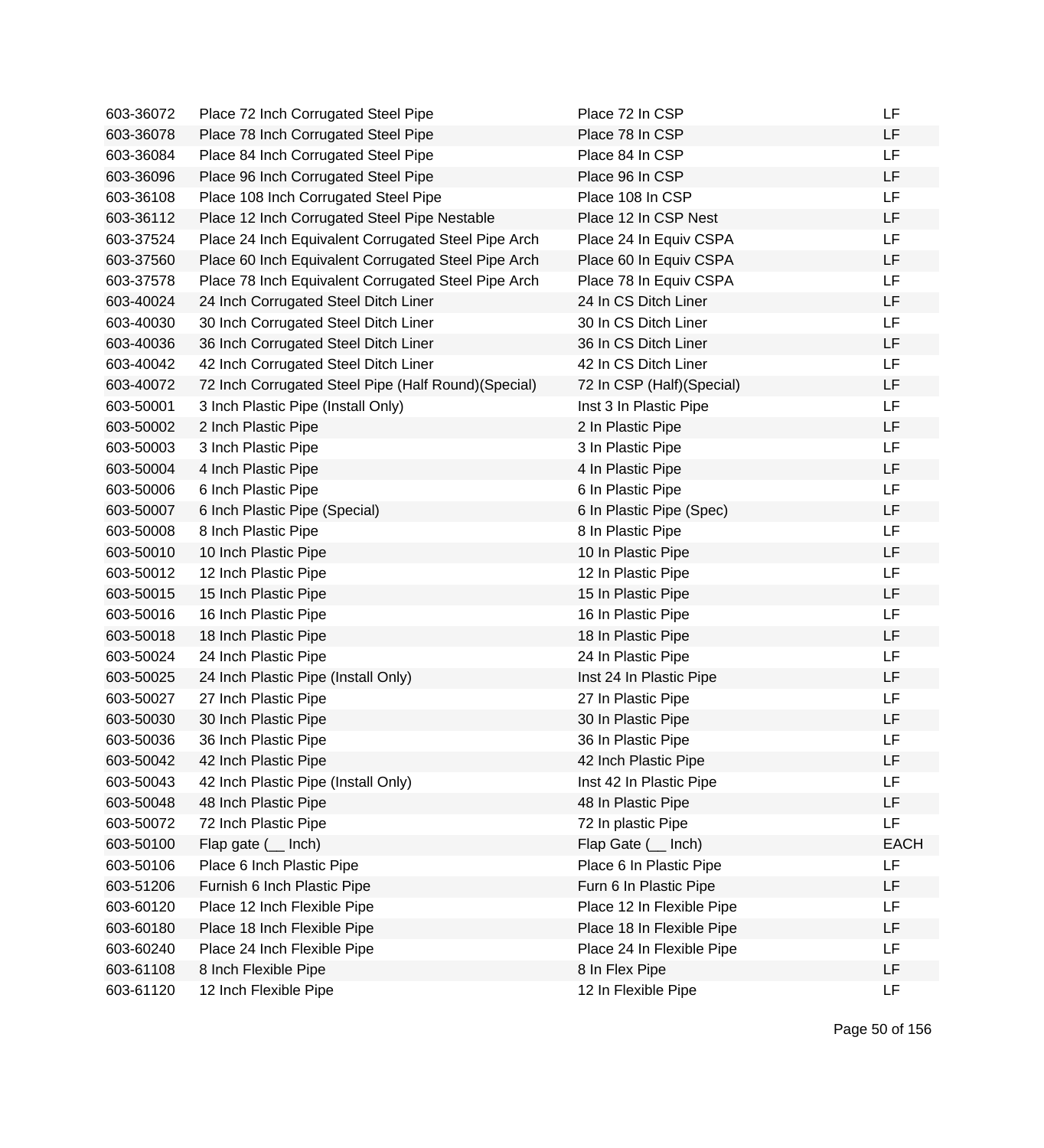| | | | |
|---|---|---|---|
| 603-36072 | Place 72 Inch Corrugated Steel Pipe | Place 72 In CSP | LF |
| 603-36078 | Place 78 Inch Corrugated Steel Pipe | Place 78 In CSP | LF |
| 603-36084 | Place 84 Inch Corrugated Steel Pipe | Place 84 In CSP | LF |
| 603-36096 | Place 96 Inch Corrugated Steel Pipe | Place 96 In CSP | LF |
| 603-36108 | Place 108 Inch Corrugated Steel Pipe | Place 108 In CSP | LF |
| 603-36112 | Place 12 Inch Corrugated Steel Pipe Nestable | Place 12 In CSP Nest | LF |
| 603-37524 | Place 24 Inch Equivalent Corrugated Steel Pipe Arch | Place 24 In Equiv CSPA | LF |
| 603-37560 | Place 60 Inch Equivalent Corrugated Steel Pipe Arch | Place 60 In Equiv CSPA | LF |
| 603-37578 | Place 78 Inch Equivalent Corrugated Steel Pipe Arch | Place 78 In Equiv CSPA | LF |
| 603-40024 | 24 Inch Corrugated Steel Ditch Liner | 24 In CS Ditch Liner | LF |
| 603-40030 | 30 Inch Corrugated Steel Ditch Liner | 30 In CS Ditch Liner | LF |
| 603-40036 | 36 Inch Corrugated Steel Ditch Liner | 36 In CS Ditch Liner | LF |
| 603-40042 | 42 Inch Corrugated Steel Ditch Liner | 42 In CS Ditch Liner | LF |
| 603-40072 | 72 Inch Corrugated Steel Pipe (Half Round)(Special) | 72 In CSP (Half)(Special) | LF |
| 603-50001 | 3 Inch Plastic Pipe (Install Only) | Inst 3 In Plastic Pipe | LF |
| 603-50002 | 2 Inch Plastic Pipe | 2 In Plastic Pipe | LF |
| 603-50003 | 3 Inch Plastic Pipe | 3 In Plastic Pipe | LF |
| 603-50004 | 4 Inch Plastic Pipe | 4 In Plastic Pipe | LF |
| 603-50006 | 6 Inch Plastic Pipe | 6 In Plastic Pipe | LF |
| 603-50007 | 6 Inch Plastic Pipe (Special) | 6 In Plastic Pipe (Spec) | LF |
| 603-50008 | 8 Inch Plastic Pipe | 8 In Plastic Pipe | LF |
| 603-50010 | 10 Inch Plastic Pipe | 10 In Plastic Pipe | LF |
| 603-50012 | 12 Inch Plastic Pipe | 12 In Plastic Pipe | LF |
| 603-50015 | 15 Inch Plastic Pipe | 15 In Plastic Pipe | LF |
| 603-50016 | 16 Inch Plastic Pipe | 16 In Plastic Pipe | LF |
| 603-50018 | 18 Inch Plastic Pipe | 18 In Plastic Pipe | LF |
| 603-50024 | 24 Inch Plastic Pipe | 24 In Plastic Pipe | LF |
| 603-50025 | 24 Inch Plastic Pipe (Install Only) | Inst 24 In Plastic Pipe | LF |
| 603-50027 | 27 Inch Plastic Pipe | 27 In Plastic Pipe | LF |
| 603-50030 | 30 Inch Plastic Pipe | 30 In Plastic Pipe | LF |
| 603-50036 | 36 Inch Plastic Pipe | 36 In Plastic Pipe | LF |
| 603-50042 | 42 Inch Plastic Pipe | 42 Inch Plastic Pipe | LF |
| 603-50043 | 42 Inch Plastic Pipe (Install Only) | Inst 42 In Plastic Pipe | LF |
| 603-50048 | 48 Inch Plastic Pipe | 48 In Plastic Pipe | LF |
| 603-50072 | 72 Inch Plastic Pipe | 72 In plastic Pipe | LF |
| 603-50100 | Flap gate (__ Inch) | Flap Gate (__ Inch) | EACH |
| 603-50106 | Place 6 Inch Plastic Pipe | Place 6 In Plastic Pipe | LF |
| 603-51206 | Furnish 6 Inch Plastic Pipe | Furn 6 In Plastic Pipe | LF |
| 603-60120 | Place 12 Inch Flexible Pipe | Place 12 In Flexible Pipe | LF |
| 603-60180 | Place 18 Inch Flexible Pipe | Place 18 In Flexible Pipe | LF |
| 603-60240 | Place 24 Inch Flexible Pipe | Place 24 In Flexible Pipe | LF |
| 603-61108 | 8 Inch Flexible Pipe | 8 In Flex Pipe | LF |
| 603-61120 | 12 Inch Flexible Pipe | 12 In Flexible Pipe | LF |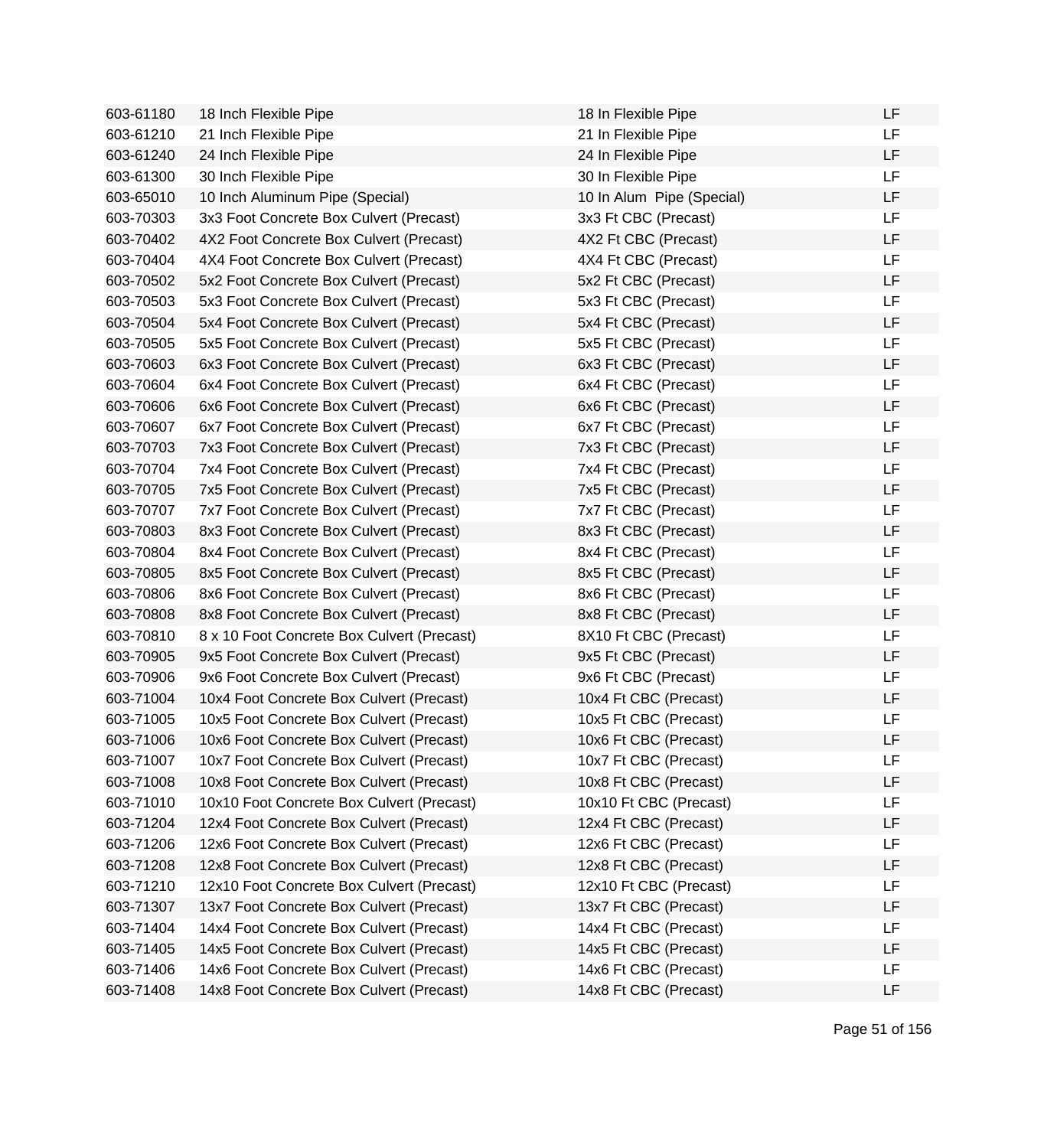| | | | |
|---|---|---|---|
| 603-61180 | 18 Inch Flexible Pipe | 18 In Flexible Pipe | LF |
| 603-61210 | 21 Inch Flexible Pipe | 21 In Flexible Pipe | LF |
| 603-61240 | 24 Inch Flexible Pipe | 24 In Flexible Pipe | LF |
| 603-61300 | 30 Inch Flexible Pipe | 30 In Flexible Pipe | LF |
| 603-65010 | 10 Inch Aluminum Pipe (Special) | 10 In Alum  Pipe (Special) | LF |
| 603-70303 | 3x3 Foot Concrete Box Culvert (Precast) | 3x3 Ft CBC (Precast) | LF |
| 603-70402 | 4X2 Foot Concrete Box Culvert (Precast) | 4X2 Ft CBC (Precast) | LF |
| 603-70404 | 4X4 Foot Concrete Box Culvert (Precast) | 4X4 Ft CBC (Precast) | LF |
| 603-70502 | 5x2 Foot Concrete Box Culvert (Precast) | 5x2 Ft CBC (Precast) | LF |
| 603-70503 | 5x3 Foot Concrete Box Culvert (Precast) | 5x3 Ft CBC (Precast) | LF |
| 603-70504 | 5x4 Foot Concrete Box Culvert (Precast) | 5x4 Ft CBC (Precast) | LF |
| 603-70505 | 5x5 Foot Concrete Box Culvert (Precast) | 5x5 Ft CBC (Precast) | LF |
| 603-70603 | 6x3 Foot Concrete Box Culvert (Precast) | 6x3 Ft CBC (Precast) | LF |
| 603-70604 | 6x4 Foot Concrete Box Culvert (Precast) | 6x4 Ft CBC (Precast) | LF |
| 603-70606 | 6x6 Foot Concrete Box Culvert (Precast) | 6x6 Ft CBC (Precast) | LF |
| 603-70607 | 6x7 Foot Concrete Box Culvert (Precast) | 6x7 Ft CBC (Precast) | LF |
| 603-70703 | 7x3 Foot Concrete Box Culvert (Precast) | 7x3 Ft CBC (Precast) | LF |
| 603-70704 | 7x4 Foot Concrete Box Culvert (Precast) | 7x4 Ft CBC (Precast) | LF |
| 603-70705 | 7x5 Foot Concrete Box Culvert (Precast) | 7x5 Ft CBC (Precast) | LF |
| 603-70707 | 7x7 Foot Concrete Box Culvert (Precast) | 7x7 Ft CBC (Precast) | LF |
| 603-70803 | 8x3 Foot Concrete Box Culvert (Precast) | 8x3 Ft CBC (Precast) | LF |
| 603-70804 | 8x4 Foot Concrete Box Culvert (Precast) | 8x4 Ft CBC (Precast) | LF |
| 603-70805 | 8x5 Foot Concrete Box Culvert (Precast) | 8x5 Ft CBC (Precast) | LF |
| 603-70806 | 8x6 Foot Concrete Box Culvert (Precast) | 8x6 Ft CBC (Precast) | LF |
| 603-70808 | 8x8 Foot Concrete Box Culvert (Precast) | 8x8 Ft CBC (Precast) | LF |
| 603-70810 | 8 x 10 Foot Concrete Box Culvert (Precast) | 8X10 Ft CBC (Precast) | LF |
| 603-70905 | 9x5 Foot Concrete Box Culvert (Precast) | 9x5 Ft CBC (Precast) | LF |
| 603-70906 | 9x6 Foot Concrete Box Culvert (Precast) | 9x6 Ft CBC (Precast) | LF |
| 603-71004 | 10x4 Foot Concrete Box Culvert (Precast) | 10x4 Ft CBC (Precast) | LF |
| 603-71005 | 10x5 Foot Concrete Box Culvert (Precast) | 10x5 Ft CBC (Precast) | LF |
| 603-71006 | 10x6 Foot Concrete Box Culvert (Precast) | 10x6 Ft CBC (Precast) | LF |
| 603-71007 | 10x7 Foot Concrete Box Culvert (Precast) | 10x7 Ft CBC (Precast) | LF |
| 603-71008 | 10x8 Foot Concrete Box Culvert (Precast) | 10x8 Ft CBC (Precast) | LF |
| 603-71010 | 10x10 Foot Concrete Box Culvert (Precast) | 10x10 Ft CBC (Precast) | LF |
| 603-71204 | 12x4 Foot Concrete Box Culvert (Precast) | 12x4 Ft CBC (Precast) | LF |
| 603-71206 | 12x6 Foot Concrete Box Culvert (Precast) | 12x6 Ft CBC (Precast) | LF |
| 603-71208 | 12x8 Foot Concrete Box Culvert (Precast) | 12x8 Ft CBC (Precast) | LF |
| 603-71210 | 12x10 Foot Concrete Box Culvert (Precast) | 12x10 Ft CBC (Precast) | LF |
| 603-71307 | 13x7 Foot Concrete Box Culvert (Precast) | 13x7 Ft CBC (Precast) | LF |
| 603-71404 | 14x4 Foot Concrete Box Culvert (Precast) | 14x4 Ft CBC (Precast) | LF |
| 603-71405 | 14x5 Foot Concrete Box Culvert (Precast) | 14x5 Ft CBC (Precast) | LF |
| 603-71406 | 14x6 Foot Concrete Box Culvert (Precast) | 14x6 Ft CBC (Precast) | LF |
| 603-71408 | 14x8 Foot Concrete Box Culvert (Precast) | 14x8 Ft CBC (Precast) | LF |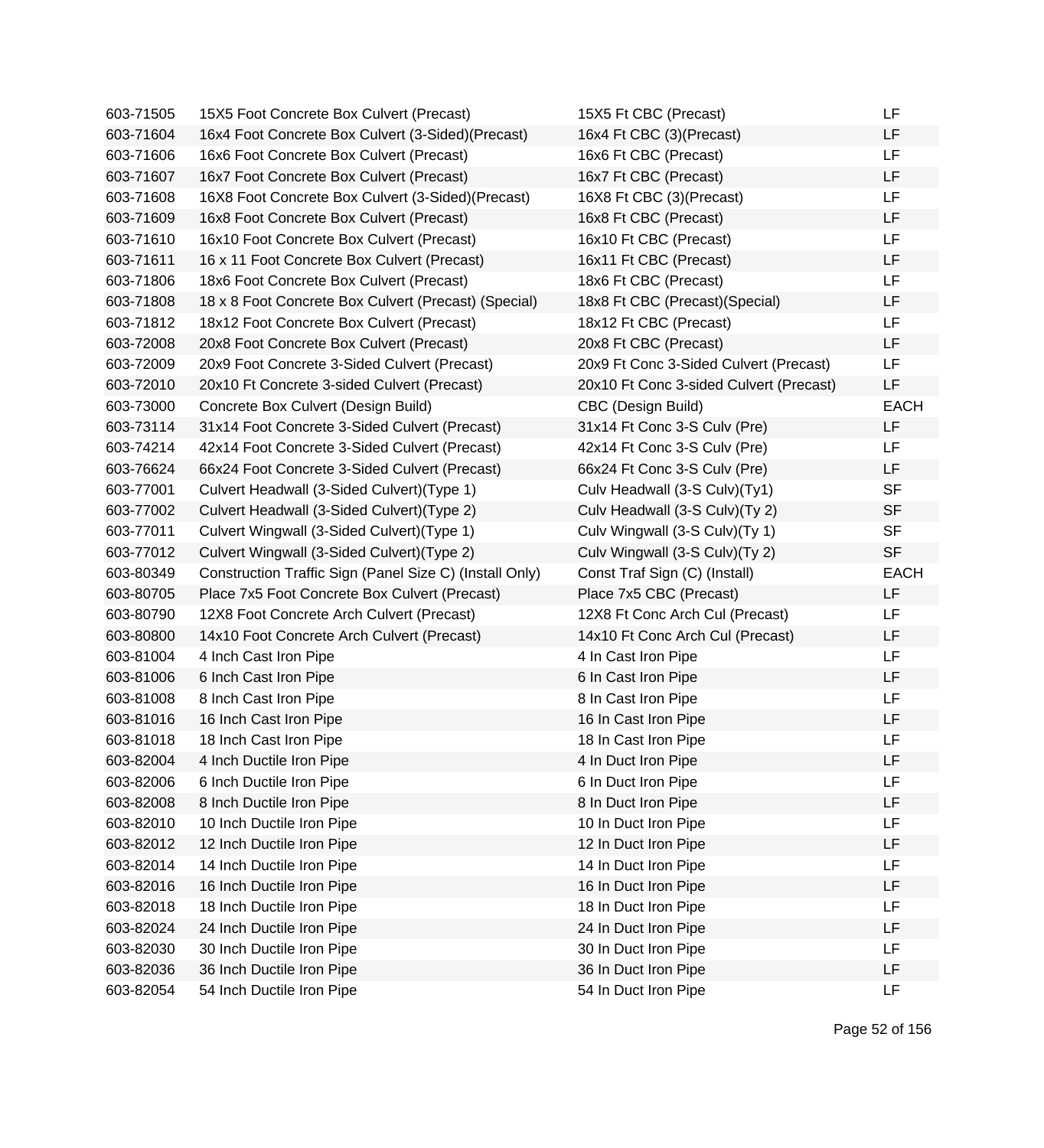| | | | |
|---|---|---|---|
| 603-71505 | 15X5 Foot Concrete Box Culvert (Precast) | 15X5 Ft CBC (Precast) | LF |
| 603-71604 | 16x4 Foot Concrete Box Culvert (3-Sided)(Precast) | 16x4 Ft CBC (3)(Precast) | LF |
| 603-71606 | 16x6 Foot Concrete Box Culvert (Precast) | 16x6 Ft CBC (Precast) | LF |
| 603-71607 | 16x7 Foot Concrete Box Culvert (Precast) | 16x7 Ft CBC (Precast) | LF |
| 603-71608 | 16X8 Foot Concrete Box Culvert (3-Sided)(Precast) | 16X8 Ft CBC (3)(Precast) | LF |
| 603-71609 | 16x8 Foot Concrete Box Culvert (Precast) | 16x8 Ft CBC (Precast) | LF |
| 603-71610 | 16x10 Foot Concrete Box Culvert (Precast) | 16x10 Ft CBC (Precast) | LF |
| 603-71611 | 16 x 11 Foot Concrete Box Culvert (Precast) | 16x11 Ft CBC (Precast) | LF |
| 603-71806 | 18x6 Foot Concrete Box Culvert (Precast) | 18x6 Ft CBC (Precast) | LF |
| 603-71808 | 18 x 8 Foot Concrete Box Culvert (Precast) (Special) | 18x8 Ft CBC (Precast)(Special) | LF |
| 603-71812 | 18x12 Foot Concrete Box Culvert (Precast) | 18x12 Ft CBC (Precast) | LF |
| 603-72008 | 20x8 Foot Concrete Box Culvert (Precast) | 20x8 Ft CBC (Precast) | LF |
| 603-72009 | 20x9 Foot Concrete 3-Sided Culvert (Precast) | 20x9 Ft Conc 3-Sided Culvert (Precast) | LF |
| 603-72010 | 20x10 Ft Concrete 3-sided Culvert (Precast) | 20x10 Ft Conc 3-sided Culvert (Precast) | LF |
| 603-73000 | Concrete Box Culvert (Design Build) | CBC (Design Build) | EACH |
| 603-73114 | 31x14 Foot Concrete 3-Sided Culvert (Precast) | 31x14 Ft Conc 3-S Culv (Pre) | LF |
| 603-74214 | 42x14 Foot Concrete 3-Sided Culvert (Precast) | 42x14 Ft Conc 3-S Culv (Pre) | LF |
| 603-76624 | 66x24 Foot Concrete 3-Sided Culvert (Precast) | 66x24 Ft Conc 3-S Culv (Pre) | LF |
| 603-77001 | Culvert Headwall (3-Sided Culvert)(Type 1) | Culv Headwall (3-S Culv)(Ty1) | SF |
| 603-77002 | Culvert Headwall (3-Sided Culvert)(Type 2) | Culv Headwall (3-S Culv)(Ty 2) | SF |
| 603-77011 | Culvert Wingwall (3-Sided Culvert)(Type 1) | Culv Wingwall (3-S Culv)(Ty 1) | SF |
| 603-77012 | Culvert Wingwall (3-Sided Culvert)(Type 2) | Culv Wingwall (3-S Culv)(Ty 2) | SF |
| 603-80349 | Construction Traffic Sign (Panel Size C) (Install Only) | Const Traf Sign (C) (Install) | EACH |
| 603-80705 | Place 7x5 Foot Concrete Box Culvert (Precast) | Place 7x5 CBC (Precast) | LF |
| 603-80790 | 12X8 Foot Concrete Arch Culvert (Precast) | 12X8 Ft Conc Arch Cul (Precast) | LF |
| 603-80800 | 14x10 Foot Concrete Arch Culvert (Precast) | 14x10 Ft Conc Arch Cul (Precast) | LF |
| 603-81004 | 4 Inch Cast Iron Pipe | 4 In Cast Iron Pipe | LF |
| 603-81006 | 6 Inch Cast Iron Pipe | 6 In Cast Iron Pipe | LF |
| 603-81008 | 8 Inch Cast Iron Pipe | 8 In Cast Iron Pipe | LF |
| 603-81016 | 16 Inch Cast Iron Pipe | 16 In Cast Iron Pipe | LF |
| 603-81018 | 18 Inch Cast Iron Pipe | 18 In Cast Iron Pipe | LF |
| 603-82004 | 4 Inch Ductile Iron Pipe | 4 In Duct Iron Pipe | LF |
| 603-82006 | 6 Inch Ductile Iron Pipe | 6 In Duct Iron Pipe | LF |
| 603-82008 | 8 Inch Ductile Iron Pipe | 8 In Duct Iron Pipe | LF |
| 603-82010 | 10 Inch Ductile Iron Pipe | 10 In Duct Iron Pipe | LF |
| 603-82012 | 12 Inch Ductile Iron Pipe | 12 In Duct Iron Pipe | LF |
| 603-82014 | 14 Inch Ductile Iron Pipe | 14 In Duct Iron Pipe | LF |
| 603-82016 | 16 Inch Ductile Iron Pipe | 16 In Duct Iron Pipe | LF |
| 603-82018 | 18 Inch Ductile Iron Pipe | 18 In Duct Iron Pipe | LF |
| 603-82024 | 24 Inch Ductile Iron Pipe | 24 In Duct Iron Pipe | LF |
| 603-82030 | 30 Inch Ductile Iron Pipe | 30 In Duct Iron Pipe | LF |
| 603-82036 | 36 Inch Ductile Iron Pipe | 36 In Duct Iron Pipe | LF |
| 603-82054 | 54 Inch Ductile Iron Pipe | 54 In Duct Iron Pipe | LF |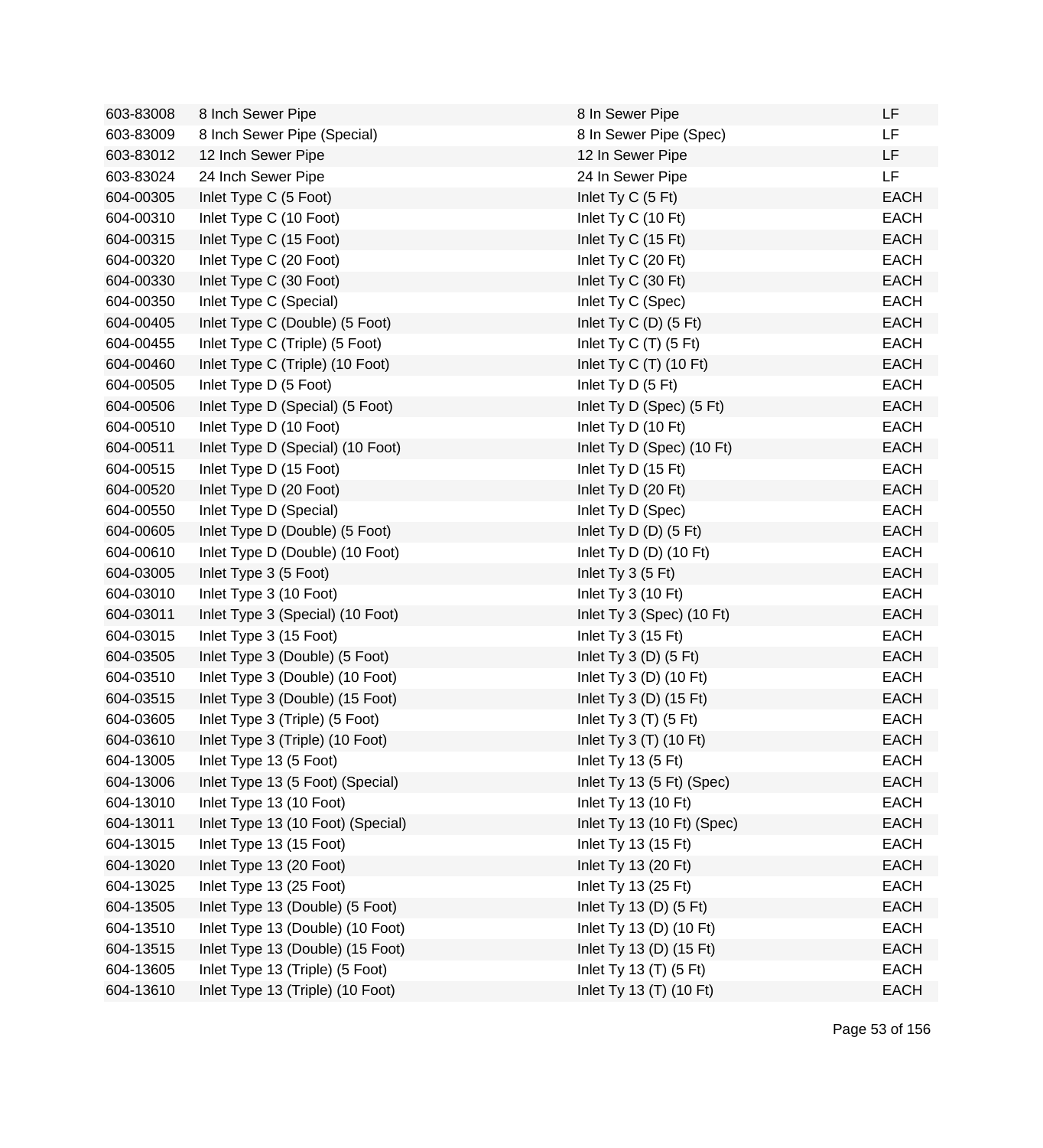| | | | |
|---|---|---|---|
| 603-83008 | 8 Inch Sewer Pipe | 8 In Sewer Pipe | LF |
| 603-83009 | 8 Inch Sewer Pipe (Special) | 8 In Sewer Pipe (Spec) | LF |
| 603-83012 | 12 Inch Sewer Pipe | 12 In Sewer Pipe | LF |
| 603-83024 | 24 Inch Sewer Pipe | 24 In Sewer Pipe | LF |
| 604-00305 | Inlet Type C (5 Foot) | Inlet Ty C (5 Ft) | EACH |
| 604-00310 | Inlet Type C (10 Foot) | Inlet Ty C (10 Ft) | EACH |
| 604-00315 | Inlet Type C (15 Foot) | Inlet Ty C (15 Ft) | EACH |
| 604-00320 | Inlet Type C (20 Foot) | Inlet Ty C (20 Ft) | EACH |
| 604-00330 | Inlet Type C (30 Foot) | Inlet Ty C (30 Ft) | EACH |
| 604-00350 | Inlet Type C (Special) | Inlet Ty C (Spec) | EACH |
| 604-00405 | Inlet Type C (Double) (5 Foot) | Inlet Ty C (D) (5 Ft) | EACH |
| 604-00455 | Inlet Type C (Triple) (5 Foot) | Inlet Ty C (T) (5 Ft) | EACH |
| 604-00460 | Inlet Type C (Triple) (10 Foot) | Inlet Ty C (T) (10 Ft) | EACH |
| 604-00505 | Inlet Type D (5 Foot) | Inlet Ty D (5 Ft) | EACH |
| 604-00506 | Inlet Type D (Special) (5 Foot) | Inlet Ty D (Spec) (5 Ft) | EACH |
| 604-00510 | Inlet Type D (10 Foot) | Inlet Ty D (10 Ft) | EACH |
| 604-00511 | Inlet Type D (Special) (10 Foot) | Inlet Ty D (Spec) (10 Ft) | EACH |
| 604-00515 | Inlet Type D (15 Foot) | Inlet Ty D (15 Ft) | EACH |
| 604-00520 | Inlet Type D (20 Foot) | Inlet Ty D (20 Ft) | EACH |
| 604-00550 | Inlet Type D (Special) | Inlet Ty D (Spec) | EACH |
| 604-00605 | Inlet Type D (Double) (5 Foot) | Inlet Ty D (D) (5 Ft) | EACH |
| 604-00610 | Inlet Type D (Double) (10 Foot) | Inlet Ty D (D) (10 Ft) | EACH |
| 604-03005 | Inlet Type 3 (5 Foot) | Inlet Ty 3 (5 Ft) | EACH |
| 604-03010 | Inlet Type 3 (10 Foot) | Inlet Ty 3 (10 Ft) | EACH |
| 604-03011 | Inlet Type 3 (Special) (10 Foot) | Inlet Ty 3 (Spec) (10 Ft) | EACH |
| 604-03015 | Inlet Type 3 (15 Foot) | Inlet Ty 3 (15 Ft) | EACH |
| 604-03505 | Inlet Type 3 (Double) (5 Foot) | Inlet Ty 3 (D) (5 Ft) | EACH |
| 604-03510 | Inlet Type 3 (Double) (10 Foot) | Inlet Ty 3 (D) (10 Ft) | EACH |
| 604-03515 | Inlet Type 3 (Double) (15 Foot) | Inlet Ty 3 (D) (15 Ft) | EACH |
| 604-03605 | Inlet Type 3 (Triple) (5 Foot) | Inlet Ty 3 (T) (5 Ft) | EACH |
| 604-03610 | Inlet Type 3 (Triple) (10 Foot) | Inlet Ty 3 (T) (10 Ft) | EACH |
| 604-13005 | Inlet Type 13 (5 Foot) | Inlet Ty 13 (5 Ft) | EACH |
| 604-13006 | Inlet Type 13 (5 Foot) (Special) | Inlet Ty 13 (5 Ft) (Spec) | EACH |
| 604-13010 | Inlet Type 13 (10 Foot) | Inlet Ty 13 (10 Ft) | EACH |
| 604-13011 | Inlet Type 13 (10 Foot) (Special) | Inlet Ty 13 (10 Ft) (Spec) | EACH |
| 604-13015 | Inlet Type 13 (15 Foot) | Inlet Ty 13 (15 Ft) | EACH |
| 604-13020 | Inlet Type 13 (20 Foot) | Inlet Ty 13 (20 Ft) | EACH |
| 604-13025 | Inlet Type 13 (25 Foot) | Inlet Ty 13 (25 Ft) | EACH |
| 604-13505 | Inlet Type 13 (Double) (5 Foot) | Inlet Ty 13 (D) (5 Ft) | EACH |
| 604-13510 | Inlet Type 13 (Double) (10 Foot) | Inlet Ty 13 (D) (10 Ft) | EACH |
| 604-13515 | Inlet Type 13 (Double) (15 Foot) | Inlet Ty 13 (D) (15 Ft) | EACH |
| 604-13605 | Inlet Type 13 (Triple) (5 Foot) | Inlet Ty 13 (T) (5 Ft) | EACH |
| 604-13610 | Inlet Type 13 (Triple) (10 Foot) | Inlet Ty 13 (T) (10 Ft) | EACH |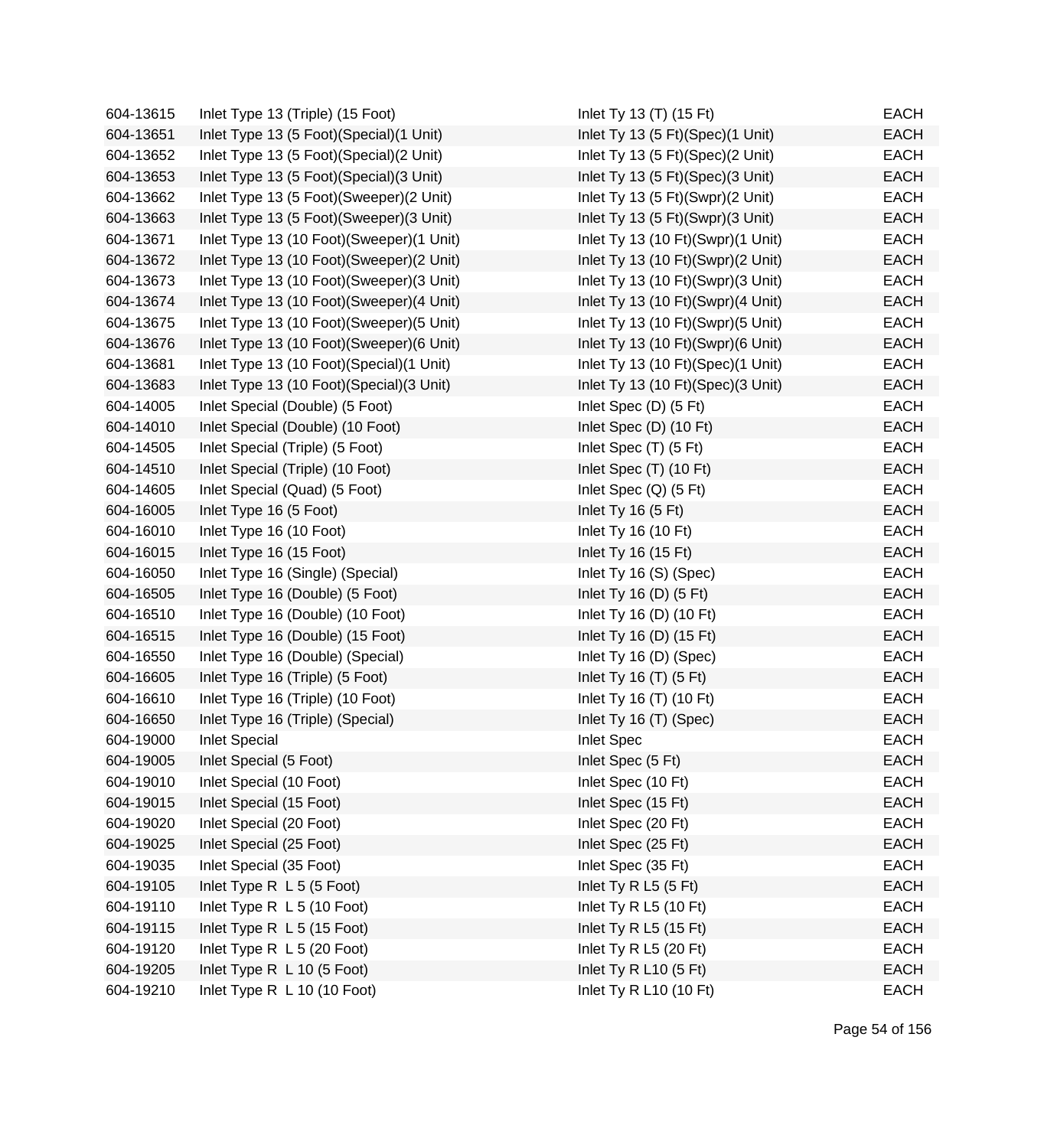| | | | |
|---|---|---|---|
| 604-13615 | Inlet Type 13 (Triple) (15 Foot) | Inlet Ty 13 (T) (15 Ft) | EACH |
| 604-13651 | Inlet Type 13 (5 Foot)(Special)(1 Unit) | Inlet Ty 13 (5 Ft)(Spec)(1 Unit) | EACH |
| 604-13652 | Inlet Type 13 (5 Foot)(Special)(2 Unit) | Inlet Ty 13 (5 Ft)(Spec)(2 Unit) | EACH |
| 604-13653 | Inlet Type 13 (5 Foot)(Special)(3 Unit) | Inlet Ty 13 (5 Ft)(Spec)(3 Unit) | EACH |
| 604-13662 | Inlet Type 13 (5 Foot)(Sweeper)(2 Unit) | Inlet Ty 13 (5 Ft)(Swpr)(2 Unit) | EACH |
| 604-13663 | Inlet Type 13 (5 Foot)(Sweeper)(3 Unit) | Inlet Ty 13 (5 Ft)(Swpr)(3 Unit) | EACH |
| 604-13671 | Inlet Type 13 (10 Foot)(Sweeper)(1 Unit) | Inlet Ty 13 (10 Ft)(Swpr)(1 Unit) | EACH |
| 604-13672 | Inlet Type 13 (10 Foot)(Sweeper)(2 Unit) | Inlet Ty 13 (10 Ft)(Swpr)(2 Unit) | EACH |
| 604-13673 | Inlet Type 13 (10 Foot)(Sweeper)(3 Unit) | Inlet Ty 13 (10 Ft)(Swpr)(3 Unit) | EACH |
| 604-13674 | Inlet Type 13 (10 Foot)(Sweeper)(4 Unit) | Inlet Ty 13 (10 Ft)(Swpr)(4 Unit) | EACH |
| 604-13675 | Inlet Type 13 (10 Foot)(Sweeper)(5 Unit) | Inlet Ty 13 (10 Ft)(Swpr)(5 Unit) | EACH |
| 604-13676 | Inlet Type 13 (10 Foot)(Sweeper)(6 Unit) | Inlet Ty 13 (10 Ft)(Swpr)(6 Unit) | EACH |
| 604-13681 | Inlet Type 13 (10 Foot)(Special)(1 Unit) | Inlet Ty 13 (10 Ft)(Spec)(1 Unit) | EACH |
| 604-13683 | Inlet Type 13 (10 Foot)(Special)(3 Unit) | Inlet Ty 13 (10 Ft)(Spec)(3 Unit) | EACH |
| 604-14005 | Inlet Special (Double) (5 Foot) | Inlet Spec (D) (5 Ft) | EACH |
| 604-14010 | Inlet Special (Double) (10 Foot) | Inlet Spec (D) (10 Ft) | EACH |
| 604-14505 | Inlet Special (Triple) (5 Foot) | Inlet Spec (T) (5 Ft) | EACH |
| 604-14510 | Inlet Special (Triple) (10 Foot) | Inlet Spec (T) (10 Ft) | EACH |
| 604-14605 | Inlet Special (Quad) (5 Foot) | Inlet Spec (Q) (5 Ft) | EACH |
| 604-16005 | Inlet Type 16 (5 Foot) | Inlet Ty 16 (5 Ft) | EACH |
| 604-16010 | Inlet Type 16 (10 Foot) | Inlet Ty 16 (10 Ft) | EACH |
| 604-16015 | Inlet Type 16 (15 Foot) | Inlet Ty 16 (15 Ft) | EACH |
| 604-16050 | Inlet Type 16 (Single) (Special) | Inlet Ty 16 (S) (Spec) | EACH |
| 604-16505 | Inlet Type 16 (Double) (5 Foot) | Inlet Ty 16 (D) (5 Ft) | EACH |
| 604-16510 | Inlet Type 16 (Double) (10 Foot) | Inlet Ty 16 (D) (10 Ft) | EACH |
| 604-16515 | Inlet Type 16 (Double) (15 Foot) | Inlet Ty 16 (D) (15 Ft) | EACH |
| 604-16550 | Inlet Type 16 (Double) (Special) | Inlet Ty 16 (D) (Spec) | EACH |
| 604-16605 | Inlet Type 16 (Triple) (5 Foot) | Inlet Ty 16 (T) (5 Ft) | EACH |
| 604-16610 | Inlet Type 16 (Triple) (10 Foot) | Inlet Ty 16 (T) (10 Ft) | EACH |
| 604-16650 | Inlet Type 16 (Triple) (Special) | Inlet Ty 16 (T) (Spec) | EACH |
| 604-19000 | Inlet Special | Inlet Spec | EACH |
| 604-19005 | Inlet Special (5 Foot) | Inlet Spec (5 Ft) | EACH |
| 604-19010 | Inlet Special (10 Foot) | Inlet Spec (10 Ft) | EACH |
| 604-19015 | Inlet Special (15 Foot) | Inlet Spec (15 Ft) | EACH |
| 604-19020 | Inlet Special (20 Foot) | Inlet Spec (20 Ft) | EACH |
| 604-19025 | Inlet Special (25 Foot) | Inlet Spec (25 Ft) | EACH |
| 604-19035 | Inlet Special (35 Foot) | Inlet Spec (35 Ft) | EACH |
| 604-19105 | Inlet Type R L 5 (5 Foot) | Inlet Ty R L5 (5 Ft) | EACH |
| 604-19110 | Inlet Type R L 5 (10 Foot) | Inlet Ty R L5 (10 Ft) | EACH |
| 604-19115 | Inlet Type R L 5 (15 Foot) | Inlet Ty R L5 (15 Ft) | EACH |
| 604-19120 | Inlet Type R L 5 (20 Foot) | Inlet Ty R L5 (20 Ft) | EACH |
| 604-19205 | Inlet Type R L 10 (5 Foot) | Inlet Ty R L10 (5 Ft) | EACH |
| 604-19210 | Inlet Type R L 10 (10 Foot) | Inlet Ty R L10 (10 Ft) | EACH |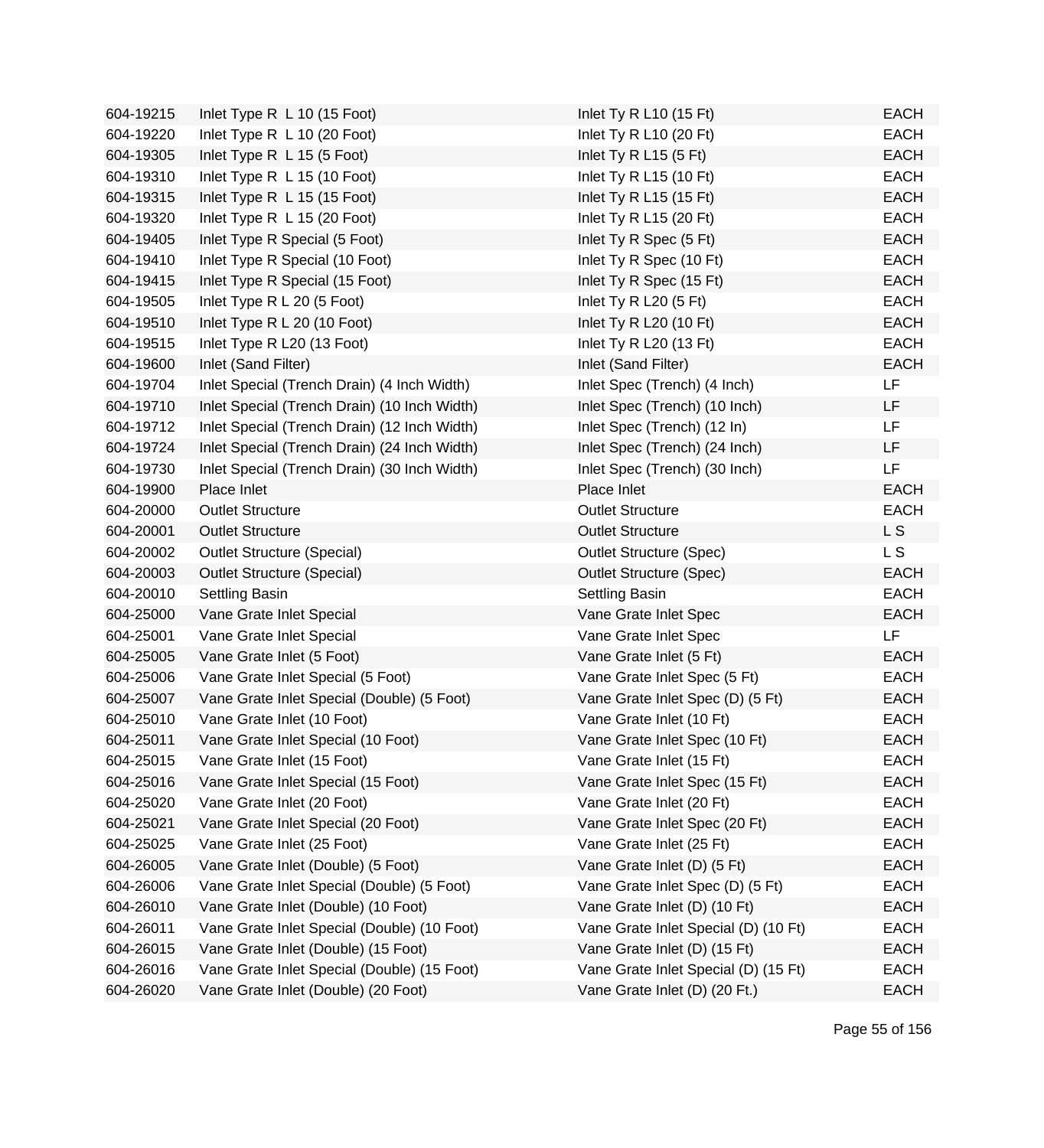| | | | |
|---|---|---|---|
| 604-19215 | Inlet Type R  L 10 (15 Foot) | Inlet Ty R L10 (15 Ft) | EACH |
| 604-19220 | Inlet Type R  L 10 (20 Foot) | Inlet Ty R L10 (20 Ft) | EACH |
| 604-19305 | Inlet Type R  L 15 (5 Foot) | Inlet Ty R L15 (5 Ft) | EACH |
| 604-19310 | Inlet Type R  L 15 (10 Foot) | Inlet Ty R L15 (10 Ft) | EACH |
| 604-19315 | Inlet Type R  L 15 (15 Foot) | Inlet Ty R L15 (15 Ft) | EACH |
| 604-19320 | Inlet Type R  L 15 (20 Foot) | Inlet Ty R L15 (20 Ft) | EACH |
| 604-19405 | Inlet Type R Special (5 Foot) | Inlet Ty R Spec (5 Ft) | EACH |
| 604-19410 | Inlet Type R Special (10 Foot) | Inlet Ty R Spec (10 Ft) | EACH |
| 604-19415 | Inlet Type R Special (15 Foot) | Inlet Ty R Spec (15 Ft) | EACH |
| 604-19505 | Inlet Type R L 20 (5 Foot) | Inlet Ty R L20 (5 Ft) | EACH |
| 604-19510 | Inlet Type R L 20 (10 Foot) | Inlet Ty R L20 (10 Ft) | EACH |
| 604-19515 | Inlet Type R L20 (13 Foot) | Inlet Ty R L20 (13 Ft) | EACH |
| 604-19600 | Inlet (Sand Filter) | Inlet (Sand Filter) | EACH |
| 604-19704 | Inlet Special (Trench Drain) (4 Inch Width) | Inlet Spec (Trench) (4 Inch) | LF |
| 604-19710 | Inlet Special (Trench Drain) (10 Inch Width) | Inlet Spec (Trench) (10 Inch) | LF |
| 604-19712 | Inlet Special (Trench Drain) (12 Inch Width) | Inlet Spec (Trench) (12 In) | LF |
| 604-19724 | Inlet Special (Trench Drain) (24 Inch Width) | Inlet Spec (Trench) (24 Inch) | LF |
| 604-19730 | Inlet Special (Trench Drain) (30 Inch Width) | Inlet Spec (Trench) (30 Inch) | LF |
| 604-19900 | Place Inlet | Place Inlet | EACH |
| 604-20000 | Outlet Structure | Outlet Structure | EACH |
| 604-20001 | Outlet Structure | Outlet Structure | L S |
| 604-20002 | Outlet Structure (Special) | Outlet Structure (Spec) | L S |
| 604-20003 | Outlet Structure (Special) | Outlet Structure (Spec) | EACH |
| 604-20010 | Settling Basin | Settling Basin | EACH |
| 604-25000 | Vane Grate Inlet Special | Vane Grate Inlet Spec | EACH |
| 604-25001 | Vane Grate Inlet Special | Vane Grate Inlet Spec | LF |
| 604-25005 | Vane Grate Inlet (5 Foot) | Vane Grate Inlet (5 Ft) | EACH |
| 604-25006 | Vane Grate Inlet Special (5 Foot) | Vane Grate Inlet Spec (5 Ft) | EACH |
| 604-25007 | Vane Grate Inlet Special (Double) (5 Foot) | Vane Grate Inlet Spec (D) (5 Ft) | EACH |
| 604-25010 | Vane Grate Inlet (10 Foot) | Vane Grate Inlet (10 Ft) | EACH |
| 604-25011 | Vane Grate Inlet Special (10 Foot) | Vane Grate Inlet Spec (10 Ft) | EACH |
| 604-25015 | Vane Grate Inlet (15 Foot) | Vane Grate Inlet (15 Ft) | EACH |
| 604-25016 | Vane Grate Inlet Special (15 Foot) | Vane Grate Inlet Spec (15 Ft) | EACH |
| 604-25020 | Vane Grate Inlet (20 Foot) | Vane Grate Inlet (20 Ft) | EACH |
| 604-25021 | Vane Grate Inlet Special (20 Foot) | Vane Grate Inlet Spec (20 Ft) | EACH |
| 604-25025 | Vane Grate Inlet (25 Foot) | Vane Grate Inlet (25 Ft) | EACH |
| 604-26005 | Vane Grate Inlet (Double) (5 Foot) | Vane Grate Inlet (D) (5 Ft) | EACH |
| 604-26006 | Vane Grate Inlet Special (Double) (5 Foot) | Vane Grate Inlet Spec (D) (5 Ft) | EACH |
| 604-26010 | Vane Grate Inlet (Double) (10 Foot) | Vane Grate Inlet (D) (10 Ft) | EACH |
| 604-26011 | Vane Grate Inlet Special (Double) (10 Foot) | Vane Grate Inlet Special (D) (10 Ft) | EACH |
| 604-26015 | Vane Grate Inlet (Double) (15 Foot) | Vane Grate Inlet (D) (15 Ft) | EACH |
| 604-26016 | Vane Grate Inlet Special (Double) (15 Foot) | Vane Grate Inlet Special (D) (15 Ft) | EACH |
| 604-26020 | Vane Grate Inlet (Double) (20 Foot) | Vane Grate Inlet (D) (20 Ft.) | EACH |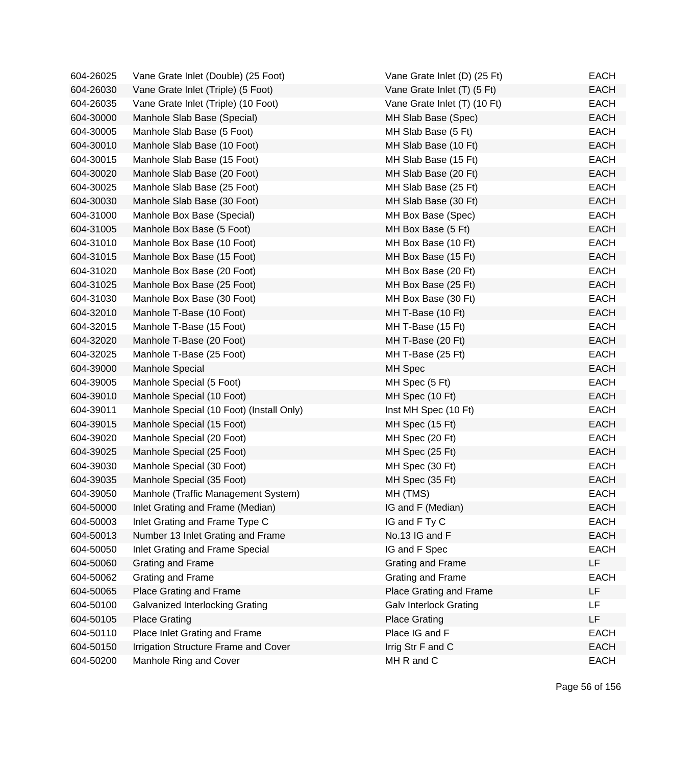| | | | |
|---|---|---|---|
| 604-26025 | Vane Grate Inlet (Double) (25 Foot) | Vane Grate Inlet (D) (25 Ft) | EACH |
| 604-26030 | Vane Grate Inlet (Triple) (5 Foot) | Vane Grate Inlet (T) (5 Ft) | EACH |
| 604-26035 | Vane Grate Inlet (Triple) (10 Foot) | Vane Grate Inlet (T) (10 Ft) | EACH |
| 604-30000 | Manhole Slab Base (Special) | MH Slab Base (Spec) | EACH |
| 604-30005 | Manhole Slab Base (5 Foot) | MH Slab Base (5 Ft) | EACH |
| 604-30010 | Manhole Slab Base (10 Foot) | MH Slab Base (10 Ft) | EACH |
| 604-30015 | Manhole Slab Base (15 Foot) | MH Slab Base (15 Ft) | EACH |
| 604-30020 | Manhole Slab Base (20 Foot) | MH Slab Base (20 Ft) | EACH |
| 604-30025 | Manhole Slab Base (25 Foot) | MH Slab Base (25 Ft) | EACH |
| 604-30030 | Manhole Slab Base (30 Foot) | MH Slab Base (30 Ft) | EACH |
| 604-31000 | Manhole Box Base (Special) | MH Box Base (Spec) | EACH |
| 604-31005 | Manhole Box Base (5 Foot) | MH Box Base (5 Ft) | EACH |
| 604-31010 | Manhole Box Base (10 Foot) | MH Box Base (10 Ft) | EACH |
| 604-31015 | Manhole Box Base (15 Foot) | MH Box Base (15 Ft) | EACH |
| 604-31020 | Manhole Box Base (20 Foot) | MH Box Base (20 Ft) | EACH |
| 604-31025 | Manhole Box Base (25 Foot) | MH Box Base (25 Ft) | EACH |
| 604-31030 | Manhole Box Base (30 Foot) | MH Box Base (30 Ft) | EACH |
| 604-32010 | Manhole T-Base (10 Foot) | MH T-Base (10 Ft) | EACH |
| 604-32015 | Manhole T-Base (15 Foot) | MH T-Base (15 Ft) | EACH |
| 604-32020 | Manhole T-Base (20 Foot) | MH T-Base (20 Ft) | EACH |
| 604-32025 | Manhole T-Base (25 Foot) | MH T-Base (25 Ft) | EACH |
| 604-39000 | Manhole Special | MH Spec | EACH |
| 604-39005 | Manhole Special (5 Foot) | MH Spec (5 Ft) | EACH |
| 604-39010 | Manhole Special (10 Foot) | MH Spec (10 Ft) | EACH |
| 604-39011 | Manhole Special (10 Foot) (Install Only) | Inst MH Spec (10 Ft) | EACH |
| 604-39015 | Manhole Special (15 Foot) | MH Spec (15 Ft) | EACH |
| 604-39020 | Manhole Special (20 Foot) | MH Spec (20 Ft) | EACH |
| 604-39025 | Manhole Special (25 Foot) | MH Spec (25 Ft) | EACH |
| 604-39030 | Manhole Special (30 Foot) | MH Spec (30 Ft) | EACH |
| 604-39035 | Manhole Special (35 Foot) | MH Spec (35 Ft) | EACH |
| 604-39050 | Manhole (Traffic Management System) | MH (TMS) | EACH |
| 604-50000 | Inlet Grating and Frame (Median) | IG and F (Median) | EACH |
| 604-50003 | Inlet Grating and Frame Type C | IG and F Ty C | EACH |
| 604-50013 | Number 13 Inlet Grating and Frame | No.13 IG and F | EACH |
| 604-50050 | Inlet Grating and Frame Special | IG and F Spec | EACH |
| 604-50060 | Grating and Frame | Grating and Frame | LF |
| 604-50062 | Grating and Frame | Grating and Frame | EACH |
| 604-50065 | Place Grating and Frame | Place Grating and Frame | LF |
| 604-50100 | Galvanized Interlocking Grating | Galv Interlock Grating | LF |
| 604-50105 | Place Grating | Place Grating | LF |
| 604-50110 | Place Inlet Grating and Frame | Place IG and F | EACH |
| 604-50150 | Irrigation Structure Frame and Cover | Irrig Str F and C | EACH |
| 604-50200 | Manhole Ring and Cover | MH R and C | EACH |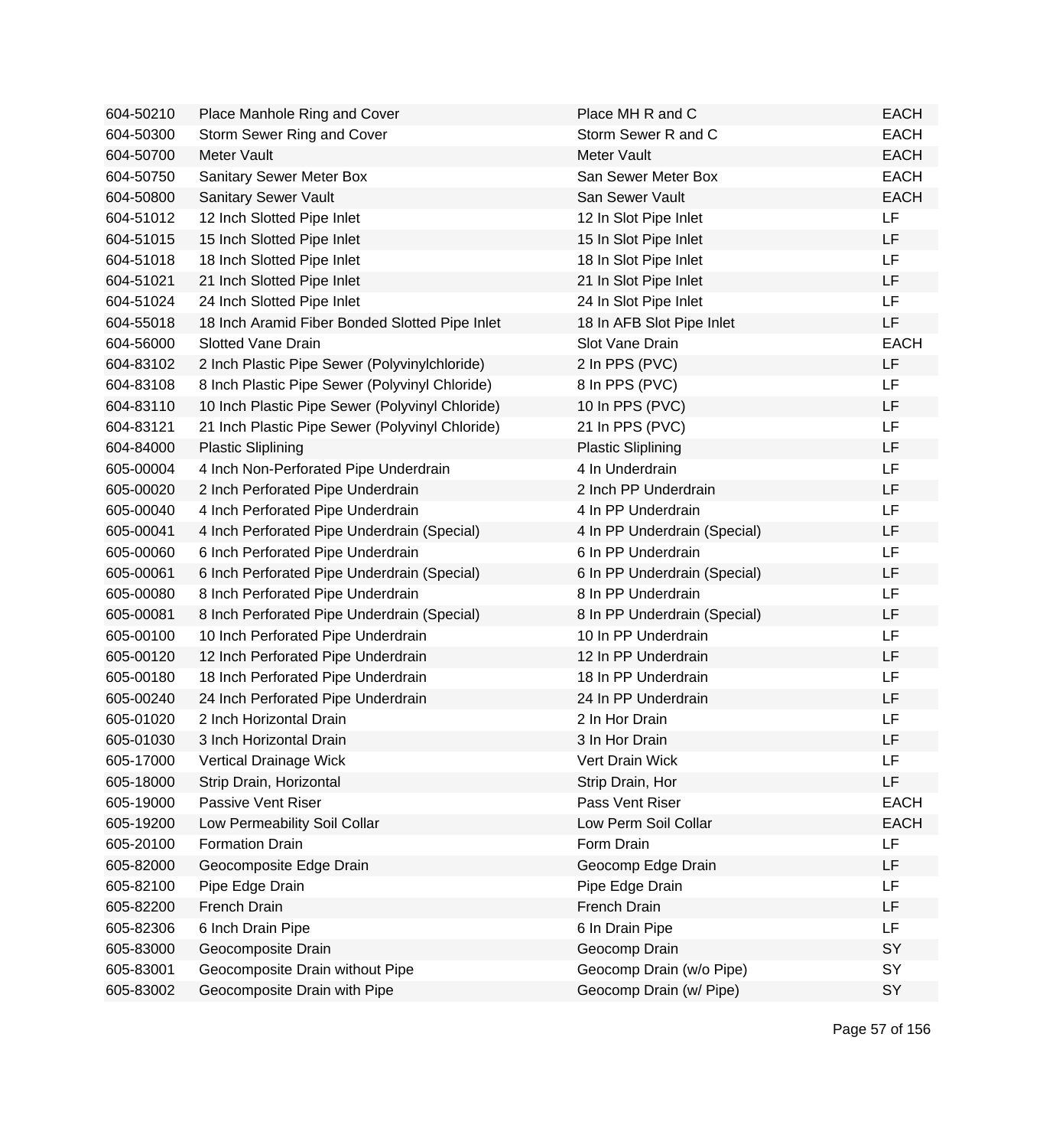| | | | |
|---|---|---|---|
| 604-50210 | Place Manhole Ring and Cover | Place MH R and C | EACH |
| 604-50300 | Storm Sewer Ring and Cover | Storm Sewer R and C | EACH |
| 604-50700 | Meter Vault | Meter Vault | EACH |
| 604-50750 | Sanitary Sewer Meter Box | San Sewer Meter Box | EACH |
| 604-50800 | Sanitary Sewer Vault | San Sewer Vault | EACH |
| 604-51012 | 12 Inch Slotted Pipe Inlet | 12 In Slot Pipe Inlet | LF |
| 604-51015 | 15 Inch Slotted Pipe Inlet | 15 In Slot Pipe Inlet | LF |
| 604-51018 | 18 Inch Slotted Pipe Inlet | 18 In Slot Pipe Inlet | LF |
| 604-51021 | 21 Inch Slotted Pipe Inlet | 21 In Slot Pipe Inlet | LF |
| 604-51024 | 24 Inch Slotted Pipe Inlet | 24 In Slot Pipe Inlet | LF |
| 604-55018 | 18 Inch Aramid Fiber Bonded Slotted Pipe Inlet | 18 In AFB Slot Pipe Inlet | LF |
| 604-56000 | Slotted Vane Drain | Slot Vane Drain | EACH |
| 604-83102 | 2 Inch Plastic Pipe Sewer (Polyvinylchloride) | 2 In PPS (PVC) | LF |
| 604-83108 | 8 Inch Plastic Pipe Sewer (Polyvinyl Chloride) | 8 In PPS (PVC) | LF |
| 604-83110 | 10 Inch Plastic Pipe Sewer (Polyvinyl Chloride) | 10 In PPS (PVC) | LF |
| 604-83121 | 21 Inch Plastic Pipe Sewer (Polyvinyl Chloride) | 21 In PPS (PVC) | LF |
| 604-84000 | Plastic Sliplining | Plastic Sliplining | LF |
| 605-00004 | 4 Inch Non-Perforated Pipe Underdrain | 4 In Underdrain | LF |
| 605-00020 | 2 Inch Perforated Pipe Underdrain | 2 Inch PP Underdrain | LF |
| 605-00040 | 4 Inch Perforated Pipe Underdrain | 4 In PP Underdrain | LF |
| 605-00041 | 4 Inch Perforated Pipe Underdrain (Special) | 4 In PP Underdrain (Special) | LF |
| 605-00060 | 6 Inch Perforated Pipe Underdrain | 6 In PP Underdrain | LF |
| 605-00061 | 6 Inch Perforated Pipe Underdrain (Special) | 6 In PP Underdrain (Special) | LF |
| 605-00080 | 8 Inch Perforated Pipe Underdrain | 8 In PP Underdrain | LF |
| 605-00081 | 8 Inch Perforated Pipe Underdrain (Special) | 8 In PP Underdrain (Special) | LF |
| 605-00100 | 10 Inch Perforated Pipe Underdrain | 10 In PP Underdrain | LF |
| 605-00120 | 12 Inch Perforated Pipe Underdrain | 12 In PP Underdrain | LF |
| 605-00180 | 18 Inch Perforated Pipe Underdrain | 18 In PP Underdrain | LF |
| 605-00240 | 24 Inch Perforated Pipe Underdrain | 24 In PP Underdrain | LF |
| 605-01020 | 2 Inch Horizontal Drain | 2 In Hor Drain | LF |
| 605-01030 | 3 Inch Horizontal Drain | 3 In Hor Drain | LF |
| 605-17000 | Vertical Drainage Wick | Vert Drain Wick | LF |
| 605-18000 | Strip Drain, Horizontal | Strip Drain, Hor | LF |
| 605-19000 | Passive Vent Riser | Pass Vent Riser | EACH |
| 605-19200 | Low Permeability Soil Collar | Low Perm Soil Collar | EACH |
| 605-20100 | Formation Drain | Form Drain | LF |
| 605-82000 | Geocomposite Edge Drain | Geocomp Edge Drain | LF |
| 605-82100 | Pipe Edge Drain | Pipe Edge Drain | LF |
| 605-82200 | French Drain | French Drain | LF |
| 605-82306 | 6 Inch Drain Pipe | 6 In Drain Pipe | LF |
| 605-83000 | Geocomposite Drain | Geocomp Drain | SY |
| 605-83001 | Geocomposite Drain without Pipe | Geocomp Drain (w/o Pipe) | SY |
| 605-83002 | Geocomposite Drain with Pipe | Geocomp Drain (w/ Pipe) | SY |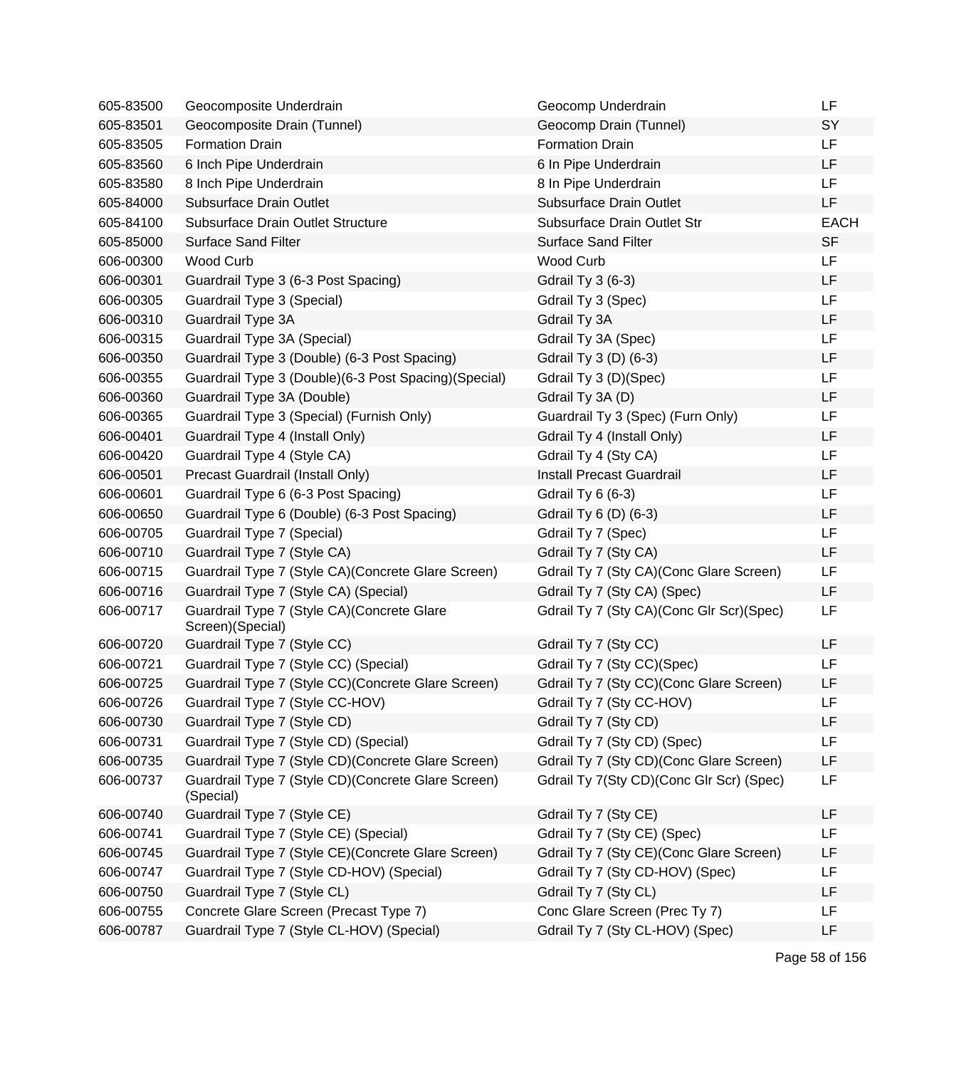| | | | |
|---|---|---|---|
| 605-83500 | Geocomposite Underdrain | Geocomp Underdrain | LF |
| 605-83501 | Geocomposite Drain (Tunnel) | Geocomp Drain (Tunnel) | SY |
| 605-83505 | Formation Drain | Formation Drain | LF |
| 605-83560 | 6 Inch Pipe Underdrain | 6 In Pipe Underdrain | LF |
| 605-83580 | 8 Inch Pipe Underdrain | 8 In Pipe Underdrain | LF |
| 605-84000 | Subsurface Drain Outlet | Subsurface Drain Outlet | LF |
| 605-84100 | Subsurface Drain Outlet Structure | Subsurface Drain Outlet Str | EACH |
| 605-85000 | Surface Sand Filter | Surface Sand Filter | SF |
| 606-00300 | Wood Curb | Wood Curb | LF |
| 606-00301 | Guardrail Type 3 (6-3 Post Spacing) | Gdrail Ty 3 (6-3) | LF |
| 606-00305 | Guardrail Type 3 (Special) | Gdrail Ty 3 (Spec) | LF |
| 606-00310 | Guardrail Type 3A | Gdrail Ty 3A | LF |
| 606-00315 | Guardrail Type 3A (Special) | Gdrail Ty 3A (Spec) | LF |
| 606-00350 | Guardrail Type 3 (Double) (6-3 Post Spacing) | Gdrail Ty 3 (D) (6-3) | LF |
| 606-00355 | Guardrail Type 3 (Double)(6-3 Post Spacing)(Special) | Gdrail Ty 3 (D)(Spec) | LF |
| 606-00360 | Guardrail Type 3A (Double) | Gdrail Ty 3A (D) | LF |
| 606-00365 | Guardrail Type 3 (Special) (Furnish Only) | Guardrail Ty 3 (Spec) (Furn Only) | LF |
| 606-00401 | Guardrail Type 4 (Install Only) | Gdrail Ty 4 (Install Only) | LF |
| 606-00420 | Guardrail Type 4 (Style CA) | Gdrail Ty 4 (Sty CA) | LF |
| 606-00501 | Precast Guardrail (Install Only) | Install Precast Guardrail | LF |
| 606-00601 | Guardrail Type 6 (6-3 Post Spacing) | Gdrail Ty 6 (6-3) | LF |
| 606-00650 | Guardrail Type 6 (Double) (6-3 Post Spacing) | Gdrail Ty 6 (D) (6-3) | LF |
| 606-00705 | Guardrail Type 7 (Special) | Gdrail Ty 7 (Spec) | LF |
| 606-00710 | Guardrail Type 7 (Style CA) | Gdrail Ty 7 (Sty CA) | LF |
| 606-00715 | Guardrail Type 7 (Style CA)(Concrete Glare Screen) | Gdrail Ty 7 (Sty CA)(Conc Glare Screen) | LF |
| 606-00716 | Guardrail Type 7 (Style CA) (Special) | Gdrail Ty 7 (Sty CA) (Spec) | LF |
| 606-00717 | Guardrail Type 7 (Style CA)(Concrete Glare Screen)(Special) | Gdrail Ty 7 (Sty CA)(Conc Glr Scr)(Spec) | LF |
| 606-00720 | Guardrail Type 7 (Style CC) | Gdrail Ty 7 (Sty CC) | LF |
| 606-00721 | Guardrail Type 7 (Style CC) (Special) | Gdrail Ty 7 (Sty CC)(Spec) | LF |
| 606-00725 | Guardrail Type 7 (Style CC)(Concrete Glare Screen) | Gdrail Ty 7 (Sty CC)(Conc Glare Screen) | LF |
| 606-00726 | Guardrail Type 7 (Style CC-HOV) | Gdrail Ty 7 (Sty CC-HOV) | LF |
| 606-00730 | Guardrail Type 7 (Style CD) | Gdrail Ty 7 (Sty CD) | LF |
| 606-00731 | Guardrail Type 7 (Style CD) (Special) | Gdrail Ty 7 (Sty CD) (Spec) | LF |
| 606-00735 | Guardrail Type 7 (Style CD)(Concrete Glare Screen) | Gdrail Ty 7 (Sty CD)(Conc Glare Screen) | LF |
| 606-00737 | Guardrail Type 7 (Style CD)(Concrete Glare Screen) (Special) | Gdrail Ty 7(Sty CD)(Conc Glr Scr) (Spec) | LF |
| 606-00740 | Guardrail Type 7 (Style CE) | Gdrail Ty 7 (Sty CE) | LF |
| 606-00741 | Guardrail Type 7 (Style CE) (Special) | Gdrail Ty 7 (Sty CE) (Spec) | LF |
| 606-00745 | Guardrail Type 7 (Style CE)(Concrete Glare Screen) | Gdrail Ty 7 (Sty CE)(Conc Glare Screen) | LF |
| 606-00747 | Guardrail Type 7 (Style CD-HOV) (Special) | Gdrail Ty 7 (Sty CD-HOV) (Spec) | LF |
| 606-00750 | Guardrail Type 7 (Style CL) | Gdrail Ty 7 (Sty CL) | LF |
| 606-00755 | Concrete Glare Screen (Precast Type 7) | Conc Glare Screen (Prec Ty 7) | LF |
| 606-00787 | Guardrail Type 7 (Style CL-HOV) (Special) | Gdrail Ty 7 (Sty CL-HOV) (Spec) | LF |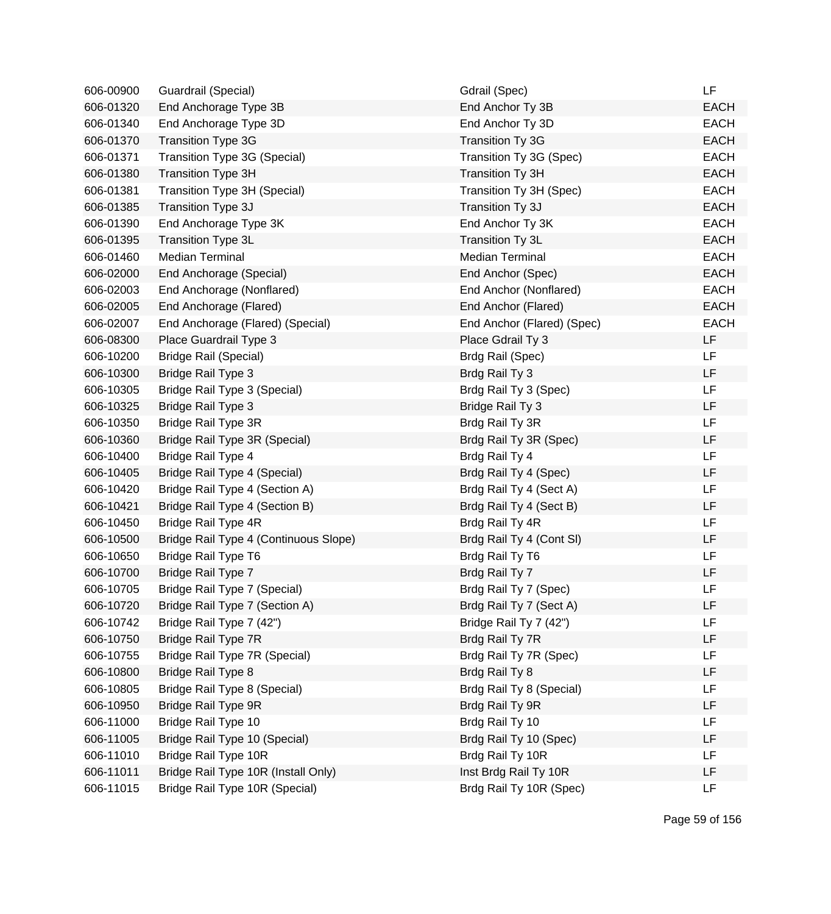| | | | |
|---|---|---|---|
| 606-00900 | Guardrail (Special) | Gdrail (Spec) | LF |
| 606-01320 | End Anchorage Type 3B | End Anchor Ty 3B | EACH |
| 606-01340 | End Anchorage Type 3D | End Anchor Ty 3D | EACH |
| 606-01370 | Transition Type 3G | Transition Ty 3G | EACH |
| 606-01371 | Transition Type 3G (Special) | Transition Ty 3G (Spec) | EACH |
| 606-01380 | Transition Type 3H | Transition Ty 3H | EACH |
| 606-01381 | Transition Type 3H (Special) | Transition Ty 3H (Spec) | EACH |
| 606-01385 | Transition Type 3J | Transition Ty 3J | EACH |
| 606-01390 | End Anchorage Type 3K | End Anchor Ty 3K | EACH |
| 606-01395 | Transition Type 3L | Transition Ty 3L | EACH |
| 606-01460 | Median Terminal | Median Terminal | EACH |
| 606-02000 | End Anchorage (Special) | End Anchor (Spec) | EACH |
| 606-02003 | End Anchorage (Nonflared) | End Anchor (Nonflared) | EACH |
| 606-02005 | End Anchorage (Flared) | End Anchor (Flared) | EACH |
| 606-02007 | End Anchorage (Flared) (Special) | End Anchor (Flared) (Spec) | EACH |
| 606-08300 | Place Guardrail Type 3 | Place Gdrail Ty 3 | LF |
| 606-10200 | Bridge Rail (Special) | Brdg Rail (Spec) | LF |
| 606-10300 | Bridge Rail Type 3 | Brdg Rail Ty 3 | LF |
| 606-10305 | Bridge Rail Type 3 (Special) | Brdg Rail Ty 3 (Spec) | LF |
| 606-10325 | Bridge Rail Type 3 | Bridge Rail Ty 3 | LF |
| 606-10350 | Bridge Rail Type 3R | Brdg Rail Ty 3R | LF |
| 606-10360 | Bridge Rail Type 3R (Special) | Brdg Rail Ty 3R (Spec) | LF |
| 606-10400 | Bridge Rail Type 4 | Brdg Rail Ty 4 | LF |
| 606-10405 | Bridge Rail Type 4 (Special) | Brdg Rail Ty 4 (Spec) | LF |
| 606-10420 | Bridge Rail Type 4 (Section A) | Brdg Rail Ty 4 (Sect A) | LF |
| 606-10421 | Bridge Rail Type 4 (Section B) | Brdg Rail Ty 4 (Sect B) | LF |
| 606-10450 | Bridge Rail Type 4R | Brdg Rail Ty 4R | LF |
| 606-10500 | Bridge Rail Type 4 (Continuous Slope) | Brdg Rail Ty 4 (Cont Sl) | LF |
| 606-10650 | Bridge Rail Type T6 | Brdg Rail Ty T6 | LF |
| 606-10700 | Bridge Rail Type 7 | Brdg Rail Ty 7 | LF |
| 606-10705 | Bridge Rail Type 7 (Special) | Brdg Rail Ty 7 (Spec) | LF |
| 606-10720 | Bridge Rail Type 7 (Section A) | Brdg Rail Ty 7 (Sect A) | LF |
| 606-10742 | Bridge Rail Type 7 (42") | Bridge Rail Ty 7 (42") | LF |
| 606-10750 | Bridge Rail Type 7R | Brdg Rail Ty 7R | LF |
| 606-10755 | Bridge Rail Type 7R (Special) | Brdg Rail Ty 7R (Spec) | LF |
| 606-10800 | Bridge Rail Type 8 | Brdg Rail Ty 8 | LF |
| 606-10805 | Bridge Rail Type 8 (Special) | Brdg Rail Ty 8 (Special) | LF |
| 606-10950 | Bridge Rail Type 9R | Brdg Rail Ty 9R | LF |
| 606-11000 | Bridge Rail Type 10 | Brdg Rail Ty 10 | LF |
| 606-11005 | Bridge Rail Type 10 (Special) | Brdg Rail Ty 10 (Spec) | LF |
| 606-11010 | Bridge Rail Type 10R | Brdg Rail Ty 10R | LF |
| 606-11011 | Bridge Rail Type 10R (Install Only) | Inst Brdg Rail Ty 10R | LF |
| 606-11015 | Bridge Rail Type 10R (Special) | Brdg Rail Ty 10R (Spec) | LF |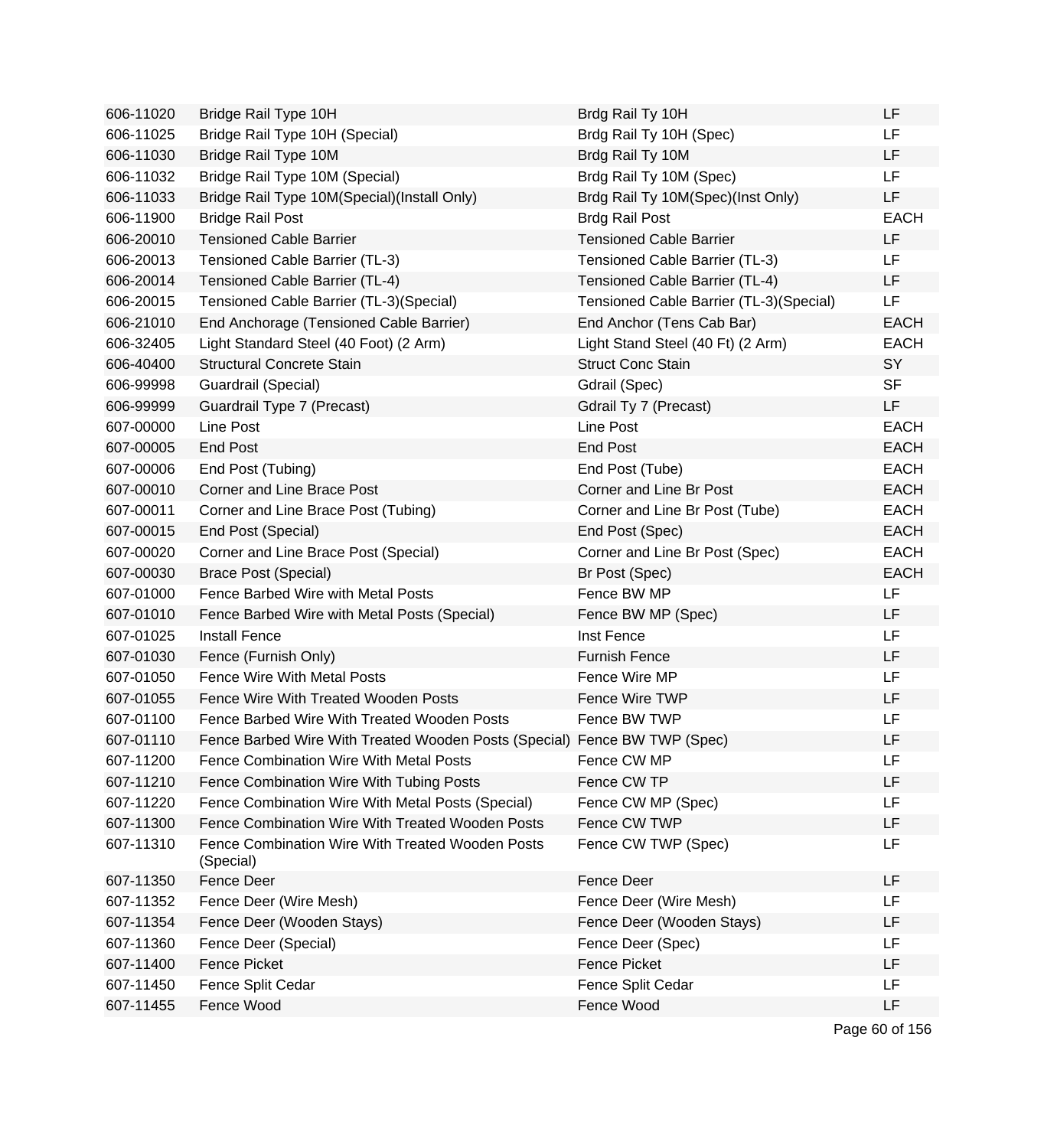| | | | |
|---|---|---|---|
| 606-11020 | Bridge Rail Type 10H | Brdg Rail Ty 10H | LF |
| 606-11025 | Bridge Rail Type 10H (Special) | Brdg Rail Ty 10H (Spec) | LF |
| 606-11030 | Bridge Rail Type 10M | Brdg Rail Ty 10M | LF |
| 606-11032 | Bridge Rail Type 10M (Special) | Brdg Rail Ty 10M (Spec) | LF |
| 606-11033 | Bridge Rail Type 10M(Special)(Install Only) | Brdg Rail Ty 10M(Spec)(Inst Only) | LF |
| 606-11900 | Bridge Rail Post | Brdg Rail Post | EACH |
| 606-20010 | Tensioned Cable Barrier | Tensioned Cable Barrier | LF |
| 606-20013 | Tensioned Cable Barrier (TL-3) | Tensioned Cable Barrier (TL-3) | LF |
| 606-20014 | Tensioned Cable Barrier (TL-4) | Tensioned Cable Barrier (TL-4) | LF |
| 606-20015 | Tensioned Cable Barrier (TL-3)(Special) | Tensioned Cable Barrier (TL-3)(Special) | LF |
| 606-21010 | End Anchorage (Tensioned Cable Barrier) | End Anchor (Tens Cab Bar) | EACH |
| 606-32405 | Light Standard Steel (40 Foot) (2 Arm) | Light Stand Steel (40 Ft) (2 Arm) | EACH |
| 606-40400 | Structural Concrete Stain | Struct Conc Stain | SY |
| 606-99998 | Guardrail (Special) | Gdrail (Spec) | SF |
| 606-99999 | Guardrail Type 7 (Precast) | Gdrail Ty 7 (Precast) | LF |
| 607-00000 | Line Post | Line Post | EACH |
| 607-00005 | End Post | End Post | EACH |
| 607-00006 | End Post (Tubing) | End Post (Tube) | EACH |
| 607-00010 | Corner and Line Brace Post | Corner and Line Br Post | EACH |
| 607-00011 | Corner and Line Brace Post (Tubing) | Corner and Line Br Post (Tube) | EACH |
| 607-00015 | End Post (Special) | End Post (Spec) | EACH |
| 607-00020 | Corner and Line Brace Post (Special) | Corner and Line Br Post (Spec) | EACH |
| 607-00030 | Brace Post (Special) | Br Post (Spec) | EACH |
| 607-01000 | Fence Barbed Wire with Metal Posts | Fence BW MP | LF |
| 607-01010 | Fence Barbed Wire with Metal Posts (Special) | Fence BW MP (Spec) | LF |
| 607-01025 | Install Fence | Inst Fence | LF |
| 607-01030 | Fence (Furnish Only) | Furnish Fence | LF |
| 607-01050 | Fence Wire With Metal Posts | Fence Wire MP | LF |
| 607-01055 | Fence Wire With Treated Wooden Posts | Fence Wire TWP | LF |
| 607-01100 | Fence Barbed Wire With Treated Wooden Posts | Fence BW TWP | LF |
| 607-01110 | Fence Barbed Wire With Treated Wooden Posts (Special) | Fence BW TWP (Spec) | LF |
| 607-11200 | Fence Combination Wire With Metal Posts | Fence CW MP | LF |
| 607-11210 | Fence Combination Wire With Tubing Posts | Fence CW TP | LF |
| 607-11220 | Fence Combination Wire With Metal Posts (Special) | Fence CW MP (Spec) | LF |
| 607-11300 | Fence Combination Wire With Treated Wooden Posts | Fence CW TWP | LF |
| 607-11310 | Fence Combination Wire With Treated Wooden Posts (Special) | Fence CW TWP (Spec) | LF |
| 607-11350 | Fence Deer | Fence Deer | LF |
| 607-11352 | Fence Deer (Wire Mesh) | Fence Deer (Wire Mesh) | LF |
| 607-11354 | Fence Deer (Wooden Stays) | Fence Deer (Wooden Stays) | LF |
| 607-11360 | Fence Deer (Special) | Fence Deer (Spec) | LF |
| 607-11400 | Fence Picket | Fence Picket | LF |
| 607-11450 | Fence Split Cedar | Fence Split Cedar | LF |
| 607-11455 | Fence Wood | Fence Wood | LF |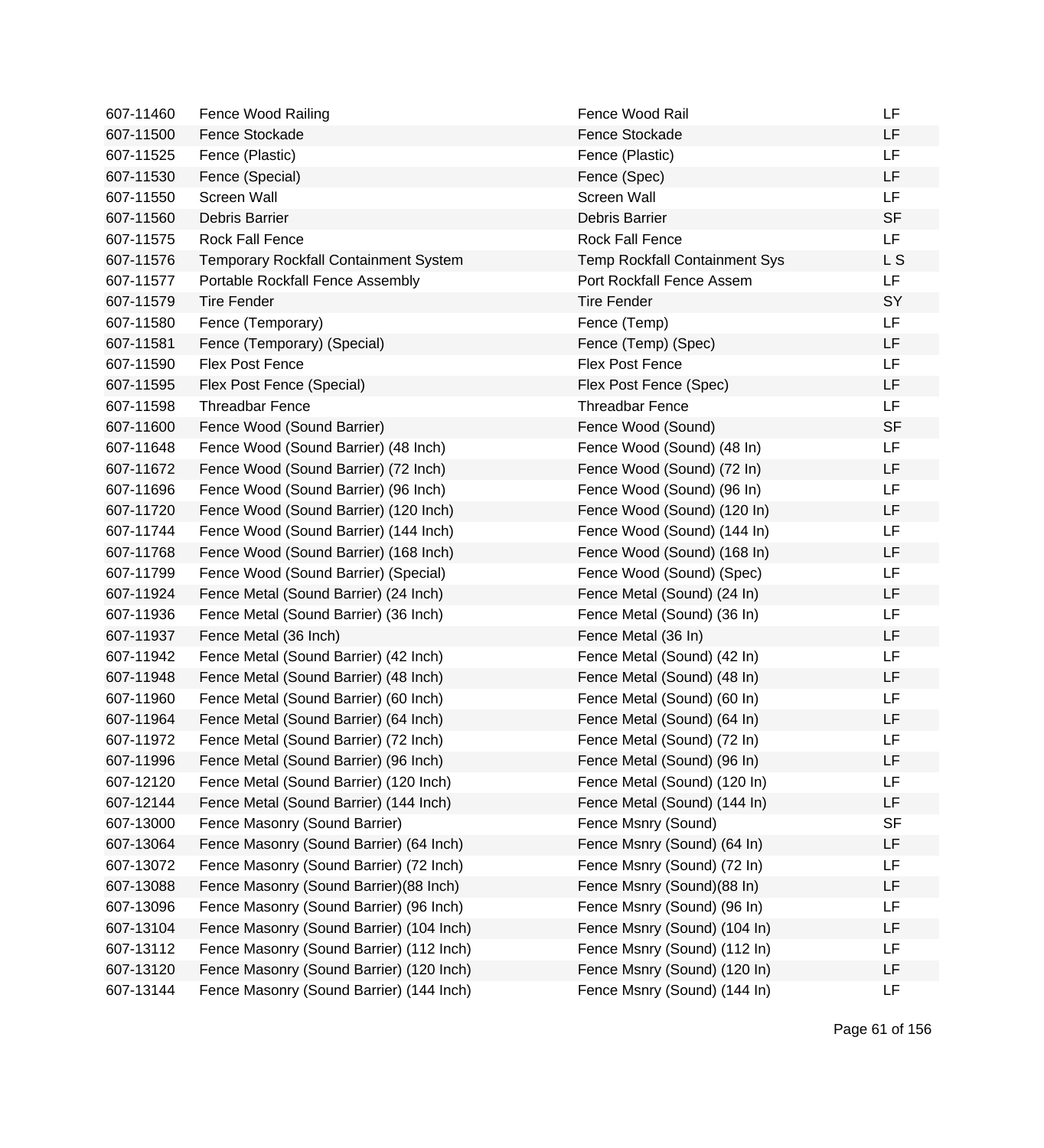| | | | |
|---|---|---|---|
| 607-11460 | Fence Wood Railing | Fence Wood Rail | LF |
| 607-11500 | Fence Stockade | Fence Stockade | LF |
| 607-11525 | Fence (Plastic) | Fence (Plastic) | LF |
| 607-11530 | Fence (Special) | Fence (Spec) | LF |
| 607-11550 | Screen Wall | Screen Wall | LF |
| 607-11560 | Debris Barrier | Debris Barrier | SF |
| 607-11575 | Rock Fall Fence | Rock Fall Fence | LF |
| 607-11576 | Temporary Rockfall Containment System | Temp Rockfall Containment Sys | L S |
| 607-11577 | Portable Rockfall Fence Assembly | Port Rockfall Fence Assem | LF |
| 607-11579 | Tire Fender | Tire Fender | SY |
| 607-11580 | Fence (Temporary) | Fence (Temp) | LF |
| 607-11581 | Fence (Temporary) (Special) | Fence (Temp) (Spec) | LF |
| 607-11590 | Flex Post Fence | Flex Post Fence | LF |
| 607-11595 | Flex Post Fence (Special) | Flex Post Fence (Spec) | LF |
| 607-11598 | Threadbar Fence | Threadbar Fence | LF |
| 607-11600 | Fence Wood (Sound Barrier) | Fence Wood (Sound) | SF |
| 607-11648 | Fence Wood (Sound Barrier) (48 Inch) | Fence Wood (Sound) (48 In) | LF |
| 607-11672 | Fence Wood (Sound Barrier) (72 Inch) | Fence Wood (Sound) (72 In) | LF |
| 607-11696 | Fence Wood (Sound Barrier) (96 Inch) | Fence Wood (Sound) (96 In) | LF |
| 607-11720 | Fence Wood (Sound Barrier) (120 Inch) | Fence Wood (Sound) (120 In) | LF |
| 607-11744 | Fence Wood (Sound Barrier) (144 Inch) | Fence Wood (Sound) (144 In) | LF |
| 607-11768 | Fence Wood (Sound Barrier) (168 Inch) | Fence Wood (Sound) (168 In) | LF |
| 607-11799 | Fence Wood (Sound Barrier) (Special) | Fence Wood (Sound) (Spec) | LF |
| 607-11924 | Fence Metal (Sound Barrier) (24 Inch) | Fence Metal (Sound) (24 In) | LF |
| 607-11936 | Fence Metal (Sound Barrier) (36 Inch) | Fence Metal (Sound) (36 In) | LF |
| 607-11937 | Fence Metal (36 Inch) | Fence Metal (36 In) | LF |
| 607-11942 | Fence Metal (Sound Barrier) (42 Inch) | Fence Metal (Sound) (42 In) | LF |
| 607-11948 | Fence Metal (Sound Barrier) (48 Inch) | Fence Metal (Sound) (48 In) | LF |
| 607-11960 | Fence Metal (Sound Barrier) (60 Inch) | Fence Metal (Sound) (60 In) | LF |
| 607-11964 | Fence Metal (Sound Barrier) (64 Inch) | Fence Metal (Sound) (64 In) | LF |
| 607-11972 | Fence Metal (Sound Barrier) (72 Inch) | Fence Metal (Sound) (72 In) | LF |
| 607-11996 | Fence Metal (Sound Barrier) (96 Inch) | Fence Metal (Sound) (96 In) | LF |
| 607-12120 | Fence Metal (Sound Barrier) (120 Inch) | Fence Metal (Sound) (120 In) | LF |
| 607-12144 | Fence Metal (Sound Barrier) (144 Inch) | Fence Metal (Sound) (144 In) | LF |
| 607-13000 | Fence Masonry (Sound Barrier) | Fence Msnry (Sound) | SF |
| 607-13064 | Fence Masonry (Sound Barrier) (64 Inch) | Fence Msnry (Sound) (64 In) | LF |
| 607-13072 | Fence Masonry (Sound Barrier) (72 Inch) | Fence Msnry (Sound) (72 In) | LF |
| 607-13088 | Fence Masonry (Sound Barrier)(88 Inch) | Fence Msnry (Sound)(88 In) | LF |
| 607-13096 | Fence Masonry (Sound Barrier) (96 Inch) | Fence Msnry (Sound) (96 In) | LF |
| 607-13104 | Fence Masonry (Sound Barrier) (104 Inch) | Fence Msnry (Sound) (104 In) | LF |
| 607-13112 | Fence Masonry (Sound Barrier) (112 Inch) | Fence Msnry (Sound) (112 In) | LF |
| 607-13120 | Fence Masonry (Sound Barrier) (120 Inch) | Fence Msnry (Sound) (120 In) | LF |
| 607-13144 | Fence Masonry (Sound Barrier) (144 Inch) | Fence Msnry (Sound) (144 In) | LF |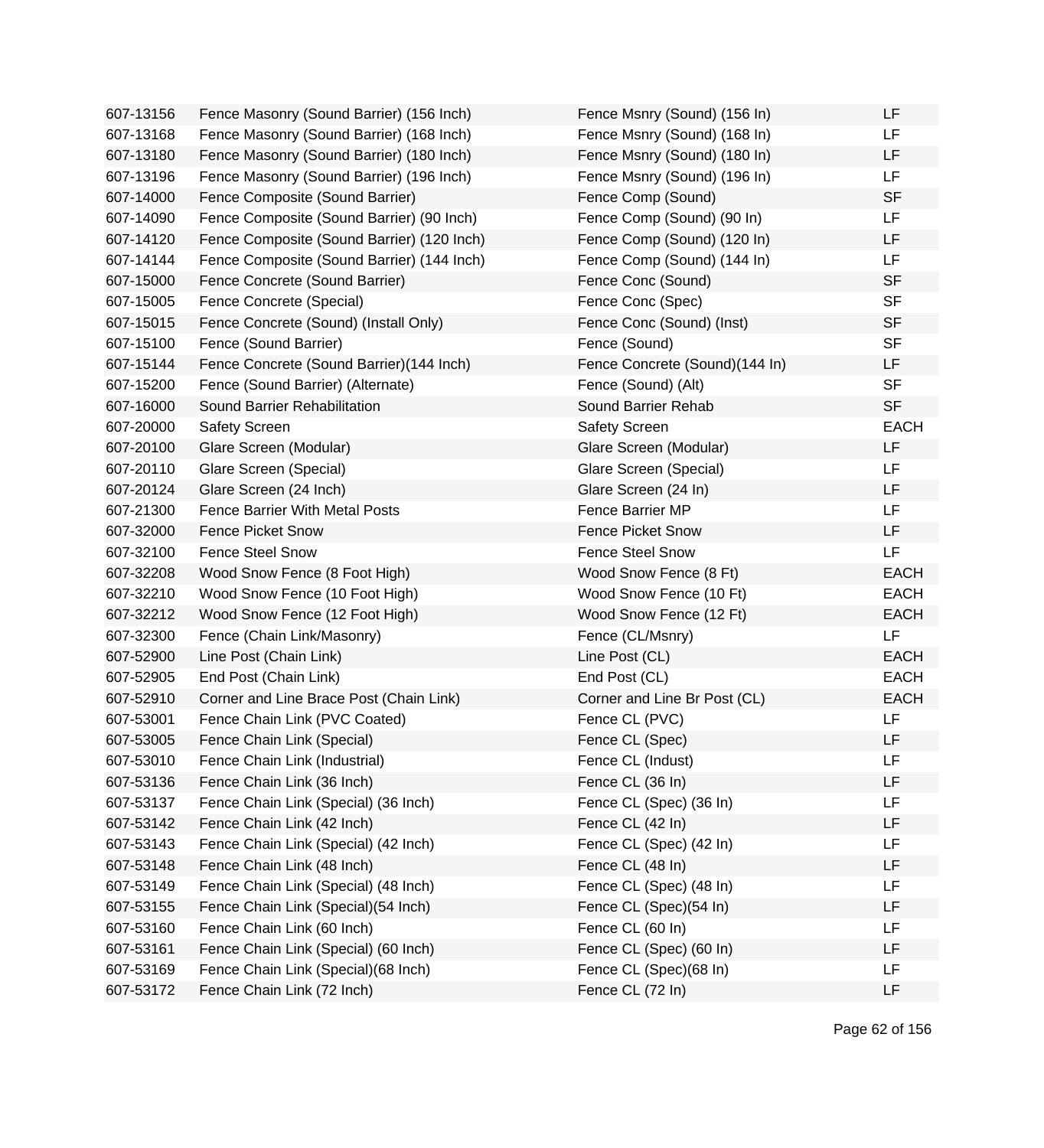| | | | |
|---|---|---|---|
| 607-13156 | Fence Masonry (Sound Barrier) (156 Inch) | Fence Msnry (Sound) (156 In) | LF |
| 607-13168 | Fence Masonry (Sound Barrier) (168 Inch) | Fence Msnry (Sound) (168 In) | LF |
| 607-13180 | Fence Masonry (Sound Barrier) (180 Inch) | Fence Msnry (Sound) (180 In) | LF |
| 607-13196 | Fence Masonry (Sound Barrier) (196 Inch) | Fence Msnry (Sound) (196 In) | LF |
| 607-14000 | Fence Composite (Sound Barrier) | Fence Comp (Sound) | SF |
| 607-14090 | Fence Composite (Sound Barrier) (90 Inch) | Fence Comp (Sound) (90 In) | LF |
| 607-14120 | Fence Composite (Sound Barrier) (120 Inch) | Fence Comp (Sound) (120 In) | LF |
| 607-14144 | Fence Composite (Sound Barrier) (144 Inch) | Fence Comp (Sound) (144 In) | LF |
| 607-15000 | Fence Concrete (Sound Barrier) | Fence Conc (Sound) | SF |
| 607-15005 | Fence Concrete (Special) | Fence Conc (Spec) | SF |
| 607-15015 | Fence Concrete (Sound) (Install Only) | Fence Conc (Sound) (Inst) | SF |
| 607-15100 | Fence (Sound Barrier) | Fence (Sound) | SF |
| 607-15144 | Fence Concrete (Sound Barrier)(144 Inch) | Fence Concrete (Sound)(144 In) | LF |
| 607-15200 | Fence (Sound Barrier) (Alternate) | Fence (Sound) (Alt) | SF |
| 607-16000 | Sound Barrier Rehabilitation | Sound Barrier Rehab | SF |
| 607-20000 | Safety Screen | Safety Screen | EACH |
| 607-20100 | Glare Screen (Modular) | Glare Screen (Modular) | LF |
| 607-20110 | Glare Screen (Special) | Glare Screen (Special) | LF |
| 607-20124 | Glare Screen (24 Inch) | Glare Screen (24 In) | LF |
| 607-21300 | Fence Barrier With Metal Posts | Fence Barrier MP | LF |
| 607-32000 | Fence Picket Snow | Fence Picket Snow | LF |
| 607-32100 | Fence Steel Snow | Fence Steel Snow | LF |
| 607-32208 | Wood Snow Fence (8 Foot High) | Wood Snow Fence (8 Ft) | EACH |
| 607-32210 | Wood Snow Fence (10 Foot High) | Wood Snow Fence (10 Ft) | EACH |
| 607-32212 | Wood Snow Fence (12 Foot High) | Wood Snow Fence (12 Ft) | EACH |
| 607-32300 | Fence (Chain Link/Masonry) | Fence (CL/Msnry) | LF |
| 607-52900 | Line Post (Chain Link) | Line Post (CL) | EACH |
| 607-52905 | End Post (Chain Link) | End Post (CL) | EACH |
| 607-52910 | Corner and Line Brace Post (Chain Link) | Corner and Line Br Post (CL) | EACH |
| 607-53001 | Fence Chain Link (PVC Coated) | Fence CL (PVC) | LF |
| 607-53005 | Fence Chain Link (Special) | Fence CL (Spec) | LF |
| 607-53010 | Fence Chain Link (Industrial) | Fence CL (Indust) | LF |
| 607-53136 | Fence Chain Link (36 Inch) | Fence CL (36 In) | LF |
| 607-53137 | Fence Chain Link (Special) (36 Inch) | Fence CL (Spec) (36 In) | LF |
| 607-53142 | Fence Chain Link (42 Inch) | Fence CL (42 In) | LF |
| 607-53143 | Fence Chain Link (Special) (42 Inch) | Fence CL (Spec) (42 In) | LF |
| 607-53148 | Fence Chain Link (48 Inch) | Fence CL (48 In) | LF |
| 607-53149 | Fence Chain Link (Special) (48 Inch) | Fence CL (Spec) (48 In) | LF |
| 607-53155 | Fence Chain Link (Special)(54 Inch) | Fence CL (Spec)(54 In) | LF |
| 607-53160 | Fence Chain Link (60 Inch) | Fence CL (60 In) | LF |
| 607-53161 | Fence Chain Link (Special) (60 Inch) | Fence CL (Spec) (60 In) | LF |
| 607-53169 | Fence Chain Link (Special)(68 Inch) | Fence CL (Spec)(68 In) | LF |
| 607-53172 | Fence Chain Link (72 Inch) | Fence CL (72 In) | LF |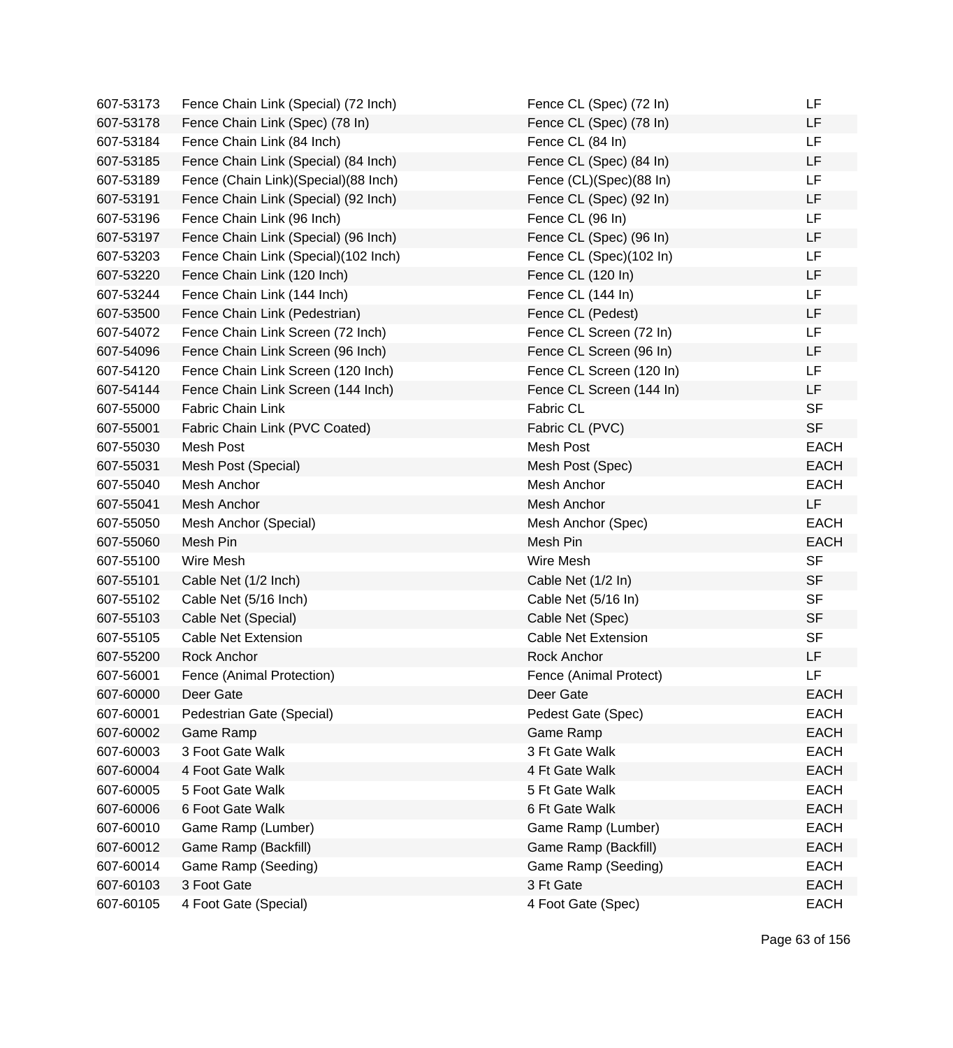| | | | |
|---|---|---|---|
| 607-53173 | Fence Chain Link (Special) (72 Inch) | Fence CL (Spec) (72 In) | LF |
| 607-53178 | Fence Chain Link (Spec) (78 In) | Fence CL (Spec) (78 In) | LF |
| 607-53184 | Fence Chain Link (84 Inch) | Fence CL (84 In) | LF |
| 607-53185 | Fence Chain Link (Special) (84 Inch) | Fence CL (Spec) (84 In) | LF |
| 607-53189 | Fence (Chain Link)(Special)(88 Inch) | Fence (CL)(Spec)(88 In) | LF |
| 607-53191 | Fence Chain Link (Special) (92 Inch) | Fence CL (Spec) (92 In) | LF |
| 607-53196 | Fence Chain Link (96 Inch) | Fence CL (96 In) | LF |
| 607-53197 | Fence Chain Link (Special) (96 Inch) | Fence CL (Spec) (96 In) | LF |
| 607-53203 | Fence Chain Link (Special)(102 Inch) | Fence CL (Spec)(102 In) | LF |
| 607-53220 | Fence Chain Link (120 Inch) | Fence CL (120 In) | LF |
| 607-53244 | Fence Chain Link (144 Inch) | Fence CL (144 In) | LF |
| 607-53500 | Fence Chain Link (Pedestrian) | Fence CL (Pedest) | LF |
| 607-54072 | Fence Chain Link Screen (72 Inch) | Fence CL Screen (72 In) | LF |
| 607-54096 | Fence Chain Link Screen (96 Inch) | Fence CL Screen (96 In) | LF |
| 607-54120 | Fence Chain Link Screen (120 Inch) | Fence CL Screen (120 In) | LF |
| 607-54144 | Fence Chain Link Screen (144 Inch) | Fence CL Screen (144 In) | LF |
| 607-55000 | Fabric Chain Link | Fabric CL | SF |
| 607-55001 | Fabric Chain Link (PVC Coated) | Fabric CL (PVC) | SF |
| 607-55030 | Mesh Post | Mesh Post | EACH |
| 607-55031 | Mesh Post (Special) | Mesh Post (Spec) | EACH |
| 607-55040 | Mesh Anchor | Mesh Anchor | EACH |
| 607-55041 | Mesh Anchor | Mesh Anchor | LF |
| 607-55050 | Mesh Anchor (Special) | Mesh Anchor (Spec) | EACH |
| 607-55060 | Mesh Pin | Mesh Pin | EACH |
| 607-55100 | Wire Mesh | Wire Mesh | SF |
| 607-55101 | Cable Net (1/2 Inch) | Cable Net (1/2 In) | SF |
| 607-55102 | Cable Net (5/16 Inch) | Cable Net (5/16 In) | SF |
| 607-55103 | Cable Net (Special) | Cable Net (Spec) | SF |
| 607-55105 | Cable Net Extension | Cable Net Extension | SF |
| 607-55200 | Rock Anchor | Rock Anchor | LF |
| 607-56001 | Fence (Animal Protection) | Fence (Animal Protect) | LF |
| 607-60000 | Deer Gate | Deer Gate | EACH |
| 607-60001 | Pedestrian Gate (Special) | Pedest Gate (Spec) | EACH |
| 607-60002 | Game Ramp | Game Ramp | EACH |
| 607-60003 | 3 Foot Gate Walk | 3 Ft Gate Walk | EACH |
| 607-60004 | 4 Foot Gate Walk | 4 Ft Gate Walk | EACH |
| 607-60005 | 5 Foot Gate Walk | 5 Ft Gate Walk | EACH |
| 607-60006 | 6 Foot Gate Walk | 6 Ft Gate Walk | EACH |
| 607-60010 | Game Ramp (Lumber) | Game Ramp (Lumber) | EACH |
| 607-60012 | Game Ramp (Backfill) | Game Ramp (Backfill) | EACH |
| 607-60014 | Game Ramp (Seeding) | Game Ramp (Seeding) | EACH |
| 607-60103 | 3 Foot Gate | 3 Ft Gate | EACH |
| 607-60105 | 4 Foot Gate (Special) | 4 Foot Gate (Spec) | EACH |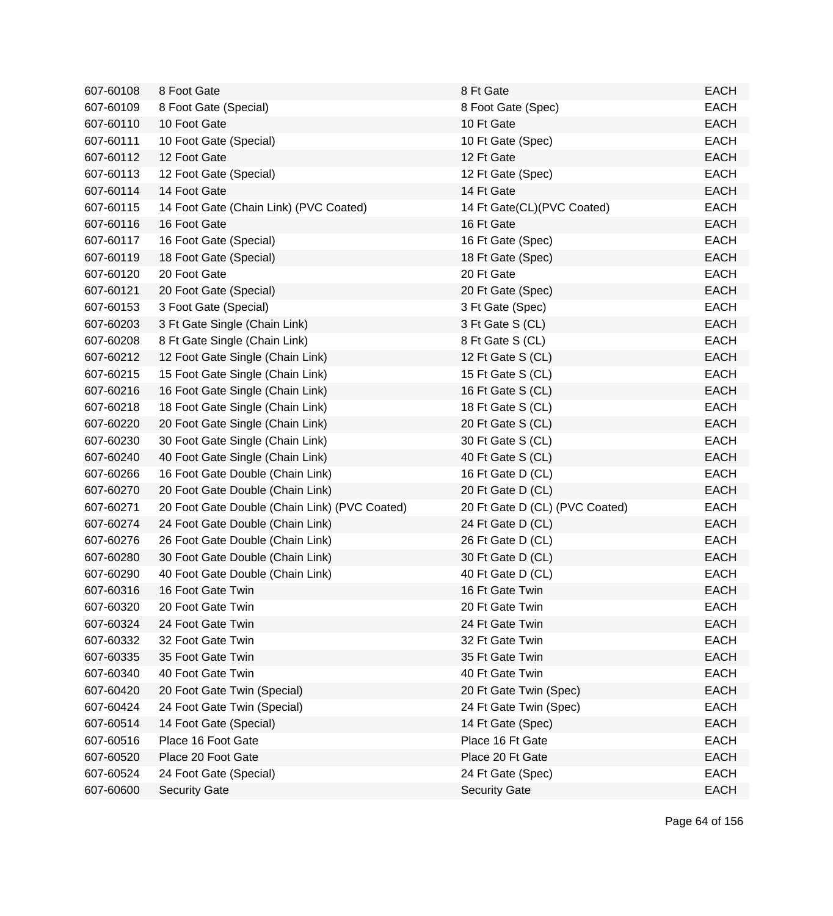| | | | |
|---|---|---|---|
| 607-60108 | 8 Foot Gate | 8 Ft Gate | EACH |
| 607-60109 | 8 Foot Gate (Special) | 8 Foot Gate (Spec) | EACH |
| 607-60110 | 10 Foot Gate | 10 Ft Gate | EACH |
| 607-60111 | 10 Foot Gate (Special) | 10 Ft Gate (Spec) | EACH |
| 607-60112 | 12 Foot Gate | 12 Ft Gate | EACH |
| 607-60113 | 12 Foot Gate (Special) | 12 Ft Gate (Spec) | EACH |
| 607-60114 | 14 Foot Gate | 14 Ft Gate | EACH |
| 607-60115 | 14 Foot Gate (Chain Link) (PVC Coated) | 14 Ft Gate(CL)(PVC Coated) | EACH |
| 607-60116 | 16 Foot Gate | 16 Ft Gate | EACH |
| 607-60117 | 16 Foot Gate (Special) | 16 Ft Gate (Spec) | EACH |
| 607-60119 | 18 Foot Gate (Special) | 18 Ft Gate (Spec) | EACH |
| 607-60120 | 20 Foot Gate | 20 Ft Gate | EACH |
| 607-60121 | 20 Foot Gate (Special) | 20 Ft Gate (Spec) | EACH |
| 607-60153 | 3 Foot Gate (Special) | 3 Ft Gate (Spec) | EACH |
| 607-60203 | 3 Ft Gate Single (Chain Link) | 3 Ft Gate S (CL) | EACH |
| 607-60208 | 8 Ft Gate Single (Chain Link) | 8 Ft Gate S (CL) | EACH |
| 607-60212 | 12 Foot Gate Single (Chain Link) | 12 Ft Gate S (CL) | EACH |
| 607-60215 | 15 Foot Gate Single (Chain Link) | 15 Ft Gate S (CL) | EACH |
| 607-60216 | 16 Foot Gate Single (Chain Link) | 16 Ft Gate S (CL) | EACH |
| 607-60218 | 18 Foot Gate Single (Chain Link) | 18 Ft Gate S (CL) | EACH |
| 607-60220 | 20 Foot Gate Single (Chain Link) | 20 Ft Gate S (CL) | EACH |
| 607-60230 | 30 Foot Gate Single (Chain Link) | 30 Ft Gate S (CL) | EACH |
| 607-60240 | 40 Foot Gate Single (Chain Link) | 40 Ft Gate S (CL) | EACH |
| 607-60266 | 16 Foot Gate Double (Chain Link) | 16 Ft Gate D (CL) | EACH |
| 607-60270 | 20 Foot Gate Double (Chain Link) | 20 Ft Gate D (CL) | EACH |
| 607-60271 | 20 Foot Gate Double (Chain Link) (PVC Coated) | 20 Ft Gate D (CL) (PVC Coated) | EACH |
| 607-60274 | 24 Foot Gate Double (Chain Link) | 24 Ft Gate D (CL) | EACH |
| 607-60276 | 26 Foot Gate Double (Chain Link) | 26 Ft Gate D (CL) | EACH |
| 607-60280 | 30 Foot Gate Double (Chain Link) | 30 Ft Gate D (CL) | EACH |
| 607-60290 | 40 Foot Gate Double (Chain Link) | 40 Ft Gate D (CL) | EACH |
| 607-60316 | 16 Foot Gate Twin | 16 Ft Gate Twin | EACH |
| 607-60320 | 20 Foot Gate Twin | 20 Ft Gate Twin | EACH |
| 607-60324 | 24 Foot Gate Twin | 24 Ft Gate Twin | EACH |
| 607-60332 | 32 Foot Gate Twin | 32 Ft Gate Twin | EACH |
| 607-60335 | 35 Foot Gate Twin | 35 Ft Gate Twin | EACH |
| 607-60340 | 40 Foot Gate Twin | 40 Ft Gate Twin | EACH |
| 607-60420 | 20 Foot Gate Twin (Special) | 20 Ft Gate Twin (Spec) | EACH |
| 607-60424 | 24 Foot Gate Twin (Special) | 24 Ft Gate Twin (Spec) | EACH |
| 607-60514 | 14 Foot Gate (Special) | 14 Ft Gate (Spec) | EACH |
| 607-60516 | Place 16 Foot Gate | Place 16 Ft Gate | EACH |
| 607-60520 | Place 20 Foot Gate | Place 20 Ft Gate | EACH |
| 607-60524 | 24 Foot Gate (Special) | 24 Ft Gate (Spec) | EACH |
| 607-60600 | Security Gate | Security Gate | EACH |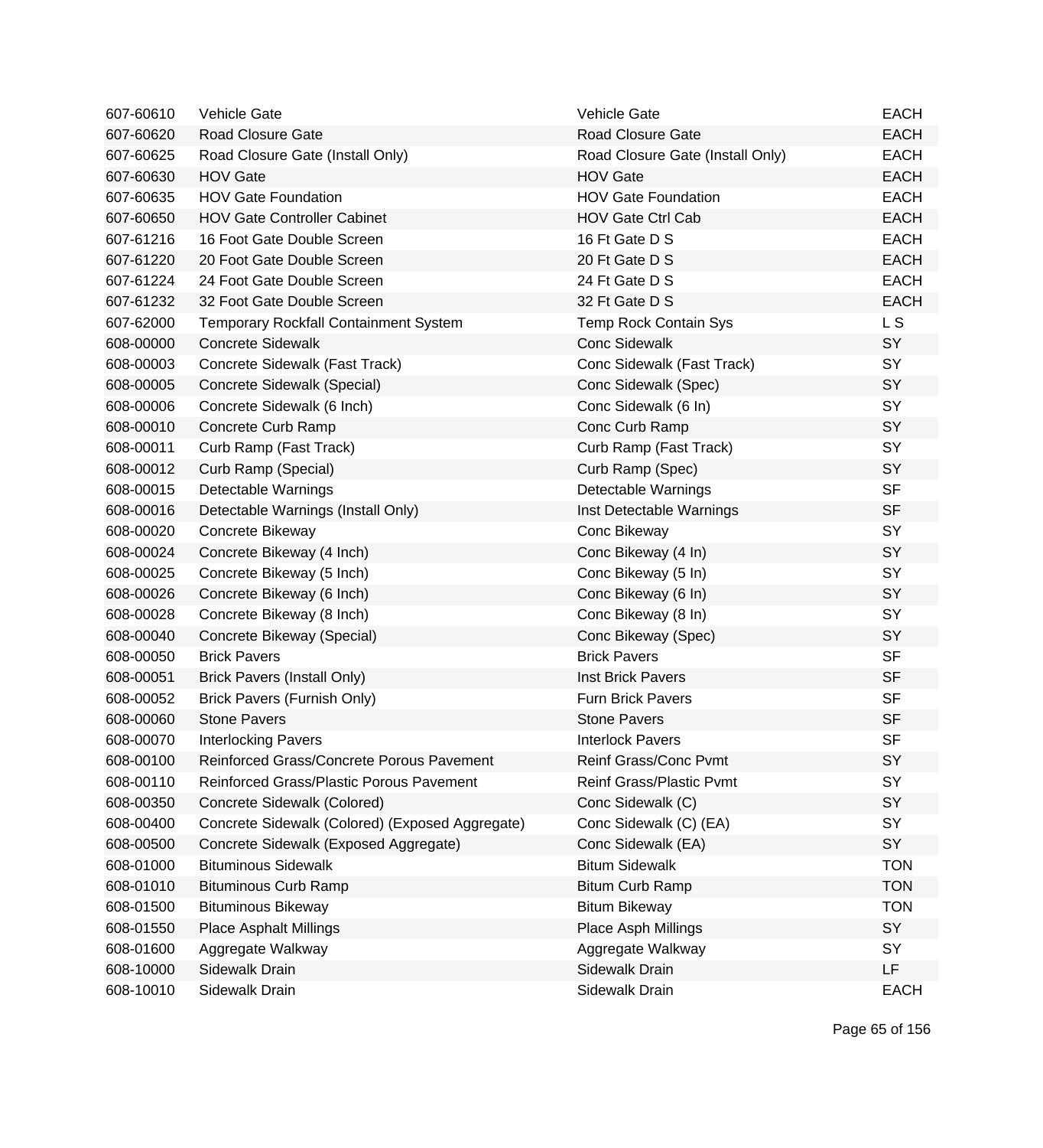| | | | |
|---|---|---|---|
| 607-60610 | Vehicle Gate | Vehicle Gate | EACH |
| 607-60620 | Road Closure Gate | Road Closure Gate | EACH |
| 607-60625 | Road Closure Gate (Install Only) | Road Closure Gate (Install Only) | EACH |
| 607-60630 | HOV Gate | HOV Gate | EACH |
| 607-60635 | HOV Gate Foundation | HOV Gate Foundation | EACH |
| 607-60650 | HOV Gate Controller Cabinet | HOV Gate Ctrl Cab | EACH |
| 607-61216 | 16 Foot Gate Double Screen | 16 Ft Gate D S | EACH |
| 607-61220 | 20 Foot Gate Double Screen | 20 Ft Gate D S | EACH |
| 607-61224 | 24 Foot Gate Double Screen | 24 Ft Gate D S | EACH |
| 607-61232 | 32 Foot Gate Double Screen | 32 Ft Gate D S | EACH |
| 607-62000 | Temporary Rockfall Containment System | Temp Rock Contain Sys | L S |
| 608-00000 | Concrete Sidewalk | Conc Sidewalk | SY |
| 608-00003 | Concrete Sidewalk (Fast Track) | Conc Sidewalk (Fast Track) | SY |
| 608-00005 | Concrete Sidewalk (Special) | Conc Sidewalk (Spec) | SY |
| 608-00006 | Concrete Sidewalk (6 Inch) | Conc Sidewalk (6 In) | SY |
| 608-00010 | Concrete Curb Ramp | Conc Curb Ramp | SY |
| 608-00011 | Curb Ramp (Fast Track) | Curb Ramp (Fast Track) | SY |
| 608-00012 | Curb Ramp (Special) | Curb Ramp (Spec) | SY |
| 608-00015 | Detectable Warnings | Detectable Warnings | SF |
| 608-00016 | Detectable Warnings (Install Only) | Inst Detectable Warnings | SF |
| 608-00020 | Concrete Bikeway | Conc Bikeway | SY |
| 608-00024 | Concrete Bikeway (4 Inch) | Conc Bikeway (4 In) | SY |
| 608-00025 | Concrete Bikeway (5 Inch) | Conc Bikeway (5 In) | SY |
| 608-00026 | Concrete Bikeway (6 Inch) | Conc Bikeway (6 In) | SY |
| 608-00028 | Concrete Bikeway (8 Inch) | Conc Bikeway (8 In) | SY |
| 608-00040 | Concrete Bikeway (Special) | Conc Bikeway (Spec) | SY |
| 608-00050 | Brick Pavers | Brick Pavers | SF |
| 608-00051 | Brick Pavers (Install Only) | Inst Brick Pavers | SF |
| 608-00052 | Brick Pavers (Furnish Only) | Furn Brick Pavers | SF |
| 608-00060 | Stone Pavers | Stone Pavers | SF |
| 608-00070 | Interlocking Pavers | Interlock Pavers | SF |
| 608-00100 | Reinforced Grass/Concrete Porous Pavement | Reinf Grass/Conc Pvmt | SY |
| 608-00110 | Reinforced Grass/Plastic Porous Pavement | Reinf Grass/Plastic Pvmt | SY |
| 608-00350 | Concrete Sidewalk (Colored) | Conc Sidewalk (C) | SY |
| 608-00400 | Concrete Sidewalk (Colored) (Exposed Aggregate) | Conc Sidewalk (C) (EA) | SY |
| 608-00500 | Concrete Sidewalk (Exposed Aggregate) | Conc Sidewalk (EA) | SY |
| 608-01000 | Bituminous Sidewalk | Bitum Sidewalk | TON |
| 608-01010 | Bituminous Curb Ramp | Bitum Curb Ramp | TON |
| 608-01500 | Bituminous Bikeway | Bitum Bikeway | TON |
| 608-01550 | Place Asphalt Millings | Place Asph Millings | SY |
| 608-01600 | Aggregate Walkway | Aggregate Walkway | SY |
| 608-10000 | Sidewalk Drain | Sidewalk Drain | LF |
| 608-10010 | Sidewalk Drain | Sidewalk Drain | EACH |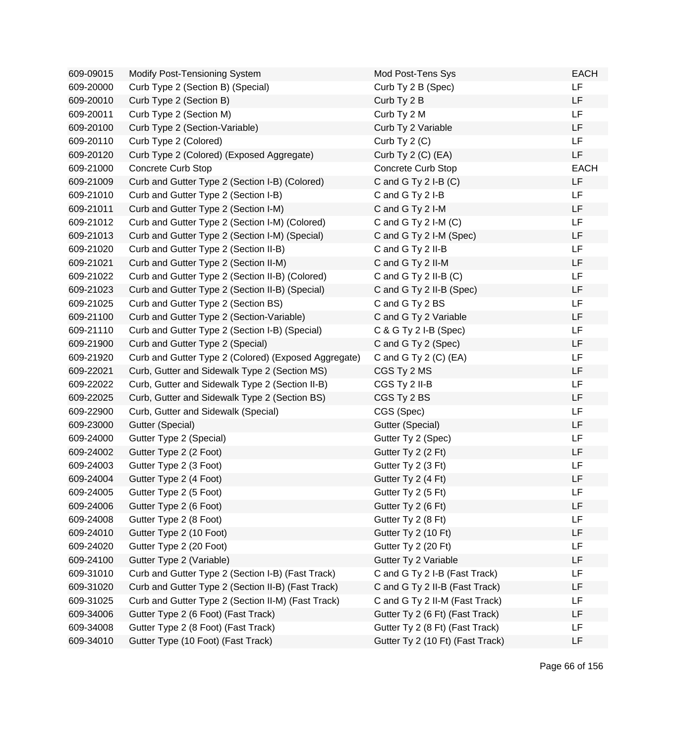| | | | |
|---|---|---|---|
| 609-09015 | Modify Post-Tensioning System | Mod Post-Tens Sys | EACH |
| 609-20000 | Curb Type 2 (Section B) (Special) | Curb Ty 2 B (Spec) | LF |
| 609-20010 | Curb Type 2 (Section B) | Curb Ty 2 B | LF |
| 609-20011 | Curb Type 2 (Section M) | Curb Ty 2 M | LF |
| 609-20100 | Curb Type 2 (Section-Variable) | Curb Ty 2 Variable | LF |
| 609-20110 | Curb Type 2 (Colored) | Curb Ty 2 (C) | LF |
| 609-20120 | Curb Type 2 (Colored) (Exposed Aggregate) | Curb Ty 2 (C) (EA) | LF |
| 609-21000 | Concrete Curb Stop | Concrete Curb Stop | EACH |
| 609-21009 | Curb and Gutter Type 2 (Section I-B) (Colored) | C and G Ty 2 I-B (C) | LF |
| 609-21010 | Curb and Gutter Type 2 (Section I-B) | C and G Ty 2 I-B | LF |
| 609-21011 | Curb and Gutter Type 2 (Section I-M) | C and G Ty 2 I-M | LF |
| 609-21012 | Curb and Gutter Type 2 (Section I-M) (Colored) | C and G Ty 2 I-M (C) | LF |
| 609-21013 | Curb and Gutter Type 2 (Section I-M) (Special) | C and G Ty 2 I-M (Spec) | LF |
| 609-21020 | Curb and Gutter Type 2 (Section II-B) | C and G Ty 2 II-B | LF |
| 609-21021 | Curb and Gutter Type 2 (Section II-M) | C and G Ty 2 II-M | LF |
| 609-21022 | Curb and Gutter Type 2 (Section II-B) (Colored) | C and G Ty 2 II-B (C) | LF |
| 609-21023 | Curb and Gutter Type 2 (Section II-B) (Special) | C and G Ty 2 II-B (Spec) | LF |
| 609-21025 | Curb and Gutter Type 2 (Section BS) | C and G Ty 2 BS | LF |
| 609-21100 | Curb and Gutter Type 2 (Section-Variable) | C and G Ty 2 Variable | LF |
| 609-21110 | Curb and Gutter Type 2 (Section I-B) (Special) | C & G Ty 2 I-B (Spec) | LF |
| 609-21900 | Curb and Gutter Type 2 (Special) | C and G Ty 2 (Spec) | LF |
| 609-21920 | Curb and Gutter Type 2 (Colored) (Exposed Aggregate) | C and G Ty 2 (C) (EA) | LF |
| 609-22021 | Curb, Gutter and Sidewalk Type 2 (Section MS) | CGS Ty 2 MS | LF |
| 609-22022 | Curb, Gutter and Sidewalk Type 2 (Section II-B) | CGS Ty 2 II-B | LF |
| 609-22025 | Curb, Gutter and Sidewalk Type 2 (Section BS) | CGS Ty 2 BS | LF |
| 609-22900 | Curb, Gutter and Sidewalk (Special) | CGS (Spec) | LF |
| 609-23000 | Gutter (Special) | Gutter (Special) | LF |
| 609-24000 | Gutter Type 2 (Special) | Gutter Ty 2 (Spec) | LF |
| 609-24002 | Gutter Type 2 (2 Foot) | Gutter Ty 2 (2 Ft) | LF |
| 609-24003 | Gutter Type 2 (3 Foot) | Gutter Ty 2 (3 Ft) | LF |
| 609-24004 | Gutter Type 2 (4 Foot) | Gutter Ty 2 (4 Ft) | LF |
| 609-24005 | Gutter Type 2 (5 Foot) | Gutter Ty 2 (5 Ft) | LF |
| 609-24006 | Gutter Type 2 (6 Foot) | Gutter Ty 2 (6 Ft) | LF |
| 609-24008 | Gutter Type 2 (8 Foot) | Gutter Ty 2 (8 Ft) | LF |
| 609-24010 | Gutter Type 2 (10 Foot) | Gutter Ty 2 (10 Ft) | LF |
| 609-24020 | Gutter Type 2 (20 Foot) | Gutter Ty 2 (20 Ft) | LF |
| 609-24100 | Gutter Type 2 (Variable) | Gutter Ty 2 Variable | LF |
| 609-31010 | Curb and Gutter Type 2 (Section I-B) (Fast Track) | C and G Ty 2 I-B (Fast Track) | LF |
| 609-31020 | Curb and Gutter Type 2 (Section II-B) (Fast Track) | C and G Ty 2 II-B (Fast Track) | LF |
| 609-31025 | Curb and Gutter Type 2 (Section II-M) (Fast Track) | C and G Ty 2 II-M (Fast Track) | LF |
| 609-34006 | Gutter Type 2 (6 Foot) (Fast Track) | Gutter Ty 2 (6 Ft) (Fast Track) | LF |
| 609-34008 | Gutter Type 2 (8 Foot) (Fast Track) | Gutter Ty 2 (8 Ft) (Fast Track) | LF |
| 609-34010 | Gutter Type (10 Foot) (Fast Track) | Gutter Ty 2 (10 Ft) (Fast Track) | LF |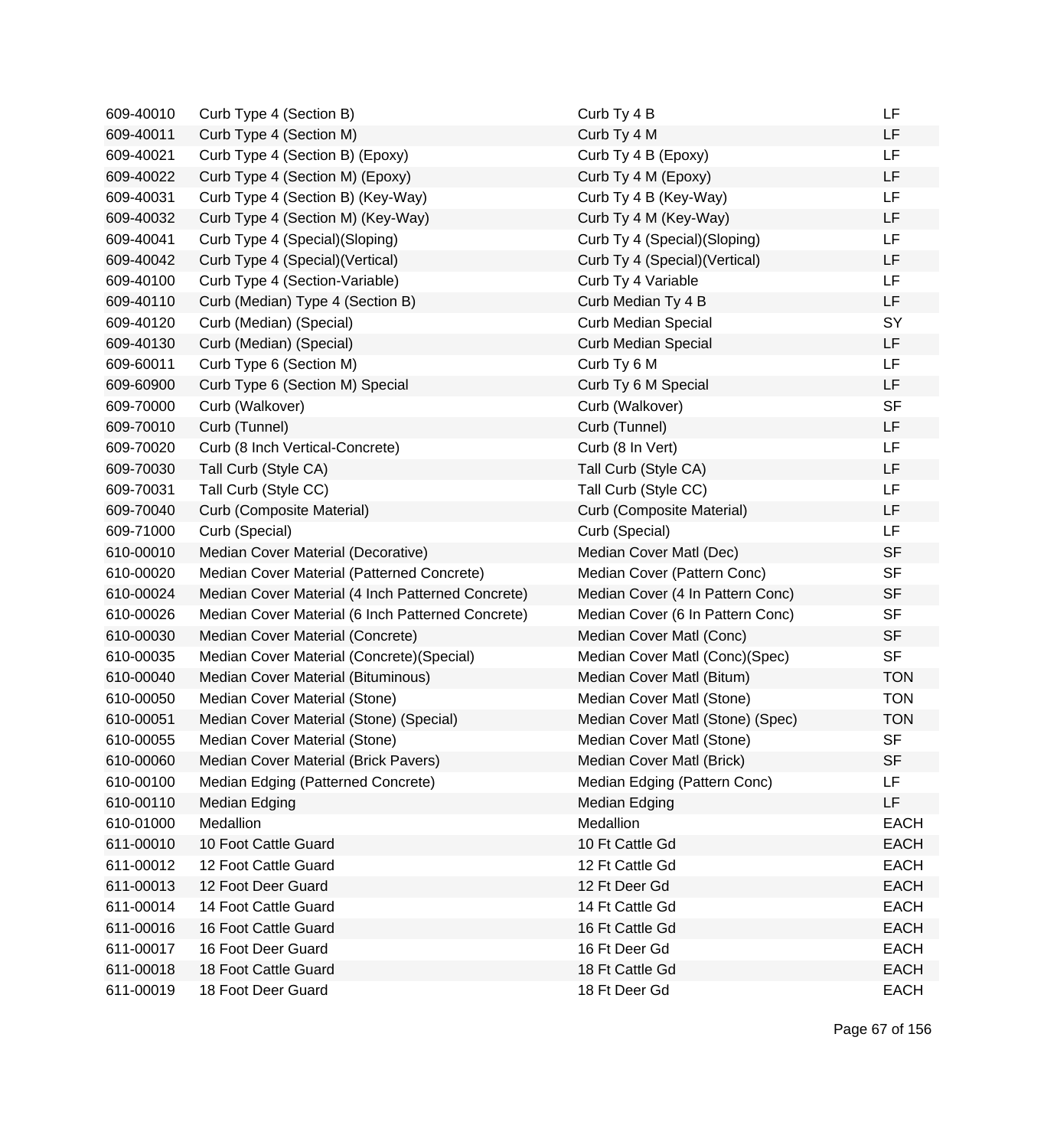| | | | |
|---|---|---|---|
| 609-40010 | Curb Type 4 (Section B) | Curb Ty 4 B | LF |
| 609-40011 | Curb Type 4 (Section M) | Curb Ty 4 M | LF |
| 609-40021 | Curb Type 4 (Section B) (Epoxy) | Curb Ty 4 B (Epoxy) | LF |
| 609-40022 | Curb Type 4 (Section M) (Epoxy) | Curb Ty 4 M (Epoxy) | LF |
| 609-40031 | Curb Type 4 (Section B) (Key-Way) | Curb Ty 4 B (Key-Way) | LF |
| 609-40032 | Curb Type 4 (Section M) (Key-Way) | Curb Ty 4 M (Key-Way) | LF |
| 609-40041 | Curb Type 4 (Special)(Sloping) | Curb Ty 4 (Special)(Sloping) | LF |
| 609-40042 | Curb Type 4 (Special)(Vertical) | Curb Ty 4 (Special)(Vertical) | LF |
| 609-40100 | Curb Type 4 (Section-Variable) | Curb Ty 4 Variable | LF |
| 609-40110 | Curb (Median) Type 4 (Section B) | Curb Median Ty 4 B | LF |
| 609-40120 | Curb (Median) (Special) | Curb Median Special | SY |
| 609-40130 | Curb (Median) (Special) | Curb Median Special | LF |
| 609-60011 | Curb Type 6 (Section M) | Curb Ty 6 M | LF |
| 609-60900 | Curb Type 6 (Section M) Special | Curb Ty 6 M Special | LF |
| 609-70000 | Curb (Walkover) | Curb (Walkover) | SF |
| 609-70010 | Curb (Tunnel) | Curb (Tunnel) | LF |
| 609-70020 | Curb (8 Inch Vertical-Concrete) | Curb (8 In Vert) | LF |
| 609-70030 | Tall Curb (Style CA) | Tall Curb (Style CA) | LF |
| 609-70031 | Tall Curb (Style CC) | Tall Curb (Style CC) | LF |
| 609-70040 | Curb (Composite Material) | Curb (Composite Material) | LF |
| 609-71000 | Curb (Special) | Curb (Special) | LF |
| 610-00010 | Median Cover Material (Decorative) | Median Cover Matl (Dec) | SF |
| 610-00020 | Median Cover Material (Patterned Concrete) | Median Cover (Pattern Conc) | SF |
| 610-00024 | Median Cover Material (4 Inch Patterned Concrete) | Median Cover (4 In Pattern Conc) | SF |
| 610-00026 | Median Cover Material (6 Inch Patterned Concrete) | Median Cover (6 In Pattern Conc) | SF |
| 610-00030 | Median Cover Material (Concrete) | Median Cover Matl (Conc) | SF |
| 610-00035 | Median Cover Material (Concrete)(Special) | Median Cover Matl (Conc)(Spec) | SF |
| 610-00040 | Median Cover Material (Bituminous) | Median Cover Matl (Bitum) | TON |
| 610-00050 | Median Cover Material (Stone) | Median Cover Matl (Stone) | TON |
| 610-00051 | Median Cover Material (Stone) (Special) | Median Cover Matl (Stone) (Spec) | TON |
| 610-00055 | Median Cover Material (Stone) | Median Cover Matl (Stone) | SF |
| 610-00060 | Median Cover Material (Brick Pavers) | Median Cover Matl (Brick) | SF |
| 610-00100 | Median Edging (Patterned Concrete) | Median Edging (Pattern Conc) | LF |
| 610-00110 | Median Edging | Median Edging | LF |
| 610-01000 | Medallion | Medallion | EACH |
| 611-00010 | 10 Foot Cattle Guard | 10 Ft Cattle Gd | EACH |
| 611-00012 | 12 Foot Cattle Guard | 12 Ft Cattle Gd | EACH |
| 611-00013 | 12 Foot Deer Guard | 12 Ft Deer Gd | EACH |
| 611-00014 | 14 Foot Cattle Guard | 14 Ft Cattle Gd | EACH |
| 611-00016 | 16 Foot Cattle Guard | 16 Ft Cattle Gd | EACH |
| 611-00017 | 16 Foot Deer Guard | 16 Ft Deer Gd | EACH |
| 611-00018 | 18 Foot Cattle Guard | 18 Ft Cattle Gd | EACH |
| 611-00019 | 18 Foot Deer Guard | 18 Ft Deer Gd | EACH |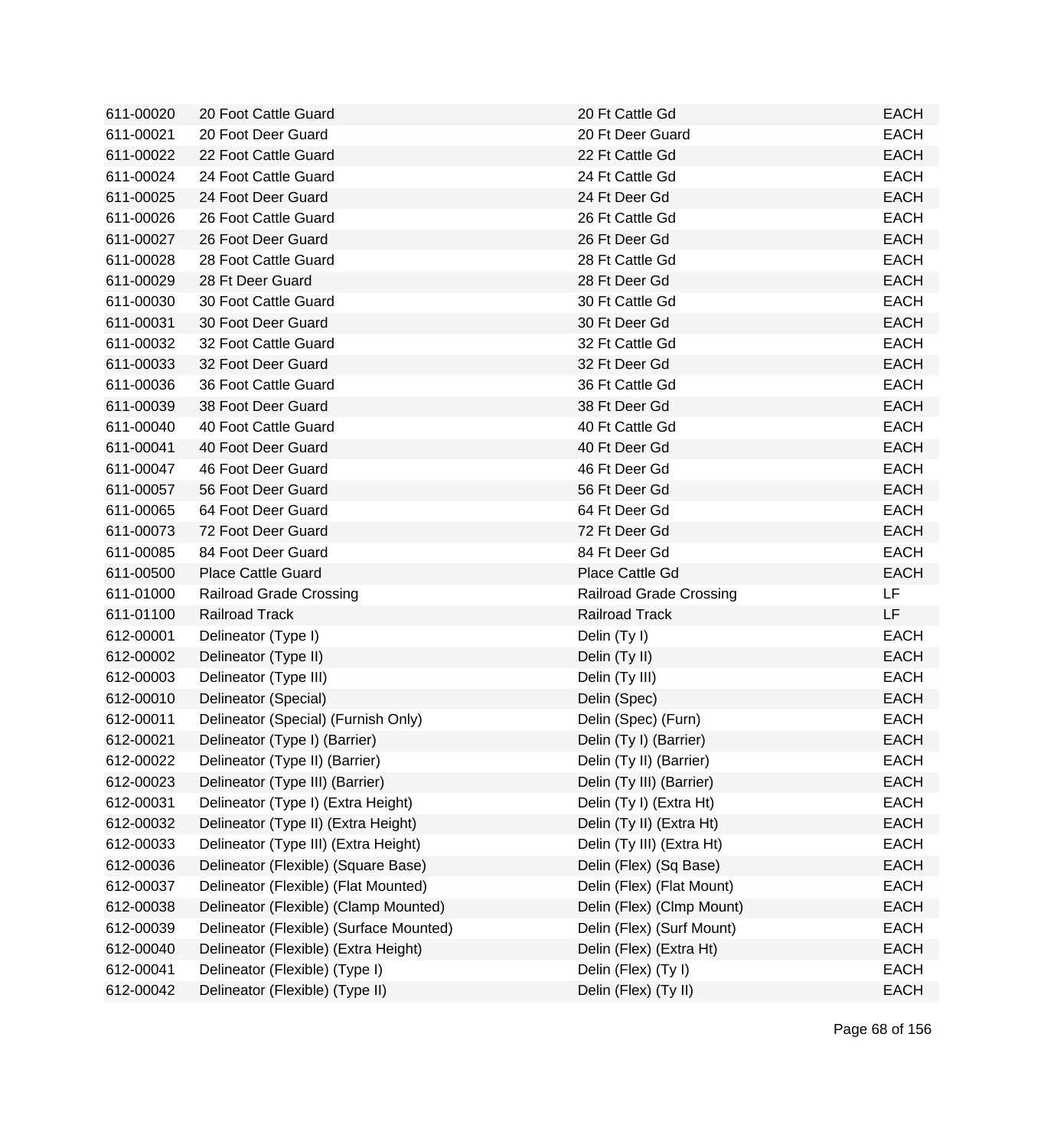| | | | |
|---|---|---|---|
| 611-00020 | 20 Foot Cattle Guard | 20 Ft Cattle Gd | EACH |
| 611-00021 | 20 Foot Deer Guard | 20 Ft Deer Guard | EACH |
| 611-00022 | 22 Foot Cattle Guard | 22 Ft Cattle Gd | EACH |
| 611-00024 | 24 Foot Cattle Guard | 24 Ft Cattle Gd | EACH |
| 611-00025 | 24 Foot Deer Guard | 24 Ft Deer Gd | EACH |
| 611-00026 | 26 Foot Cattle Guard | 26 Ft Cattle Gd | EACH |
| 611-00027 | 26 Foot Deer Guard | 26 Ft Deer Gd | EACH |
| 611-00028 | 28 Foot Cattle Guard | 28 Ft Cattle Gd | EACH |
| 611-00029 | 28 Ft Deer Guard | 28 Ft Deer Gd | EACH |
| 611-00030 | 30 Foot Cattle Guard | 30 Ft Cattle Gd | EACH |
| 611-00031 | 30 Foot Deer Guard | 30 Ft Deer Gd | EACH |
| 611-00032 | 32 Foot Cattle Guard | 32 Ft Cattle Gd | EACH |
| 611-00033 | 32 Foot Deer Guard | 32 Ft Deer Gd | EACH |
| 611-00036 | 36 Foot Cattle Guard | 36 Ft Cattle Gd | EACH |
| 611-00039 | 38 Foot Deer Guard | 38 Ft Deer Gd | EACH |
| 611-00040 | 40 Foot Cattle Guard | 40 Ft Cattle Gd | EACH |
| 611-00041 | 40 Foot Deer Guard | 40 Ft Deer Gd | EACH |
| 611-00047 | 46 Foot Deer Guard | 46 Ft Deer Gd | EACH |
| 611-00057 | 56 Foot Deer Guard | 56 Ft Deer Gd | EACH |
| 611-00065 | 64 Foot Deer Guard | 64 Ft Deer Gd | EACH |
| 611-00073 | 72 Foot Deer Guard | 72 Ft Deer Gd | EACH |
| 611-00085 | 84 Foot Deer Guard | 84 Ft Deer Gd | EACH |
| 611-00500 | Place Cattle Guard | Place Cattle Gd | EACH |
| 611-01000 | Railroad Grade Crossing | Railroad Grade Crossing | LF |
| 611-01100 | Railroad Track | Railroad Track | LF |
| 612-00001 | Delineator (Type I) | Delin (Ty I) | EACH |
| 612-00002 | Delineator (Type II) | Delin (Ty II) | EACH |
| 612-00003 | Delineator (Type III) | Delin (Ty III) | EACH |
| 612-00010 | Delineator (Special) | Delin (Spec) | EACH |
| 612-00011 | Delineator (Special) (Furnish Only) | Delin (Spec) (Furn) | EACH |
| 612-00021 | Delineator (Type I) (Barrier) | Delin (Ty I) (Barrier) | EACH |
| 612-00022 | Delineator (Type II) (Barrier) | Delin (Ty II) (Barrier) | EACH |
| 612-00023 | Delineator (Type III) (Barrier) | Delin (Ty III) (Barrier) | EACH |
| 612-00031 | Delineator (Type I) (Extra Height) | Delin (Ty I) (Extra Ht) | EACH |
| 612-00032 | Delineator (Type II) (Extra Height) | Delin (Ty II) (Extra Ht) | EACH |
| 612-00033 | Delineator (Type III) (Extra Height) | Delin (Ty III) (Extra Ht) | EACH |
| 612-00036 | Delineator (Flexible) (Square Base) | Delin (Flex) (Sq Base) | EACH |
| 612-00037 | Delineator (Flexible) (Flat Mounted) | Delin (Flex) (Flat Mount) | EACH |
| 612-00038 | Delineator (Flexible) (Clamp Mounted) | Delin (Flex) (Clmp Mount) | EACH |
| 612-00039 | Delineator (Flexible) (Surface Mounted) | Delin (Flex) (Surf Mount) | EACH |
| 612-00040 | Delineator (Flexible) (Extra Height) | Delin (Flex) (Extra Ht) | EACH |
| 612-00041 | Delineator (Flexible) (Type I) | Delin (Flex) (Ty I) | EACH |
| 612-00042 | Delineator (Flexible) (Type II) | Delin (Flex) (Ty II) | EACH |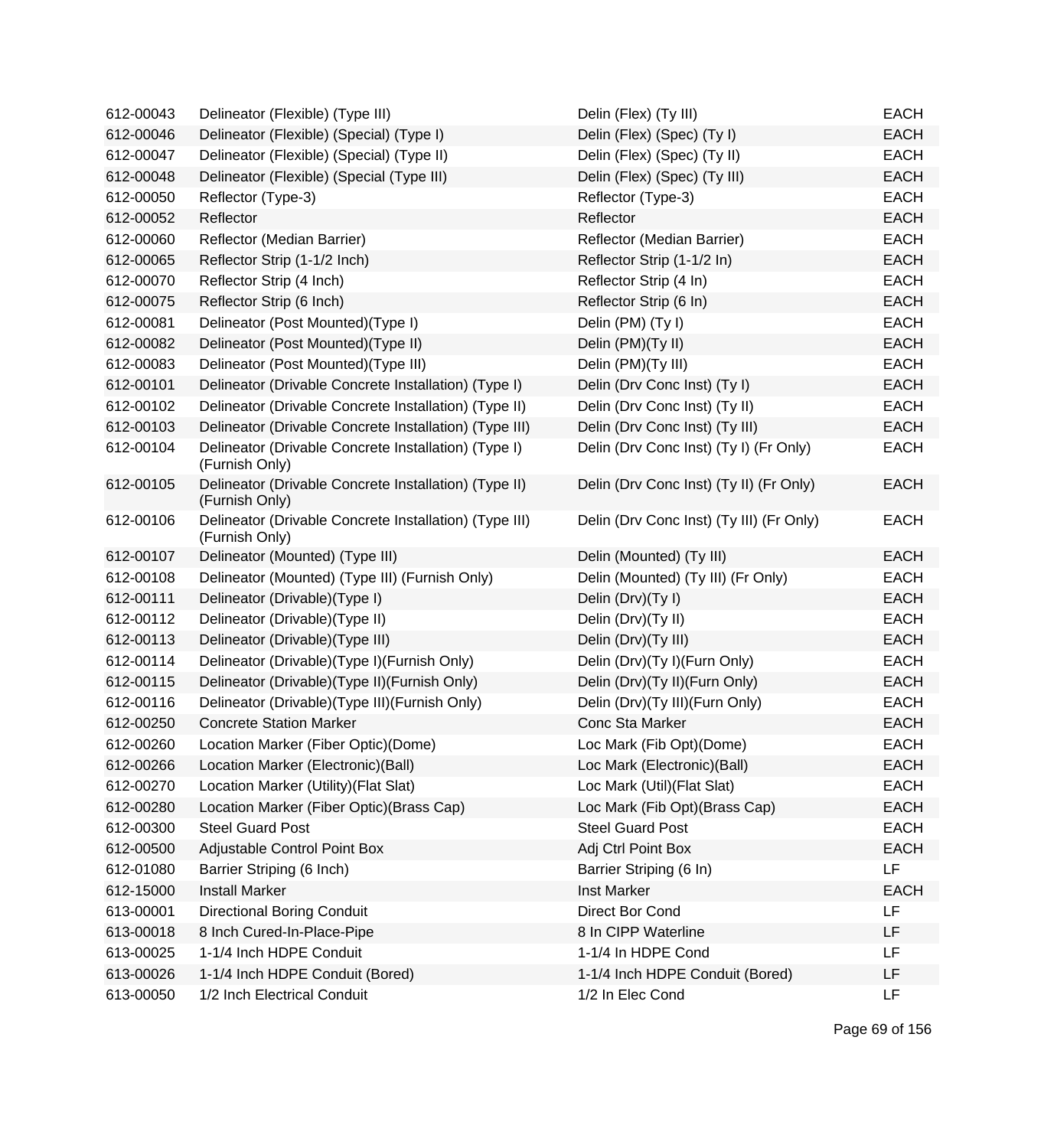| | | | |
|---|---|---|---|
| 612-00043 | Delineator (Flexible) (Type III) | Delin (Flex) (Ty III) | EACH |
| 612-00046 | Delineator (Flexible) (Special) (Type I) | Delin (Flex) (Spec) (Ty I) | EACH |
| 612-00047 | Delineator (Flexible) (Special) (Type II) | Delin (Flex) (Spec) (Ty II) | EACH |
| 612-00048 | Delineator (Flexible) (Special (Type III) | Delin (Flex) (Spec) (Ty III) | EACH |
| 612-00050 | Reflector (Type-3) | Reflector (Type-3) | EACH |
| 612-00052 | Reflector | Reflector | EACH |
| 612-00060 | Reflector (Median Barrier) | Reflector (Median Barrier) | EACH |
| 612-00065 | Reflector Strip (1-1/2 Inch) | Reflector Strip (1-1/2 In) | EACH |
| 612-00070 | Reflector Strip (4 Inch) | Reflector Strip (4 In) | EACH |
| 612-00075 | Reflector Strip (6 Inch) | Reflector Strip (6 In) | EACH |
| 612-00081 | Delineator (Post Mounted)(Type I) | Delin (PM) (Ty I) | EACH |
| 612-00082 | Delineator (Post Mounted)(Type II) | Delin (PM)(Ty II) | EACH |
| 612-00083 | Delineator (Post Mounted)(Type III) | Delin (PM)(Ty III) | EACH |
| 612-00101 | Delineator (Drivable Concrete Installation) (Type I) | Delin (Drv Conc Inst) (Ty I) | EACH |
| 612-00102 | Delineator (Drivable Concrete Installation) (Type II) | Delin (Drv Conc Inst) (Ty II) | EACH |
| 612-00103 | Delineator (Drivable Concrete Installation) (Type III) | Delin (Drv Conc Inst) (Ty III) | EACH |
| 612-00104 | Delineator (Drivable Concrete Installation) (Type I) (Furnish Only) | Delin (Drv Conc Inst) (Ty I) (Fr Only) | EACH |
| 612-00105 | Delineator (Drivable Concrete Installation) (Type II) (Furnish Only) | Delin (Drv Conc Inst) (Ty II) (Fr Only) | EACH |
| 612-00106 | Delineator (Drivable Concrete Installation) (Type III) (Furnish Only) | Delin (Drv Conc Inst) (Ty III) (Fr Only) | EACH |
| 612-00107 | Delineator (Mounted) (Type III) | Delin (Mounted) (Ty III) | EACH |
| 612-00108 | Delineator (Mounted) (Type III) (Furnish Only) | Delin (Mounted) (Ty III) (Fr Only) | EACH |
| 612-00111 | Delineator (Drivable)(Type I) | Delin (Drv)(Ty I) | EACH |
| 612-00112 | Delineator (Drivable)(Type II) | Delin (Drv)(Ty II) | EACH |
| 612-00113 | Delineator (Drivable)(Type III) | Delin (Drv)(Ty III) | EACH |
| 612-00114 | Delineator (Drivable)(Type I)(Furnish Only) | Delin (Drv)(Ty I)(Furn Only) | EACH |
| 612-00115 | Delineator (Drivable)(Type II)(Furnish Only) | Delin (Drv)(Ty II)(Furn Only) | EACH |
| 612-00116 | Delineator (Drivable)(Type III)(Furnish Only) | Delin (Drv)(Ty III)(Furn Only) | EACH |
| 612-00250 | Concrete Station Marker | Conc Sta Marker | EACH |
| 612-00260 | Location Marker (Fiber Optic)(Dome) | Loc Mark (Fib Opt)(Dome) | EACH |
| 612-00266 | Location Marker (Electronic)(Ball) | Loc Mark (Electronic)(Ball) | EACH |
| 612-00270 | Location Marker (Utility)(Flat Slat) | Loc Mark (Util)(Flat Slat) | EACH |
| 612-00280 | Location Marker (Fiber Optic)(Brass Cap) | Loc Mark (Fib Opt)(Brass Cap) | EACH |
| 612-00300 | Steel Guard Post | Steel Guard Post | EACH |
| 612-00500 | Adjustable Control Point Box | Adj Ctrl Point Box | EACH |
| 612-01080 | Barrier Striping (6 Inch) | Barrier Striping (6 In) | LF |
| 612-15000 | Install Marker | Inst Marker | EACH |
| 613-00001 | Directional Boring Conduit | Direct Bor Cond | LF |
| 613-00018 | 8 Inch Cured-In-Place-Pipe | 8 In CIPP Waterline | LF |
| 613-00025 | 1-1/4 Inch HDPE Conduit | 1-1/4 In HDPE Cond | LF |
| 613-00026 | 1-1/4 Inch HDPE Conduit (Bored) | 1-1/4 Inch HDPE Conduit (Bored) | LF |
| 613-00050 | 1/2 Inch Electrical Conduit | 1/2 In Elec Cond | LF |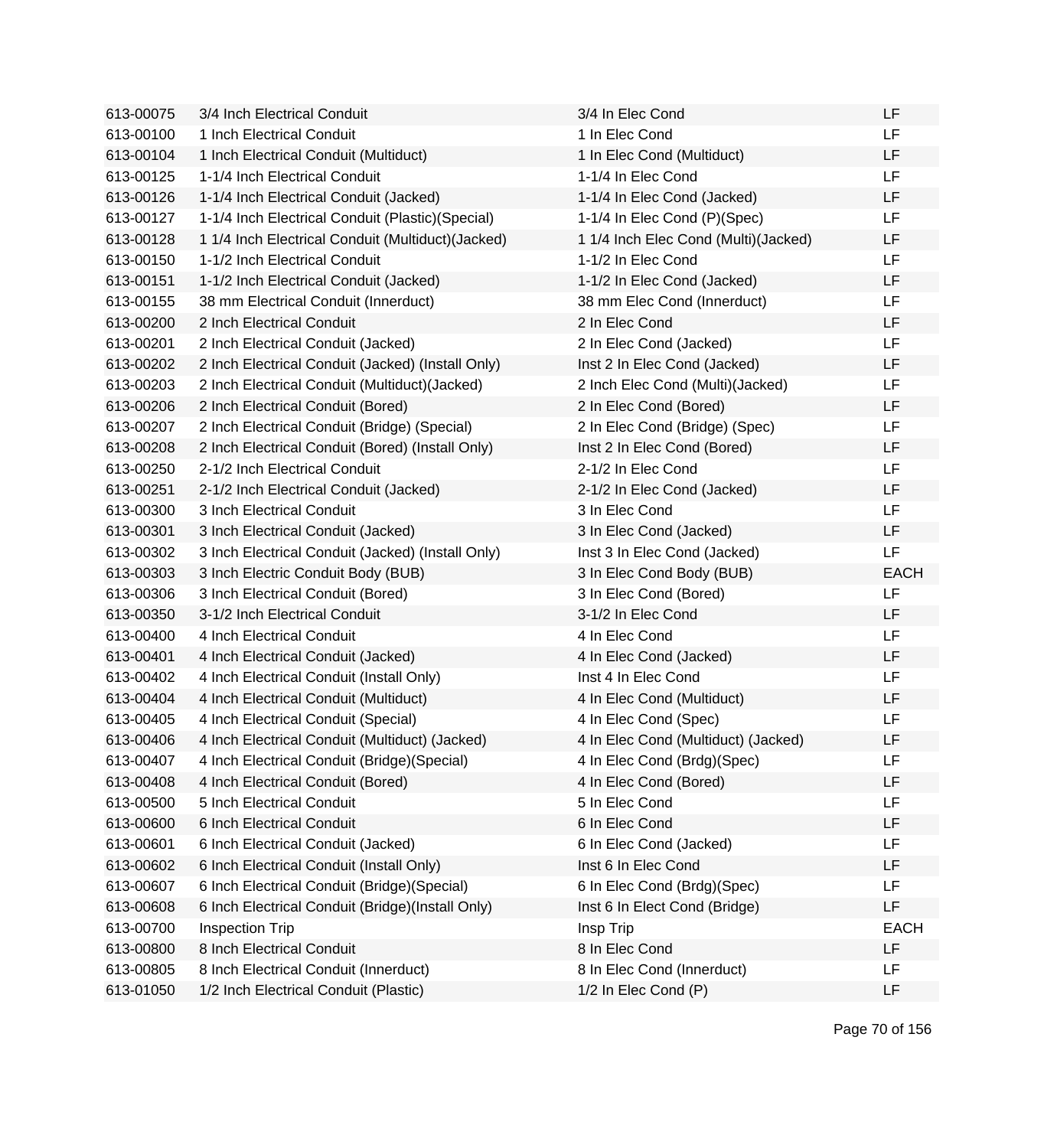| | | | |
|---|---|---|---|
| 613-00075 | 3/4 Inch Electrical Conduit | 3/4 In Elec Cond | LF |
| 613-00100 | 1 Inch Electrical Conduit | 1 In Elec Cond | LF |
| 613-00104 | 1 Inch Electrical Conduit (Multiduct) | 1 In Elec Cond (Multiduct) | LF |
| 613-00125 | 1-1/4 Inch Electrical Conduit | 1-1/4 In Elec Cond | LF |
| 613-00126 | 1-1/4 Inch Electrical Conduit (Jacked) | 1-1/4 In Elec Cond (Jacked) | LF |
| 613-00127 | 1-1/4 Inch Electrical Conduit (Plastic)(Special) | 1-1/4 In Elec Cond (P)(Spec) | LF |
| 613-00128 | 1 1/4 Inch Electrical Conduit (Multiduct)(Jacked) | 1 1/4 Inch Elec Cond (Multi)(Jacked) | LF |
| 613-00150 | 1-1/2 Inch Electrical Conduit | 1-1/2 In Elec Cond | LF |
| 613-00151 | 1-1/2 Inch Electrical Conduit (Jacked) | 1-1/2 In Elec Cond (Jacked) | LF |
| 613-00155 | 38 mm Electrical Conduit (Innerduct) | 38 mm Elec Cond (Innerduct) | LF |
| 613-00200 | 2 Inch Electrical Conduit | 2 In Elec Cond | LF |
| 613-00201 | 2 Inch Electrical Conduit (Jacked) | 2 In Elec Cond (Jacked) | LF |
| 613-00202 | 2 Inch Electrical Conduit (Jacked) (Install Only) | Inst 2 In Elec Cond (Jacked) | LF |
| 613-00203 | 2 Inch Electrical Conduit (Multiduct)(Jacked) | 2 Inch Elec Cond (Multi)(Jacked) | LF |
| 613-00206 | 2 Inch Electrical Conduit (Bored) | 2 In Elec Cond (Bored) | LF |
| 613-00207 | 2 Inch Electrical Conduit (Bridge) (Special) | 2 In Elec Cond (Bridge) (Spec) | LF |
| 613-00208 | 2 Inch Electrical Conduit (Bored) (Install Only) | Inst 2 In Elec Cond (Bored) | LF |
| 613-00250 | 2-1/2 Inch Electrical Conduit | 2-1/2 In Elec Cond | LF |
| 613-00251 | 2-1/2 Inch Electrical Conduit (Jacked) | 2-1/2 In Elec Cond (Jacked) | LF |
| 613-00300 | 3 Inch Electrical Conduit | 3 In Elec Cond | LF |
| 613-00301 | 3 Inch Electrical Conduit (Jacked) | 3 In Elec Cond (Jacked) | LF |
| 613-00302 | 3 Inch Electrical Conduit (Jacked) (Install Only) | Inst 3 In Elec Cond (Jacked) | LF |
| 613-00303 | 3 Inch Electric Conduit Body (BUB) | 3 In Elec Cond Body (BUB) | EACH |
| 613-00306 | 3 Inch Electrical Conduit (Bored) | 3 In Elec Cond (Bored) | LF |
| 613-00350 | 3-1/2 Inch Electrical Conduit | 3-1/2 In Elec Cond | LF |
| 613-00400 | 4 Inch Electrical Conduit | 4 In Elec Cond | LF |
| 613-00401 | 4 Inch Electrical Conduit (Jacked) | 4 In Elec Cond (Jacked) | LF |
| 613-00402 | 4 Inch Electrical Conduit (Install Only) | Inst 4 In Elec Cond | LF |
| 613-00404 | 4 Inch Electrical Conduit (Multiduct) | 4 In Elec Cond (Multiduct) | LF |
| 613-00405 | 4 Inch Electrical Conduit (Special) | 4 In Elec Cond (Spec) | LF |
| 613-00406 | 4 Inch Electrical Conduit (Multiduct) (Jacked) | 4 In Elec Cond (Multiduct) (Jacked) | LF |
| 613-00407 | 4 Inch Electrical Conduit (Bridge)(Special) | 4 In Elec Cond (Brdg)(Spec) | LF |
| 613-00408 | 4 Inch Electrical Conduit (Bored) | 4 In Elec Cond (Bored) | LF |
| 613-00500 | 5 Inch Electrical Conduit | 5 In Elec Cond | LF |
| 613-00600 | 6 Inch Electrical Conduit | 6 In Elec Cond | LF |
| 613-00601 | 6 Inch Electrical Conduit (Jacked) | 6 In Elec Cond (Jacked) | LF |
| 613-00602 | 6 Inch Electrical Conduit (Install Only) | Inst 6 In Elec Cond | LF |
| 613-00607 | 6 Inch Electrical Conduit (Bridge)(Special) | 6 In Elec Cond (Brdg)(Spec) | LF |
| 613-00608 | 6 Inch Electrical Conduit (Bridge)(Install Only) | Inst 6 In Elect Cond (Bridge) | LF |
| 613-00700 | Inspection Trip | Insp Trip | EACH |
| 613-00800 | 8 Inch Electrical Conduit | 8 In Elec Cond | LF |
| 613-00805 | 8 Inch Electrical Conduit (Innerduct) | 8 In Elec Cond (Innerduct) | LF |
| 613-01050 | 1/2 Inch Electrical Conduit (Plastic) | 1/2 In Elec Cond (P) | LF |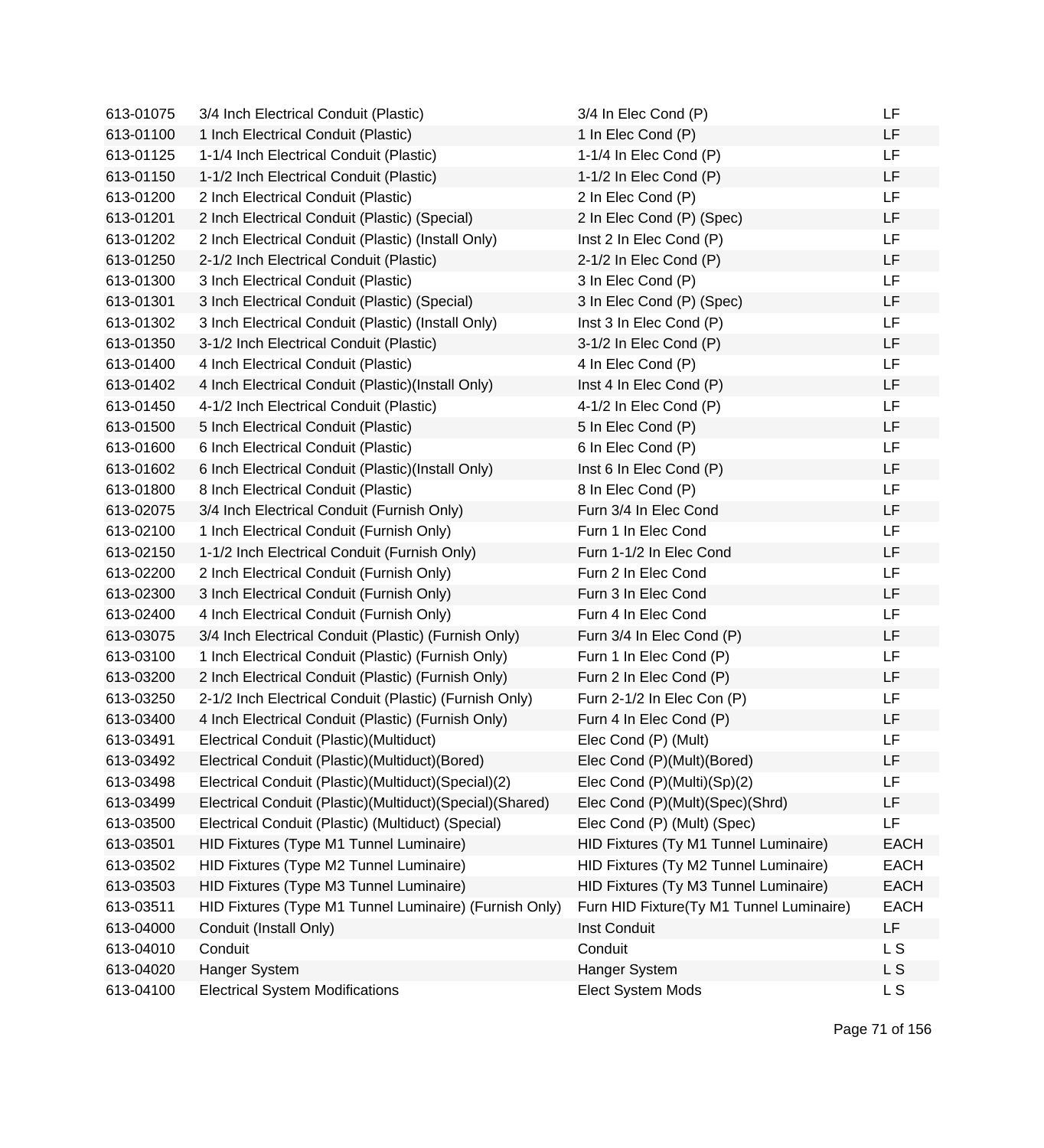| | | | |
|---|---|---|---|
| 613-01075 | 3/4 Inch Electrical Conduit (Plastic) | 3/4 In Elec Cond (P) | LF |
| 613-01100 | 1 Inch Electrical Conduit (Plastic) | 1 In Elec Cond (P) | LF |
| 613-01125 | 1-1/4 Inch Electrical Conduit (Plastic) | 1-1/4 In Elec Cond (P) | LF |
| 613-01150 | 1-1/2 Inch Electrical Conduit (Plastic) | 1-1/2 In Elec Cond (P) | LF |
| 613-01200 | 2 Inch Electrical Conduit (Plastic) | 2 In Elec Cond (P) | LF |
| 613-01201 | 2 Inch Electrical Conduit (Plastic) (Special) | 2 In Elec Cond (P) (Spec) | LF |
| 613-01202 | 2 Inch Electrical Conduit (Plastic) (Install Only) | Inst 2 In Elec Cond (P) | LF |
| 613-01250 | 2-1/2 Inch Electrical Conduit (Plastic) | 2-1/2 In Elec Cond (P) | LF |
| 613-01300 | 3 Inch Electrical Conduit (Plastic) | 3 In Elec Cond (P) | LF |
| 613-01301 | 3 Inch Electrical Conduit (Plastic) (Special) | 3 In Elec Cond (P) (Spec) | LF |
| 613-01302 | 3 Inch Electrical Conduit (Plastic) (Install Only) | Inst 3 In Elec Cond (P) | LF |
| 613-01350 | 3-1/2 Inch Electrical Conduit (Plastic) | 3-1/2 In Elec Cond (P) | LF |
| 613-01400 | 4 Inch Electrical Conduit (Plastic) | 4 In Elec Cond (P) | LF |
| 613-01402 | 4 Inch Electrical Conduit (Plastic)(Install Only) | Inst 4 In Elec Cond (P) | LF |
| 613-01450 | 4-1/2 Inch Electrical Conduit (Plastic) | 4-1/2 In Elec Cond (P) | LF |
| 613-01500 | 5 Inch Electrical Conduit (Plastic) | 5 In Elec Cond (P) | LF |
| 613-01600 | 6 Inch Electrical Conduit (Plastic) | 6 In Elec Cond (P) | LF |
| 613-01602 | 6 Inch Electrical Conduit (Plastic)(Install Only) | Inst 6 In Elec Cond (P) | LF |
| 613-01800 | 8 Inch Electrical Conduit (Plastic) | 8 In Elec Cond (P) | LF |
| 613-02075 | 3/4 Inch Electrical Conduit (Furnish Only) | Furn 3/4 In Elec Cond | LF |
| 613-02100 | 1 Inch Electrical Conduit (Furnish Only) | Furn 1 In Elec Cond | LF |
| 613-02150 | 1-1/2 Inch Electrical Conduit (Furnish Only) | Furn 1-1/2 In Elec Cond | LF |
| 613-02200 | 2 Inch Electrical Conduit (Furnish Only) | Furn 2 In Elec Cond | LF |
| 613-02300 | 3 Inch Electrical Conduit (Furnish Only) | Furn 3 In Elec Cond | LF |
| 613-02400 | 4 Inch Electrical Conduit (Furnish Only) | Furn 4 In Elec Cond | LF |
| 613-03075 | 3/4 Inch Electrical Conduit (Plastic) (Furnish Only) | Furn 3/4 In Elec Cond (P) | LF |
| 613-03100 | 1 Inch Electrical Conduit (Plastic) (Furnish Only) | Furn 1 In Elec Cond (P) | LF |
| 613-03200 | 2 Inch Electrical Conduit (Plastic) (Furnish Only) | Furn 2 In Elec Cond (P) | LF |
| 613-03250 | 2-1/2 Inch Electrical Conduit (Plastic) (Furnish Only) | Furn 2-1/2 In Elec Con (P) | LF |
| 613-03400 | 4 Inch Electrical Conduit (Plastic) (Furnish Only) | Furn 4 In Elec Cond (P) | LF |
| 613-03491 | Electrical Conduit (Plastic)(Multiduct) | Elec Cond (P) (Mult) | LF |
| 613-03492 | Electrical Conduit (Plastic)(Multiduct)(Bored) | Elec Cond (P)(Mult)(Bored) | LF |
| 613-03498 | Electrical Conduit (Plastic)(Multiduct)(Special)(2) | Elec Cond (P)(Multi)(Sp)(2) | LF |
| 613-03499 | Electrical Conduit (Plastic)(Multiduct)(Special)(Shared) | Elec Cond (P)(Mult)(Spec)(Shrd) | LF |
| 613-03500 | Electrical Conduit (Plastic) (Multiduct) (Special) | Elec Cond (P) (Mult) (Spec) | LF |
| 613-03501 | HID Fixtures (Type M1 Tunnel Luminaire) | HID Fixtures (Ty M1 Tunnel Luminaire) | EACH |
| 613-03502 | HID Fixtures (Type M2 Tunnel Luminaire) | HID Fixtures (Ty M2 Tunnel Luminaire) | EACH |
| 613-03503 | HID Fixtures (Type M3 Tunnel Luminaire) | HID Fixtures (Ty M3 Tunnel Luminaire) | EACH |
| 613-03511 | HID Fixtures (Type M1 Tunnel Luminaire) (Furnish Only) | Furn HID Fixture(Ty M1 Tunnel Luminaire) | EACH |
| 613-04000 | Conduit (Install Only) | Inst Conduit | LF |
| 613-04010 | Conduit | Conduit | L S |
| 613-04020 | Hanger System | Hanger System | L S |
| 613-04100 | Electrical System Modifications | Elect System Mods | L S |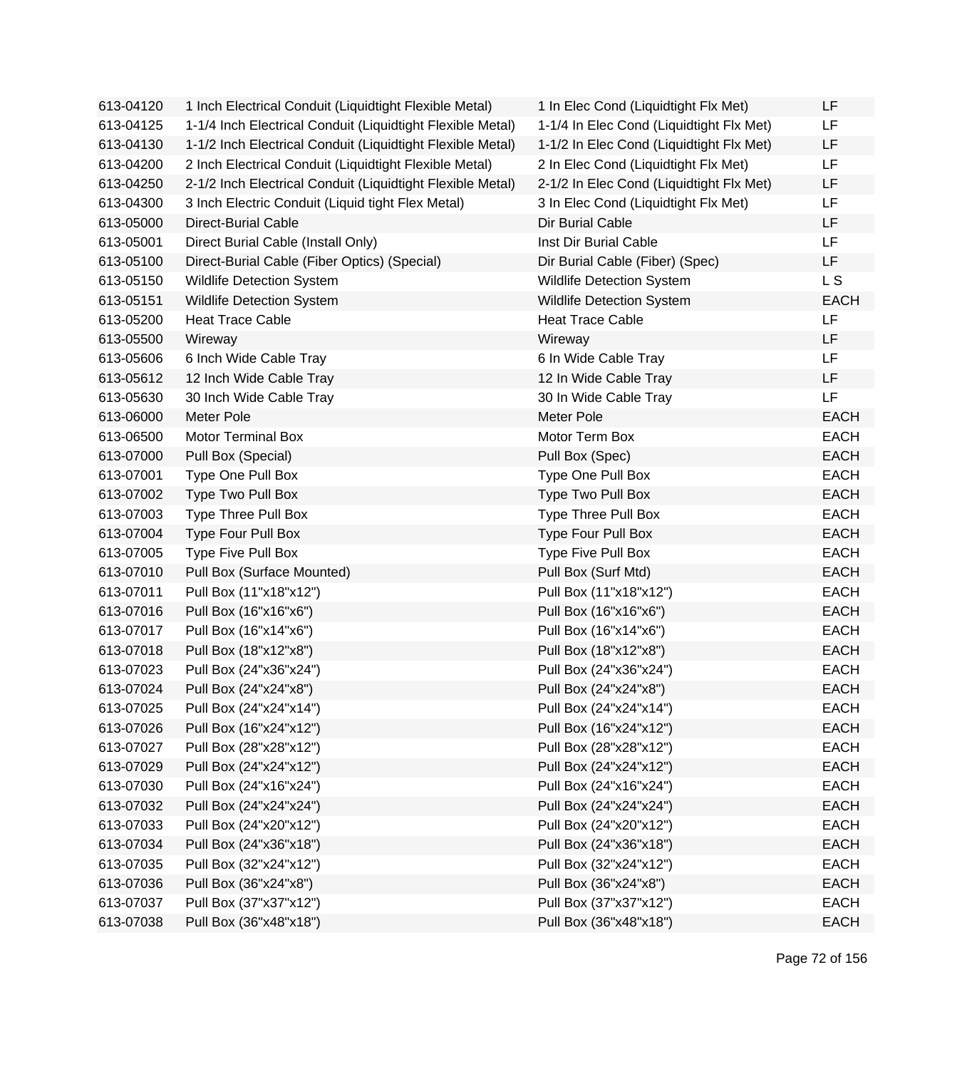| | | | |
|---|---|---|---|
| 613-04120 | 1 Inch Electrical Conduit (Liquidtight Flexible Metal) | 1 In Elec Cond (Liquidtight Flx Met) | LF |
| 613-04125 | 1-1/4 Inch Electrical Conduit (Liquidtight Flexible Metal) | 1-1/4 In Elec Cond (Liquidtight Flx Met) | LF |
| 613-04130 | 1-1/2 Inch Electrical Conduit (Liquidtight Flexible Metal) | 1-1/2 In Elec Cond (Liquidtight Flx Met) | LF |
| 613-04200 | 2 Inch Electrical Conduit (Liquidtight Flexible Metal) | 2 In Elec Cond (Liquidtight Flx Met) | LF |
| 613-04250 | 2-1/2 Inch Electrical Conduit (Liquidtight Flexible Metal) | 2-1/2 In Elec Cond (Liquidtight Flx Met) | LF |
| 613-04300 | 3 Inch Electric Conduit (Liquid tight Flex Metal) | 3 In Elec Cond (Liquidtight Flx Met) | LF |
| 613-05000 | Direct-Burial Cable | Dir Burial Cable | LF |
| 613-05001 | Direct Burial Cable (Install Only) | Inst Dir Burial Cable | LF |
| 613-05100 | Direct-Burial Cable (Fiber Optics) (Special) | Dir Burial Cable (Fiber) (Spec) | LF |
| 613-05150 | Wildlife Detection System | Wildlife Detection System | L S |
| 613-05151 | Wildlife Detection System | Wildlife Detection System | EACH |
| 613-05200 | Heat Trace Cable | Heat Trace Cable | LF |
| 613-05500 | Wireway | Wireway | LF |
| 613-05606 | 6 Inch Wide Cable Tray | 6 In Wide Cable Tray | LF |
| 613-05612 | 12 Inch Wide Cable Tray | 12 In Wide Cable Tray | LF |
| 613-05630 | 30 Inch Wide Cable Tray | 30 In Wide Cable Tray | LF |
| 613-06000 | Meter Pole | Meter Pole | EACH |
| 613-06500 | Motor Terminal Box | Motor Term Box | EACH |
| 613-07000 | Pull Box (Special) | Pull Box (Spec) | EACH |
| 613-07001 | Type One Pull Box | Type One Pull Box | EACH |
| 613-07002 | Type Two Pull Box | Type Two Pull Box | EACH |
| 613-07003 | Type Three Pull Box | Type Three Pull Box | EACH |
| 613-07004 | Type Four Pull Box | Type Four Pull Box | EACH |
| 613-07005 | Type Five Pull Box | Type Five Pull Box | EACH |
| 613-07010 | Pull Box (Surface Mounted) | Pull Box (Surf Mtd) | EACH |
| 613-07011 | Pull Box (11"x18"x12") | Pull Box (11"x18"x12") | EACH |
| 613-07016 | Pull Box (16"x16"x6") | Pull Box (16"x16"x6") | EACH |
| 613-07017 | Pull Box (16"x14"x6") | Pull Box (16"x14"x6") | EACH |
| 613-07018 | Pull Box (18"x12"x8") | Pull Box (18"x12"x8") | EACH |
| 613-07023 | Pull Box (24"x36"x24") | Pull Box (24"x36"x24") | EACH |
| 613-07024 | Pull Box (24"x24"x8") | Pull Box (24"x24"x8") | EACH |
| 613-07025 | Pull Box (24"x24"x14") | Pull Box (24"x24"x14") | EACH |
| 613-07026 | Pull Box (16"x24"x12") | Pull Box (16"x24"x12") | EACH |
| 613-07027 | Pull Box (28"x28"x12") | Pull Box (28"x28"x12") | EACH |
| 613-07029 | Pull Box (24"x24"x12") | Pull Box (24"x24"x12") | EACH |
| 613-07030 | Pull Box (24"x16"x24") | Pull Box (24"x16"x24") | EACH |
| 613-07032 | Pull Box (24"x24"x24") | Pull Box (24"x24"x24") | EACH |
| 613-07033 | Pull Box (24"x20"x12") | Pull Box (24"x20"x12") | EACH |
| 613-07034 | Pull Box (24"x36"x18") | Pull Box (24"x36"x18") | EACH |
| 613-07035 | Pull Box (32"x24"x12") | Pull Box (32"x24"x12") | EACH |
| 613-07036 | Pull Box (36"x24"x8") | Pull Box (36"x24"x8") | EACH |
| 613-07037 | Pull Box (37"x37"x12") | Pull Box (37"x37"x12") | EACH |
| 613-07038 | Pull Box (36"x48"x18") | Pull Box (36"x48"x18") | EACH |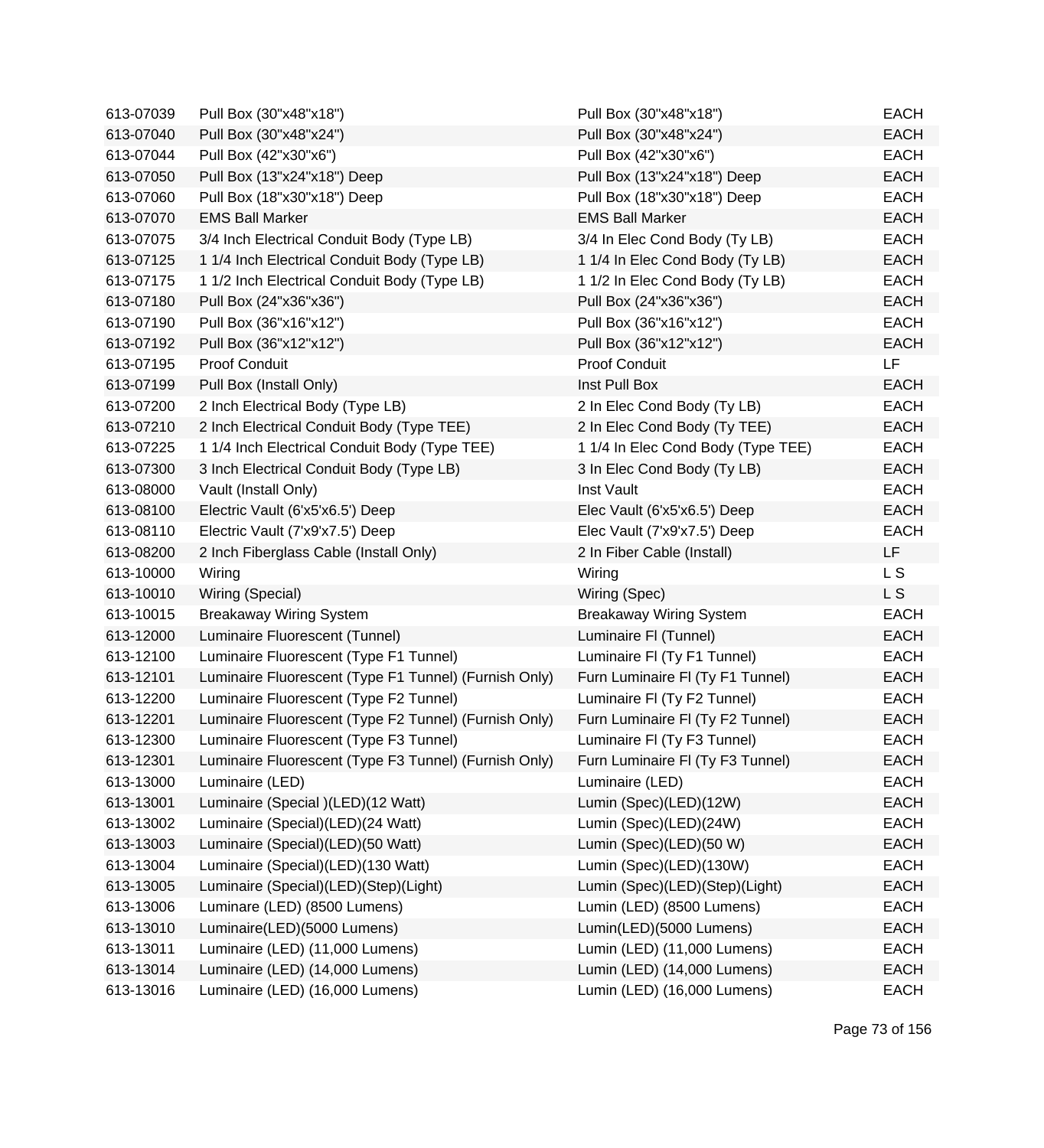| | | | |
|---|---|---|---|
| 613-07039 | Pull Box (30"x48"x18") | Pull Box (30"x48"x18") | EACH |
| 613-07040 | Pull Box (30"x48"x24") | Pull Box (30"x48"x24") | EACH |
| 613-07044 | Pull Box (42"x30"x6") | Pull Box (42"x30"x6") | EACH |
| 613-07050 | Pull Box (13"x24"x18") Deep | Pull Box (13"x24"x18") Deep | EACH |
| 613-07060 | Pull Box (18"x30"x18") Deep | Pull Box (18"x30"x18") Deep | EACH |
| 613-07070 | EMS Ball Marker | EMS Ball Marker | EACH |
| 613-07075 | 3/4 Inch Electrical Conduit Body (Type LB) | 3/4 In Elec Cond Body (Ty LB) | EACH |
| 613-07125 | 1 1/4 Inch Electrical Conduit Body (Type LB) | 1 1/4 In Elec Cond Body (Ty LB) | EACH |
| 613-07175 | 1 1/2 Inch Electrical Conduit Body (Type LB) | 1 1/2 In Elec Cond Body (Ty LB) | EACH |
| 613-07180 | Pull Box (24"x36"x36") | Pull Box (24"x36"x36") | EACH |
| 613-07190 | Pull Box (36"x16"x12") | Pull Box (36"x16"x12") | EACH |
| 613-07192 | Pull Box (36"x12"x12") | Pull Box (36"x12"x12") | EACH |
| 613-07195 | Proof Conduit | Proof Conduit | LF |
| 613-07199 | Pull Box (Install Only) | Inst Pull Box | EACH |
| 613-07200 | 2 Inch Electrical Body (Type LB) | 2 In Elec Cond Body (Ty LB) | EACH |
| 613-07210 | 2 Inch Electrical Conduit Body (Type TEE) | 2 In Elec Cond Body (Ty TEE) | EACH |
| 613-07225 | 1 1/4 Inch Electrical Conduit Body (Type TEE) | 1 1/4 In Elec Cond Body (Type TEE) | EACH |
| 613-07300 | 3 Inch Electrical Conduit Body (Type LB) | 3 In Elec Cond Body (Ty LB) | EACH |
| 613-08000 | Vault (Install Only) | Inst Vault | EACH |
| 613-08100 | Electric Vault (6'x5'x6.5') Deep | Elec Vault (6'x5'x6.5') Deep | EACH |
| 613-08110 | Electric Vault (7'x9'x7.5') Deep | Elec Vault (7'x9'x7.5') Deep | EACH |
| 613-08200 | 2 Inch Fiberglass Cable (Install Only) | 2 In Fiber Cable (Install) | LF |
| 613-10000 | Wiring | Wiring | L S |
| 613-10010 | Wiring (Special) | Wiring (Spec) | L S |
| 613-10015 | Breakaway Wiring System | Breakaway Wiring System | EACH |
| 613-12000 | Luminaire Fluorescent (Tunnel) | Luminaire Fl (Tunnel) | EACH |
| 613-12100 | Luminaire Fluorescent (Type F1 Tunnel) | Luminaire Fl (Ty F1 Tunnel) | EACH |
| 613-12101 | Luminaire Fluorescent (Type F1 Tunnel) (Furnish Only) | Furn Luminaire Fl (Ty F1 Tunnel) | EACH |
| 613-12200 | Luminaire Fluorescent (Type F2 Tunnel) | Luminaire Fl (Ty F2 Tunnel) | EACH |
| 613-12201 | Luminaire Fluorescent (Type F2 Tunnel) (Furnish Only) | Furn Luminaire Fl (Ty F2 Tunnel) | EACH |
| 613-12300 | Luminaire Fluorescent (Type F3 Tunnel) | Luminaire Fl (Ty F3 Tunnel) | EACH |
| 613-12301 | Luminaire Fluorescent (Type F3 Tunnel) (Furnish Only) | Furn Luminaire Fl (Ty F3 Tunnel) | EACH |
| 613-13000 | Luminaire (LED) | Luminaire (LED) | EACH |
| 613-13001 | Luminaire (Special )(LED)(12 Watt) | Lumin (Spec)(LED)(12W) | EACH |
| 613-13002 | Luminaire (Special)(LED)(24 Watt) | Lumin (Spec)(LED)(24W) | EACH |
| 613-13003 | Luminaire (Special)(LED)(50 Watt) | Lumin (Spec)(LED)(50 W) | EACH |
| 613-13004 | Luminaire (Special)(LED)(130 Watt) | Lumin (Spec)(LED)(130W) | EACH |
| 613-13005 | Luminaire (Special)(LED)(Step)(Light) | Lumin (Spec)(LED)(Step)(Light) | EACH |
| 613-13006 | Luminare (LED) (8500 Lumens) | Lumin (LED) (8500 Lumens) | EACH |
| 613-13010 | Luminaire(LED)(5000 Lumens) | Lumin(LED)(5000 Lumens) | EACH |
| 613-13011 | Luminaire (LED) (11,000 Lumens) | Lumin (LED) (11,000 Lumens) | EACH |
| 613-13014 | Luminaire (LED) (14,000 Lumens) | Lumin (LED) (14,000 Lumens) | EACH |
| 613-13016 | Luminaire (LED) (16,000 Lumens) | Lumin (LED) (16,000 Lumens) | EACH |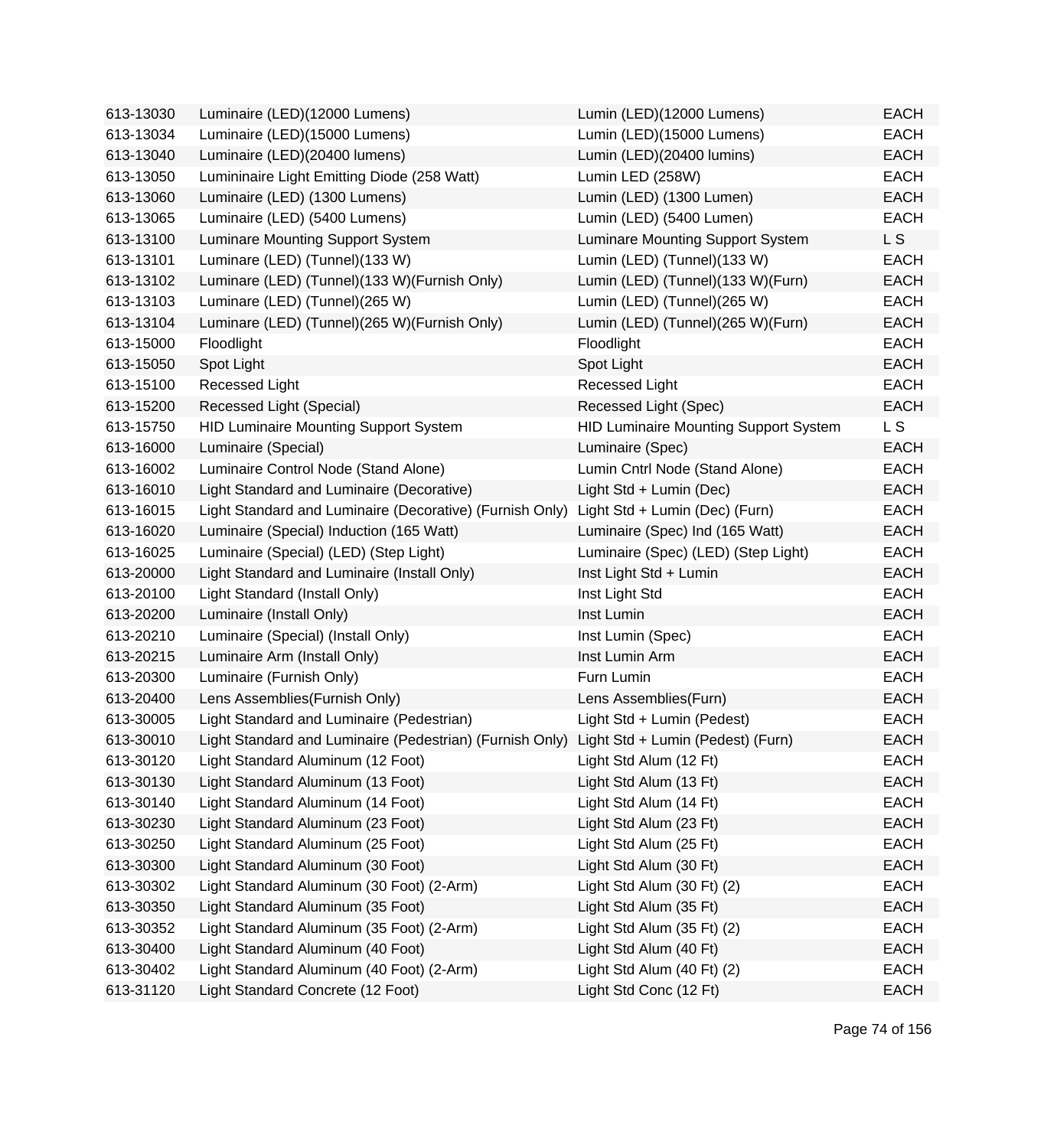| | | | |
|---|---|---|---|
| 613-13030 | Luminaire (LED)(12000 Lumens) | Lumin (LED)(12000 Lumens) | EACH |
| 613-13034 | Luminaire (LED)(15000 Lumens) | Lumin (LED)(15000 Lumens) | EACH |
| 613-13040 | Luminaire (LED)(20400 lumens) | Lumin (LED)(20400 lumins) | EACH |
| 613-13050 | Lumininaire Light Emitting Diode (258 Watt) | Lumin LED (258W) | EACH |
| 613-13060 | Luminaire (LED) (1300 Lumens) | Lumin (LED) (1300 Lumen) | EACH |
| 613-13065 | Luminaire (LED) (5400 Lumens) | Lumin (LED) (5400 Lumen) | EACH |
| 613-13100 | Luminare Mounting Support System | Luminare Mounting Support System | L S |
| 613-13101 | Luminare (LED) (Tunnel)(133 W) | Lumin (LED) (Tunnel)(133 W) | EACH |
| 613-13102 | Luminare (LED) (Tunnel)(133 W)(Furnish Only) | Lumin (LED) (Tunnel)(133 W)(Furn) | EACH |
| 613-13103 | Luminare (LED) (Tunnel)(265 W) | Lumin (LED) (Tunnel)(265 W) | EACH |
| 613-13104 | Luminare (LED) (Tunnel)(265 W)(Furnish Only) | Lumin (LED) (Tunnel)(265 W)(Furn) | EACH |
| 613-15000 | Floodlight | Floodlight | EACH |
| 613-15050 | Spot Light | Spot Light | EACH |
| 613-15100 | Recessed Light | Recessed Light | EACH |
| 613-15200 | Recessed Light (Special) | Recessed Light (Spec) | EACH |
| 613-15750 | HID Luminaire Mounting Support System | HID Luminaire Mounting Support System | L S |
| 613-16000 | Luminaire (Special) | Luminaire (Spec) | EACH |
| 613-16002 | Luminaire Control Node (Stand Alone) | Lumin Cntrl Node (Stand Alone) | EACH |
| 613-16010 | Light Standard and Luminaire (Decorative) | Light Std + Lumin (Dec) | EACH |
| 613-16015 | Light Standard and Luminaire (Decorative) (Furnish Only) | Light Std + Lumin (Dec) (Furn) | EACH |
| 613-16020 | Luminaire (Special) Induction (165 Watt) | Luminaire (Spec) Ind (165 Watt) | EACH |
| 613-16025 | Luminaire (Special) (LED) (Step Light) | Luminaire (Spec) (LED) (Step Light) | EACH |
| 613-20000 | Light Standard and Luminaire (Install Only) | Inst Light Std + Lumin | EACH |
| 613-20100 | Light Standard (Install Only) | Inst Light Std | EACH |
| 613-20200 | Luminaire (Install Only) | Inst Lumin | EACH |
| 613-20210 | Luminaire (Special) (Install Only) | Inst Lumin (Spec) | EACH |
| 613-20215 | Luminaire Arm (Install Only) | Inst Lumin Arm | EACH |
| 613-20300 | Luminaire (Furnish Only) | Furn Lumin | EACH |
| 613-20400 | Lens Assemblies(Furnish Only) | Lens Assemblies(Furn) | EACH |
| 613-30005 | Light Standard and Luminaire (Pedestrian) | Light Std + Lumin (Pedest) | EACH |
| 613-30010 | Light Standard and Luminaire (Pedestrian) (Furnish Only) | Light Std + Lumin (Pedest) (Furn) | EACH |
| 613-30120 | Light Standard Aluminum (12 Foot) | Light Std Alum (12 Ft) | EACH |
| 613-30130 | Light Standard Aluminum (13 Foot) | Light Std Alum (13 Ft) | EACH |
| 613-30140 | Light Standard Aluminum (14 Foot) | Light Std Alum (14 Ft) | EACH |
| 613-30230 | Light Standard Aluminum (23 Foot) | Light Std Alum (23 Ft) | EACH |
| 613-30250 | Light Standard Aluminum (25 Foot) | Light Std Alum (25 Ft) | EACH |
| 613-30300 | Light Standard Aluminum (30 Foot) | Light Std Alum (30 Ft) | EACH |
| 613-30302 | Light Standard Aluminum (30 Foot) (2-Arm) | Light Std Alum (30 Ft) (2) | EACH |
| 613-30350 | Light Standard Aluminum (35 Foot) | Light Std Alum (35 Ft) | EACH |
| 613-30352 | Light Standard Aluminum (35 Foot) (2-Arm) | Light Std Alum (35 Ft) (2) | EACH |
| 613-30400 | Light Standard Aluminum (40 Foot) | Light Std Alum (40 Ft) | EACH |
| 613-30402 | Light Standard Aluminum (40 Foot) (2-Arm) | Light Std Alum (40 Ft) (2) | EACH |
| 613-31120 | Light Standard Concrete (12 Foot) | Light Std Conc (12 Ft) | EACH |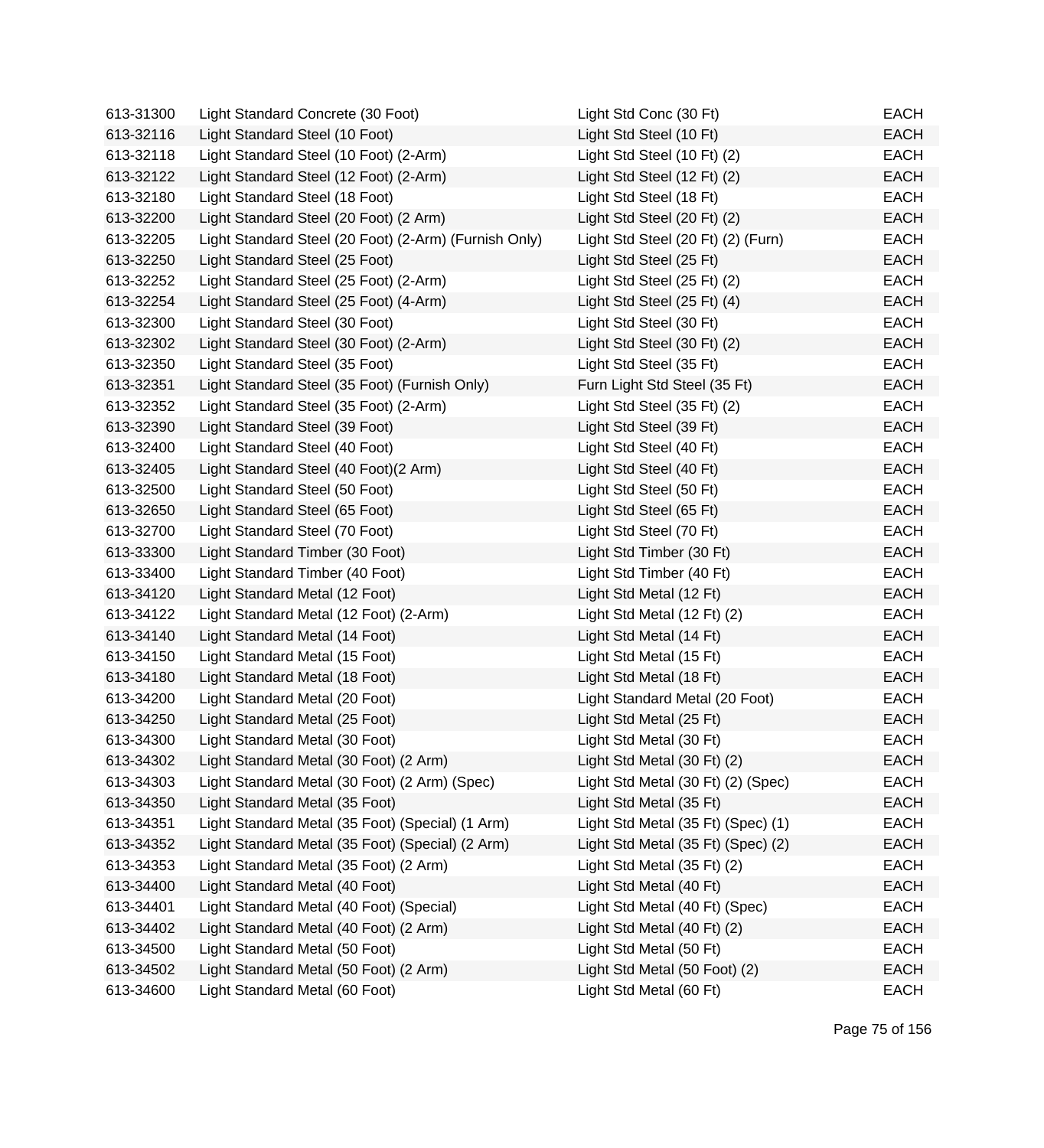| | | | |
|---|---|---|---|
| 613-31300 | Light Standard Concrete (30 Foot) | Light Std Conc (30 Ft) | EACH |
| 613-32116 | Light Standard Steel (10 Foot) | Light Std Steel (10 Ft) | EACH |
| 613-32118 | Light Standard Steel (10 Foot) (2-Arm) | Light Std Steel (10 Ft) (2) | EACH |
| 613-32122 | Light Standard Steel (12 Foot) (2-Arm) | Light Std Steel (12 Ft) (2) | EACH |
| 613-32180 | Light Standard Steel (18 Foot) | Light Std Steel (18 Ft) | EACH |
| 613-32200 | Light Standard Steel (20 Foot) (2 Arm) | Light Std Steel (20 Ft) (2) | EACH |
| 613-32205 | Light Standard Steel (20 Foot) (2-Arm) (Furnish Only) | Light Std Steel (20 Ft) (2) (Furn) | EACH |
| 613-32250 | Light Standard Steel (25 Foot) | Light Std Steel (25 Ft) | EACH |
| 613-32252 | Light Standard Steel (25 Foot) (2-Arm) | Light Std Steel (25 Ft) (2) | EACH |
| 613-32254 | Light Standard Steel (25 Foot) (4-Arm) | Light Std Steel (25 Ft) (4) | EACH |
| 613-32300 | Light Standard Steel (30 Foot) | Light Std Steel (30 Ft) | EACH |
| 613-32302 | Light Standard Steel (30 Foot) (2-Arm) | Light Std Steel (30 Ft) (2) | EACH |
| 613-32350 | Light Standard Steel (35 Foot) | Light Std Steel (35 Ft) | EACH |
| 613-32351 | Light Standard Steel (35 Foot) (Furnish Only) | Furn Light Std Steel (35 Ft) | EACH |
| 613-32352 | Light Standard Steel (35 Foot) (2-Arm) | Light Std Steel (35 Ft) (2) | EACH |
| 613-32390 | Light Standard Steel (39 Foot) | Light Std Steel (39 Ft) | EACH |
| 613-32400 | Light Standard Steel (40 Foot) | Light Std Steel (40 Ft) | EACH |
| 613-32405 | Light Standard Steel (40 Foot)(2 Arm) | Light Std Steel (40 Ft) | EACH |
| 613-32500 | Light Standard Steel (50 Foot) | Light Std Steel (50 Ft) | EACH |
| 613-32650 | Light Standard Steel (65 Foot) | Light Std Steel (65 Ft) | EACH |
| 613-32700 | Light Standard Steel (70 Foot) | Light Std Steel (70 Ft) | EACH |
| 613-33300 | Light Standard Timber (30 Foot) | Light Std Timber (30 Ft) | EACH |
| 613-33400 | Light Standard Timber (40 Foot) | Light Std Timber (40 Ft) | EACH |
| 613-34120 | Light Standard Metal (12 Foot) | Light Std Metal (12 Ft) | EACH |
| 613-34122 | Light Standard Metal (12 Foot) (2-Arm) | Light Std Metal (12 Ft) (2) | EACH |
| 613-34140 | Light Standard Metal (14 Foot) | Light Std Metal (14 Ft) | EACH |
| 613-34150 | Light Standard Metal (15 Foot) | Light Std Metal (15 Ft) | EACH |
| 613-34180 | Light Standard Metal (18 Foot) | Light Std Metal (18 Ft) | EACH |
| 613-34200 | Light Standard Metal (20 Foot) | Light Standard Metal (20 Foot) | EACH |
| 613-34250 | Light Standard Metal (25 Foot) | Light Std Metal (25 Ft) | EACH |
| 613-34300 | Light Standard Metal (30 Foot) | Light Std Metal (30 Ft) | EACH |
| 613-34302 | Light Standard Metal (30 Foot) (2 Arm) | Light Std Metal (30 Ft) (2) | EACH |
| 613-34303 | Light Standard Metal (30 Foot) (2 Arm) (Spec) | Light Std Metal (30 Ft) (2) (Spec) | EACH |
| 613-34350 | Light Standard Metal (35 Foot) | Light Std Metal (35 Ft) | EACH |
| 613-34351 | Light Standard Metal (35 Foot) (Special) (1 Arm) | Light Std Metal (35 Ft) (Spec) (1) | EACH |
| 613-34352 | Light Standard Metal (35 Foot) (Special) (2 Arm) | Light Std Metal (35 Ft) (Spec) (2) | EACH |
| 613-34353 | Light Standard Metal (35 Foot) (2 Arm) | Light Std Metal (35 Ft) (2) | EACH |
| 613-34400 | Light Standard Metal (40 Foot) | Light Std Metal (40 Ft) | EACH |
| 613-34401 | Light Standard Metal (40 Foot) (Special) | Light Std Metal (40 Ft) (Spec) | EACH |
| 613-34402 | Light Standard Metal (40 Foot) (2 Arm) | Light Std Metal (40 Ft) (2) | EACH |
| 613-34500 | Light Standard Metal (50 Foot) | Light Std Metal (50 Ft) | EACH |
| 613-34502 | Light Standard Metal (50 Foot) (2 Arm) | Light Std Metal (50 Foot) (2) | EACH |
| 613-34600 | Light Standard Metal (60 Foot) | Light Std Metal (60 Ft) | EACH |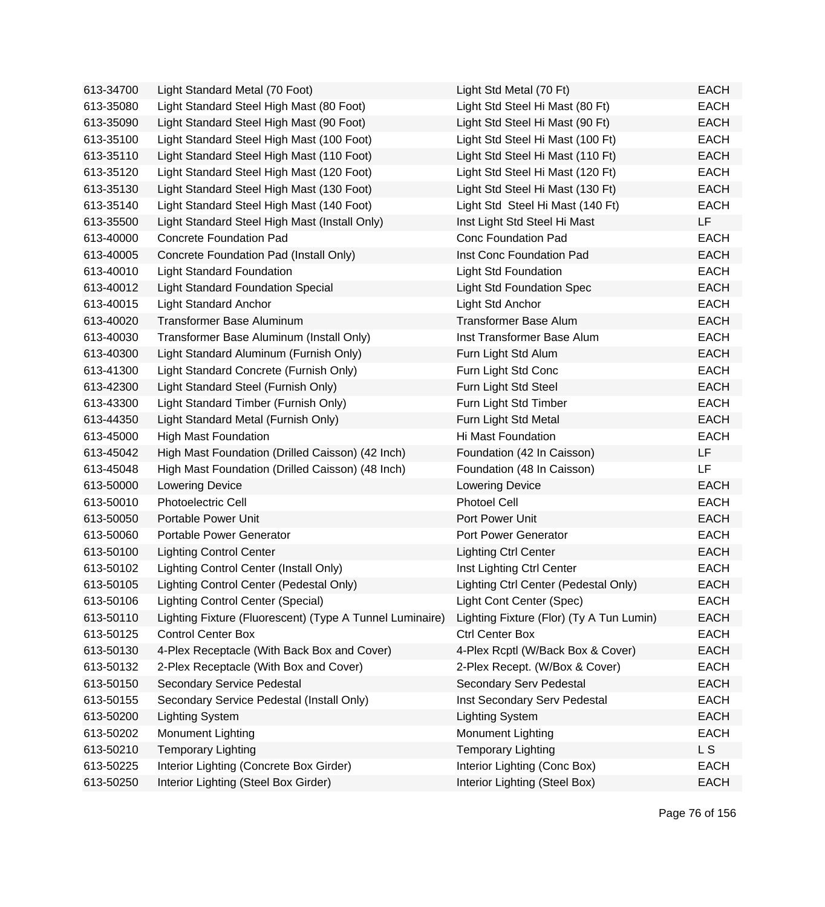| | | | |
|---|---|---|---|
| 613-34700 | Light Standard Metal (70 Foot) | Light Std Metal (70 Ft) | EACH |
| 613-35080 | Light Standard Steel High Mast (80 Foot) | Light Std Steel Hi Mast (80 Ft) | EACH |
| 613-35090 | Light Standard Steel High Mast (90 Foot) | Light Std Steel Hi Mast (90 Ft) | EACH |
| 613-35100 | Light Standard Steel High Mast (100 Foot) | Light Std Steel Hi Mast (100 Ft) | EACH |
| 613-35110 | Light Standard Steel High Mast (110 Foot) | Light Std Steel Hi Mast (110 Ft) | EACH |
| 613-35120 | Light Standard Steel High Mast (120 Foot) | Light Std Steel Hi Mast (120 Ft) | EACH |
| 613-35130 | Light Standard Steel High Mast (130 Foot) | Light Std Steel Hi Mast (130 Ft) | EACH |
| 613-35140 | Light Standard Steel High Mast (140 Foot) | Light Std  Steel Hi Mast (140 Ft) | EACH |
| 613-35500 | Light Standard Steel High Mast (Install Only) | Inst Light Std Steel Hi Mast | LF |
| 613-40000 | Concrete Foundation Pad | Conc Foundation Pad | EACH |
| 613-40005 | Concrete Foundation Pad (Install Only) | Inst Conc Foundation Pad | EACH |
| 613-40010 | Light Standard Foundation | Light Std Foundation | EACH |
| 613-40012 | Light Standard Foundation Special | Light Std Foundation Spec | EACH |
| 613-40015 | Light Standard Anchor | Light Std Anchor | EACH |
| 613-40020 | Transformer Base Aluminum | Transformer Base Alum | EACH |
| 613-40030 | Transformer Base Aluminum (Install Only) | Inst Transformer Base Alum | EACH |
| 613-40300 | Light Standard Aluminum (Furnish Only) | Furn Light Std Alum | EACH |
| 613-41300 | Light Standard Concrete (Furnish Only) | Furn Light Std Conc | EACH |
| 613-42300 | Light Standard Steel (Furnish Only) | Furn Light Std Steel | EACH |
| 613-43300 | Light Standard Timber (Furnish Only) | Furn Light Std Timber | EACH |
| 613-44350 | Light Standard Metal (Furnish Only) | Furn Light Std Metal | EACH |
| 613-45000 | High Mast Foundation | Hi Mast Foundation | EACH |
| 613-45042 | High Mast Foundation (Drilled Caisson) (42 Inch) | Foundation (42 In Caisson) | LF |
| 613-45048 | High Mast Foundation (Drilled Caisson) (48 Inch) | Foundation (48 In Caisson) | LF |
| 613-50000 | Lowering Device | Lowering Device | EACH |
| 613-50010 | Photoelectric Cell | Photoel Cell | EACH |
| 613-50050 | Portable Power Unit | Port Power Unit | EACH |
| 613-50060 | Portable Power Generator | Port Power Generator | EACH |
| 613-50100 | Lighting Control Center | Lighting Ctrl Center | EACH |
| 613-50102 | Lighting Control Center (Install Only) | Inst Lighting Ctrl Center | EACH |
| 613-50105 | Lighting Control Center (Pedestal Only) | Lighting Ctrl Center (Pedestal Only) | EACH |
| 613-50106 | Lighting Control Center (Special) | Light Cont Center (Spec) | EACH |
| 613-50110 | Lighting Fixture (Fluorescent) (Type A Tunnel Luminaire) | Lighting Fixture (Flor) (Ty A Tun Lumin) | EACH |
| 613-50125 | Control Center Box | Ctrl Center Box | EACH |
| 613-50130 | 4-Plex Receptacle (With Back Box and Cover) | 4-Plex Rcptl (W/Back Box & Cover) | EACH |
| 613-50132 | 2-Plex Receptacle (With Box and Cover) | 2-Plex Recept. (W/Box & Cover) | EACH |
| 613-50150 | Secondary Service Pedestal | Secondary Serv Pedestal | EACH |
| 613-50155 | Secondary Service Pedestal (Install Only) | Inst Secondary Serv Pedestal | EACH |
| 613-50200 | Lighting System | Lighting System | EACH |
| 613-50202 | Monument Lighting | Monument Lighting | EACH |
| 613-50210 | Temporary Lighting | Temporary Lighting | L S |
| 613-50225 | Interior Lighting (Concrete Box Girder) | Interior Lighting (Conc Box) | EACH |
| 613-50250 | Interior Lighting (Steel Box Girder) | Interior Lighting (Steel Box) | EACH |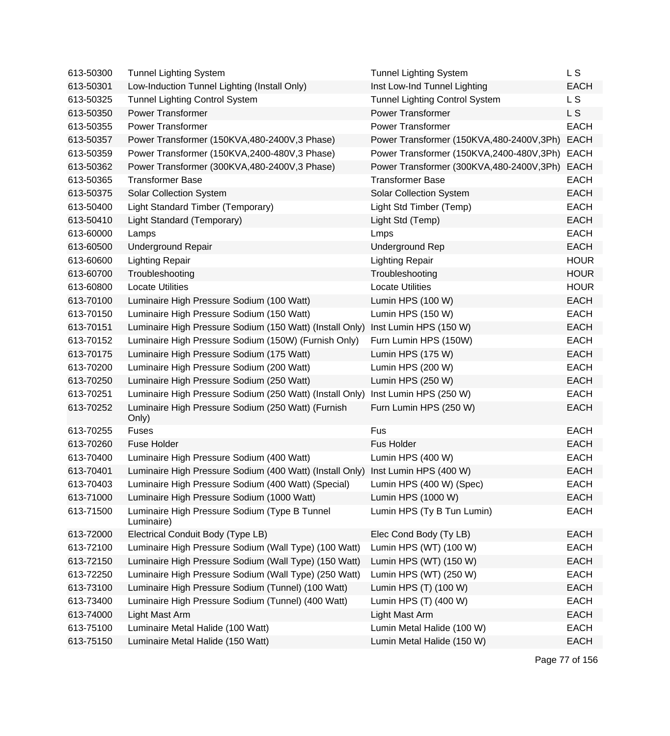| | | | |
|---|---|---|---|
| 613-50300 | Tunnel Lighting System | Tunnel Lighting System | L S |
| 613-50301 | Low-Induction Tunnel Lighting (Install Only) | Inst Low-Ind Tunnel Lighting | EACH |
| 613-50325 | Tunnel Lighting Control System | Tunnel Lighting Control System | L S |
| 613-50350 | Power Transformer | Power Transformer | L S |
| 613-50355 | Power Transformer | Power Transformer | EACH |
| 613-50357 | Power Transformer (150KVA,480-2400V,3 Phase) | Power Transformer (150KVA,480-2400V,3Ph) | EACH |
| 613-50359 | Power Transformer (150KVA,2400-480V,3 Phase) | Power Transformer (150KVA,2400-480V,3Ph) | EACH |
| 613-50362 | Power Transformer (300KVA,480-2400V,3 Phase) | Power Transformer (300KVA,480-2400V,3Ph) | EACH |
| 613-50365 | Transformer Base | Transformer Base | EACH |
| 613-50375 | Solar Collection System | Solar Collection System | EACH |
| 613-50400 | Light Standard Timber (Temporary) | Light Std Timber (Temp) | EACH |
| 613-50410 | Light Standard (Temporary) | Light Std (Temp) | EACH |
| 613-60000 | Lamps | Lmps | EACH |
| 613-60500 | Underground Repair | Underground Rep | EACH |
| 613-60600 | Lighting Repair | Lighting Repair | HOUR |
| 613-60700 | Troubleshooting | Troubleshooting | HOUR |
| 613-60800 | Locate Utilities | Locate Utilities | HOUR |
| 613-70100 | Luminaire High Pressure Sodium (100 Watt) | Lumin HPS (100 W) | EACH |
| 613-70150 | Luminaire High Pressure Sodium (150 Watt) | Lumin HPS (150 W) | EACH |
| 613-70151 | Luminaire High Pressure Sodium (150 Watt) (Install Only) | Inst Lumin HPS (150 W) | EACH |
| 613-70152 | Luminaire High Pressure Sodium (150W) (Furnish Only) | Furn Lumin HPS (150W) | EACH |
| 613-70175 | Luminaire High Pressure Sodium (175 Watt) | Lumin HPS (175 W) | EACH |
| 613-70200 | Luminaire High Pressure Sodium (200 Watt) | Lumin HPS (200 W) | EACH |
| 613-70250 | Luminaire High Pressure Sodium (250 Watt) | Lumin HPS (250 W) | EACH |
| 613-70251 | Luminaire High Pressure Sodium (250 Watt) (Install Only) | Inst Lumin HPS (250 W) | EACH |
| 613-70252 | Luminaire High Pressure Sodium (250 Watt) (Furnish Only) | Furn Lumin HPS (250 W) | EACH |
| 613-70255 | Fuses | Fus | EACH |
| 613-70260 | Fuse Holder | Fus Holder | EACH |
| 613-70400 | Luminaire High Pressure Sodium (400 Watt) | Lumin HPS (400 W) | EACH |
| 613-70401 | Luminaire High Pressure Sodium (400 Watt) (Install Only) | Inst Lumin HPS (400 W) | EACH |
| 613-70403 | Luminaire High Pressure Sodium (400 Watt) (Special) | Lumin HPS (400 W) (Spec) | EACH |
| 613-71000 | Luminaire High Pressure Sodium (1000 Watt) | Lumin HPS (1000 W) | EACH |
| 613-71500 | Luminaire High Pressure Sodium (Type B Tunnel Luminaire) | Lumin HPS (Ty B Tun Lumin) | EACH |
| 613-72000 | Electrical Conduit Body (Type LB) | Elec Cond Body (Ty LB) | EACH |
| 613-72100 | Luminaire High Pressure Sodium (Wall Type) (100 Watt) | Lumin HPS (WT) (100 W) | EACH |
| 613-72150 | Luminaire High Pressure Sodium (Wall Type) (150 Watt) | Lumin HPS (WT) (150 W) | EACH |
| 613-72250 | Luminaire High Pressure Sodium (Wall Type) (250 Watt) | Lumin HPS (WT) (250 W) | EACH |
| 613-73100 | Luminaire High Pressure Sodium (Tunnel) (100 Watt) | Lumin HPS (T) (100 W) | EACH |
| 613-73400 | Luminaire High Pressure Sodium (Tunnel) (400 Watt) | Lumin HPS (T) (400 W) | EACH |
| 613-74000 | Light Mast Arm | Light Mast Arm | EACH |
| 613-75100 | Luminaire Metal Halide (100 Watt) | Lumin Metal Halide (100 W) | EACH |
| 613-75150 | Luminaire Metal Halide (150 Watt) | Lumin Metal Halide (150 W) | EACH |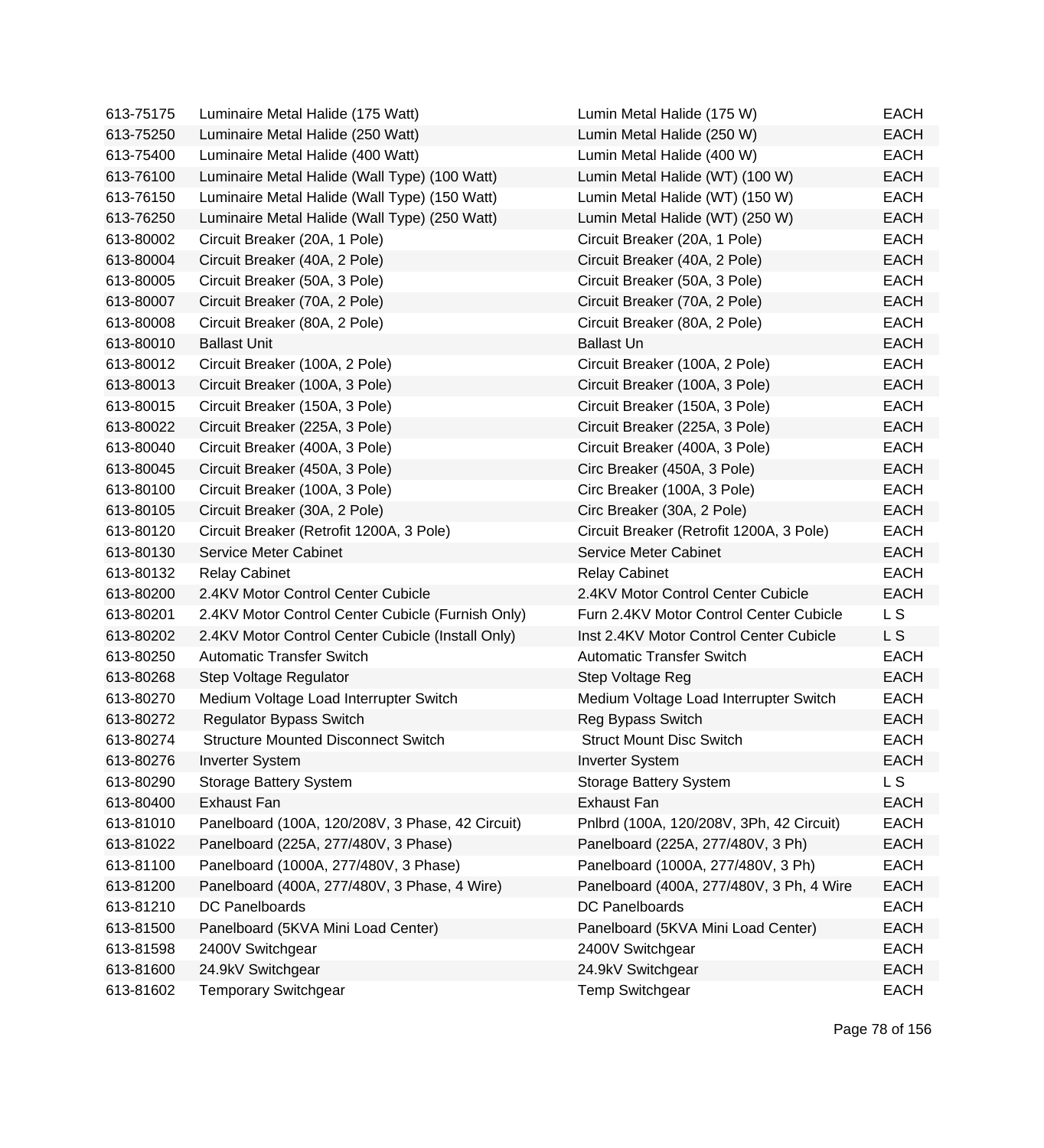| | | | |
|---|---|---|---|
| 613-75175 | Luminaire Metal Halide (175 Watt) | Lumin Metal Halide (175 W) | EACH |
| 613-75250 | Luminaire Metal Halide (250 Watt) | Lumin Metal Halide (250 W) | EACH |
| 613-75400 | Luminaire Metal Halide (400 Watt) | Lumin Metal Halide (400 W) | EACH |
| 613-76100 | Luminaire Metal Halide (Wall Type) (100 Watt) | Lumin Metal Halide (WT) (100 W) | EACH |
| 613-76150 | Luminaire Metal Halide (Wall Type) (150 Watt) | Lumin Metal Halide (WT) (150 W) | EACH |
| 613-76250 | Luminaire Metal Halide (Wall Type) (250 Watt) | Lumin Metal Halide (WT) (250 W) | EACH |
| 613-80002 | Circuit Breaker (20A, 1 Pole) | Circuit Breaker (20A, 1 Pole) | EACH |
| 613-80004 | Circuit Breaker (40A, 2 Pole) | Circuit Breaker (40A, 2 Pole) | EACH |
| 613-80005 | Circuit Breaker (50A, 3 Pole) | Circuit Breaker (50A, 3 Pole) | EACH |
| 613-80007 | Circuit Breaker (70A, 2 Pole) | Circuit Breaker (70A, 2 Pole) | EACH |
| 613-80008 | Circuit Breaker (80A, 2 Pole) | Circuit Breaker (80A, 2 Pole) | EACH |
| 613-80010 | Ballast Unit | Ballast Un | EACH |
| 613-80012 | Circuit Breaker (100A, 2 Pole) | Circuit Breaker (100A, 2 Pole) | EACH |
| 613-80013 | Circuit Breaker (100A, 3 Pole) | Circuit Breaker (100A, 3 Pole) | EACH |
| 613-80015 | Circuit Breaker (150A, 3 Pole) | Circuit Breaker (150A, 3 Pole) | EACH |
| 613-80022 | Circuit Breaker (225A, 3 Pole) | Circuit Breaker (225A, 3 Pole) | EACH |
| 613-80040 | Circuit Breaker (400A, 3 Pole) | Circuit Breaker (400A, 3 Pole) | EACH |
| 613-80045 | Circuit Breaker (450A, 3 Pole) | Circ Breaker (450A, 3 Pole) | EACH |
| 613-80100 | Circuit Breaker (100A, 3 Pole) | Circ Breaker (100A, 3 Pole) | EACH |
| 613-80105 | Circuit Breaker (30A, 2 Pole) | Circ Breaker (30A, 2 Pole) | EACH |
| 613-80120 | Circuit Breaker (Retrofit 1200A, 3 Pole) | Circuit Breaker (Retrofit 1200A, 3 Pole) | EACH |
| 613-80130 | Service Meter Cabinet | Service Meter Cabinet | EACH |
| 613-80132 | Relay Cabinet | Relay Cabinet | EACH |
| 613-80200 | 2.4KV Motor Control Center Cubicle | 2.4KV Motor Control Center Cubicle | EACH |
| 613-80201 | 2.4KV Motor Control Center Cubicle (Furnish Only) | Furn 2.4KV Motor Control Center Cubicle | L S |
| 613-80202 | 2.4KV Motor Control Center Cubicle (Install Only) | Inst 2.4KV Motor Control Center Cubicle | L S |
| 613-80250 | Automatic Transfer Switch | Automatic Transfer Switch | EACH |
| 613-80268 | Step Voltage Regulator | Step Voltage Reg | EACH |
| 613-80270 | Medium Voltage Load Interrupter Switch | Medium Voltage Load Interrupter Switch | EACH |
| 613-80272 | Regulator Bypass Switch | Reg Bypass Switch | EACH |
| 613-80274 | Structure Mounted Disconnect Switch | Struct Mount Disc Switch | EACH |
| 613-80276 | Inverter System | Inverter System | EACH |
| 613-80290 | Storage Battery System | Storage Battery System | L S |
| 613-80400 | Exhaust Fan | Exhaust Fan | EACH |
| 613-81010 | Panelboard (100A, 120/208V, 3 Phase, 42 Circuit) | Pnlbrd (100A, 120/208V, 3Ph, 42 Circuit) | EACH |
| 613-81022 | Panelboard (225A, 277/480V, 3 Phase) | Panelboard (225A, 277/480V, 3 Ph) | EACH |
| 613-81100 | Panelboard (1000A, 277/480V, 3 Phase) | Panelboard (1000A, 277/480V, 3 Ph) | EACH |
| 613-81200 | Panelboard (400A, 277/480V, 3 Phase, 4 Wire) | Panelboard (400A, 277/480V, 3 Ph, 4 Wire | EACH |
| 613-81210 | DC Panelboards | DC Panelboards | EACH |
| 613-81500 | Panelboard (5KVA Mini Load Center) | Panelboard (5KVA Mini Load Center) | EACH |
| 613-81598 | 2400V Switchgear | 2400V Switchgear | EACH |
| 613-81600 | 24.9kV Switchgear | 24.9kV Switchgear | EACH |
| 613-81602 | Temporary Switchgear | Temp Switchgear | EACH |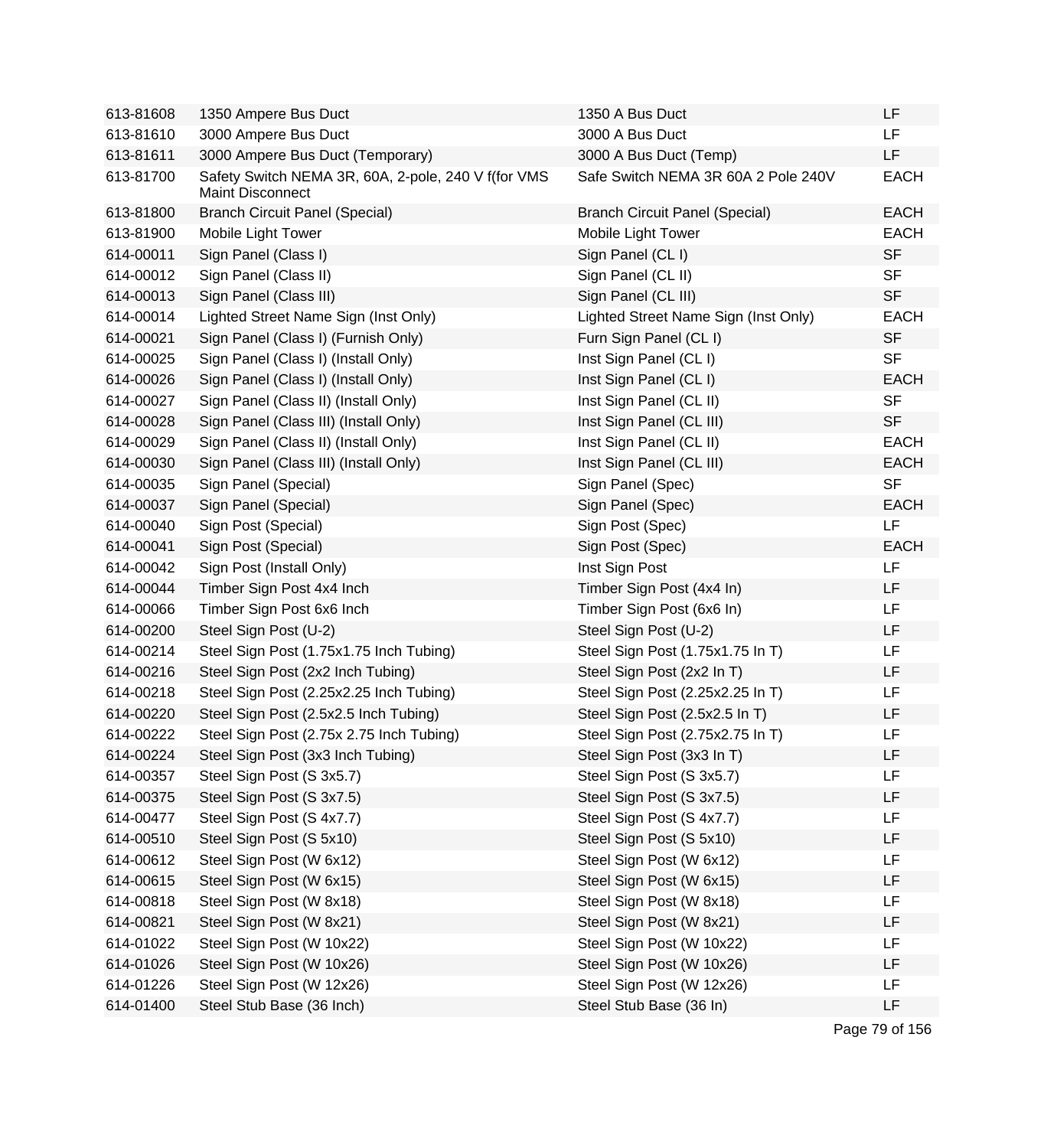| | | | |
|---|---|---|---|
| 613-81608 | 1350 Ampere Bus Duct | 1350 A Bus Duct | LF |
| 613-81610 | 3000 Ampere Bus Duct | 3000 A Bus Duct | LF |
| 613-81611 | 3000 Ampere Bus Duct (Temporary) | 3000 A Bus Duct (Temp) | LF |
| 613-81700 | Safety Switch NEMA 3R, 60A, 2-pole, 240 V f(for VMS Maint Disconnect | Safe Switch NEMA 3R 60A 2 Pole 240V | EACH |
| 613-81800 | Branch Circuit Panel (Special) | Branch Circuit Panel (Special) | EACH |
| 613-81900 | Mobile Light Tower | Mobile Light Tower | EACH |
| 614-00011 | Sign Panel (Class I) | Sign Panel (CL I) | SF |
| 614-00012 | Sign Panel (Class II) | Sign Panel (CL II) | SF |
| 614-00013 | Sign Panel (Class III) | Sign Panel (CL III) | SF |
| 614-00014 | Lighted Street Name Sign (Inst Only) | Lighted Street Name Sign (Inst Only) | EACH |
| 614-00021 | Sign Panel (Class I) (Furnish Only) | Furn Sign Panel (CL I) | SF |
| 614-00025 | Sign Panel (Class I) (Install Only) | Inst Sign Panel (CL I) | SF |
| 614-00026 | Sign Panel (Class I) (Install Only) | Inst Sign Panel (CL I) | EACH |
| 614-00027 | Sign Panel (Class II) (Install Only) | Inst Sign Panel (CL II) | SF |
| 614-00028 | Sign Panel (Class III) (Install Only) | Inst Sign Panel (CL III) | SF |
| 614-00029 | Sign Panel (Class II) (Install Only) | Inst Sign Panel (CL II) | EACH |
| 614-00030 | Sign Panel (Class III) (Install Only) | Inst Sign Panel (CL III) | EACH |
| 614-00035 | Sign Panel (Special) | Sign Panel (Spec) | SF |
| 614-00037 | Sign Panel (Special) | Sign Panel (Spec) | EACH |
| 614-00040 | Sign Post (Special) | Sign Post (Spec) | LF |
| 614-00041 | Sign Post (Special) | Sign Post (Spec) | EACH |
| 614-00042 | Sign Post (Install Only) | Inst Sign Post | LF |
| 614-00044 | Timber Sign Post 4x4 Inch | Timber Sign Post (4x4 In) | LF |
| 614-00066 | Timber Sign Post 6x6 Inch | Timber Sign Post (6x6 In) | LF |
| 614-00200 | Steel Sign Post (U-2) | Steel Sign Post (U-2) | LF |
| 614-00214 | Steel Sign Post (1.75x1.75 Inch Tubing) | Steel Sign Post (1.75x1.75 In T) | LF |
| 614-00216 | Steel Sign Post (2x2 Inch Tubing) | Steel Sign Post (2x2 In T) | LF |
| 614-00218 | Steel Sign Post (2.25x2.25 Inch Tubing) | Steel Sign Post (2.25x2.25 In T) | LF |
| 614-00220 | Steel Sign Post (2.5x2.5 Inch Tubing) | Steel Sign Post (2.5x2.5 In T) | LF |
| 614-00222 | Steel Sign Post (2.75x 2.75 Inch Tubing) | Steel Sign Post (2.75x2.75 In T) | LF |
| 614-00224 | Steel Sign Post (3x3 Inch Tubing) | Steel Sign Post (3x3 In T) | LF |
| 614-00357 | Steel Sign Post (S 3x5.7) | Steel Sign Post (S 3x5.7) | LF |
| 614-00375 | Steel Sign Post (S 3x7.5) | Steel Sign Post (S 3x7.5) | LF |
| 614-00477 | Steel Sign Post (S 4x7.7) | Steel Sign Post (S 4x7.7) | LF |
| 614-00510 | Steel Sign Post (S 5x10) | Steel Sign Post (S 5x10) | LF |
| 614-00612 | Steel Sign Post (W 6x12) | Steel Sign Post (W 6x12) | LF |
| 614-00615 | Steel Sign Post (W 6x15) | Steel Sign Post (W 6x15) | LF |
| 614-00818 | Steel Sign Post (W 8x18) | Steel Sign Post (W 8x18) | LF |
| 614-00821 | Steel Sign Post (W 8x21) | Steel Sign Post (W 8x21) | LF |
| 614-01022 | Steel Sign Post (W 10x22) | Steel Sign Post (W 10x22) | LF |
| 614-01026 | Steel Sign Post (W 10x26) | Steel Sign Post (W 10x26) | LF |
| 614-01226 | Steel Sign Post (W 12x26) | Steel Sign Post (W 12x26) | LF |
| 614-01400 | Steel Stub Base (36 Inch) | Steel Stub Base (36 In) | LF |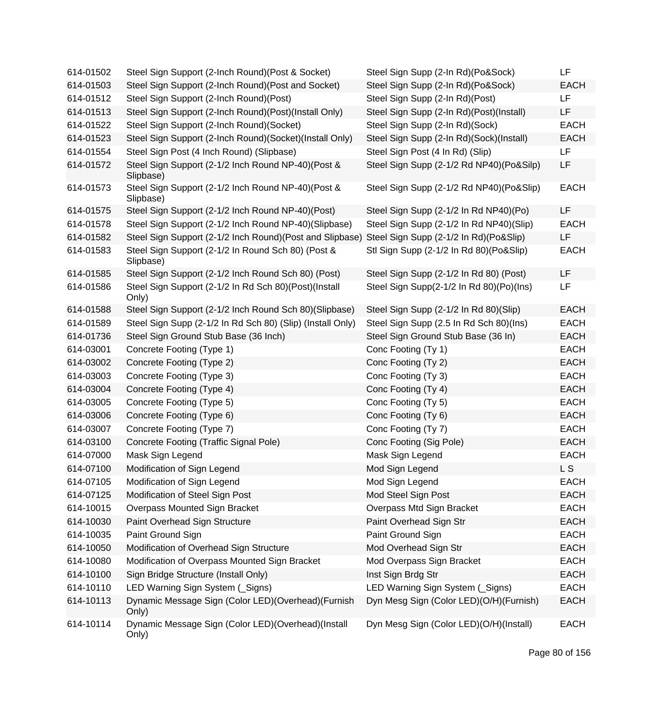| | | | |
|---|---|---|---|
| 614-01502 | Steel Sign Support (2-Inch Round)(Post & Socket) | Steel Sign Supp (2-In Rd)(Po&Sock) | LF |
| 614-01503 | Steel Sign Support (2-Inch Round)(Post and Socket) | Steel Sign Supp (2-In Rd)(Po&Sock) | EACH |
| 614-01512 | Steel Sign Support (2-Inch Round)(Post) | Steel Sign Supp (2-In Rd)(Post) | LF |
| 614-01513 | Steel Sign Support (2-Inch Round)(Post)(Install Only) | Steel Sign Supp (2-In Rd)(Post)(Install) | LF |
| 614-01522 | Steel Sign Support (2-Inch Round)(Socket) | Steel Sign Supp (2-In Rd)(Sock) | EACH |
| 614-01523 | Steel Sign Support (2-Inch Round)(Socket)(Install Only) | Steel Sign Supp (2-In Rd)(Sock)(Install) | EACH |
| 614-01554 | Steel Sign Post (4 Inch Round) (Slipbase) | Steel Sign Post (4 In Rd) (Slip) | LF |
| 614-01572 | Steel Sign Support (2-1/2 Inch Round NP-40)(Post & Slipbase) | Steel Sign Supp (2-1/2 Rd NP40)(Po&Silp) | LF |
| 614-01573 | Steel Sign Support (2-1/2 Inch Round NP-40)(Post & Slipbase) | Steel Sign Supp (2-1/2 Rd NP40)(Po&Slip) | EACH |
| 614-01575 | Steel Sign Support (2-1/2 Inch Round NP-40)(Post) | Steel Sign Supp (2-1/2 In Rd NP40)(Po) | LF |
| 614-01578 | Steel Sign Support (2-1/2 Inch Round NP-40)(Slipbase) | Steel Sign Supp (2-1/2 In Rd NP40)(Slip) | EACH |
| 614-01582 | Steel Sign Support (2-1/2 Inch Round)(Post and Slipbase) | Steel Sign Supp (2-1/2 In Rd)(Po&Slip) | LF |
| 614-01583 | Steel Sign Support (2-1/2 In Round Sch 80) (Post & Slipbase) | Stl Sign Supp (2-1/2 In Rd 80)(Po&Slip) | EACH |
| 614-01585 | Steel Sign Support (2-1/2 Inch Round Sch 80) (Post) | Steel Sign Supp (2-1/2 In Rd 80) (Post) | LF |
| 614-01586 | Steel Sign Support (2-1/2 In Rd Sch 80)(Post)(Install Only) | Steel Sign Supp(2-1/2 In Rd 80)(Po)(Ins) | LF |
| 614-01588 | Steel Sign Support (2-1/2 Inch Round Sch 80)(Slipbase) | Steel Sign Supp (2-1/2 In Rd 80)(Slip) | EACH |
| 614-01589 | Steel Sign Supp (2-1/2 In Rd Sch 80) (Slip) (Install Only) | Steel Sign Supp (2.5 In Rd Sch 80)(Ins) | EACH |
| 614-01736 | Steel Sign Ground Stub Base (36 Inch) | Steel Sign Ground Stub Base (36 In) | EACH |
| 614-03001 | Concrete Footing (Type 1) | Conc Footing (Ty 1) | EACH |
| 614-03002 | Concrete Footing (Type 2) | Conc Footing (Ty 2) | EACH |
| 614-03003 | Concrete Footing (Type 3) | Conc Footing (Ty 3) | EACH |
| 614-03004 | Concrete Footing (Type 4) | Conc Footing (Ty 4) | EACH |
| 614-03005 | Concrete Footing (Type 5) | Conc Footing (Ty 5) | EACH |
| 614-03006 | Concrete Footing (Type 6) | Conc Footing (Ty 6) | EACH |
| 614-03007 | Concrete Footing (Type 7) | Conc Footing (Ty 7) | EACH |
| 614-03100 | Concrete Footing (Traffic Signal Pole) | Conc Footing (Sig Pole) | EACH |
| 614-07000 | Mask Sign Legend | Mask Sign Legend | EACH |
| 614-07100 | Modification of Sign Legend | Mod Sign Legend | L S |
| 614-07105 | Modification of Sign Legend | Mod Sign Legend | EACH |
| 614-07125 | Modification of Steel Sign Post | Mod Steel Sign Post | EACH |
| 614-10015 | Overpass Mounted Sign Bracket | Overpass Mtd Sign Bracket | EACH |
| 614-10030 | Paint Overhead Sign Structure | Paint Overhead Sign Str | EACH |
| 614-10035 | Paint Ground Sign | Paint Ground Sign | EACH |
| 614-10050 | Modification of Overhead Sign Structure | Mod Overhead Sign Str | EACH |
| 614-10080 | Modification of Overpass Mounted Sign Bracket | Mod Overpass Sign Bracket | EACH |
| 614-10100 | Sign Bridge Structure (Install Only) | Inst Sign Brdg Str | EACH |
| 614-10110 | LED Warning Sign System (_Signs) | LED Warning Sign System (_Signs) | EACH |
| 614-10113 | Dynamic Message Sign (Color LED)(Overhead)(Furnish Only) | Dyn Mesg Sign (Color LED)(O/H)(Furnish) | EACH |
| 614-10114 | Dynamic Message Sign (Color LED)(Overhead)(Install Only) | Dyn Mesg Sign (Color LED)(O/H)(Install) | EACH |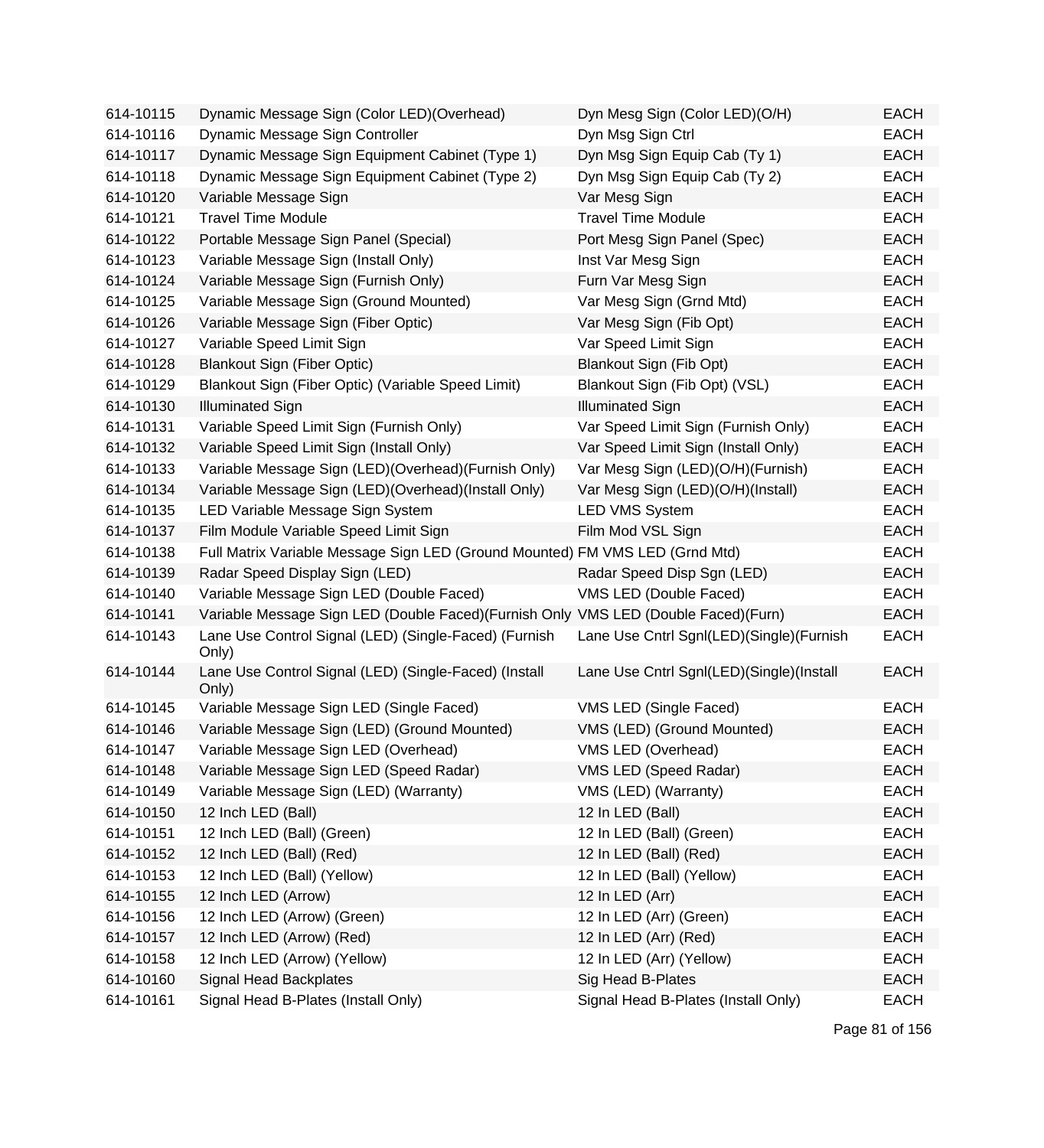| | | | |
|---|---|---|---|
| 614-10115 | Dynamic Message Sign (Color LED)(Overhead) | Dyn Mesg Sign (Color LED)(O/H) | EACH |
| 614-10116 | Dynamic Message Sign Controller | Dyn Msg Sign Ctrl | EACH |
| 614-10117 | Dynamic Message Sign Equipment Cabinet (Type 1) | Dyn Msg Sign Equip Cab (Ty 1) | EACH |
| 614-10118 | Dynamic Message Sign Equipment Cabinet (Type 2) | Dyn Msg Sign Equip Cab (Ty 2) | EACH |
| 614-10120 | Variable Message Sign | Var Mesg Sign | EACH |
| 614-10121 | Travel Time Module | Travel Time Module | EACH |
| 614-10122 | Portable Message Sign Panel (Special) | Port Mesg Sign Panel (Spec) | EACH |
| 614-10123 | Variable Message Sign (Install Only) | Inst Var Mesg Sign | EACH |
| 614-10124 | Variable Message Sign (Furnish Only) | Furn Var Mesg Sign | EACH |
| 614-10125 | Variable Message Sign (Ground Mounted) | Var Mesg Sign (Grnd Mtd) | EACH |
| 614-10126 | Variable Message Sign (Fiber Optic) | Var Mesg Sign (Fib Opt) | EACH |
| 614-10127 | Variable Speed Limit Sign | Var Speed Limit Sign | EACH |
| 614-10128 | Blankout Sign (Fiber Optic) | Blankout Sign (Fib Opt) | EACH |
| 614-10129 | Blankout Sign (Fiber Optic) (Variable Speed Limit) | Blankout Sign (Fib Opt) (VSL) | EACH |
| 614-10130 | Illuminated Sign | Illuminated Sign | EACH |
| 614-10131 | Variable Speed Limit Sign (Furnish Only) | Var Speed Limit Sign (Furnish Only) | EACH |
| 614-10132 | Variable Speed Limit Sign (Install Only) | Var Speed Limit Sign (Install Only) | EACH |
| 614-10133 | Variable Message Sign (LED)(Overhead)(Furnish Only) | Var Mesg Sign (LED)(O/H)(Furnish) | EACH |
| 614-10134 | Variable Message Sign (LED)(Overhead)(Install Only) | Var Mesg Sign (LED)(O/H)(Install) | EACH |
| 614-10135 | LED Variable Message Sign System | LED VMS System | EACH |
| 614-10137 | Film Module Variable Speed Limit Sign | Film Mod VSL Sign | EACH |
| 614-10138 | Full Matrix Variable Message Sign LED (Ground Mounted) | FM VMS LED (Grnd Mtd) | EACH |
| 614-10139 | Radar Speed Display Sign (LED) | Radar Speed Disp Sgn (LED) | EACH |
| 614-10140 | Variable Message Sign LED (Double Faced) | VMS LED (Double Faced) | EACH |
| 614-10141 | Variable Message Sign LED (Double Faced)(Furnish Only | VMS LED (Double Faced)(Furn) | EACH |
| 614-10143 | Lane Use Control Signal (LED) (Single-Faced) (Furnish Only) | Lane Use Cntrl Sgnl(LED)(Single)(Furnish | EACH |
| 614-10144 | Lane Use Control Signal (LED) (Single-Faced) (Install Only) | Lane Use Cntrl Sgnl(LED)(Single)(Install | EACH |
| 614-10145 | Variable Message Sign LED (Single Faced) | VMS LED (Single Faced) | EACH |
| 614-10146 | Variable Message Sign (LED) (Ground Mounted) | VMS (LED) (Ground Mounted) | EACH |
| 614-10147 | Variable Message Sign LED (Overhead) | VMS LED (Overhead) | EACH |
| 614-10148 | Variable Message Sign LED (Speed Radar) | VMS LED (Speed Radar) | EACH |
| 614-10149 | Variable Message Sign (LED) (Warranty) | VMS (LED) (Warranty) | EACH |
| 614-10150 | 12 Inch LED (Ball) | 12 In LED (Ball) | EACH |
| 614-10151 | 12 Inch LED (Ball) (Green) | 12 In LED (Ball) (Green) | EACH |
| 614-10152 | 12 Inch LED (Ball) (Red) | 12 In LED (Ball) (Red) | EACH |
| 614-10153 | 12 Inch LED (Ball) (Yellow) | 12 In LED (Ball) (Yellow) | EACH |
| 614-10155 | 12 Inch LED (Arrow) | 12 In LED (Arr) | EACH |
| 614-10156 | 12 Inch LED (Arrow) (Green) | 12 In LED (Arr) (Green) | EACH |
| 614-10157 | 12 Inch LED (Arrow) (Red) | 12 In LED (Arr) (Red) | EACH |
| 614-10158 | 12 Inch LED (Arrow) (Yellow) | 12 In LED (Arr) (Yellow) | EACH |
| 614-10160 | Signal Head Backplates | Sig Head B-Plates | EACH |
| 614-10161 | Signal Head B-Plates (Install Only) | Signal Head B-Plates (Install Only) | EACH |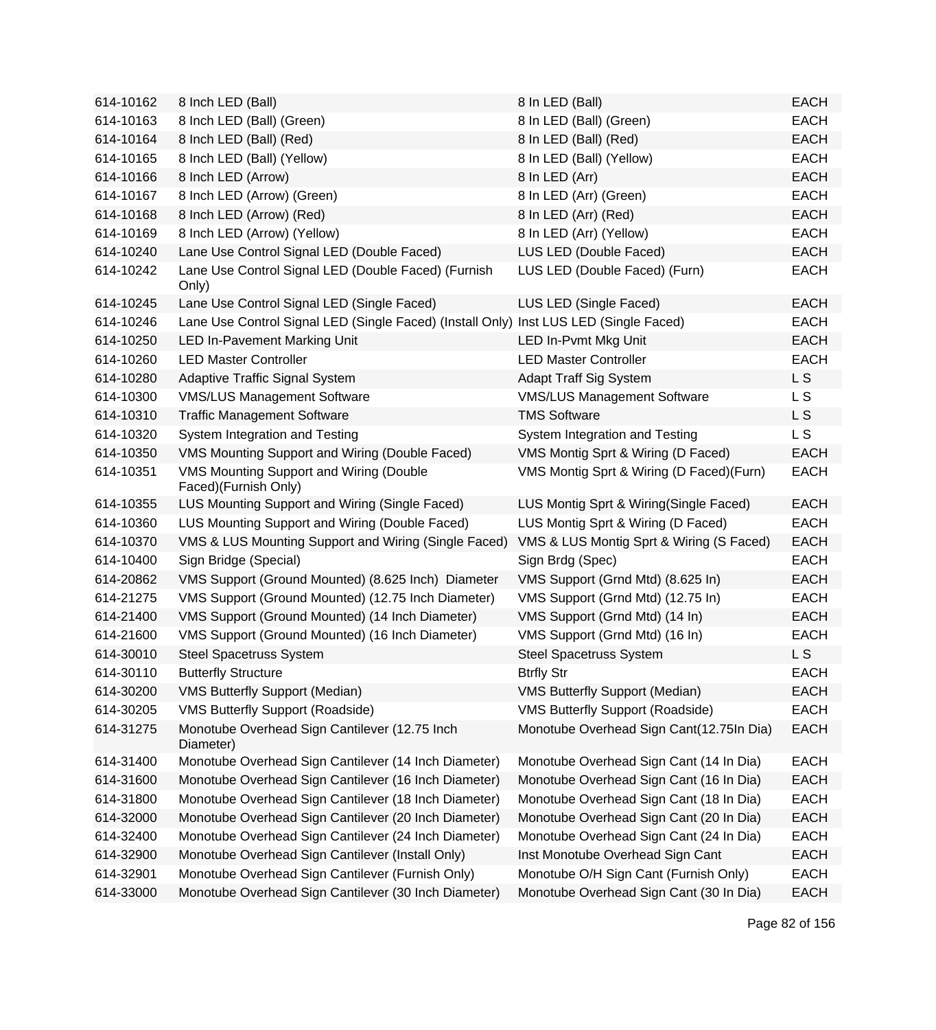| | | | |
|---|---|---|---|
| 614-10162 | 8 Inch LED (Ball) | 8 In LED (Ball) | EACH |
| 614-10163 | 8 Inch LED (Ball) (Green) | 8 In LED (Ball) (Green) | EACH |
| 614-10164 | 8 Inch LED (Ball) (Red) | 8 In LED (Ball) (Red) | EACH |
| 614-10165 | 8 Inch LED (Ball) (Yellow) | 8 In LED (Ball) (Yellow) | EACH |
| 614-10166 | 8 Inch LED (Arrow) | 8 In LED (Arr) | EACH |
| 614-10167 | 8 Inch LED (Arrow) (Green) | 8 In LED (Arr) (Green) | EACH |
| 614-10168 | 8 Inch LED (Arrow) (Red) | 8 In LED (Arr) (Red) | EACH |
| 614-10169 | 8 Inch LED (Arrow) (Yellow) | 8 In LED (Arr) (Yellow) | EACH |
| 614-10240 | Lane Use Control Signal LED (Double Faced) | LUS LED (Double Faced) | EACH |
| 614-10242 | Lane Use Control Signal LED (Double Faced) (Furnish Only) | LUS LED (Double Faced) (Furn) | EACH |
| 614-10245 | Lane Use Control Signal LED (Single Faced) | LUS LED (Single Faced) | EACH |
| 614-10246 | Lane Use Control Signal LED (Single Faced) (Install Only) | Inst LUS LED (Single Faced) | EACH |
| 614-10250 | LED In-Pavement Marking Unit | LED In-Pvmt Mkg Unit | EACH |
| 614-10260 | LED Master Controller | LED Master Controller | EACH |
| 614-10280 | Adaptive Traffic Signal System | Adapt Traff Sig System | L S |
| 614-10300 | VMS/LUS Management Software | VMS/LUS Management Software | L S |
| 614-10310 | Traffic Management Software | TMS Software | L S |
| 614-10320 | System Integration and Testing | System Integration and Testing | L S |
| 614-10350 | VMS Mounting Support and Wiring (Double Faced) | VMS Montig Sprt & Wiring (D Faced) | EACH |
| 614-10351 | VMS Mounting Support and Wiring (Double Faced)(Furnish Only) | VMS Montig Sprt & Wiring (D Faced)(Furn) | EACH |
| 614-10355 | LUS Mounting Support and Wiring (Single Faced) | LUS Montig Sprt & Wiring(Single Faced) | EACH |
| 614-10360 | LUS Mounting Support and Wiring (Double Faced) | LUS Montig Sprt & Wiring (D Faced) | EACH |
| 614-10370 | VMS & LUS Mounting Support and Wiring (Single Faced) | VMS & LUS Montig Sprt & Wiring (S Faced) | EACH |
| 614-10400 | Sign Bridge (Special) | Sign Brdg (Spec) | EACH |
| 614-20862 | VMS Support (Ground Mounted) (8.625 Inch)  Diameter | VMS Support (Grnd Mtd) (8.625 In) | EACH |
| 614-21275 | VMS Support (Ground Mounted) (12.75 Inch Diameter) | VMS Support (Grnd Mtd) (12.75 In) | EACH |
| 614-21400 | VMS Support (Ground Mounted) (14 Inch Diameter) | VMS Support (Grnd Mtd) (14 In) | EACH |
| 614-21600 | VMS Support (Ground Mounted) (16 Inch Diameter) | VMS Support (Grnd Mtd) (16 In) | EACH |
| 614-30010 | Steel Spacetruss System | Steel Spacetruss System | L S |
| 614-30110 | Butterfly Structure | Btrfly Str | EACH |
| 614-30200 | VMS Butterfly Support (Median) | VMS Butterfly Support (Median) | EACH |
| 614-30205 | VMS Butterfly Support (Roadside) | VMS Butterfly Support (Roadside) | EACH |
| 614-31275 | Monotube Overhead Sign Cantilever (12.75 Inch Diameter) | Monotube Overhead Sign Cant(12.75In Dia) | EACH |
| 614-31400 | Monotube Overhead Sign Cantilever (14 Inch Diameter) | Monotube Overhead Sign Cant (14 In Dia) | EACH |
| 614-31600 | Monotube Overhead Sign Cantilever (16 Inch Diameter) | Monotube Overhead Sign Cant (16 In Dia) | EACH |
| 614-31800 | Monotube Overhead Sign Cantilever (18 Inch Diameter) | Monotube Overhead Sign Cant (18 In Dia) | EACH |
| 614-32000 | Monotube Overhead Sign Cantilever (20 Inch Diameter) | Monotube Overhead Sign Cant (20 In Dia) | EACH |
| 614-32400 | Monotube Overhead Sign Cantilever (24 Inch Diameter) | Monotube Overhead Sign Cant (24 In Dia) | EACH |
| 614-32900 | Monotube Overhead Sign Cantilever (Install Only) | Inst Monotube Overhead Sign Cant | EACH |
| 614-32901 | Monotube Overhead Sign Cantilever (Furnish Only) | Monotube O/H Sign Cant (Furnish Only) | EACH |
| 614-33000 | Monotube Overhead Sign Cantilever (30 Inch Diameter) | Monotube Overhead Sign Cant (30 In Dia) | EACH |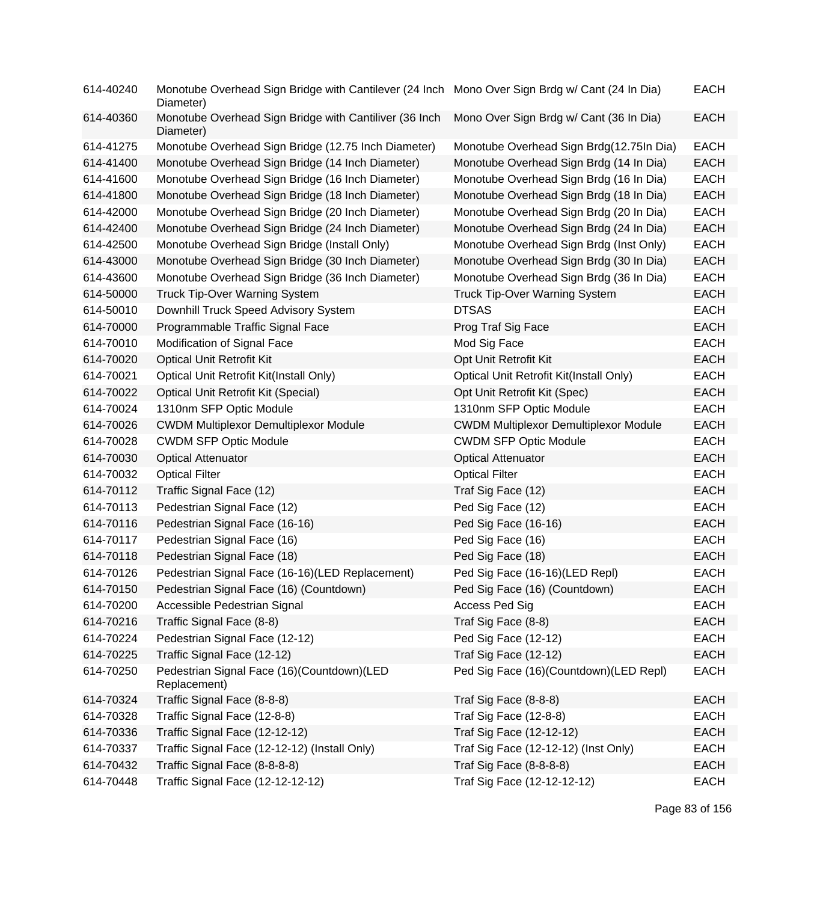| | | | |
|---|---|---|---|
| 614-40240 | Monotube Overhead Sign Bridge with Cantilever (24 Inch Diameter) | Mono Over Sign Brdg w/ Cant (24 In Dia) | EACH |
| 614-40360 | Monotube Overhead Sign Bridge with Cantiliver (36 Inch Diameter) | Mono Over Sign Brdg w/ Cant (36 In Dia) | EACH |
| 614-41275 | Monotube Overhead Sign Bridge (12.75 Inch Diameter) | Monotube Overhead Sign Brdg(12.75In Dia) | EACH |
| 614-41400 | Monotube Overhead Sign Bridge (14 Inch Diameter) | Monotube Overhead Sign Brdg (14 In Dia) | EACH |
| 614-41600 | Monotube Overhead Sign Bridge (16 Inch Diameter) | Monotube Overhead Sign Brdg (16 In Dia) | EACH |
| 614-41800 | Monotube Overhead Sign Bridge (18 Inch Diameter) | Monotube Overhead Sign Brdg (18 In Dia) | EACH |
| 614-42000 | Monotube Overhead Sign Bridge (20 Inch Diameter) | Monotube Overhead Sign Brdg (20 In Dia) | EACH |
| 614-42400 | Monotube Overhead Sign Bridge (24 Inch Diameter) | Monotube Overhead Sign Brdg (24 In Dia) | EACH |
| 614-42500 | Monotube Overhead Sign Bridge (Install Only) | Monotube Overhead Sign Brdg (Inst Only) | EACH |
| 614-43000 | Monotube Overhead Sign Bridge (30 Inch Diameter) | Monotube Overhead Sign Brdg (30 In Dia) | EACH |
| 614-43600 | Monotube Overhead Sign Bridge (36 Inch Diameter) | Monotube Overhead Sign Brdg (36 In Dia) | EACH |
| 614-50000 | Truck Tip-Over Warning System | Truck Tip-Over Warning System | EACH |
| 614-50010 | Downhill Truck Speed Advisory System | DTSAS | EACH |
| 614-70000 | Programmable Traffic Signal Face | Prog Traf Sig Face | EACH |
| 614-70010 | Modification of Signal Face | Mod Sig Face | EACH |
| 614-70020 | Optical Unit Retrofit Kit | Opt Unit Retrofit Kit | EACH |
| 614-70021 | Optical Unit Retrofit Kit(Install Only) | Optical Unit Retrofit Kit(Install Only) | EACH |
| 614-70022 | Optical Unit Retrofit Kit (Special) | Opt Unit Retrofit Kit (Spec) | EACH |
| 614-70024 | 1310nm SFP Optic Module | 1310nm SFP Optic Module | EACH |
| 614-70026 | CWDM Multiplexor Demultiplexor Module | CWDM Multiplexor Demultiplexor Module | EACH |
| 614-70028 | CWDM SFP Optic Module | CWDM SFP Optic Module | EACH |
| 614-70030 | Optical Attenuator | Optical Attenuator | EACH |
| 614-70032 | Optical Filter | Optical Filter | EACH |
| 614-70112 | Traffic Signal Face (12) | Traf Sig Face (12) | EACH |
| 614-70113 | Pedestrian Signal Face (12) | Ped Sig Face (12) | EACH |
| 614-70116 | Pedestrian Signal Face (16-16) | Ped Sig Face (16-16) | EACH |
| 614-70117 | Pedestrian Signal Face (16) | Ped Sig Face (16) | EACH |
| 614-70118 | Pedestrian Signal Face (18) | Ped Sig Face (18) | EACH |
| 614-70126 | Pedestrian Signal Face (16-16)(LED Replacement) | Ped Sig Face (16-16)(LED Repl) | EACH |
| 614-70150 | Pedestrian Signal Face (16) (Countdown) | Ped Sig Face (16) (Countdown) | EACH |
| 614-70200 | Accessible Pedestrian Signal | Access Ped Sig | EACH |
| 614-70216 | Traffic Signal Face (8-8) | Traf Sig Face (8-8) | EACH |
| 614-70224 | Pedestrian Signal Face (12-12) | Ped Sig Face (12-12) | EACH |
| 614-70225 | Traffic Signal Face (12-12) | Traf Sig Face (12-12) | EACH |
| 614-70250 | Pedestrian Signal Face (16)(Countdown)(LED Replacement) | Ped Sig Face (16)(Countdown)(LED Repl) | EACH |
| 614-70324 | Traffic Signal Face (8-8-8) | Traf Sig Face (8-8-8) | EACH |
| 614-70328 | Traffic Signal Face (12-8-8) | Traf Sig Face (12-8-8) | EACH |
| 614-70336 | Traffic Signal Face (12-12-12) | Traf Sig Face (12-12-12) | EACH |
| 614-70337 | Traffic Signal Face (12-12-12) (Install Only) | Traf Sig Face (12-12-12) (Inst Only) | EACH |
| 614-70432 | Traffic Signal Face (8-8-8-8) | Traf Sig Face (8-8-8-8) | EACH |
| 614-70448 | Traffic Signal Face (12-12-12-12) | Traf Sig Face (12-12-12-12) | EACH |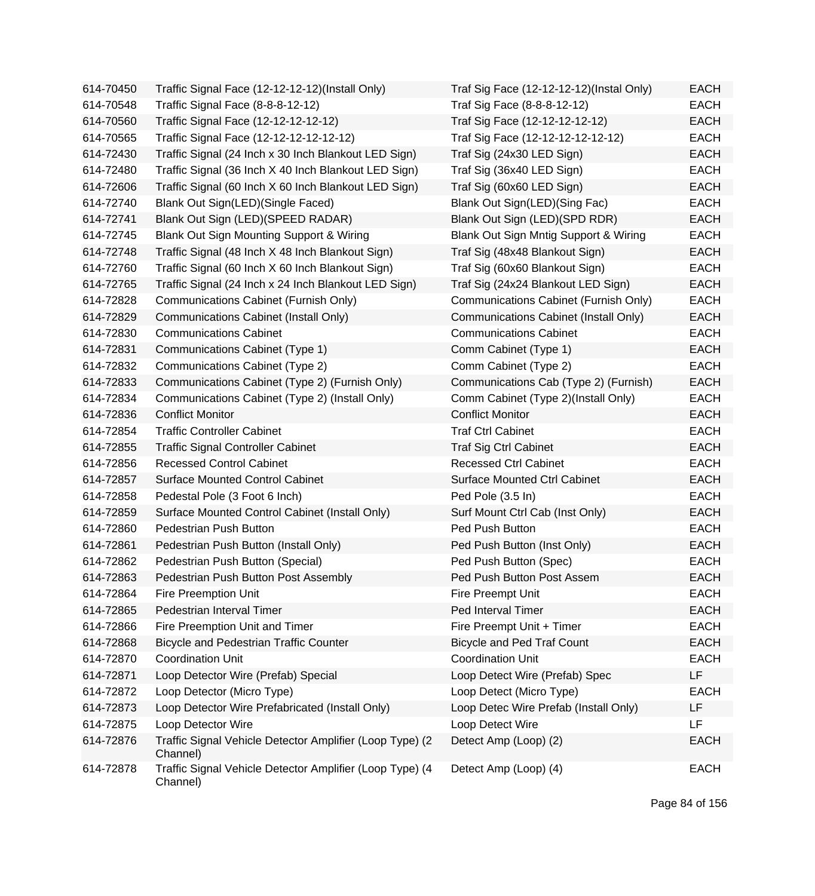| | | | |
|---|---|---|---|
| 614-70450 | Traffic Signal Face (12-12-12-12)(Install Only) | Traf Sig Face (12-12-12-12)(Instal Only) | EACH |
| 614-70548 | Traffic Signal Face (8-8-8-12-12) | Traf Sig Face (8-8-8-12-12) | EACH |
| 614-70560 | Traffic Signal Face (12-12-12-12-12) | Traf Sig Face (12-12-12-12-12) | EACH |
| 614-70565 | Traffic Signal Face (12-12-12-12-12-12) | Traf Sig Face (12-12-12-12-12-12) | EACH |
| 614-72430 | Traffic Signal (24 Inch x 30 Inch Blankout LED Sign) | Traf Sig (24x30 LED Sign) | EACH |
| 614-72480 | Traffic Signal (36 Inch X 40 Inch Blankout LED Sign) | Traf Sig (36x40 LED Sign) | EACH |
| 614-72606 | Traffic Signal (60 Inch X 60 Inch Blankout LED Sign) | Traf Sig (60x60 LED Sign) | EACH |
| 614-72740 | Blank Out Sign(LED)(Single Faced) | Blank Out Sign(LED)(Sing Fac) | EACH |
| 614-72741 | Blank Out Sign (LED)(SPEED RADAR) | Blank Out Sign (LED)(SPD RDR) | EACH |
| 614-72745 | Blank Out Sign Mounting Support & Wiring | Blank Out Sign Mntig Support & Wiring | EACH |
| 614-72748 | Traffic Signal (48 Inch X 48 Inch Blankout Sign) | Traf Sig (48x48 Blankout Sign) | EACH |
| 614-72760 | Traffic Signal (60 Inch X 60 Inch Blankout Sign) | Traf Sig (60x60 Blankout Sign) | EACH |
| 614-72765 | Traffic Signal (24 Inch x 24 Inch Blankout LED Sign) | Traf Sig (24x24 Blankout LED Sign) | EACH |
| 614-72828 | Communications Cabinet (Furnish Only) | Communications Cabinet (Furnish Only) | EACH |
| 614-72829 | Communications Cabinet (Install Only) | Communications Cabinet (Install Only) | EACH |
| 614-72830 | Communications Cabinet | Communications Cabinet | EACH |
| 614-72831 | Communications Cabinet (Type 1) | Comm Cabinet (Type 1) | EACH |
| 614-72832 | Communications Cabinet (Type 2) | Comm Cabinet (Type 2) | EACH |
| 614-72833 | Communications Cabinet (Type 2) (Furnish Only) | Communications Cab (Type 2) (Furnish) | EACH |
| 614-72834 | Communications Cabinet (Type 2) (Install Only) | Comm Cabinet (Type 2)(Install Only) | EACH |
| 614-72836 | Conflict Monitor | Conflict Monitor | EACH |
| 614-72854 | Traffic Controller Cabinet | Traf Ctrl Cabinet | EACH |
| 614-72855 | Traffic Signal Controller Cabinet | Traf Sig Ctrl Cabinet | EACH |
| 614-72856 | Recessed Control Cabinet | Recessed Ctrl Cabinet | EACH |
| 614-72857 | Surface Mounted Control Cabinet | Surface Mounted Ctrl Cabinet | EACH |
| 614-72858 | Pedestal Pole (3 Foot 6 Inch) | Ped Pole (3.5 In) | EACH |
| 614-72859 | Surface Mounted Control Cabinet (Install Only) | Surf Mount Ctrl Cab (Inst Only) | EACH |
| 614-72860 | Pedestrian Push Button | Ped Push Button | EACH |
| 614-72861 | Pedestrian Push Button (Install Only) | Ped Push Button (Inst Only) | EACH |
| 614-72862 | Pedestrian Push Button (Special) | Ped Push Button (Spec) | EACH |
| 614-72863 | Pedestrian Push Button Post Assembly | Ped Push Button Post Assem | EACH |
| 614-72864 | Fire Preemption Unit | Fire Preempt Unit | EACH |
| 614-72865 | Pedestrian Interval Timer | Ped Interval Timer | EACH |
| 614-72866 | Fire Preemption Unit and Timer | Fire Preempt Unit + Timer | EACH |
| 614-72868 | Bicycle and Pedestrian Traffic Counter | Bicycle and Ped Traf Count | EACH |
| 614-72870 | Coordination Unit | Coordination Unit | EACH |
| 614-72871 | Loop Detector Wire (Prefab) Special | Loop Detect Wire (Prefab) Spec | LF |
| 614-72872 | Loop Detector (Micro Type) | Loop Detect (Micro Type) | EACH |
| 614-72873 | Loop Detector Wire Prefabricated (Install Only) | Loop Detec Wire Prefab (Install Only) | LF |
| 614-72875 | Loop Detector Wire | Loop Detect Wire | LF |
| 614-72876 | Traffic Signal Vehicle Detector Amplifier (Loop Type) (2 Channel) | Detect Amp (Loop) (2) | EACH |
| 614-72878 | Traffic Signal Vehicle Detector Amplifier (Loop Type) (4 Channel) | Detect Amp (Loop) (4) | EACH |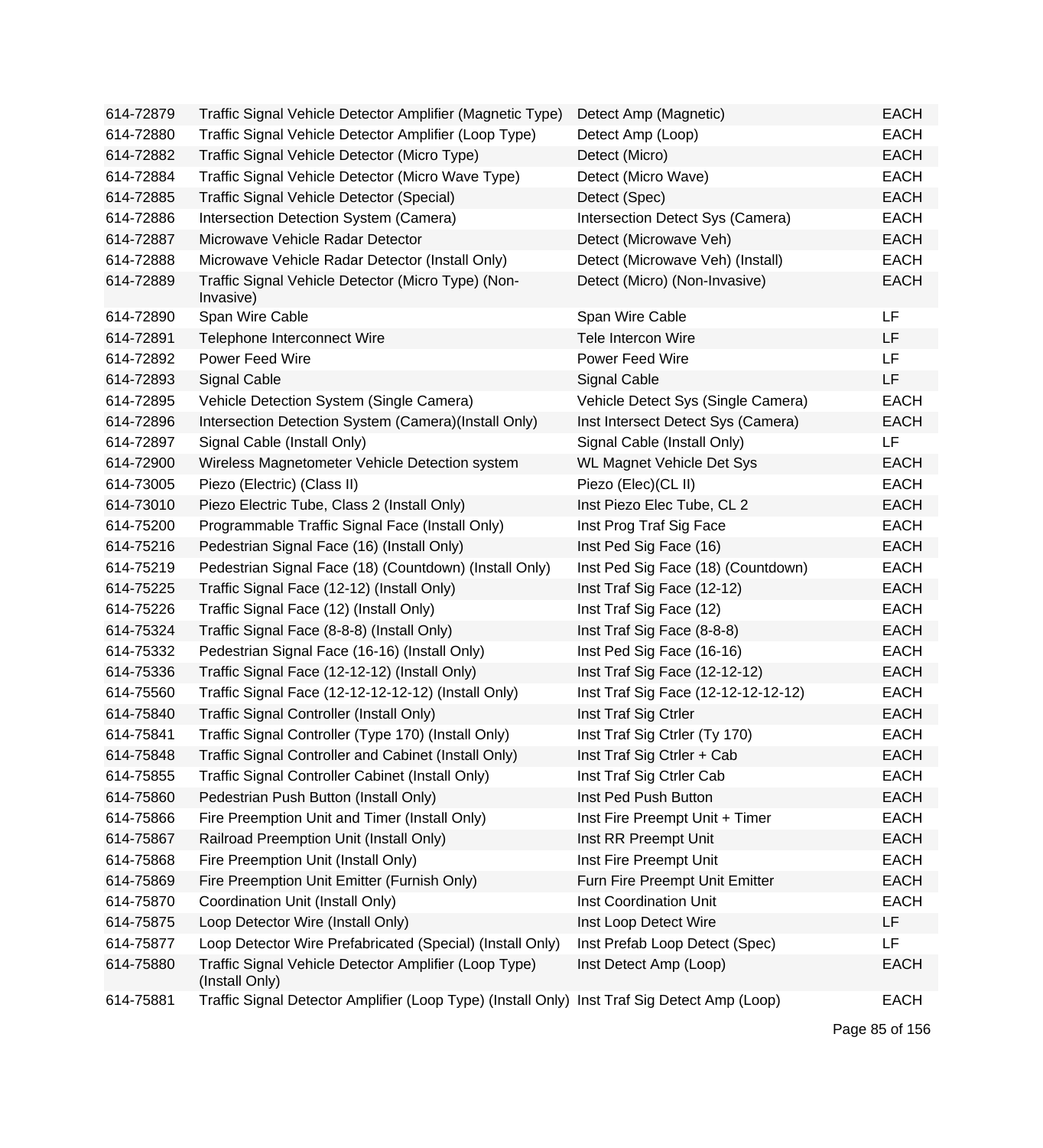| | | | |
|---|---|---|---|
| 614-72879 | Traffic Signal Vehicle Detector Amplifier (Magnetic Type) | Detect Amp (Magnetic) | EACH |
| 614-72880 | Traffic Signal Vehicle Detector Amplifier (Loop Type) | Detect Amp (Loop) | EACH |
| 614-72882 | Traffic Signal Vehicle Detector (Micro Type) | Detect (Micro) | EACH |
| 614-72884 | Traffic Signal Vehicle Detector (Micro Wave Type) | Detect (Micro Wave) | EACH |
| 614-72885 | Traffic Signal Vehicle Detector (Special) | Detect (Spec) | EACH |
| 614-72886 | Intersection Detection System (Camera) | Intersection Detect Sys (Camera) | EACH |
| 614-72887 | Microwave Vehicle Radar Detector | Detect (Microwave Veh) | EACH |
| 614-72888 | Microwave Vehicle Radar Detector (Install Only) | Detect (Microwave Veh) (Install) | EACH |
| 614-72889 | Traffic Signal Vehicle Detector (Micro Type) (Non-Invasive) | Detect (Micro) (Non-Invasive) | EACH |
| 614-72890 | Span Wire Cable | Span Wire Cable | LF |
| 614-72891 | Telephone Interconnect Wire | Tele Intercon Wire | LF |
| 614-72892 | Power Feed Wire | Power Feed Wire | LF |
| 614-72893 | Signal Cable | Signal Cable | LF |
| 614-72895 | Vehicle Detection System (Single Camera) | Vehicle Detect Sys (Single Camera) | EACH |
| 614-72896 | Intersection Detection System (Camera)(Install Only) | Inst Intersect Detect Sys (Camera) | EACH |
| 614-72897 | Signal Cable (Install Only) | Signal Cable (Install Only) | LF |
| 614-72900 | Wireless Magnetometer Vehicle Detection system | WL Magnet Vehicle Det Sys | EACH |
| 614-73005 | Piezo (Electric) (Class II) | Piezo (Elec)(CL II) | EACH |
| 614-73010 | Piezo Electric Tube, Class 2 (Install Only) | Inst Piezo Elec Tube, CL 2 | EACH |
| 614-75200 | Programmable Traffic Signal Face (Install Only) | Inst Prog Traf Sig Face | EACH |
| 614-75216 | Pedestrian Signal Face (16) (Install Only) | Inst Ped Sig Face (16) | EACH |
| 614-75219 | Pedestrian Signal Face (18) (Countdown) (Install Only) | Inst Ped Sig Face (18) (Countdown) | EACH |
| 614-75225 | Traffic Signal Face (12-12) (Install Only) | Inst Traf Sig Face (12-12) | EACH |
| 614-75226 | Traffic Signal Face (12) (Install Only) | Inst Traf Sig Face (12) | EACH |
| 614-75324 | Traffic Signal Face (8-8-8) (Install Only) | Inst Traf Sig Face (8-8-8) | EACH |
| 614-75332 | Pedestrian Signal Face (16-16) (Install Only) | Inst Ped Sig Face (16-16) | EACH |
| 614-75336 | Traffic Signal Face (12-12-12) (Install Only) | Inst Traf Sig Face (12-12-12) | EACH |
| 614-75560 | Traffic Signal Face (12-12-12-12-12) (Install Only) | Inst Traf Sig Face (12-12-12-12-12) | EACH |
| 614-75840 | Traffic Signal Controller (Install Only) | Inst Traf Sig Ctrler | EACH |
| 614-75841 | Traffic Signal Controller (Type 170) (Install Only) | Inst Traf Sig Ctrler (Ty 170) | EACH |
| 614-75848 | Traffic Signal Controller and Cabinet (Install Only) | Inst Traf Sig Ctrler + Cab | EACH |
| 614-75855 | Traffic Signal Controller Cabinet (Install Only) | Inst Traf Sig Ctrler Cab | EACH |
| 614-75860 | Pedestrian Push Button (Install Only) | Inst Ped Push Button | EACH |
| 614-75866 | Fire Preemption Unit and Timer (Install Only) | Inst Fire Preempt Unit + Timer | EACH |
| 614-75867 | Railroad Preemption Unit (Install Only) | Inst RR Preempt Unit | EACH |
| 614-75868 | Fire Preemption Unit (Install Only) | Inst Fire Preempt Unit | EACH |
| 614-75869 | Fire Preemption Unit Emitter (Furnish Only) | Furn Fire Preempt Unit Emitter | EACH |
| 614-75870 | Coordination Unit (Install Only) | Inst Coordination Unit | EACH |
| 614-75875 | Loop Detector Wire (Install Only) | Inst Loop Detect Wire | LF |
| 614-75877 | Loop Detector Wire Prefabricated (Special) (Install Only) | Inst Prefab Loop Detect (Spec) | LF |
| 614-75880 | Traffic Signal Vehicle Detector Amplifier (Loop Type) (Install Only) | Inst Detect Amp (Loop) | EACH |
| 614-75881 | Traffic Signal Detector Amplifier (Loop Type) (Install Only) | Inst Traf Sig Detect Amp (Loop) | EACH |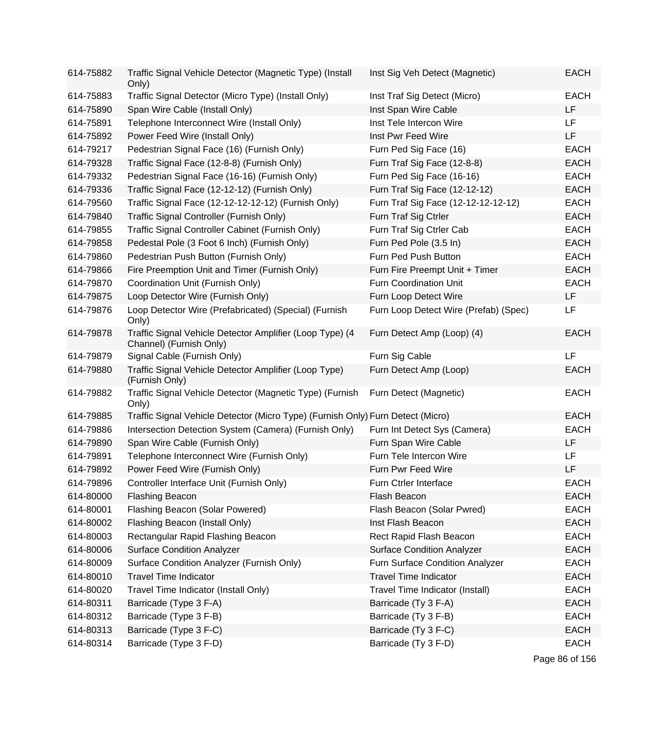| | | | |
|---|---|---|---|
| 614-75882 | Traffic Signal Vehicle Detector (Magnetic Type) (Install Only) | Inst Sig Veh Detect (Magnetic) | EACH |
| 614-75883 | Traffic Signal Detector (Micro Type) (Install Only) | Inst Traf Sig Detect (Micro) | EACH |
| 614-75890 | Span Wire Cable (Install Only) | Inst Span Wire Cable | LF |
| 614-75891 | Telephone Interconnect Wire (Install Only) | Inst Tele Intercon Wire | LF |
| 614-75892 | Power Feed Wire (Install Only) | Inst Pwr Feed Wire | LF |
| 614-79217 | Pedestrian Signal Face (16) (Furnish Only) | Furn Ped Sig Face (16) | EACH |
| 614-79328 | Traffic Signal Face (12-8-8) (Furnish Only) | Furn Traf Sig Face (12-8-8) | EACH |
| 614-79332 | Pedestrian Signal Face (16-16) (Furnish Only) | Furn Ped Sig Face (16-16) | EACH |
| 614-79336 | Traffic Signal Face (12-12-12) (Furnish Only) | Furn Traf Sig Face (12-12-12) | EACH |
| 614-79560 | Traffic Signal Face (12-12-12-12-12) (Furnish Only) | Furn Traf Sig Face (12-12-12-12-12) | EACH |
| 614-79840 | Traffic Signal Controller (Furnish Only) | Furn Traf Sig Ctrler | EACH |
| 614-79855 | Traffic Signal Controller Cabinet (Furnish Only) | Furn Traf Sig Ctrler Cab | EACH |
| 614-79858 | Pedestal Pole (3 Foot 6 Inch) (Furnish Only) | Furn Ped Pole (3.5 In) | EACH |
| 614-79860 | Pedestrian Push Button (Furnish Only) | Furn Ped Push Button | EACH |
| 614-79866 | Fire Preemption Unit and Timer (Furnish Only) | Furn Fire Preempt Unit + Timer | EACH |
| 614-79870 | Coordination Unit (Furnish Only) | Furn Coordination Unit | EACH |
| 614-79875 | Loop Detector Wire (Furnish Only) | Furn Loop Detect Wire | LF |
| 614-79876 | Loop Detector Wire (Prefabricated) (Special) (Furnish Only) | Furn Loop Detect Wire (Prefab) (Spec) | LF |
| 614-79878 | Traffic Signal Vehicle Detector Amplifier (Loop Type) (4 Channel) (Furnish Only) | Furn Detect Amp (Loop) (4) | EACH |
| 614-79879 | Signal Cable (Furnish Only) | Furn Sig Cable | LF |
| 614-79880 | Traffic Signal Vehicle Detector Amplifier (Loop Type) (Furnish Only) | Furn Detect Amp (Loop) | EACH |
| 614-79882 | Traffic Signal Vehicle Detector (Magnetic Type) (Furnish Only) | Furn Detect (Magnetic) | EACH |
| 614-79885 | Traffic Signal Vehicle Detector (Micro Type) (Furnish Only) | Furn Detect (Micro) | EACH |
| 614-79886 | Intersection Detection System (Camera) (Furnish Only) | Furn Int Detect Sys (Camera) | EACH |
| 614-79890 | Span Wire Cable (Furnish Only) | Furn Span Wire Cable | LF |
| 614-79891 | Telephone Interconnect Wire (Furnish Only) | Furn Tele Intercon Wire | LF |
| 614-79892 | Power Feed Wire (Furnish Only) | Furn Pwr Feed Wire | LF |
| 614-79896 | Controller Interface Unit (Furnish Only) | Furn Ctrler Interface | EACH |
| 614-80000 | Flashing Beacon | Flash Beacon | EACH |
| 614-80001 | Flashing Beacon (Solar Powered) | Flash Beacon (Solar Pwred) | EACH |
| 614-80002 | Flashing Beacon (Install Only) | Inst Flash Beacon | EACH |
| 614-80003 | Rectangular Rapid Flashing Beacon | Rect Rapid Flash Beacon | EACH |
| 614-80006 | Surface Condition Analyzer | Surface Condition Analyzer | EACH |
| 614-80009 | Surface Condition Analyzer (Furnish Only) | Furn Surface Condition Analyzer | EACH |
| 614-80010 | Travel Time Indicator | Travel Time Indicator | EACH |
| 614-80020 | Travel Time Indicator (Install Only) | Travel Time Indicator (Install) | EACH |
| 614-80311 | Barricade (Type 3 F-A) | Barricade (Ty 3 F-A) | EACH |
| 614-80312 | Barricade (Type 3 F-B) | Barricade (Ty 3 F-B) | EACH |
| 614-80313 | Barricade (Type 3 F-C) | Barricade (Ty 3 F-C) | EACH |
| 614-80314 | Barricade (Type 3 F-D) | Barricade (Ty 3 F-D) | EACH |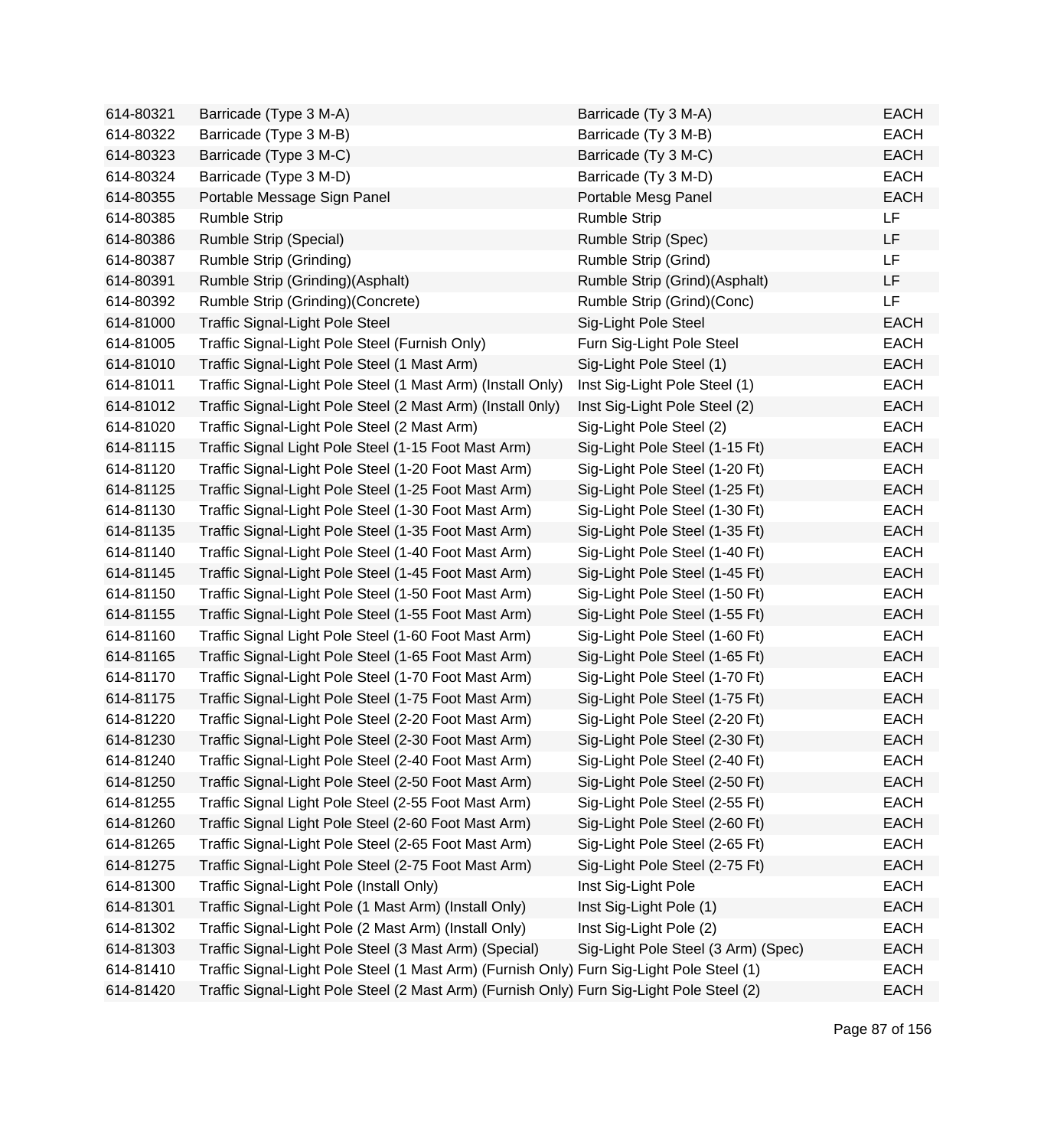| | | | |
|---|---|---|---|
| 614-80321 | Barricade (Type 3 M-A) | Barricade (Ty 3 M-A) | EACH |
| 614-80322 | Barricade (Type 3 M-B) | Barricade (Ty 3 M-B) | EACH |
| 614-80323 | Barricade (Type 3 M-C) | Barricade (Ty 3 M-C) | EACH |
| 614-80324 | Barricade (Type 3 M-D) | Barricade (Ty 3 M-D) | EACH |
| 614-80355 | Portable Message Sign Panel | Portable Mesg Panel | EACH |
| 614-80385 | Rumble Strip | Rumble Strip | LF |
| 614-80386 | Rumble Strip (Special) | Rumble Strip (Spec) | LF |
| 614-80387 | Rumble Strip (Grinding) | Rumble Strip (Grind) | LF |
| 614-80391 | Rumble Strip (Grinding)(Asphalt) | Rumble Strip (Grind)(Asphalt) | LF |
| 614-80392 | Rumble Strip (Grinding)(Concrete) | Rumble Strip (Grind)(Conc) | LF |
| 614-81000 | Traffic Signal-Light Pole Steel | Sig-Light Pole Steel | EACH |
| 614-81005 | Traffic Signal-Light Pole Steel (Furnish Only) | Furn Sig-Light Pole Steel | EACH |
| 614-81010 | Traffic Signal-Light Pole Steel (1 Mast Arm) | Sig-Light Pole Steel (1) | EACH |
| 614-81011 | Traffic Signal-Light Pole Steel (1 Mast Arm) (Install Only) | Inst Sig-Light Pole Steel (1) | EACH |
| 614-81012 | Traffic Signal-Light Pole Steel (2 Mast Arm) (Install 0nly) | Inst Sig-Light Pole Steel (2) | EACH |
| 614-81020 | Traffic Signal-Light Pole Steel (2 Mast Arm) | Sig-Light Pole Steel (2) | EACH |
| 614-81115 | Traffic Signal Light Pole Steel (1-15 Foot Mast Arm) | Sig-Light Pole Steel (1-15 Ft) | EACH |
| 614-81120 | Traffic Signal-Light Pole Steel (1-20 Foot Mast Arm) | Sig-Light Pole Steel (1-20 Ft) | EACH |
| 614-81125 | Traffic Signal-Light Pole Steel (1-25 Foot Mast Arm) | Sig-Light Pole Steel (1-25 Ft) | EACH |
| 614-81130 | Traffic Signal-Light Pole Steel (1-30 Foot Mast Arm) | Sig-Light Pole Steel (1-30 Ft) | EACH |
| 614-81135 | Traffic Signal-Light Pole Steel (1-35 Foot Mast Arm) | Sig-Light Pole Steel (1-35 Ft) | EACH |
| 614-81140 | Traffic Signal-Light Pole Steel (1-40 Foot Mast Arm) | Sig-Light Pole Steel (1-40 Ft) | EACH |
| 614-81145 | Traffic Signal-Light Pole Steel (1-45 Foot Mast Arm) | Sig-Light Pole Steel (1-45 Ft) | EACH |
| 614-81150 | Traffic Signal-Light Pole Steel (1-50 Foot Mast Arm) | Sig-Light Pole Steel (1-50 Ft) | EACH |
| 614-81155 | Traffic Signal-Light Pole Steel (1-55 Foot Mast Arm) | Sig-Light Pole Steel (1-55 Ft) | EACH |
| 614-81160 | Traffic Signal Light Pole Steel (1-60 Foot Mast Arm) | Sig-Light Pole Steel (1-60 Ft) | EACH |
| 614-81165 | Traffic Signal-Light Pole Steel (1-65 Foot Mast Arm) | Sig-Light Pole Steel (1-65 Ft) | EACH |
| 614-81170 | Traffic Signal-Light Pole Steel (1-70 Foot Mast Arm) | Sig-Light Pole Steel (1-70 Ft) | EACH |
| 614-81175 | Traffic Signal-Light Pole Steel (1-75 Foot Mast Arm) | Sig-Light Pole Steel (1-75 Ft) | EACH |
| 614-81220 | Traffic Signal-Light Pole Steel (2-20 Foot Mast Arm) | Sig-Light Pole Steel (2-20 Ft) | EACH |
| 614-81230 | Traffic Signal-Light Pole Steel (2-30 Foot Mast Arm) | Sig-Light Pole Steel (2-30 Ft) | EACH |
| 614-81240 | Traffic Signal-Light Pole Steel (2-40 Foot Mast Arm) | Sig-Light Pole Steel (2-40 Ft) | EACH |
| 614-81250 | Traffic Signal-Light Pole Steel (2-50 Foot Mast Arm) | Sig-Light Pole Steel (2-50 Ft) | EACH |
| 614-81255 | Traffic Signal Light Pole Steel (2-55 Foot Mast Arm) | Sig-Light Pole Steel (2-55 Ft) | EACH |
| 614-81260 | Traffic Signal Light Pole Steel (2-60 Foot Mast Arm) | Sig-Light Pole Steel (2-60 Ft) | EACH |
| 614-81265 | Traffic Signal-Light Pole Steel (2-65 Foot Mast Arm) | Sig-Light Pole Steel (2-65 Ft) | EACH |
| 614-81275 | Traffic Signal-Light Pole Steel (2-75 Foot Mast Arm) | Sig-Light Pole Steel (2-75 Ft) | EACH |
| 614-81300 | Traffic Signal-Light Pole (Install Only) | Inst Sig-Light Pole | EACH |
| 614-81301 | Traffic Signal-Light Pole (1 Mast Arm) (Install Only) | Inst Sig-Light Pole (1) | EACH |
| 614-81302 | Traffic Signal-Light Pole (2 Mast Arm) (Install Only) | Inst Sig-Light Pole (2) | EACH |
| 614-81303 | Traffic Signal-Light Pole Steel (3 Mast Arm) (Special) | Sig-Light Pole Steel (3 Arm) (Spec) | EACH |
| 614-81410 | Traffic Signal-Light Pole Steel (1 Mast Arm) (Furnish Only) | Furn Sig-Light Pole Steel (1) | EACH |
| 614-81420 | Traffic Signal-Light Pole Steel (2 Mast Arm) (Furnish Only) | Furn Sig-Light Pole Steel (2) | EACH |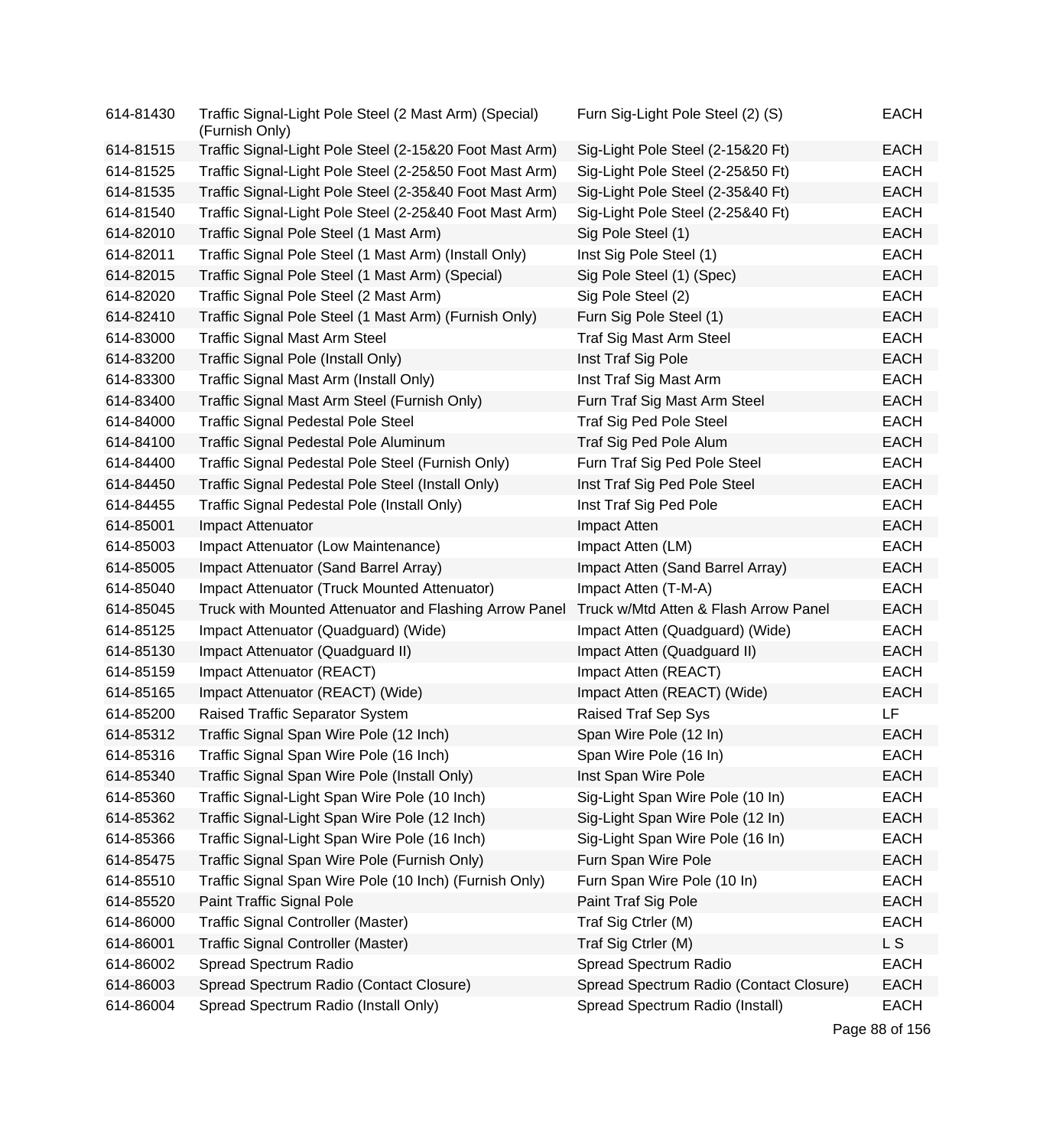| | | | |
|---|---|---|---|
| 614-81430 | Traffic Signal-Light Pole Steel (2 Mast Arm) (Special) (Furnish Only) | Furn Sig-Light Pole Steel (2) (S) | EACH |
| 614-81515 | Traffic Signal-Light Pole Steel (2-15&20 Foot Mast Arm) | Sig-Light Pole Steel (2-15&20 Ft) | EACH |
| 614-81525 | Traffic Signal-Light Pole Steel (2-25&50 Foot Mast Arm) | Sig-Light Pole Steel (2-25&50 Ft) | EACH |
| 614-81535 | Traffic Signal-Light Pole Steel (2-35&40 Foot Mast Arm) | Sig-Light Pole Steel (2-35&40 Ft) | EACH |
| 614-81540 | Traffic Signal-Light Pole Steel (2-25&40 Foot Mast Arm) | Sig-Light Pole Steel (2-25&40 Ft) | EACH |
| 614-82010 | Traffic Signal Pole Steel (1 Mast Arm) | Sig Pole Steel (1) | EACH |
| 614-82011 | Traffic Signal Pole Steel (1 Mast Arm) (Install Only) | Inst Sig Pole Steel (1) | EACH |
| 614-82015 | Traffic Signal Pole Steel (1 Mast Arm) (Special) | Sig Pole Steel (1) (Spec) | EACH |
| 614-82020 | Traffic Signal Pole Steel (2 Mast Arm) | Sig Pole Steel (2) | EACH |
| 614-82410 | Traffic Signal Pole Steel (1 Mast Arm) (Furnish Only) | Furn Sig Pole Steel (1) | EACH |
| 614-83000 | Traffic Signal Mast Arm Steel | Traf Sig Mast Arm Steel | EACH |
| 614-83200 | Traffic Signal Pole (Install Only) | Inst Traf Sig Pole | EACH |
| 614-83300 | Traffic Signal Mast Arm (Install Only) | Inst Traf Sig Mast Arm | EACH |
| 614-83400 | Traffic Signal Mast Arm Steel (Furnish Only) | Furn Traf Sig Mast Arm Steel | EACH |
| 614-84000 | Traffic Signal Pedestal Pole Steel | Traf Sig Ped Pole Steel | EACH |
| 614-84100 | Traffic Signal Pedestal Pole Aluminum | Traf Sig Ped Pole Alum | EACH |
| 614-84400 | Traffic Signal Pedestal Pole Steel (Furnish Only) | Furn Traf Sig Ped Pole Steel | EACH |
| 614-84450 | Traffic Signal Pedestal Pole Steel (Install Only) | Inst Traf Sig Ped Pole Steel | EACH |
| 614-84455 | Traffic Signal Pedestal Pole (Install Only) | Inst Traf Sig Ped Pole | EACH |
| 614-85001 | Impact Attenuator | Impact Atten | EACH |
| 614-85003 | Impact Attenuator (Low Maintenance) | Impact Atten (LM) | EACH |
| 614-85005 | Impact Attenuator (Sand Barrel Array) | Impact Atten (Sand Barrel Array) | EACH |
| 614-85040 | Impact Attenuator (Truck Mounted Attenuator) | Impact Atten (T-M-A) | EACH |
| 614-85045 | Truck with Mounted Attenuator and Flashing Arrow Panel | Truck w/Mtd Atten & Flash Arrow Panel | EACH |
| 614-85125 | Impact Attenuator (Quadguard) (Wide) | Impact Atten (Quadguard) (Wide) | EACH |
| 614-85130 | Impact Attenuator (Quadguard II) | Impact Atten (Quadguard II) | EACH |
| 614-85159 | Impact Attenuator (REACT) | Impact Atten (REACT) | EACH |
| 614-85165 | Impact Attenuator (REACT) (Wide) | Impact Atten (REACT) (Wide) | EACH |
| 614-85200 | Raised Traffic Separator System | Raised Traf Sep Sys | LF |
| 614-85312 | Traffic Signal Span Wire Pole (12 Inch) | Span Wire Pole (12 In) | EACH |
| 614-85316 | Traffic Signal Span Wire Pole (16 Inch) | Span Wire Pole (16 In) | EACH |
| 614-85340 | Traffic Signal Span Wire Pole (Install Only) | Inst Span Wire Pole | EACH |
| 614-85360 | Traffic Signal-Light Span Wire Pole (10 Inch) | Sig-Light Span Wire Pole (10 In) | EACH |
| 614-85362 | Traffic Signal-Light Span Wire Pole (12 Inch) | Sig-Light Span Wire Pole (12 In) | EACH |
| 614-85366 | Traffic Signal-Light Span Wire Pole (16 Inch) | Sig-Light Span Wire Pole (16 In) | EACH |
| 614-85475 | Traffic Signal Span Wire Pole (Furnish Only) | Furn Span Wire Pole | EACH |
| 614-85510 | Traffic Signal Span Wire Pole (10 Inch) (Furnish Only) | Furn Span Wire Pole (10 In) | EACH |
| 614-85520 | Paint Traffic Signal Pole | Paint Traf Sig Pole | EACH |
| 614-86000 | Traffic Signal Controller (Master) | Traf Sig Ctrler (M) | EACH |
| 614-86001 | Traffic Signal Controller (Master) | Traf Sig Ctrler (M) | L S |
| 614-86002 | Spread Spectrum Radio | Spread Spectrum Radio | EACH |
| 614-86003 | Spread Spectrum Radio (Contact Closure) | Spread Spectrum Radio (Contact Closure) | EACH |
| 614-86004 | Spread Spectrum Radio (Install Only) | Spread Spectrum Radio (Install) | EACH |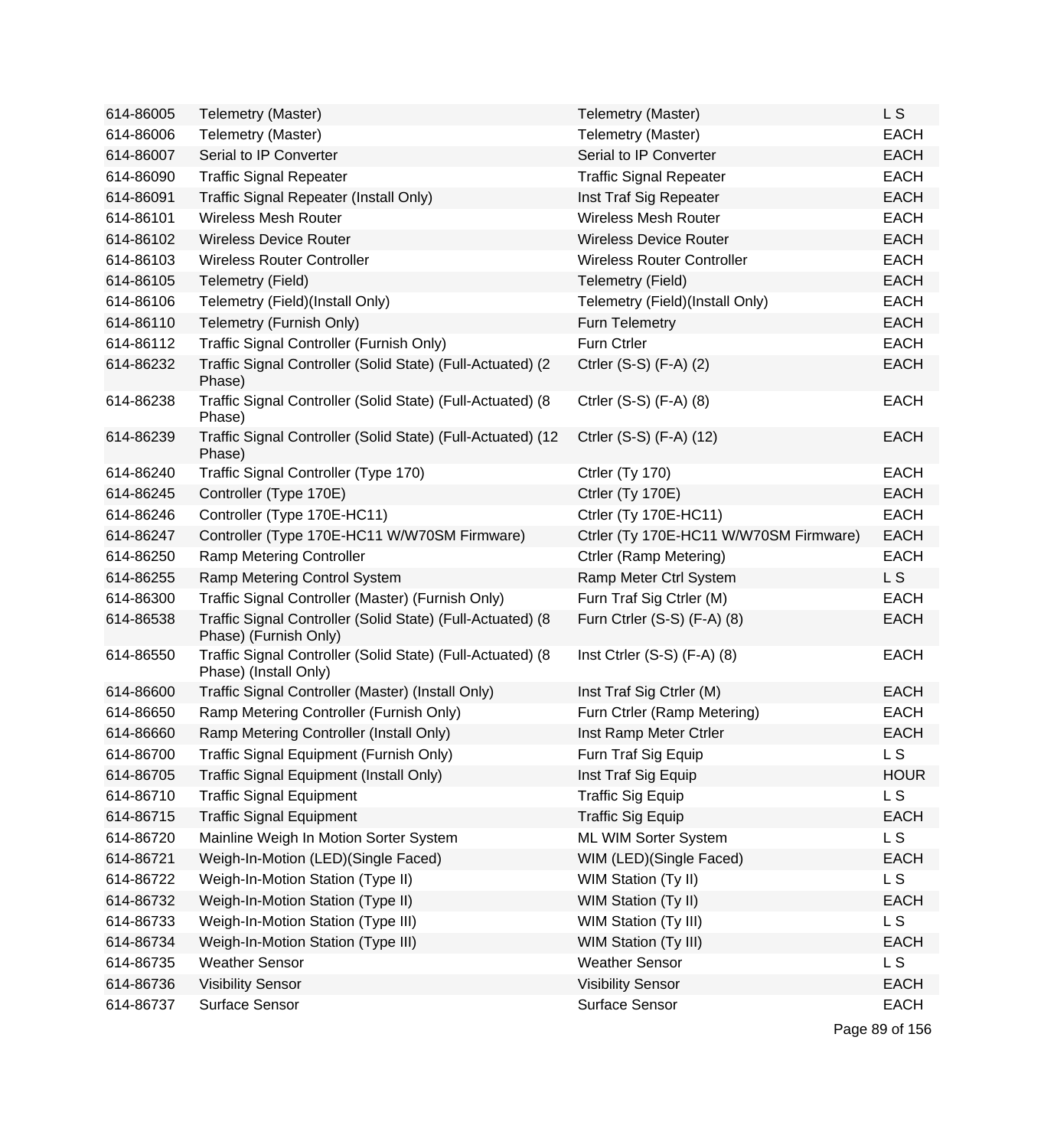| | | | |
|---|---|---|---|
| 614-86005 | Telemetry (Master) | Telemetry (Master) | L S |
| 614-86006 | Telemetry (Master) | Telemetry (Master) | EACH |
| 614-86007 | Serial to IP Converter | Serial to IP Converter | EACH |
| 614-86090 | Traffic Signal Repeater | Traffic Signal Repeater | EACH |
| 614-86091 | Traffic Signal Repeater (Install Only) | Inst Traf Sig Repeater | EACH |
| 614-86101 | Wireless Mesh Router | Wireless Mesh Router | EACH |
| 614-86102 | Wireless Device Router | Wireless Device Router | EACH |
| 614-86103 | Wireless Router Controller | Wireless Router Controller | EACH |
| 614-86105 | Telemetry (Field) | Telemetry (Field) | EACH |
| 614-86106 | Telemetry (Field)(Install Only) | Telemetry (Field)(Install Only) | EACH |
| 614-86110 | Telemetry (Furnish Only) | Furn Telemetry | EACH |
| 614-86112 | Traffic Signal Controller (Furnish Only) | Furn Ctrler | EACH |
| 614-86232 | Traffic Signal Controller (Solid State) (Full-Actuated) (2 Phase) | Ctrler (S-S) (F-A) (2) | EACH |
| 614-86238 | Traffic Signal Controller (Solid State) (Full-Actuated) (8 Phase) | Ctrler (S-S) (F-A) (8) | EACH |
| 614-86239 | Traffic Signal Controller (Solid State) (Full-Actuated) (12 Phase) | Ctrler (S-S) (F-A) (12) | EACH |
| 614-86240 | Traffic Signal Controller (Type 170) | Ctrler (Ty 170) | EACH |
| 614-86245 | Controller (Type 170E) | Ctrler (Ty 170E) | EACH |
| 614-86246 | Controller (Type 170E-HC11) | Ctrler (Ty 170E-HC11) | EACH |
| 614-86247 | Controller (Type 170E-HC11 W/W70SM Firmware) | Ctrler (Ty 170E-HC11 W/W70SM Firmware) | EACH |
| 614-86250 | Ramp Metering Controller | Ctrler (Ramp Metering) | EACH |
| 614-86255 | Ramp Metering Control System | Ramp Meter Ctrl System | L S |
| 614-86300 | Traffic Signal Controller (Master) (Furnish Only) | Furn Traf Sig Ctrler (M) | EACH |
| 614-86538 | Traffic Signal Controller (Solid State) (Full-Actuated) (8 Phase) (Furnish Only) | Furn Ctrler (S-S) (F-A) (8) | EACH |
| 614-86550 | Traffic Signal Controller (Solid State) (Full-Actuated) (8 Phase) (Install Only) | Inst Ctrler (S-S) (F-A) (8) | EACH |
| 614-86600 | Traffic Signal Controller (Master) (Install Only) | Inst Traf Sig Ctrler (M) | EACH |
| 614-86650 | Ramp Metering Controller (Furnish Only) | Furn Ctrler (Ramp Metering) | EACH |
| 614-86660 | Ramp Metering Controller (Install Only) | Inst Ramp Meter Ctrler | EACH |
| 614-86700 | Traffic Signal Equipment (Furnish Only) | Furn Traf Sig Equip | L S |
| 614-86705 | Traffic Signal Equipment (Install Only) | Inst Traf Sig Equip | HOUR |
| 614-86710 | Traffic Signal Equipment | Traffic Sig Equip | L S |
| 614-86715 | Traffic Signal Equipment | Traffic Sig Equip | EACH |
| 614-86720 | Mainline Weigh In Motion Sorter System | ML WIM Sorter System | L S |
| 614-86721 | Weigh-In-Motion (LED)(Single Faced) | WIM (LED)(Single Faced) | EACH |
| 614-86722 | Weigh-In-Motion Station (Type II) | WIM Station (Ty II) | L S |
| 614-86732 | Weigh-In-Motion Station (Type II) | WIM Station (Ty II) | EACH |
| 614-86733 | Weigh-In-Motion Station (Type III) | WIM Station (Ty III) | L S |
| 614-86734 | Weigh-In-Motion Station (Type III) | WIM Station (Ty III) | EACH |
| 614-86735 | Weather Sensor | Weather Sensor | L S |
| 614-86736 | Visibility Sensor | Visibility Sensor | EACH |
| 614-86737 | Surface Sensor | Surface Sensor | EACH |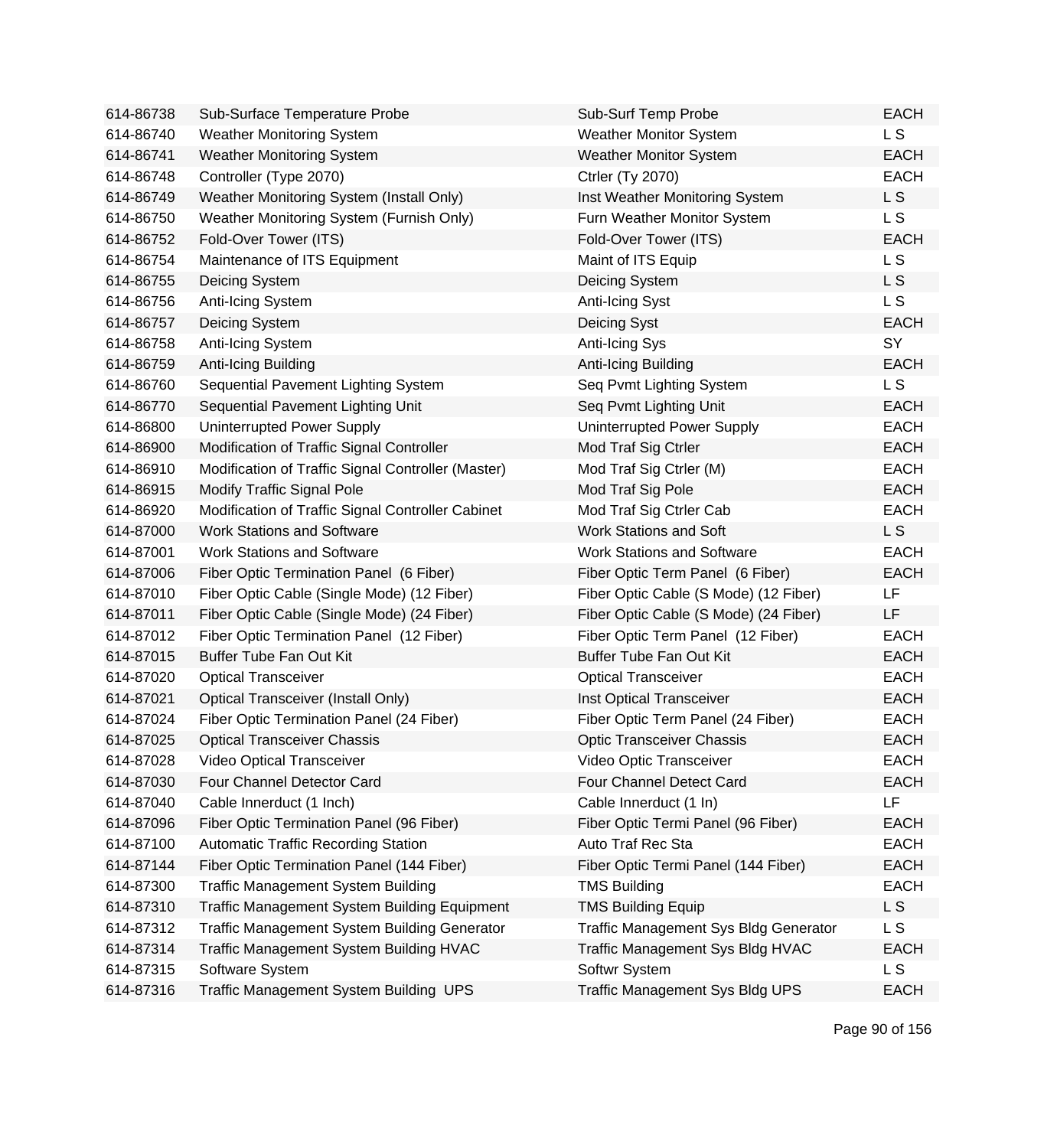| | | | |
|---|---|---|---|
| 614-86738 | Sub-Surface Temperature Probe | Sub-Surf Temp Probe | EACH |
| 614-86740 | Weather Monitoring System | Weather Monitor System | L S |
| 614-86741 | Weather Monitoring System | Weather Monitor System | EACH |
| 614-86748 | Controller (Type 2070) | Ctrler (Ty 2070) | EACH |
| 614-86749 | Weather Monitoring System (Install Only) | Inst Weather Monitoring System | L S |
| 614-86750 | Weather Monitoring System (Furnish Only) | Furn Weather Monitor System | L S |
| 614-86752 | Fold-Over Tower (ITS) | Fold-Over Tower (ITS) | EACH |
| 614-86754 | Maintenance of ITS Equipment | Maint of ITS Equip | L S |
| 614-86755 | Deicing System | Deicing System | L S |
| 614-86756 | Anti-Icing System | Anti-Icing Syst | L S |
| 614-86757 | Deicing System | Deicing Syst | EACH |
| 614-86758 | Anti-Icing System | Anti-Icing Sys | SY |
| 614-86759 | Anti-Icing Building | Anti-Icing Building | EACH |
| 614-86760 | Sequential Pavement Lighting System | Seq Pvmt Lighting System | L S |
| 614-86770 | Sequential Pavement Lighting Unit | Seq Pvmt Lighting Unit | EACH |
| 614-86800 | Uninterrupted Power Supply | Uninterrupted Power Supply | EACH |
| 614-86900 | Modification of Traffic Signal Controller | Mod Traf Sig Ctrler | EACH |
| 614-86910 | Modification of Traffic Signal Controller (Master) | Mod Traf Sig Ctrler (M) | EACH |
| 614-86915 | Modify Traffic Signal Pole | Mod Traf Sig Pole | EACH |
| 614-86920 | Modification of Traffic Signal Controller Cabinet | Mod Traf Sig Ctrler Cab | EACH |
| 614-87000 | Work Stations and Software | Work Stations and Soft | L S |
| 614-87001 | Work Stations and Software | Work Stations and Software | EACH |
| 614-87006 | Fiber Optic Termination Panel (6 Fiber) | Fiber Optic Term Panel (6 Fiber) | EACH |
| 614-87010 | Fiber Optic Cable (Single Mode) (12 Fiber) | Fiber Optic Cable (S Mode) (12 Fiber) | LF |
| 614-87011 | Fiber Optic Cable (Single Mode) (24 Fiber) | Fiber Optic Cable (S Mode) (24 Fiber) | LF |
| 614-87012 | Fiber Optic Termination Panel (12 Fiber) | Fiber Optic Term Panel (12 Fiber) | EACH |
| 614-87015 | Buffer Tube Fan Out Kit | Buffer Tube Fan Out Kit | EACH |
| 614-87020 | Optical Transceiver | Optical Transceiver | EACH |
| 614-87021 | Optical Transceiver (Install Only) | Inst Optical Transceiver | EACH |
| 614-87024 | Fiber Optic Termination Panel (24 Fiber) | Fiber Optic Term Panel (24 Fiber) | EACH |
| 614-87025 | Optical Transceiver Chassis | Optic Transceiver Chassis | EACH |
| 614-87028 | Video Optical Transceiver | Video Optic Transceiver | EACH |
| 614-87030 | Four Channel Detector Card | Four Channel Detect Card | EACH |
| 614-87040 | Cable Innerduct (1 Inch) | Cable Innerduct (1 In) | LF |
| 614-87096 | Fiber Optic Termination Panel (96 Fiber) | Fiber Optic Termi Panel (96 Fiber) | EACH |
| 614-87100 | Automatic Traffic Recording Station | Auto Traf Rec Sta | EACH |
| 614-87144 | Fiber Optic Termination Panel (144 Fiber) | Fiber Optic Termi Panel (144 Fiber) | EACH |
| 614-87300 | Traffic Management System Building | TMS Building | EACH |
| 614-87310 | Traffic Management System Building Equipment | TMS Building Equip | L S |
| 614-87312 | Traffic Management System Building Generator | Traffic Management Sys Bldg Generator | L S |
| 614-87314 | Traffic Management System Building HVAC | Traffic Management Sys Bldg HVAC | EACH |
| 614-87315 | Software System | Softwr System | L S |
| 614-87316 | Traffic Management System Building UPS | Traffic Management Sys Bldg UPS | EACH |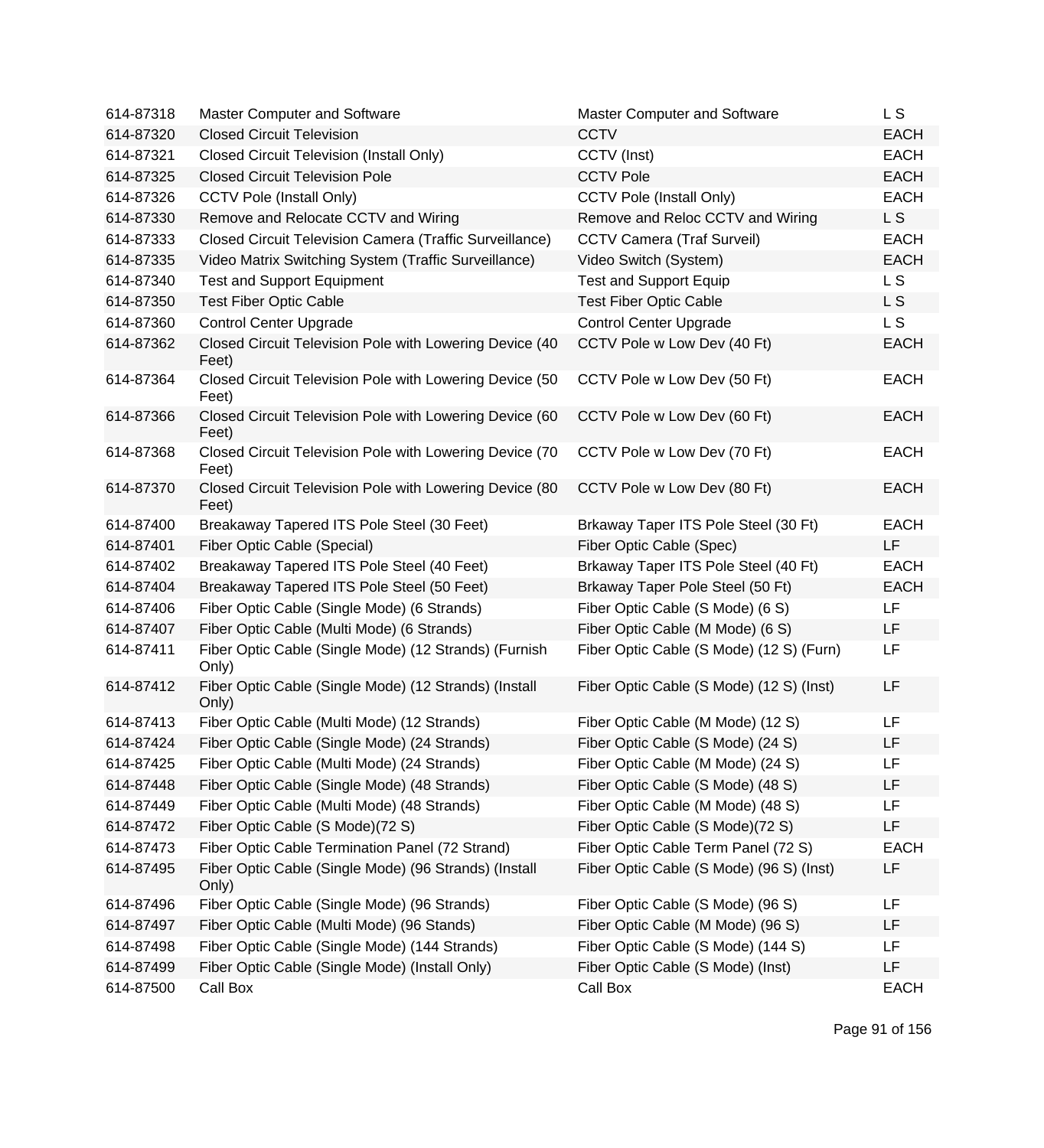| | | | |
|---|---|---|---|
| 614-87318 | Master Computer and Software | Master Computer and Software | L S |
| 614-87320 | Closed Circuit Television | CCTV | EACH |
| 614-87321 | Closed Circuit Television (Install Only) | CCTV (Inst) | EACH |
| 614-87325 | Closed Circuit Television Pole | CCTV Pole | EACH |
| 614-87326 | CCTV Pole (Install Only) | CCTV Pole (Install Only) | EACH |
| 614-87330 | Remove and Relocate CCTV and Wiring | Remove and Reloc CCTV and Wiring | L S |
| 614-87333 | Closed Circuit Television Camera (Traffic Surveillance) | CCTV Camera (Traf Surveil) | EACH |
| 614-87335 | Video Matrix Switching System (Traffic Surveillance) | Video Switch (System) | EACH |
| 614-87340 | Test and Support Equipment | Test and Support Equip | L S |
| 614-87350 | Test Fiber Optic Cable | Test Fiber Optic Cable | L S |
| 614-87360 | Control Center Upgrade | Control Center Upgrade | L S |
| 614-87362 | Closed Circuit Television Pole with Lowering Device (40 Feet) | CCTV Pole w Low Dev (40 Ft) | EACH |
| 614-87364 | Closed Circuit Television Pole with Lowering Device (50 Feet) | CCTV Pole w Low Dev (50 Ft) | EACH |
| 614-87366 | Closed Circuit Television Pole with Lowering Device (60 Feet) | CCTV Pole w Low Dev (60 Ft) | EACH |
| 614-87368 | Closed Circuit Television Pole with Lowering Device (70 Feet) | CCTV Pole w Low Dev (70 Ft) | EACH |
| 614-87370 | Closed Circuit Television Pole with Lowering Device (80 Feet) | CCTV Pole w Low Dev (80 Ft) | EACH |
| 614-87400 | Breakaway Tapered ITS Pole Steel (30 Feet) | Brkaway Taper ITS Pole Steel (30 Ft) | EACH |
| 614-87401 | Fiber Optic Cable (Special) | Fiber Optic Cable (Spec) | LF |
| 614-87402 | Breakaway Tapered ITS Pole Steel (40 Feet) | Brkaway Taper ITS Pole Steel (40 Ft) | EACH |
| 614-87404 | Breakaway Tapered ITS Pole Steel (50 Feet) | Brkaway Taper Pole Steel (50 Ft) | EACH |
| 614-87406 | Fiber Optic Cable (Single Mode) (6 Strands) | Fiber Optic Cable (S Mode) (6 S) | LF |
| 614-87407 | Fiber Optic Cable (Multi Mode) (6 Strands) | Fiber Optic Cable (M Mode) (6 S) | LF |
| 614-87411 | Fiber Optic Cable (Single Mode) (12 Strands) (Furnish Only) | Fiber Optic Cable (S Mode) (12 S) (Furn) | LF |
| 614-87412 | Fiber Optic Cable (Single Mode) (12 Strands) (Install Only) | Fiber Optic Cable (S Mode) (12 S) (Inst) | LF |
| 614-87413 | Fiber Optic Cable (Multi Mode) (12 Strands) | Fiber Optic Cable (M Mode) (12 S) | LF |
| 614-87424 | Fiber Optic Cable (Single Mode) (24 Strands) | Fiber Optic Cable (S Mode) (24 S) | LF |
| 614-87425 | Fiber Optic Cable (Multi Mode) (24 Strands) | Fiber Optic Cable (M Mode) (24 S) | LF |
| 614-87448 | Fiber Optic Cable (Single Mode) (48 Strands) | Fiber Optic Cable (S Mode) (48 S) | LF |
| 614-87449 | Fiber Optic Cable (Multi Mode) (48 Strands) | Fiber Optic Cable (M Mode) (48 S) | LF |
| 614-87472 | Fiber Optic Cable (S Mode)(72 S) | Fiber Optic Cable (S Mode)(72 S) | LF |
| 614-87473 | Fiber Optic Cable Termination Panel (72 Strand) | Fiber Optic Cable Term Panel (72 S) | EACH |
| 614-87495 | Fiber Optic Cable (Single Mode) (96 Strands) (Install Only) | Fiber Optic Cable (S Mode) (96 S) (Inst) | LF |
| 614-87496 | Fiber Optic Cable (Single Mode) (96 Strands) | Fiber Optic Cable (S Mode) (96 S) | LF |
| 614-87497 | Fiber Optic Cable (Multi Mode) (96 Stands) | Fiber Optic Cable (M Mode) (96 S) | LF |
| 614-87498 | Fiber Optic Cable (Single Mode) (144 Strands) | Fiber Optic Cable (S Mode) (144 S) | LF |
| 614-87499 | Fiber Optic Cable (Single Mode) (Install Only) | Fiber Optic Cable (S Mode) (Inst) | LF |
| 614-87500 | Call Box | Call Box | EACH |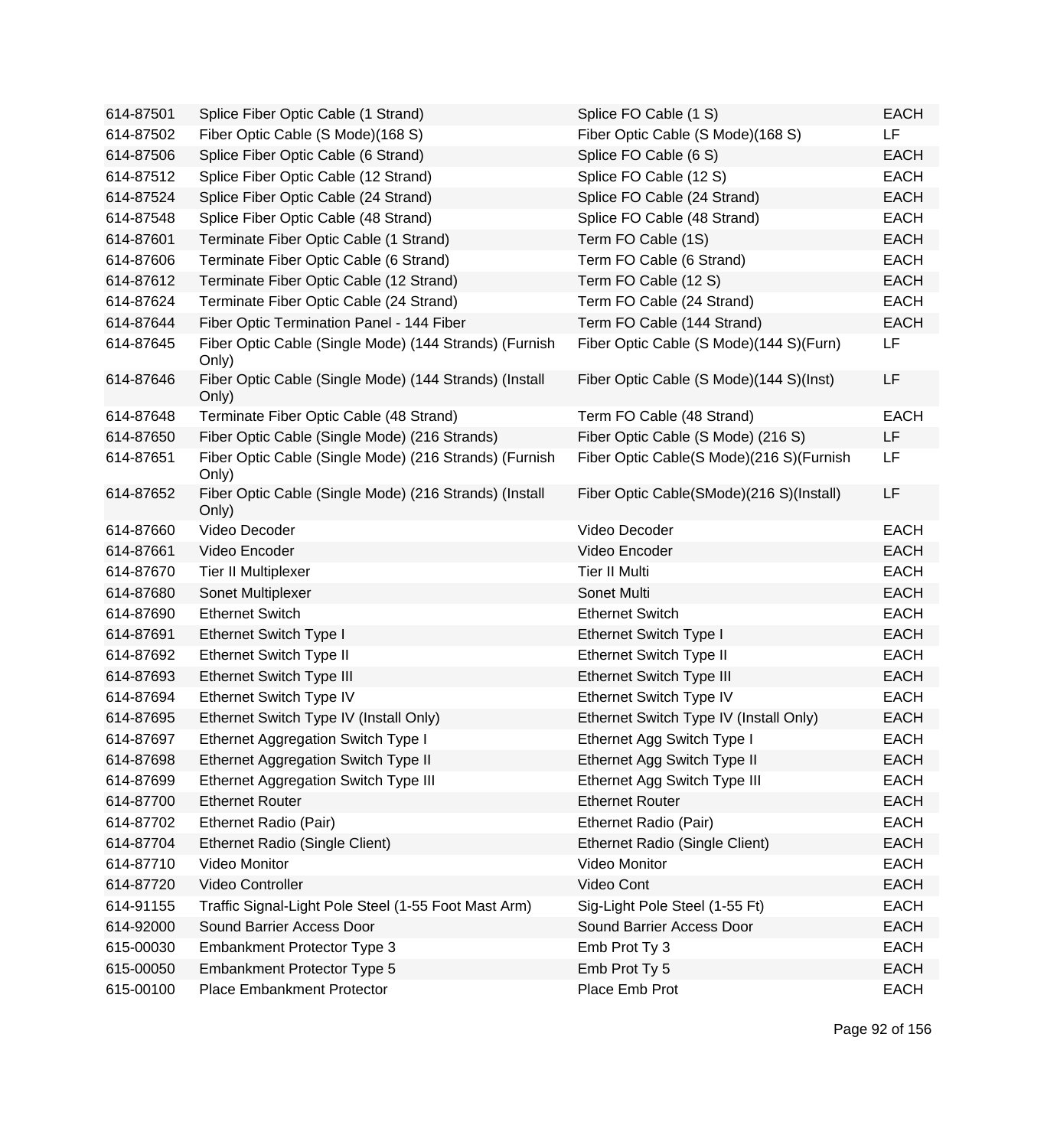| | | | |
|---|---|---|---|
| 614-87501 | Splice Fiber Optic Cable (1 Strand) | Splice FO Cable (1 S) | EACH |
| 614-87502 | Fiber Optic Cable (S Mode)(168 S) | Fiber Optic Cable (S Mode)(168 S) | LF |
| 614-87506 | Splice Fiber Optic Cable (6 Strand) | Splice FO Cable (6 S) | EACH |
| 614-87512 | Splice Fiber Optic Cable (12 Strand) | Splice FO Cable (12 S) | EACH |
| 614-87524 | Splice Fiber Optic Cable (24 Strand) | Splice FO Cable (24 Strand) | EACH |
| 614-87548 | Splice Fiber Optic Cable (48 Strand) | Splice FO Cable (48 Strand) | EACH |
| 614-87601 | Terminate Fiber Optic Cable (1 Strand) | Term FO Cable (1S) | EACH |
| 614-87606 | Terminate Fiber Optic Cable (6 Strand) | Term FO Cable (6 Strand) | EACH |
| 614-87612 | Terminate Fiber Optic Cable (12 Strand) | Term FO Cable (12 S) | EACH |
| 614-87624 | Terminate Fiber Optic Cable (24 Strand) | Term FO Cable (24 Strand) | EACH |
| 614-87644 | Fiber Optic Termination Panel - 144 Fiber | Term FO Cable (144 Strand) | EACH |
| 614-87645 | Fiber Optic Cable (Single Mode) (144 Strands) (Furnish Only) | Fiber Optic Cable (S Mode)(144 S)(Furn) | LF |
| 614-87646 | Fiber Optic Cable (Single Mode) (144 Strands) (Install Only) | Fiber Optic Cable (S Mode)(144 S)(Inst) | LF |
| 614-87648 | Terminate Fiber Optic Cable (48 Strand) | Term FO Cable (48 Strand) | EACH |
| 614-87650 | Fiber Optic Cable (Single Mode) (216 Strands) | Fiber Optic Cable (S Mode) (216 S) | LF |
| 614-87651 | Fiber Optic Cable (Single Mode) (216 Strands) (Furnish Only) | Fiber Optic Cable(S Mode)(216 S)(Furnish | LF |
| 614-87652 | Fiber Optic Cable (Single Mode) (216 Strands) (Install Only) | Fiber Optic Cable(SMode)(216 S)(Install) | LF |
| 614-87660 | Video Decoder | Video Decoder | EACH |
| 614-87661 | Video Encoder | Video Encoder | EACH |
| 614-87670 | Tier II Multiplexer | Tier II Multi | EACH |
| 614-87680 | Sonet Multiplexer | Sonet Multi | EACH |
| 614-87690 | Ethernet Switch | Ethernet Switch | EACH |
| 614-87691 | Ethernet Switch Type I | Ethernet Switch Type I | EACH |
| 614-87692 | Ethernet Switch Type II | Ethernet Switch Type II | EACH |
| 614-87693 | Ethernet Switch Type III | Ethernet Switch Type III | EACH |
| 614-87694 | Ethernet Switch Type IV | Ethernet Switch Type IV | EACH |
| 614-87695 | Ethernet Switch Type IV (Install Only) | Ethernet Switch Type IV (Install Only) | EACH |
| 614-87697 | Ethernet Aggregation Switch Type I | Ethernet Agg Switch Type I | EACH |
| 614-87698 | Ethernet Aggregation Switch Type II | Ethernet Agg Switch Type II | EACH |
| 614-87699 | Ethernet Aggregation Switch Type III | Ethernet Agg Switch Type III | EACH |
| 614-87700 | Ethernet Router | Ethernet Router | EACH |
| 614-87702 | Ethernet Radio (Pair) | Ethernet Radio (Pair) | EACH |
| 614-87704 | Ethernet Radio (Single Client) | Ethernet Radio (Single Client) | EACH |
| 614-87710 | Video Monitor | Video Monitor | EACH |
| 614-87720 | Video Controller | Video Cont | EACH |
| 614-91155 | Traffic Signal-Light Pole Steel (1-55 Foot Mast Arm) | Sig-Light Pole Steel (1-55 Ft) | EACH |
| 614-92000 | Sound Barrier Access Door | Sound Barrier Access Door | EACH |
| 615-00030 | Embankment Protector Type 3 | Emb Prot Ty 3 | EACH |
| 615-00050 | Embankment Protector Type 5 | Emb Prot Ty 5 | EACH |
| 615-00100 | Place Embankment Protector | Place Emb Prot | EACH |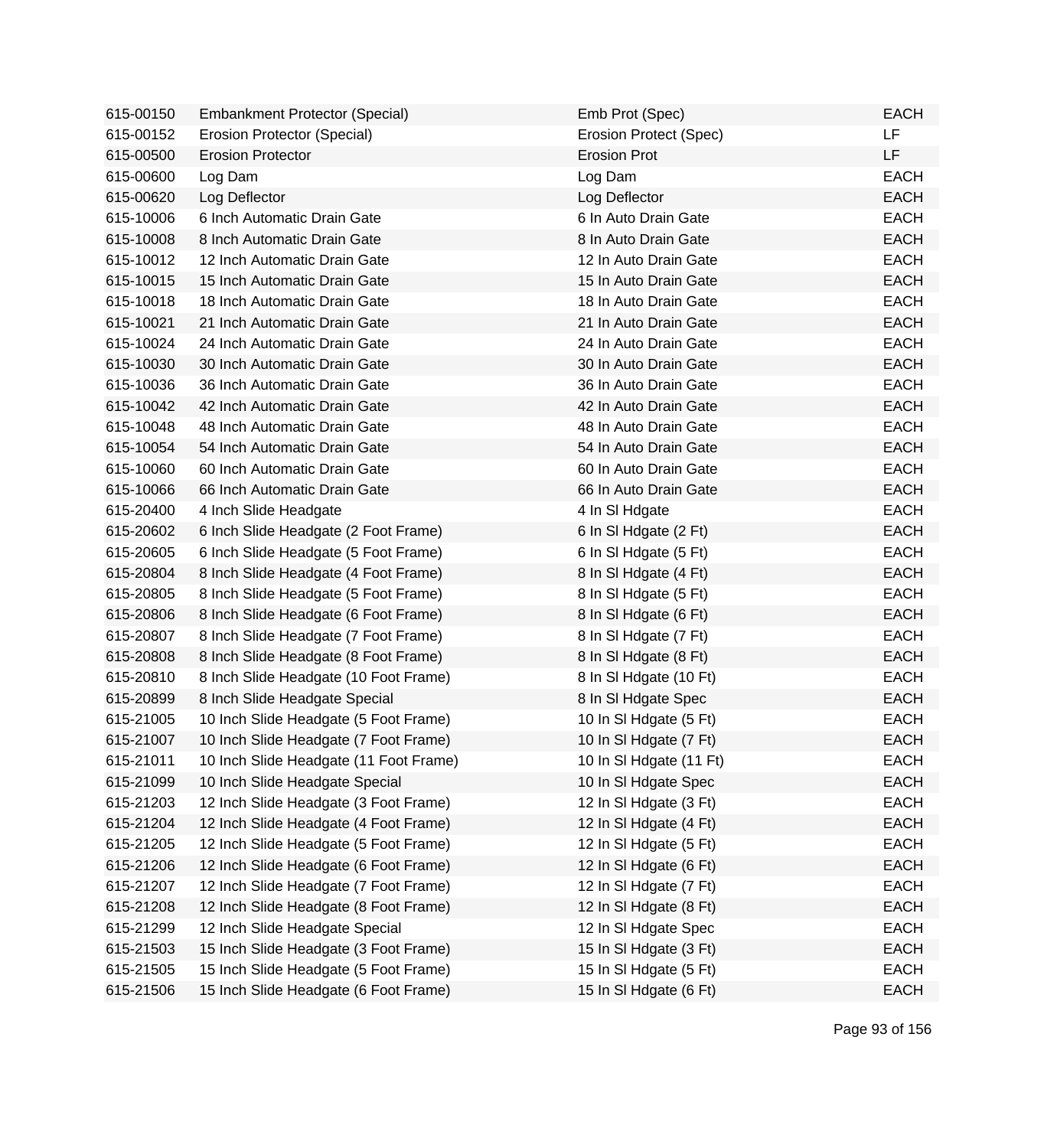| | | | |
|---|---|---|---|
| 615-00150 | Embankment Protector (Special) | Emb Prot (Spec) | EACH |
| 615-00152 | Erosion Protector (Special) | Erosion Protect (Spec) | LF |
| 615-00500 | Erosion Protector | Erosion Prot | LF |
| 615-00600 | Log Dam | Log Dam | EACH |
| 615-00620 | Log Deflector | Log Deflector | EACH |
| 615-10006 | 6 Inch Automatic Drain Gate | 6 In Auto Drain Gate | EACH |
| 615-10008 | 8 Inch Automatic Drain Gate | 8 In Auto Drain Gate | EACH |
| 615-10012 | 12 Inch Automatic Drain Gate | 12 In Auto Drain Gate | EACH |
| 615-10015 | 15 Inch Automatic Drain Gate | 15 In Auto Drain Gate | EACH |
| 615-10018 | 18 Inch Automatic Drain Gate | 18 In Auto Drain Gate | EACH |
| 615-10021 | 21 Inch Automatic Drain Gate | 21 In Auto Drain Gate | EACH |
| 615-10024 | 24 Inch Automatic Drain Gate | 24 In Auto Drain Gate | EACH |
| 615-10030 | 30 Inch Automatic Drain Gate | 30 In Auto Drain Gate | EACH |
| 615-10036 | 36 Inch Automatic Drain Gate | 36 In Auto Drain Gate | EACH |
| 615-10042 | 42 Inch Automatic Drain Gate | 42 In Auto Drain Gate | EACH |
| 615-10048 | 48 Inch Automatic Drain Gate | 48 In Auto Drain Gate | EACH |
| 615-10054 | 54 Inch Automatic Drain Gate | 54 In Auto Drain Gate | EACH |
| 615-10060 | 60 Inch Automatic Drain Gate | 60 In Auto Drain Gate | EACH |
| 615-10066 | 66 Inch Automatic Drain Gate | 66 In Auto Drain Gate | EACH |
| 615-20400 | 4 Inch Slide Headgate | 4 In Sl Hdgate | EACH |
| 615-20602 | 6 Inch Slide Headgate (2 Foot Frame) | 6 In Sl Hdgate (2 Ft) | EACH |
| 615-20605 | 6 Inch Slide Headgate (5 Foot Frame) | 6 In Sl Hdgate (5 Ft) | EACH |
| 615-20804 | 8 Inch Slide Headgate (4 Foot Frame) | 8 In Sl Hdgate (4 Ft) | EACH |
| 615-20805 | 8 Inch Slide Headgate (5 Foot Frame) | 8 In Sl Hdgate (5 Ft) | EACH |
| 615-20806 | 8 Inch Slide Headgate (6 Foot Frame) | 8 In Sl Hdgate (6 Ft) | EACH |
| 615-20807 | 8 Inch Slide Headgate (7 Foot Frame) | 8 In Sl Hdgate (7 Ft) | EACH |
| 615-20808 | 8 Inch Slide Headgate (8 Foot Frame) | 8 In Sl Hdgate (8 Ft) | EACH |
| 615-20810 | 8 Inch Slide Headgate (10 Foot Frame) | 8 In Sl Hdgate (10 Ft) | EACH |
| 615-20899 | 8 Inch Slide Headgate Special | 8 In Sl Hdgate Spec | EACH |
| 615-21005 | 10 Inch Slide Headgate (5 Foot Frame) | 10 In Sl Hdgate (5 Ft) | EACH |
| 615-21007 | 10 Inch Slide Headgate (7 Foot Frame) | 10 In Sl Hdgate (7 Ft) | EACH |
| 615-21011 | 10 Inch Slide Headgate (11 Foot Frame) | 10 In Sl Hdgate (11 Ft) | EACH |
| 615-21099 | 10 Inch Slide Headgate Special | 10 In Sl Hdgate Spec | EACH |
| 615-21203 | 12 Inch Slide Headgate (3 Foot Frame) | 12 In Sl Hdgate (3 Ft) | EACH |
| 615-21204 | 12 Inch Slide Headgate (4 Foot Frame) | 12 In Sl Hdgate (4 Ft) | EACH |
| 615-21205 | 12 Inch Slide Headgate (5 Foot Frame) | 12 In Sl Hdgate (5 Ft) | EACH |
| 615-21206 | 12 Inch Slide Headgate (6 Foot Frame) | 12 In Sl Hdgate (6 Ft) | EACH |
| 615-21207 | 12 Inch Slide Headgate (7 Foot Frame) | 12 In Sl Hdgate (7 Ft) | EACH |
| 615-21208 | 12 Inch Slide Headgate (8 Foot Frame) | 12 In Sl Hdgate (8 Ft) | EACH |
| 615-21299 | 12 Inch Slide Headgate Special | 12 In Sl Hdgate Spec | EACH |
| 615-21503 | 15 Inch Slide Headgate (3 Foot Frame) | 15 In Sl Hdgate (3 Ft) | EACH |
| 615-21505 | 15 Inch Slide Headgate (5 Foot Frame) | 15 In Sl Hdgate (5 Ft) | EACH |
| 615-21506 | 15 Inch Slide Headgate (6 Foot Frame) | 15 In Sl Hdgate (6 Ft) | EACH |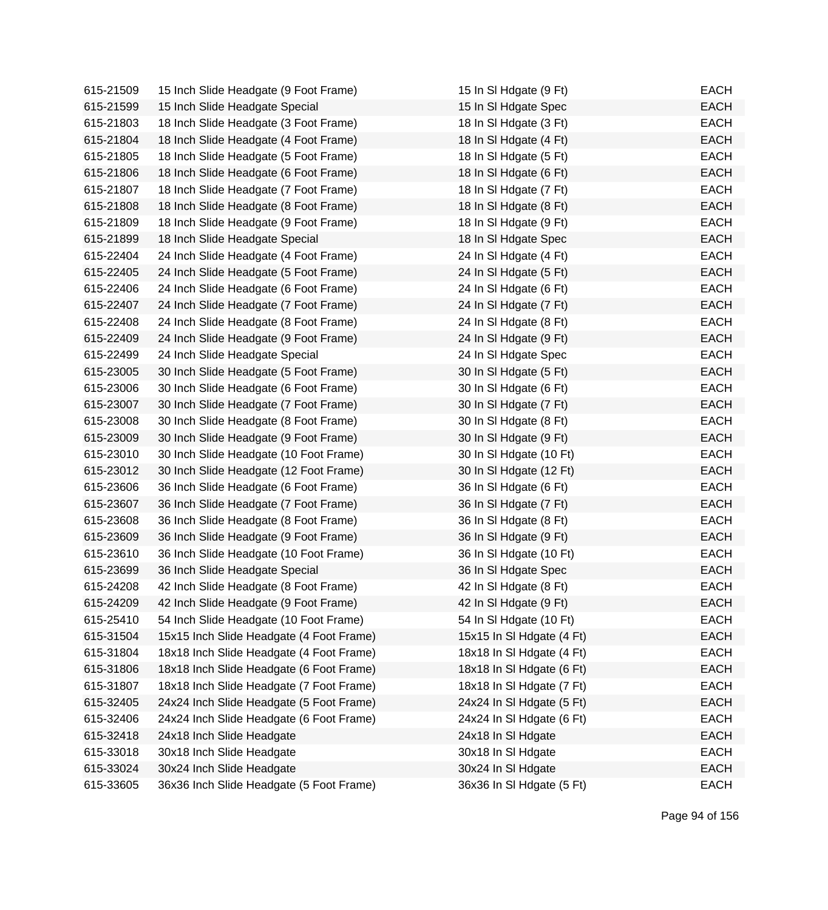| | | | |
|---|---|---|---|
| 615-21509 | 15 Inch Slide Headgate (9 Foot Frame) | 15 In Sl Hdgate (9 Ft) | EACH |
| 615-21599 | 15 Inch Slide Headgate Special | 15 In Sl Hdgate Spec | EACH |
| 615-21803 | 18 Inch Slide Headgate (3 Foot Frame) | 18 In Sl Hdgate (3 Ft) | EACH |
| 615-21804 | 18 Inch Slide Headgate (4 Foot Frame) | 18 In Sl Hdgate (4 Ft) | EACH |
| 615-21805 | 18 Inch Slide Headgate (5 Foot Frame) | 18 In Sl Hdgate (5 Ft) | EACH |
| 615-21806 | 18 Inch Slide Headgate (6 Foot Frame) | 18 In Sl Hdgate (6 Ft) | EACH |
| 615-21807 | 18 Inch Slide Headgate (7 Foot Frame) | 18 In Sl Hdgate (7 Ft) | EACH |
| 615-21808 | 18 Inch Slide Headgate (8 Foot Frame) | 18 In Sl Hdgate (8 Ft) | EACH |
| 615-21809 | 18 Inch Slide Headgate (9 Foot Frame) | 18 In Sl Hdgate (9 Ft) | EACH |
| 615-21899 | 18 Inch Slide Headgate Special | 18 In Sl Hdgate Spec | EACH |
| 615-22404 | 24 Inch Slide Headgate (4 Foot Frame) | 24 In Sl Hdgate (4 Ft) | EACH |
| 615-22405 | 24 Inch Slide Headgate (5 Foot Frame) | 24 In Sl Hdgate (5 Ft) | EACH |
| 615-22406 | 24 Inch Slide Headgate (6 Foot Frame) | 24 In Sl Hdgate (6 Ft) | EACH |
| 615-22407 | 24 Inch Slide Headgate (7 Foot Frame) | 24 In Sl Hdgate (7 Ft) | EACH |
| 615-22408 | 24 Inch Slide Headgate (8 Foot Frame) | 24 In Sl Hdgate (8 Ft) | EACH |
| 615-22409 | 24 Inch Slide Headgate (9 Foot Frame) | 24 In Sl Hdgate (9 Ft) | EACH |
| 615-22499 | 24 Inch Slide Headgate Special | 24 In Sl Hdgate Spec | EACH |
| 615-23005 | 30 Inch Slide Headgate (5 Foot Frame) | 30 In Sl Hdgate (5 Ft) | EACH |
| 615-23006 | 30 Inch Slide Headgate (6 Foot Frame) | 30 In Sl Hdgate (6 Ft) | EACH |
| 615-23007 | 30 Inch Slide Headgate (7 Foot Frame) | 30 In Sl Hdgate (7 Ft) | EACH |
| 615-23008 | 30 Inch Slide Headgate (8 Foot Frame) | 30 In Sl Hdgate (8 Ft) | EACH |
| 615-23009 | 30 Inch Slide Headgate (9 Foot Frame) | 30 In Sl Hdgate (9 Ft) | EACH |
| 615-23010 | 30 Inch Slide Headgate (10 Foot Frame) | 30 In Sl Hdgate (10 Ft) | EACH |
| 615-23012 | 30 Inch Slide Headgate (12 Foot Frame) | 30 In Sl Hdgate (12 Ft) | EACH |
| 615-23606 | 36 Inch Slide Headgate (6 Foot Frame) | 36 In Sl Hdgate (6 Ft) | EACH |
| 615-23607 | 36 Inch Slide Headgate (7 Foot Frame) | 36 In Sl Hdgate (7 Ft) | EACH |
| 615-23608 | 36 Inch Slide Headgate (8 Foot Frame) | 36 In Sl Hdgate (8 Ft) | EACH |
| 615-23609 | 36 Inch Slide Headgate (9 Foot Frame) | 36 In Sl Hdgate (9 Ft) | EACH |
| 615-23610 | 36 Inch Slide Headgate (10 Foot Frame) | 36 In Sl Hdgate (10 Ft) | EACH |
| 615-23699 | 36 Inch Slide Headgate Special | 36 In Sl Hdgate Spec | EACH |
| 615-24208 | 42 Inch Slide Headgate (8 Foot Frame) | 42 In Sl Hdgate (8 Ft) | EACH |
| 615-24209 | 42 Inch Slide Headgate (9 Foot Frame) | 42 In Sl Hdgate (9 Ft) | EACH |
| 615-25410 | 54 Inch Slide Headgate (10 Foot Frame) | 54 In Sl Hdgate (10 Ft) | EACH |
| 615-31504 | 15x15 Inch Slide Headgate (4 Foot Frame) | 15x15 In Sl Hdgate (4 Ft) | EACH |
| 615-31804 | 18x18 Inch Slide Headgate (4 Foot Frame) | 18x18 In Sl Hdgate (4 Ft) | EACH |
| 615-31806 | 18x18 Inch Slide Headgate (6 Foot Frame) | 18x18 In Sl Hdgate (6 Ft) | EACH |
| 615-31807 | 18x18 Inch Slide Headgate (7 Foot Frame) | 18x18 In Sl Hdgate (7 Ft) | EACH |
| 615-32405 | 24x24 Inch Slide Headgate (5 Foot Frame) | 24x24 In Sl Hdgate (5 Ft) | EACH |
| 615-32406 | 24x24 Inch Slide Headgate (6 Foot Frame) | 24x24 In Sl Hdgate (6 Ft) | EACH |
| 615-32418 | 24x18 Inch Slide Headgate | 24x18 In Sl Hdgate | EACH |
| 615-33018 | 30x18 Inch Slide Headgate | 30x18 In Sl Hdgate | EACH |
| 615-33024 | 30x24 Inch Slide Headgate | 30x24 In Sl Hdgate | EACH |
| 615-33605 | 36x36 Inch Slide Headgate (5 Foot Frame) | 36x36 In Sl Hdgate (5 Ft) | EACH |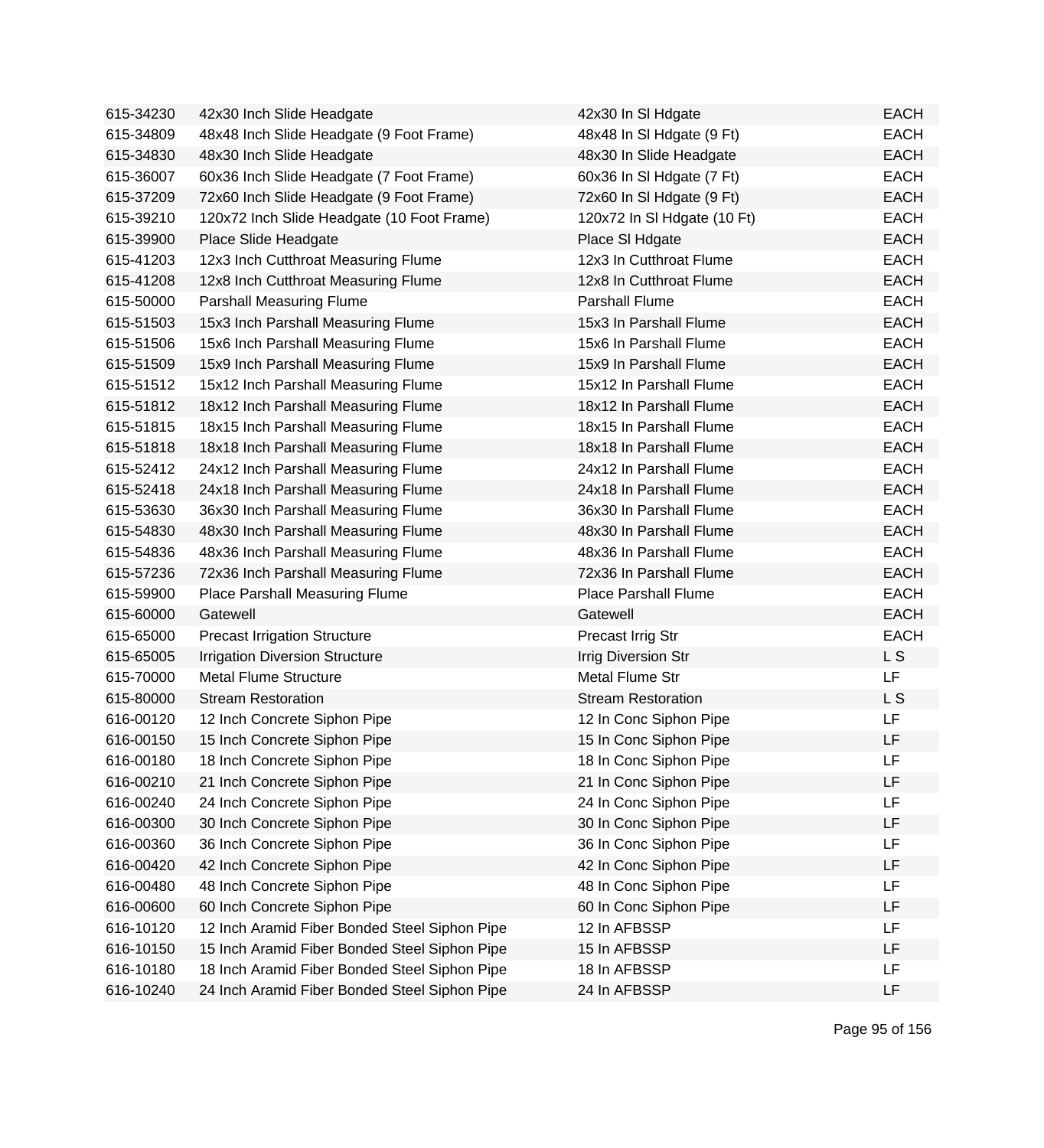| | | | |
|---|---|---|---|
| 615-34230 | 42x30 Inch Slide Headgate | 42x30 In Sl Hdgate | EACH |
| 615-34809 | 48x48 Inch Slide Headgate (9 Foot Frame) | 48x48 In Sl Hdgate (9 Ft) | EACH |
| 615-34830 | 48x30 Inch Slide Headgate | 48x30 In Slide Headgate | EACH |
| 615-36007 | 60x36 Inch Slide Headgate (7 Foot Frame) | 60x36 In Sl Hdgate (7 Ft) | EACH |
| 615-37209 | 72x60 Inch Slide Headgate (9 Foot Frame) | 72x60 In Sl Hdgate (9 Ft) | EACH |
| 615-39210 | 120x72 Inch Slide Headgate (10 Foot Frame) | 120x72 In Sl Hdgate (10 Ft) | EACH |
| 615-39900 | Place Slide Headgate | Place Sl Hdgate | EACH |
| 615-41203 | 12x3 Inch Cutthroat Measuring Flume | 12x3 In Cutthroat Flume | EACH |
| 615-41208 | 12x8 Inch Cutthroat Measuring Flume | 12x8 In Cutthroat Flume | EACH |
| 615-50000 | Parshall Measuring Flume | Parshall Flume | EACH |
| 615-51503 | 15x3 Inch Parshall Measuring Flume | 15x3 In Parshall Flume | EACH |
| 615-51506 | 15x6 Inch Parshall Measuring Flume | 15x6 In Parshall Flume | EACH |
| 615-51509 | 15x9 Inch Parshall Measuring Flume | 15x9 In Parshall Flume | EACH |
| 615-51512 | 15x12 Inch Parshall Measuring Flume | 15x12 In Parshall Flume | EACH |
| 615-51812 | 18x12 Inch Parshall Measuring Flume | 18x12 In Parshall Flume | EACH |
| 615-51815 | 18x15 Inch Parshall Measuring Flume | 18x15 In Parshall Flume | EACH |
| 615-51818 | 18x18 Inch Parshall Measuring Flume | 18x18 In Parshall Flume | EACH |
| 615-52412 | 24x12 Inch Parshall Measuring Flume | 24x12 In Parshall Flume | EACH |
| 615-52418 | 24x18 Inch Parshall Measuring Flume | 24x18 In Parshall Flume | EACH |
| 615-53630 | 36x30 Inch Parshall Measuring Flume | 36x30 In Parshall Flume | EACH |
| 615-54830 | 48x30 Inch Parshall Measuring Flume | 48x30 In Parshall Flume | EACH |
| 615-54836 | 48x36 Inch Parshall Measuring Flume | 48x36 In Parshall Flume | EACH |
| 615-57236 | 72x36 Inch Parshall Measuring Flume | 72x36 In Parshall Flume | EACH |
| 615-59900 | Place Parshall Measuring Flume | Place Parshall Flume | EACH |
| 615-60000 | Gatewell | Gatewell | EACH |
| 615-65000 | Precast Irrigation Structure | Precast Irrig Str | EACH |
| 615-65005 | Irrigation Diversion Structure | Irrig Diversion Str | L S |
| 615-70000 | Metal Flume Structure | Metal Flume Str | LF |
| 615-80000 | Stream Restoration | Stream Restoration | L S |
| 616-00120 | 12 Inch Concrete Siphon Pipe | 12 In Conc Siphon Pipe | LF |
| 616-00150 | 15 Inch Concrete Siphon Pipe | 15 In Conc Siphon Pipe | LF |
| 616-00180 | 18 Inch Concrete Siphon Pipe | 18 In Conc Siphon Pipe | LF |
| 616-00210 | 21 Inch Concrete Siphon Pipe | 21 In Conc Siphon Pipe | LF |
| 616-00240 | 24 Inch Concrete Siphon Pipe | 24 In Conc Siphon Pipe | LF |
| 616-00300 | 30 Inch Concrete Siphon Pipe | 30 In Conc Siphon Pipe | LF |
| 616-00360 | 36 Inch Concrete Siphon Pipe | 36 In Conc Siphon Pipe | LF |
| 616-00420 | 42 Inch Concrete Siphon Pipe | 42 In Conc Siphon Pipe | LF |
| 616-00480 | 48 Inch Concrete Siphon Pipe | 48 In Conc Siphon Pipe | LF |
| 616-00600 | 60 Inch Concrete Siphon Pipe | 60 In Conc Siphon Pipe | LF |
| 616-10120 | 12 Inch Aramid Fiber Bonded Steel Siphon Pipe | 12 In AFBSSP | LF |
| 616-10150 | 15 Inch Aramid Fiber Bonded Steel Siphon Pipe | 15 In AFBSSP | LF |
| 616-10180 | 18 Inch Aramid Fiber Bonded Steel Siphon Pipe | 18 In AFBSSP | LF |
| 616-10240 | 24 Inch Aramid Fiber Bonded Steel Siphon Pipe | 24 In AFBSSP | LF |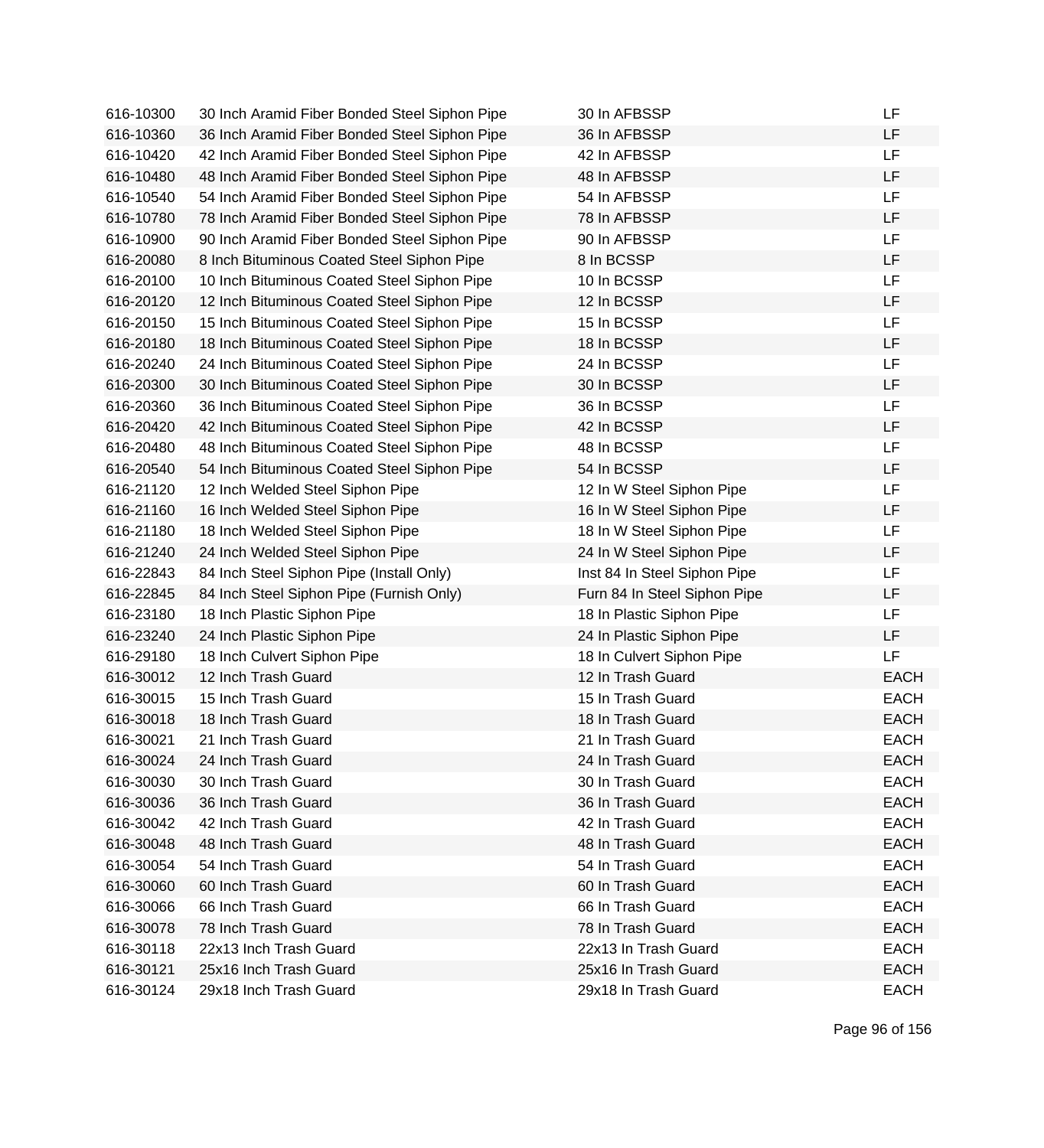| | | | |
|---|---|---|---|
| 616-10300 | 30 Inch Aramid Fiber Bonded Steel Siphon Pipe | 30 In AFBSSP | LF |
| 616-10360 | 36 Inch Aramid Fiber Bonded Steel Siphon Pipe | 36 In AFBSSP | LF |
| 616-10420 | 42 Inch Aramid Fiber Bonded Steel Siphon Pipe | 42 In AFBSSP | LF |
| 616-10480 | 48 Inch Aramid Fiber Bonded Steel Siphon Pipe | 48 In AFBSSP | LF |
| 616-10540 | 54 Inch Aramid Fiber Bonded Steel Siphon Pipe | 54 In AFBSSP | LF |
| 616-10780 | 78 Inch Aramid Fiber Bonded Steel Siphon Pipe | 78 In AFBSSP | LF |
| 616-10900 | 90 Inch Aramid Fiber Bonded Steel Siphon Pipe | 90 In AFBSSP | LF |
| 616-20080 | 8 Inch Bituminous Coated Steel Siphon Pipe | 8 In BCSSP | LF |
| 616-20100 | 10 Inch Bituminous Coated Steel Siphon Pipe | 10 In BCSSP | LF |
| 616-20120 | 12 Inch Bituminous Coated Steel Siphon Pipe | 12 In BCSSP | LF |
| 616-20150 | 15 Inch Bituminous Coated Steel Siphon Pipe | 15 In BCSSP | LF |
| 616-20180 | 18 Inch Bituminous Coated Steel Siphon Pipe | 18 In BCSSP | LF |
| 616-20240 | 24 Inch Bituminous Coated Steel Siphon Pipe | 24 In BCSSP | LF |
| 616-20300 | 30 Inch Bituminous Coated Steel Siphon Pipe | 30 In BCSSP | LF |
| 616-20360 | 36 Inch Bituminous Coated Steel Siphon Pipe | 36 In BCSSP | LF |
| 616-20420 | 42 Inch Bituminous Coated Steel Siphon Pipe | 42 In BCSSP | LF |
| 616-20480 | 48 Inch Bituminous Coated Steel Siphon Pipe | 48 In BCSSP | LF |
| 616-20540 | 54 Inch Bituminous Coated Steel Siphon Pipe | 54 In BCSSP | LF |
| 616-21120 | 12 Inch Welded Steel Siphon Pipe | 12 In W Steel Siphon Pipe | LF |
| 616-21160 | 16 Inch Welded Steel Siphon Pipe | 16 In W Steel Siphon Pipe | LF |
| 616-21180 | 18 Inch Welded Steel Siphon Pipe | 18 In W Steel Siphon Pipe | LF |
| 616-21240 | 24 Inch Welded Steel Siphon Pipe | 24 In W Steel Siphon Pipe | LF |
| 616-22843 | 84 Inch Steel Siphon Pipe (Install Only) | Inst 84 In Steel Siphon Pipe | LF |
| 616-22845 | 84 Inch Steel Siphon Pipe (Furnish Only) | Furn 84 In Steel Siphon Pipe | LF |
| 616-23180 | 18 Inch Plastic Siphon Pipe | 18 In Plastic Siphon Pipe | LF |
| 616-23240 | 24 Inch Plastic Siphon Pipe | 24 In Plastic Siphon Pipe | LF |
| 616-29180 | 18 Inch Culvert Siphon Pipe | 18 In Culvert Siphon Pipe | LF |
| 616-30012 | 12 Inch Trash Guard | 12 In Trash Guard | EACH |
| 616-30015 | 15 Inch Trash Guard | 15 In Trash Guard | EACH |
| 616-30018 | 18 Inch Trash Guard | 18 In Trash Guard | EACH |
| 616-30021 | 21 Inch Trash Guard | 21 In Trash Guard | EACH |
| 616-30024 | 24 Inch Trash Guard | 24 In Trash Guard | EACH |
| 616-30030 | 30 Inch Trash Guard | 30 In Trash Guard | EACH |
| 616-30036 | 36 Inch Trash Guard | 36 In Trash Guard | EACH |
| 616-30042 | 42 Inch Trash Guard | 42 In Trash Guard | EACH |
| 616-30048 | 48 Inch Trash Guard | 48 In Trash Guard | EACH |
| 616-30054 | 54 Inch Trash Guard | 54 In Trash Guard | EACH |
| 616-30060 | 60 Inch Trash Guard | 60 In Trash Guard | EACH |
| 616-30066 | 66 Inch Trash Guard | 66 In Trash Guard | EACH |
| 616-30078 | 78 Inch Trash Guard | 78 In Trash Guard | EACH |
| 616-30118 | 22x13 Inch Trash Guard | 22x13 In Trash Guard | EACH |
| 616-30121 | 25x16 Inch Trash Guard | 25x16 In Trash Guard | EACH |
| 616-30124 | 29x18 Inch Trash Guard | 29x18 In Trash Guard | EACH |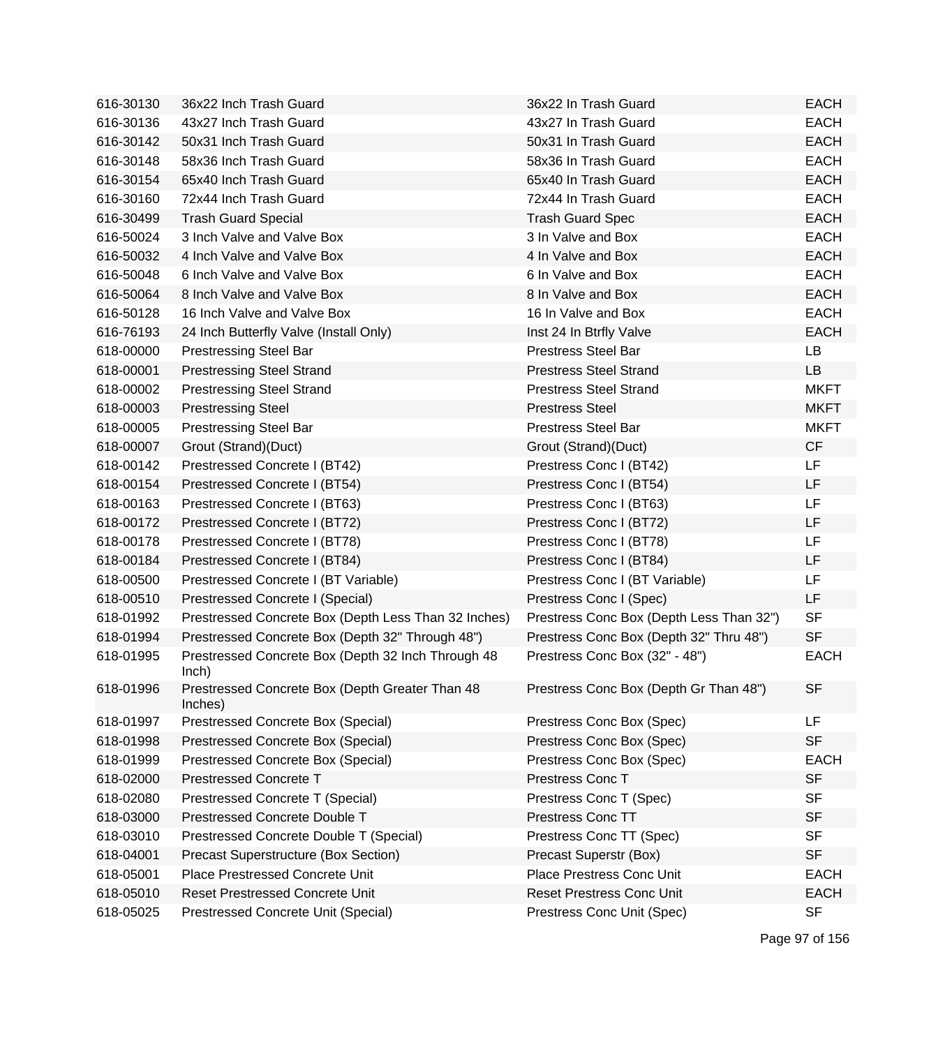| | | | |
|---|---|---|---|
| 616-30130 | 36x22 Inch Trash Guard | 36x22 In Trash Guard | EACH |
| 616-30136 | 43x27 Inch Trash Guard | 43x27 In Trash Guard | EACH |
| 616-30142 | 50x31 Inch Trash Guard | 50x31 In Trash Guard | EACH |
| 616-30148 | 58x36 Inch Trash Guard | 58x36 In Trash Guard | EACH |
| 616-30154 | 65x40 Inch Trash Guard | 65x40 In Trash Guard | EACH |
| 616-30160 | 72x44 Inch Trash Guard | 72x44 In Trash Guard | EACH |
| 616-30499 | Trash Guard Special | Trash Guard Spec | EACH |
| 616-50024 | 3 Inch Valve and Valve Box | 3 In Valve and Box | EACH |
| 616-50032 | 4 Inch Valve and Valve Box | 4 In Valve and Box | EACH |
| 616-50048 | 6 Inch Valve and Valve Box | 6 In Valve and Box | EACH |
| 616-50064 | 8 Inch Valve and Valve Box | 8 In Valve and Box | EACH |
| 616-50128 | 16 Inch Valve and Valve Box | 16 In Valve and Box | EACH |
| 616-76193 | 24 Inch Butterfly Valve (Install Only) | Inst 24 In Btrfly Valve | EACH |
| 618-00000 | Prestressing Steel Bar | Prestress Steel Bar | LB |
| 618-00001 | Prestressing Steel Strand | Prestress Steel Strand | LB |
| 618-00002 | Prestressing Steel Strand | Prestress Steel Strand | MKFT |
| 618-00003 | Prestressing Steel | Prestress Steel | MKFT |
| 618-00005 | Prestressing Steel Bar | Prestress Steel Bar | MKFT |
| 618-00007 | Grout (Strand)(Duct) | Grout (Strand)(Duct) | CF |
| 618-00142 | Prestressed Concrete I (BT42) | Prestress Conc I (BT42) | LF |
| 618-00154 | Prestressed Concrete I (BT54) | Prestress Conc I (BT54) | LF |
| 618-00163 | Prestressed Concrete I (BT63) | Prestress Conc I (BT63) | LF |
| 618-00172 | Prestressed Concrete I (BT72) | Prestress Conc I (BT72) | LF |
| 618-00178 | Prestressed Concrete I (BT78) | Prestress Conc I (BT78) | LF |
| 618-00184 | Prestressed Concrete I (BT84) | Prestress Conc I (BT84) | LF |
| 618-00500 | Prestressed Concrete I (BT Variable) | Prestress Conc I (BT Variable) | LF |
| 618-00510 | Prestressed Concrete I (Special) | Prestress Conc I (Spec) | LF |
| 618-01992 | Prestressed Concrete Box (Depth Less Than 32 Inches) | Prestress Conc Box (Depth Less Than 32") | SF |
| 618-01994 | Prestressed Concrete Box (Depth 32" Through 48") | Prestress Conc Box (Depth 32" Thru 48") | SF |
| 618-01995 | Prestressed Concrete Box (Depth 32 Inch Through 48 Inch) | Prestress Conc Box (32" - 48") | EACH |
| 618-01996 | Prestressed Concrete Box (Depth Greater Than 48 Inches) | Prestress Conc Box (Depth Gr Than 48") | SF |
| 618-01997 | Prestressed Concrete Box (Special) | Prestress Conc Box (Spec) | LF |
| 618-01998 | Prestressed Concrete Box (Special) | Prestress Conc Box (Spec) | SF |
| 618-01999 | Prestressed Concrete Box (Special) | Prestress Conc Box (Spec) | EACH |
| 618-02000 | Prestressed Concrete T | Prestress Conc T | SF |
| 618-02080 | Prestressed Concrete T (Special) | Prestress Conc T (Spec) | SF |
| 618-03000 | Prestressed Concrete Double T | Prestress Conc TT | SF |
| 618-03010 | Prestressed Concrete Double T (Special) | Prestress Conc TT (Spec) | SF |
| 618-04001 | Precast Superstructure (Box Section) | Precast Superstr (Box) | SF |
| 618-05001 | Place Prestressed Concrete Unit | Place Prestress Conc Unit | EACH |
| 618-05010 | Reset Prestressed Concrete Unit | Reset Prestress Conc Unit | EACH |
| 618-05025 | Prestressed Concrete Unit (Special) | Prestress Conc Unit (Spec) | SF |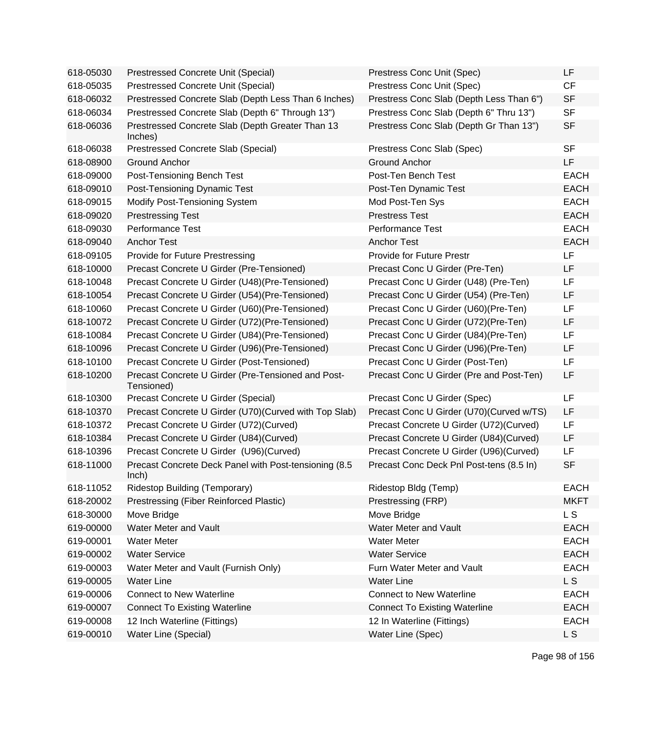| | | | |
|---|---|---|---|
| 618-05030 | Prestressed Concrete Unit (Special) | Prestress Conc Unit (Spec) | LF |
| 618-05035 | Prestressed Concrete Unit (Special) | Prestress Conc Unit (Spec) | CF |
| 618-06032 | Prestressed Concrete Slab (Depth Less Than 6 Inches) | Prestress Conc Slab (Depth Less Than 6") | SF |
| 618-06034 | Prestressed Concrete Slab (Depth 6" Through 13") | Prestress Conc Slab (Depth 6" Thru 13") | SF |
| 618-06036 | Prestressed Concrete Slab (Depth Greater Than 13 Inches) | Prestress Conc Slab (Depth Gr Than 13") | SF |
| 618-06038 | Prestressed Concrete Slab (Special) | Prestress Conc Slab (Spec) | SF |
| 618-08900 | Ground Anchor | Ground Anchor | LF |
| 618-09000 | Post-Tensioning Bench Test | Post-Ten Bench Test | EACH |
| 618-09010 | Post-Tensioning Dynamic Test | Post-Ten Dynamic Test | EACH |
| 618-09015 | Modify Post-Tensioning System | Mod Post-Ten Sys | EACH |
| 618-09020 | Prestressing Test | Prestress Test | EACH |
| 618-09030 | Performance Test | Performance Test | EACH |
| 618-09040 | Anchor Test | Anchor Test | EACH |
| 618-09105 | Provide for Future Prestressing | Provide for Future Prestr | LF |
| 618-10000 | Precast Concrete U Girder (Pre-Tensioned) | Precast Conc U Girder (Pre-Ten) | LF |
| 618-10048 | Precast Concrete U Girder (U48)(Pre-Tensioned) | Precast Conc U Girder (U48) (Pre-Ten) | LF |
| 618-10054 | Precast Concrete U Girder (U54)(Pre-Tensioned) | Precast Conc U Girder (U54) (Pre-Ten) | LF |
| 618-10060 | Precast Concrete U Girder (U60)(Pre-Tensioned) | Precast Conc U Girder (U60)(Pre-Ten) | LF |
| 618-10072 | Precast Concrete U Girder (U72)(Pre-Tensioned) | Precast Conc U Girder (U72)(Pre-Ten) | LF |
| 618-10084 | Precast Concrete U Girder (U84)(Pre-Tensioned) | Precast Conc U Girder (U84)(Pre-Ten) | LF |
| 618-10096 | Precast Concrete U Girder (U96)(Pre-Tensioned) | Precast Conc U Girder (U96)(Pre-Ten) | LF |
| 618-10100 | Precast Concrete U Girder (Post-Tensioned) | Precast Conc U Girder (Post-Ten) | LF |
| 618-10200 | Precast Concrete U Girder (Pre-Tensioned and Post-Tensioned) | Precast Conc U Girder (Pre and Post-Ten) | LF |
| 618-10300 | Precast Concrete U Girder (Special) | Precast Conc U Girder (Spec) | LF |
| 618-10370 | Precast Concrete U Girder (U70)(Curved with Top Slab) | Precast Conc U Girder (U70)(Curved w/TS) | LF |
| 618-10372 | Precast Concrete U Girder (U72)(Curved) | Precast Concrete U Girder (U72)(Curved) | LF |
| 618-10384 | Precast Concrete U Girder (U84)(Curved) | Precast Concrete U Girder (U84)(Curved) | LF |
| 618-10396 | Precast Concrete U Girder (U96)(Curved) | Precast Concrete U Girder (U96)(Curved) | LF |
| 618-11000 | Precast Concrete Deck Panel with Post-tensioning (8.5 Inch) | Precast Conc Deck Pnl Post-tens (8.5 In) | SF |
| 618-11052 | Ridestop Building (Temporary) | Ridestop Bldg (Temp) | EACH |
| 618-20002 | Prestressing (Fiber Reinforced Plastic) | Prestressing (FRP) | MKFT |
| 618-30000 | Move Bridge | Move Bridge | L S |
| 619-00000 | Water Meter and Vault | Water Meter and Vault | EACH |
| 619-00001 | Water Meter | Water Meter | EACH |
| 619-00002 | Water Service | Water Service | EACH |
| 619-00003 | Water Meter and Vault (Furnish Only) | Furn Water Meter and Vault | EACH |
| 619-00005 | Water Line | Water Line | L S |
| 619-00006 | Connect to New Waterline | Connect to New Waterline | EACH |
| 619-00007 | Connect To Existing Waterline | Connect To Existing Waterline | EACH |
| 619-00008 | 12 Inch Waterline (Fittings) | 12 In Waterline (Fittings) | EACH |
| 619-00010 | Water Line (Special) | Water Line (Spec) | L S |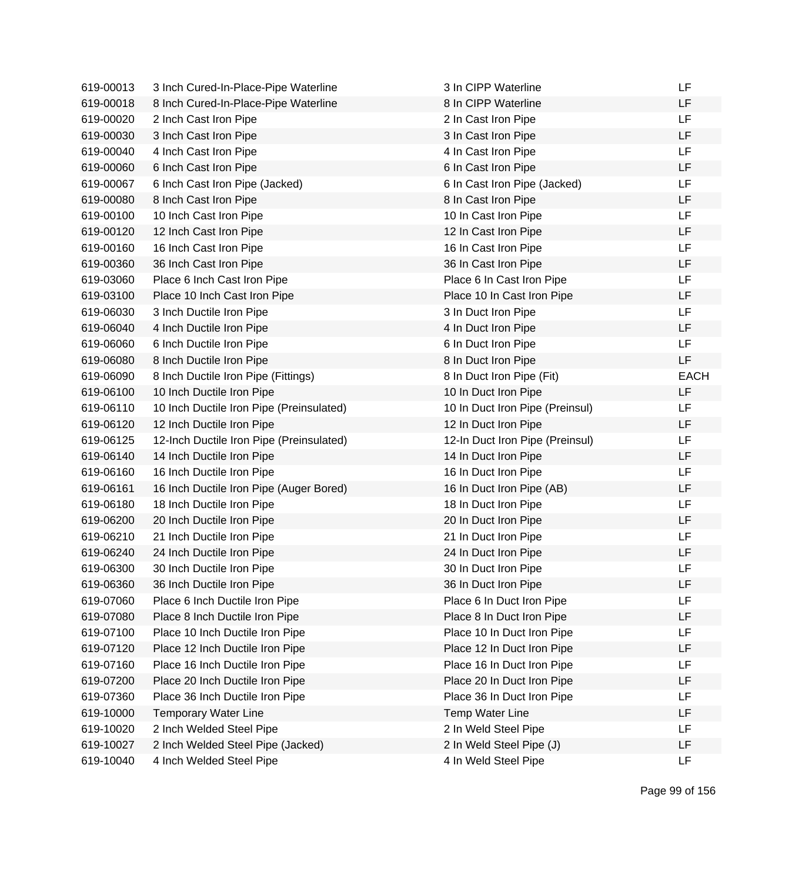| | | | |
|---|---|---|---|
| 619-00013 | 3 Inch Cured-In-Place-Pipe Waterline | 3 In CIPP Waterline | LF |
| 619-00018 | 8 Inch Cured-In-Place-Pipe Waterline | 8 In CIPP Waterline | LF |
| 619-00020 | 2 Inch Cast Iron Pipe | 2 In Cast Iron Pipe | LF |
| 619-00030 | 3 Inch Cast Iron Pipe | 3 In Cast Iron Pipe | LF |
| 619-00040 | 4 Inch Cast Iron Pipe | 4 In Cast Iron Pipe | LF |
| 619-00060 | 6 Inch Cast Iron Pipe | 6 In Cast Iron Pipe | LF |
| 619-00067 | 6 Inch Cast Iron Pipe (Jacked) | 6 In Cast Iron Pipe (Jacked) | LF |
| 619-00080 | 8 Inch Cast Iron Pipe | 8 In Cast Iron Pipe | LF |
| 619-00100 | 10 Inch Cast Iron Pipe | 10 In Cast Iron Pipe | LF |
| 619-00120 | 12 Inch Cast Iron Pipe | 12 In Cast Iron Pipe | LF |
| 619-00160 | 16 Inch Cast Iron Pipe | 16 In Cast Iron Pipe | LF |
| 619-00360 | 36 Inch Cast Iron Pipe | 36 In Cast Iron Pipe | LF |
| 619-03060 | Place 6 Inch Cast Iron Pipe | Place 6 In Cast Iron Pipe | LF |
| 619-03100 | Place 10 Inch Cast Iron Pipe | Place 10 In Cast Iron Pipe | LF |
| 619-06030 | 3 Inch Ductile Iron Pipe | 3 In Duct Iron Pipe | LF |
| 619-06040 | 4 Inch Ductile Iron Pipe | 4 In Duct Iron Pipe | LF |
| 619-06060 | 6 Inch Ductile Iron Pipe | 6 In Duct Iron Pipe | LF |
| 619-06080 | 8 Inch Ductile Iron Pipe | 8 In Duct Iron Pipe | LF |
| 619-06090 | 8 Inch Ductile Iron Pipe (Fittings) | 8 In Duct Iron Pipe (Fit) | EACH |
| 619-06100 | 10 Inch Ductile Iron Pipe | 10 In Duct Iron Pipe | LF |
| 619-06110 | 10 Inch Ductile Iron Pipe (Preinsulated) | 10 In Duct Iron Pipe (Preinsul) | LF |
| 619-06120 | 12 Inch Ductile Iron Pipe | 12 In Duct Iron Pipe | LF |
| 619-06125 | 12-Inch Ductile Iron Pipe (Preinsulated) | 12-In Duct Iron Pipe (Preinsul) | LF |
| 619-06140 | 14 Inch Ductile Iron Pipe | 14 In Duct Iron Pipe | LF |
| 619-06160 | 16 Inch Ductile Iron Pipe | 16 In Duct Iron Pipe | LF |
| 619-06161 | 16 Inch Ductile Iron Pipe (Auger Bored) | 16 In Duct Iron Pipe (AB) | LF |
| 619-06180 | 18 Inch Ductile Iron Pipe | 18 In Duct Iron Pipe | LF |
| 619-06200 | 20 Inch Ductile Iron Pipe | 20 In Duct Iron Pipe | LF |
| 619-06210 | 21 Inch Ductile Iron Pipe | 21 In Duct Iron Pipe | LF |
| 619-06240 | 24 Inch Ductile Iron Pipe | 24 In Duct Iron Pipe | LF |
| 619-06300 | 30 Inch Ductile Iron Pipe | 30 In Duct Iron Pipe | LF |
| 619-06360 | 36 Inch Ductile Iron Pipe | 36 In Duct Iron Pipe | LF |
| 619-07060 | Place 6 Inch Ductile Iron Pipe | Place 6 In Duct Iron Pipe | LF |
| 619-07080 | Place 8 Inch Ductile Iron Pipe | Place 8 In Duct Iron Pipe | LF |
| 619-07100 | Place 10 Inch Ductile Iron Pipe | Place 10 In Duct Iron Pipe | LF |
| 619-07120 | Place 12 Inch Ductile Iron Pipe | Place 12 In Duct Iron Pipe | LF |
| 619-07160 | Place 16 Inch Ductile Iron Pipe | Place 16 In Duct Iron Pipe | LF |
| 619-07200 | Place 20 Inch Ductile Iron Pipe | Place 20 In Duct Iron Pipe | LF |
| 619-07360 | Place 36 Inch Ductile Iron Pipe | Place 36 In Duct Iron Pipe | LF |
| 619-10000 | Temporary Water Line | Temp Water Line | LF |
| 619-10020 | 2 Inch Welded Steel Pipe | 2 In Weld Steel Pipe | LF |
| 619-10027 | 2 Inch Welded Steel Pipe (Jacked) | 2 In Weld Steel Pipe (J) | LF |
| 619-10040 | 4 Inch Welded Steel Pipe | 4 In Weld Steel Pipe | LF |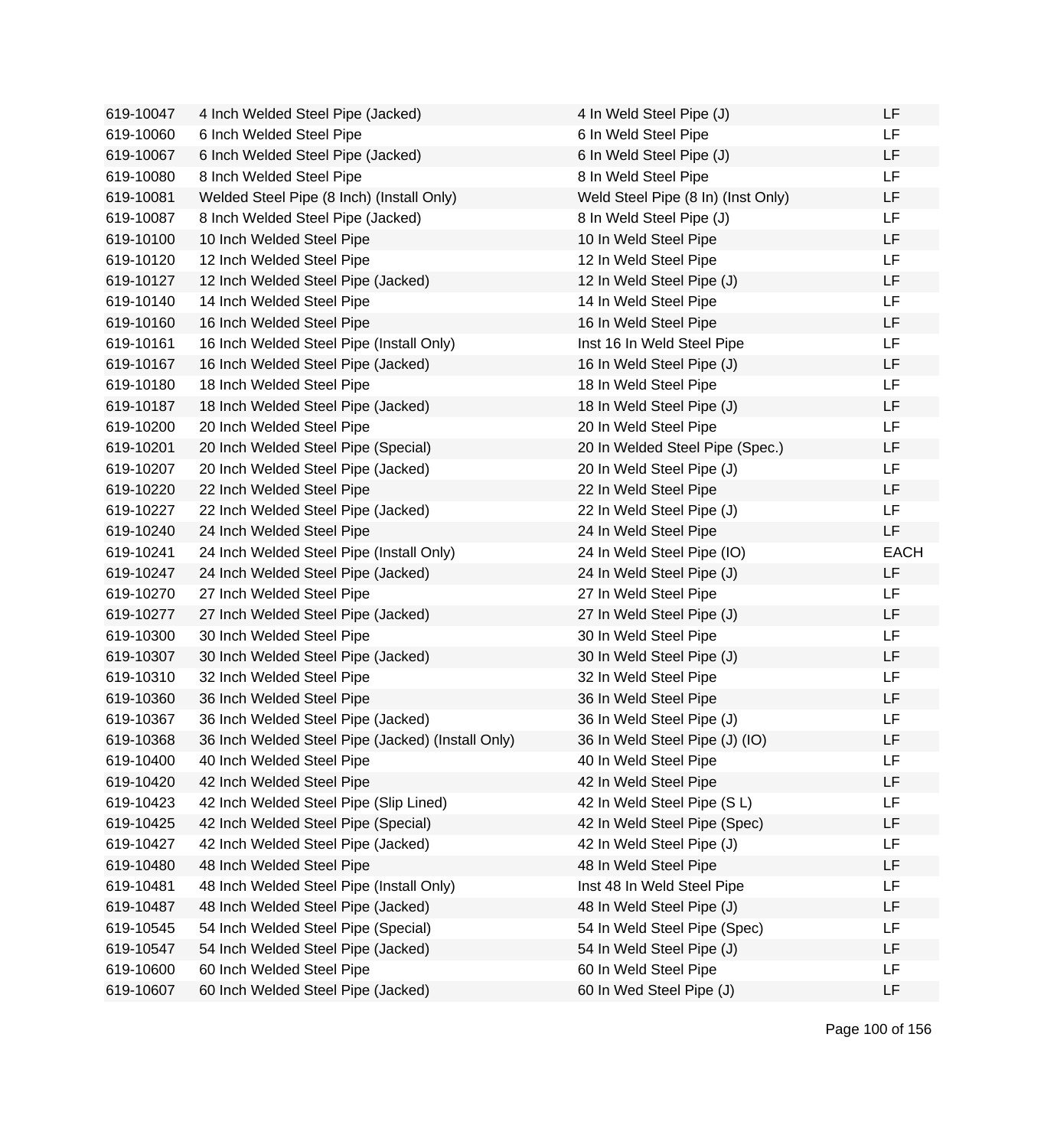| | | | |
|---|---|---|---|
| 619-10047 | 4 Inch Welded Steel Pipe (Jacked) | 4 In Weld Steel Pipe (J) | LF |
| 619-10060 | 6 Inch Welded Steel Pipe | 6 In Weld Steel Pipe | LF |
| 619-10067 | 6 Inch Welded Steel Pipe (Jacked) | 6 In Weld Steel Pipe (J) | LF |
| 619-10080 | 8 Inch Welded Steel Pipe | 8 In Weld Steel Pipe | LF |
| 619-10081 | Welded Steel Pipe (8 Inch) (Install Only) | Weld Steel Pipe (8 In) (Inst Only) | LF |
| 619-10087 | 8 Inch Welded Steel Pipe (Jacked) | 8 In Weld Steel Pipe (J) | LF |
| 619-10100 | 10 Inch Welded Steel Pipe | 10 In Weld Steel Pipe | LF |
| 619-10120 | 12 Inch Welded Steel Pipe | 12 In Weld Steel Pipe | LF |
| 619-10127 | 12 Inch Welded Steel Pipe (Jacked) | 12 In Weld Steel Pipe (J) | LF |
| 619-10140 | 14 Inch Welded Steel Pipe | 14 In Weld Steel Pipe | LF |
| 619-10160 | 16 Inch Welded Steel Pipe | 16 In Weld Steel Pipe | LF |
| 619-10161 | 16 Inch Welded Steel Pipe (Install Only) | Inst 16 In Weld Steel Pipe | LF |
| 619-10167 | 16 Inch Welded Steel Pipe (Jacked) | 16 In Weld Steel Pipe (J) | LF |
| 619-10180 | 18 Inch Welded Steel Pipe | 18 In Weld Steel Pipe | LF |
| 619-10187 | 18 Inch Welded Steel Pipe (Jacked) | 18 In Weld Steel Pipe (J) | LF |
| 619-10200 | 20 Inch Welded Steel Pipe | 20 In Weld Steel Pipe | LF |
| 619-10201 | 20 Inch Welded Steel Pipe (Special) | 20 In Welded Steel Pipe (Spec.) | LF |
| 619-10207 | 20 Inch Welded Steel Pipe (Jacked) | 20 In Weld Steel Pipe (J) | LF |
| 619-10220 | 22 Inch Welded Steel Pipe | 22 In Weld Steel Pipe | LF |
| 619-10227 | 22 Inch Welded Steel Pipe (Jacked) | 22 In Weld Steel Pipe (J) | LF |
| 619-10240 | 24 Inch Welded Steel Pipe | 24 In Weld Steel Pipe | LF |
| 619-10241 | 24 Inch Welded Steel Pipe (Install Only) | 24 In Weld Steel Pipe (IO) | EACH |
| 619-10247 | 24 Inch Welded Steel Pipe (Jacked) | 24 In Weld Steel Pipe (J) | LF |
| 619-10270 | 27 Inch Welded Steel Pipe | 27 In Weld Steel Pipe | LF |
| 619-10277 | 27 Inch Welded Steel Pipe (Jacked) | 27 In Weld Steel Pipe (J) | LF |
| 619-10300 | 30 Inch Welded Steel Pipe | 30 In Weld Steel Pipe | LF |
| 619-10307 | 30 Inch Welded Steel Pipe (Jacked) | 30 In Weld Steel Pipe (J) | LF |
| 619-10310 | 32 Inch Welded Steel Pipe | 32 In Weld Steel Pipe | LF |
| 619-10360 | 36 Inch Welded Steel Pipe | 36 In Weld Steel Pipe | LF |
| 619-10367 | 36 Inch Welded Steel Pipe (Jacked) | 36 In Weld Steel Pipe (J) | LF |
| 619-10368 | 36 Inch Welded Steel Pipe (Jacked) (Install Only) | 36 In Weld Steel Pipe (J) (IO) | LF |
| 619-10400 | 40 Inch Welded Steel Pipe | 40 In Weld Steel Pipe | LF |
| 619-10420 | 42 Inch Welded Steel Pipe | 42 In Weld Steel Pipe | LF |
| 619-10423 | 42 Inch Welded Steel Pipe (Slip Lined) | 42 In Weld Steel Pipe (S L) | LF |
| 619-10425 | 42 Inch Welded Steel Pipe (Special) | 42 In Weld Steel Pipe (Spec) | LF |
| 619-10427 | 42 Inch Welded Steel Pipe (Jacked) | 42 In Weld Steel Pipe (J) | LF |
| 619-10480 | 48 Inch Welded Steel Pipe | 48 In Weld Steel Pipe | LF |
| 619-10481 | 48 Inch Welded Steel Pipe (Install Only) | Inst 48 In Weld Steel Pipe | LF |
| 619-10487 | 48 Inch Welded Steel Pipe (Jacked) | 48 In Weld Steel Pipe (J) | LF |
| 619-10545 | 54 Inch Welded Steel Pipe (Special) | 54 In Weld Steel Pipe (Spec) | LF |
| 619-10547 | 54 Inch Welded Steel Pipe (Jacked) | 54 In Weld Steel Pipe (J) | LF |
| 619-10600 | 60 Inch Welded Steel Pipe | 60 In Weld Steel Pipe | LF |
| 619-10607 | 60 Inch Welded Steel Pipe (Jacked) | 60 In Wed Steel Pipe (J) | LF |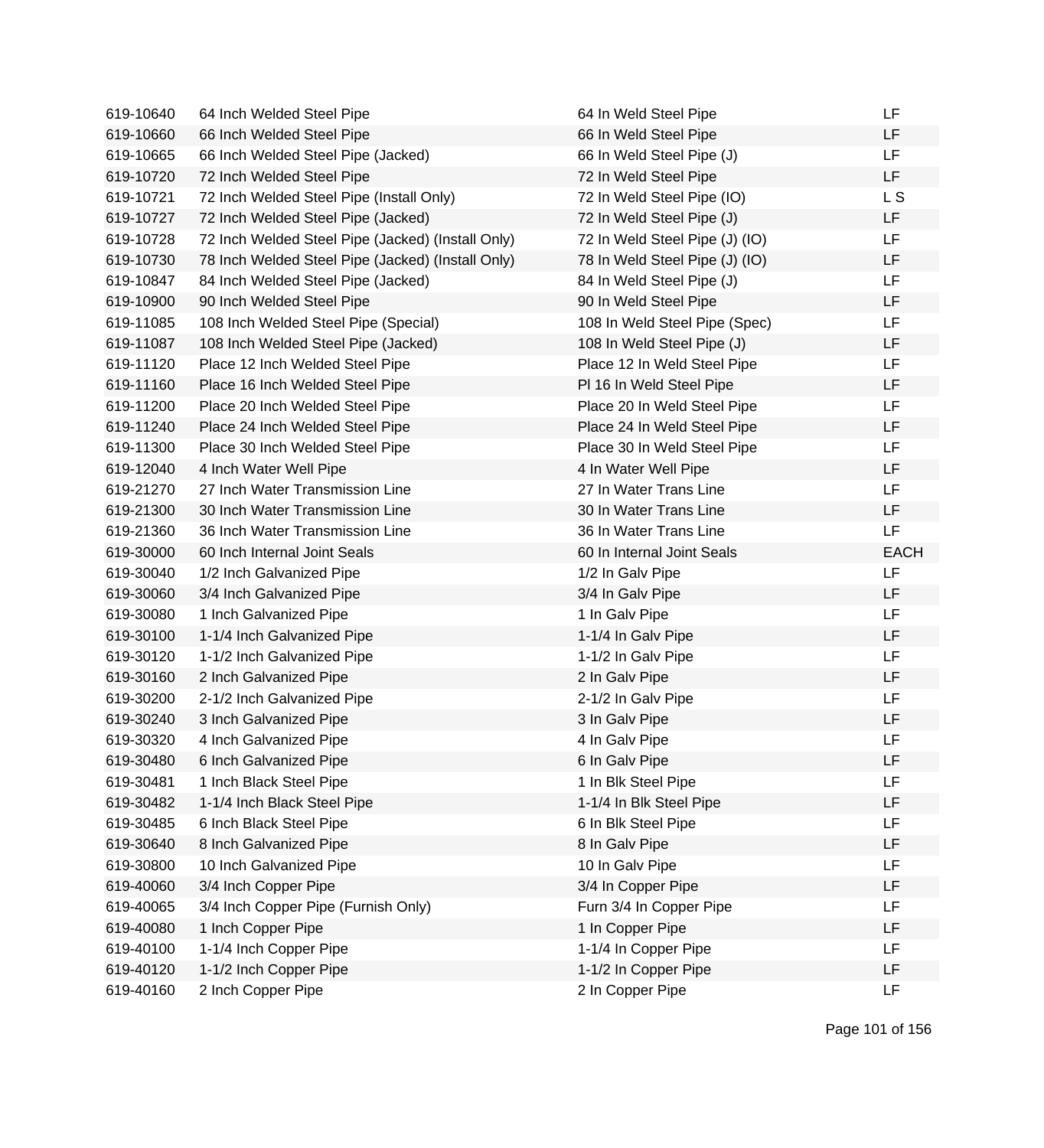| | | | |
|---|---|---|---|
| 619-10640 | 64 Inch Welded Steel Pipe | 64 In Weld Steel Pipe | LF |
| 619-10660 | 66 Inch Welded Steel Pipe | 66 In Weld Steel Pipe | LF |
| 619-10665 | 66 Inch Welded Steel Pipe (Jacked) | 66 In Weld Steel Pipe (J) | LF |
| 619-10720 | 72 Inch Welded Steel Pipe | 72 In Weld Steel Pipe | LF |
| 619-10721 | 72 Inch Welded Steel Pipe (Install Only) | 72 In Weld Steel Pipe (IO) | L S |
| 619-10727 | 72 Inch Welded Steel Pipe (Jacked) | 72 In Weld Steel Pipe (J) | LF |
| 619-10728 | 72 Inch Welded Steel Pipe (Jacked) (Install Only) | 72 In Weld Steel Pipe (J) (IO) | LF |
| 619-10730 | 78 Inch Welded Steel Pipe (Jacked) (Install Only) | 78 In Weld Steel Pipe (J) (IO) | LF |
| 619-10847 | 84 Inch Welded Steel Pipe (Jacked) | 84 In Weld Steel Pipe (J) | LF |
| 619-10900 | 90 Inch Welded Steel Pipe | 90 In Weld Steel Pipe | LF |
| 619-11085 | 108 Inch Welded Steel Pipe (Special) | 108 In Weld Steel Pipe (Spec) | LF |
| 619-11087 | 108 Inch Welded Steel Pipe (Jacked) | 108 In Weld Steel Pipe (J) | LF |
| 619-11120 | Place 12 Inch Welded Steel Pipe | Place 12 In Weld Steel Pipe | LF |
| 619-11160 | Place 16 Inch Welded Steel Pipe | Pl 16 In Weld Steel Pipe | LF |
| 619-11200 | Place 20 Inch Welded Steel Pipe | Place 20 In Weld Steel Pipe | LF |
| 619-11240 | Place 24 Inch Welded Steel Pipe | Place 24 In Weld Steel Pipe | LF |
| 619-11300 | Place 30 Inch Welded Steel Pipe | Place 30 In Weld Steel Pipe | LF |
| 619-12040 | 4 Inch Water Well Pipe | 4 In Water Well Pipe | LF |
| 619-21270 | 27 Inch Water Transmission Line | 27 In Water Trans Line | LF |
| 619-21300 | 30 Inch Water Transmission Line | 30 In Water Trans Line | LF |
| 619-21360 | 36 Inch Water Transmission Line | 36 In Water Trans Line | LF |
| 619-30000 | 60 Inch Internal Joint Seals | 60 In Internal Joint Seals | EACH |
| 619-30040 | 1/2 Inch Galvanized Pipe | 1/2 In Galv Pipe | LF |
| 619-30060 | 3/4 Inch Galvanized Pipe | 3/4 In Galv Pipe | LF |
| 619-30080 | 1 Inch Galvanized Pipe | 1 In Galv Pipe | LF |
| 619-30100 | 1-1/4 Inch Galvanized Pipe | 1-1/4 In Galv Pipe | LF |
| 619-30120 | 1-1/2 Inch Galvanized Pipe | 1-1/2 In Galv Pipe | LF |
| 619-30160 | 2 Inch Galvanized Pipe | 2 In Galv Pipe | LF |
| 619-30200 | 2-1/2 Inch Galvanized Pipe | 2-1/2 In Galv Pipe | LF |
| 619-30240 | 3 Inch Galvanized Pipe | 3 In Galv Pipe | LF |
| 619-30320 | 4 Inch Galvanized Pipe | 4 In Galv Pipe | LF |
| 619-30480 | 6 Inch Galvanized Pipe | 6 In Galv Pipe | LF |
| 619-30481 | 1 Inch Black Steel Pipe | 1 In Blk Steel Pipe | LF |
| 619-30482 | 1-1/4 Inch Black Steel Pipe | 1-1/4 In Blk Steel Pipe | LF |
| 619-30485 | 6 Inch Black Steel Pipe | 6 In Blk Steel Pipe | LF |
| 619-30640 | 8 Inch Galvanized Pipe | 8 In Galv Pipe | LF |
| 619-30800 | 10 Inch Galvanized Pipe | 10 In Galv Pipe | LF |
| 619-40060 | 3/4 Inch Copper Pipe | 3/4 In Copper Pipe | LF |
| 619-40065 | 3/4 Inch Copper Pipe (Furnish Only) | Furn 3/4 In Copper Pipe | LF |
| 619-40080 | 1 Inch Copper Pipe | 1 In Copper Pipe | LF |
| 619-40100 | 1-1/4 Inch Copper Pipe | 1-1/4 In Copper Pipe | LF |
| 619-40120 | 1-1/2 Inch Copper Pipe | 1-1/2 In Copper Pipe | LF |
| 619-40160 | 2 Inch Copper Pipe | 2 In Copper Pipe | LF |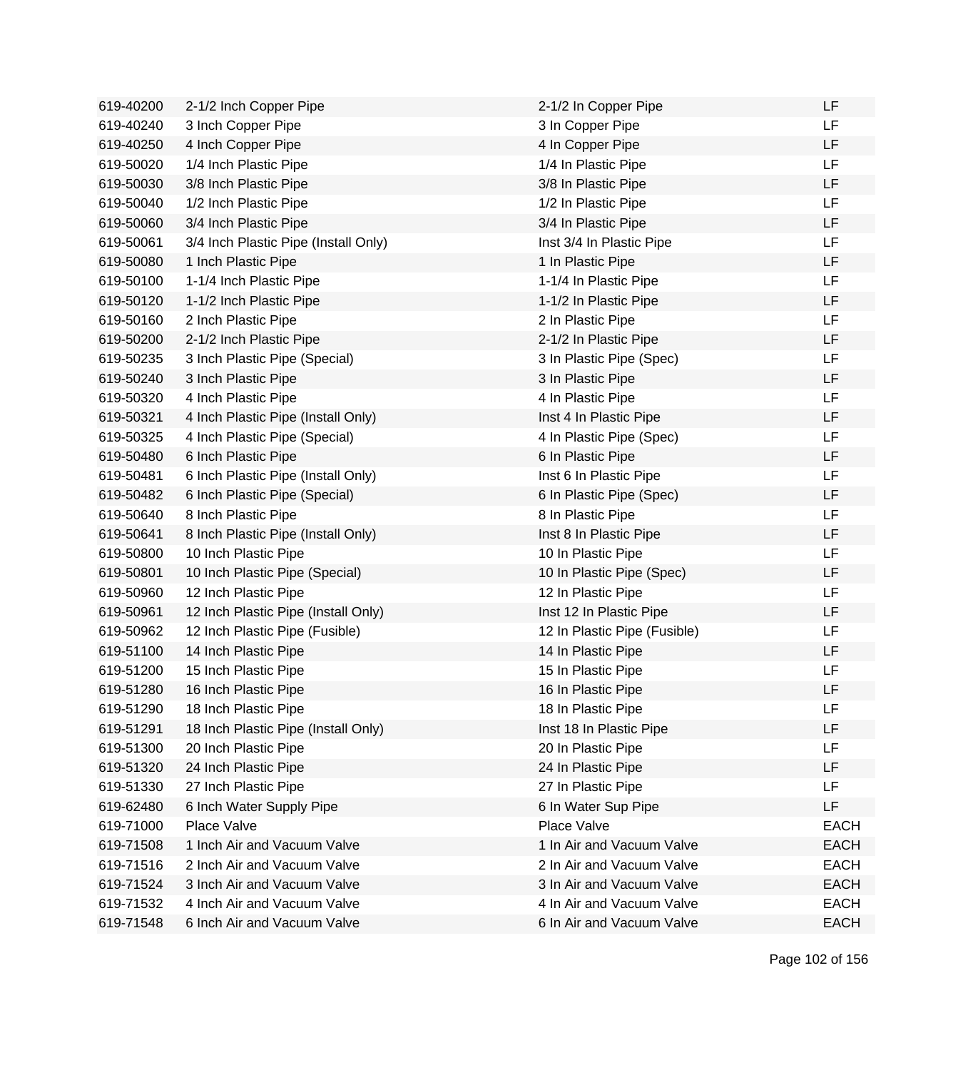| | | | |
|---|---|---|---|
| 619-40200 | 2-1/2 Inch Copper Pipe | 2-1/2 In Copper Pipe | LF |
| 619-40240 | 3 Inch Copper Pipe | 3 In Copper Pipe | LF |
| 619-40250 | 4 Inch Copper Pipe | 4 In Copper Pipe | LF |
| 619-50020 | 1/4 Inch Plastic Pipe | 1/4 In Plastic Pipe | LF |
| 619-50030 | 3/8 Inch Plastic Pipe | 3/8 In Plastic Pipe | LF |
| 619-50040 | 1/2 Inch Plastic Pipe | 1/2 In Plastic Pipe | LF |
| 619-50060 | 3/4 Inch Plastic Pipe | 3/4 In Plastic Pipe | LF |
| 619-50061 | 3/4 Inch Plastic Pipe (Install Only) | Inst 3/4 In Plastic Pipe | LF |
| 619-50080 | 1 Inch Plastic Pipe | 1 In Plastic Pipe | LF |
| 619-50100 | 1-1/4 Inch Plastic Pipe | 1-1/4 In Plastic Pipe | LF |
| 619-50120 | 1-1/2 Inch Plastic Pipe | 1-1/2 In Plastic Pipe | LF |
| 619-50160 | 2 Inch Plastic Pipe | 2 In Plastic Pipe | LF |
| 619-50200 | 2-1/2 Inch Plastic Pipe | 2-1/2 In Plastic Pipe | LF |
| 619-50235 | 3 Inch Plastic Pipe (Special) | 3 In Plastic Pipe (Spec) | LF |
| 619-50240 | 3 Inch Plastic Pipe | 3 In Plastic Pipe | LF |
| 619-50320 | 4 Inch Plastic Pipe | 4 In Plastic Pipe | LF |
| 619-50321 | 4 Inch Plastic Pipe (Install Only) | Inst 4 In Plastic Pipe | LF |
| 619-50325 | 4 Inch Plastic Pipe (Special) | 4 In Plastic Pipe (Spec) | LF |
| 619-50480 | 6 Inch Plastic Pipe | 6 In Plastic Pipe | LF |
| 619-50481 | 6 Inch Plastic Pipe (Install Only) | Inst 6 In Plastic Pipe | LF |
| 619-50482 | 6 Inch Plastic Pipe (Special) | 6 In Plastic Pipe (Spec) | LF |
| 619-50640 | 8 Inch Plastic Pipe | 8 In Plastic Pipe | LF |
| 619-50641 | 8 Inch Plastic Pipe (Install Only) | Inst 8 In Plastic Pipe | LF |
| 619-50800 | 10 Inch Plastic Pipe | 10 In Plastic Pipe | LF |
| 619-50801 | 10 Inch Plastic Pipe (Special) | 10 In Plastic Pipe (Spec) | LF |
| 619-50960 | 12 Inch Plastic Pipe | 12 In Plastic Pipe | LF |
| 619-50961 | 12 Inch Plastic Pipe (Install Only) | Inst 12 In Plastic Pipe | LF |
| 619-50962 | 12 Inch Plastic Pipe (Fusible) | 12 In Plastic Pipe (Fusible) | LF |
| 619-51100 | 14 Inch Plastic Pipe | 14 In Plastic Pipe | LF |
| 619-51200 | 15 Inch Plastic Pipe | 15 In Plastic Pipe | LF |
| 619-51280 | 16 Inch Plastic Pipe | 16 In Plastic Pipe | LF |
| 619-51290 | 18 Inch Plastic Pipe | 18 In Plastic Pipe | LF |
| 619-51291 | 18 Inch Plastic Pipe (Install Only) | Inst 18 In Plastic Pipe | LF |
| 619-51300 | 20 Inch Plastic Pipe | 20 In Plastic Pipe | LF |
| 619-51320 | 24 Inch Plastic Pipe | 24 In Plastic Pipe | LF |
| 619-51330 | 27 Inch Plastic Pipe | 27 In Plastic Pipe | LF |
| 619-62480 | 6 Inch Water Supply Pipe | 6 In Water Sup Pipe | LF |
| 619-71000 | Place Valve | Place Valve | EACH |
| 619-71508 | 1 Inch Air and Vacuum Valve | 1 In Air and Vacuum Valve | EACH |
| 619-71516 | 2 Inch Air and Vacuum Valve | 2 In Air and Vacuum Valve | EACH |
| 619-71524 | 3 Inch Air and Vacuum Valve | 3 In Air and Vacuum Valve | EACH |
| 619-71532 | 4 Inch Air and Vacuum Valve | 4 In Air and Vacuum Valve | EACH |
| 619-71548 | 6 Inch Air and Vacuum Valve | 6 In Air and Vacuum Valve | EACH |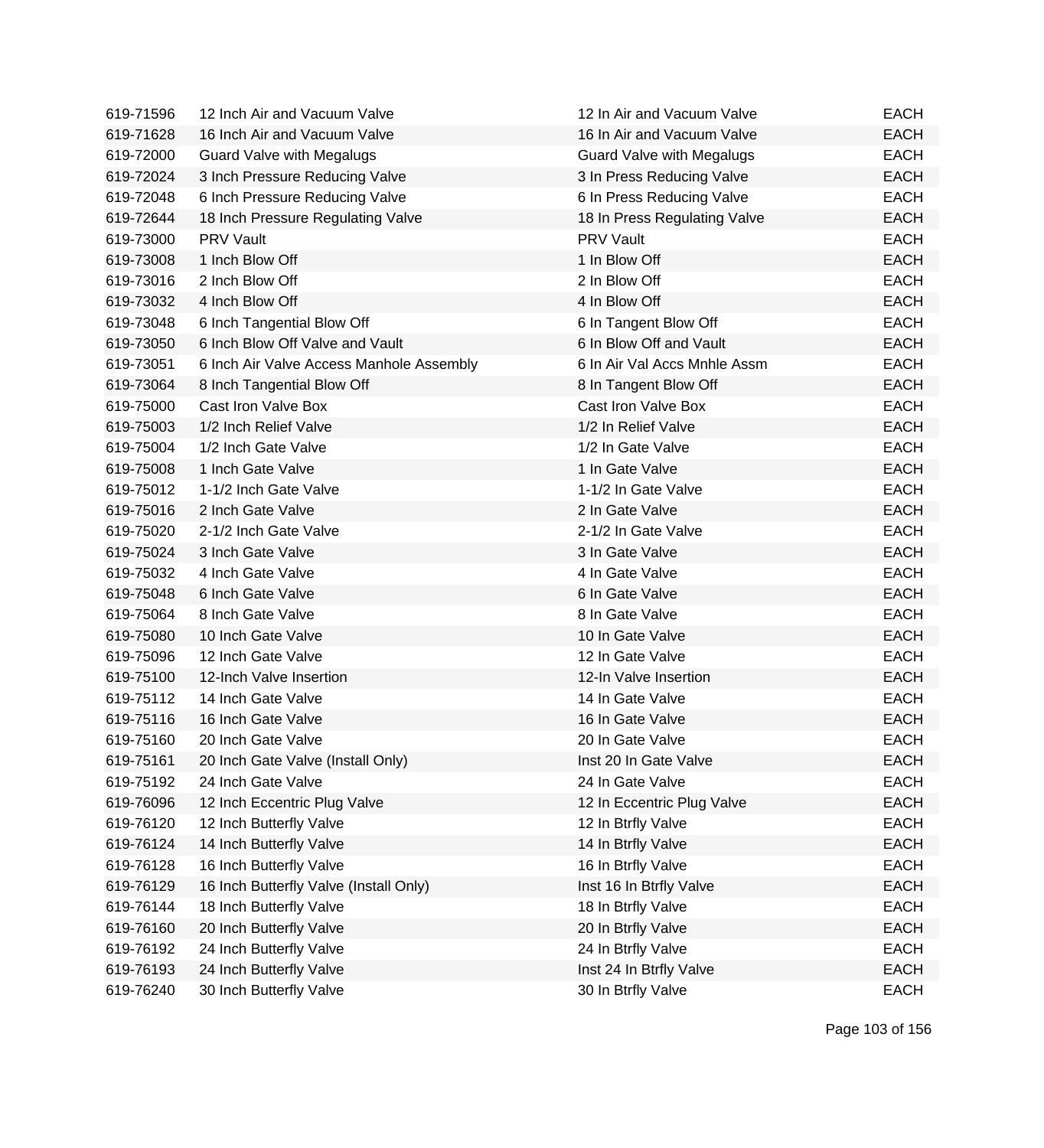| | | | |
|---|---|---|---|
| 619-71596 | 12 Inch Air and Vacuum Valve | 12 In Air and Vacuum Valve | EACH |
| 619-71628 | 16 Inch Air and Vacuum Valve | 16 In Air and Vacuum Valve | EACH |
| 619-72000 | Guard Valve with Megalugs | Guard Valve with Megalugs | EACH |
| 619-72024 | 3 Inch Pressure Reducing Valve | 3 In Press Reducing Valve | EACH |
| 619-72048 | 6 Inch Pressure Reducing Valve | 6 In Press Reducing Valve | EACH |
| 619-72644 | 18 Inch Pressure Regulating Valve | 18 In Press Regulating Valve | EACH |
| 619-73000 | PRV Vault | PRV Vault | EACH |
| 619-73008 | 1 Inch Blow Off | 1 In Blow Off | EACH |
| 619-73016 | 2 Inch Blow Off | 2 In Blow Off | EACH |
| 619-73032 | 4 Inch Blow Off | 4 In Blow Off | EACH |
| 619-73048 | 6 Inch Tangential Blow Off | 6 In Tangent Blow Off | EACH |
| 619-73050 | 6 Inch Blow Off Valve and Vault | 6 In Blow Off and Vault | EACH |
| 619-73051 | 6 Inch Air Valve Access Manhole Assembly | 6 In Air Val Accs Mnhle Assm | EACH |
| 619-73064 | 8 Inch Tangential Blow Off | 8 In Tangent Blow Off | EACH |
| 619-75000 | Cast Iron Valve Box | Cast Iron Valve Box | EACH |
| 619-75003 | 1/2 Inch Relief Valve | 1/2 In Relief Valve | EACH |
| 619-75004 | 1/2 Inch Gate Valve | 1/2 In Gate Valve | EACH |
| 619-75008 | 1 Inch Gate Valve | 1 In Gate Valve | EACH |
| 619-75012 | 1-1/2 Inch Gate Valve | 1-1/2 In Gate Valve | EACH |
| 619-75016 | 2 Inch Gate Valve | 2 In Gate Valve | EACH |
| 619-75020 | 2-1/2 Inch Gate Valve | 2-1/2 In Gate Valve | EACH |
| 619-75024 | 3 Inch Gate Valve | 3 In Gate Valve | EACH |
| 619-75032 | 4 Inch Gate Valve | 4 In Gate Valve | EACH |
| 619-75048 | 6 Inch Gate Valve | 6 In Gate Valve | EACH |
| 619-75064 | 8 Inch Gate Valve | 8 In Gate Valve | EACH |
| 619-75080 | 10 Inch Gate Valve | 10 In Gate Valve | EACH |
| 619-75096 | 12 Inch Gate Valve | 12 In Gate Valve | EACH |
| 619-75100 | 12-Inch Valve Insertion | 12-In Valve Insertion | EACH |
| 619-75112 | 14 Inch Gate Valve | 14 In Gate Valve | EACH |
| 619-75116 | 16 Inch Gate Valve | 16 In Gate Valve | EACH |
| 619-75160 | 20 Inch Gate Valve | 20 In Gate Valve | EACH |
| 619-75161 | 20 Inch Gate Valve (Install Only) | Inst 20 In Gate Valve | EACH |
| 619-75192 | 24 Inch Gate Valve | 24 In Gate Valve | EACH |
| 619-76096 | 12 Inch Eccentric Plug Valve | 12 In Eccentric Plug Valve | EACH |
| 619-76120 | 12 Inch Butterfly Valve | 12 In Btrfly Valve | EACH |
| 619-76124 | 14 Inch Butterfly Valve | 14 In Btrfly Valve | EACH |
| 619-76128 | 16 Inch Butterfly Valve | 16 In Btrfly Valve | EACH |
| 619-76129 | 16 Inch Butterfly Valve (Install Only) | Inst 16 In Btrfly Valve | EACH |
| 619-76144 | 18 Inch Butterfly Valve | 18 In Btrfly Valve | EACH |
| 619-76160 | 20 Inch Butterfly Valve | 20 In Btrfly Valve | EACH |
| 619-76192 | 24 Inch Butterfly Valve | 24 In Btrfly Valve | EACH |
| 619-76193 | 24 Inch Butterfly Valve | Inst 24 In Btrfly Valve | EACH |
| 619-76240 | 30 Inch Butterfly Valve | 30 In Btrfly Valve | EACH |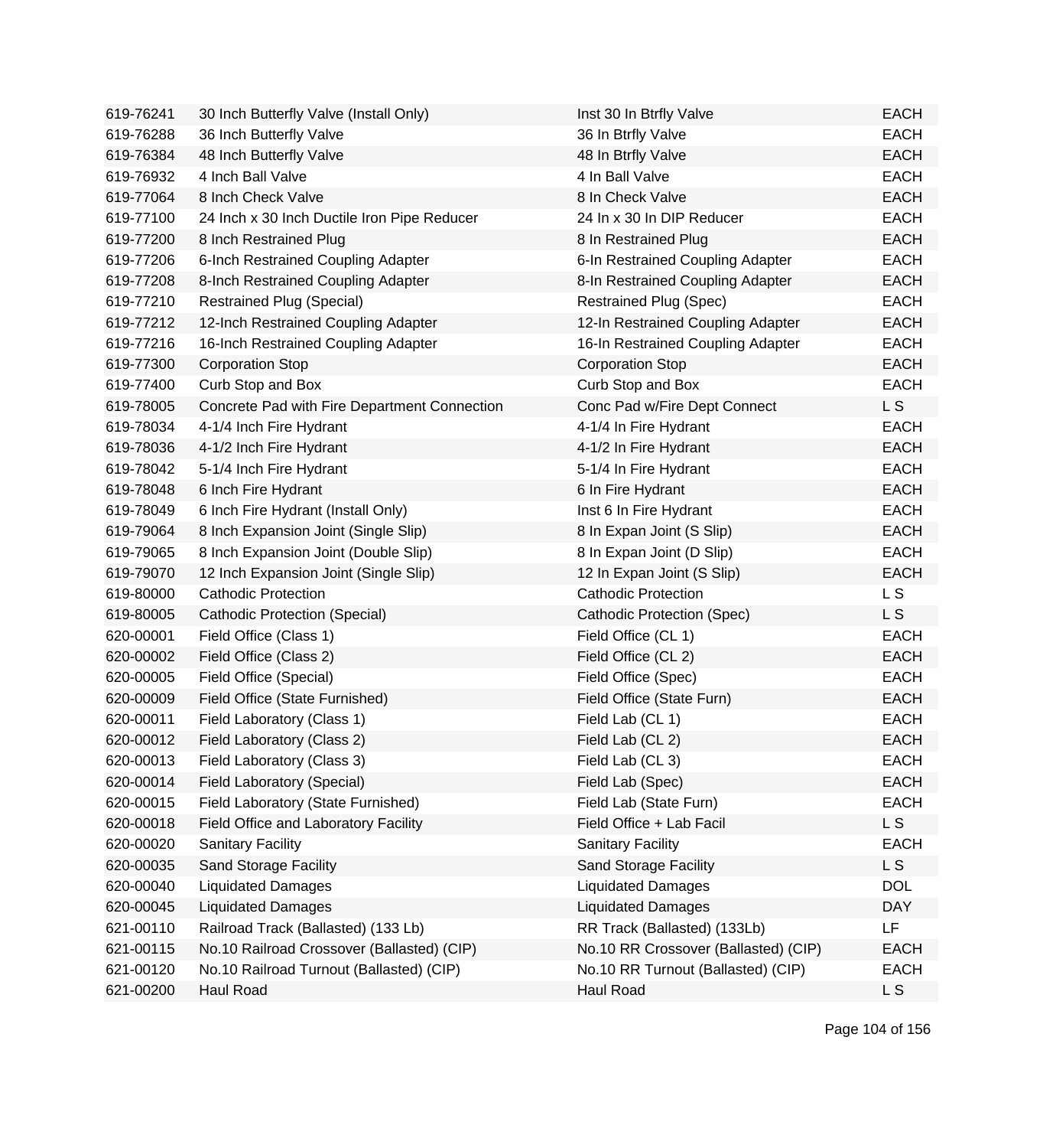| | | | |
|---|---|---|---|
| 619-76241 | 30 Inch Butterfly Valve (Install Only) | Inst 30 In Btrfly Valve | EACH |
| 619-76288 | 36 Inch Butterfly Valve | 36 In Btrfly Valve | EACH |
| 619-76384 | 48 Inch Butterfly Valve | 48 In Btrfly Valve | EACH |
| 619-76932 | 4 Inch Ball Valve | 4 In Ball Valve | EACH |
| 619-77064 | 8 Inch Check Valve | 8 In Check Valve | EACH |
| 619-77100 | 24 Inch x 30 Inch Ductile Iron Pipe Reducer | 24 In x 30 In DIP Reducer | EACH |
| 619-77200 | 8 Inch Restrained Plug | 8 In Restrained Plug | EACH |
| 619-77206 | 6-Inch Restrained Coupling Adapter | 6-In Restrained Coupling Adapter | EACH |
| 619-77208 | 8-Inch Restrained Coupling Adapter | 8-In Restrained Coupling Adapter | EACH |
| 619-77210 | Restrained Plug (Special) | Restrained Plug (Spec) | EACH |
| 619-77212 | 12-Inch Restrained Coupling Adapter | 12-In Restrained Coupling Adapter | EACH |
| 619-77216 | 16-Inch Restrained Coupling Adapter | 16-In Restrained Coupling Adapter | EACH |
| 619-77300 | Corporation Stop | Corporation Stop | EACH |
| 619-77400 | Curb Stop and Box | Curb Stop and Box | EACH |
| 619-78005 | Concrete Pad with Fire Department Connection | Conc Pad w/Fire Dept Connect | L S |
| 619-78034 | 4-1/4 Inch Fire Hydrant | 4-1/4 In Fire Hydrant | EACH |
| 619-78036 | 4-1/2 Inch Fire Hydrant | 4-1/2 In Fire Hydrant | EACH |
| 619-78042 | 5-1/4 Inch Fire Hydrant | 5-1/4 In Fire Hydrant | EACH |
| 619-78048 | 6 Inch Fire Hydrant | 6 In Fire Hydrant | EACH |
| 619-78049 | 6 Inch Fire Hydrant (Install Only) | Inst 6 In Fire Hydrant | EACH |
| 619-79064 | 8 Inch Expansion Joint (Single Slip) | 8 In Expan Joint (S Slip) | EACH |
| 619-79065 | 8 Inch Expansion Joint (Double Slip) | 8 In Expan Joint (D Slip) | EACH |
| 619-79070 | 12 Inch Expansion Joint (Single Slip) | 12 In Expan Joint (S Slip) | EACH |
| 619-80000 | Cathodic Protection | Cathodic Protection | L S |
| 619-80005 | Cathodic Protection (Special) | Cathodic Protection (Spec) | L S |
| 620-00001 | Field Office (Class 1) | Field Office (CL 1) | EACH |
| 620-00002 | Field Office (Class 2) | Field Office (CL 2) | EACH |
| 620-00005 | Field Office (Special) | Field Office (Spec) | EACH |
| 620-00009 | Field Office (State Furnished) | Field Office (State Furn) | EACH |
| 620-00011 | Field Laboratory (Class 1) | Field Lab (CL 1) | EACH |
| 620-00012 | Field Laboratory (Class 2) | Field Lab (CL 2) | EACH |
| 620-00013 | Field Laboratory (Class 3) | Field Lab (CL 3) | EACH |
| 620-00014 | Field Laboratory (Special) | Field Lab (Spec) | EACH |
| 620-00015 | Field Laboratory (State Furnished) | Field Lab (State Furn) | EACH |
| 620-00018 | Field Office and Laboratory Facility | Field Office + Lab Facil | L S |
| 620-00020 | Sanitary Facility | Sanitary Facility | EACH |
| 620-00035 | Sand Storage Facility | Sand Storage Facility | L S |
| 620-00040 | Liquidated Damages | Liquidated Damages | DOL |
| 620-00045 | Liquidated Damages | Liquidated Damages | DAY |
| 621-00110 | Railroad Track (Ballasted) (133 Lb) | RR Track (Ballasted) (133Lb) | LF |
| 621-00115 | No.10 Railroad Crossover (Ballasted) (CIP) | No.10 RR Crossover (Ballasted) (CIP) | EACH |
| 621-00120 | No.10 Railroad Turnout (Ballasted) (CIP) | No.10 RR Turnout (Ballasted) (CIP) | EACH |
| 621-00200 | Haul Road | Haul Road | L S |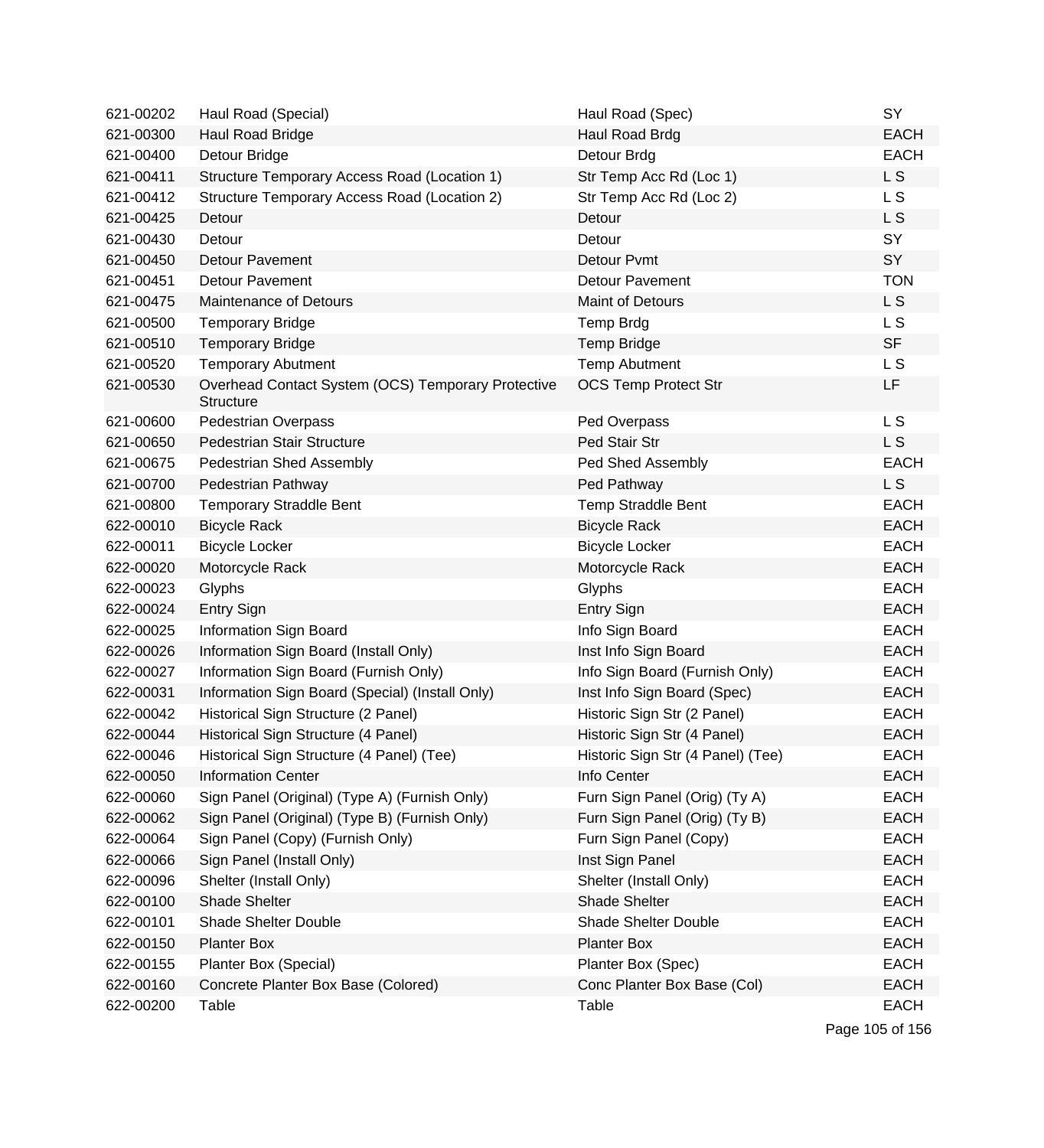| | | | |
|---|---|---|---|
| 621-00202 | Haul Road (Special) | Haul Road (Spec) | SY |
| 621-00300 | Haul Road Bridge | Haul Road Brdg | EACH |
| 621-00400 | Detour Bridge | Detour Brdg | EACH |
| 621-00411 | Structure Temporary Access Road (Location 1) | Str Temp Acc Rd (Loc 1) | L S |
| 621-00412 | Structure Temporary Access Road (Location 2) | Str Temp Acc Rd (Loc 2) | L S |
| 621-00425 | Detour | Detour | L S |
| 621-00430 | Detour | Detour | SY |
| 621-00450 | Detour Pavement | Detour Pvmt | SY |
| 621-00451 | Detour Pavement | Detour Pavement | TON |
| 621-00475 | Maintenance of Detours | Maint of Detours | L S |
| 621-00500 | Temporary Bridge | Temp Brdg | L S |
| 621-00510 | Temporary Bridge | Temp Bridge | SF |
| 621-00520 | Temporary Abutment | Temp Abutment | L S |
| 621-00530 | Overhead Contact System (OCS) Temporary Protective Structure | OCS Temp Protect Str | LF |
| 621-00600 | Pedestrian Overpass | Ped Overpass | L S |
| 621-00650 | Pedestrian Stair Structure | Ped Stair Str | L S |
| 621-00675 | Pedestrian Shed Assembly | Ped Shed Assembly | EACH |
| 621-00700 | Pedestrian Pathway | Ped Pathway | L S |
| 621-00800 | Temporary Straddle Bent | Temp Straddle Bent | EACH |
| 622-00010 | Bicycle Rack | Bicycle Rack | EACH |
| 622-00011 | Bicycle Locker | Bicycle Locker | EACH |
| 622-00020 | Motorcycle Rack | Motorcycle Rack | EACH |
| 622-00023 | Glyphs | Glyphs | EACH |
| 622-00024 | Entry Sign | Entry Sign | EACH |
| 622-00025 | Information Sign Board | Info Sign Board | EACH |
| 622-00026 | Information Sign Board (Install Only) | Inst Info Sign Board | EACH |
| 622-00027 | Information Sign Board (Furnish Only) | Info Sign Board (Furnish Only) | EACH |
| 622-00031 | Information Sign Board (Special) (Install Only) | Inst Info Sign Board (Spec) | EACH |
| 622-00042 | Historical Sign Structure (2 Panel) | Historic Sign Str (2 Panel) | EACH |
| 622-00044 | Historical Sign Structure (4 Panel) | Historic Sign Str (4 Panel) | EACH |
| 622-00046 | Historical Sign Structure (4 Panel) (Tee) | Historic Sign Str (4 Panel) (Tee) | EACH |
| 622-00050 | Information Center | Info Center | EACH |
| 622-00060 | Sign Panel (Original) (Type A) (Furnish Only) | Furn Sign Panel (Orig) (Ty A) | EACH |
| 622-00062 | Sign Panel (Original) (Type B) (Furnish Only) | Furn Sign Panel (Orig) (Ty B) | EACH |
| 622-00064 | Sign Panel (Copy) (Furnish Only) | Furn Sign Panel (Copy) | EACH |
| 622-00066 | Sign Panel (Install Only) | Inst Sign Panel | EACH |
| 622-00096 | Shelter (Install Only) | Shelter (Install Only) | EACH |
| 622-00100 | Shade Shelter | Shade Shelter | EACH |
| 622-00101 | Shade Shelter Double | Shade Shelter Double | EACH |
| 622-00150 | Planter Box | Planter Box | EACH |
| 622-00155 | Planter Box (Special) | Planter Box (Spec) | EACH |
| 622-00160 | Concrete Planter Box Base (Colored) | Conc Planter Box Base (Col) | EACH |
| 622-00200 | Table | Table | EACH |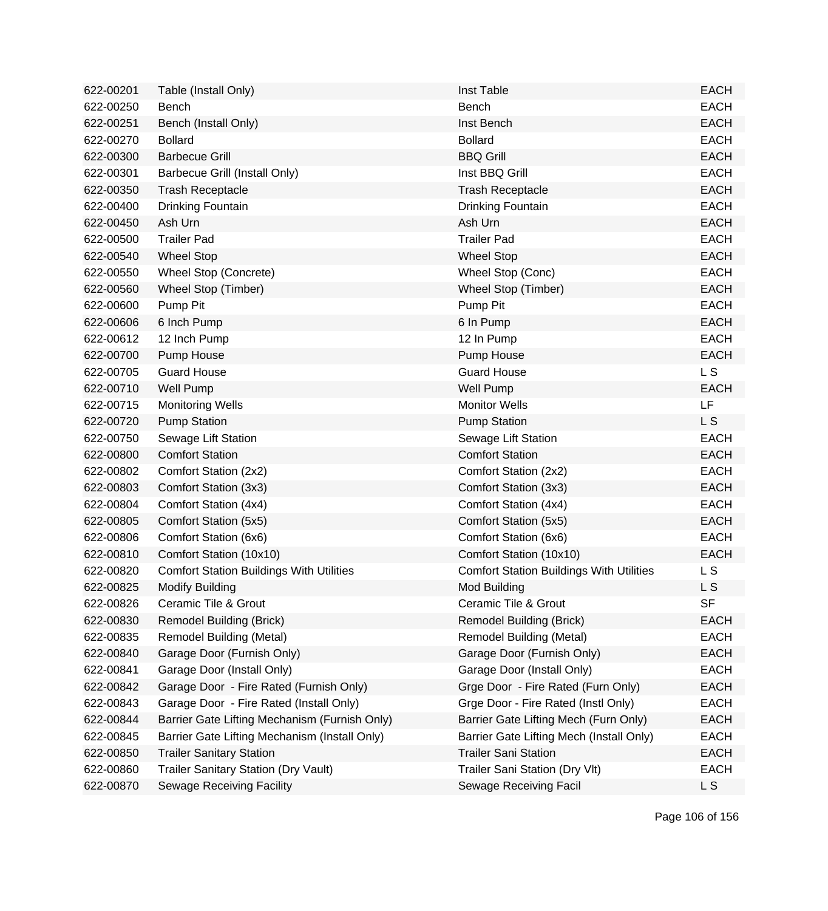| | | | |
|---|---|---|---|
| 622-00201 | Table (Install Only) | Inst Table | EACH |
| 622-00250 | Bench | Bench | EACH |
| 622-00251 | Bench (Install Only) | Inst Bench | EACH |
| 622-00270 | Bollard | Bollard | EACH |
| 622-00300 | Barbecue Grill | BBQ Grill | EACH |
| 622-00301 | Barbecue Grill (Install Only) | Inst BBQ Grill | EACH |
| 622-00350 | Trash Receptacle | Trash Receptacle | EACH |
| 622-00400 | Drinking Fountain | Drinking Fountain | EACH |
| 622-00450 | Ash Urn | Ash Urn | EACH |
| 622-00500 | Trailer Pad | Trailer Pad | EACH |
| 622-00540 | Wheel Stop | Wheel Stop | EACH |
| 622-00550 | Wheel Stop (Concrete) | Wheel Stop (Conc) | EACH |
| 622-00560 | Wheel Stop (Timber) | Wheel Stop (Timber) | EACH |
| 622-00600 | Pump Pit | Pump Pit | EACH |
| 622-00606 | 6 Inch Pump | 6 In Pump | EACH |
| 622-00612 | 12 Inch Pump | 12 In Pump | EACH |
| 622-00700 | Pump House | Pump House | EACH |
| 622-00705 | Guard House | Guard House | L S |
| 622-00710 | Well Pump | Well Pump | EACH |
| 622-00715 | Monitoring Wells | Monitor Wells | LF |
| 622-00720 | Pump Station | Pump Station | L S |
| 622-00750 | Sewage Lift Station | Sewage Lift Station | EACH |
| 622-00800 | Comfort Station | Comfort Station | EACH |
| 622-00802 | Comfort Station (2x2) | Comfort Station (2x2) | EACH |
| 622-00803 | Comfort Station (3x3) | Comfort Station (3x3) | EACH |
| 622-00804 | Comfort Station (4x4) | Comfort Station (4x4) | EACH |
| 622-00805 | Comfort Station (5x5) | Comfort Station (5x5) | EACH |
| 622-00806 | Comfort Station (6x6) | Comfort Station (6x6) | EACH |
| 622-00810 | Comfort Station (10x10) | Comfort Station (10x10) | EACH |
| 622-00820 | Comfort Station Buildings With Utilities | Comfort Station Buildings With Utilities | L S |
| 622-00825 | Modify Building | Mod Building | L S |
| 622-00826 | Ceramic Tile & Grout | Ceramic Tile & Grout | SF |
| 622-00830 | Remodel Building (Brick) | Remodel Building (Brick) | EACH |
| 622-00835 | Remodel Building (Metal) | Remodel Building (Metal) | EACH |
| 622-00840 | Garage Door (Furnish Only) | Garage Door (Furnish Only) | EACH |
| 622-00841 | Garage Door (Install Only) | Garage Door (Install Only) | EACH |
| 622-00842 | Garage Door - Fire Rated (Furnish Only) | Grge Door - Fire Rated (Furn Only) | EACH |
| 622-00843 | Garage Door - Fire Rated (Install Only) | Grge Door - Fire Rated (Instl Only) | EACH |
| 622-00844 | Barrier Gate Lifting Mechanism (Furnish Only) | Barrier Gate Lifting Mech (Furn Only) | EACH |
| 622-00845 | Barrier Gate Lifting Mechanism (Install Only) | Barrier Gate Lifting Mech (Install Only) | EACH |
| 622-00850 | Trailer Sanitary Station | Trailer Sani Station | EACH |
| 622-00860 | Trailer Sanitary Station (Dry Vault) | Trailer Sani Station (Dry Vlt) | EACH |
| 622-00870 | Sewage Receiving Facility | Sewage Receiving Facil | L S |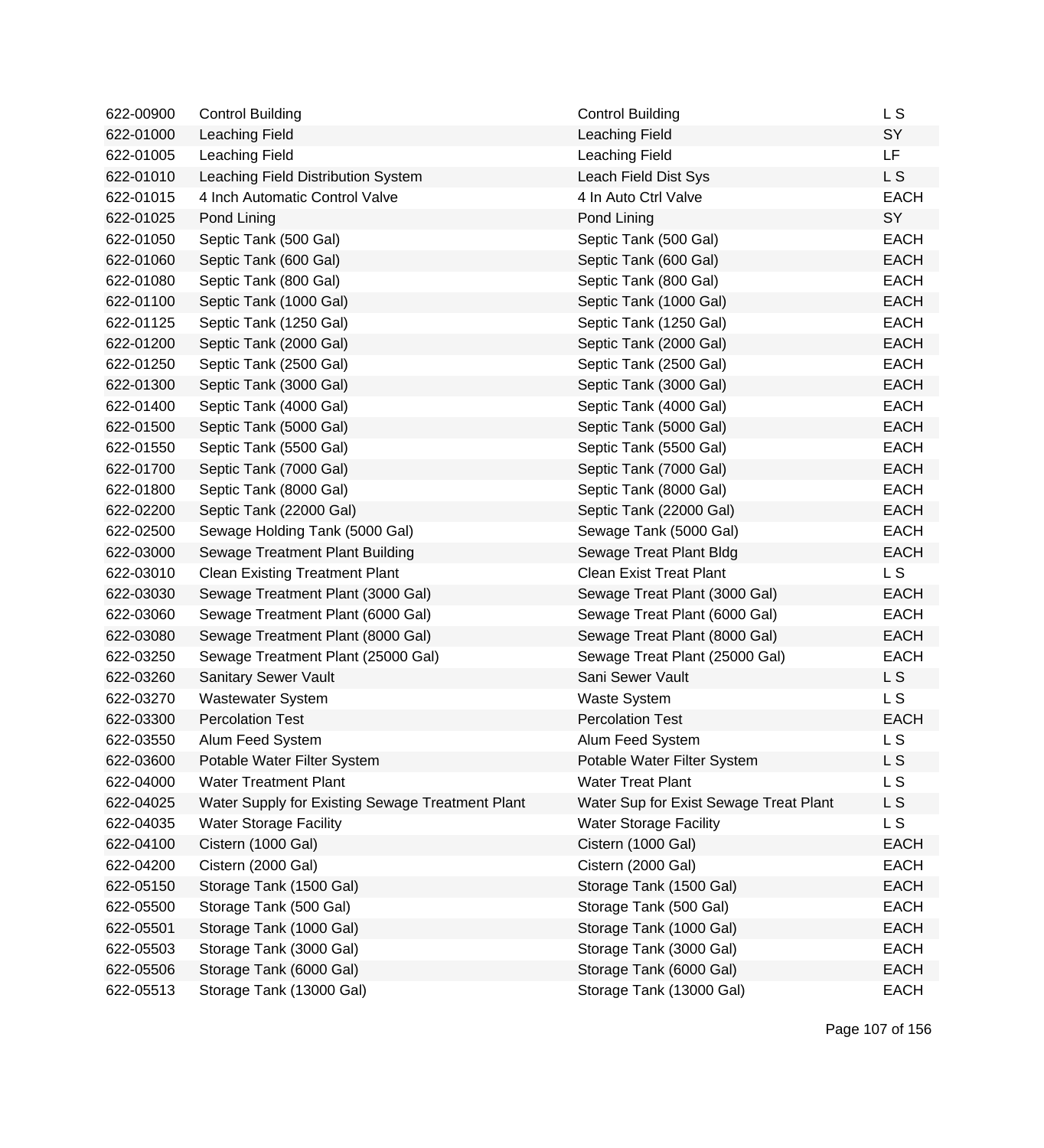| | | | |
|---|---|---|---|
| 622-00900 | Control Building | Control Building | L S |
| 622-01000 | Leaching Field | Leaching Field | SY |
| 622-01005 | Leaching Field | Leaching Field | LF |
| 622-01010 | Leaching Field Distribution System | Leach Field Dist Sys | L S |
| 622-01015 | 4 Inch Automatic Control Valve | 4 In Auto Ctrl Valve | EACH |
| 622-01025 | Pond Lining | Pond Lining | SY |
| 622-01050 | Septic Tank (500 Gal) | Septic Tank (500 Gal) | EACH |
| 622-01060 | Septic Tank (600 Gal) | Septic Tank (600 Gal) | EACH |
| 622-01080 | Septic Tank (800 Gal) | Septic Tank (800 Gal) | EACH |
| 622-01100 | Septic Tank (1000 Gal) | Septic Tank (1000 Gal) | EACH |
| 622-01125 | Septic Tank (1250 Gal) | Septic Tank (1250 Gal) | EACH |
| 622-01200 | Septic Tank (2000 Gal) | Septic Tank (2000 Gal) | EACH |
| 622-01250 | Septic Tank (2500 Gal) | Septic Tank (2500 Gal) | EACH |
| 622-01300 | Septic Tank (3000 Gal) | Septic Tank (3000 Gal) | EACH |
| 622-01400 | Septic Tank (4000 Gal) | Septic Tank (4000 Gal) | EACH |
| 622-01500 | Septic Tank (5000 Gal) | Septic Tank (5000 Gal) | EACH |
| 622-01550 | Septic Tank (5500 Gal) | Septic Tank (5500 Gal) | EACH |
| 622-01700 | Septic Tank (7000 Gal) | Septic Tank (7000 Gal) | EACH |
| 622-01800 | Septic Tank (8000 Gal) | Septic Tank (8000 Gal) | EACH |
| 622-02200 | Septic Tank (22000 Gal) | Septic Tank (22000 Gal) | EACH |
| 622-02500 | Sewage Holding Tank (5000 Gal) | Sewage Tank (5000 Gal) | EACH |
| 622-03000 | Sewage Treatment Plant Building | Sewage Treat Plant Bldg | EACH |
| 622-03010 | Clean Existing Treatment Plant | Clean Exist Treat Plant | L S |
| 622-03030 | Sewage Treatment Plant (3000 Gal) | Sewage Treat Plant (3000 Gal) | EACH |
| 622-03060 | Sewage Treatment Plant (6000 Gal) | Sewage Treat Plant (6000 Gal) | EACH |
| 622-03080 | Sewage Treatment Plant (8000 Gal) | Sewage Treat Plant (8000 Gal) | EACH |
| 622-03250 | Sewage Treatment Plant (25000 Gal) | Sewage Treat Plant (25000 Gal) | EACH |
| 622-03260 | Sanitary Sewer Vault | Sani Sewer Vault | L S |
| 622-03270 | Wastewater System | Waste System | L S |
| 622-03300 | Percolation Test | Percolation Test | EACH |
| 622-03550 | Alum Feed System | Alum Feed System | L S |
| 622-03600 | Potable Water Filter System | Potable Water Filter System | L S |
| 622-04000 | Water Treatment Plant | Water Treat Plant | L S |
| 622-04025 | Water Supply for Existing Sewage Treatment Plant | Water Sup for Exist Sewage Treat Plant | L S |
| 622-04035 | Water Storage Facility | Water Storage Facility | L S |
| 622-04100 | Cistern (1000 Gal) | Cistern (1000 Gal) | EACH |
| 622-04200 | Cistern (2000 Gal) | Cistern (2000 Gal) | EACH |
| 622-05150 | Storage Tank (1500 Gal) | Storage Tank (1500 Gal) | EACH |
| 622-05500 | Storage Tank (500 Gal) | Storage Tank (500 Gal) | EACH |
| 622-05501 | Storage Tank (1000 Gal) | Storage Tank (1000 Gal) | EACH |
| 622-05503 | Storage Tank (3000 Gal) | Storage Tank (3000 Gal) | EACH |
| 622-05506 | Storage Tank (6000 Gal) | Storage Tank (6000 Gal) | EACH |
| 622-05513 | Storage Tank (13000 Gal) | Storage Tank (13000 Gal) | EACH |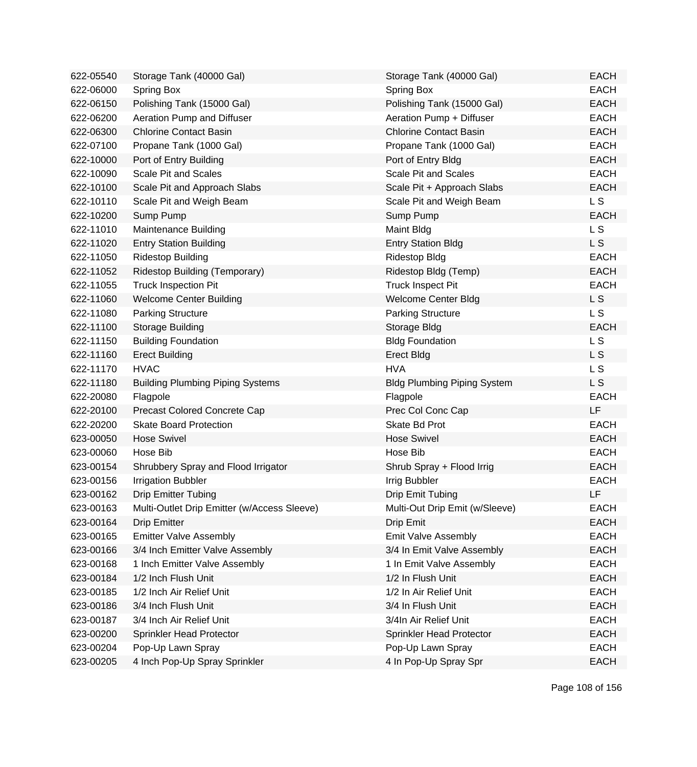| | | | |
|---|---|---|---|
| 622-05540 | Storage Tank (40000 Gal) | Storage Tank (40000 Gal) | EACH |
| 622-06000 | Spring Box | Spring Box | EACH |
| 622-06150 | Polishing Tank (15000 Gal) | Polishing Tank (15000 Gal) | EACH |
| 622-06200 | Aeration Pump and Diffuser | Aeration Pump + Diffuser | EACH |
| 622-06300 | Chlorine Contact Basin | Chlorine Contact Basin | EACH |
| 622-07100 | Propane Tank (1000 Gal) | Propane Tank (1000 Gal) | EACH |
| 622-10000 | Port of Entry Building | Port of Entry Bldg | EACH |
| 622-10090 | Scale Pit and Scales | Scale Pit and Scales | EACH |
| 622-10100 | Scale Pit and Approach Slabs | Scale Pit + Approach Slabs | EACH |
| 622-10110 | Scale Pit and Weigh Beam | Scale Pit and Weigh Beam | L S |
| 622-10200 | Sump Pump | Sump Pump | EACH |
| 622-11010 | Maintenance Building | Maint Bldg | L S |
| 622-11020 | Entry Station Building | Entry Station Bldg | L S |
| 622-11050 | Ridestop Building | Ridestop Bldg | EACH |
| 622-11052 | Ridestop Building (Temporary) | Ridestop Bldg (Temp) | EACH |
| 622-11055 | Truck Inspection Pit | Truck Inspect Pit | EACH |
| 622-11060 | Welcome Center Building | Welcome Center Bldg | L S |
| 622-11080 | Parking Structure | Parking Structure | L S |
| 622-11100 | Storage Building | Storage Bldg | EACH |
| 622-11150 | Building Foundation | Bldg Foundation | L S |
| 622-11160 | Erect Building | Erect Bldg | L S |
| 622-11170 | HVAC | HVA | L S |
| 622-11180 | Building Plumbing Piping Systems | Bldg Plumbing Piping System | L S |
| 622-20080 | Flagpole | Flagpole | EACH |
| 622-20100 | Precast Colored Concrete Cap | Prec Col Conc Cap | LF |
| 622-20200 | Skate Board Protection | Skate Bd Prot | EACH |
| 623-00050 | Hose Swivel | Hose Swivel | EACH |
| 623-00060 | Hose Bib | Hose Bib | EACH |
| 623-00154 | Shrubbery Spray and Flood Irrigator | Shrub Spray + Flood Irrig | EACH |
| 623-00156 | Irrigation Bubbler | Irrig Bubbler | EACH |
| 623-00162 | Drip Emitter Tubing | Drip Emit Tubing | LF |
| 623-00163 | Multi-Outlet Drip Emitter (w/Access Sleeve) | Multi-Out Drip Emit (w/Sleeve) | EACH |
| 623-00164 | Drip Emitter | Drip Emit | EACH |
| 623-00165 | Emitter Valve Assembly | Emit Valve Assembly | EACH |
| 623-00166 | 3/4 Inch Emitter Valve Assembly | 3/4 In Emit Valve Assembly | EACH |
| 623-00168 | 1 Inch Emitter Valve Assembly | 1 In Emit Valve Assembly | EACH |
| 623-00184 | 1/2 Inch Flush Unit | 1/2 In Flush Unit | EACH |
| 623-00185 | 1/2 Inch Air Relief Unit | 1/2 In Air Relief Unit | EACH |
| 623-00186 | 3/4 Inch Flush Unit | 3/4 In Flush Unit | EACH |
| 623-00187 | 3/4 Inch Air Relief Unit | 3/4In Air Relief Unit | EACH |
| 623-00200 | Sprinkler Head Protector | Sprinkler Head Protector | EACH |
| 623-00204 | Pop-Up Lawn Spray | Pop-Up Lawn Spray | EACH |
| 623-00205 | 4 Inch Pop-Up Spray Sprinkler | 4 In Pop-Up Spray Spr | EACH |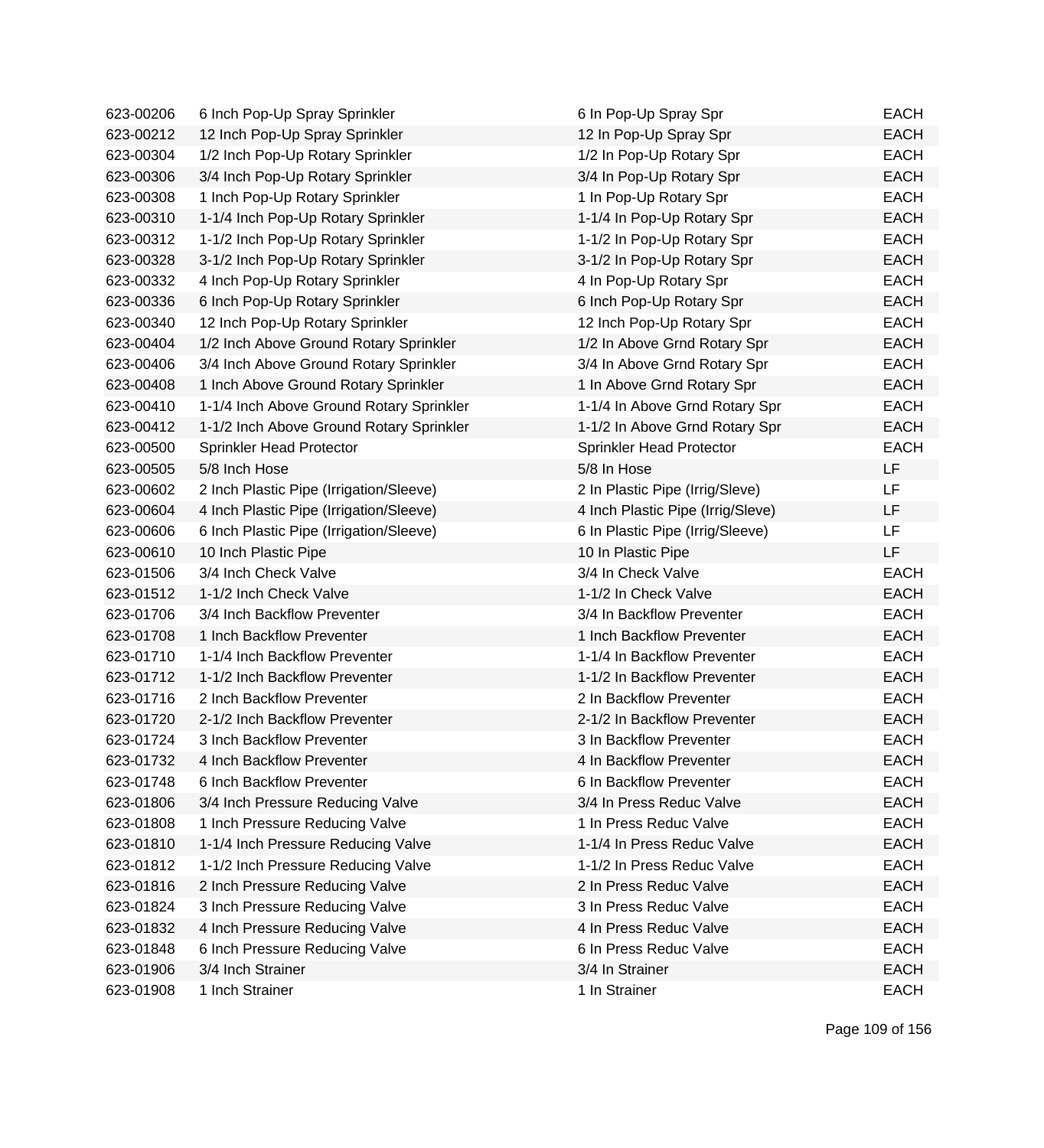| | | | |
|---|---|---|---|
| 623-00206 | 6 Inch Pop-Up Spray Sprinkler | 6 In Pop-Up Spray Spr | EACH |
| 623-00212 | 12 Inch Pop-Up Spray Sprinkler | 12 In Pop-Up Spray Spr | EACH |
| 623-00304 | 1/2 Inch Pop-Up Rotary Sprinkler | 1/2 In Pop-Up Rotary Spr | EACH |
| 623-00306 | 3/4 Inch Pop-Up Rotary Sprinkler | 3/4 In Pop-Up Rotary Spr | EACH |
| 623-00308 | 1 Inch Pop-Up Rotary Sprinkler | 1 In Pop-Up Rotary Spr | EACH |
| 623-00310 | 1-1/4 Inch Pop-Up Rotary Sprinkler | 1-1/4 In Pop-Up Rotary Spr | EACH |
| 623-00312 | 1-1/2 Inch Pop-Up Rotary Sprinkler | 1-1/2 In Pop-Up Rotary Spr | EACH |
| 623-00328 | 3-1/2 Inch Pop-Up Rotary Sprinkler | 3-1/2 In Pop-Up Rotary Spr | EACH |
| 623-00332 | 4 Inch Pop-Up Rotary Sprinkler | 4 In Pop-Up Rotary Spr | EACH |
| 623-00336 | 6 Inch Pop-Up Rotary Sprinkler | 6 Inch Pop-Up Rotary Spr | EACH |
| 623-00340 | 12 Inch Pop-Up Rotary Sprinkler | 12 Inch Pop-Up Rotary Spr | EACH |
| 623-00404 | 1/2 Inch Above Ground Rotary Sprinkler | 1/2 In Above Grnd Rotary Spr | EACH |
| 623-00406 | 3/4 Inch Above Ground Rotary Sprinkler | 3/4 In Above Grnd Rotary Spr | EACH |
| 623-00408 | 1 Inch Above Ground Rotary Sprinkler | 1 In Above Grnd Rotary Spr | EACH |
| 623-00410 | 1-1/4 Inch Above Ground Rotary Sprinkler | 1-1/4 In Above Grnd Rotary Spr | EACH |
| 623-00412 | 1-1/2 Inch Above Ground Rotary Sprinkler | 1-1/2 In Above Grnd Rotary Spr | EACH |
| 623-00500 | Sprinkler Head Protector | Sprinkler Head Protector | EACH |
| 623-00505 | 5/8 Inch Hose | 5/8 In Hose | LF |
| 623-00602 | 2 Inch Plastic Pipe (Irrigation/Sleeve) | 2 In Plastic Pipe (Irrig/Sleve) | LF |
| 623-00604 | 4 Inch Plastic Pipe (Irrigation/Sleeve) | 4 Inch Plastic Pipe (Irrig/Sleve) | LF |
| 623-00606 | 6 Inch Plastic Pipe (Irrigation/Sleeve) | 6 In Plastic Pipe (Irrig/Sleeve) | LF |
| 623-00610 | 10 Inch Plastic Pipe | 10 In Plastic Pipe | LF |
| 623-01506 | 3/4 Inch Check Valve | 3/4 In Check Valve | EACH |
| 623-01512 | 1-1/2 Inch Check Valve | 1-1/2 In Check Valve | EACH |
| 623-01706 | 3/4 Inch Backflow Preventer | 3/4 In Backflow Preventer | EACH |
| 623-01708 | 1 Inch Backflow Preventer | 1 Inch Backflow Preventer | EACH |
| 623-01710 | 1-1/4 Inch Backflow Preventer | 1-1/4 In Backflow Preventer | EACH |
| 623-01712 | 1-1/2 Inch Backflow Preventer | 1-1/2 In Backflow Preventer | EACH |
| 623-01716 | 2 Inch Backflow Preventer | 2 In Backflow Preventer | EACH |
| 623-01720 | 2-1/2 Inch Backflow Preventer | 2-1/2 In Backflow Preventer | EACH |
| 623-01724 | 3 Inch Backflow Preventer | 3 In Backflow Preventer | EACH |
| 623-01732 | 4 Inch Backflow Preventer | 4 In Backflow Preventer | EACH |
| 623-01748 | 6 Inch Backflow Preventer | 6 In Backflow Preventer | EACH |
| 623-01806 | 3/4 Inch Pressure Reducing Valve | 3/4 In Press Reduc Valve | EACH |
| 623-01808 | 1 Inch Pressure Reducing Valve | 1 In Press Reduc Valve | EACH |
| 623-01810 | 1-1/4 Inch Pressure Reducing Valve | 1-1/4 In Press Reduc Valve | EACH |
| 623-01812 | 1-1/2 Inch Pressure Reducing Valve | 1-1/2 In Press Reduc Valve | EACH |
| 623-01816 | 2 Inch Pressure Reducing Valve | 2 In Press Reduc Valve | EACH |
| 623-01824 | 3 Inch Pressure Reducing Valve | 3 In Press Reduc Valve | EACH |
| 623-01832 | 4 Inch Pressure Reducing Valve | 4 In Press Reduc Valve | EACH |
| 623-01848 | 6 Inch Pressure Reducing Valve | 6 In Press Reduc Valve | EACH |
| 623-01906 | 3/4 Inch Strainer | 3/4 In Strainer | EACH |
| 623-01908 | 1 Inch Strainer | 1 In Strainer | EACH |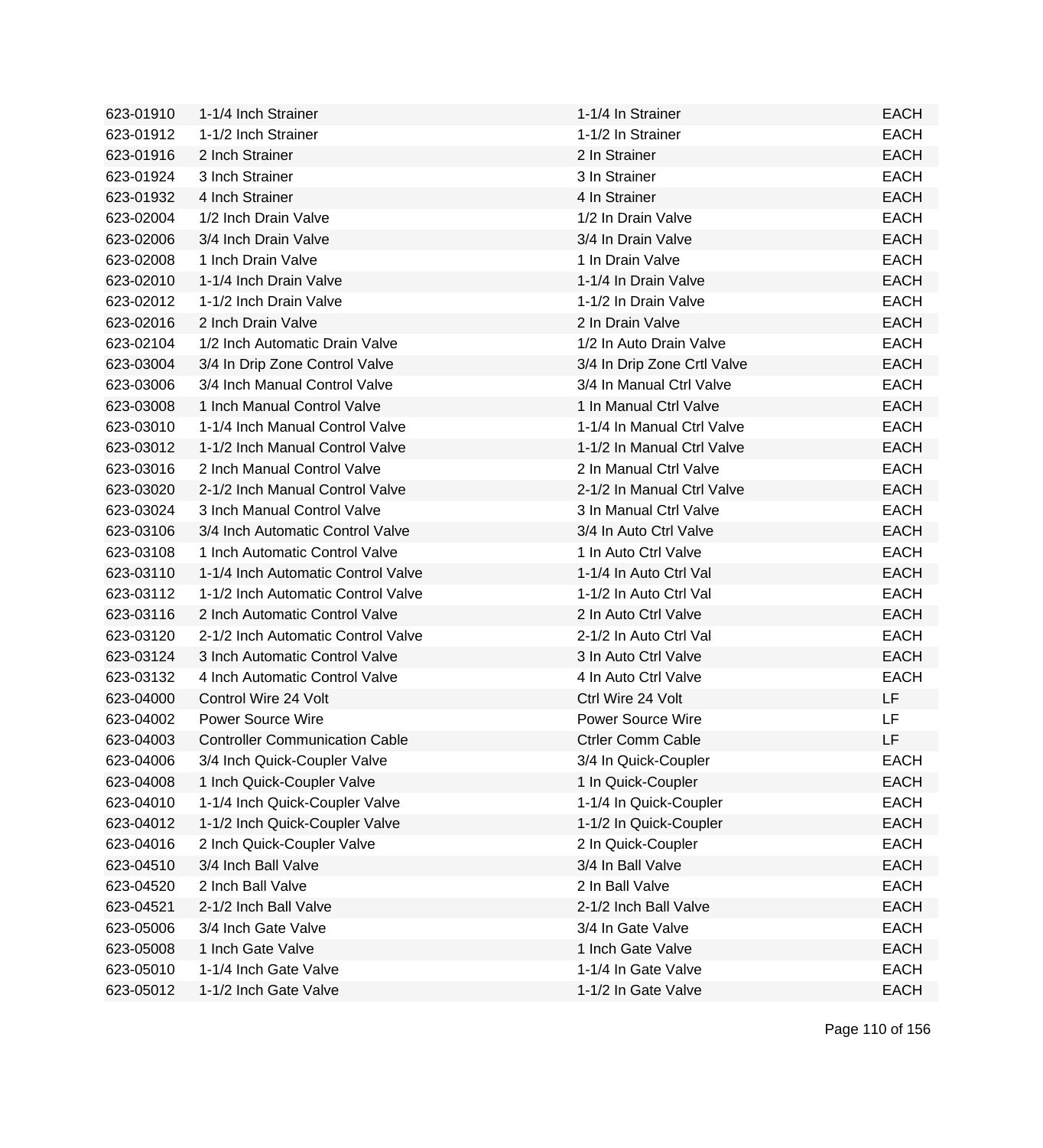| | | | |
|---|---|---|---|
| 623-01910 | 1-1/4 Inch Strainer | 1-1/4 In Strainer | EACH |
| 623-01912 | 1-1/2 Inch Strainer | 1-1/2 In Strainer | EACH |
| 623-01916 | 2 Inch Strainer | 2 In Strainer | EACH |
| 623-01924 | 3 Inch Strainer | 3 In Strainer | EACH |
| 623-01932 | 4 Inch Strainer | 4 In Strainer | EACH |
| 623-02004 | 1/2 Inch Drain Valve | 1/2 In Drain Valve | EACH |
| 623-02006 | 3/4 Inch Drain Valve | 3/4 In Drain Valve | EACH |
| 623-02008 | 1 Inch Drain Valve | 1 In Drain Valve | EACH |
| 623-02010 | 1-1/4 Inch Drain Valve | 1-1/4 In Drain Valve | EACH |
| 623-02012 | 1-1/2 Inch Drain Valve | 1-1/2 In Drain Valve | EACH |
| 623-02016 | 2 Inch Drain Valve | 2 In Drain Valve | EACH |
| 623-02104 | 1/2 Inch Automatic Drain Valve | 1/2 In Auto Drain Valve | EACH |
| 623-03004 | 3/4 In Drip Zone Control Valve | 3/4 In Drip Zone Crtl Valve | EACH |
| 623-03006 | 3/4 Inch Manual Control Valve | 3/4 In Manual Ctrl Valve | EACH |
| 623-03008 | 1 Inch Manual Control Valve | 1 In Manual Ctrl Valve | EACH |
| 623-03010 | 1-1/4 Inch Manual Control Valve | 1-1/4 In Manual Ctrl Valve | EACH |
| 623-03012 | 1-1/2 Inch Manual Control Valve | 1-1/2 In Manual Ctrl Valve | EACH |
| 623-03016 | 2 Inch Manual Control Valve | 2 In Manual Ctrl Valve | EACH |
| 623-03020 | 2-1/2 Inch Manual Control Valve | 2-1/2 In Manual Ctrl Valve | EACH |
| 623-03024 | 3 Inch Manual Control Valve | 3 In Manual Ctrl Valve | EACH |
| 623-03106 | 3/4 Inch Automatic Control Valve | 3/4 In Auto Ctrl Valve | EACH |
| 623-03108 | 1 Inch Automatic Control Valve | 1 In Auto Ctrl Valve | EACH |
| 623-03110 | 1-1/4 Inch Automatic Control Valve | 1-1/4 In Auto Ctrl Val | EACH |
| 623-03112 | 1-1/2 Inch Automatic Control Valve | 1-1/2 In Auto Ctrl Val | EACH |
| 623-03116 | 2 Inch Automatic Control Valve | 2 In Auto Ctrl Valve | EACH |
| 623-03120 | 2-1/2 Inch Automatic Control Valve | 2-1/2 In Auto Ctrl Val | EACH |
| 623-03124 | 3 Inch Automatic Control Valve | 3 In Auto Ctrl Valve | EACH |
| 623-03132 | 4 Inch Automatic Control Valve | 4 In Auto Ctrl Valve | EACH |
| 623-04000 | Control Wire 24 Volt | Ctrl Wire 24 Volt | LF |
| 623-04002 | Power Source Wire | Power Source Wire | LF |
| 623-04003 | Controller Communication Cable | Ctrler Comm Cable | LF |
| 623-04006 | 3/4 Inch Quick-Coupler Valve | 3/4 In Quick-Coupler | EACH |
| 623-04008 | 1 Inch Quick-Coupler Valve | 1 In Quick-Coupler | EACH |
| 623-04010 | 1-1/4 Inch Quick-Coupler Valve | 1-1/4 In Quick-Coupler | EACH |
| 623-04012 | 1-1/2 Inch Quick-Coupler Valve | 1-1/2 In Quick-Coupler | EACH |
| 623-04016 | 2 Inch Quick-Coupler Valve | 2 In Quick-Coupler | EACH |
| 623-04510 | 3/4 Inch Ball Valve | 3/4 In Ball Valve | EACH |
| 623-04520 | 2 Inch Ball Valve | 2 In Ball Valve | EACH |
| 623-04521 | 2-1/2 Inch Ball Valve | 2-1/2 Inch Ball Valve | EACH |
| 623-05006 | 3/4 Inch Gate Valve | 3/4 In Gate Valve | EACH |
| 623-05008 | 1 Inch Gate Valve | 1 Inch Gate Valve | EACH |
| 623-05010 | 1-1/4 Inch Gate Valve | 1-1/4 In Gate Valve | EACH |
| 623-05012 | 1-1/2 Inch Gate Valve | 1-1/2 In Gate Valve | EACH |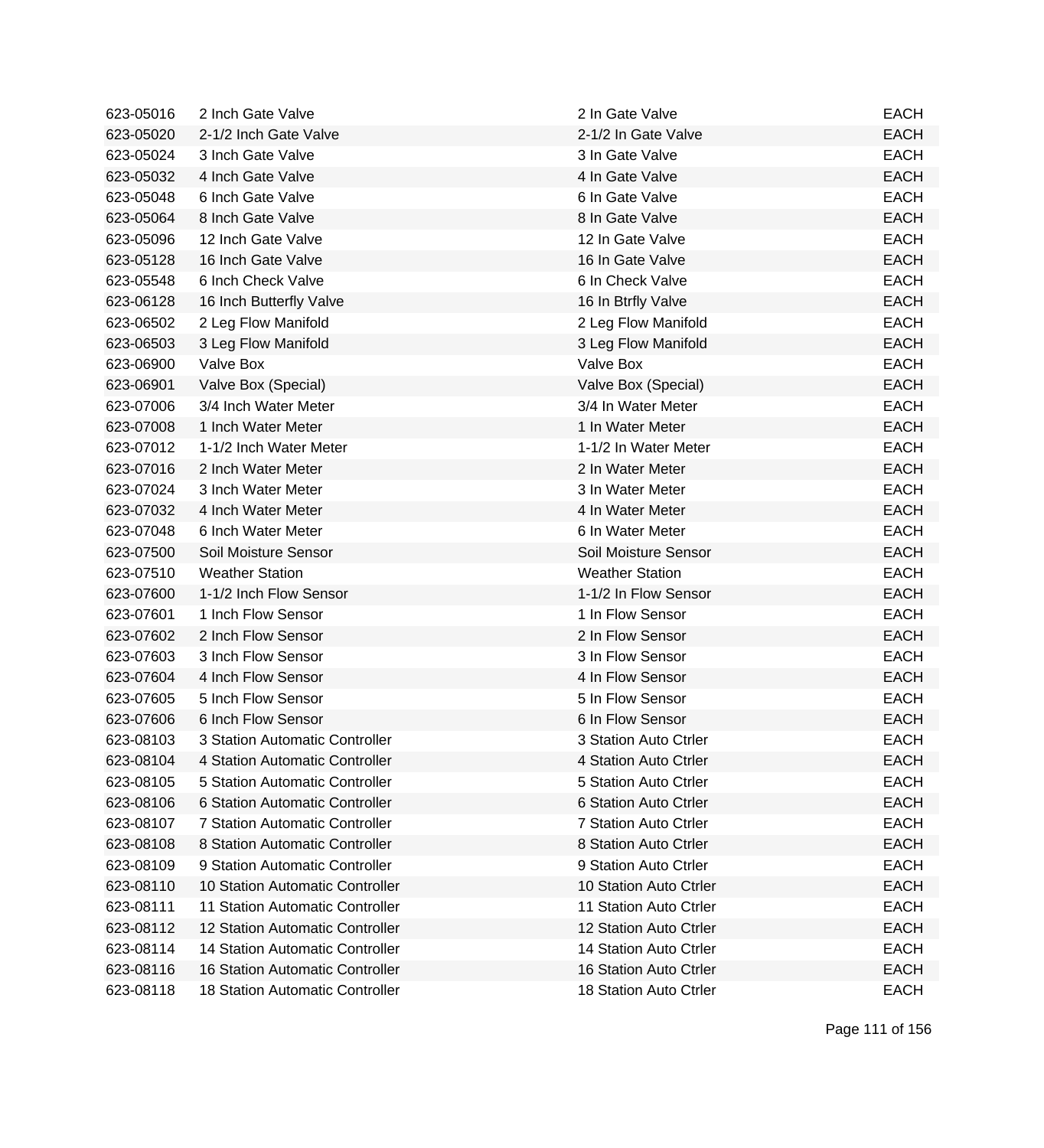| | | | |
|---|---|---|---|
| 623-05016 | 2 Inch Gate Valve | 2 In Gate Valve | EACH |
| 623-05020 | 2-1/2 Inch Gate Valve | 2-1/2 In Gate Valve | EACH |
| 623-05024 | 3 Inch Gate Valve | 3 In Gate Valve | EACH |
| 623-05032 | 4 Inch Gate Valve | 4 In Gate Valve | EACH |
| 623-05048 | 6 Inch Gate Valve | 6 In Gate Valve | EACH |
| 623-05064 | 8 Inch Gate Valve | 8 In Gate Valve | EACH |
| 623-05096 | 12 Inch Gate Valve | 12 In Gate Valve | EACH |
| 623-05128 | 16 Inch Gate Valve | 16 In Gate Valve | EACH |
| 623-05548 | 6 Inch Check Valve | 6 In Check Valve | EACH |
| 623-06128 | 16 Inch Butterfly Valve | 16 In Btrfly Valve | EACH |
| 623-06502 | 2 Leg Flow Manifold | 2 Leg Flow Manifold | EACH |
| 623-06503 | 3 Leg Flow Manifold | 3 Leg Flow Manifold | EACH |
| 623-06900 | Valve Box | Valve Box | EACH |
| 623-06901 | Valve Box (Special) | Valve Box (Special) | EACH |
| 623-07006 | 3/4 Inch Water Meter | 3/4 In Water Meter | EACH |
| 623-07008 | 1 Inch Water Meter | 1 In Water Meter | EACH |
| 623-07012 | 1-1/2 Inch Water Meter | 1-1/2 In Water Meter | EACH |
| 623-07016 | 2 Inch Water Meter | 2 In Water Meter | EACH |
| 623-07024 | 3 Inch Water Meter | 3 In Water Meter | EACH |
| 623-07032 | 4 Inch Water Meter | 4 In Water Meter | EACH |
| 623-07048 | 6 Inch Water Meter | 6 In Water Meter | EACH |
| 623-07500 | Soil Moisture Sensor | Soil Moisture Sensor | EACH |
| 623-07510 | Weather Station | Weather Station | EACH |
| 623-07600 | 1-1/2 Inch Flow Sensor | 1-1/2 In Flow Sensor | EACH |
| 623-07601 | 1 Inch Flow Sensor | 1 In Flow Sensor | EACH |
| 623-07602 | 2 Inch Flow Sensor | 2 In Flow Sensor | EACH |
| 623-07603 | 3 Inch Flow Sensor | 3 In Flow Sensor | EACH |
| 623-07604 | 4 Inch Flow Sensor | 4 In Flow Sensor | EACH |
| 623-07605 | 5 Inch Flow Sensor | 5 In Flow Sensor | EACH |
| 623-07606 | 6 Inch Flow Sensor | 6 In Flow Sensor | EACH |
| 623-08103 | 3 Station Automatic Controller | 3 Station Auto Ctrler | EACH |
| 623-08104 | 4 Station Automatic Controller | 4 Station Auto Ctrler | EACH |
| 623-08105 | 5 Station Automatic Controller | 5 Station Auto Ctrler | EACH |
| 623-08106 | 6 Station Automatic Controller | 6 Station Auto Ctrler | EACH |
| 623-08107 | 7 Station Automatic Controller | 7 Station Auto Ctrler | EACH |
| 623-08108 | 8 Station Automatic Controller | 8 Station Auto Ctrler | EACH |
| 623-08109 | 9 Station Automatic Controller | 9 Station Auto Ctrler | EACH |
| 623-08110 | 10 Station Automatic Controller | 10 Station Auto Ctrler | EACH |
| 623-08111 | 11 Station Automatic Controller | 11 Station Auto Ctrler | EACH |
| 623-08112 | 12 Station Automatic Controller | 12 Station Auto Ctrler | EACH |
| 623-08114 | 14 Station Automatic Controller | 14 Station Auto Ctrler | EACH |
| 623-08116 | 16 Station Automatic Controller | 16 Station Auto Ctrler | EACH |
| 623-08118 | 18 Station Automatic Controller | 18 Station Auto Ctrler | EACH |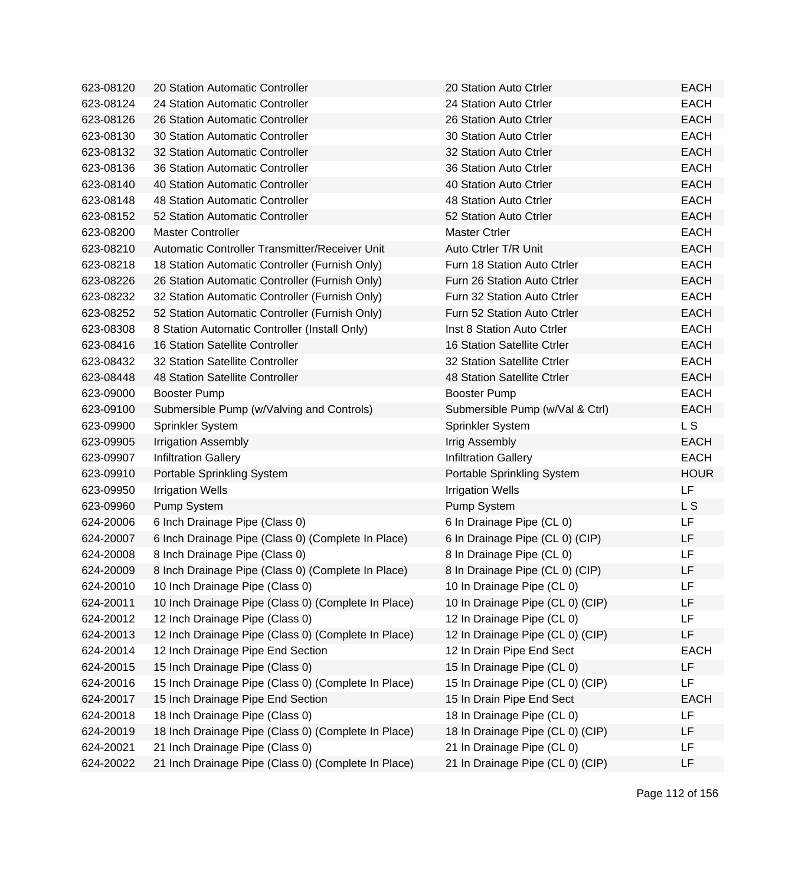| | | | |
|---|---|---|---|
| 623-08120 | 20 Station Automatic Controller | 20 Station Auto Ctrler | EACH |
| 623-08124 | 24 Station Automatic Controller | 24 Station Auto Ctrler | EACH |
| 623-08126 | 26 Station Automatic Controller | 26 Station Auto Ctrler | EACH |
| 623-08130 | 30 Station Automatic Controller | 30 Station Auto Ctrler | EACH |
| 623-08132 | 32 Station Automatic Controller | 32 Station Auto Ctrler | EACH |
| 623-08136 | 36 Station Automatic Controller | 36 Station Auto Ctrler | EACH |
| 623-08140 | 40 Station Automatic Controller | 40 Station Auto Ctrler | EACH |
| 623-08148 | 48 Station Automatic Controller | 48 Station Auto Ctrler | EACH |
| 623-08152 | 52 Station Automatic Controller | 52 Station Auto Ctrler | EACH |
| 623-08200 | Master Controller | Master Ctrler | EACH |
| 623-08210 | Automatic Controller Transmitter/Receiver Unit | Auto Ctrler T/R Unit | EACH |
| 623-08218 | 18 Station Automatic Controller (Furnish Only) | Furn 18 Station Auto Ctrler | EACH |
| 623-08226 | 26 Station Automatic Controller (Furnish Only) | Furn 26 Station Auto Ctrler | EACH |
| 623-08232 | 32 Station Automatic Controller (Furnish Only) | Furn 32 Station Auto Ctrler | EACH |
| 623-08252 | 52 Station Automatic Controller (Furnish Only) | Furn 52 Station Auto Ctrler | EACH |
| 623-08308 | 8 Station Automatic Controller (Install Only) | Inst 8 Station Auto Ctrler | EACH |
| 623-08416 | 16 Station Satellite Controller | 16 Station Satellite Ctrler | EACH |
| 623-08432 | 32 Station Satellite Controller | 32 Station Satellite Ctrler | EACH |
| 623-08448 | 48 Station Satellite Controller | 48 Station Satellite Ctrler | EACH |
| 623-09000 | Booster Pump | Booster Pump | EACH |
| 623-09100 | Submersible Pump (w/Valving and Controls) | Submersible Pump (w/Val & Ctrl) | EACH |
| 623-09900 | Sprinkler System | Sprinkler System | L S |
| 623-09905 | Irrigation Assembly | Irrig Assembly | EACH |
| 623-09907 | Infiltration Gallery | Infiltration Gallery | EACH |
| 623-09910 | Portable Sprinkling System | Portable Sprinkling System | HOUR |
| 623-09950 | Irrigation Wells | Irrigation Wells | LF |
| 623-09960 | Pump System | Pump System | L S |
| 624-20006 | 6 Inch Drainage Pipe (Class 0) | 6 In Drainage Pipe (CL 0) | LF |
| 624-20007 | 6 Inch Drainage Pipe (Class 0) (Complete In Place) | 6 In Drainage Pipe (CL 0) (CIP) | LF |
| 624-20008 | 8 Inch Drainage Pipe (Class 0) | 8 In Drainage Pipe (CL 0) | LF |
| 624-20009 | 8 Inch Drainage Pipe (Class 0) (Complete In Place) | 8 In Drainage Pipe (CL 0) (CIP) | LF |
| 624-20010 | 10 Inch Drainage Pipe (Class 0) | 10 In Drainage Pipe (CL 0) | LF |
| 624-20011 | 10 Inch Drainage Pipe (Class 0) (Complete In Place) | 10 In Drainage Pipe (CL 0) (CIP) | LF |
| 624-20012 | 12 Inch Drainage Pipe (Class 0) | 12 In Drainage Pipe (CL 0) | LF |
| 624-20013 | 12 Inch Drainage Pipe (Class 0) (Complete In Place) | 12 In Drainage Pipe (CL 0) (CIP) | LF |
| 624-20014 | 12 Inch Drainage Pipe End Section | 12 In Drain Pipe End Sect | EACH |
| 624-20015 | 15 Inch Drainage Pipe (Class 0) | 15 In Drainage Pipe (CL 0) | LF |
| 624-20016 | 15 Inch Drainage Pipe (Class 0) (Complete In Place) | 15 In Drainage Pipe (CL 0) (CIP) | LF |
| 624-20017 | 15 Inch Drainage Pipe End Section | 15 In Drain Pipe End Sect | EACH |
| 624-20018 | 18 Inch Drainage Pipe (Class 0) | 18 In Drainage Pipe (CL 0) | LF |
| 624-20019 | 18 Inch Drainage Pipe (Class 0) (Complete In Place) | 18 In Drainage Pipe (CL 0) (CIP) | LF |
| 624-20021 | 21 Inch Drainage Pipe (Class 0) | 21 In Drainage Pipe (CL 0) | LF |
| 624-20022 | 21 Inch Drainage Pipe (Class 0) (Complete In Place) | 21 In Drainage Pipe (CL 0) (CIP) | LF |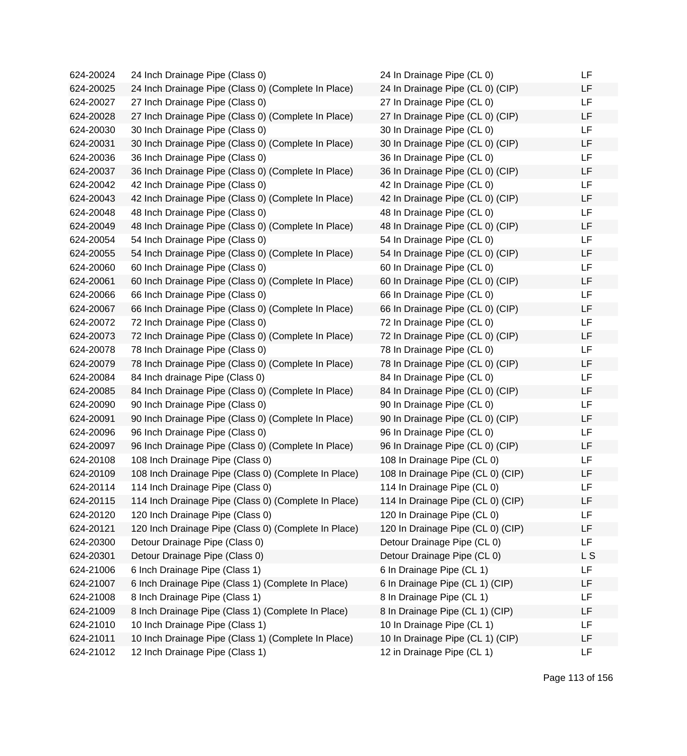| | | | |
|---|---|---|---|
| 624-20024 | 24 Inch Drainage Pipe (Class 0) | 24 In Drainage Pipe (CL 0) | LF |
| 624-20025 | 24 Inch Drainage Pipe (Class 0) (Complete In Place) | 24 In Drainage Pipe (CL 0) (CIP) | LF |
| 624-20027 | 27 Inch Drainage Pipe (Class 0) | 27 In Drainage Pipe (CL 0) | LF |
| 624-20028 | 27 Inch Drainage Pipe (Class 0) (Complete In Place) | 27 In Drainage Pipe (CL 0) (CIP) | LF |
| 624-20030 | 30 Inch Drainage Pipe (Class 0) | 30 In Drainage Pipe (CL 0) | LF |
| 624-20031 | 30 Inch Drainage Pipe (Class 0) (Complete In Place) | 30 In Drainage Pipe (CL 0) (CIP) | LF |
| 624-20036 | 36 Inch Drainage Pipe (Class 0) | 36 In Drainage Pipe (CL 0) | LF |
| 624-20037 | 36 Inch Drainage Pipe (Class 0) (Complete In Place) | 36 In Drainage Pipe (CL 0) (CIP) | LF |
| 624-20042 | 42 Inch Drainage Pipe (Class 0) | 42 In Drainage Pipe (CL 0) | LF |
| 624-20043 | 42 Inch Drainage Pipe (Class 0) (Complete In Place) | 42 In Drainage Pipe (CL 0) (CIP) | LF |
| 624-20048 | 48 Inch Drainage Pipe (Class 0) | 48 In Drainage Pipe (CL 0) | LF |
| 624-20049 | 48 Inch Drainage Pipe (Class 0) (Complete In Place) | 48 In Drainage Pipe (CL 0) (CIP) | LF |
| 624-20054 | 54 Inch Drainage Pipe (Class 0) | 54 In Drainage Pipe (CL 0) | LF |
| 624-20055 | 54 Inch Drainage Pipe (Class 0) (Complete In Place) | 54 In Drainage Pipe (CL 0) (CIP) | LF |
| 624-20060 | 60 Inch Drainage Pipe (Class 0) | 60 In Drainage Pipe (CL 0) | LF |
| 624-20061 | 60 Inch Drainage Pipe (Class 0) (Complete In Place) | 60 In Drainage Pipe (CL 0) (CIP) | LF |
| 624-20066 | 66 Inch Drainage Pipe (Class 0) | 66 In Drainage Pipe (CL 0) | LF |
| 624-20067 | 66 Inch Drainage Pipe (Class 0) (Complete In Place) | 66 In Drainage Pipe (CL 0) (CIP) | LF |
| 624-20072 | 72 Inch Drainage Pipe (Class 0) | 72 In Drainage Pipe (CL 0) | LF |
| 624-20073 | 72 Inch Drainage Pipe (Class 0) (Complete In Place) | 72 In Drainage Pipe (CL 0) (CIP) | LF |
| 624-20078 | 78 Inch Drainage Pipe (Class 0) | 78 In Drainage Pipe (CL 0) | LF |
| 624-20079 | 78 Inch Drainage Pipe (Class 0) (Complete In Place) | 78 In Drainage Pipe (CL 0) (CIP) | LF |
| 624-20084 | 84 Inch drainage Pipe (Class 0) | 84 In Drainage Pipe (CL 0) | LF |
| 624-20085 | 84 Inch Drainage Pipe (Class 0) (Complete In Place) | 84 In Drainage Pipe (CL 0) (CIP) | LF |
| 624-20090 | 90 Inch Drainage Pipe (Class 0) | 90 In Drainage Pipe (CL 0) | LF |
| 624-20091 | 90 Inch Drainage Pipe (Class 0) (Complete In Place) | 90 In Drainage Pipe (CL 0) (CIP) | LF |
| 624-20096 | 96 Inch Drainage Pipe (Class 0) | 96 In Drainage Pipe (CL 0) | LF |
| 624-20097 | 96 Inch Drainage Pipe (Class 0) (Complete In Place) | 96 In Drainage Pipe (CL 0) (CIP) | LF |
| 624-20108 | 108 Inch Drainage Pipe (Class 0) | 108 In Drainage Pipe (CL 0) | LF |
| 624-20109 | 108 Inch Drainage Pipe (Class 0) (Complete In Place) | 108 In Drainage Pipe (CL 0) (CIP) | LF |
| 624-20114 | 114 Inch Drainage Pipe (Class 0) | 114 In Drainage Pipe (CL 0) | LF |
| 624-20115 | 114 Inch Drainage Pipe (Class 0) (Complete In Place) | 114 In Drainage Pipe (CL 0) (CIP) | LF |
| 624-20120 | 120 Inch Drainage Pipe (Class 0) | 120 In Drainage Pipe (CL 0) | LF |
| 624-20121 | 120 Inch Drainage Pipe (Class 0) (Complete In Place) | 120 In Drainage Pipe (CL 0) (CIP) | LF |
| 624-20300 | Detour Drainage Pipe (Class 0) | Detour Drainage Pipe (CL 0) | LF |
| 624-20301 | Detour Drainage Pipe (Class 0) | Detour Drainage Pipe (CL 0) | L S |
| 624-21006 | 6 Inch Drainage Pipe (Class 1) | 6 In Drainage Pipe (CL 1) | LF |
| 624-21007 | 6 Inch Drainage Pipe (Class 1) (Complete In Place) | 6 In Drainage Pipe (CL 1) (CIP) | LF |
| 624-21008 | 8 Inch Drainage Pipe (Class 1) | 8 In Drainage Pipe (CL 1) | LF |
| 624-21009 | 8 Inch Drainage Pipe (Class 1) (Complete In Place) | 8 In Drainage Pipe (CL 1) (CIP) | LF |
| 624-21010 | 10 Inch Drainage Pipe (Class 1) | 10 In Drainage Pipe (CL 1) | LF |
| 624-21011 | 10 Inch Drainage Pipe (Class 1) (Complete In Place) | 10 In Drainage Pipe (CL 1) (CIP) | LF |
| 624-21012 | 12 Inch Drainage Pipe (Class 1) | 12 in Drainage Pipe (CL 1) | LF |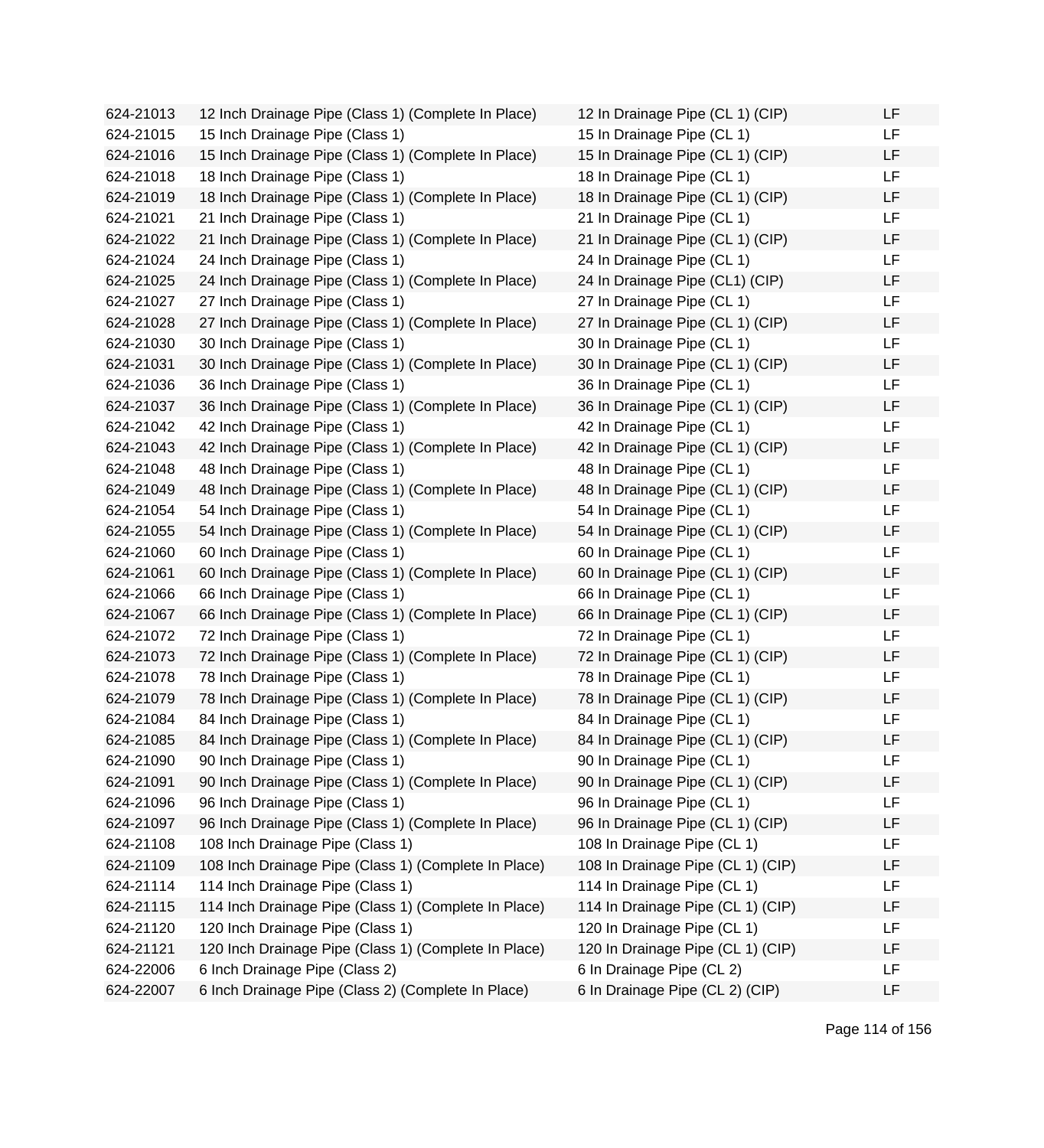| 624-21013 | 12 Inch Drainage Pipe (Class 1) (Complete In Place) | 12 In Drainage Pipe (CL 1) (CIP) | LF |
|---|---|---|---|
| 624-21015 | 15 Inch Drainage Pipe (Class 1) | 15 In Drainage Pipe (CL 1) | LF |
| 624-21016 | 15 Inch Drainage Pipe (Class 1) (Complete In Place) | 15 In Drainage Pipe (CL 1) (CIP) | LF |
| 624-21018 | 18 Inch Drainage Pipe (Class 1) | 18 In Drainage Pipe (CL 1) | LF |
| 624-21019 | 18 Inch Drainage Pipe (Class 1) (Complete In Place) | 18 In Drainage Pipe (CL 1) (CIP) | LF |
| 624-21021 | 21 Inch Drainage Pipe (Class 1) | 21 In Drainage Pipe (CL 1) | LF |
| 624-21022 | 21 Inch Drainage Pipe (Class 1) (Complete In Place) | 21 In Drainage Pipe (CL 1) (CIP) | LF |
| 624-21024 | 24 Inch Drainage Pipe (Class 1) | 24 In Drainage Pipe (CL 1) | LF |
| 624-21025 | 24 Inch Drainage Pipe (Class 1) (Complete In Place) | 24 In Drainage Pipe (CL1) (CIP) | LF |
| 624-21027 | 27 Inch Drainage Pipe (Class 1) | 27 In Drainage Pipe (CL 1) | LF |
| 624-21028 | 27 Inch Drainage Pipe (Class 1) (Complete In Place) | 27 In Drainage Pipe (CL 1) (CIP) | LF |
| 624-21030 | 30 Inch Drainage Pipe (Class 1) | 30 In Drainage Pipe (CL 1) | LF |
| 624-21031 | 30 Inch Drainage Pipe (Class 1) (Complete In Place) | 30 In Drainage Pipe (CL 1) (CIP) | LF |
| 624-21036 | 36 Inch Drainage Pipe (Class 1) | 36 In Drainage Pipe (CL 1) | LF |
| 624-21037 | 36 Inch Drainage Pipe (Class 1) (Complete In Place) | 36 In Drainage Pipe (CL 1) (CIP) | LF |
| 624-21042 | 42 Inch Drainage Pipe (Class 1) | 42 In Drainage Pipe (CL 1) | LF |
| 624-21043 | 42 Inch Drainage Pipe (Class 1) (Complete In Place) | 42 In Drainage Pipe (CL 1) (CIP) | LF |
| 624-21048 | 48 Inch Drainage Pipe (Class 1) | 48 In Drainage Pipe (CL 1) | LF |
| 624-21049 | 48 Inch Drainage Pipe (Class 1) (Complete In Place) | 48 In Drainage Pipe (CL 1) (CIP) | LF |
| 624-21054 | 54 Inch Drainage Pipe (Class 1) | 54 In Drainage Pipe (CL 1) | LF |
| 624-21055 | 54 Inch Drainage Pipe (Class 1) (Complete In Place) | 54 In Drainage Pipe (CL 1) (CIP) | LF |
| 624-21060 | 60 Inch Drainage Pipe (Class 1) | 60 In Drainage Pipe (CL 1) | LF |
| 624-21061 | 60 Inch Drainage Pipe (Class 1) (Complete In Place) | 60 In Drainage Pipe (CL 1) (CIP) | LF |
| 624-21066 | 66 Inch Drainage Pipe (Class 1) | 66 In Drainage Pipe (CL 1) | LF |
| 624-21067 | 66 Inch Drainage Pipe (Class 1) (Complete In Place) | 66 In Drainage Pipe (CL 1) (CIP) | LF |
| 624-21072 | 72 Inch Drainage Pipe (Class 1) | 72 In Drainage Pipe (CL 1) | LF |
| 624-21073 | 72 Inch Drainage Pipe (Class 1) (Complete In Place) | 72 In Drainage Pipe (CL 1) (CIP) | LF |
| 624-21078 | 78 Inch Drainage Pipe (Class 1) | 78 In Drainage Pipe (CL 1) | LF |
| 624-21079 | 78 Inch Drainage Pipe (Class 1) (Complete In Place) | 78 In Drainage Pipe (CL 1) (CIP) | LF |
| 624-21084 | 84 Inch Drainage Pipe (Class 1) | 84 In Drainage Pipe (CL 1) | LF |
| 624-21085 | 84 Inch Drainage Pipe (Class 1) (Complete In Place) | 84 In Drainage Pipe (CL 1) (CIP) | LF |
| 624-21090 | 90 Inch Drainage Pipe (Class 1) | 90 In Drainage Pipe (CL 1) | LF |
| 624-21091 | 90 Inch Drainage Pipe (Class 1) (Complete In Place) | 90 In Drainage Pipe (CL 1) (CIP) | LF |
| 624-21096 | 96 Inch Drainage Pipe (Class 1) | 96 In Drainage Pipe (CL 1) | LF |
| 624-21097 | 96 Inch Drainage Pipe (Class 1) (Complete In Place) | 96 In Drainage Pipe (CL 1) (CIP) | LF |
| 624-21108 | 108 Inch Drainage Pipe (Class 1) | 108 In Drainage Pipe (CL 1) | LF |
| 624-21109 | 108 Inch Drainage Pipe (Class 1) (Complete In Place) | 108 In Drainage Pipe (CL 1) (CIP) | LF |
| 624-21114 | 114 Inch Drainage Pipe (Class 1) | 114 In Drainage Pipe (CL 1) | LF |
| 624-21115 | 114 Inch Drainage Pipe (Class 1) (Complete In Place) | 114 In Drainage Pipe (CL 1) (CIP) | LF |
| 624-21120 | 120 Inch Drainage Pipe (Class 1) | 120 In Drainage Pipe (CL 1) | LF |
| 624-21121 | 120 Inch Drainage Pipe (Class 1) (Complete In Place) | 120 In Drainage Pipe (CL 1) (CIP) | LF |
| 624-22006 | 6 Inch Drainage Pipe (Class 2) | 6 In Drainage Pipe (CL 2) | LF |
| 624-22007 | 6 Inch Drainage Pipe (Class 2) (Complete In Place) | 6 In Drainage Pipe (CL 2) (CIP) | LF |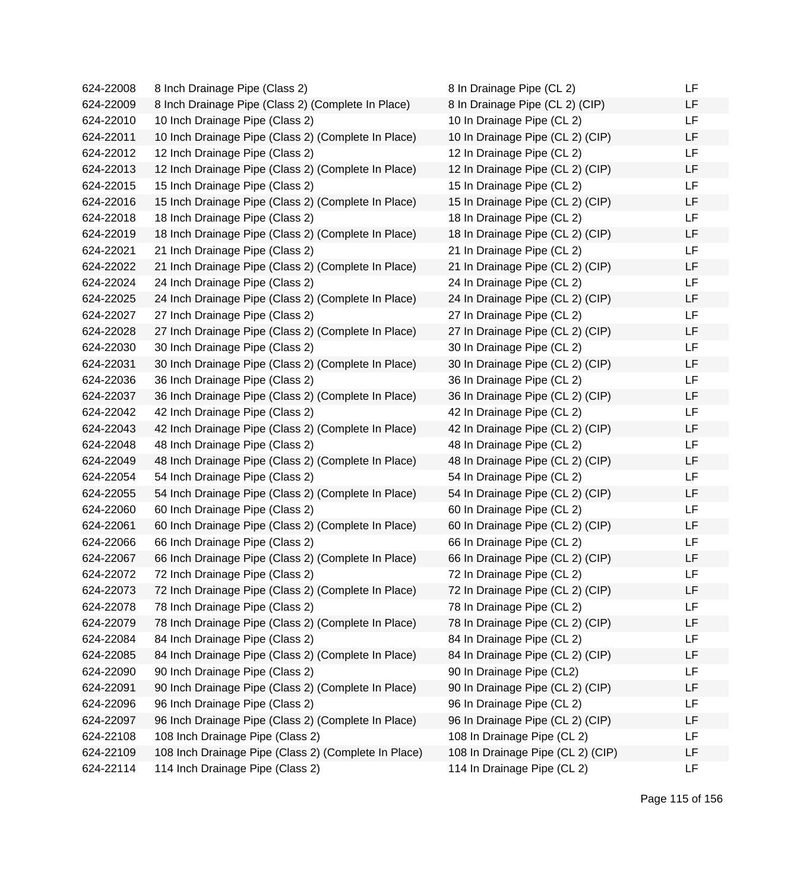| | | | |
|---|---|---|---|
| 624-22008 | 8 Inch Drainage Pipe (Class 2) | 8 In Drainage Pipe (CL 2) | LF |
| 624-22009 | 8 Inch Drainage Pipe (Class 2) (Complete In Place) | 8 In Drainage Pipe (CL 2) (CIP) | LF |
| 624-22010 | 10 Inch Drainage Pipe (Class 2) | 10 In Drainage Pipe (CL 2) | LF |
| 624-22011 | 10 Inch Drainage Pipe (Class 2) (Complete In Place) | 10 In Drainage Pipe (CL 2) (CIP) | LF |
| 624-22012 | 12 Inch Drainage Pipe (Class 2) | 12 In Drainage Pipe (CL 2) | LF |
| 624-22013 | 12 Inch Drainage Pipe (Class 2) (Complete In Place) | 12 In Drainage Pipe (CL 2) (CIP) | LF |
| 624-22015 | 15 Inch Drainage Pipe (Class 2) | 15 In Drainage Pipe (CL 2) | LF |
| 624-22016 | 15 Inch Drainage Pipe (Class 2) (Complete In Place) | 15 In Drainage Pipe (CL 2) (CIP) | LF |
| 624-22018 | 18 Inch Drainage Pipe (Class 2) | 18 In Drainage Pipe (CL 2) | LF |
| 624-22019 | 18 Inch Drainage Pipe (Class 2) (Complete In Place) | 18 In Drainage Pipe (CL 2) (CIP) | LF |
| 624-22021 | 21 Inch Drainage Pipe (Class 2) | 21 In Drainage Pipe (CL 2) | LF |
| 624-22022 | 21 Inch Drainage Pipe (Class 2) (Complete In Place) | 21 In Drainage Pipe (CL 2) (CIP) | LF |
| 624-22024 | 24 Inch Drainage Pipe (Class 2) | 24 In Drainage Pipe (CL 2) | LF |
| 624-22025 | 24 Inch Drainage Pipe (Class 2) (Complete In Place) | 24 In Drainage Pipe (CL 2) (CIP) | LF |
| 624-22027 | 27 Inch Drainage Pipe (Class 2) | 27 In Drainage Pipe (CL 2) | LF |
| 624-22028 | 27 Inch Drainage Pipe (Class 2) (Complete In Place) | 27 In Drainage Pipe (CL 2) (CIP) | LF |
| 624-22030 | 30 Inch Drainage Pipe (Class 2) | 30 In Drainage Pipe (CL 2) | LF |
| 624-22031 | 30 Inch Drainage Pipe (Class 2) (Complete In Place) | 30 In Drainage Pipe (CL 2) (CIP) | LF |
| 624-22036 | 36 Inch Drainage Pipe (Class 2) | 36 In Drainage Pipe (CL 2) | LF |
| 624-22037 | 36 Inch Drainage Pipe (Class 2) (Complete In Place) | 36 In Drainage Pipe (CL 2) (CIP) | LF |
| 624-22042 | 42 Inch Drainage Pipe (Class 2) | 42 In Drainage Pipe (CL 2) | LF |
| 624-22043 | 42 Inch Drainage Pipe (Class 2) (Complete In Place) | 42 In Drainage Pipe (CL 2) (CIP) | LF |
| 624-22048 | 48 Inch Drainage Pipe (Class 2) | 48 In Drainage Pipe (CL 2) | LF |
| 624-22049 | 48 Inch Drainage Pipe (Class 2) (Complete In Place) | 48 In Drainage Pipe (CL 2) (CIP) | LF |
| 624-22054 | 54 Inch Drainage Pipe (Class 2) | 54 In Drainage Pipe (CL 2) | LF |
| 624-22055 | 54 Inch Drainage Pipe (Class 2) (Complete In Place) | 54 In Drainage Pipe (CL 2) (CIP) | LF |
| 624-22060 | 60 Inch Drainage Pipe (Class 2) | 60 In Drainage Pipe (CL 2) | LF |
| 624-22061 | 60 Inch Drainage Pipe (Class 2) (Complete In Place) | 60 In Drainage Pipe (CL 2) (CIP) | LF |
| 624-22066 | 66 Inch Drainage Pipe (Class 2) | 66 In Drainage Pipe (CL 2) | LF |
| 624-22067 | 66 Inch Drainage Pipe (Class 2) (Complete In Place) | 66 In Drainage Pipe (CL 2) (CIP) | LF |
| 624-22072 | 72 Inch Drainage Pipe (Class 2) | 72 In Drainage Pipe (CL 2) | LF |
| 624-22073 | 72 Inch Drainage Pipe (Class 2) (Complete In Place) | 72 In Drainage Pipe (CL 2) (CIP) | LF |
| 624-22078 | 78 Inch Drainage Pipe (Class 2) | 78 In Drainage Pipe (CL 2) | LF |
| 624-22079 | 78 Inch Drainage Pipe (Class 2) (Complete In Place) | 78 In Drainage Pipe (CL 2) (CIP) | LF |
| 624-22084 | 84 Inch Drainage Pipe (Class 2) | 84 In Drainage Pipe (CL 2) | LF |
| 624-22085 | 84 Inch Drainage Pipe (Class 2) (Complete In Place) | 84 In Drainage Pipe (CL 2) (CIP) | LF |
| 624-22090 | 90 Inch Drainage Pipe (Class 2) | 90 In Drainage Pipe (CL2) | LF |
| 624-22091 | 90 Inch Drainage Pipe (Class 2) (Complete In Place) | 90 In Drainage Pipe (CL 2) (CIP) | LF |
| 624-22096 | 96 Inch Drainage Pipe (Class 2) | 96 In Drainage Pipe (CL 2) | LF |
| 624-22097 | 96 Inch Drainage Pipe (Class 2) (Complete In Place) | 96 In Drainage Pipe (CL 2) (CIP) | LF |
| 624-22108 | 108 Inch Drainage Pipe (Class 2) | 108 In Drainage Pipe (CL 2) | LF |
| 624-22109 | 108 Inch Drainage Pipe (Class 2) (Complete In Place) | 108 In Drainage Pipe (CL 2) (CIP) | LF |
| 624-22114 | 114 Inch Drainage Pipe (Class 2) | 114 In Drainage Pipe (CL 2) | LF |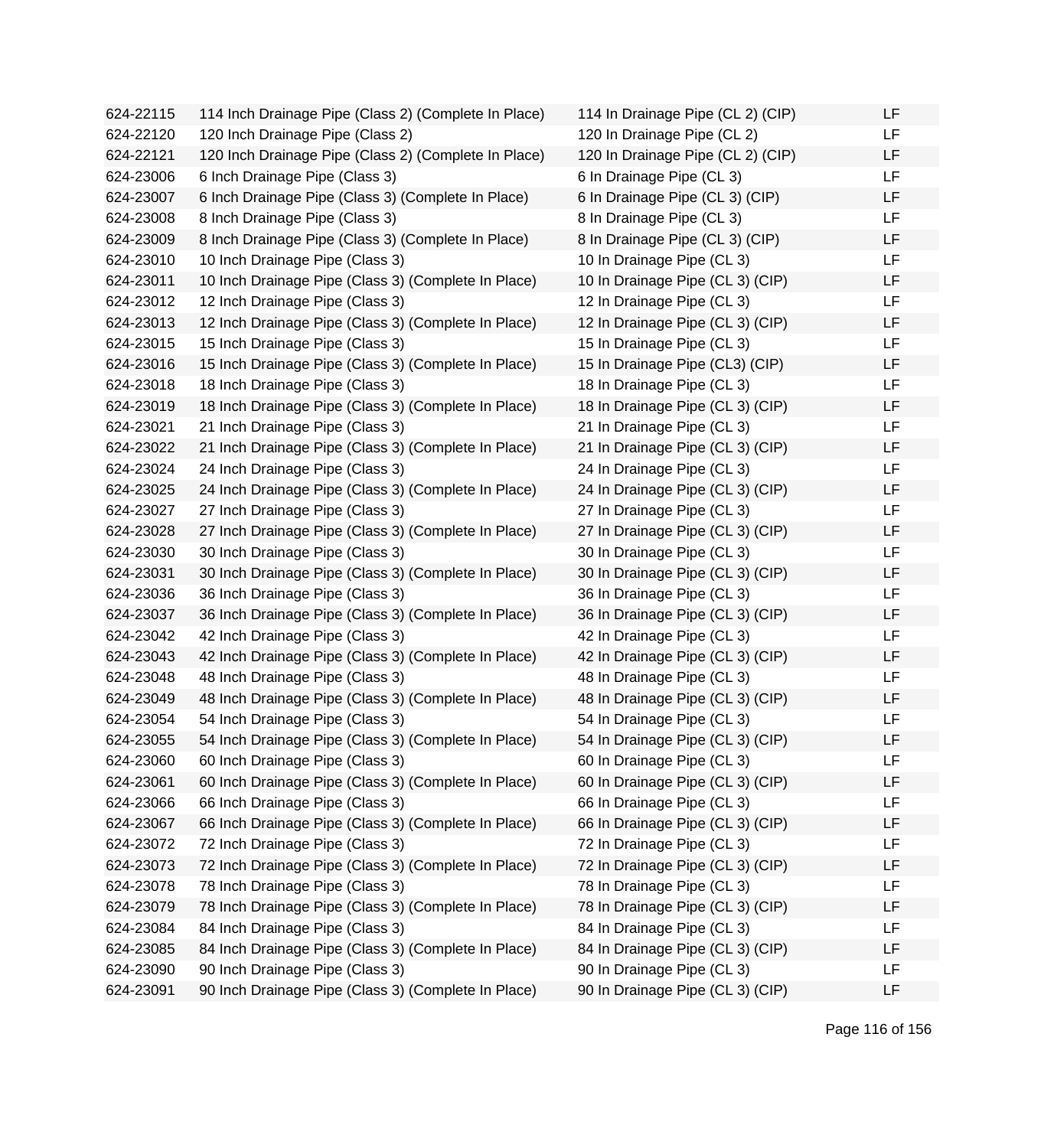| | | | |
|---|---|---|---|
| 624-22115 | 114 Inch Drainage Pipe (Class 2) (Complete In Place) | 114 In Drainage Pipe (CL 2) (CIP) | LF |
| 624-22120 | 120 Inch Drainage Pipe (Class 2) | 120 In Drainage Pipe (CL 2) | LF |
| 624-22121 | 120 Inch Drainage Pipe (Class 2) (Complete In Place) | 120 In Drainage Pipe (CL 2) (CIP) | LF |
| 624-23006 | 6 Inch Drainage Pipe (Class 3) | 6 In Drainage Pipe (CL 3) | LF |
| 624-23007 | 6 Inch Drainage Pipe (Class 3) (Complete In Place) | 6 In Drainage Pipe (CL 3) (CIP) | LF |
| 624-23008 | 8 Inch Drainage Pipe (Class 3) | 8 In Drainage Pipe (CL 3) | LF |
| 624-23009 | 8 Inch Drainage Pipe (Class 3) (Complete In Place) | 8 In Drainage Pipe (CL 3) (CIP) | LF |
| 624-23010 | 10 Inch Drainage Pipe (Class 3) | 10 In Drainage Pipe (CL 3) | LF |
| 624-23011 | 10 Inch Drainage Pipe (Class 3) (Complete In Place) | 10 In Drainage Pipe (CL 3) (CIP) | LF |
| 624-23012 | 12 Inch Drainage Pipe (Class 3) | 12 In Drainage Pipe (CL 3) | LF |
| 624-23013 | 12 Inch Drainage Pipe (Class 3) (Complete In Place) | 12 In Drainage Pipe (CL 3) (CIP) | LF |
| 624-23015 | 15 Inch Drainage Pipe (Class 3) | 15 In Drainage Pipe (CL 3) | LF |
| 624-23016 | 15 Inch Drainage Pipe (Class 3) (Complete In Place) | 15 In Drainage Pipe (CL3) (CIP) | LF |
| 624-23018 | 18 Inch Drainage Pipe (Class 3) | 18 In Drainage Pipe (CL 3) | LF |
| 624-23019 | 18 Inch Drainage Pipe (Class 3) (Complete In Place) | 18 In Drainage Pipe (CL 3) (CIP) | LF |
| 624-23021 | 21 Inch Drainage Pipe (Class 3) | 21 In Drainage Pipe (CL 3) | LF |
| 624-23022 | 21 Inch Drainage Pipe (Class 3) (Complete In Place) | 21 In Drainage Pipe (CL 3) (CIP) | LF |
| 624-23024 | 24 Inch Drainage Pipe (Class 3) | 24 In Drainage Pipe (CL 3) | LF |
| 624-23025 | 24 Inch Drainage Pipe (Class 3) (Complete In Place) | 24 In Drainage Pipe (CL 3) (CIP) | LF |
| 624-23027 | 27 Inch Drainage Pipe (Class 3) | 27 In Drainage Pipe (CL 3) | LF |
| 624-23028 | 27 Inch Drainage Pipe (Class 3) (Complete In Place) | 27 In Drainage Pipe (CL 3) (CIP) | LF |
| 624-23030 | 30 Inch Drainage Pipe (Class 3) | 30 In Drainage Pipe (CL 3) | LF |
| 624-23031 | 30 Inch Drainage Pipe (Class 3) (Complete In Place) | 30 In Drainage Pipe (CL 3) (CIP) | LF |
| 624-23036 | 36 Inch Drainage Pipe (Class 3) | 36 In Drainage Pipe (CL 3) | LF |
| 624-23037 | 36 Inch Drainage Pipe (Class 3) (Complete In Place) | 36 In Drainage Pipe (CL 3) (CIP) | LF |
| 624-23042 | 42 Inch Drainage Pipe (Class 3) | 42 In Drainage Pipe (CL 3) | LF |
| 624-23043 | 42 Inch Drainage Pipe (Class 3) (Complete In Place) | 42 In Drainage Pipe (CL 3) (CIP) | LF |
| 624-23048 | 48 Inch Drainage Pipe (Class 3) | 48 In Drainage Pipe (CL 3) | LF |
| 624-23049 | 48 Inch Drainage Pipe (Class 3) (Complete In Place) | 48 In Drainage Pipe (CL 3) (CIP) | LF |
| 624-23054 | 54 Inch Drainage Pipe (Class 3) | 54 In Drainage Pipe (CL 3) | LF |
| 624-23055 | 54 Inch Drainage Pipe (Class 3) (Complete In Place) | 54 In Drainage Pipe (CL 3) (CIP) | LF |
| 624-23060 | 60 Inch Drainage Pipe (Class 3) | 60 In Drainage Pipe (CL 3) | LF |
| 624-23061 | 60 Inch Drainage Pipe (Class 3) (Complete In Place) | 60 In Drainage Pipe (CL 3) (CIP) | LF |
| 624-23066 | 66 Inch Drainage Pipe (Class 3) | 66 In Drainage Pipe (CL 3) | LF |
| 624-23067 | 66 Inch Drainage Pipe (Class 3) (Complete In Place) | 66 In Drainage Pipe (CL 3) (CIP) | LF |
| 624-23072 | 72 Inch Drainage Pipe (Class 3) | 72 In Drainage Pipe (CL 3) | LF |
| 624-23073 | 72 Inch Drainage Pipe (Class 3) (Complete In Place) | 72 In Drainage Pipe (CL 3) (CIP) | LF |
| 624-23078 | 78 Inch Drainage Pipe (Class 3) | 78 In Drainage Pipe (CL 3) | LF |
| 624-23079 | 78 Inch Drainage Pipe (Class 3) (Complete In Place) | 78 In Drainage Pipe (CL 3) (CIP) | LF |
| 624-23084 | 84 Inch Drainage Pipe (Class 3) | 84 In Drainage Pipe (CL 3) | LF |
| 624-23085 | 84 Inch Drainage Pipe (Class 3) (Complete In Place) | 84 In Drainage Pipe (CL 3) (CIP) | LF |
| 624-23090 | 90 Inch Drainage Pipe (Class 3) | 90 In Drainage Pipe (CL 3) | LF |
| 624-23091 | 90 Inch Drainage Pipe (Class 3) (Complete In Place) | 90 In Drainage Pipe (CL 3) (CIP) | LF |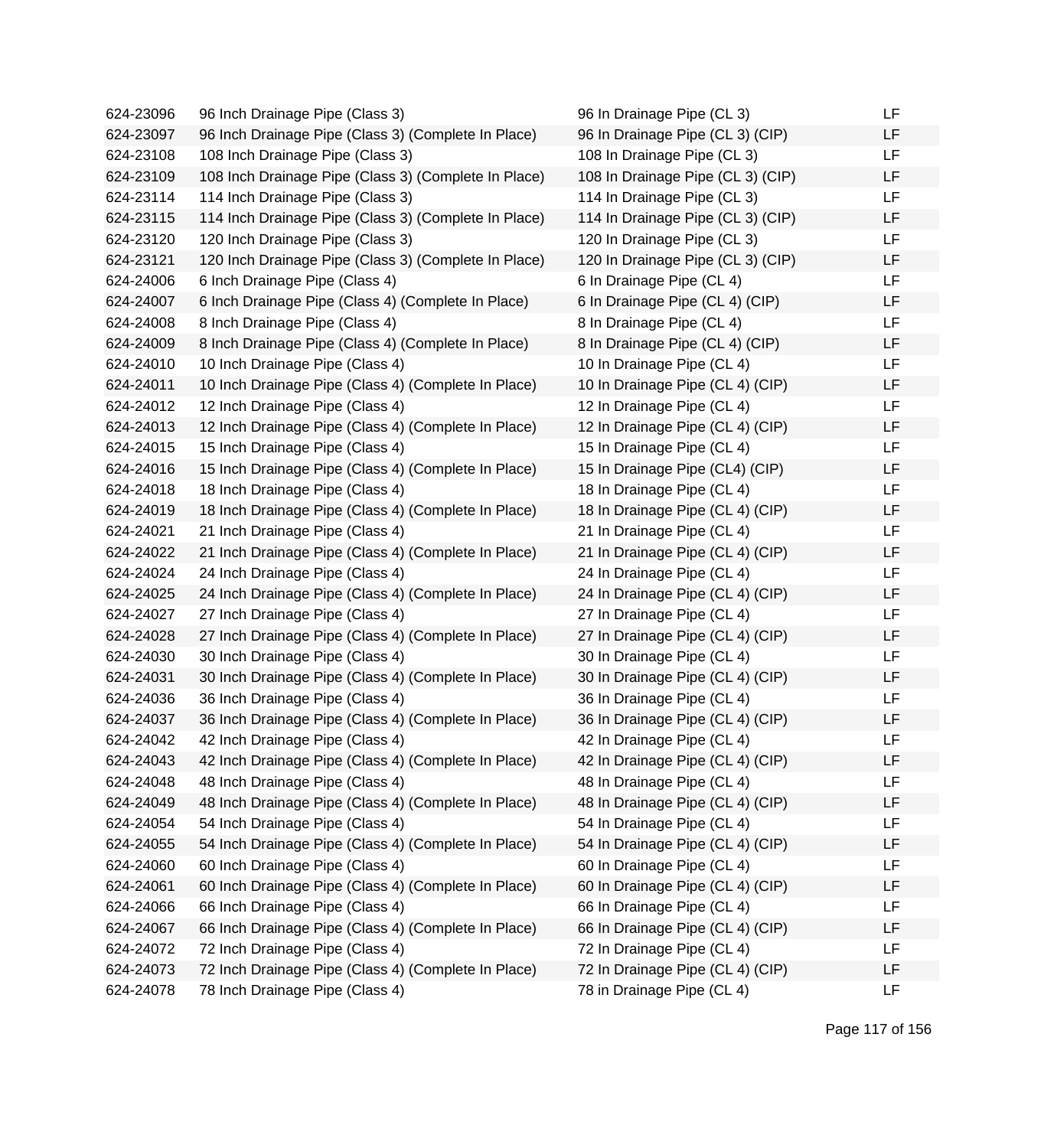| | | | |
|---|---|---|---|
| 624-23096 | 96 Inch Drainage Pipe (Class 3) | 96 In Drainage Pipe (CL 3) | LF |
| 624-23097 | 96 Inch Drainage Pipe (Class 3) (Complete In Place) | 96 In Drainage Pipe (CL 3) (CIP) | LF |
| 624-23108 | 108 Inch Drainage Pipe (Class 3) | 108 In Drainage Pipe (CL 3) | LF |
| 624-23109 | 108 Inch Drainage Pipe (Class 3) (Complete In Place) | 108 In Drainage Pipe (CL 3) (CIP) | LF |
| 624-23114 | 114 Inch Drainage Pipe (Class 3) | 114 In Drainage Pipe (CL 3) | LF |
| 624-23115 | 114 Inch Drainage Pipe (Class 3) (Complete In Place) | 114 In Drainage Pipe (CL 3) (CIP) | LF |
| 624-23120 | 120 Inch Drainage Pipe (Class 3) | 120 In Drainage Pipe (CL 3) | LF |
| 624-23121 | 120 Inch Drainage Pipe (Class 3) (Complete In Place) | 120 In Drainage Pipe (CL 3) (CIP) | LF |
| 624-24006 | 6 Inch Drainage Pipe (Class 4) | 6 In Drainage Pipe (CL 4) | LF |
| 624-24007 | 6 Inch Drainage Pipe (Class 4) (Complete In Place) | 6 In Drainage Pipe (CL 4) (CIP) | LF |
| 624-24008 | 8 Inch Drainage Pipe (Class 4) | 8 In Drainage Pipe (CL 4) | LF |
| 624-24009 | 8 Inch Drainage Pipe (Class 4) (Complete In Place) | 8 In Drainage Pipe (CL 4) (CIP) | LF |
| 624-24010 | 10 Inch Drainage Pipe (Class 4) | 10 In Drainage Pipe (CL 4) | LF |
| 624-24011 | 10 Inch Drainage Pipe (Class 4) (Complete In Place) | 10 In Drainage Pipe (CL 4) (CIP) | LF |
| 624-24012 | 12 Inch Drainage Pipe (Class 4) | 12 In Drainage Pipe (CL 4) | LF |
| 624-24013 | 12 Inch Drainage Pipe (Class 4) (Complete In Place) | 12 In Drainage Pipe (CL 4) (CIP) | LF |
| 624-24015 | 15 Inch Drainage Pipe (Class 4) | 15 In Drainage Pipe (CL 4) | LF |
| 624-24016 | 15 Inch Drainage Pipe (Class 4) (Complete In Place) | 15 In Drainage Pipe (CL4) (CIP) | LF |
| 624-24018 | 18 Inch Drainage Pipe (Class 4) | 18 In Drainage Pipe (CL 4) | LF |
| 624-24019 | 18 Inch Drainage Pipe (Class 4) (Complete In Place) | 18 In Drainage Pipe (CL 4) (CIP) | LF |
| 624-24021 | 21 Inch Drainage Pipe (Class 4) | 21 In Drainage Pipe (CL 4) | LF |
| 624-24022 | 21 Inch Drainage Pipe (Class 4) (Complete In Place) | 21 In Drainage Pipe (CL 4) (CIP) | LF |
| 624-24024 | 24 Inch Drainage Pipe (Class 4) | 24 In Drainage Pipe (CL 4) | LF |
| 624-24025 | 24 Inch Drainage Pipe (Class 4) (Complete In Place) | 24 In Drainage Pipe (CL 4) (CIP) | LF |
| 624-24027 | 27 Inch Drainage Pipe (Class 4) | 27 In Drainage Pipe (CL 4) | LF |
| 624-24028 | 27 Inch Drainage Pipe (Class 4) (Complete In Place) | 27 In Drainage Pipe (CL 4) (CIP) | LF |
| 624-24030 | 30 Inch Drainage Pipe (Class 4) | 30 In Drainage Pipe (CL 4) | LF |
| 624-24031 | 30 Inch Drainage Pipe (Class 4) (Complete In Place) | 30 In Drainage Pipe (CL 4) (CIP) | LF |
| 624-24036 | 36 Inch Drainage Pipe (Class 4) | 36 In Drainage Pipe (CL 4) | LF |
| 624-24037 | 36 Inch Drainage Pipe (Class 4) (Complete In Place) | 36 In Drainage Pipe (CL 4) (CIP) | LF |
| 624-24042 | 42 Inch Drainage Pipe (Class 4) | 42 In Drainage Pipe (CL 4) | LF |
| 624-24043 | 42 Inch Drainage Pipe (Class 4) (Complete In Place) | 42 In Drainage Pipe (CL 4) (CIP) | LF |
| 624-24048 | 48 Inch Drainage Pipe (Class 4) | 48 In Drainage Pipe (CL 4) | LF |
| 624-24049 | 48 Inch Drainage Pipe (Class 4) (Complete In Place) | 48 In Drainage Pipe (CL 4) (CIP) | LF |
| 624-24054 | 54 Inch Drainage Pipe (Class 4) | 54 In Drainage Pipe (CL 4) | LF |
| 624-24055 | 54 Inch Drainage Pipe (Class 4) (Complete In Place) | 54 In Drainage Pipe (CL 4) (CIP) | LF |
| 624-24060 | 60 Inch Drainage Pipe (Class 4) | 60 In Drainage Pipe (CL 4) | LF |
| 624-24061 | 60 Inch Drainage Pipe (Class 4) (Complete In Place) | 60 In Drainage Pipe (CL 4) (CIP) | LF |
| 624-24066 | 66 Inch Drainage Pipe (Class 4) | 66 In Drainage Pipe (CL 4) | LF |
| 624-24067 | 66 Inch Drainage Pipe (Class 4) (Complete In Place) | 66 In Drainage Pipe (CL 4) (CIP) | LF |
| 624-24072 | 72 Inch Drainage Pipe (Class 4) | 72 In Drainage Pipe (CL 4) | LF |
| 624-24073 | 72 Inch Drainage Pipe (Class 4) (Complete In Place) | 72 In Drainage Pipe (CL 4) (CIP) | LF |
| 624-24078 | 78 Inch Drainage Pipe (Class 4) | 78 in Drainage Pipe (CL 4) | LF |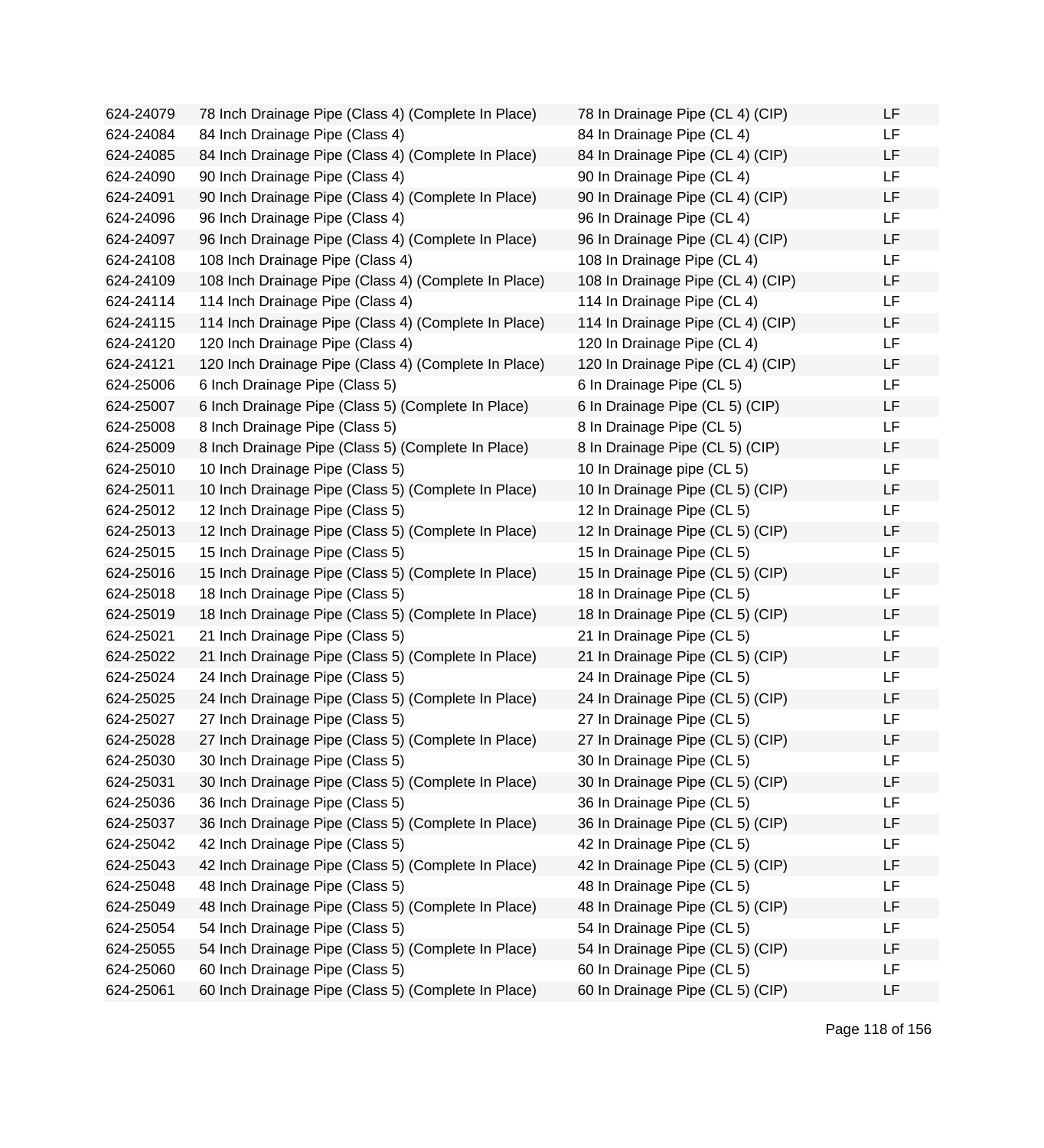| | | | |
|---|---|---|---|
| 624-24079 | 78 Inch Drainage Pipe (Class 4) (Complete In Place) | 78 In Drainage Pipe (CL 4) (CIP) | LF |
| 624-24084 | 84 Inch Drainage Pipe (Class 4) | 84 In Drainage Pipe (CL 4) | LF |
| 624-24085 | 84 Inch Drainage Pipe (Class 4) (Complete In Place) | 84 In Drainage Pipe (CL 4) (CIP) | LF |
| 624-24090 | 90 Inch Drainage Pipe (Class 4) | 90 In Drainage Pipe (CL 4) | LF |
| 624-24091 | 90 Inch Drainage Pipe (Class 4) (Complete In Place) | 90 In Drainage Pipe (CL 4) (CIP) | LF |
| 624-24096 | 96 Inch Drainage Pipe (Class 4) | 96 In Drainage Pipe (CL 4) | LF |
| 624-24097 | 96 Inch Drainage Pipe (Class 4) (Complete In Place) | 96 In Drainage Pipe (CL 4) (CIP) | LF |
| 624-24108 | 108 Inch Drainage Pipe (Class 4) | 108 In Drainage Pipe (CL 4) | LF |
| 624-24109 | 108 Inch Drainage Pipe (Class 4) (Complete In Place) | 108 In Drainage Pipe (CL 4) (CIP) | LF |
| 624-24114 | 114 Inch Drainage Pipe (Class 4) | 114 In Drainage Pipe (CL 4) | LF |
| 624-24115 | 114 Inch Drainage Pipe (Class 4) (Complete In Place) | 114 In Drainage Pipe (CL 4) (CIP) | LF |
| 624-24120 | 120 Inch Drainage Pipe (Class 4) | 120 In Drainage Pipe (CL 4) | LF |
| 624-24121 | 120 Inch Drainage Pipe (Class 4) (Complete In Place) | 120 In Drainage Pipe (CL 4) (CIP) | LF |
| 624-25006 | 6 Inch Drainage Pipe (Class 5) | 6 In Drainage Pipe (CL 5) | LF |
| 624-25007 | 6 Inch Drainage Pipe (Class 5) (Complete In Place) | 6 In Drainage Pipe (CL 5) (CIP) | LF |
| 624-25008 | 8 Inch Drainage Pipe (Class 5) | 8 In Drainage Pipe (CL 5) | LF |
| 624-25009 | 8 Inch Drainage Pipe (Class 5) (Complete In Place) | 8 In Drainage Pipe (CL 5) (CIP) | LF |
| 624-25010 | 10 Inch Drainage Pipe (Class 5) | 10 In Drainage pipe (CL 5) | LF |
| 624-25011 | 10 Inch Drainage Pipe (Class 5) (Complete In Place) | 10 In Drainage Pipe (CL 5) (CIP) | LF |
| 624-25012 | 12 Inch Drainage Pipe (Class 5) | 12 In Drainage Pipe (CL 5) | LF |
| 624-25013 | 12 Inch Drainage Pipe (Class 5) (Complete In Place) | 12 In Drainage Pipe (CL 5) (CIP) | LF |
| 624-25015 | 15 Inch Drainage Pipe (Class 5) | 15 In Drainage Pipe (CL 5) | LF |
| 624-25016 | 15 Inch Drainage Pipe (Class 5) (Complete In Place) | 15 In Drainage Pipe (CL 5) (CIP) | LF |
| 624-25018 | 18 Inch Drainage Pipe (Class 5) | 18 In Drainage Pipe (CL 5) | LF |
| 624-25019 | 18 Inch Drainage Pipe (Class 5) (Complete In Place) | 18 In Drainage Pipe (CL 5) (CIP) | LF |
| 624-25021 | 21 Inch Drainage Pipe (Class 5) | 21 In Drainage Pipe (CL 5) | LF |
| 624-25022 | 21 Inch Drainage Pipe (Class 5) (Complete In Place) | 21 In Drainage Pipe (CL 5) (CIP) | LF |
| 624-25024 | 24 Inch Drainage Pipe (Class 5) | 24 In Drainage Pipe (CL 5) | LF |
| 624-25025 | 24 Inch Drainage Pipe (Class 5) (Complete In Place) | 24 In Drainage Pipe (CL 5) (CIP) | LF |
| 624-25027 | 27 Inch Drainage Pipe (Class 5) | 27 In Drainage Pipe (CL 5) | LF |
| 624-25028 | 27 Inch Drainage Pipe (Class 5) (Complete In Place) | 27 In Drainage Pipe (CL 5) (CIP) | LF |
| 624-25030 | 30 Inch Drainage Pipe (Class 5) | 30 In Drainage Pipe (CL 5) | LF |
| 624-25031 | 30 Inch Drainage Pipe (Class 5) (Complete In Place) | 30 In Drainage Pipe (CL 5) (CIP) | LF |
| 624-25036 | 36 Inch Drainage Pipe (Class 5) | 36 In Drainage Pipe (CL 5) | LF |
| 624-25037 | 36 Inch Drainage Pipe (Class 5) (Complete In Place) | 36 In Drainage Pipe (CL 5) (CIP) | LF |
| 624-25042 | 42 Inch Drainage Pipe (Class 5) | 42 In Drainage Pipe (CL 5) | LF |
| 624-25043 | 42 Inch Drainage Pipe (Class 5) (Complete In Place) | 42 In Drainage Pipe (CL 5) (CIP) | LF |
| 624-25048 | 48 Inch Drainage Pipe (Class 5) | 48 In Drainage Pipe (CL 5) | LF |
| 624-25049 | 48 Inch Drainage Pipe (Class 5) (Complete In Place) | 48 In Drainage Pipe (CL 5) (CIP) | LF |
| 624-25054 | 54 Inch Drainage Pipe (Class 5) | 54 In Drainage Pipe (CL 5) | LF |
| 624-25055 | 54 Inch Drainage Pipe (Class 5) (Complete In Place) | 54 In Drainage Pipe (CL 5) (CIP) | LF |
| 624-25060 | 60 Inch Drainage Pipe (Class 5) | 60 In Drainage Pipe (CL 5) | LF |
| 624-25061 | 60 Inch Drainage Pipe (Class 5) (Complete In Place) | 60 In Drainage Pipe (CL 5) (CIP) | LF |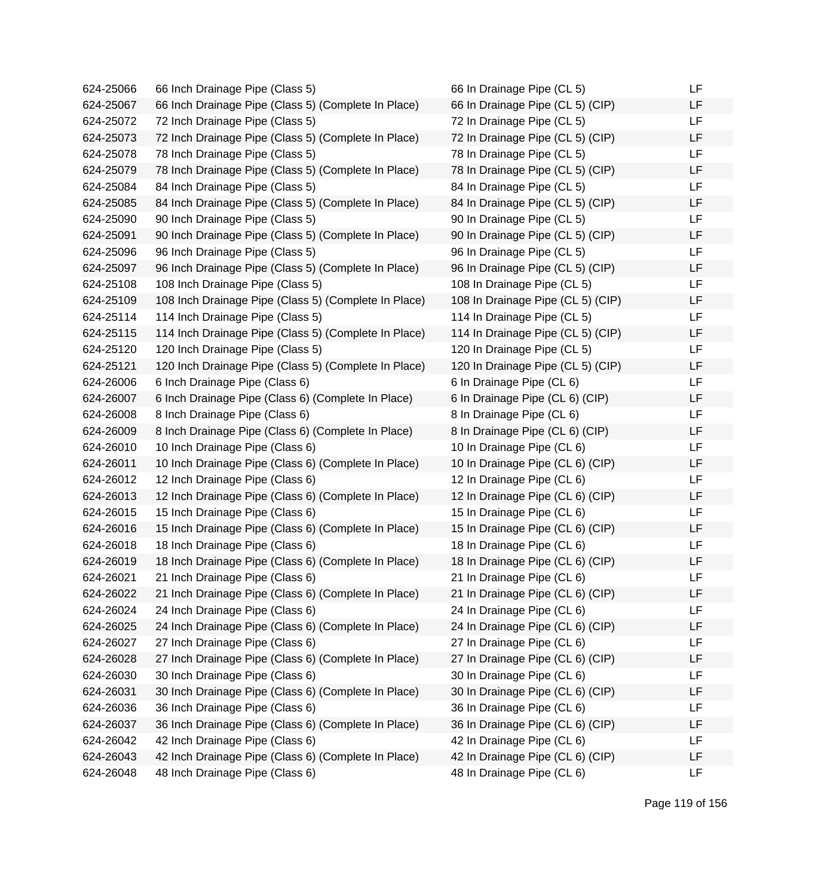| | | | |
|---|---|---|---|
| 624-25066 | 66 Inch Drainage Pipe (Class 5) | 66 In Drainage Pipe (CL 5) | LF |
| 624-25067 | 66 Inch Drainage Pipe (Class 5) (Complete In Place) | 66 In Drainage Pipe (CL 5) (CIP) | LF |
| 624-25072 | 72 Inch Drainage Pipe (Class 5) | 72 In Drainage Pipe (CL 5) | LF |
| 624-25073 | 72 Inch Drainage Pipe (Class 5) (Complete In Place) | 72 In Drainage Pipe (CL 5) (CIP) | LF |
| 624-25078 | 78 Inch Drainage Pipe (Class 5) | 78 In Drainage Pipe (CL 5) | LF |
| 624-25079 | 78 Inch Drainage Pipe (Class 5) (Complete In Place) | 78 In Drainage Pipe (CL 5) (CIP) | LF |
| 624-25084 | 84 Inch Drainage Pipe (Class 5) | 84 In Drainage Pipe (CL 5) | LF |
| 624-25085 | 84 Inch Drainage Pipe (Class 5) (Complete In Place) | 84 In Drainage Pipe (CL 5) (CIP) | LF |
| 624-25090 | 90 Inch Drainage Pipe (Class 5) | 90 In Drainage Pipe (CL 5) | LF |
| 624-25091 | 90 Inch Drainage Pipe (Class 5) (Complete In Place) | 90 In Drainage Pipe (CL 5) (CIP) | LF |
| 624-25096 | 96 Inch Drainage Pipe (Class 5) | 96 In Drainage Pipe (CL 5) | LF |
| 624-25097 | 96 Inch Drainage Pipe (Class 5) (Complete In Place) | 96 In Drainage Pipe (CL 5) (CIP) | LF |
| 624-25108 | 108 Inch Drainage Pipe (Class 5) | 108 In Drainage Pipe (CL 5) | LF |
| 624-25109 | 108 Inch Drainage Pipe (Class 5) (Complete In Place) | 108 In Drainage Pipe (CL 5) (CIP) | LF |
| 624-25114 | 114 Inch Drainage Pipe (Class 5) | 114 In Drainage Pipe (CL 5) | LF |
| 624-25115 | 114 Inch Drainage Pipe (Class 5) (Complete In Place) | 114 In Drainage Pipe (CL 5) (CIP) | LF |
| 624-25120 | 120 Inch Drainage Pipe (Class 5) | 120 In Drainage Pipe (CL 5) | LF |
| 624-25121 | 120 Inch Drainage Pipe (Class 5) (Complete In Place) | 120 In Drainage Pipe (CL 5) (CIP) | LF |
| 624-26006 | 6 Inch Drainage Pipe (Class 6) | 6 In Drainage Pipe (CL 6) | LF |
| 624-26007 | 6 Inch Drainage Pipe (Class 6) (Complete In Place) | 6 In Drainage Pipe (CL 6) (CIP) | LF |
| 624-26008 | 8 Inch Drainage Pipe (Class 6) | 8 In Drainage Pipe (CL 6) | LF |
| 624-26009 | 8 Inch Drainage Pipe (Class 6) (Complete In Place) | 8 In Drainage Pipe (CL 6) (CIP) | LF |
| 624-26010 | 10 Inch Drainage Pipe (Class 6) | 10 In Drainage Pipe (CL 6) | LF |
| 624-26011 | 10 Inch Drainage Pipe (Class 6) (Complete In Place) | 10 In Drainage Pipe (CL 6) (CIP) | LF |
| 624-26012 | 12 Inch Drainage Pipe (Class 6) | 12 In Drainage Pipe (CL 6) | LF |
| 624-26013 | 12 Inch Drainage Pipe (Class 6) (Complete In Place) | 12 In Drainage Pipe (CL 6) (CIP) | LF |
| 624-26015 | 15 Inch Drainage Pipe (Class 6) | 15 In Drainage Pipe (CL 6) | LF |
| 624-26016 | 15 Inch Drainage Pipe (Class 6) (Complete In Place) | 15 In Drainage Pipe (CL 6) (CIP) | LF |
| 624-26018 | 18 Inch Drainage Pipe (Class 6) | 18 In Drainage Pipe (CL 6) | LF |
| 624-26019 | 18 Inch Drainage Pipe (Class 6) (Complete In Place) | 18 In Drainage Pipe (CL 6) (CIP) | LF |
| 624-26021 | 21 Inch Drainage Pipe (Class 6) | 21 In Drainage Pipe (CL 6) | LF |
| 624-26022 | 21 Inch Drainage Pipe (Class 6) (Complete In Place) | 21 In Drainage Pipe (CL 6) (CIP) | LF |
| 624-26024 | 24 Inch Drainage Pipe (Class 6) | 24 In Drainage Pipe (CL 6) | LF |
| 624-26025 | 24 Inch Drainage Pipe (Class 6) (Complete In Place) | 24 In Drainage Pipe (CL 6) (CIP) | LF |
| 624-26027 | 27 Inch Drainage Pipe (Class 6) | 27 In Drainage Pipe (CL 6) | LF |
| 624-26028 | 27 Inch Drainage Pipe (Class 6) (Complete In Place) | 27 In Drainage Pipe (CL 6) (CIP) | LF |
| 624-26030 | 30 Inch Drainage Pipe (Class 6) | 30 In Drainage Pipe (CL 6) | LF |
| 624-26031 | 30 Inch Drainage Pipe (Class 6) (Complete In Place) | 30 In Drainage Pipe (CL 6) (CIP) | LF |
| 624-26036 | 36 Inch Drainage Pipe (Class 6) | 36 In Drainage Pipe (CL 6) | LF |
| 624-26037 | 36 Inch Drainage Pipe (Class 6) (Complete In Place) | 36 In Drainage Pipe (CL 6) (CIP) | LF |
| 624-26042 | 42 Inch Drainage Pipe (Class 6) | 42 In Drainage Pipe (CL 6) | LF |
| 624-26043 | 42 Inch Drainage Pipe (Class 6) (Complete In Place) | 42 In Drainage Pipe (CL 6) (CIP) | LF |
| 624-26048 | 48 Inch Drainage Pipe (Class 6) | 48 In Drainage Pipe (CL 6) | LF |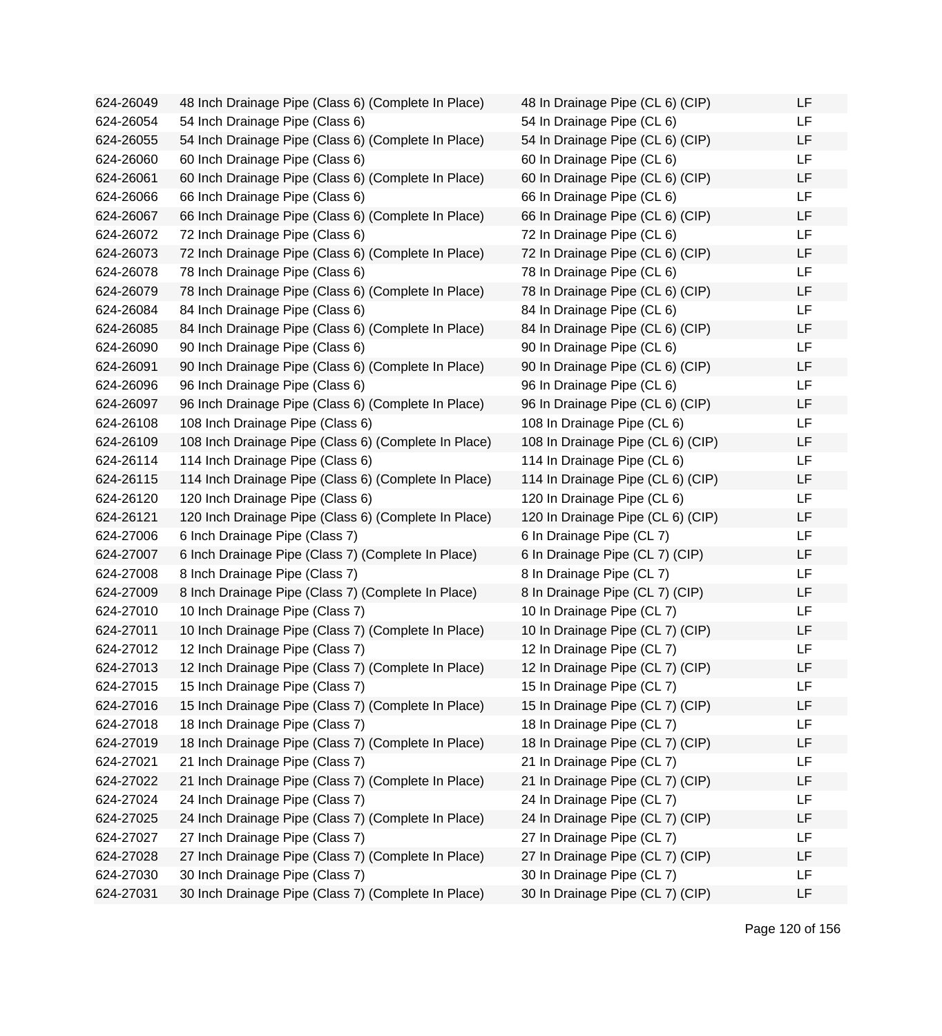| | | | |
|---|---|---|---|
| 624-26049 | 48 Inch Drainage Pipe (Class 6) (Complete In Place) | 48 In Drainage Pipe (CL 6) (CIP) | LF |
| 624-26054 | 54 Inch Drainage Pipe (Class 6) | 54 In Drainage Pipe (CL 6) | LF |
| 624-26055 | 54 Inch Drainage Pipe (Class 6) (Complete In Place) | 54 In Drainage Pipe (CL 6) (CIP) | LF |
| 624-26060 | 60 Inch Drainage Pipe (Class 6) | 60 In Drainage Pipe (CL 6) | LF |
| 624-26061 | 60 Inch Drainage Pipe (Class 6) (Complete In Place) | 60 In Drainage Pipe (CL 6) (CIP) | LF |
| 624-26066 | 66 Inch Drainage Pipe (Class 6) | 66 In Drainage Pipe (CL 6) | LF |
| 624-26067 | 66 Inch Drainage Pipe (Class 6) (Complete In Place) | 66 In Drainage Pipe (CL 6) (CIP) | LF |
| 624-26072 | 72 Inch Drainage Pipe (Class 6) | 72 In Drainage Pipe (CL 6) | LF |
| 624-26073 | 72 Inch Drainage Pipe (Class 6) (Complete In Place) | 72 In Drainage Pipe (CL 6) (CIP) | LF |
| 624-26078 | 78 Inch Drainage Pipe (Class 6) | 78 In Drainage Pipe (CL 6) | LF |
| 624-26079 | 78 Inch Drainage Pipe (Class 6) (Complete In Place) | 78 In Drainage Pipe (CL 6) (CIP) | LF |
| 624-26084 | 84 Inch Drainage Pipe (Class 6) | 84 In Drainage Pipe (CL 6) | LF |
| 624-26085 | 84 Inch Drainage Pipe (Class 6) (Complete In Place) | 84 In Drainage Pipe (CL 6) (CIP) | LF |
| 624-26090 | 90 Inch Drainage Pipe (Class 6) | 90 In Drainage Pipe (CL 6) | LF |
| 624-26091 | 90 Inch Drainage Pipe (Class 6) (Complete In Place) | 90 In Drainage Pipe (CL 6) (CIP) | LF |
| 624-26096 | 96 Inch Drainage Pipe (Class 6) | 96 In Drainage Pipe (CL 6) | LF |
| 624-26097 | 96 Inch Drainage Pipe (Class 6) (Complete In Place) | 96 In Drainage Pipe (CL 6) (CIP) | LF |
| 624-26108 | 108 Inch Drainage Pipe (Class 6) | 108 In Drainage Pipe (CL 6) | LF |
| 624-26109 | 108 Inch Drainage Pipe (Class 6) (Complete In Place) | 108 In Drainage Pipe (CL 6) (CIP) | LF |
| 624-26114 | 114 Inch Drainage Pipe (Class 6) | 114 In Drainage Pipe (CL 6) | LF |
| 624-26115 | 114 Inch Drainage Pipe (Class 6) (Complete In Place) | 114 In Drainage Pipe (CL 6) (CIP) | LF |
| 624-26120 | 120 Inch Drainage Pipe (Class 6) | 120 In Drainage Pipe (CL 6) | LF |
| 624-26121 | 120 Inch Drainage Pipe (Class 6) (Complete In Place) | 120 In Drainage Pipe (CL 6) (CIP) | LF |
| 624-27006 | 6 Inch Drainage Pipe (Class 7) | 6 In Drainage Pipe (CL 7) | LF |
| 624-27007 | 6 Inch Drainage Pipe (Class 7) (Complete In Place) | 6 In Drainage Pipe (CL 7) (CIP) | LF |
| 624-27008 | 8 Inch Drainage Pipe (Class 7) | 8 In Drainage Pipe (CL 7) | LF |
| 624-27009 | 8 Inch Drainage Pipe (Class 7) (Complete In Place) | 8 In Drainage Pipe (CL 7) (CIP) | LF |
| 624-27010 | 10 Inch Drainage Pipe (Class 7) | 10 In Drainage Pipe (CL 7) | LF |
| 624-27011 | 10 Inch Drainage Pipe (Class 7) (Complete In Place) | 10 In Drainage Pipe (CL 7) (CIP) | LF |
| 624-27012 | 12 Inch Drainage Pipe (Class 7) | 12 In Drainage Pipe (CL 7) | LF |
| 624-27013 | 12 Inch Drainage Pipe (Class 7) (Complete In Place) | 12 In Drainage Pipe (CL 7) (CIP) | LF |
| 624-27015 | 15 Inch Drainage Pipe (Class 7) | 15 In Drainage Pipe (CL 7) | LF |
| 624-27016 | 15 Inch Drainage Pipe (Class 7) (Complete In Place) | 15 In Drainage Pipe (CL 7) (CIP) | LF |
| 624-27018 | 18 Inch Drainage Pipe (Class 7) | 18 In Drainage Pipe (CL 7) | LF |
| 624-27019 | 18 Inch Drainage Pipe (Class 7) (Complete In Place) | 18 In Drainage Pipe (CL 7) (CIP) | LF |
| 624-27021 | 21 Inch Drainage Pipe (Class 7) | 21 In Drainage Pipe (CL 7) | LF |
| 624-27022 | 21 Inch Drainage Pipe (Class 7) (Complete In Place) | 21 In Drainage Pipe (CL 7) (CIP) | LF |
| 624-27024 | 24 Inch Drainage Pipe (Class 7) | 24 In Drainage Pipe (CL 7) | LF |
| 624-27025 | 24 Inch Drainage Pipe (Class 7) (Complete In Place) | 24 In Drainage Pipe (CL 7) (CIP) | LF |
| 624-27027 | 27 Inch Drainage Pipe (Class 7) | 27 In Drainage Pipe (CL 7) | LF |
| 624-27028 | 27 Inch Drainage Pipe (Class 7) (Complete In Place) | 27 In Drainage Pipe (CL 7) (CIP) | LF |
| 624-27030 | 30 Inch Drainage Pipe (Class 7) | 30 In Drainage Pipe (CL 7) | LF |
| 624-27031 | 30 Inch Drainage Pipe (Class 7) (Complete In Place) | 30 In Drainage Pipe (CL 7) (CIP) | LF |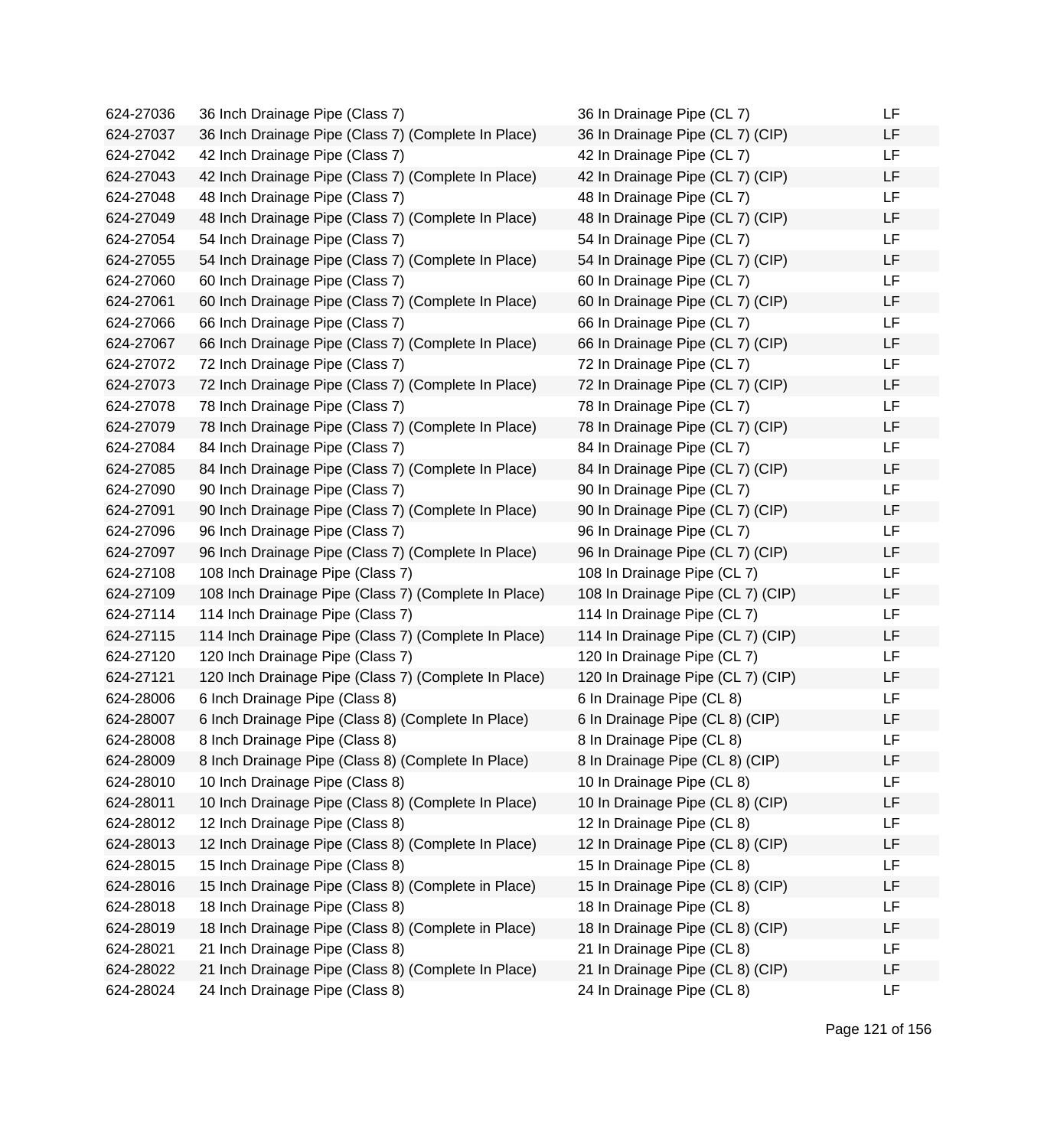| | | | |
|---|---|---|---|
| 624-27036 | 36 Inch Drainage Pipe (Class 7) | 36 In Drainage Pipe (CL 7) | LF |
| 624-27037 | 36 Inch Drainage Pipe (Class 7) (Complete In Place) | 36 In Drainage Pipe (CL 7) (CIP) | LF |
| 624-27042 | 42 Inch Drainage Pipe (Class 7) | 42 In Drainage Pipe (CL 7) | LF |
| 624-27043 | 42 Inch Drainage Pipe (Class 7) (Complete In Place) | 42 In Drainage Pipe (CL 7) (CIP) | LF |
| 624-27048 | 48 Inch Drainage Pipe (Class 7) | 48 In Drainage Pipe (CL 7) | LF |
| 624-27049 | 48 Inch Drainage Pipe (Class 7) (Complete In Place) | 48 In Drainage Pipe (CL 7) (CIP) | LF |
| 624-27054 | 54 Inch Drainage Pipe (Class 7) | 54 In Drainage Pipe (CL 7) | LF |
| 624-27055 | 54 Inch Drainage Pipe (Class 7) (Complete In Place) | 54 In Drainage Pipe (CL 7) (CIP) | LF |
| 624-27060 | 60 Inch Drainage Pipe (Class 7) | 60 In Drainage Pipe (CL 7) | LF |
| 624-27061 | 60 Inch Drainage Pipe (Class 7) (Complete In Place) | 60 In Drainage Pipe (CL 7) (CIP) | LF |
| 624-27066 | 66 Inch Drainage Pipe (Class 7) | 66 In Drainage Pipe (CL 7) | LF |
| 624-27067 | 66 Inch Drainage Pipe (Class 7) (Complete In Place) | 66 In Drainage Pipe (CL 7) (CIP) | LF |
| 624-27072 | 72 Inch Drainage Pipe (Class 7) | 72 In Drainage Pipe (CL 7) | LF |
| 624-27073 | 72 Inch Drainage Pipe (Class 7) (Complete In Place) | 72 In Drainage Pipe (CL 7) (CIP) | LF |
| 624-27078 | 78 Inch Drainage Pipe (Class 7) | 78 In Drainage Pipe (CL 7) | LF |
| 624-27079 | 78 Inch Drainage Pipe (Class 7) (Complete In Place) | 78 In Drainage Pipe (CL 7) (CIP) | LF |
| 624-27084 | 84 Inch Drainage Pipe (Class 7) | 84 In Drainage Pipe (CL 7) | LF |
| 624-27085 | 84 Inch Drainage Pipe (Class 7) (Complete In Place) | 84 In Drainage Pipe (CL 7) (CIP) | LF |
| 624-27090 | 90 Inch Drainage Pipe (Class 7) | 90 In Drainage Pipe (CL 7) | LF |
| 624-27091 | 90 Inch Drainage Pipe (Class 7) (Complete In Place) | 90 In Drainage Pipe (CL 7) (CIP) | LF |
| 624-27096 | 96 Inch Drainage Pipe (Class 7) | 96 In Drainage Pipe (CL 7) | LF |
| 624-27097 | 96 Inch Drainage Pipe (Class 7) (Complete In Place) | 96 In Drainage Pipe (CL 7) (CIP) | LF |
| 624-27108 | 108 Inch Drainage Pipe (Class 7) | 108 In Drainage Pipe (CL 7) | LF |
| 624-27109 | 108 Inch Drainage Pipe (Class 7) (Complete In Place) | 108 In Drainage Pipe (CL 7) (CIP) | LF |
| 624-27114 | 114 Inch Drainage Pipe (Class 7) | 114 In Drainage Pipe (CL 7) | LF |
| 624-27115 | 114 Inch Drainage Pipe (Class 7) (Complete In Place) | 114 In Drainage Pipe (CL 7) (CIP) | LF |
| 624-27120 | 120 Inch Drainage Pipe (Class 7) | 120 In Drainage Pipe (CL 7) | LF |
| 624-27121 | 120 Inch Drainage Pipe (Class 7) (Complete In Place) | 120 In Drainage Pipe (CL 7) (CIP) | LF |
| 624-28006 | 6 Inch Drainage Pipe (Class 8) | 6 In Drainage Pipe (CL 8) | LF |
| 624-28007 | 6 Inch Drainage Pipe (Class 8) (Complete In Place) | 6 In Drainage Pipe (CL 8) (CIP) | LF |
| 624-28008 | 8 Inch Drainage Pipe (Class 8) | 8 In Drainage Pipe (CL 8) | LF |
| 624-28009 | 8 Inch Drainage Pipe (Class 8) (Complete In Place) | 8 In Drainage Pipe (CL 8) (CIP) | LF |
| 624-28010 | 10 Inch Drainage Pipe (Class 8) | 10 In Drainage Pipe (CL 8) | LF |
| 624-28011 | 10 Inch Drainage Pipe (Class 8) (Complete In Place) | 10 In Drainage Pipe (CL 8) (CIP) | LF |
| 624-28012 | 12 Inch Drainage Pipe (Class 8) | 12 In Drainage Pipe (CL 8) | LF |
| 624-28013 | 12 Inch Drainage Pipe (Class 8) (Complete In Place) | 12 In Drainage Pipe (CL 8) (CIP) | LF |
| 624-28015 | 15 Inch Drainage Pipe (Class 8) | 15 In Drainage Pipe (CL 8) | LF |
| 624-28016 | 15 Inch Drainage Pipe (Class 8) (Complete in Place) | 15 In Drainage Pipe (CL 8) (CIP) | LF |
| 624-28018 | 18 Inch Drainage Pipe (Class 8) | 18 In Drainage Pipe (CL 8) | LF |
| 624-28019 | 18 Inch Drainage Pipe (Class 8) (Complete in Place) | 18 In Drainage Pipe (CL 8) (CIP) | LF |
| 624-28021 | 21 Inch Drainage Pipe (Class 8) | 21 In Drainage Pipe (CL 8) | LF |
| 624-28022 | 21 Inch Drainage Pipe (Class 8) (Complete In Place) | 21 In Drainage Pipe (CL 8) (CIP) | LF |
| 624-28024 | 24 Inch Drainage Pipe (Class 8) | 24 In Drainage Pipe (CL 8) | LF |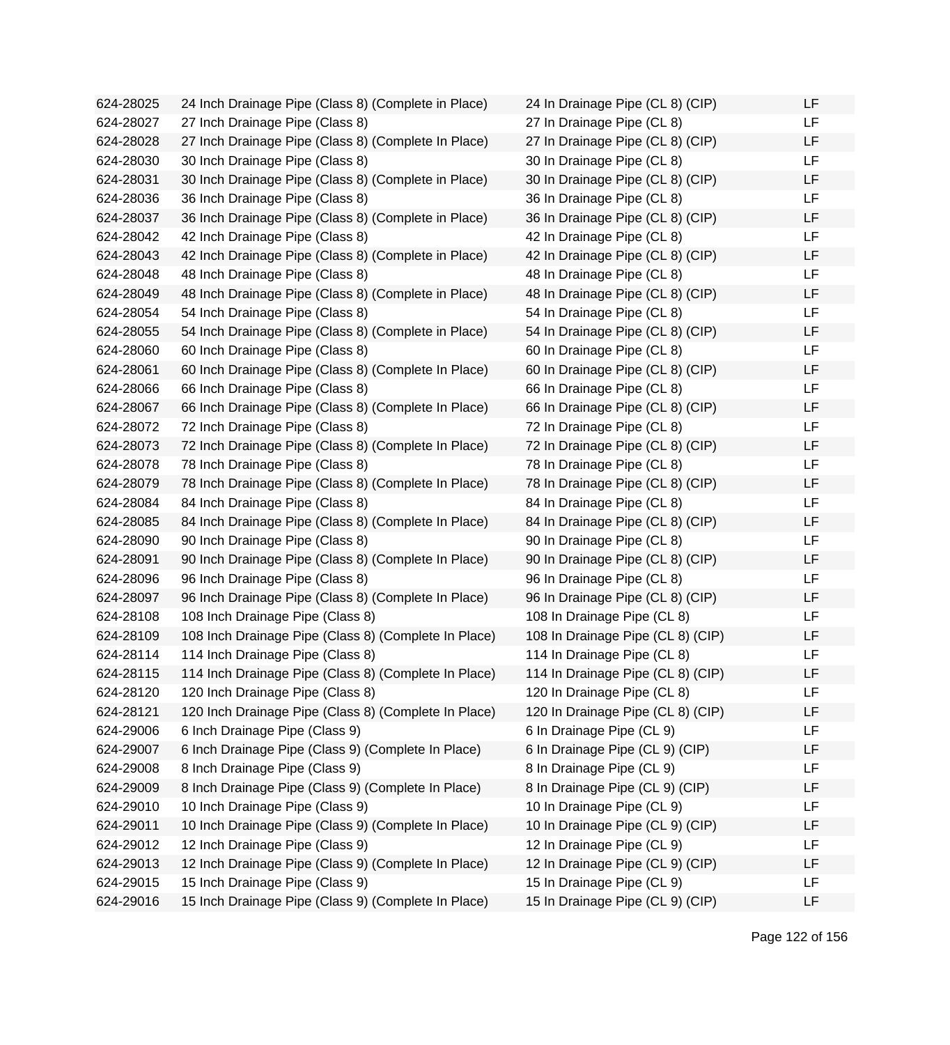| | | | |
|---|---|---|---|
| 624-28025 | 24 Inch Drainage Pipe (Class 8) (Complete in Place) | 24 In Drainage Pipe (CL 8) (CIP) | LF |
| 624-28027 | 27 Inch Drainage Pipe (Class 8) | 27 In Drainage Pipe (CL 8) | LF |
| 624-28028 | 27 Inch Drainage Pipe (Class 8) (Complete In Place) | 27 In Drainage Pipe (CL 8) (CIP) | LF |
| 624-28030 | 30 Inch Drainage Pipe (Class 8) | 30 In Drainage Pipe (CL 8) | LF |
| 624-28031 | 30 Inch Drainage Pipe (Class 8) (Complete in Place) | 30 In Drainage Pipe (CL 8) (CIP) | LF |
| 624-28036 | 36 Inch Drainage Pipe (Class 8) | 36 In Drainage Pipe (CL 8) | LF |
| 624-28037 | 36 Inch Drainage Pipe (Class 8) (Complete in Place) | 36 In Drainage Pipe (CL 8) (CIP) | LF |
| 624-28042 | 42 Inch Drainage Pipe (Class 8) | 42 In Drainage Pipe (CL 8) | LF |
| 624-28043 | 42 Inch Drainage Pipe (Class 8) (Complete in Place) | 42 In Drainage Pipe (CL 8) (CIP) | LF |
| 624-28048 | 48 Inch Drainage Pipe (Class 8) | 48 In Drainage Pipe (CL 8) | LF |
| 624-28049 | 48 Inch Drainage Pipe (Class 8) (Complete in Place) | 48 In Drainage Pipe (CL 8) (CIP) | LF |
| 624-28054 | 54 Inch Drainage Pipe (Class 8) | 54 In Drainage Pipe (CL 8) | LF |
| 624-28055 | 54 Inch Drainage Pipe (Class 8) (Complete in Place) | 54 In Drainage Pipe (CL 8) (CIP) | LF |
| 624-28060 | 60 Inch Drainage Pipe (Class 8) | 60 In Drainage Pipe (CL 8) | LF |
| 624-28061 | 60 Inch Drainage Pipe (Class 8) (Complete In Place) | 60 In Drainage Pipe (CL 8) (CIP) | LF |
| 624-28066 | 66 Inch Drainage Pipe (Class 8) | 66 In Drainage Pipe (CL 8) | LF |
| 624-28067 | 66 Inch Drainage Pipe (Class 8) (Complete In Place) | 66 In Drainage Pipe (CL 8) (CIP) | LF |
| 624-28072 | 72 Inch Drainage Pipe (Class 8) | 72 In Drainage Pipe (CL 8) | LF |
| 624-28073 | 72 Inch Drainage Pipe (Class 8) (Complete In Place) | 72 In Drainage Pipe (CL 8) (CIP) | LF |
| 624-28078 | 78 Inch Drainage Pipe (Class 8) | 78 In Drainage Pipe (CL 8) | LF |
| 624-28079 | 78 Inch Drainage Pipe (Class 8) (Complete In Place) | 78 In Drainage Pipe (CL 8) (CIP) | LF |
| 624-28084 | 84 Inch Drainage Pipe (Class 8) | 84 In Drainage Pipe (CL 8) | LF |
| 624-28085 | 84 Inch Drainage Pipe (Class 8) (Complete In Place) | 84 In Drainage Pipe (CL 8) (CIP) | LF |
| 624-28090 | 90 Inch Drainage Pipe (Class 8) | 90 In Drainage Pipe (CL 8) | LF |
| 624-28091 | 90 Inch Drainage Pipe (Class 8) (Complete In Place) | 90 In Drainage Pipe (CL 8) (CIP) | LF |
| 624-28096 | 96 Inch Drainage Pipe (Class 8) | 96 In Drainage Pipe (CL 8) | LF |
| 624-28097 | 96 Inch Drainage Pipe (Class 8) (Complete In Place) | 96 In Drainage Pipe (CL 8) (CIP) | LF |
| 624-28108 | 108 Inch Drainage Pipe (Class 8) | 108 In Drainage Pipe (CL 8) | LF |
| 624-28109 | 108 Inch Drainage Pipe (Class 8) (Complete In Place) | 108 In Drainage Pipe (CL 8) (CIP) | LF |
| 624-28114 | 114 Inch Drainage Pipe (Class 8) | 114 In Drainage Pipe (CL 8) | LF |
| 624-28115 | 114 Inch Drainage Pipe (Class 8) (Complete In Place) | 114 In Drainage Pipe (CL 8) (CIP) | LF |
| 624-28120 | 120 Inch Drainage Pipe (Class 8) | 120 In Drainage Pipe (CL 8) | LF |
| 624-28121 | 120 Inch Drainage Pipe (Class 8) (Complete In Place) | 120 In Drainage Pipe (CL 8) (CIP) | LF |
| 624-29006 | 6 Inch Drainage Pipe (Class 9) | 6 In Drainage Pipe (CL 9) | LF |
| 624-29007 | 6 Inch Drainage Pipe (Class 9) (Complete In Place) | 6 In Drainage Pipe (CL 9) (CIP) | LF |
| 624-29008 | 8 Inch Drainage Pipe (Class 9) | 8 In Drainage Pipe (CL 9) | LF |
| 624-29009 | 8 Inch Drainage Pipe (Class 9) (Complete In Place) | 8 In Drainage Pipe (CL 9) (CIP) | LF |
| 624-29010 | 10 Inch Drainage Pipe (Class 9) | 10 In Drainage Pipe (CL 9) | LF |
| 624-29011 | 10 Inch Drainage Pipe (Class 9) (Complete In Place) | 10 In Drainage Pipe (CL 9) (CIP) | LF |
| 624-29012 | 12 Inch Drainage Pipe (Class 9) | 12 In Drainage Pipe (CL 9) | LF |
| 624-29013 | 12 Inch Drainage Pipe (Class 9) (Complete In Place) | 12 In Drainage Pipe (CL 9) (CIP) | LF |
| 624-29015 | 15 Inch Drainage Pipe (Class 9) | 15 In Drainage Pipe (CL 9) | LF |
| 624-29016 | 15 Inch Drainage Pipe (Class 9) (Complete In Place) | 15 In Drainage Pipe (CL 9) (CIP) | LF |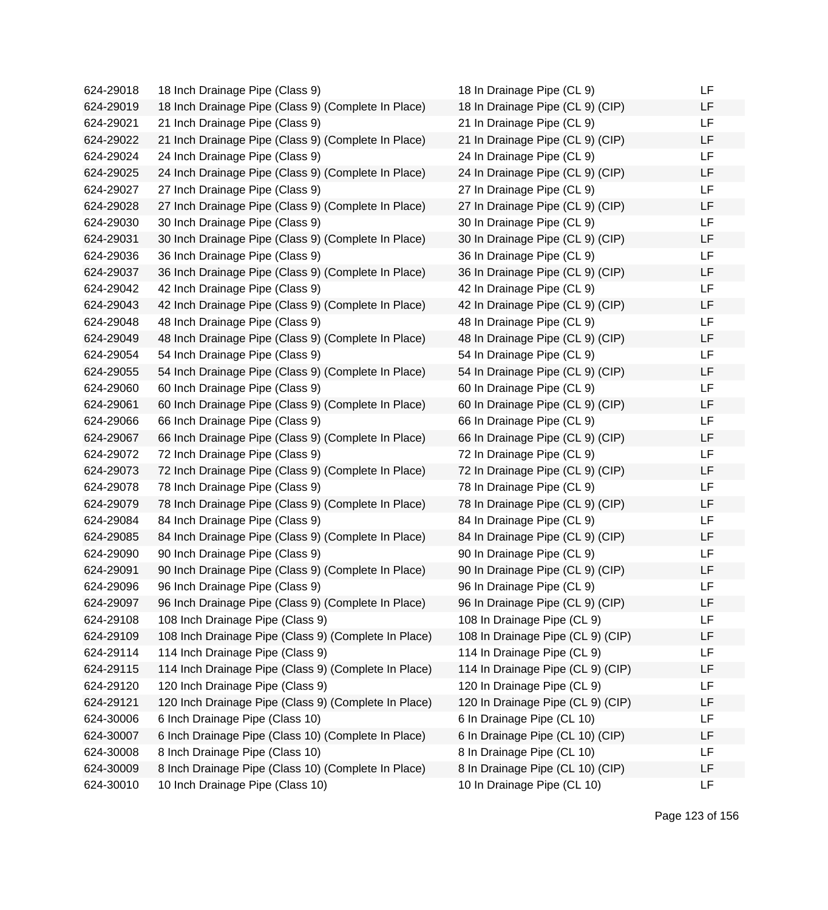| | | | |
|---|---|---|---|
| 624-29018 | 18 Inch Drainage Pipe (Class 9) | 18 In Drainage Pipe (CL 9) | LF |
| 624-29019 | 18 Inch Drainage Pipe (Class 9) (Complete In Place) | 18 In Drainage Pipe (CL 9) (CIP) | LF |
| 624-29021 | 21 Inch Drainage Pipe (Class 9) | 21 In Drainage Pipe (CL 9) | LF |
| 624-29022 | 21 Inch Drainage Pipe (Class 9) (Complete In Place) | 21 In Drainage Pipe (CL 9) (CIP) | LF |
| 624-29024 | 24 Inch Drainage Pipe (Class 9) | 24 In Drainage Pipe (CL 9) | LF |
| 624-29025 | 24 Inch Drainage Pipe (Class 9) (Complete In Place) | 24 In Drainage Pipe (CL 9) (CIP) | LF |
| 624-29027 | 27 Inch Drainage Pipe (Class 9) | 27 In Drainage Pipe (CL 9) | LF |
| 624-29028 | 27 Inch Drainage Pipe (Class 9) (Complete In Place) | 27 In Drainage Pipe (CL 9) (CIP) | LF |
| 624-29030 | 30 Inch Drainage Pipe (Class 9) | 30 In Drainage Pipe (CL 9) | LF |
| 624-29031 | 30 Inch Drainage Pipe (Class 9) (Complete In Place) | 30 In Drainage Pipe (CL 9) (CIP) | LF |
| 624-29036 | 36 Inch Drainage Pipe (Class 9) | 36 In Drainage Pipe (CL 9) | LF |
| 624-29037 | 36 Inch Drainage Pipe (Class 9) (Complete In Place) | 36 In Drainage Pipe (CL 9) (CIP) | LF |
| 624-29042 | 42 Inch Drainage Pipe (Class 9) | 42 In Drainage Pipe (CL 9) | LF |
| 624-29043 | 42 Inch Drainage Pipe (Class 9) (Complete In Place) | 42 In Drainage Pipe (CL 9) (CIP) | LF |
| 624-29048 | 48 Inch Drainage Pipe (Class 9) | 48 In Drainage Pipe (CL 9) | LF |
| 624-29049 | 48 Inch Drainage Pipe (Class 9) (Complete In Place) | 48 In Drainage Pipe (CL 9) (CIP) | LF |
| 624-29054 | 54 Inch Drainage Pipe (Class 9) | 54 In Drainage Pipe (CL 9) | LF |
| 624-29055 | 54 Inch Drainage Pipe (Class 9) (Complete In Place) | 54 In Drainage Pipe (CL 9) (CIP) | LF |
| 624-29060 | 60 Inch Drainage Pipe (Class 9) | 60 In Drainage Pipe (CL 9) | LF |
| 624-29061 | 60 Inch Drainage Pipe (Class 9) (Complete In Place) | 60 In Drainage Pipe (CL 9) (CIP) | LF |
| 624-29066 | 66 Inch Drainage Pipe (Class 9) | 66 In Drainage Pipe (CL 9) | LF |
| 624-29067 | 66 Inch Drainage Pipe (Class 9) (Complete In Place) | 66 In Drainage Pipe (CL 9) (CIP) | LF |
| 624-29072 | 72 Inch Drainage Pipe (Class 9) | 72 In Drainage Pipe (CL 9) | LF |
| 624-29073 | 72 Inch Drainage Pipe (Class 9) (Complete In Place) | 72 In Drainage Pipe (CL 9) (CIP) | LF |
| 624-29078 | 78 Inch Drainage Pipe (Class 9) | 78 In Drainage Pipe (CL 9) | LF |
| 624-29079 | 78 Inch Drainage Pipe (Class 9) (Complete In Place) | 78 In Drainage Pipe (CL 9) (CIP) | LF |
| 624-29084 | 84 Inch Drainage Pipe (Class 9) | 84 In Drainage Pipe (CL 9) | LF |
| 624-29085 | 84 Inch Drainage Pipe (Class 9) (Complete In Place) | 84 In Drainage Pipe (CL 9) (CIP) | LF |
| 624-29090 | 90 Inch Drainage Pipe (Class 9) | 90 In Drainage Pipe (CL 9) | LF |
| 624-29091 | 90 Inch Drainage Pipe (Class 9) (Complete In Place) | 90 In Drainage Pipe (CL 9) (CIP) | LF |
| 624-29096 | 96 Inch Drainage Pipe (Class 9) | 96 In Drainage Pipe (CL 9) | LF |
| 624-29097 | 96 Inch Drainage Pipe (Class 9) (Complete In Place) | 96 In Drainage Pipe (CL 9) (CIP) | LF |
| 624-29108 | 108 Inch Drainage Pipe (Class 9) | 108 In Drainage Pipe (CL 9) | LF |
| 624-29109 | 108 Inch Drainage Pipe (Class 9) (Complete In Place) | 108 In Drainage Pipe (CL 9) (CIP) | LF |
| 624-29114 | 114 Inch Drainage Pipe (Class 9) | 114 In Drainage Pipe (CL 9) | LF |
| 624-29115 | 114 Inch Drainage Pipe (Class 9) (Complete In Place) | 114 In Drainage Pipe (CL 9) (CIP) | LF |
| 624-29120 | 120 Inch Drainage Pipe (Class 9) | 120 In Drainage Pipe (CL 9) | LF |
| 624-29121 | 120 Inch Drainage Pipe (Class 9) (Complete In Place) | 120 In Drainage Pipe (CL 9) (CIP) | LF |
| 624-30006 | 6 Inch Drainage Pipe (Class 10) | 6 In Drainage Pipe (CL 10) | LF |
| 624-30007 | 6 Inch Drainage Pipe (Class 10) (Complete In Place) | 6 In Drainage Pipe (CL 10) (CIP) | LF |
| 624-30008 | 8 Inch Drainage Pipe (Class 10) | 8 In Drainage Pipe (CL 10) | LF |
| 624-30009 | 8 Inch Drainage Pipe (Class 10) (Complete In Place) | 8 In Drainage Pipe (CL 10) (CIP) | LF |
| 624-30010 | 10 Inch Drainage Pipe (Class 10) | 10 In Drainage Pipe (CL 10) | LF |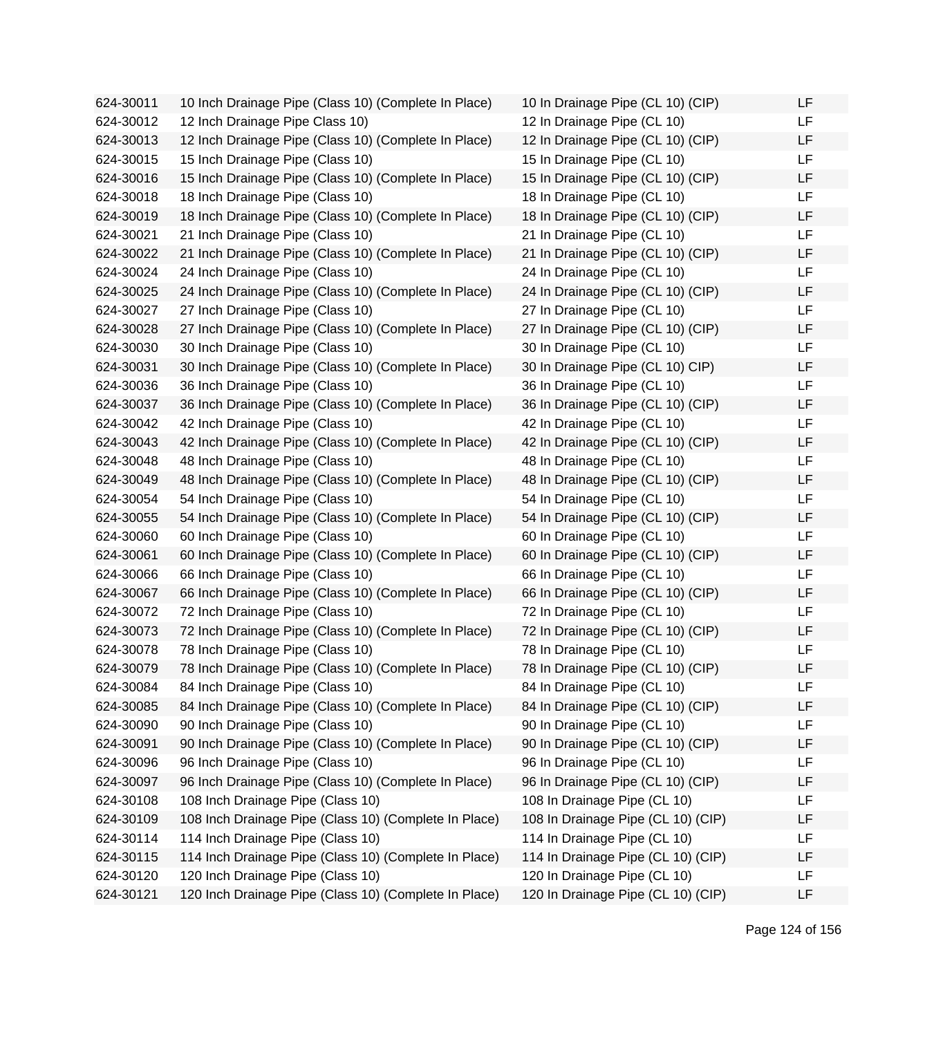| | | | |
|---|---|---|---|
| 624-30011 | 10 Inch Drainage Pipe (Class 10) (Complete In Place) | 10 In Drainage Pipe (CL 10) (CIP) | LF |
| 624-30012 | 12 Inch Drainage Pipe Class 10) | 12 In Drainage Pipe (CL 10) | LF |
| 624-30013 | 12 Inch Drainage Pipe (Class 10) (Complete In Place) | 12 In Drainage Pipe (CL 10) (CIP) | LF |
| 624-30015 | 15 Inch Drainage Pipe (Class 10) | 15 In Drainage Pipe (CL 10) | LF |
| 624-30016 | 15 Inch Drainage Pipe (Class 10) (Complete In Place) | 15 In Drainage Pipe (CL 10) (CIP) | LF |
| 624-30018 | 18 Inch Drainage Pipe (Class 10) | 18 In Drainage Pipe (CL 10) | LF |
| 624-30019 | 18 Inch Drainage Pipe (Class 10) (Complete In Place) | 18 In Drainage Pipe (CL 10) (CIP) | LF |
| 624-30021 | 21 Inch Drainage Pipe (Class 10) | 21 In Drainage Pipe (CL 10) | LF |
| 624-30022 | 21 Inch Drainage Pipe (Class 10) (Complete In Place) | 21 In Drainage Pipe (CL 10) (CIP) | LF |
| 624-30024 | 24 Inch Drainage Pipe (Class 10) | 24 In Drainage Pipe (CL 10) | LF |
| 624-30025 | 24 Inch Drainage Pipe (Class 10) (Complete In Place) | 24 In Drainage Pipe (CL 10) (CIP) | LF |
| 624-30027 | 27 Inch Drainage Pipe (Class 10) | 27 In Drainage Pipe (CL 10) | LF |
| 624-30028 | 27 Inch Drainage Pipe (Class 10) (Complete In Place) | 27 In Drainage Pipe (CL 10) (CIP) | LF |
| 624-30030 | 30 Inch Drainage Pipe (Class 10) | 30 In Drainage Pipe (CL 10) | LF |
| 624-30031 | 30 Inch Drainage Pipe (Class 10) (Complete In Place) | 30 In Drainage Pipe (CL 10) CIP) | LF |
| 624-30036 | 36 Inch Drainage Pipe (Class 10) | 36 In Drainage Pipe (CL 10) | LF |
| 624-30037 | 36 Inch Drainage Pipe (Class 10) (Complete In Place) | 36 In Drainage Pipe (CL 10) (CIP) | LF |
| 624-30042 | 42 Inch Drainage Pipe (Class 10) | 42 In Drainage Pipe (CL 10) | LF |
| 624-30043 | 42 Inch Drainage Pipe (Class 10) (Complete In Place) | 42 In Drainage Pipe (CL 10) (CIP) | LF |
| 624-30048 | 48 Inch Drainage Pipe (Class 10) | 48 In Drainage Pipe (CL 10) | LF |
| 624-30049 | 48 Inch Drainage Pipe (Class 10) (Complete In Place) | 48 In Drainage Pipe (CL 10) (CIP) | LF |
| 624-30054 | 54 Inch Drainage Pipe (Class 10) | 54 In Drainage Pipe (CL 10) | LF |
| 624-30055 | 54 Inch Drainage Pipe (Class 10) (Complete In Place) | 54 In Drainage Pipe (CL 10) (CIP) | LF |
| 624-30060 | 60 Inch Drainage Pipe (Class 10) | 60 In Drainage Pipe (CL 10) | LF |
| 624-30061 | 60 Inch Drainage Pipe (Class 10) (Complete In Place) | 60 In Drainage Pipe (CL 10) (CIP) | LF |
| 624-30066 | 66 Inch Drainage Pipe (Class 10) | 66 In Drainage Pipe (CL 10) | LF |
| 624-30067 | 66 Inch Drainage Pipe (Class 10) (Complete In Place) | 66 In Drainage Pipe (CL 10) (CIP) | LF |
| 624-30072 | 72 Inch Drainage Pipe (Class 10) | 72 In Drainage Pipe (CL 10) | LF |
| 624-30073 | 72 Inch Drainage Pipe (Class 10) (Complete In Place) | 72 In Drainage Pipe (CL 10) (CIP) | LF |
| 624-30078 | 78 Inch Drainage Pipe (Class 10) | 78 In Drainage Pipe (CL 10) | LF |
| 624-30079 | 78 Inch Drainage Pipe (Class 10) (Complete In Place) | 78 In Drainage Pipe (CL 10) (CIP) | LF |
| 624-30084 | 84 Inch Drainage Pipe (Class 10) | 84 In Drainage Pipe (CL 10) | LF |
| 624-30085 | 84 Inch Drainage Pipe (Class 10) (Complete In Place) | 84 In Drainage Pipe (CL 10) (CIP) | LF |
| 624-30090 | 90 Inch Drainage Pipe (Class 10) | 90 In Drainage Pipe (CL 10) | LF |
| 624-30091 | 90 Inch Drainage Pipe (Class 10) (Complete In Place) | 90 In Drainage Pipe (CL 10) (CIP) | LF |
| 624-30096 | 96 Inch Drainage Pipe (Class 10) | 96 In Drainage Pipe (CL 10) | LF |
| 624-30097 | 96 Inch Drainage Pipe (Class 10) (Complete In Place) | 96 In Drainage Pipe (CL 10) (CIP) | LF |
| 624-30108 | 108 Inch Drainage Pipe (Class 10) | 108 In Drainage Pipe (CL 10) | LF |
| 624-30109 | 108 Inch Drainage Pipe (Class 10) (Complete In Place) | 108 In Drainage Pipe (CL 10) (CIP) | LF |
| 624-30114 | 114 Inch Drainage Pipe (Class 10) | 114 In Drainage Pipe (CL 10) | LF |
| 624-30115 | 114 Inch Drainage Pipe (Class 10) (Complete In Place) | 114 In Drainage Pipe (CL 10) (CIP) | LF |
| 624-30120 | 120 Inch Drainage Pipe (Class 10) | 120 In Drainage Pipe (CL 10) | LF |
| 624-30121 | 120 Inch Drainage Pipe (Class 10) (Complete In Place) | 120 In Drainage Pipe (CL 10) (CIP) | LF |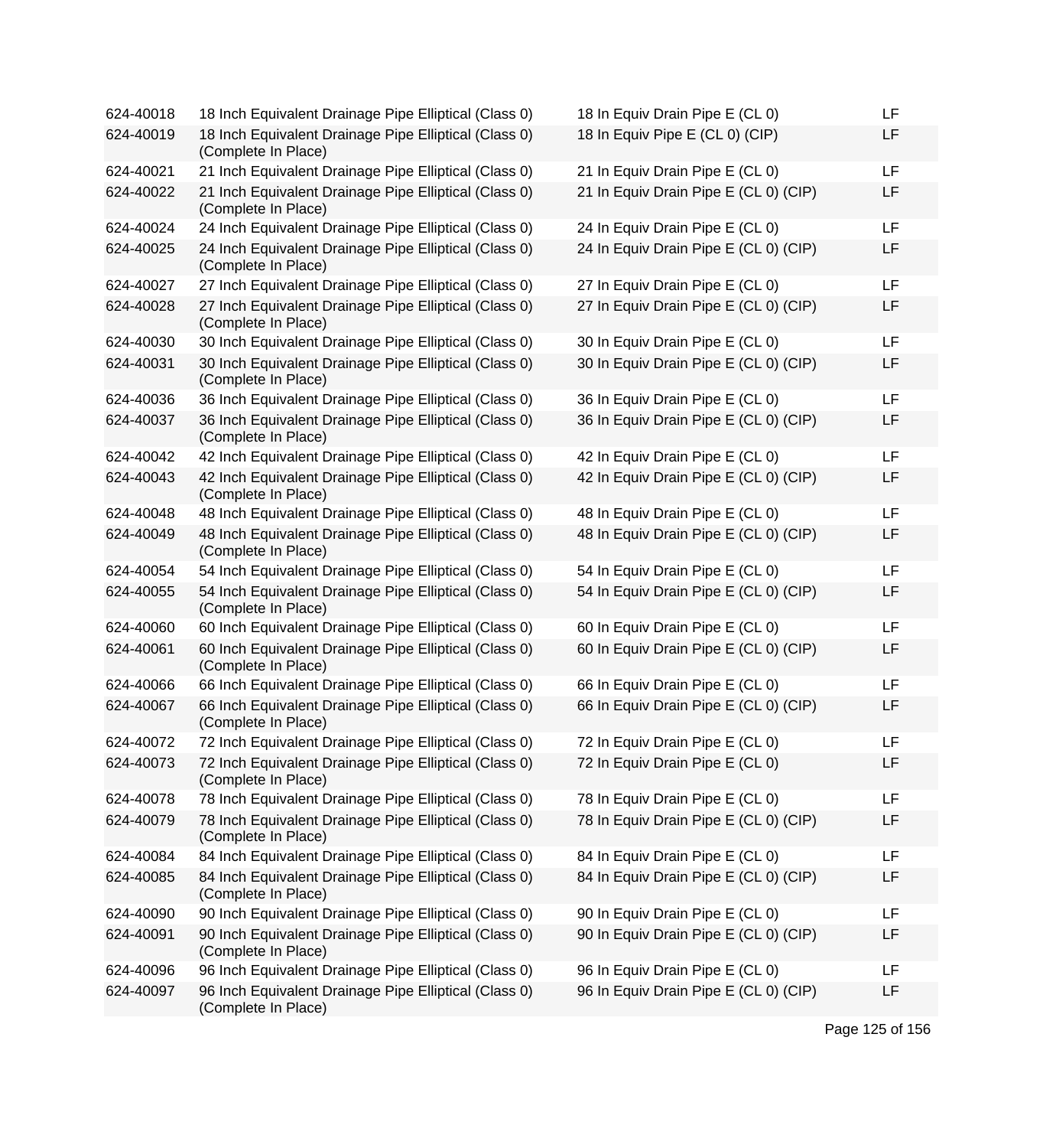| | | | |
|---|---|---|---|
| 624-40018 | 18 Inch Equivalent Drainage Pipe Elliptical (Class 0) | 18 In Equiv Drain Pipe E (CL 0) | LF |
| 624-40019 | 18 Inch Equivalent Drainage Pipe Elliptical (Class 0) (Complete In Place) | 18 In Equiv Pipe E (CL 0) (CIP) | LF |
| 624-40021 | 21 Inch Equivalent Drainage Pipe Elliptical (Class 0) | 21 In Equiv Drain Pipe E (CL 0) | LF |
| 624-40022 | 21 Inch Equivalent Drainage Pipe Elliptical (Class 0) (Complete In Place) | 21 In Equiv Drain Pipe E (CL 0) (CIP) | LF |
| 624-40024 | 24 Inch Equivalent Drainage Pipe Elliptical (Class 0) | 24 In Equiv Drain Pipe E (CL 0) | LF |
| 624-40025 | 24 Inch Equivalent Drainage Pipe Elliptical (Class 0) (Complete In Place) | 24 In Equiv Drain Pipe E (CL 0) (CIP) | LF |
| 624-40027 | 27 Inch Equivalent Drainage Pipe Elliptical (Class 0) | 27 In Equiv Drain Pipe E (CL 0) | LF |
| 624-40028 | 27 Inch Equivalent Drainage Pipe Elliptical (Class 0) (Complete In Place) | 27 In Equiv Drain Pipe E (CL 0) (CIP) | LF |
| 624-40030 | 30 Inch Equivalent Drainage Pipe Elliptical (Class 0) | 30 In Equiv Drain Pipe E (CL 0) | LF |
| 624-40031 | 30 Inch Equivalent Drainage Pipe Elliptical (Class 0) (Complete In Place) | 30 In Equiv Drain Pipe E (CL 0) (CIP) | LF |
| 624-40036 | 36 Inch Equivalent Drainage Pipe Elliptical (Class 0) | 36 In Equiv Drain Pipe E (CL 0) | LF |
| 624-40037 | 36 Inch Equivalent Drainage Pipe Elliptical (Class 0) (Complete In Place) | 36 In Equiv Drain Pipe E (CL 0) (CIP) | LF |
| 624-40042 | 42 Inch Equivalent Drainage Pipe Elliptical (Class 0) | 42 In Equiv Drain Pipe E (CL 0) | LF |
| 624-40043 | 42 Inch Equivalent Drainage Pipe Elliptical (Class 0) (Complete In Place) | 42 In Equiv Drain Pipe E (CL 0) (CIP) | LF |
| 624-40048 | 48 Inch Equivalent Drainage Pipe Elliptical (Class 0) | 48 In Equiv Drain Pipe E (CL 0) | LF |
| 624-40049 | 48 Inch Equivalent Drainage Pipe Elliptical (Class 0) (Complete In Place) | 48 In Equiv Drain Pipe E (CL 0) (CIP) | LF |
| 624-40054 | 54 Inch Equivalent Drainage Pipe Elliptical (Class 0) | 54 In Equiv Drain Pipe E (CL 0) | LF |
| 624-40055 | 54 Inch Equivalent Drainage Pipe Elliptical (Class 0) (Complete In Place) | 54 In Equiv Drain Pipe E (CL 0) (CIP) | LF |
| 624-40060 | 60 Inch Equivalent Drainage Pipe Elliptical (Class 0) | 60 In Equiv Drain Pipe E (CL 0) | LF |
| 624-40061 | 60 Inch Equivalent Drainage Pipe Elliptical (Class 0) (Complete In Place) | 60 In Equiv Drain Pipe E (CL 0) (CIP) | LF |
| 624-40066 | 66 Inch Equivalent Drainage Pipe Elliptical (Class 0) | 66 In Equiv Drain Pipe E (CL 0) | LF |
| 624-40067 | 66 Inch Equivalent Drainage Pipe Elliptical (Class 0) (Complete In Place) | 66 In Equiv Drain Pipe E (CL 0) (CIP) | LF |
| 624-40072 | 72 Inch Equivalent Drainage Pipe Elliptical (Class 0) | 72 In Equiv Drain Pipe E (CL 0) | LF |
| 624-40073 | 72 Inch Equivalent Drainage Pipe Elliptical (Class 0) (Complete In Place) | 72 In Equiv Drain Pipe E (CL 0) | LF |
| 624-40078 | 78 Inch Equivalent Drainage Pipe Elliptical (Class 0) | 78 In Equiv Drain Pipe E (CL 0) | LF |
| 624-40079 | 78 Inch Equivalent Drainage Pipe Elliptical (Class 0) (Complete In Place) | 78 In Equiv Drain Pipe E (CL 0) (CIP) | LF |
| 624-40084 | 84 Inch Equivalent Drainage Pipe Elliptical (Class 0) | 84 In Equiv Drain Pipe E (CL 0) | LF |
| 624-40085 | 84 Inch Equivalent Drainage Pipe Elliptical (Class 0) (Complete In Place) | 84 In Equiv Drain Pipe E (CL 0) (CIP) | LF |
| 624-40090 | 90 Inch Equivalent Drainage Pipe Elliptical (Class 0) | 90 In Equiv Drain Pipe E (CL 0) | LF |
| 624-40091 | 90 Inch Equivalent Drainage Pipe Elliptical (Class 0) (Complete In Place) | 90 In Equiv Drain Pipe E (CL 0) (CIP) | LF |
| 624-40096 | 96 Inch Equivalent Drainage Pipe Elliptical (Class 0) | 96 In Equiv Drain Pipe E (CL 0) | LF |
| 624-40097 | 96 Inch Equivalent Drainage Pipe Elliptical (Class 0) (Complete In Place) | 96 In Equiv Drain Pipe E (CL 0) (CIP) | LF |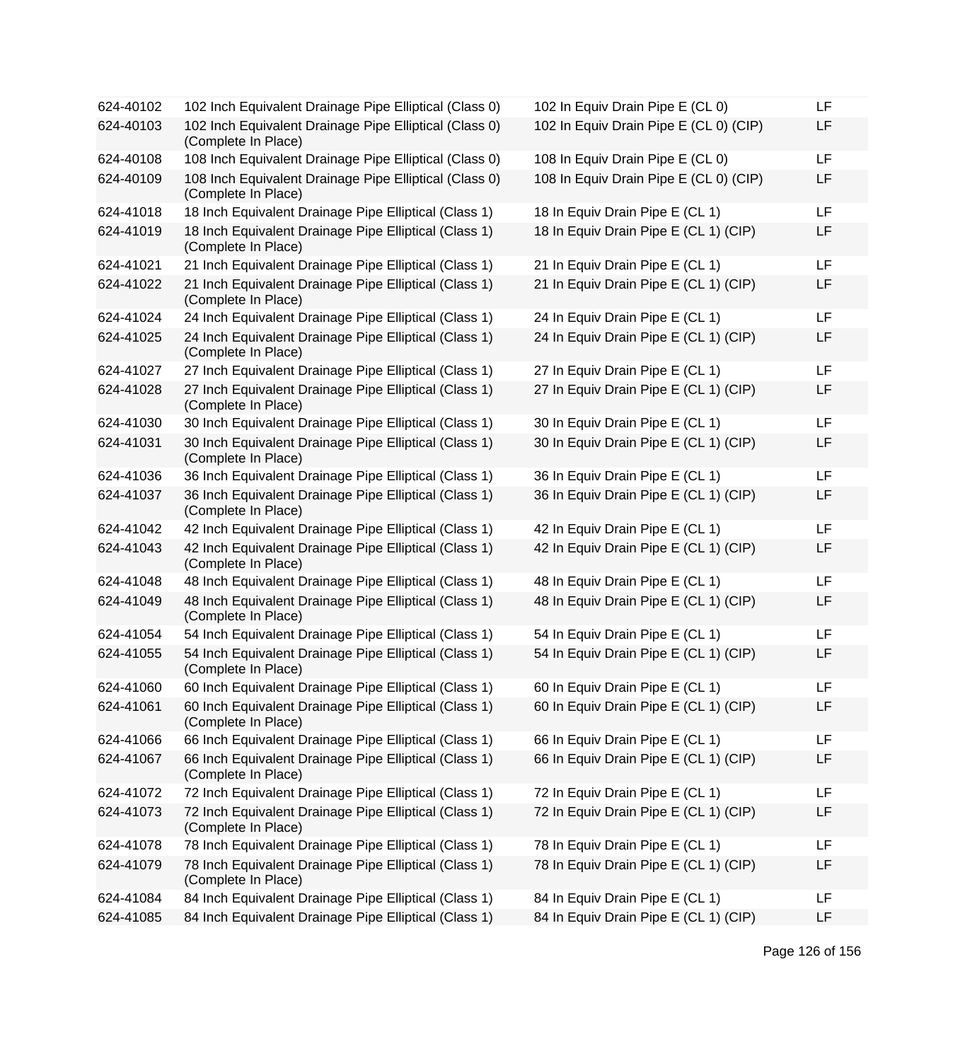| | | | |
|---|---|---|---|
| 624-40102 | 102 Inch Equivalent Drainage Pipe Elliptical (Class 0) | 102 In Equiv Drain Pipe E (CL 0) | LF |
| 624-40103 | 102 Inch Equivalent Drainage Pipe Elliptical (Class 0) (Complete In Place) | 102 In Equiv Drain Pipe E (CL 0) (CIP) | LF |
| 624-40108 | 108 Inch Equivalent Drainage Pipe Elliptical (Class 0) | 108 In Equiv Drain Pipe E (CL 0) | LF |
| 624-40109 | 108 Inch Equivalent Drainage Pipe Elliptical (Class 0) (Complete In Place) | 108 In Equiv Drain Pipe E (CL 0) (CIP) | LF |
| 624-41018 | 18 Inch Equivalent Drainage Pipe Elliptical (Class 1) | 18 In Equiv Drain Pipe E (CL 1) | LF |
| 624-41019 | 18 Inch Equivalent Drainage Pipe Elliptical (Class 1) (Complete In Place) | 18 In Equiv Drain Pipe E (CL 1) (CIP) | LF |
| 624-41021 | 21 Inch Equivalent Drainage Pipe Elliptical (Class 1) | 21 In Equiv Drain Pipe E (CL 1) | LF |
| 624-41022 | 21 Inch Equivalent Drainage Pipe Elliptical (Class 1) (Complete In Place) | 21 In Equiv Drain Pipe E (CL 1) (CIP) | LF |
| 624-41024 | 24 Inch Equivalent Drainage Pipe Elliptical (Class 1) | 24 In Equiv Drain Pipe E (CL 1) | LF |
| 624-41025 | 24 Inch Equivalent Drainage Pipe Elliptical (Class 1) (Complete In Place) | 24 In Equiv Drain Pipe E (CL 1) (CIP) | LF |
| 624-41027 | 27 Inch Equivalent Drainage Pipe Elliptical (Class 1) | 27 In Equiv Drain Pipe E (CL 1) | LF |
| 624-41028 | 27 Inch Equivalent Drainage Pipe Elliptical (Class 1) (Complete In Place) | 27 In Equiv Drain Pipe E (CL 1) (CIP) | LF |
| 624-41030 | 30 Inch Equivalent Drainage Pipe Elliptical (Class 1) | 30 In Equiv Drain Pipe E (CL 1) | LF |
| 624-41031 | 30 Inch Equivalent Drainage Pipe Elliptical (Class 1) (Complete In Place) | 30 In Equiv Drain Pipe E (CL 1) (CIP) | LF |
| 624-41036 | 36 Inch Equivalent Drainage Pipe Elliptical (Class 1) | 36 In Equiv Drain Pipe E (CL 1) | LF |
| 624-41037 | 36 Inch Equivalent Drainage Pipe Elliptical (Class 1) (Complete In Place) | 36 In Equiv Drain Pipe E (CL 1) (CIP) | LF |
| 624-41042 | 42 Inch Equivalent Drainage Pipe Elliptical (Class 1) | 42 In Equiv Drain Pipe E (CL 1) | LF |
| 624-41043 | 42 Inch Equivalent Drainage Pipe Elliptical (Class 1) (Complete In Place) | 42 In Equiv Drain Pipe E (CL 1) (CIP) | LF |
| 624-41048 | 48 Inch Equivalent Drainage Pipe Elliptical (Class 1) | 48 In Equiv Drain Pipe E (CL 1) | LF |
| 624-41049 | 48 Inch Equivalent Drainage Pipe Elliptical (Class 1) (Complete In Place) | 48 In Equiv Drain Pipe E (CL 1) (CIP) | LF |
| 624-41054 | 54 Inch Equivalent Drainage Pipe Elliptical (Class 1) | 54 In Equiv Drain Pipe E (CL 1) | LF |
| 624-41055 | 54 Inch Equivalent Drainage Pipe Elliptical (Class 1) (Complete In Place) | 54 In Equiv Drain Pipe E (CL 1) (CIP) | LF |
| 624-41060 | 60 Inch Equivalent Drainage Pipe Elliptical (Class 1) | 60 In Equiv Drain Pipe E (CL 1) | LF |
| 624-41061 | 60 Inch Equivalent Drainage Pipe Elliptical (Class 1) (Complete In Place) | 60 In Equiv Drain Pipe E (CL 1) (CIP) | LF |
| 624-41066 | 66 Inch Equivalent Drainage Pipe Elliptical (Class 1) | 66 In Equiv Drain Pipe E (CL 1) | LF |
| 624-41067 | 66 Inch Equivalent Drainage Pipe Elliptical (Class 1) (Complete In Place) | 66 In Equiv Drain Pipe E (CL 1) (CIP) | LF |
| 624-41072 | 72 Inch Equivalent Drainage Pipe Elliptical (Class 1) | 72 In Equiv Drain Pipe E (CL 1) | LF |
| 624-41073 | 72 Inch Equivalent Drainage Pipe Elliptical (Class 1) (Complete In Place) | 72 In Equiv Drain Pipe E (CL 1) (CIP) | LF |
| 624-41078 | 78 Inch Equivalent Drainage Pipe Elliptical (Class 1) | 78 In Equiv Drain Pipe E (CL 1) | LF |
| 624-41079 | 78 Inch Equivalent Drainage Pipe Elliptical (Class 1) (Complete In Place) | 78 In Equiv Drain Pipe E (CL 1) (CIP) | LF |
| 624-41084 | 84 Inch Equivalent Drainage Pipe Elliptical (Class 1) | 84 In Equiv Drain Pipe E (CL 1) | LF |
| 624-41085 | 84 Inch Equivalent Drainage Pipe Elliptical (Class 1) | 84 In Equiv Drain Pipe E (CL 1) (CIP) | LF |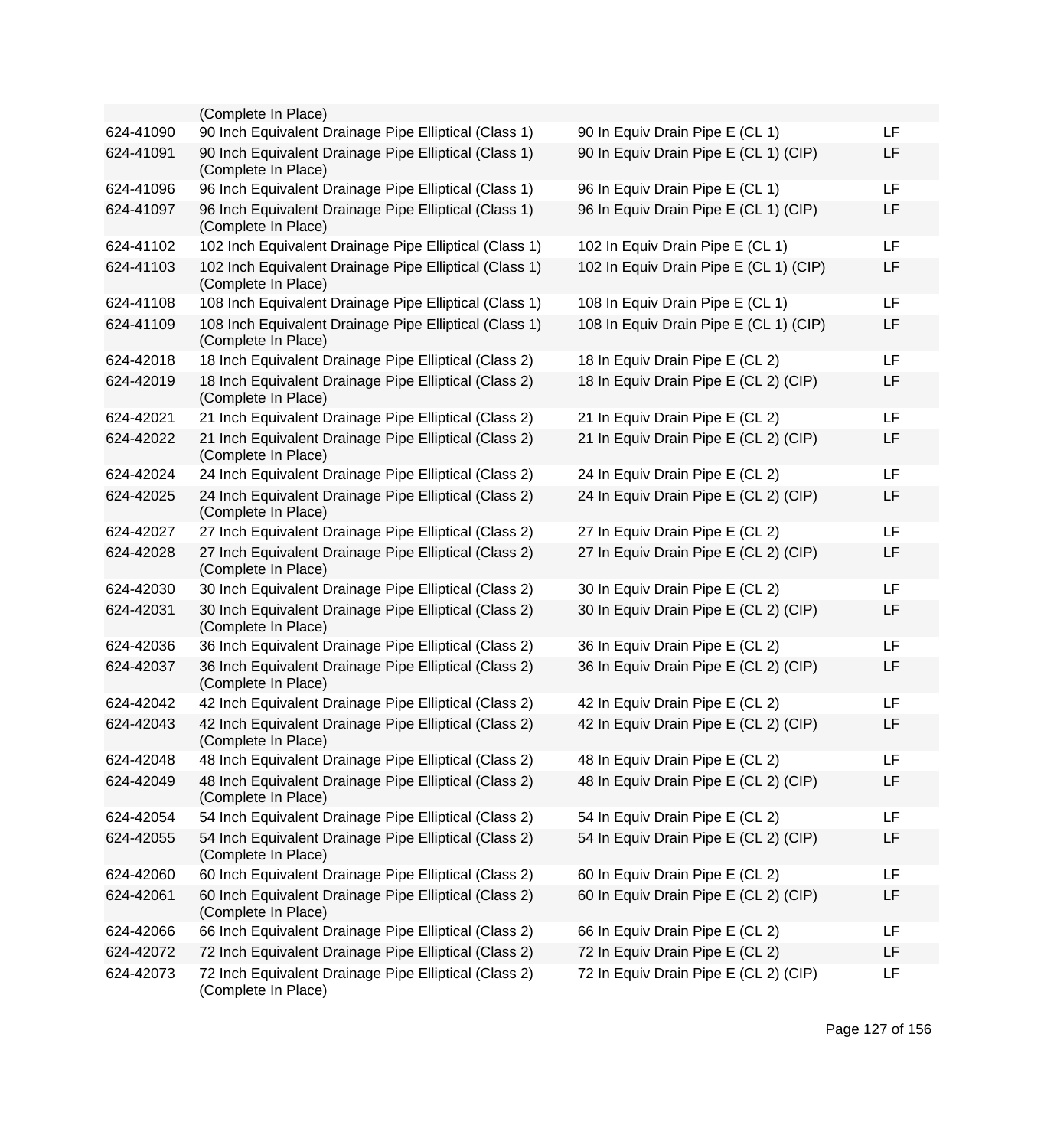| | | | |
|---|---|---|---|
| | (Complete In Place) | | |
| 624-41090 | 90 Inch Equivalent Drainage Pipe Elliptical (Class 1) | 90 In Equiv Drain Pipe E (CL 1) | LF |
| 624-41091 | 90 Inch Equivalent Drainage Pipe Elliptical (Class 1) (Complete In Place) | 90 In Equiv Drain Pipe E (CL 1) (CIP) | LF |
| 624-41096 | 96 Inch Equivalent Drainage Pipe Elliptical (Class 1) | 96 In Equiv Drain Pipe E (CL 1) | LF |
| 624-41097 | 96 Inch Equivalent Drainage Pipe Elliptical (Class 1) (Complete In Place) | 96 In Equiv Drain Pipe E (CL 1) (CIP) | LF |
| 624-41102 | 102 Inch Equivalent Drainage Pipe Elliptical (Class 1) | 102 In Equiv Drain Pipe E (CL 1) | LF |
| 624-41103 | 102 Inch Equivalent Drainage Pipe Elliptical (Class 1) (Complete In Place) | 102 In Equiv Drain Pipe E (CL 1) (CIP) | LF |
| 624-41108 | 108 Inch Equivalent Drainage Pipe Elliptical (Class 1) | 108 In Equiv Drain Pipe E (CL 1) | LF |
| 624-41109 | 108 Inch Equivalent Drainage Pipe Elliptical (Class 1) (Complete In Place) | 108 In Equiv Drain Pipe E (CL 1) (CIP) | LF |
| 624-42018 | 18 Inch Equivalent Drainage Pipe Elliptical (Class 2) | 18 In Equiv Drain Pipe E (CL 2) | LF |
| 624-42019 | 18 Inch Equivalent Drainage Pipe Elliptical (Class 2) (Complete In Place) | 18 In Equiv Drain Pipe E (CL 2) (CIP) | LF |
| 624-42021 | 21 Inch Equivalent Drainage Pipe Elliptical (Class 2) | 21 In Equiv Drain Pipe E (CL 2) | LF |
| 624-42022 | 21 Inch Equivalent Drainage Pipe Elliptical (Class 2) (Complete In Place) | 21 In Equiv Drain Pipe E (CL 2) (CIP) | LF |
| 624-42024 | 24 Inch Equivalent Drainage Pipe Elliptical (Class 2) | 24 In Equiv Drain Pipe E (CL 2) | LF |
| 624-42025 | 24 Inch Equivalent Drainage Pipe Elliptical (Class 2) (Complete In Place) | 24 In Equiv Drain Pipe E (CL 2) (CIP) | LF |
| 624-42027 | 27 Inch Equivalent Drainage Pipe Elliptical (Class 2) | 27 In Equiv Drain Pipe E (CL 2) | LF |
| 624-42028 | 27 Inch Equivalent Drainage Pipe Elliptical (Class 2) (Complete In Place) | 27 In Equiv Drain Pipe E (CL 2) (CIP) | LF |
| 624-42030 | 30 Inch Equivalent Drainage Pipe Elliptical (Class 2) | 30 In Equiv Drain Pipe E (CL 2) | LF |
| 624-42031 | 30 Inch Equivalent Drainage Pipe Elliptical (Class 2) (Complete In Place) | 30 In Equiv Drain Pipe E (CL 2) (CIP) | LF |
| 624-42036 | 36 Inch Equivalent Drainage Pipe Elliptical (Class 2) | 36 In Equiv Drain Pipe E (CL 2) | LF |
| 624-42037 | 36 Inch Equivalent Drainage Pipe Elliptical (Class 2) (Complete In Place) | 36 In Equiv Drain Pipe E (CL 2) (CIP) | LF |
| 624-42042 | 42 Inch Equivalent Drainage Pipe Elliptical (Class 2) | 42 In Equiv Drain Pipe E (CL 2) | LF |
| 624-42043 | 42 Inch Equivalent Drainage Pipe Elliptical (Class 2) (Complete In Place) | 42 In Equiv Drain Pipe E (CL 2) (CIP) | LF |
| 624-42048 | 48 Inch Equivalent Drainage Pipe Elliptical (Class 2) | 48 In Equiv Drain Pipe E (CL 2) | LF |
| 624-42049 | 48 Inch Equivalent Drainage Pipe Elliptical (Class 2) (Complete In Place) | 48 In Equiv Drain Pipe E (CL 2) (CIP) | LF |
| 624-42054 | 54 Inch Equivalent Drainage Pipe Elliptical (Class 2) | 54 In Equiv Drain Pipe E (CL 2) | LF |
| 624-42055 | 54 Inch Equivalent Drainage Pipe Elliptical (Class 2) (Complete In Place) | 54 In Equiv Drain Pipe E (CL 2) (CIP) | LF |
| 624-42060 | 60 Inch Equivalent Drainage Pipe Elliptical (Class 2) | 60 In Equiv Drain Pipe E (CL 2) | LF |
| 624-42061 | 60 Inch Equivalent Drainage Pipe Elliptical (Class 2) (Complete In Place) | 60 In Equiv Drain Pipe E (CL 2) (CIP) | LF |
| 624-42066 | 66 Inch Equivalent Drainage Pipe Elliptical (Class 2) | 66 In Equiv Drain Pipe E (CL 2) | LF |
| 624-42072 | 72 Inch Equivalent Drainage Pipe Elliptical (Class 2) | 72 In Equiv Drain Pipe E (CL 2) | LF |
| 624-42073 | 72 Inch Equivalent Drainage Pipe Elliptical (Class 2) (Complete In Place) | 72 In Equiv Drain Pipe E (CL 2) (CIP) | LF |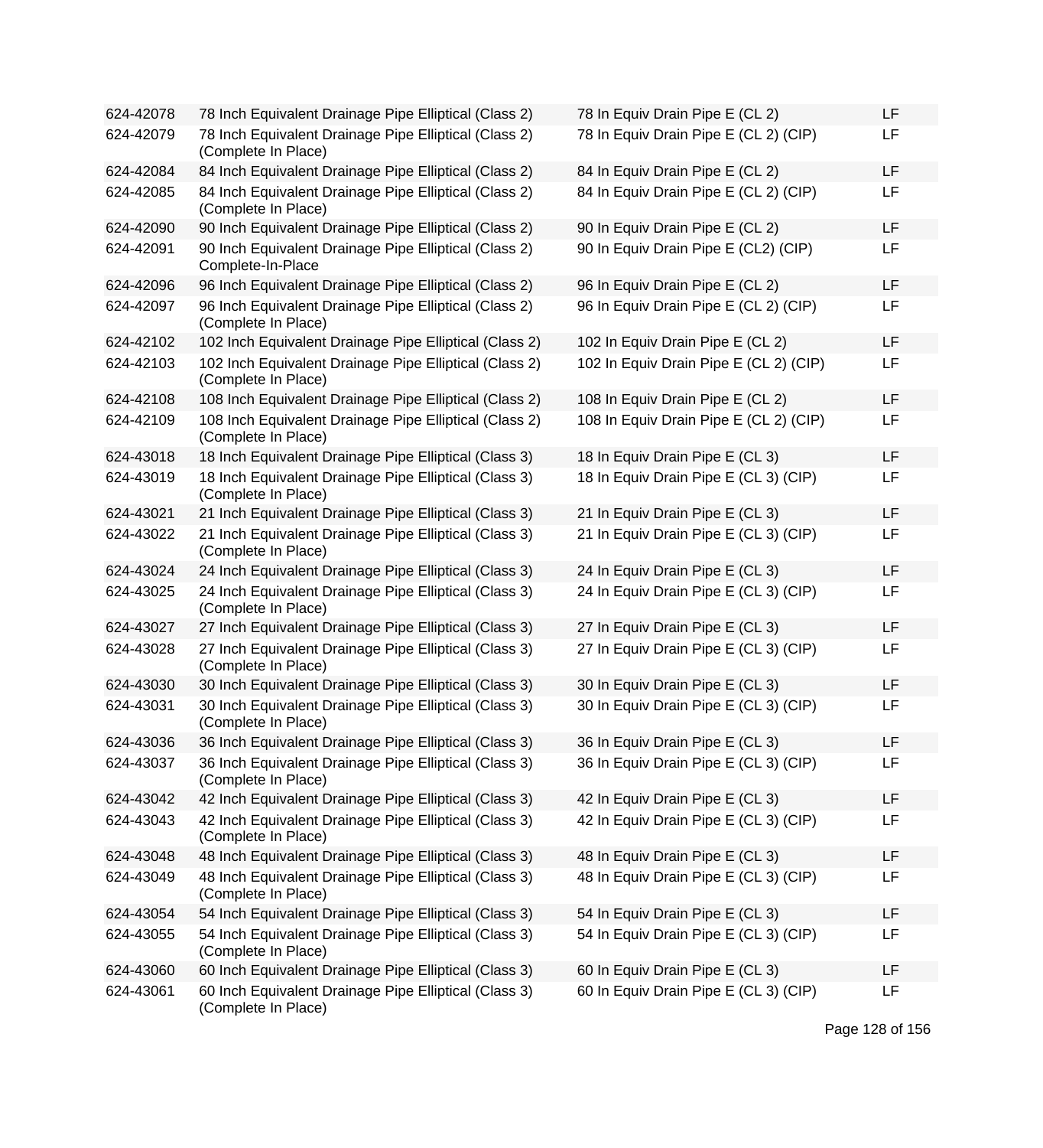| | | | |
|---|---|---|---|
| 624-42078 | 78 Inch Equivalent Drainage Pipe Elliptical (Class 2) | 78 In Equiv Drain Pipe E (CL 2) | LF |
| 624-42079 | 78 Inch Equivalent Drainage Pipe Elliptical (Class 2) (Complete In Place) | 78 In Equiv Drain Pipe E (CL 2) (CIP) | LF |
| 624-42084 | 84 Inch Equivalent Drainage Pipe Elliptical (Class 2) | 84 In Equiv Drain Pipe E (CL 2) | LF |
| 624-42085 | 84 Inch Equivalent Drainage Pipe Elliptical (Class 2) (Complete In Place) | 84 In Equiv Drain Pipe E (CL 2) (CIP) | LF |
| 624-42090 | 90 Inch Equivalent Drainage Pipe Elliptical (Class 2) | 90 In Equiv Drain Pipe E (CL 2) | LF |
| 624-42091 | 90 Inch Equivalent Drainage Pipe Elliptical (Class 2) Complete-In-Place | 90 In Equiv Drain Pipe E (CL2) (CIP) | LF |
| 624-42096 | 96 Inch Equivalent Drainage Pipe Elliptical (Class 2) | 96 In Equiv Drain Pipe E (CL 2) | LF |
| 624-42097 | 96 Inch Equivalent Drainage Pipe Elliptical (Class 2) (Complete In Place) | 96 In Equiv Drain Pipe E (CL 2) (CIP) | LF |
| 624-42102 | 102 Inch Equivalent Drainage Pipe Elliptical (Class 2) | 102 In Equiv Drain Pipe E (CL 2) | LF |
| 624-42103 | 102 Inch Equivalent Drainage Pipe Elliptical (Class 2) (Complete In Place) | 102 In Equiv Drain Pipe E (CL 2) (CIP) | LF |
| 624-42108 | 108 Inch Equivalent Drainage Pipe Elliptical (Class 2) | 108 In Equiv Drain Pipe E (CL 2) | LF |
| 624-42109 | 108 Inch Equivalent Drainage Pipe Elliptical (Class 2) (Complete In Place) | 108 In Equiv Drain Pipe E (CL 2) (CIP) | LF |
| 624-43018 | 18 Inch Equivalent Drainage Pipe Elliptical (Class 3) | 18 In Equiv Drain Pipe E (CL 3) | LF |
| 624-43019 | 18 Inch Equivalent Drainage Pipe Elliptical (Class 3) (Complete In Place) | 18 In Equiv Drain Pipe E (CL 3) (CIP) | LF |
| 624-43021 | 21 Inch Equivalent Drainage Pipe Elliptical (Class 3) | 21 In Equiv Drain Pipe E (CL 3) | LF |
| 624-43022 | 21 Inch Equivalent Drainage Pipe Elliptical (Class 3) (Complete In Place) | 21 In Equiv Drain Pipe E (CL 3) (CIP) | LF |
| 624-43024 | 24 Inch Equivalent Drainage Pipe Elliptical (Class 3) | 24 In Equiv Drain Pipe E (CL 3) | LF |
| 624-43025 | 24 Inch Equivalent Drainage Pipe Elliptical (Class 3) (Complete In Place) | 24 In Equiv Drain Pipe E (CL 3) (CIP) | LF |
| 624-43027 | 27 Inch Equivalent Drainage Pipe Elliptical (Class 3) | 27 In Equiv Drain Pipe E (CL 3) | LF |
| 624-43028 | 27 Inch Equivalent Drainage Pipe Elliptical (Class 3) (Complete In Place) | 27 In Equiv Drain Pipe E (CL 3) (CIP) | LF |
| 624-43030 | 30 Inch Equivalent Drainage Pipe Elliptical (Class 3) | 30 In Equiv Drain Pipe E (CL 3) | LF |
| 624-43031 | 30 Inch Equivalent Drainage Pipe Elliptical (Class 3) (Complete In Place) | 30 In Equiv Drain Pipe E (CL 3) (CIP) | LF |
| 624-43036 | 36 Inch Equivalent Drainage Pipe Elliptical (Class 3) | 36 In Equiv Drain Pipe E (CL 3) | LF |
| 624-43037 | 36 Inch Equivalent Drainage Pipe Elliptical (Class 3) (Complete In Place) | 36 In Equiv Drain Pipe E (CL 3) (CIP) | LF |
| 624-43042 | 42 Inch Equivalent Drainage Pipe Elliptical (Class 3) | 42 In Equiv Drain Pipe E (CL 3) | LF |
| 624-43043 | 42 Inch Equivalent Drainage Pipe Elliptical (Class 3) (Complete In Place) | 42 In Equiv Drain Pipe E (CL 3) (CIP) | LF |
| 624-43048 | 48 Inch Equivalent Drainage Pipe Elliptical (Class 3) | 48 In Equiv Drain Pipe E (CL 3) | LF |
| 624-43049 | 48 Inch Equivalent Drainage Pipe Elliptical (Class 3) (Complete In Place) | 48 In Equiv Drain Pipe E (CL 3) (CIP) | LF |
| 624-43054 | 54 Inch Equivalent Drainage Pipe Elliptical (Class 3) | 54 In Equiv Drain Pipe E (CL 3) | LF |
| 624-43055 | 54 Inch Equivalent Drainage Pipe Elliptical (Class 3) (Complete In Place) | 54 In Equiv Drain Pipe E (CL 3) (CIP) | LF |
| 624-43060 | 60 Inch Equivalent Drainage Pipe Elliptical (Class 3) | 60 In Equiv Drain Pipe E (CL 3) | LF |
| 624-43061 | 60 Inch Equivalent Drainage Pipe Elliptical (Class 3) (Complete In Place) | 60 In Equiv Drain Pipe E (CL 3) (CIP) | LF |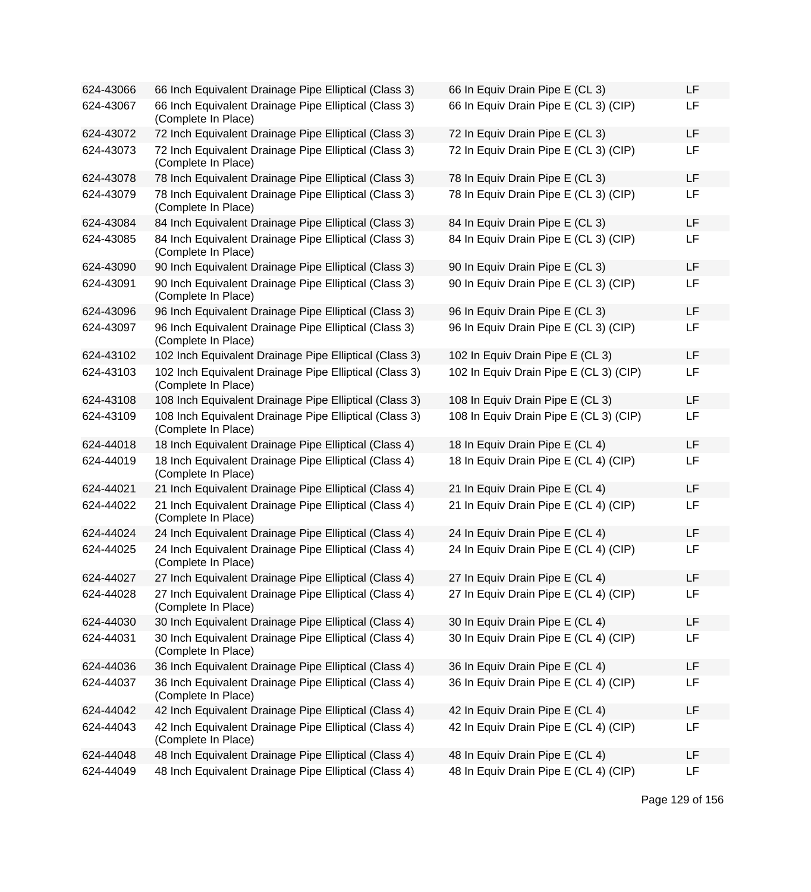| | | | |
|---|---|---|---|
| 624-43066 | 66 Inch Equivalent Drainage Pipe Elliptical (Class 3) | 66 In Equiv Drain Pipe E (CL 3) | LF |
| 624-43067 | 66 Inch Equivalent Drainage Pipe Elliptical (Class 3) (Complete In Place) | 66 In Equiv Drain Pipe E (CL 3) (CIP) | LF |
| 624-43072 | 72 Inch Equivalent Drainage Pipe Elliptical (Class 3) | 72 In Equiv Drain Pipe E (CL 3) | LF |
| 624-43073 | 72 Inch Equivalent Drainage Pipe Elliptical (Class 3) (Complete In Place) | 72 In Equiv Drain Pipe E (CL 3) (CIP) | LF |
| 624-43078 | 78 Inch Equivalent Drainage Pipe Elliptical (Class 3) | 78 In Equiv Drain Pipe E (CL 3) | LF |
| 624-43079 | 78 Inch Equivalent Drainage Pipe Elliptical (Class 3) (Complete In Place) | 78 In Equiv Drain Pipe E (CL 3) (CIP) | LF |
| 624-43084 | 84 Inch Equivalent Drainage Pipe Elliptical (Class 3) | 84 In Equiv Drain Pipe E (CL 3) | LF |
| 624-43085 | 84 Inch Equivalent Drainage Pipe Elliptical (Class 3) (Complete In Place) | 84 In Equiv Drain Pipe E (CL 3) (CIP) | LF |
| 624-43090 | 90 Inch Equivalent Drainage Pipe Elliptical (Class 3) | 90 In Equiv Drain Pipe E (CL 3) | LF |
| 624-43091 | 90 Inch Equivalent Drainage Pipe Elliptical (Class 3) (Complete In Place) | 90 In Equiv Drain Pipe E (CL 3) (CIP) | LF |
| 624-43096 | 96 Inch Equivalent Drainage Pipe Elliptical (Class 3) | 96 In Equiv Drain Pipe E (CL 3) | LF |
| 624-43097 | 96 Inch Equivalent Drainage Pipe Elliptical (Class 3) (Complete In Place) | 96 In Equiv Drain Pipe E (CL 3) (CIP) | LF |
| 624-43102 | 102 Inch Equivalent Drainage Pipe Elliptical (Class 3) | 102 In Equiv Drain Pipe E (CL 3) | LF |
| 624-43103 | 102 Inch Equivalent Drainage Pipe Elliptical (Class 3) (Complete In Place) | 102 In Equiv Drain Pipe E (CL 3) (CIP) | LF |
| 624-43108 | 108 Inch Equivalent Drainage Pipe Elliptical (Class 3) | 108 In Equiv Drain Pipe E (CL 3) | LF |
| 624-43109 | 108 Inch Equivalent Drainage Pipe Elliptical (Class 3) (Complete In Place) | 108 In Equiv Drain Pipe E (CL 3) (CIP) | LF |
| 624-44018 | 18 Inch Equivalent Drainage Pipe Elliptical (Class 4) | 18 In Equiv Drain Pipe E (CL 4) | LF |
| 624-44019 | 18 Inch Equivalent Drainage Pipe Elliptical (Class 4) (Complete In Place) | 18 In Equiv Drain Pipe E (CL 4) (CIP) | LF |
| 624-44021 | 21 Inch Equivalent Drainage Pipe Elliptical (Class 4) | 21 In Equiv Drain Pipe E (CL 4) | LF |
| 624-44022 | 21 Inch Equivalent Drainage Pipe Elliptical (Class 4) (Complete In Place) | 21 In Equiv Drain Pipe E (CL 4) (CIP) | LF |
| 624-44024 | 24 Inch Equivalent Drainage Pipe Elliptical (Class 4) | 24 In Equiv Drain Pipe E (CL 4) | LF |
| 624-44025 | 24 Inch Equivalent Drainage Pipe Elliptical (Class 4) (Complete In Place) | 24 In Equiv Drain Pipe E (CL 4) (CIP) | LF |
| 624-44027 | 27 Inch Equivalent Drainage Pipe Elliptical (Class 4) | 27 In Equiv Drain Pipe E (CL 4) | LF |
| 624-44028 | 27 Inch Equivalent Drainage Pipe Elliptical (Class 4) (Complete In Place) | 27 In Equiv Drain Pipe E (CL 4) (CIP) | LF |
| 624-44030 | 30 Inch Equivalent Drainage Pipe Elliptical (Class 4) | 30 In Equiv Drain Pipe E (CL 4) | LF |
| 624-44031 | 30 Inch Equivalent Drainage Pipe Elliptical (Class 4) (Complete In Place) | 30 In Equiv Drain Pipe E (CL 4) (CIP) | LF |
| 624-44036 | 36 Inch Equivalent Drainage Pipe Elliptical (Class 4) | 36 In Equiv Drain Pipe E (CL 4) | LF |
| 624-44037 | 36 Inch Equivalent Drainage Pipe Elliptical (Class 4) (Complete In Place) | 36 In Equiv Drain Pipe E (CL 4) (CIP) | LF |
| 624-44042 | 42 Inch Equivalent Drainage Pipe Elliptical (Class 4) | 42 In Equiv Drain Pipe E (CL 4) | LF |
| 624-44043 | 42 Inch Equivalent Drainage Pipe Elliptical (Class 4) (Complete In Place) | 42 In Equiv Drain Pipe E (CL 4) (CIP) | LF |
| 624-44048 | 48 Inch Equivalent Drainage Pipe Elliptical (Class 4) | 48 In Equiv Drain Pipe E (CL 4) | LF |
| 624-44049 | 48 Inch Equivalent Drainage Pipe Elliptical (Class 4) | 48 In Equiv Drain Pipe E (CL 4) (CIP) | LF |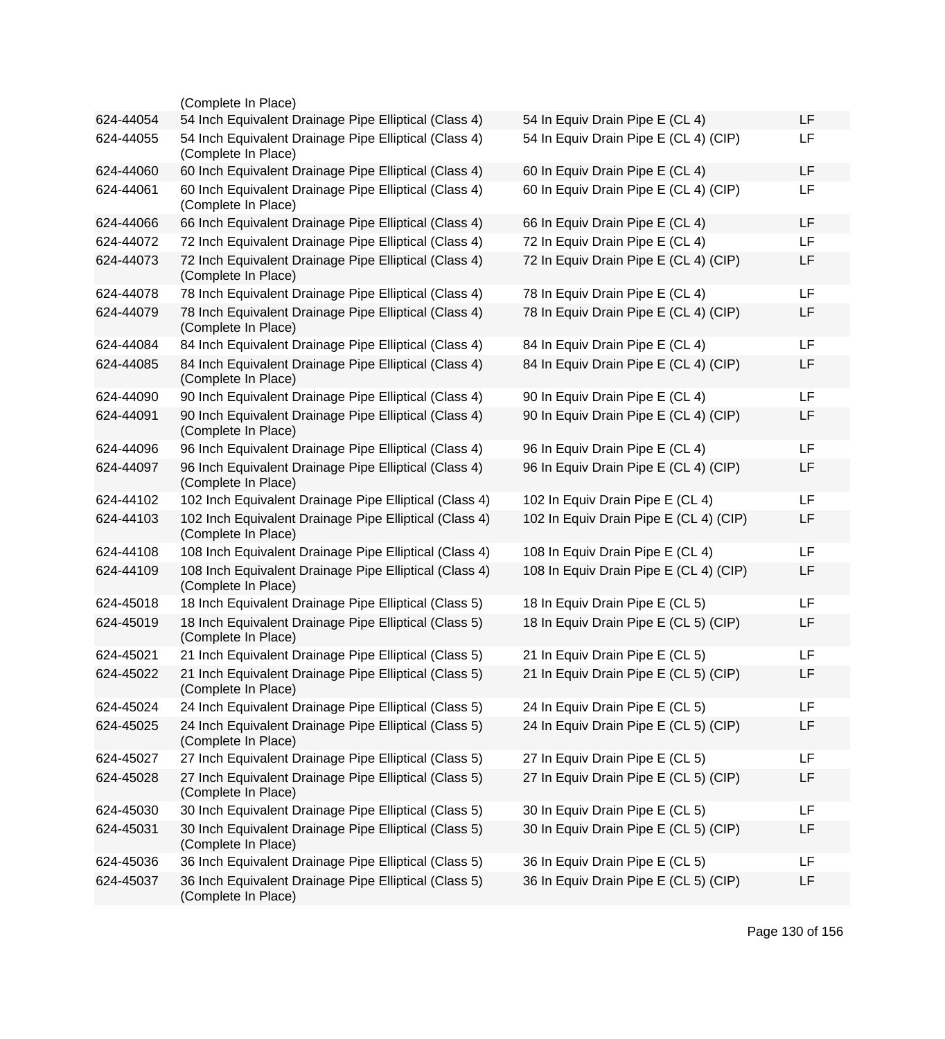| | (Complete In Place) | | |
|---|---|---|---|
| 624-44054 | 54 Inch Equivalent Drainage Pipe Elliptical (Class 4) | 54 In Equiv Drain Pipe E (CL 4) | LF |
| 624-44055 | 54 Inch Equivalent Drainage Pipe Elliptical (Class 4) (Complete In Place) | 54 In Equiv Drain Pipe E (CL 4) (CIP) | LF |
| 624-44060 | 60 Inch Equivalent Drainage Pipe Elliptical (Class 4) | 60 In Equiv Drain Pipe E (CL 4) | LF |
| 624-44061 | 60 Inch Equivalent Drainage Pipe Elliptical (Class 4) (Complete In Place) | 60 In Equiv Drain Pipe E (CL 4) (CIP) | LF |
| 624-44066 | 66 Inch Equivalent Drainage Pipe Elliptical (Class 4) | 66 In Equiv Drain Pipe E (CL 4) | LF |
| 624-44072 | 72 Inch Equivalent Drainage Pipe Elliptical (Class 4) | 72 In Equiv Drain Pipe E (CL 4) | LF |
| 624-44073 | 72 Inch Equivalent Drainage Pipe Elliptical (Class 4) (Complete In Place) | 72 In Equiv Drain Pipe E (CL 4) (CIP) | LF |
| 624-44078 | 78 Inch Equivalent Drainage Pipe Elliptical (Class 4) | 78 In Equiv Drain Pipe E (CL 4) | LF |
| 624-44079 | 78 Inch Equivalent Drainage Pipe Elliptical (Class 4) (Complete In Place) | 78 In Equiv Drain Pipe E (CL 4) (CIP) | LF |
| 624-44084 | 84 Inch Equivalent Drainage Pipe Elliptical (Class 4) | 84 In Equiv Drain Pipe E (CL 4) | LF |
| 624-44085 | 84 Inch Equivalent Drainage Pipe Elliptical (Class 4) (Complete In Place) | 84 In Equiv Drain Pipe E (CL 4) (CIP) | LF |
| 624-44090 | 90 Inch Equivalent Drainage Pipe Elliptical (Class 4) | 90 In Equiv Drain Pipe E (CL 4) | LF |
| 624-44091 | 90 Inch Equivalent Drainage Pipe Elliptical (Class 4) (Complete In Place) | 90 In Equiv Drain Pipe E (CL 4) (CIP) | LF |
| 624-44096 | 96 Inch Equivalent Drainage Pipe Elliptical (Class 4) | 96 In Equiv Drain Pipe E (CL 4) | LF |
| 624-44097 | 96 Inch Equivalent Drainage Pipe Elliptical (Class 4) (Complete In Place) | 96 In Equiv Drain Pipe E (CL 4) (CIP) | LF |
| 624-44102 | 102 Inch Equivalent Drainage Pipe Elliptical (Class 4) | 102 In Equiv Drain Pipe E (CL 4) | LF |
| 624-44103 | 102 Inch Equivalent Drainage Pipe Elliptical (Class 4) (Complete In Place) | 102 In Equiv Drain Pipe E (CL 4) (CIP) | LF |
| 624-44108 | 108 Inch Equivalent Drainage Pipe Elliptical (Class 4) | 108 In Equiv Drain Pipe E (CL 4) | LF |
| 624-44109 | 108 Inch Equivalent Drainage Pipe Elliptical (Class 4) (Complete In Place) | 108 In Equiv Drain Pipe E (CL 4) (CIP) | LF |
| 624-45018 | 18 Inch Equivalent Drainage Pipe Elliptical (Class 5) | 18 In Equiv Drain Pipe E (CL 5) | LF |
| 624-45019 | 18 Inch Equivalent Drainage Pipe Elliptical (Class 5) (Complete In Place) | 18 In Equiv Drain Pipe E (CL 5) (CIP) | LF |
| 624-45021 | 21 Inch Equivalent Drainage Pipe Elliptical (Class 5) | 21 In Equiv Drain Pipe E (CL 5) | LF |
| 624-45022 | 21 Inch Equivalent Drainage Pipe Elliptical (Class 5) (Complete In Place) | 21 In Equiv Drain Pipe E (CL 5) (CIP) | LF |
| 624-45024 | 24 Inch Equivalent Drainage Pipe Elliptical (Class 5) | 24 In Equiv Drain Pipe E (CL 5) | LF |
| 624-45025 | 24 Inch Equivalent Drainage Pipe Elliptical (Class 5) (Complete In Place) | 24 In Equiv Drain Pipe E (CL 5) (CIP) | LF |
| 624-45027 | 27 Inch Equivalent Drainage Pipe Elliptical (Class 5) | 27 In Equiv Drain Pipe E (CL 5) | LF |
| 624-45028 | 27 Inch Equivalent Drainage Pipe Elliptical (Class 5) (Complete In Place) | 27 In Equiv Drain Pipe E (CL 5) (CIP) | LF |
| 624-45030 | 30 Inch Equivalent Drainage Pipe Elliptical (Class 5) | 30 In Equiv Drain Pipe E (CL 5) | LF |
| 624-45031 | 30 Inch Equivalent Drainage Pipe Elliptical (Class 5) (Complete In Place) | 30 In Equiv Drain Pipe E (CL 5) (CIP) | LF |
| 624-45036 | 36 Inch Equivalent Drainage Pipe Elliptical (Class 5) | 36 In Equiv Drain Pipe E (CL 5) | LF |
| 624-45037 | 36 Inch Equivalent Drainage Pipe Elliptical (Class 5) (Complete In Place) | 36 In Equiv Drain Pipe E (CL 5) (CIP) | LF |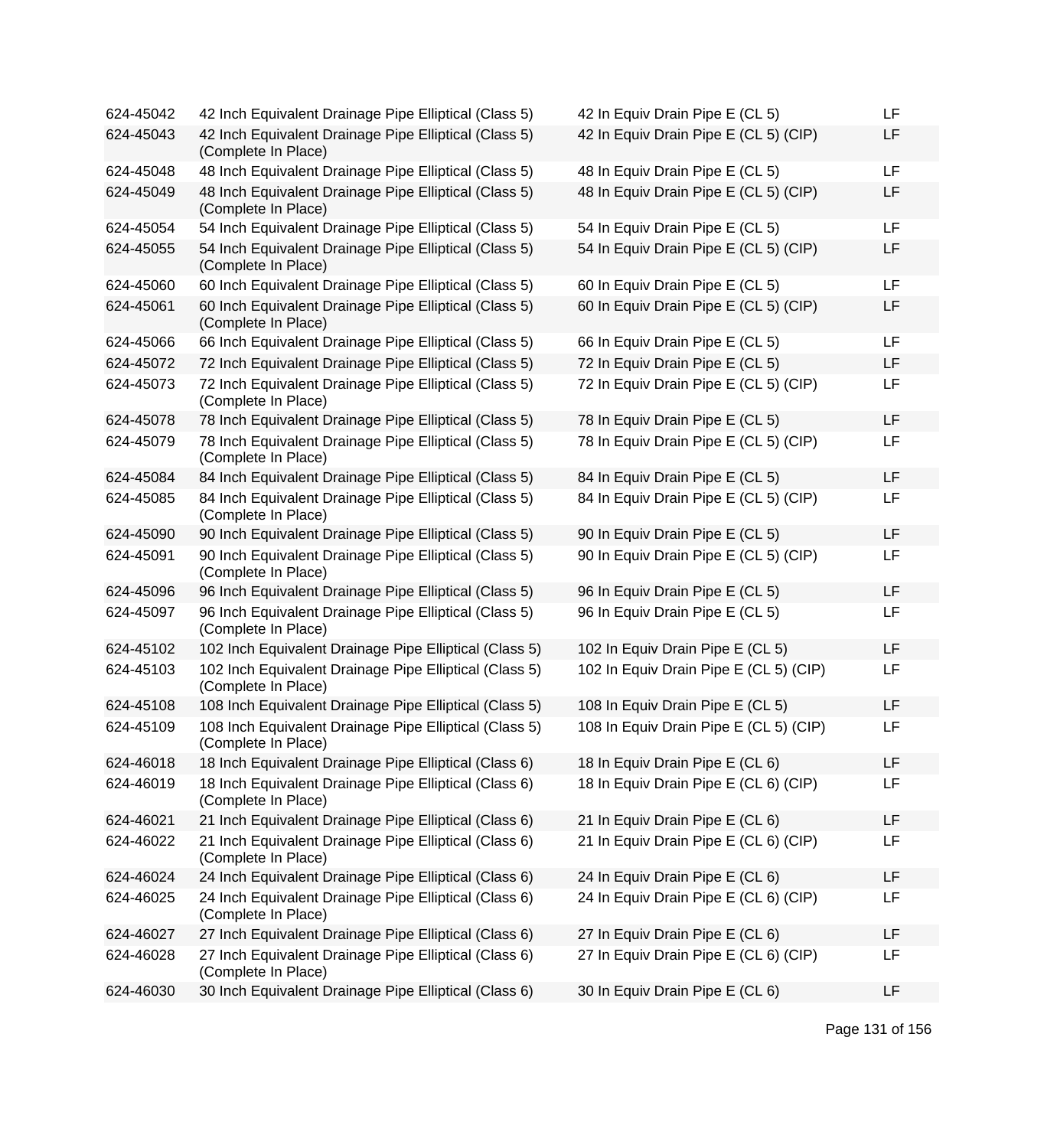| | | | |
|---|---|---|---|
| 624-45042 | 42 Inch Equivalent Drainage Pipe Elliptical (Class 5) | 42 In Equiv Drain Pipe E (CL 5) | LF |
| 624-45043 | 42 Inch Equivalent Drainage Pipe Elliptical (Class 5) (Complete In Place) | 42 In Equiv Drain Pipe E (CL 5) (CIP) | LF |
| 624-45048 | 48 Inch Equivalent Drainage Pipe Elliptical (Class 5) | 48 In Equiv Drain Pipe E (CL 5) | LF |
| 624-45049 | 48 Inch Equivalent Drainage Pipe Elliptical (Class 5) (Complete In Place) | 48 In Equiv Drain Pipe E (CL 5) (CIP) | LF |
| 624-45054 | 54 Inch Equivalent Drainage Pipe Elliptical (Class 5) | 54 In Equiv Drain Pipe E (CL 5) | LF |
| 624-45055 | 54 Inch Equivalent Drainage Pipe Elliptical (Class 5) (Complete In Place) | 54 In Equiv Drain Pipe E (CL 5) (CIP) | LF |
| 624-45060 | 60 Inch Equivalent Drainage Pipe Elliptical (Class 5) | 60 In Equiv Drain Pipe E (CL 5) | LF |
| 624-45061 | 60 Inch Equivalent Drainage Pipe Elliptical (Class 5) (Complete In Place) | 60 In Equiv Drain Pipe E (CL 5) (CIP) | LF |
| 624-45066 | 66 Inch Equivalent Drainage Pipe Elliptical (Class 5) | 66 In Equiv Drain Pipe E (CL 5) | LF |
| 624-45072 | 72 Inch Equivalent Drainage Pipe Elliptical (Class 5) | 72 In Equiv Drain Pipe E (CL 5) | LF |
| 624-45073 | 72 Inch Equivalent Drainage Pipe Elliptical (Class 5) (Complete In Place) | 72 In Equiv Drain Pipe E (CL 5) (CIP) | LF |
| 624-45078 | 78 Inch Equivalent Drainage Pipe Elliptical (Class 5) | 78 In Equiv Drain Pipe E (CL 5) | LF |
| 624-45079 | 78 Inch Equivalent Drainage Pipe Elliptical (Class 5) (Complete In Place) | 78 In Equiv Drain Pipe E (CL 5) (CIP) | LF |
| 624-45084 | 84 Inch Equivalent Drainage Pipe Elliptical (Class 5) | 84 In Equiv Drain Pipe E (CL 5) | LF |
| 624-45085 | 84 Inch Equivalent Drainage Pipe Elliptical (Class 5) (Complete In Place) | 84 In Equiv Drain Pipe E (CL 5) (CIP) | LF |
| 624-45090 | 90 Inch Equivalent Drainage Pipe Elliptical (Class 5) | 90 In Equiv Drain Pipe E (CL 5) | LF |
| 624-45091 | 90 Inch Equivalent Drainage Pipe Elliptical (Class 5) (Complete In Place) | 90 In Equiv Drain Pipe E (CL 5) (CIP) | LF |
| 624-45096 | 96 Inch Equivalent Drainage Pipe Elliptical (Class 5) | 96 In Equiv Drain Pipe E (CL 5) | LF |
| 624-45097 | 96 Inch Equivalent Drainage Pipe Elliptical (Class 5) (Complete In Place) | 96 In Equiv Drain Pipe E (CL 5) | LF |
| 624-45102 | 102 Inch Equivalent Drainage Pipe Elliptical (Class 5) | 102 In Equiv Drain Pipe E (CL 5) | LF |
| 624-45103 | 102 Inch Equivalent Drainage Pipe Elliptical (Class 5) (Complete In Place) | 102 In Equiv Drain Pipe E (CL 5) (CIP) | LF |
| 624-45108 | 108 Inch Equivalent Drainage Pipe Elliptical (Class 5) | 108 In Equiv Drain Pipe E (CL 5) | LF |
| 624-45109 | 108 Inch Equivalent Drainage Pipe Elliptical (Class 5) (Complete In Place) | 108 In Equiv Drain Pipe E (CL 5) (CIP) | LF |
| 624-46018 | 18 Inch Equivalent Drainage Pipe Elliptical (Class 6) | 18 In Equiv Drain Pipe E (CL 6) | LF |
| 624-46019 | 18 Inch Equivalent Drainage Pipe Elliptical (Class 6) (Complete In Place) | 18 In Equiv Drain Pipe E (CL 6) (CIP) | LF |
| 624-46021 | 21 Inch Equivalent Drainage Pipe Elliptical (Class 6) | 21 In Equiv Drain Pipe E (CL 6) | LF |
| 624-46022 | 21 Inch Equivalent Drainage Pipe Elliptical (Class 6) (Complete In Place) | 21 In Equiv Drain Pipe E (CL 6) (CIP) | LF |
| 624-46024 | 24 Inch Equivalent Drainage Pipe Elliptical (Class 6) | 24 In Equiv Drain Pipe E (CL 6) | LF |
| 624-46025 | 24 Inch Equivalent Drainage Pipe Elliptical (Class 6) (Complete In Place) | 24 In Equiv Drain Pipe E (CL 6) (CIP) | LF |
| 624-46027 | 27 Inch Equivalent Drainage Pipe Elliptical (Class 6) | 27 In Equiv Drain Pipe E (CL 6) | LF |
| 624-46028 | 27 Inch Equivalent Drainage Pipe Elliptical (Class 6) (Complete In Place) | 27 In Equiv Drain Pipe E (CL 6) (CIP) | LF |
| 624-46030 | 30 Inch Equivalent Drainage Pipe Elliptical (Class 6) | 30 In Equiv Drain Pipe E (CL 6) | LF |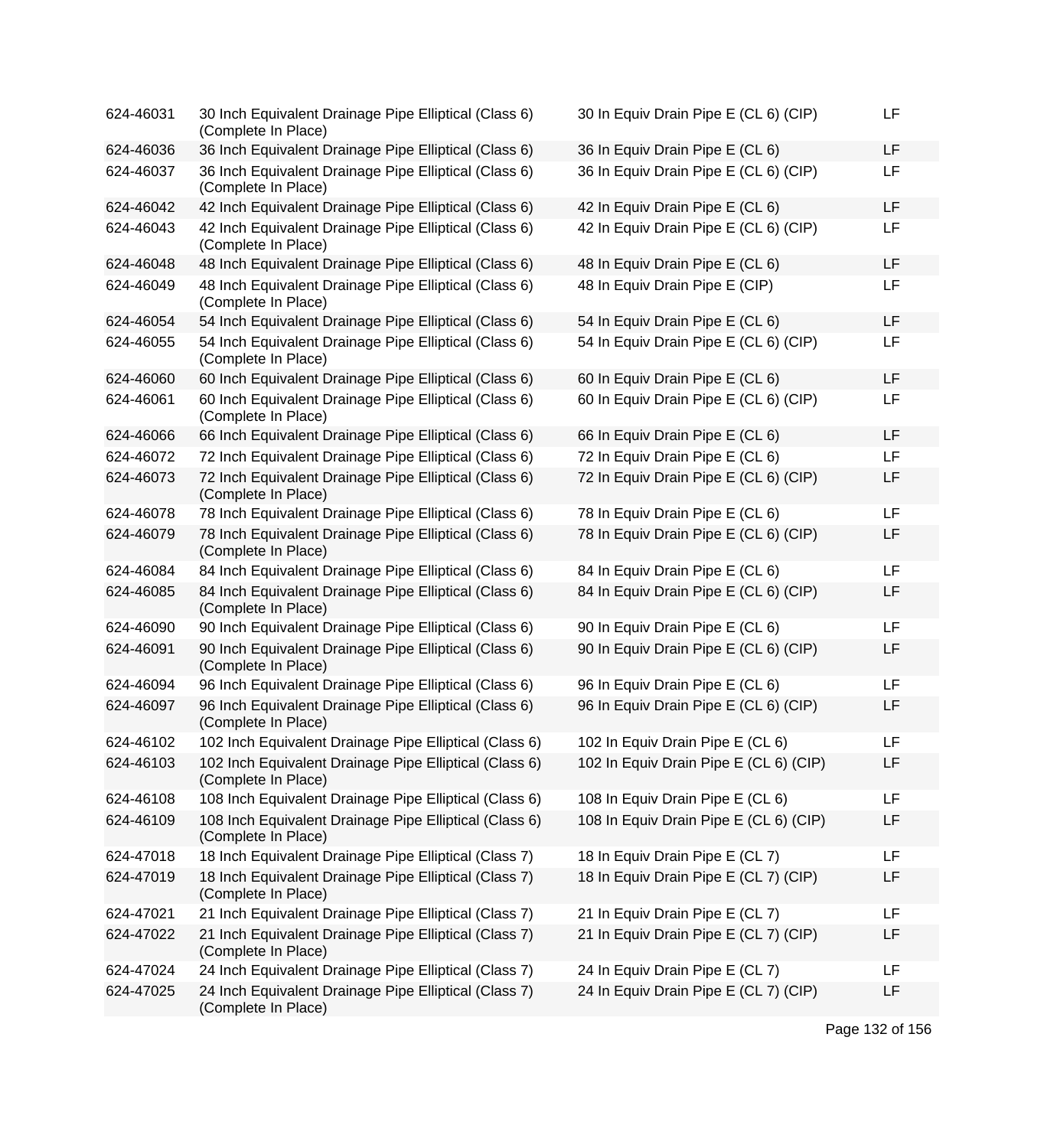| | | | |
|---|---|---|---|
| 624-46031 | 30 Inch Equivalent Drainage Pipe Elliptical (Class 6) (Complete In Place) | 30 In Equiv Drain Pipe E (CL 6) (CIP) | LF |
| 624-46036 | 36 Inch Equivalent Drainage Pipe Elliptical (Class 6) | 36 In Equiv Drain Pipe E (CL 6) | LF |
| 624-46037 | 36 Inch Equivalent Drainage Pipe Elliptical (Class 6) (Complete In Place) | 36 In Equiv Drain Pipe E (CL 6) (CIP) | LF |
| 624-46042 | 42 Inch Equivalent Drainage Pipe Elliptical (Class 6) | 42 In Equiv Drain Pipe E (CL 6) | LF |
| 624-46043 | 42 Inch Equivalent Drainage Pipe Elliptical (Class 6) (Complete In Place) | 42 In Equiv Drain Pipe E (CL 6) (CIP) | LF |
| 624-46048 | 48 Inch Equivalent Drainage Pipe Elliptical (Class 6) | 48 In Equiv Drain Pipe E (CL 6) | LF |
| 624-46049 | 48 Inch Equivalent Drainage Pipe Elliptical (Class 6) (Complete In Place) | 48 In Equiv Drain Pipe E (CIP) | LF |
| 624-46054 | 54 Inch Equivalent Drainage Pipe Elliptical (Class 6) | 54 In Equiv Drain Pipe E (CL 6) | LF |
| 624-46055 | 54 Inch Equivalent Drainage Pipe Elliptical (Class 6) (Complete In Place) | 54 In Equiv Drain Pipe E (CL 6) (CIP) | LF |
| 624-46060 | 60 Inch Equivalent Drainage Pipe Elliptical (Class 6) | 60 In Equiv Drain Pipe E (CL 6) | LF |
| 624-46061 | 60 Inch Equivalent Drainage Pipe Elliptical (Class 6) (Complete In Place) | 60 In Equiv Drain Pipe E (CL 6) (CIP) | LF |
| 624-46066 | 66 Inch Equivalent Drainage Pipe Elliptical (Class 6) | 66 In Equiv Drain Pipe E (CL 6) | LF |
| 624-46072 | 72 Inch Equivalent Drainage Pipe Elliptical (Class 6) | 72 In Equiv Drain Pipe E (CL 6) | LF |
| 624-46073 | 72 Inch Equivalent Drainage Pipe Elliptical (Class 6) (Complete In Place) | 72 In Equiv Drain Pipe E (CL 6) (CIP) | LF |
| 624-46078 | 78 Inch Equivalent Drainage Pipe Elliptical (Class 6) | 78 In Equiv Drain Pipe E (CL 6) | LF |
| 624-46079 | 78 Inch Equivalent Drainage Pipe Elliptical (Class 6) (Complete In Place) | 78 In Equiv Drain Pipe E (CL 6) (CIP) | LF |
| 624-46084 | 84 Inch Equivalent Drainage Pipe Elliptical (Class 6) | 84 In Equiv Drain Pipe E (CL 6) | LF |
| 624-46085 | 84 Inch Equivalent Drainage Pipe Elliptical (Class 6) (Complete In Place) | 84 In Equiv Drain Pipe E (CL 6) (CIP) | LF |
| 624-46090 | 90 Inch Equivalent Drainage Pipe Elliptical (Class 6) | 90 In Equiv Drain Pipe E (CL 6) | LF |
| 624-46091 | 90 Inch Equivalent Drainage Pipe Elliptical (Class 6) (Complete In Place) | 90 In Equiv Drain Pipe E (CL 6) (CIP) | LF |
| 624-46094 | 96 Inch Equivalent Drainage Pipe Elliptical (Class 6) | 96 In Equiv Drain Pipe E (CL 6) | LF |
| 624-46097 | 96 Inch Equivalent Drainage Pipe Elliptical (Class 6) (Complete In Place) | 96 In Equiv Drain Pipe E (CL 6) (CIP) | LF |
| 624-46102 | 102 Inch Equivalent Drainage Pipe Elliptical (Class 6) | 102 In Equiv Drain Pipe E (CL 6) | LF |
| 624-46103 | 102 Inch Equivalent Drainage Pipe Elliptical (Class 6) (Complete In Place) | 102 In Equiv Drain Pipe E (CL 6) (CIP) | LF |
| 624-46108 | 108 Inch Equivalent Drainage Pipe Elliptical (Class 6) | 108 In Equiv Drain Pipe E (CL 6) | LF |
| 624-46109 | 108 Inch Equivalent Drainage Pipe Elliptical (Class 6) (Complete In Place) | 108 In Equiv Drain Pipe E (CL 6) (CIP) | LF |
| 624-47018 | 18 Inch Equivalent Drainage Pipe Elliptical (Class 7) | 18 In Equiv Drain Pipe E (CL 7) | LF |
| 624-47019 | 18 Inch Equivalent Drainage Pipe Elliptical (Class 7) (Complete In Place) | 18 In Equiv Drain Pipe E (CL 7) (CIP) | LF |
| 624-47021 | 21 Inch Equivalent Drainage Pipe Elliptical (Class 7) | 21 In Equiv Drain Pipe E (CL 7) | LF |
| 624-47022 | 21 Inch Equivalent Drainage Pipe Elliptical (Class 7) (Complete In Place) | 21 In Equiv Drain Pipe E (CL 7) (CIP) | LF |
| 624-47024 | 24 Inch Equivalent Drainage Pipe Elliptical (Class 7) | 24 In Equiv Drain Pipe E (CL 7) | LF |
| 624-47025 | 24 Inch Equivalent Drainage Pipe Elliptical (Class 7) (Complete In Place) | 24 In Equiv Drain Pipe E (CL 7) (CIP) | LF |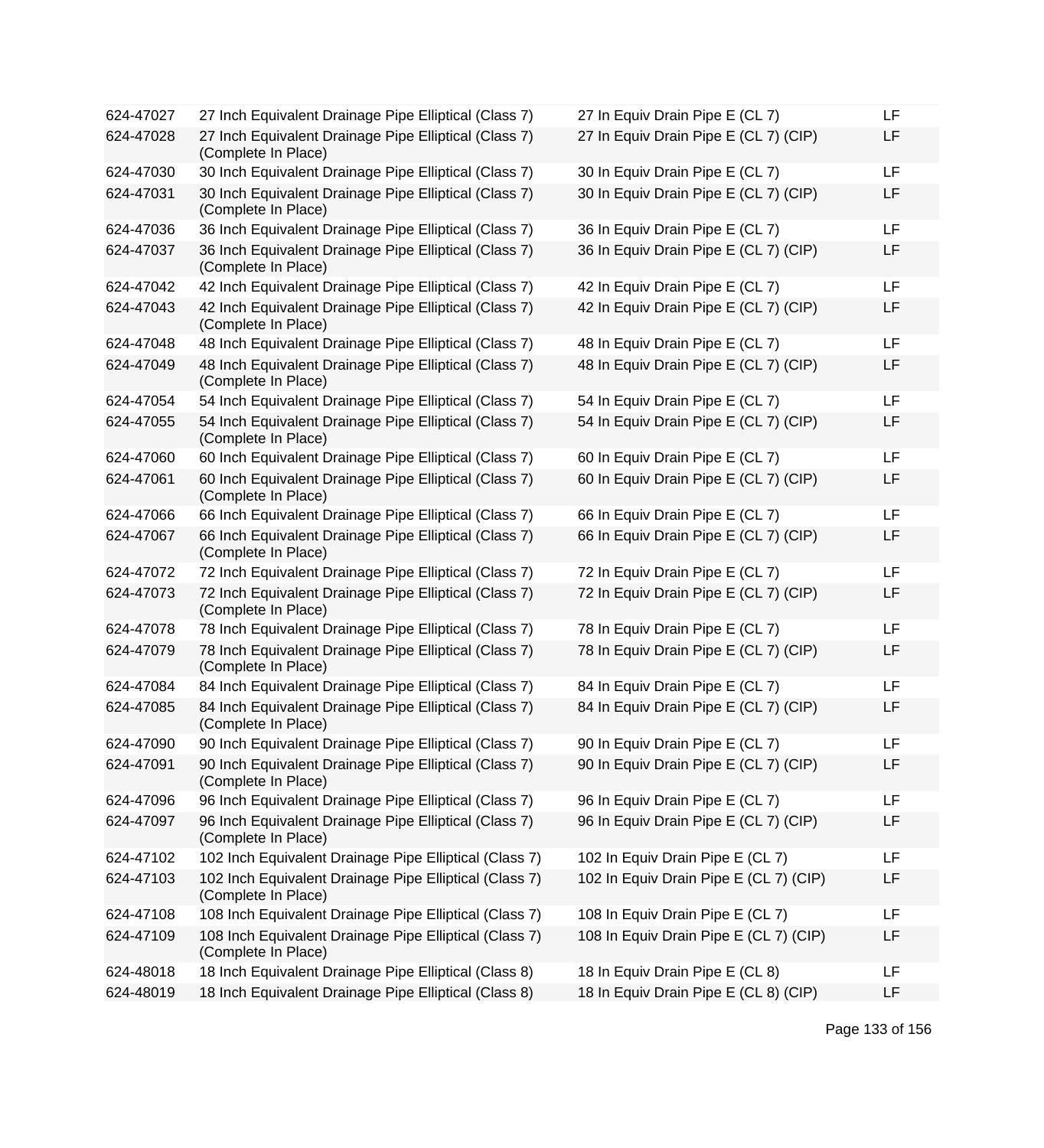| | | | |
|---|---|---|---|
| 624-47027 | 27 Inch Equivalent Drainage Pipe Elliptical (Class 7) | 27 In Equiv Drain Pipe E (CL 7) | LF |
| 624-47028 | 27 Inch Equivalent Drainage Pipe Elliptical (Class 7) (Complete In Place) | 27 In Equiv Drain Pipe E (CL 7) (CIP) | LF |
| 624-47030 | 30 Inch Equivalent Drainage Pipe Elliptical (Class 7) | 30 In Equiv Drain Pipe E (CL 7) | LF |
| 624-47031 | 30 Inch Equivalent Drainage Pipe Elliptical (Class 7) (Complete In Place) | 30 In Equiv Drain Pipe E (CL 7) (CIP) | LF |
| 624-47036 | 36 Inch Equivalent Drainage Pipe Elliptical (Class 7) | 36 In Equiv Drain Pipe E (CL 7) | LF |
| 624-47037 | 36 Inch Equivalent Drainage Pipe Elliptical (Class 7) (Complete In Place) | 36 In Equiv Drain Pipe E (CL 7) (CIP) | LF |
| 624-47042 | 42 Inch Equivalent Drainage Pipe Elliptical (Class 7) | 42 In Equiv Drain Pipe E (CL 7) | LF |
| 624-47043 | 42 Inch Equivalent Drainage Pipe Elliptical (Class 7) (Complete In Place) | 42 In Equiv Drain Pipe E (CL 7) (CIP) | LF |
| 624-47048 | 48 Inch Equivalent Drainage Pipe Elliptical (Class 7) | 48 In Equiv Drain Pipe E (CL 7) | LF |
| 624-47049 | 48 Inch Equivalent Drainage Pipe Elliptical (Class 7) (Complete In Place) | 48 In Equiv Drain Pipe E (CL 7) (CIP) | LF |
| 624-47054 | 54 Inch Equivalent Drainage Pipe Elliptical (Class 7) | 54 In Equiv Drain Pipe E (CL 7) | LF |
| 624-47055 | 54 Inch Equivalent Drainage Pipe Elliptical (Class 7) (Complete In Place) | 54 In Equiv Drain Pipe E (CL 7) (CIP) | LF |
| 624-47060 | 60 Inch Equivalent Drainage Pipe Elliptical (Class 7) | 60 In Equiv Drain Pipe E (CL 7) | LF |
| 624-47061 | 60 Inch Equivalent Drainage Pipe Elliptical (Class 7) (Complete In Place) | 60 In Equiv Drain Pipe E (CL 7) (CIP) | LF |
| 624-47066 | 66 Inch Equivalent Drainage Pipe Elliptical (Class 7) | 66 In Equiv Drain Pipe E (CL 7) | LF |
| 624-47067 | 66 Inch Equivalent Drainage Pipe Elliptical (Class 7) (Complete In Place) | 66 In Equiv Drain Pipe E (CL 7) (CIP) | LF |
| 624-47072 | 72 Inch Equivalent Drainage Pipe Elliptical (Class 7) | 72 In Equiv Drain Pipe E (CL 7) | LF |
| 624-47073 | 72 Inch Equivalent Drainage Pipe Elliptical (Class 7) (Complete In Place) | 72 In Equiv Drain Pipe E (CL 7) (CIP) | LF |
| 624-47078 | 78 Inch Equivalent Drainage Pipe Elliptical (Class 7) | 78 In Equiv Drain Pipe E (CL 7) | LF |
| 624-47079 | 78 Inch Equivalent Drainage Pipe Elliptical (Class 7) (Complete In Place) | 78 In Equiv Drain Pipe E (CL 7) (CIP) | LF |
| 624-47084 | 84 Inch Equivalent Drainage Pipe Elliptical (Class 7) | 84 In Equiv Drain Pipe E (CL 7) | LF |
| 624-47085 | 84 Inch Equivalent Drainage Pipe Elliptical (Class 7) (Complete In Place) | 84 In Equiv Drain Pipe E (CL 7) (CIP) | LF |
| 624-47090 | 90 Inch Equivalent Drainage Pipe Elliptical (Class 7) | 90 In Equiv Drain Pipe E (CL 7) | LF |
| 624-47091 | 90 Inch Equivalent Drainage Pipe Elliptical (Class 7) (Complete In Place) | 90 In Equiv Drain Pipe E (CL 7) (CIP) | LF |
| 624-47096 | 96 Inch Equivalent Drainage Pipe Elliptical (Class 7) | 96 In Equiv Drain Pipe E (CL 7) | LF |
| 624-47097 | 96 Inch Equivalent Drainage Pipe Elliptical (Class 7) (Complete In Place) | 96 In Equiv Drain Pipe E (CL 7) (CIP) | LF |
| 624-47102 | 102 Inch Equivalent Drainage Pipe Elliptical (Class 7) | 102 In Equiv Drain Pipe E (CL 7) | LF |
| 624-47103 | 102 Inch Equivalent Drainage Pipe Elliptical (Class 7) (Complete In Place) | 102 In Equiv Drain Pipe E (CL 7) (CIP) | LF |
| 624-47108 | 108 Inch Equivalent Drainage Pipe Elliptical (Class 7) | 108 In Equiv Drain Pipe E (CL 7) | LF |
| 624-47109 | 108 Inch Equivalent Drainage Pipe Elliptical (Class 7) (Complete In Place) | 108 In Equiv Drain Pipe E (CL 7) (CIP) | LF |
| 624-48018 | 18 Inch Equivalent Drainage Pipe Elliptical (Class 8) | 18 In Equiv Drain Pipe E (CL 8) | LF |
| 624-48019 | 18 Inch Equivalent Drainage Pipe Elliptical (Class 8) | 18 In Equiv Drain Pipe E (CL 8) (CIP) | LF |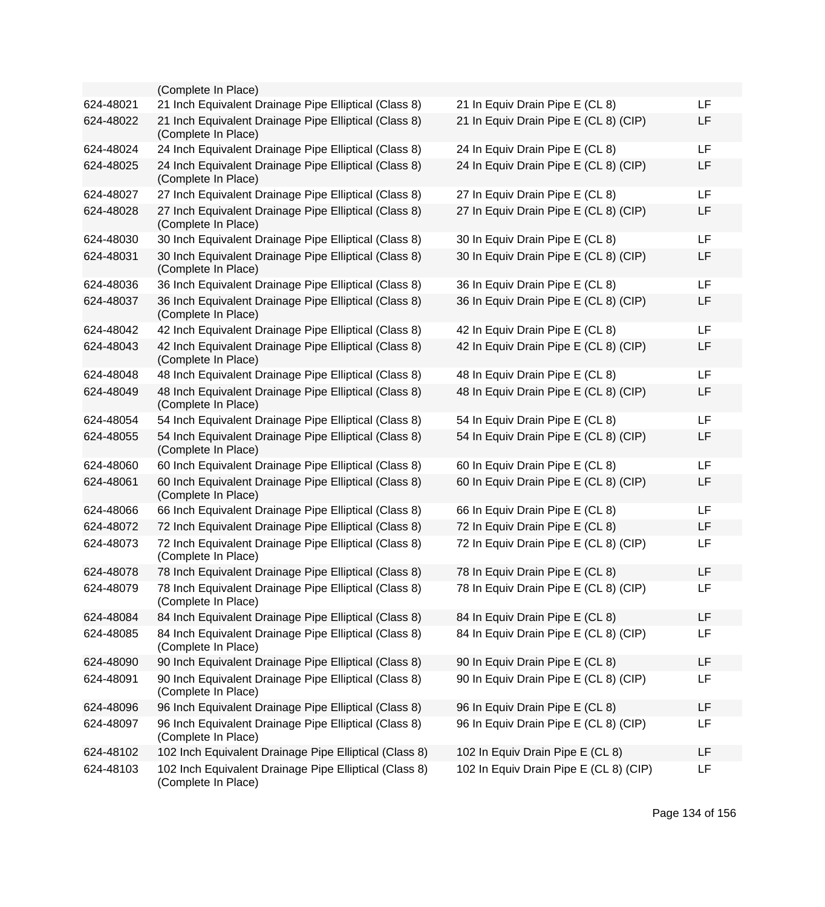| | | | |
|---|---|---|---|
| | (Complete In Place) | | |
| 624-48021 | 21 Inch Equivalent Drainage Pipe Elliptical (Class 8) | 21 In Equiv Drain Pipe E (CL 8) | LF |
| 624-48022 | 21 Inch Equivalent Drainage Pipe Elliptical (Class 8) (Complete In Place) | 21 In Equiv Drain Pipe E (CL 8) (CIP) | LF |
| 624-48024 | 24 Inch Equivalent Drainage Pipe Elliptical (Class 8) | 24 In Equiv Drain Pipe E (CL 8) | LF |
| 624-48025 | 24 Inch Equivalent Drainage Pipe Elliptical (Class 8) (Complete In Place) | 24 In Equiv Drain Pipe E (CL 8) (CIP) | LF |
| 624-48027 | 27 Inch Equivalent Drainage Pipe Elliptical (Class 8) | 27 In Equiv Drain Pipe E (CL 8) | LF |
| 624-48028 | 27 Inch Equivalent Drainage Pipe Elliptical (Class 8) (Complete In Place) | 27 In Equiv Drain Pipe E (CL 8) (CIP) | LF |
| 624-48030 | 30 Inch Equivalent Drainage Pipe Elliptical (Class 8) | 30 In Equiv Drain Pipe E (CL 8) | LF |
| 624-48031 | 30 Inch Equivalent Drainage Pipe Elliptical (Class 8) (Complete In Place) | 30 In Equiv Drain Pipe E (CL 8) (CIP) | LF |
| 624-48036 | 36 Inch Equivalent Drainage Pipe Elliptical (Class 8) | 36 In Equiv Drain Pipe E (CL 8) | LF |
| 624-48037 | 36 Inch Equivalent Drainage Pipe Elliptical (Class 8) (Complete In Place) | 36 In Equiv Drain Pipe E (CL 8) (CIP) | LF |
| 624-48042 | 42 Inch Equivalent Drainage Pipe Elliptical (Class 8) | 42 In Equiv Drain Pipe E (CL 8) | LF |
| 624-48043 | 42 Inch Equivalent Drainage Pipe Elliptical (Class 8) (Complete In Place) | 42 In Equiv Drain Pipe E (CL 8) (CIP) | LF |
| 624-48048 | 48 Inch Equivalent Drainage Pipe Elliptical (Class 8) | 48 In Equiv Drain Pipe E (CL 8) | LF |
| 624-48049 | 48 Inch Equivalent Drainage Pipe Elliptical (Class 8) (Complete In Place) | 48 In Equiv Drain Pipe E (CL 8) (CIP) | LF |
| 624-48054 | 54 Inch Equivalent Drainage Pipe Elliptical (Class 8) | 54 In Equiv Drain Pipe E (CL 8) | LF |
| 624-48055 | 54 Inch Equivalent Drainage Pipe Elliptical (Class 8) (Complete In Place) | 54 In Equiv Drain Pipe E (CL 8) (CIP) | LF |
| 624-48060 | 60 Inch Equivalent Drainage Pipe Elliptical (Class 8) | 60 In Equiv Drain Pipe E (CL 8) | LF |
| 624-48061 | 60 Inch Equivalent Drainage Pipe Elliptical (Class 8) (Complete In Place) | 60 In Equiv Drain Pipe E (CL 8) (CIP) | LF |
| 624-48066 | 66 Inch Equivalent Drainage Pipe Elliptical (Class 8) | 66 In Equiv Drain Pipe E (CL 8) | LF |
| 624-48072 | 72 Inch Equivalent Drainage Pipe Elliptical (Class 8) | 72 In Equiv Drain Pipe E (CL 8) | LF |
| 624-48073 | 72 Inch Equivalent Drainage Pipe Elliptical (Class 8) (Complete In Place) | 72 In Equiv Drain Pipe E (CL 8) (CIP) | LF |
| 624-48078 | 78 Inch Equivalent Drainage Pipe Elliptical (Class 8) | 78 In Equiv Drain Pipe E (CL 8) | LF |
| 624-48079 | 78 Inch Equivalent Drainage Pipe Elliptical (Class 8) (Complete In Place) | 78 In Equiv Drain Pipe E (CL 8) (CIP) | LF |
| 624-48084 | 84 Inch Equivalent Drainage Pipe Elliptical (Class 8) | 84 In Equiv Drain Pipe E (CL 8) | LF |
| 624-48085 | 84 Inch Equivalent Drainage Pipe Elliptical (Class 8) (Complete In Place) | 84 In Equiv Drain Pipe E (CL 8) (CIP) | LF |
| 624-48090 | 90 Inch Equivalent Drainage Pipe Elliptical (Class 8) | 90 In Equiv Drain Pipe E (CL 8) | LF |
| 624-48091 | 90 Inch Equivalent Drainage Pipe Elliptical (Class 8) (Complete In Place) | 90 In Equiv Drain Pipe E (CL 8) (CIP) | LF |
| 624-48096 | 96 Inch Equivalent Drainage Pipe Elliptical (Class 8) | 96 In Equiv Drain Pipe E (CL 8) | LF |
| 624-48097 | 96 Inch Equivalent Drainage Pipe Elliptical (Class 8) (Complete In Place) | 96 In Equiv Drain Pipe E (CL 8) (CIP) | LF |
| 624-48102 | 102 Inch Equivalent Drainage Pipe Elliptical (Class 8) | 102 In Equiv Drain Pipe E (CL 8) | LF |
| 624-48103 | 102 Inch Equivalent Drainage Pipe Elliptical (Class 8) (Complete In Place) | 102 In Equiv Drain Pipe E (CL 8) (CIP) | LF |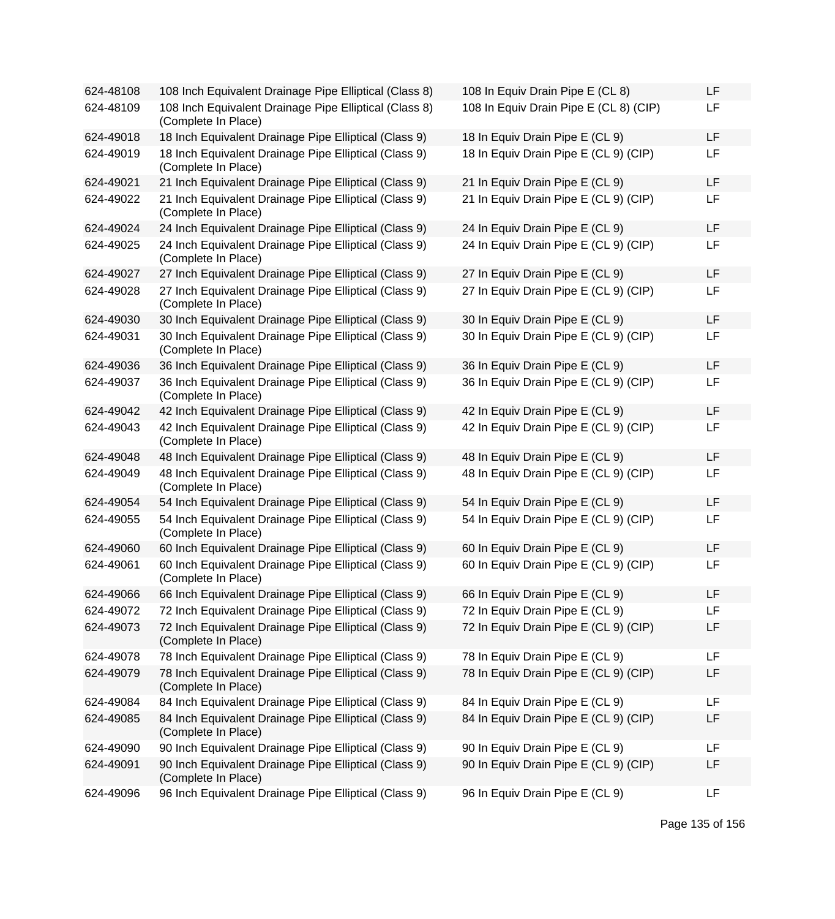| | | | |
|---|---|---|---|
| 624-48108 | 108 Inch Equivalent Drainage Pipe Elliptical (Class 8) | 108 In Equiv Drain Pipe E (CL 8) | LF |
| 624-48109 | 108 Inch Equivalent Drainage Pipe Elliptical (Class 8) (Complete In Place) | 108 In Equiv Drain Pipe E (CL 8) (CIP) | LF |
| 624-49018 | 18 Inch Equivalent Drainage Pipe Elliptical (Class 9) | 18 In Equiv Drain Pipe E (CL 9) | LF |
| 624-49019 | 18 Inch Equivalent Drainage Pipe Elliptical (Class 9) (Complete In Place) | 18 In Equiv Drain Pipe E (CL 9) (CIP) | LF |
| 624-49021 | 21 Inch Equivalent Drainage Pipe Elliptical (Class 9) | 21 In Equiv Drain Pipe E (CL 9) | LF |
| 624-49022 | 21 Inch Equivalent Drainage Pipe Elliptical (Class 9) (Complete In Place) | 21 In Equiv Drain Pipe E (CL 9) (CIP) | LF |
| 624-49024 | 24 Inch Equivalent Drainage Pipe Elliptical (Class 9) | 24 In Equiv Drain Pipe E (CL 9) | LF |
| 624-49025 | 24 Inch Equivalent Drainage Pipe Elliptical (Class 9) (Complete In Place) | 24 In Equiv Drain Pipe E (CL 9) (CIP) | LF |
| 624-49027 | 27 Inch Equivalent Drainage Pipe Elliptical (Class 9) | 27 In Equiv Drain Pipe E (CL 9) | LF |
| 624-49028 | 27 Inch Equivalent Drainage Pipe Elliptical (Class 9) (Complete In Place) | 27 In Equiv Drain Pipe E (CL 9) (CIP) | LF |
| 624-49030 | 30 Inch Equivalent Drainage Pipe Elliptical (Class 9) | 30 In Equiv Drain Pipe E (CL 9) | LF |
| 624-49031 | 30 Inch Equivalent Drainage Pipe Elliptical (Class 9) (Complete In Place) | 30 In Equiv Drain Pipe E (CL 9) (CIP) | LF |
| 624-49036 | 36 Inch Equivalent Drainage Pipe Elliptical (Class 9) | 36 In Equiv Drain Pipe E (CL 9) | LF |
| 624-49037 | 36 Inch Equivalent Drainage Pipe Elliptical (Class 9) (Complete In Place) | 36 In Equiv Drain Pipe E (CL 9) (CIP) | LF |
| 624-49042 | 42 Inch Equivalent Drainage Pipe Elliptical (Class 9) | 42 In Equiv Drain Pipe E (CL 9) | LF |
| 624-49043 | 42 Inch Equivalent Drainage Pipe Elliptical (Class 9) (Complete In Place) | 42 In Equiv Drain Pipe E (CL 9) (CIP) | LF |
| 624-49048 | 48 Inch Equivalent Drainage Pipe Elliptical (Class 9) | 48 In Equiv Drain Pipe E (CL 9) | LF |
| 624-49049 | 48 Inch Equivalent Drainage Pipe Elliptical (Class 9) (Complete In Place) | 48 In Equiv Drain Pipe E (CL 9) (CIP) | LF |
| 624-49054 | 54 Inch Equivalent Drainage Pipe Elliptical (Class 9) | 54 In Equiv Drain Pipe E (CL 9) | LF |
| 624-49055 | 54 Inch Equivalent Drainage Pipe Elliptical (Class 9) (Complete In Place) | 54 In Equiv Drain Pipe E (CL 9) (CIP) | LF |
| 624-49060 | 60 Inch Equivalent Drainage Pipe Elliptical (Class 9) | 60 In Equiv Drain Pipe E (CL 9) | LF |
| 624-49061 | 60 Inch Equivalent Drainage Pipe Elliptical (Class 9) (Complete In Place) | 60 In Equiv Drain Pipe E (CL 9) (CIP) | LF |
| 624-49066 | 66 Inch Equivalent Drainage Pipe Elliptical (Class 9) | 66 In Equiv Drain Pipe E (CL 9) | LF |
| 624-49072 | 72 Inch Equivalent Drainage Pipe Elliptical (Class 9) | 72 In Equiv Drain Pipe E (CL 9) | LF |
| 624-49073 | 72 Inch Equivalent Drainage Pipe Elliptical (Class 9) (Complete In Place) | 72 In Equiv Drain Pipe E (CL 9) (CIP) | LF |
| 624-49078 | 78 Inch Equivalent Drainage Pipe Elliptical (Class 9) | 78 In Equiv Drain Pipe E (CL 9) | LF |
| 624-49079 | 78 Inch Equivalent Drainage Pipe Elliptical (Class 9) (Complete In Place) | 78 In Equiv Drain Pipe E (CL 9) (CIP) | LF |
| 624-49084 | 84 Inch Equivalent Drainage Pipe Elliptical (Class 9) | 84 In Equiv Drain Pipe E (CL 9) | LF |
| 624-49085 | 84 Inch Equivalent Drainage Pipe Elliptical (Class 9) (Complete In Place) | 84 In Equiv Drain Pipe E (CL 9) (CIP) | LF |
| 624-49090 | 90 Inch Equivalent Drainage Pipe Elliptical (Class 9) | 90 In Equiv Drain Pipe E (CL 9) | LF |
| 624-49091 | 90 Inch Equivalent Drainage Pipe Elliptical (Class 9) (Complete In Place) | 90 In Equiv Drain Pipe E (CL 9) (CIP) | LF |
| 624-49096 | 96 Inch Equivalent Drainage Pipe Elliptical (Class 9) | 96 In Equiv Drain Pipe E (CL 9) | LF |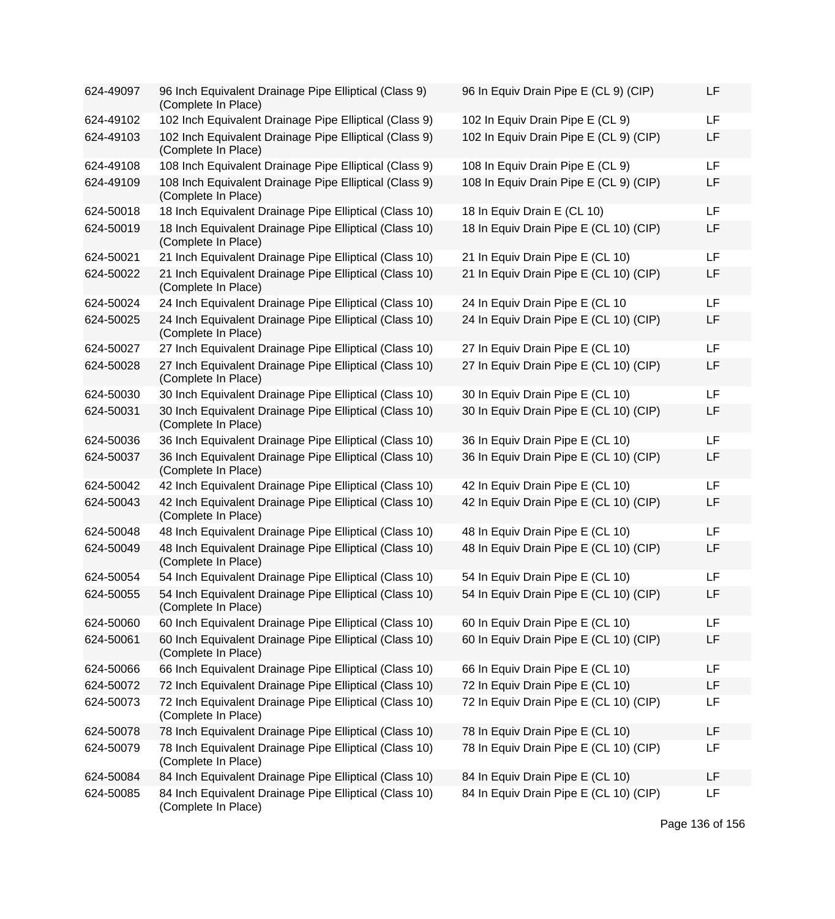| | | | |
|---|---|---|---|
| 624-49097 | 96 Inch Equivalent Drainage Pipe Elliptical (Class 9) (Complete In Place) | 96 In Equiv Drain Pipe E (CL 9) (CIP) | LF |
| 624-49102 | 102 Inch Equivalent Drainage Pipe Elliptical (Class 9) | 102 In Equiv Drain Pipe E (CL 9) | LF |
| 624-49103 | 102 Inch Equivalent Drainage Pipe Elliptical (Class 9) (Complete In Place) | 102 In Equiv Drain Pipe E (CL 9) (CIP) | LF |
| 624-49108 | 108 Inch Equivalent Drainage Pipe Elliptical (Class 9) | 108 In Equiv Drain Pipe E (CL 9) | LF |
| 624-49109 | 108 Inch Equivalent Drainage Pipe Elliptical (Class 9) (Complete In Place) | 108 In Equiv Drain Pipe E (CL 9) (CIP) | LF |
| 624-50018 | 18 Inch Equivalent Drainage Pipe Elliptical (Class 10) | 18 In Equiv Drain E (CL 10) | LF |
| 624-50019 | 18 Inch Equivalent Drainage Pipe Elliptical (Class 10) (Complete In Place) | 18 In Equiv Drain Pipe E (CL 10) (CIP) | LF |
| 624-50021 | 21 Inch Equivalent Drainage Pipe Elliptical (Class 10) | 21 In Equiv Drain Pipe E (CL 10) | LF |
| 624-50022 | 21 Inch Equivalent Drainage Pipe Elliptical (Class 10) (Complete In Place) | 21 In Equiv Drain Pipe E (CL 10) (CIP) | LF |
| 624-50024 | 24 Inch Equivalent Drainage Pipe Elliptical (Class 10) | 24 In Equiv Drain Pipe E (CL 10 | LF |
| 624-50025 | 24 Inch Equivalent Drainage Pipe Elliptical (Class 10) (Complete In Place) | 24 In Equiv Drain Pipe E (CL 10) (CIP) | LF |
| 624-50027 | 27 Inch Equivalent Drainage Pipe Elliptical (Class 10) | 27 In Equiv Drain Pipe E (CL 10) | LF |
| 624-50028 | 27 Inch Equivalent Drainage Pipe Elliptical (Class 10) (Complete In Place) | 27 In Equiv Drain Pipe E (CL 10) (CIP) | LF |
| 624-50030 | 30 Inch Equivalent Drainage Pipe Elliptical (Class 10) | 30 In Equiv Drain Pipe E (CL 10) | LF |
| 624-50031 | 30 Inch Equivalent Drainage Pipe Elliptical (Class 10) (Complete In Place) | 30 In Equiv Drain Pipe E (CL 10) (CIP) | LF |
| 624-50036 | 36 Inch Equivalent Drainage Pipe Elliptical (Class 10) | 36 In Equiv Drain Pipe E (CL 10) | LF |
| 624-50037 | 36 Inch Equivalent Drainage Pipe Elliptical (Class 10) (Complete In Place) | 36 In Equiv Drain Pipe E (CL 10) (CIP) | LF |
| 624-50042 | 42 Inch Equivalent Drainage Pipe Elliptical (Class 10) | 42 In Equiv Drain Pipe E (CL 10) | LF |
| 624-50043 | 42 Inch Equivalent Drainage Pipe Elliptical (Class 10) (Complete In Place) | 42 In Equiv Drain Pipe E (CL 10) (CIP) | LF |
| 624-50048 | 48 Inch Equivalent Drainage Pipe Elliptical (Class 10) | 48 In Equiv Drain Pipe E (CL 10) | LF |
| 624-50049 | 48 Inch Equivalent Drainage Pipe Elliptical (Class 10) (Complete In Place) | 48 In Equiv Drain Pipe E (CL 10) (CIP) | LF |
| 624-50054 | 54 Inch Equivalent Drainage Pipe Elliptical (Class 10) | 54 In Equiv Drain Pipe E (CL 10) | LF |
| 624-50055 | 54 Inch Equivalent Drainage Pipe Elliptical (Class 10) (Complete In Place) | 54 In Equiv Drain Pipe E (CL 10) (CIP) | LF |
| 624-50060 | 60 Inch Equivalent Drainage Pipe Elliptical (Class 10) | 60 In Equiv Drain Pipe E (CL 10) | LF |
| 624-50061 | 60 Inch Equivalent Drainage Pipe Elliptical (Class 10) (Complete In Place) | 60 In Equiv Drain Pipe E (CL 10) (CIP) | LF |
| 624-50066 | 66 Inch Equivalent Drainage Pipe Elliptical (Class 10) | 66 In Equiv Drain Pipe E (CL 10) | LF |
| 624-50072 | 72 Inch Equivalent Drainage Pipe Elliptical (Class 10) | 72 In Equiv Drain Pipe E (CL 10) | LF |
| 624-50073 | 72 Inch Equivalent Drainage Pipe Elliptical (Class 10) (Complete In Place) | 72 In Equiv Drain Pipe E (CL 10) (CIP) | LF |
| 624-50078 | 78 Inch Equivalent Drainage Pipe Elliptical (Class 10) | 78 In Equiv Drain Pipe E (CL 10) | LF |
| 624-50079 | 78 Inch Equivalent Drainage Pipe Elliptical (Class 10) (Complete In Place) | 78 In Equiv Drain Pipe E (CL 10) (CIP) | LF |
| 624-50084 | 84 Inch Equivalent Drainage Pipe Elliptical (Class 10) | 84 In Equiv Drain Pipe E (CL 10) | LF |
| 624-50085 | 84 Inch Equivalent Drainage Pipe Elliptical (Class 10) (Complete In Place) | 84 In Equiv Drain Pipe E (CL 10) (CIP) | LF |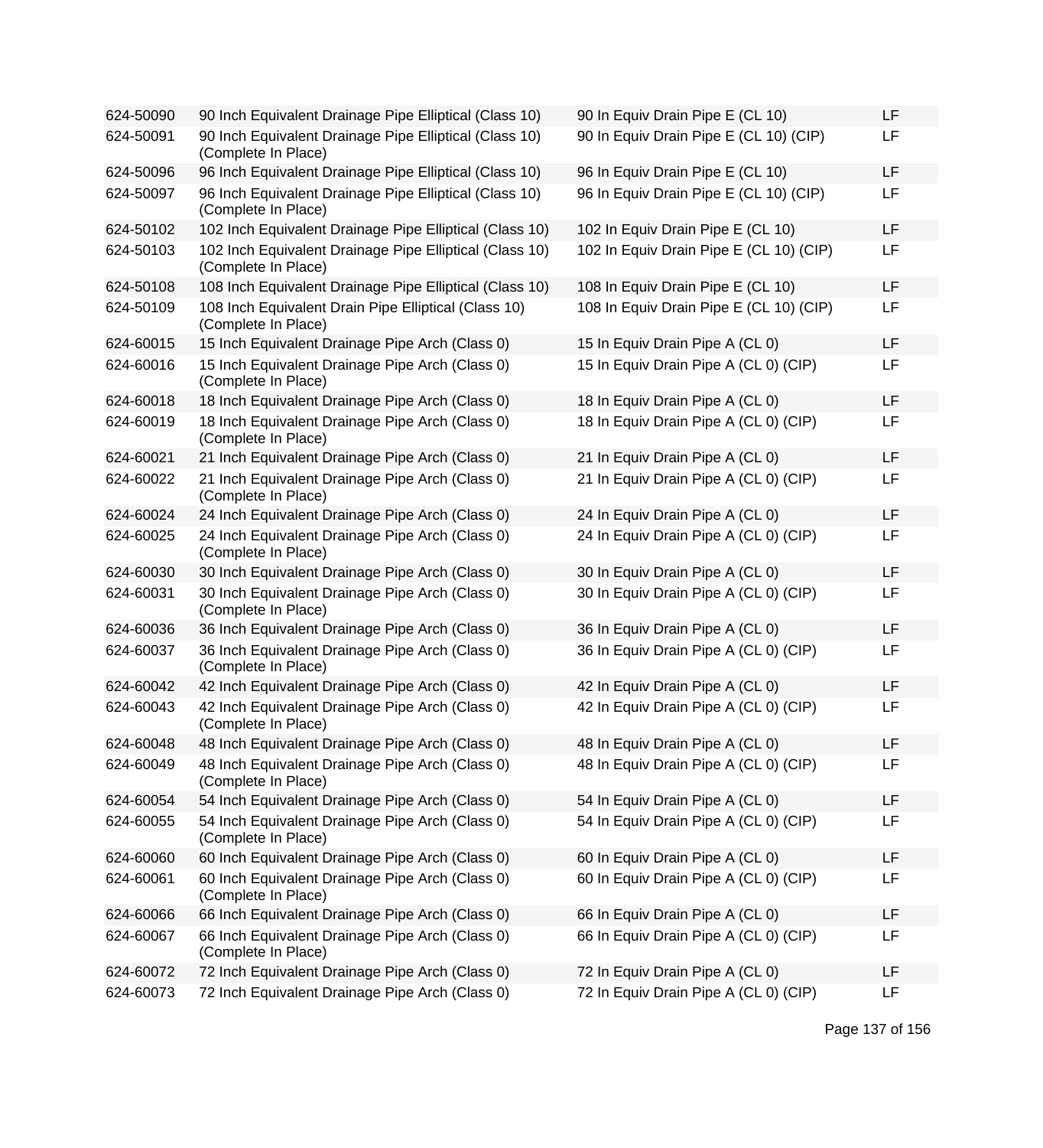| | | | |
|---|---|---|---|
| 624-50090 | 90 Inch Equivalent Drainage Pipe Elliptical (Class 10) | 90 In Equiv Drain Pipe E (CL 10) | LF |
| 624-50091 | 90 Inch Equivalent Drainage Pipe Elliptical (Class 10) (Complete In Place) | 90 In Equiv Drain Pipe E (CL 10) (CIP) | LF |
| 624-50096 | 96 Inch Equivalent Drainage Pipe Elliptical (Class 10) | 96 In Equiv Drain Pipe E (CL 10) | LF |
| 624-50097 | 96 Inch Equivalent Drainage Pipe Elliptical (Class 10) (Complete In Place) | 96 In Equiv Drain Pipe E (CL 10) (CIP) | LF |
| 624-50102 | 102 Inch Equivalent Drainage Pipe Elliptical (Class 10) | 102 In Equiv Drain Pipe E (CL 10) | LF |
| 624-50103 | 102 Inch Equivalent Drainage Pipe Elliptical (Class 10) (Complete In Place) | 102 In Equiv Drain Pipe E (CL 10) (CIP) | LF |
| 624-50108 | 108 Inch Equivalent Drainage Pipe Elliptical (Class 10) | 108 In Equiv Drain Pipe E (CL 10) | LF |
| 624-50109 | 108 Inch Equivalent Drain Pipe Elliptical (Class 10) (Complete In Place) | 108 In Equiv Drain Pipe E (CL 10) (CIP) | LF |
| 624-60015 | 15 Inch Equivalent Drainage Pipe Arch (Class 0) | 15 In Equiv Drain Pipe A (CL 0) | LF |
| 624-60016 | 15 Inch Equivalent Drainage Pipe Arch (Class 0) (Complete In Place) | 15 In Equiv Drain Pipe A (CL 0) (CIP) | LF |
| 624-60018 | 18 Inch Equivalent Drainage Pipe Arch (Class 0) | 18 In Equiv Drain Pipe A (CL 0) | LF |
| 624-60019 | 18 Inch Equivalent Drainage Pipe Arch (Class 0) (Complete In Place) | 18 In Equiv Drain Pipe A (CL 0) (CIP) | LF |
| 624-60021 | 21 Inch Equivalent Drainage Pipe Arch (Class 0) | 21 In Equiv Drain Pipe A (CL 0) | LF |
| 624-60022 | 21 Inch Equivalent Drainage Pipe Arch (Class 0) (Complete In Place) | 21 In Equiv Drain Pipe A (CL 0) (CIP) | LF |
| 624-60024 | 24 Inch Equivalent Drainage Pipe Arch (Class 0) | 24 In Equiv Drain Pipe A (CL 0) | LF |
| 624-60025 | 24 Inch Equivalent Drainage Pipe Arch (Class 0) (Complete In Place) | 24 In Equiv Drain Pipe A (CL 0) (CIP) | LF |
| 624-60030 | 30 Inch Equivalent Drainage Pipe Arch (Class 0) | 30 In Equiv Drain Pipe A (CL 0) | LF |
| 624-60031 | 30 Inch Equivalent Drainage Pipe Arch (Class 0) (Complete In Place) | 30 In Equiv Drain Pipe A (CL 0) (CIP) | LF |
| 624-60036 | 36 Inch Equivalent Drainage Pipe Arch (Class 0) | 36 In Equiv Drain Pipe A (CL 0) | LF |
| 624-60037 | 36 Inch Equivalent Drainage Pipe Arch (Class 0) (Complete In Place) | 36 In Equiv Drain Pipe A (CL 0) (CIP) | LF |
| 624-60042 | 42 Inch Equivalent Drainage Pipe Arch (Class 0) | 42 In Equiv Drain Pipe A (CL 0) | LF |
| 624-60043 | 42 Inch Equivalent Drainage Pipe Arch (Class 0) (Complete In Place) | 42 In Equiv Drain Pipe A (CL 0) (CIP) | LF |
| 624-60048 | 48 Inch Equivalent Drainage Pipe Arch (Class 0) | 48 In Equiv Drain Pipe A (CL 0) | LF |
| 624-60049 | 48 Inch Equivalent Drainage Pipe Arch (Class 0) (Complete In Place) | 48 In Equiv Drain Pipe A (CL 0) (CIP) | LF |
| 624-60054 | 54 Inch Equivalent Drainage Pipe Arch (Class 0) | 54 In Equiv Drain Pipe A (CL 0) | LF |
| 624-60055 | 54 Inch Equivalent Drainage Pipe Arch (Class 0) (Complete In Place) | 54 In Equiv Drain Pipe A (CL 0) (CIP) | LF |
| 624-60060 | 60 Inch Equivalent Drainage Pipe Arch (Class 0) | 60 In Equiv Drain Pipe A (CL 0) | LF |
| 624-60061 | 60 Inch Equivalent Drainage Pipe Arch (Class 0) (Complete In Place) | 60 In Equiv Drain Pipe A (CL 0) (CIP) | LF |
| 624-60066 | 66 Inch Equivalent Drainage Pipe Arch (Class 0) | 66 In Equiv Drain Pipe A (CL 0) | LF |
| 624-60067 | 66 Inch Equivalent Drainage Pipe Arch (Class 0) (Complete In Place) | 66 In Equiv Drain Pipe A (CL 0) (CIP) | LF |
| 624-60072 | 72 Inch Equivalent Drainage Pipe Arch (Class 0) | 72 In Equiv Drain Pipe A (CL 0) | LF |
| 624-60073 | 72 Inch Equivalent Drainage Pipe Arch (Class 0) | 72 In Equiv Drain Pipe A (CL 0) (CIP) | LF |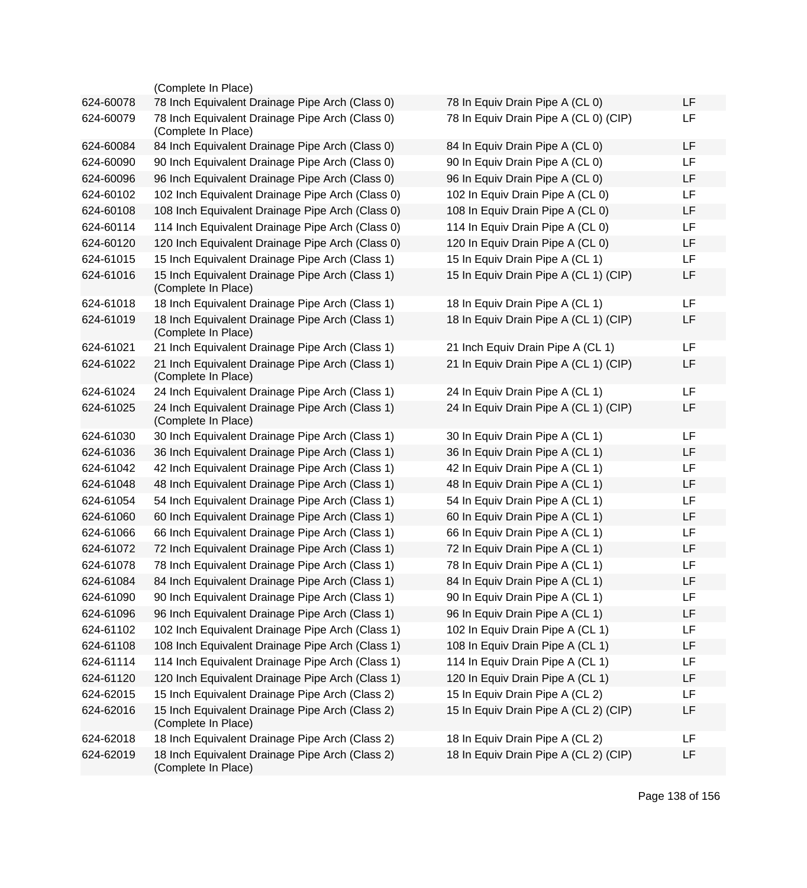| | | | |
|---|---|---|---|
| | (Complete In Place) | | |
| 624-60078 | 78 Inch Equivalent Drainage Pipe Arch (Class 0) | 78 In Equiv Drain Pipe A (CL 0) | LF |
| 624-60079 | 78 Inch Equivalent Drainage Pipe Arch (Class 0) (Complete In Place) | 78 In Equiv Drain Pipe A (CL 0) (CIP) | LF |
| 624-60084 | 84 Inch Equivalent Drainage Pipe Arch (Class 0) | 84 In Equiv Drain Pipe A (CL 0) | LF |
| 624-60090 | 90 Inch Equivalent Drainage Pipe Arch (Class 0) | 90 In Equiv Drain Pipe A (CL 0) | LF |
| 624-60096 | 96 Inch Equivalent Drainage Pipe Arch (Class 0) | 96 In Equiv Drain Pipe A (CL 0) | LF |
| 624-60102 | 102 Inch Equivalent Drainage Pipe Arch (Class 0) | 102 In Equiv Drain Pipe A (CL 0) | LF |
| 624-60108 | 108 Inch Equivalent Drainage Pipe Arch (Class 0) | 108 In Equiv Drain Pipe A (CL 0) | LF |
| 624-60114 | 114 Inch Equivalent Drainage Pipe Arch (Class 0) | 114 In Equiv Drain Pipe A (CL 0) | LF |
| 624-60120 | 120 Inch Equivalent Drainage Pipe Arch (Class 0) | 120 In Equiv Drain Pipe A (CL 0) | LF |
| 624-61015 | 15 Inch Equivalent Drainage Pipe Arch (Class 1) | 15 In Equiv Drain Pipe A (CL 1) | LF |
| 624-61016 | 15 Inch Equivalent Drainage Pipe Arch (Class 1) (Complete In Place) | 15 In Equiv Drain Pipe A (CL 1) (CIP) | LF |
| 624-61018 | 18 Inch Equivalent Drainage Pipe Arch (Class 1) | 18 In Equiv Drain Pipe A (CL 1) | LF |
| 624-61019 | 18 Inch Equivalent Drainage Pipe Arch (Class 1) (Complete In Place) | 18 In Equiv Drain Pipe A (CL 1) (CIP) | LF |
| 624-61021 | 21 Inch Equivalent Drainage Pipe Arch (Class 1) | 21 Inch Equiv Drain Pipe A (CL 1) | LF |
| 624-61022 | 21 Inch Equivalent Drainage Pipe Arch (Class 1) (Complete In Place) | 21 In Equiv Drain Pipe A (CL 1) (CIP) | LF |
| 624-61024 | 24 Inch Equivalent Drainage Pipe Arch (Class 1) | 24 In Equiv Drain Pipe A (CL 1) | LF |
| 624-61025 | 24 Inch Equivalent Drainage Pipe Arch (Class 1) (Complete In Place) | 24 In Equiv Drain Pipe A (CL 1) (CIP) | LF |
| 624-61030 | 30 Inch Equivalent Drainage Pipe Arch (Class 1) | 30 In Equiv Drain Pipe A (CL 1) | LF |
| 624-61036 | 36 Inch Equivalent Drainage Pipe Arch (Class 1) | 36 In Equiv Drain Pipe A (CL 1) | LF |
| 624-61042 | 42 Inch Equivalent Drainage Pipe Arch (Class 1) | 42 In Equiv Drain Pipe A (CL 1) | LF |
| 624-61048 | 48 Inch Equivalent Drainage Pipe Arch (Class 1) | 48 In Equiv Drain Pipe A (CL 1) | LF |
| 624-61054 | 54 Inch Equivalent Drainage Pipe Arch (Class 1) | 54 In Equiv Drain Pipe A (CL 1) | LF |
| 624-61060 | 60 Inch Equivalent Drainage Pipe Arch (Class 1) | 60 In Equiv Drain Pipe A (CL 1) | LF |
| 624-61066 | 66 Inch Equivalent Drainage Pipe Arch (Class 1) | 66 In Equiv Drain Pipe A (CL 1) | LF |
| 624-61072 | 72 Inch Equivalent Drainage Pipe Arch (Class 1) | 72 In Equiv Drain Pipe A (CL 1) | LF |
| 624-61078 | 78 Inch Equivalent Drainage Pipe Arch (Class 1) | 78 In Equiv Drain Pipe A (CL 1) | LF |
| 624-61084 | 84 Inch Equivalent Drainage Pipe Arch (Class 1) | 84 In Equiv Drain Pipe A (CL 1) | LF |
| 624-61090 | 90 Inch Equivalent Drainage Pipe Arch (Class 1) | 90 In Equiv Drain Pipe A (CL 1) | LF |
| 624-61096 | 96 Inch Equivalent Drainage Pipe Arch (Class 1) | 96 In Equiv Drain Pipe A (CL 1) | LF |
| 624-61102 | 102 Inch Equivalent Drainage Pipe Arch (Class 1) | 102 In Equiv Drain Pipe A (CL 1) | LF |
| 624-61108 | 108 Inch Equivalent Drainage Pipe Arch (Class 1) | 108 In Equiv Drain Pipe A (CL 1) | LF |
| 624-61114 | 114 Inch Equivalent Drainage Pipe Arch (Class 1) | 114 In Equiv Drain Pipe A (CL 1) | LF |
| 624-61120 | 120 Inch Equivalent Drainage Pipe Arch (Class 1) | 120 In Equiv Drain Pipe A (CL 1) | LF |
| 624-62015 | 15 Inch Equivalent Drainage Pipe Arch (Class 2) | 15 In Equiv Drain Pipe A (CL 2) | LF |
| 624-62016 | 15 Inch Equivalent Drainage Pipe Arch (Class 2) (Complete In Place) | 15 In Equiv Drain Pipe A (CL 2) (CIP) | LF |
| 624-62018 | 18 Inch Equivalent Drainage Pipe Arch (Class 2) | 18 In Equiv Drain Pipe A (CL 2) | LF |
| 624-62019 | 18 Inch Equivalent Drainage Pipe Arch (Class 2) (Complete In Place) | 18 In Equiv Drain Pipe A (CL 2) (CIP) | LF |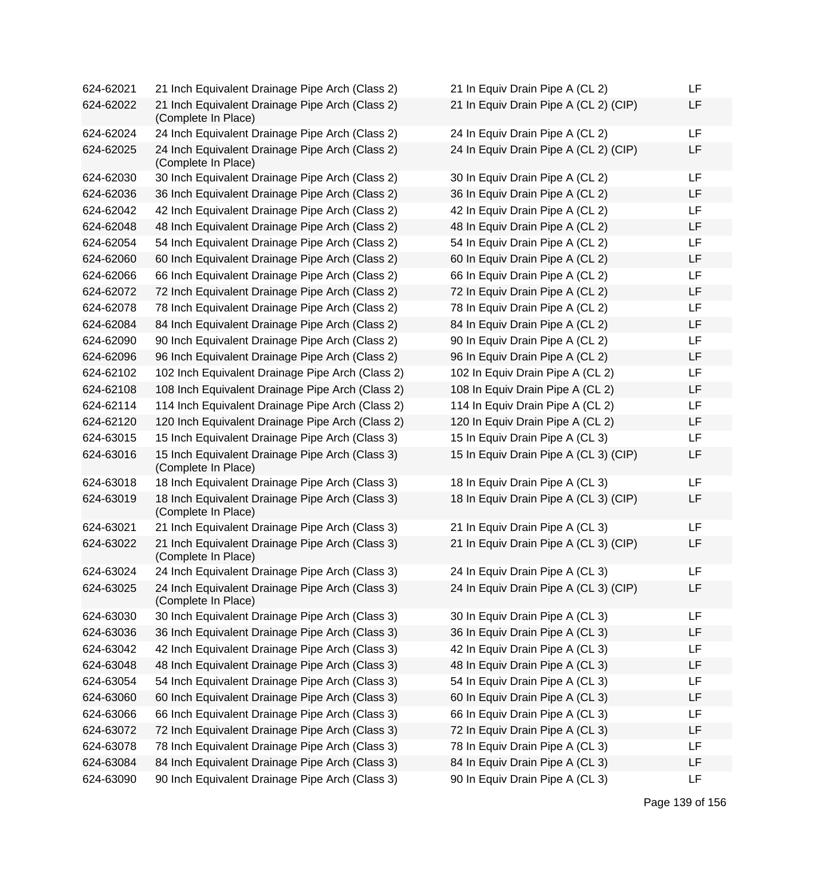| | | | |
|---|---|---|---|
| 624-62021 | 21 Inch Equivalent Drainage Pipe Arch (Class 2) | 21 In Equiv Drain Pipe A (CL 2) | LF |
| 624-62022 | 21 Inch Equivalent Drainage Pipe Arch (Class 2) (Complete In Place) | 21 In Equiv Drain Pipe A (CL 2) (CIP) | LF |
| 624-62024 | 24 Inch Equivalent Drainage Pipe Arch (Class 2) | 24 In Equiv Drain Pipe A (CL 2) | LF |
| 624-62025 | 24 Inch Equivalent Drainage Pipe Arch (Class 2) (Complete In Place) | 24 In Equiv Drain Pipe A (CL 2) (CIP) | LF |
| 624-62030 | 30 Inch Equivalent Drainage Pipe Arch (Class 2) | 30 In Equiv Drain Pipe A (CL 2) | LF |
| 624-62036 | 36 Inch Equivalent Drainage Pipe Arch (Class 2) | 36 In Equiv Drain Pipe A (CL 2) | LF |
| 624-62042 | 42 Inch Equivalent Drainage Pipe Arch (Class 2) | 42 In Equiv Drain Pipe A (CL 2) | LF |
| 624-62048 | 48 Inch Equivalent Drainage Pipe Arch (Class 2) | 48 In Equiv Drain Pipe A (CL 2) | LF |
| 624-62054 | 54 Inch Equivalent Drainage Pipe Arch (Class 2) | 54 In Equiv Drain Pipe A (CL 2) | LF |
| 624-62060 | 60 Inch Equivalent Drainage Pipe Arch (Class 2) | 60 In Equiv Drain Pipe A (CL 2) | LF |
| 624-62066 | 66 Inch Equivalent Drainage Pipe Arch (Class 2) | 66 In Equiv Drain Pipe A (CL 2) | LF |
| 624-62072 | 72 Inch Equivalent Drainage Pipe Arch (Class 2) | 72 In Equiv Drain Pipe A (CL 2) | LF |
| 624-62078 | 78 Inch Equivalent Drainage Pipe Arch (Class 2) | 78 In Equiv Drain Pipe A (CL 2) | LF |
| 624-62084 | 84 Inch Equivalent Drainage Pipe Arch (Class 2) | 84 In Equiv Drain Pipe A (CL 2) | LF |
| 624-62090 | 90 Inch Equivalent Drainage Pipe Arch (Class 2) | 90 In Equiv Drain Pipe A (CL 2) | LF |
| 624-62096 | 96 Inch Equivalent Drainage Pipe Arch (Class 2) | 96 In Equiv Drain Pipe A (CL 2) | LF |
| 624-62102 | 102 Inch Equivalent Drainage Pipe Arch (Class 2) | 102 In Equiv Drain Pipe A (CL 2) | LF |
| 624-62108 | 108 Inch Equivalent Drainage Pipe Arch (Class 2) | 108 In Equiv Drain Pipe A (CL 2) | LF |
| 624-62114 | 114 Inch Equivalent Drainage Pipe Arch (Class 2) | 114 In Equiv Drain Pipe A (CL 2) | LF |
| 624-62120 | 120 Inch Equivalent Drainage Pipe Arch (Class 2) | 120 In Equiv Drain Pipe A (CL 2) | LF |
| 624-63015 | 15 Inch Equivalent Drainage Pipe Arch (Class 3) | 15 In Equiv Drain Pipe A (CL 3) | LF |
| 624-63016 | 15 Inch Equivalent Drainage Pipe Arch (Class 3) (Complete In Place) | 15 In Equiv Drain Pipe A (CL 3) (CIP) | LF |
| 624-63018 | 18 Inch Equivalent Drainage Pipe Arch (Class 3) | 18 In Equiv Drain Pipe A (CL 3) | LF |
| 624-63019 | 18 Inch Equivalent Drainage Pipe Arch (Class 3) (Complete In Place) | 18 In Equiv Drain Pipe A (CL 3) (CIP) | LF |
| 624-63021 | 21 Inch Equivalent Drainage Pipe Arch (Class 3) | 21 In Equiv Drain Pipe A (CL 3) | LF |
| 624-63022 | 21 Inch Equivalent Drainage Pipe Arch (Class 3) (Complete In Place) | 21 In Equiv Drain Pipe A (CL 3) (CIP) | LF |
| 624-63024 | 24 Inch Equivalent Drainage Pipe Arch (Class 3) | 24 In Equiv Drain Pipe A (CL 3) | LF |
| 624-63025 | 24 Inch Equivalent Drainage Pipe Arch (Class 3) (Complete In Place) | 24 In Equiv Drain Pipe A (CL 3) (CIP) | LF |
| 624-63030 | 30 Inch Equivalent Drainage Pipe Arch (Class 3) | 30 In Equiv Drain Pipe A (CL 3) | LF |
| 624-63036 | 36 Inch Equivalent Drainage Pipe Arch (Class 3) | 36 In Equiv Drain Pipe A (CL 3) | LF |
| 624-63042 | 42 Inch Equivalent Drainage Pipe Arch (Class 3) | 42 In Equiv Drain Pipe A (CL 3) | LF |
| 624-63048 | 48 Inch Equivalent Drainage Pipe Arch (Class 3) | 48 In Equiv Drain Pipe A (CL 3) | LF |
| 624-63054 | 54 Inch Equivalent Drainage Pipe Arch (Class 3) | 54 In Equiv Drain Pipe A (CL 3) | LF |
| 624-63060 | 60 Inch Equivalent Drainage Pipe Arch (Class 3) | 60 In Equiv Drain Pipe A (CL 3) | LF |
| 624-63066 | 66 Inch Equivalent Drainage Pipe Arch (Class 3) | 66 In Equiv Drain Pipe A (CL 3) | LF |
| 624-63072 | 72 Inch Equivalent Drainage Pipe Arch (Class 3) | 72 In Equiv Drain Pipe A (CL 3) | LF |
| 624-63078 | 78 Inch Equivalent Drainage Pipe Arch (Class 3) | 78 In Equiv Drain Pipe A (CL 3) | LF |
| 624-63084 | 84 Inch Equivalent Drainage Pipe Arch (Class 3) | 84 In Equiv Drain Pipe A (CL 3) | LF |
| 624-63090 | 90 Inch Equivalent Drainage Pipe Arch (Class 3) | 90 In Equiv Drain Pipe A (CL 3) | LF |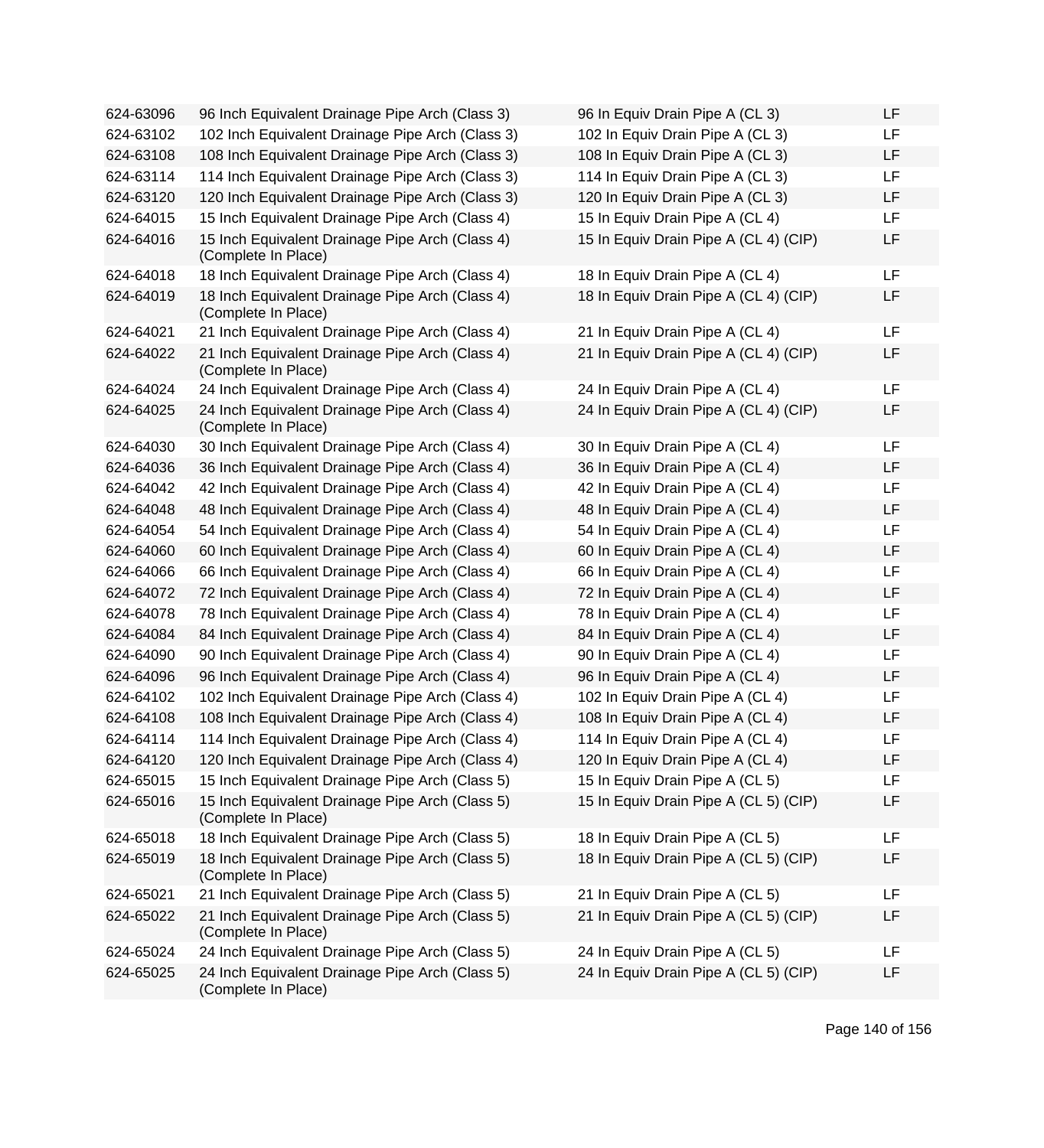| | | | |
|---|---|---|---|
| 624-63096 | 96 Inch Equivalent Drainage Pipe Arch (Class 3) | 96 In Equiv Drain Pipe A (CL 3) | LF |
| 624-63102 | 102 Inch Equivalent Drainage Pipe Arch (Class 3) | 102 In Equiv Drain Pipe A (CL 3) | LF |
| 624-63108 | 108 Inch Equivalent Drainage Pipe Arch (Class 3) | 108 In Equiv Drain Pipe A (CL 3) | LF |
| 624-63114 | 114 Inch Equivalent Drainage Pipe Arch (Class 3) | 114 In Equiv Drain Pipe A (CL 3) | LF |
| 624-63120 | 120 Inch Equivalent Drainage Pipe Arch (Class 3) | 120 In Equiv Drain Pipe A (CL 3) | LF |
| 624-64015 | 15 Inch Equivalent Drainage Pipe Arch (Class 4) | 15 In Equiv Drain Pipe A (CL 4) | LF |
| 624-64016 | 15 Inch Equivalent Drainage Pipe Arch (Class 4) (Complete In Place) | 15 In Equiv Drain Pipe A (CL 4) (CIP) | LF |
| 624-64018 | 18 Inch Equivalent Drainage Pipe Arch (Class 4) | 18 In Equiv Drain Pipe A (CL 4) | LF |
| 624-64019 | 18 Inch Equivalent Drainage Pipe Arch (Class 4) (Complete In Place) | 18 In Equiv Drain Pipe A (CL 4) (CIP) | LF |
| 624-64021 | 21 Inch Equivalent Drainage Pipe Arch (Class 4) | 21 In Equiv Drain Pipe A (CL 4) | LF |
| 624-64022 | 21 Inch Equivalent Drainage Pipe Arch (Class 4) (Complete In Place) | 21 In Equiv Drain Pipe A (CL 4) (CIP) | LF |
| 624-64024 | 24 Inch Equivalent Drainage Pipe Arch (Class 4) | 24 In Equiv Drain Pipe A (CL 4) | LF |
| 624-64025 | 24 Inch Equivalent Drainage Pipe Arch (Class 4) (Complete In Place) | 24 In Equiv Drain Pipe A (CL 4) (CIP) | LF |
| 624-64030 | 30 Inch Equivalent Drainage Pipe Arch (Class 4) | 30 In Equiv Drain Pipe A (CL 4) | LF |
| 624-64036 | 36 Inch Equivalent Drainage Pipe Arch (Class 4) | 36 In Equiv Drain Pipe A (CL 4) | LF |
| 624-64042 | 42 Inch Equivalent Drainage Pipe Arch (Class 4) | 42 In Equiv Drain Pipe A (CL 4) | LF |
| 624-64048 | 48 Inch Equivalent Drainage Pipe Arch (Class 4) | 48 In Equiv Drain Pipe A (CL 4) | LF |
| 624-64054 | 54 Inch Equivalent Drainage Pipe Arch (Class 4) | 54 In Equiv Drain Pipe A (CL 4) | LF |
| 624-64060 | 60 Inch Equivalent Drainage Pipe Arch (Class 4) | 60 In Equiv Drain Pipe A (CL 4) | LF |
| 624-64066 | 66 Inch Equivalent Drainage Pipe Arch (Class 4) | 66 In Equiv Drain Pipe A (CL 4) | LF |
| 624-64072 | 72 Inch Equivalent Drainage Pipe Arch (Class 4) | 72 In Equiv Drain Pipe A (CL 4) | LF |
| 624-64078 | 78 Inch Equivalent Drainage Pipe Arch (Class 4) | 78 In Equiv Drain Pipe A (CL 4) | LF |
| 624-64084 | 84 Inch Equivalent Drainage Pipe Arch (Class 4) | 84 In Equiv Drain Pipe A (CL 4) | LF |
| 624-64090 | 90 Inch Equivalent Drainage Pipe Arch (Class 4) | 90 In Equiv Drain Pipe A (CL 4) | LF |
| 624-64096 | 96 Inch Equivalent Drainage Pipe Arch (Class 4) | 96 In Equiv Drain Pipe A (CL 4) | LF |
| 624-64102 | 102 Inch Equivalent Drainage Pipe Arch (Class 4) | 102 In Equiv Drain Pipe A (CL 4) | LF |
| 624-64108 | 108 Inch Equivalent Drainage Pipe Arch (Class 4) | 108 In Equiv Drain Pipe A (CL 4) | LF |
| 624-64114 | 114 Inch Equivalent Drainage Pipe Arch (Class 4) | 114 In Equiv Drain Pipe A (CL 4) | LF |
| 624-64120 | 120 Inch Equivalent Drainage Pipe Arch (Class 4) | 120 In Equiv Drain Pipe A (CL 4) | LF |
| 624-65015 | 15 Inch Equivalent Drainage Pipe Arch (Class 5) | 15 In Equiv Drain Pipe A (CL 5) | LF |
| 624-65016 | 15 Inch Equivalent Drainage Pipe Arch (Class 5) (Complete In Place) | 15 In Equiv Drain Pipe A (CL 5) (CIP) | LF |
| 624-65018 | 18 Inch Equivalent Drainage Pipe Arch (Class 5) | 18 In Equiv Drain Pipe A (CL 5) | LF |
| 624-65019 | 18 Inch Equivalent Drainage Pipe Arch (Class 5) (Complete In Place) | 18 In Equiv Drain Pipe A (CL 5) (CIP) | LF |
| 624-65021 | 21 Inch Equivalent Drainage Pipe Arch (Class 5) | 21 In Equiv Drain Pipe A (CL 5) | LF |
| 624-65022 | 21 Inch Equivalent Drainage Pipe Arch (Class 5) (Complete In Place) | 21 In Equiv Drain Pipe A (CL 5) (CIP) | LF |
| 624-65024 | 24 Inch Equivalent Drainage Pipe Arch (Class 5) | 24 In Equiv Drain Pipe A (CL 5) | LF |
| 624-65025 | 24 Inch Equivalent Drainage Pipe Arch (Class 5) (Complete In Place) | 24 In Equiv Drain Pipe A (CL 5) (CIP) | LF |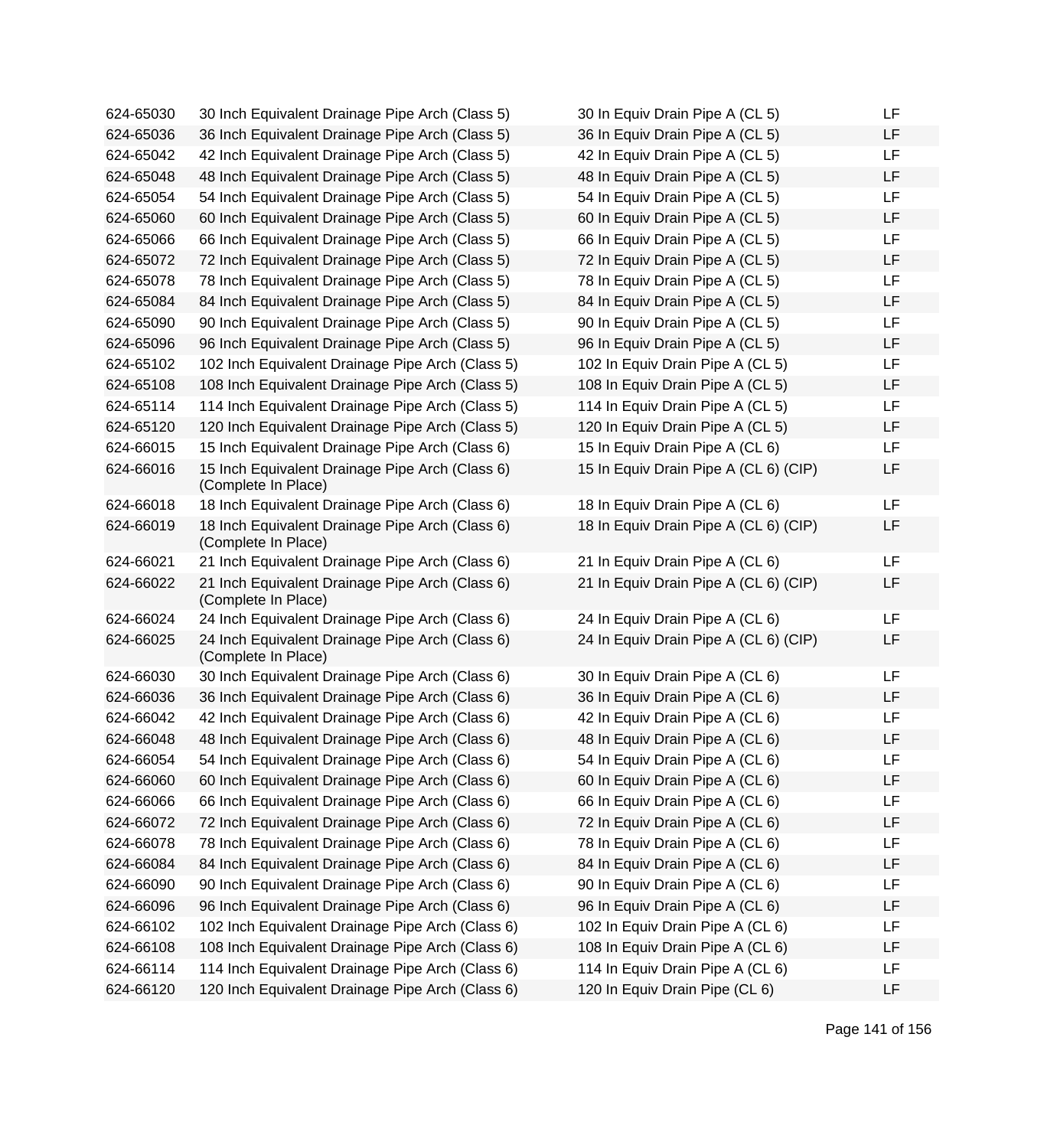| | | | |
|---|---|---|---|
| 624-65030 | 30 Inch Equivalent Drainage Pipe Arch (Class 5) | 30 In Equiv Drain Pipe A (CL 5) | LF |
| 624-65036 | 36 Inch Equivalent Drainage Pipe Arch (Class 5) | 36 In Equiv Drain Pipe A (CL 5) | LF |
| 624-65042 | 42 Inch Equivalent Drainage Pipe Arch (Class 5) | 42 In Equiv Drain Pipe A (CL 5) | LF |
| 624-65048 | 48 Inch Equivalent Drainage Pipe Arch (Class 5) | 48 In Equiv Drain Pipe A (CL 5) | LF |
| 624-65054 | 54 Inch Equivalent Drainage Pipe Arch (Class 5) | 54 In Equiv Drain Pipe A (CL 5) | LF |
| 624-65060 | 60 Inch Equivalent Drainage Pipe Arch (Class 5) | 60 In Equiv Drain Pipe A (CL 5) | LF |
| 624-65066 | 66 Inch Equivalent Drainage Pipe Arch (Class 5) | 66 In Equiv Drain Pipe A (CL 5) | LF |
| 624-65072 | 72 Inch Equivalent Drainage Pipe Arch (Class 5) | 72 In Equiv Drain Pipe A (CL 5) | LF |
| 624-65078 | 78 Inch Equivalent Drainage Pipe Arch (Class 5) | 78 In Equiv Drain Pipe A (CL 5) | LF |
| 624-65084 | 84 Inch Equivalent Drainage Pipe Arch (Class 5) | 84 In Equiv Drain Pipe A (CL 5) | LF |
| 624-65090 | 90 Inch Equivalent Drainage Pipe Arch (Class 5) | 90 In Equiv Drain Pipe A (CL 5) | LF |
| 624-65096 | 96 Inch Equivalent Drainage Pipe Arch (Class 5) | 96 In Equiv Drain Pipe A (CL 5) | LF |
| 624-65102 | 102 Inch Equivalent Drainage Pipe Arch (Class 5) | 102 In Equiv Drain Pipe A (CL 5) | LF |
| 624-65108 | 108 Inch Equivalent Drainage Pipe Arch (Class 5) | 108 In Equiv Drain Pipe A (CL 5) | LF |
| 624-65114 | 114 Inch Equivalent Drainage Pipe Arch (Class 5) | 114 In Equiv Drain Pipe A (CL 5) | LF |
| 624-65120 | 120 Inch Equivalent Drainage Pipe Arch (Class 5) | 120 In Equiv Drain Pipe A (CL 5) | LF |
| 624-66015 | 15 Inch Equivalent Drainage Pipe Arch (Class 6) | 15 In Equiv Drain Pipe A (CL 6) | LF |
| 624-66016 | 15 Inch Equivalent Drainage Pipe Arch (Class 6) (Complete In Place) | 15 In Equiv Drain Pipe A (CL 6) (CIP) | LF |
| 624-66018 | 18 Inch Equivalent Drainage Pipe Arch (Class 6) | 18 In Equiv Drain Pipe A (CL 6) | LF |
| 624-66019 | 18 Inch Equivalent Drainage Pipe Arch (Class 6) (Complete In Place) | 18 In Equiv Drain Pipe A (CL 6) (CIP) | LF |
| 624-66021 | 21 Inch Equivalent Drainage Pipe Arch (Class 6) | 21 In Equiv Drain Pipe A (CL 6) | LF |
| 624-66022 | 21 Inch Equivalent Drainage Pipe Arch (Class 6) (Complete In Place) | 21 In Equiv Drain Pipe A (CL 6) (CIP) | LF |
| 624-66024 | 24 Inch Equivalent Drainage Pipe Arch (Class 6) | 24 In Equiv Drain Pipe A (CL 6) | LF |
| 624-66025 | 24 Inch Equivalent Drainage Pipe Arch (Class 6) (Complete In Place) | 24 In Equiv Drain Pipe A (CL 6) (CIP) | LF |
| 624-66030 | 30 Inch Equivalent Drainage Pipe Arch (Class 6) | 30 In Equiv Drain Pipe A (CL 6) | LF |
| 624-66036 | 36 Inch Equivalent Drainage Pipe Arch (Class 6) | 36 In Equiv Drain Pipe A (CL 6) | LF |
| 624-66042 | 42 Inch Equivalent Drainage Pipe Arch (Class 6) | 42 In Equiv Drain Pipe A (CL 6) | LF |
| 624-66048 | 48 Inch Equivalent Drainage Pipe Arch (Class 6) | 48 In Equiv Drain Pipe A (CL 6) | LF |
| 624-66054 | 54 Inch Equivalent Drainage Pipe Arch (Class 6) | 54 In Equiv Drain Pipe A (CL 6) | LF |
| 624-66060 | 60 Inch Equivalent Drainage Pipe Arch (Class 6) | 60 In Equiv Drain Pipe A (CL 6) | LF |
| 624-66066 | 66 Inch Equivalent Drainage Pipe Arch (Class 6) | 66 In Equiv Drain Pipe A (CL 6) | LF |
| 624-66072 | 72 Inch Equivalent Drainage Pipe Arch (Class 6) | 72 In Equiv Drain Pipe A (CL 6) | LF |
| 624-66078 | 78 Inch Equivalent Drainage Pipe Arch (Class 6) | 78 In Equiv Drain Pipe A (CL 6) | LF |
| 624-66084 | 84 Inch Equivalent Drainage Pipe Arch (Class 6) | 84 In Equiv Drain Pipe A (CL 6) | LF |
| 624-66090 | 90 Inch Equivalent Drainage Pipe Arch (Class 6) | 90 In Equiv Drain Pipe A (CL 6) | LF |
| 624-66096 | 96 Inch Equivalent Drainage Pipe Arch (Class 6) | 96 In Equiv Drain Pipe A (CL 6) | LF |
| 624-66102 | 102 Inch Equivalent Drainage Pipe Arch (Class 6) | 102 In Equiv Drain Pipe A (CL 6) | LF |
| 624-66108 | 108 Inch Equivalent Drainage Pipe Arch (Class 6) | 108 In Equiv Drain Pipe A (CL 6) | LF |
| 624-66114 | 114 Inch Equivalent Drainage Pipe Arch (Class 6) | 114 In Equiv Drain Pipe A (CL 6) | LF |
| 624-66120 | 120 Inch Equivalent Drainage Pipe Arch (Class 6) | 120 In Equiv Drain Pipe (CL 6) | LF |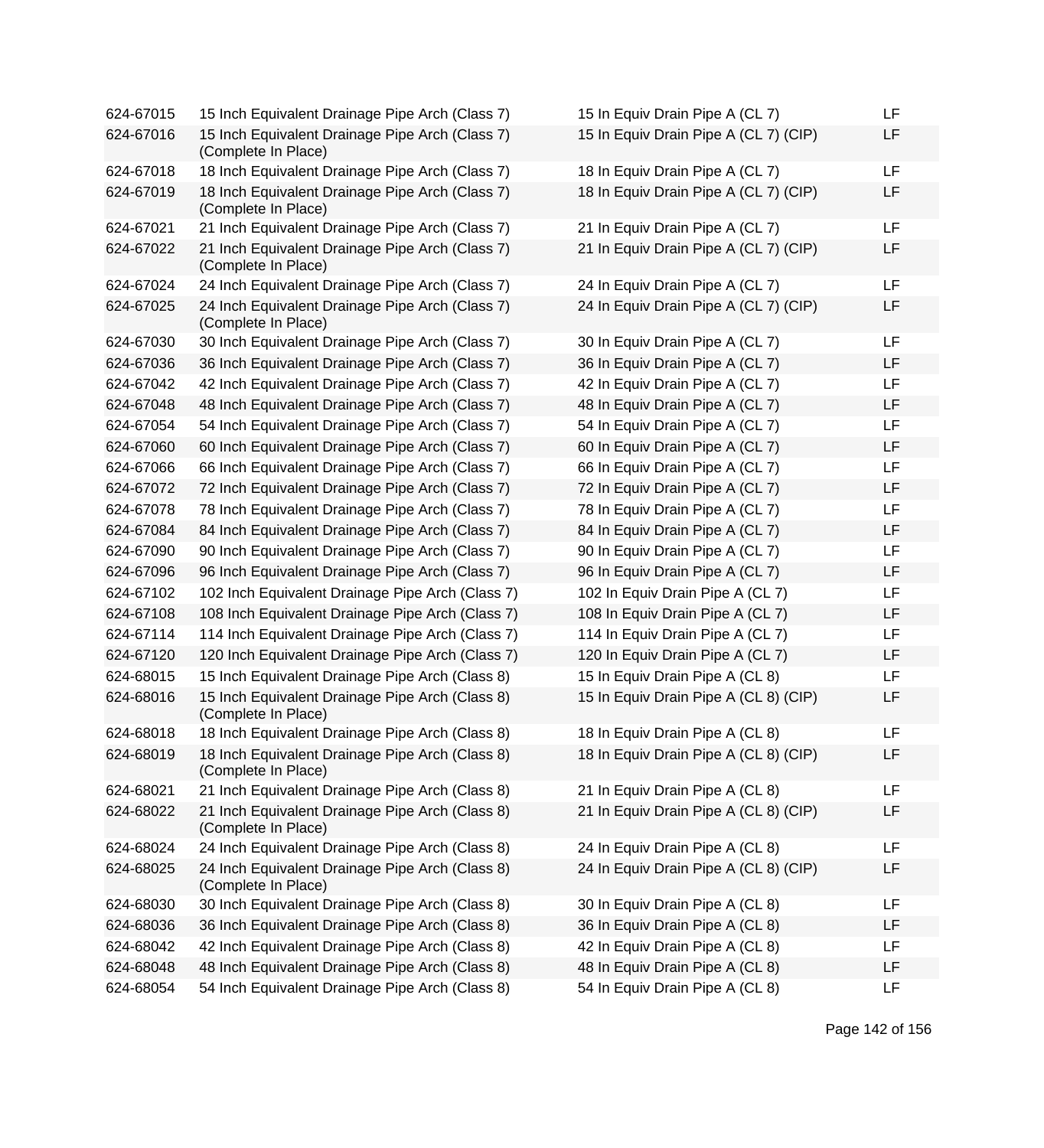| | | | |
|---|---|---|---|
| 624-67015 | 15 Inch Equivalent Drainage Pipe Arch (Class 7) | 15 In Equiv Drain Pipe A (CL 7) | LF |
| 624-67016 | 15 Inch Equivalent Drainage Pipe Arch (Class 7) (Complete In Place) | 15 In Equiv Drain Pipe A (CL 7) (CIP) | LF |
| 624-67018 | 18 Inch Equivalent Drainage Pipe Arch (Class 7) | 18 In Equiv Drain Pipe A (CL 7) | LF |
| 624-67019 | 18 Inch Equivalent Drainage Pipe Arch (Class 7) (Complete In Place) | 18 In Equiv Drain Pipe A (CL 7) (CIP) | LF |
| 624-67021 | 21 Inch Equivalent Drainage Pipe Arch (Class 7) | 21 In Equiv Drain Pipe A (CL 7) | LF |
| 624-67022 | 21 Inch Equivalent Drainage Pipe Arch (Class 7) (Complete In Place) | 21 In Equiv Drain Pipe A (CL 7) (CIP) | LF |
| 624-67024 | 24 Inch Equivalent Drainage Pipe Arch (Class 7) | 24 In Equiv Drain Pipe A (CL 7) | LF |
| 624-67025 | 24 Inch Equivalent Drainage Pipe Arch (Class 7) (Complete In Place) | 24 In Equiv Drain Pipe A (CL 7) (CIP) | LF |
| 624-67030 | 30 Inch Equivalent Drainage Pipe Arch (Class 7) | 30 In Equiv Drain Pipe A (CL 7) | LF |
| 624-67036 | 36 Inch Equivalent Drainage Pipe Arch (Class 7) | 36 In Equiv Drain Pipe A (CL 7) | LF |
| 624-67042 | 42 Inch Equivalent Drainage Pipe Arch (Class 7) | 42 In Equiv Drain Pipe A (CL 7) | LF |
| 624-67048 | 48 Inch Equivalent Drainage Pipe Arch (Class 7) | 48 In Equiv Drain Pipe A (CL 7) | LF |
| 624-67054 | 54 Inch Equivalent Drainage Pipe Arch (Class 7) | 54 In Equiv Drain Pipe A (CL 7) | LF |
| 624-67060 | 60 Inch Equivalent Drainage Pipe Arch (Class 7) | 60 In Equiv Drain Pipe A (CL 7) | LF |
| 624-67066 | 66 Inch Equivalent Drainage Pipe Arch (Class 7) | 66 In Equiv Drain Pipe A (CL 7) | LF |
| 624-67072 | 72 Inch Equivalent Drainage Pipe Arch (Class 7) | 72 In Equiv Drain Pipe A (CL 7) | LF |
| 624-67078 | 78 Inch Equivalent Drainage Pipe Arch (Class 7) | 78 In Equiv Drain Pipe A (CL 7) | LF |
| 624-67084 | 84 Inch Equivalent Drainage Pipe Arch (Class 7) | 84 In Equiv Drain Pipe A (CL 7) | LF |
| 624-67090 | 90 Inch Equivalent Drainage Pipe Arch (Class 7) | 90 In Equiv Drain Pipe A (CL 7) | LF |
| 624-67096 | 96 Inch Equivalent Drainage Pipe Arch (Class 7) | 96 In Equiv Drain Pipe A (CL 7) | LF |
| 624-67102 | 102 Inch Equivalent Drainage Pipe Arch (Class 7) | 102 In Equiv Drain Pipe A (CL 7) | LF |
| 624-67108 | 108 Inch Equivalent Drainage Pipe Arch (Class 7) | 108 In Equiv Drain Pipe A (CL 7) | LF |
| 624-67114 | 114 Inch Equivalent Drainage Pipe Arch (Class 7) | 114 In Equiv Drain Pipe A (CL 7) | LF |
| 624-67120 | 120 Inch Equivalent Drainage Pipe Arch (Class 7) | 120 In Equiv Drain Pipe A (CL 7) | LF |
| 624-68015 | 15 Inch Equivalent Drainage Pipe Arch (Class 8) | 15 In Equiv Drain Pipe A (CL 8) | LF |
| 624-68016 | 15 Inch Equivalent Drainage Pipe Arch (Class 8) (Complete In Place) | 15 In Equiv Drain Pipe A (CL 8) (CIP) | LF |
| 624-68018 | 18 Inch Equivalent Drainage Pipe Arch (Class 8) | 18 In Equiv Drain Pipe A (CL 8) | LF |
| 624-68019 | 18 Inch Equivalent Drainage Pipe Arch (Class 8) (Complete In Place) | 18 In Equiv Drain Pipe A (CL 8) (CIP) | LF |
| 624-68021 | 21 Inch Equivalent Drainage Pipe Arch (Class 8) | 21 In Equiv Drain Pipe A (CL 8) | LF |
| 624-68022 | 21 Inch Equivalent Drainage Pipe Arch (Class 8) (Complete In Place) | 21 In Equiv Drain Pipe A (CL 8) (CIP) | LF |
| 624-68024 | 24 Inch Equivalent Drainage Pipe Arch (Class 8) | 24 In Equiv Drain Pipe A (CL 8) | LF |
| 624-68025 | 24 Inch Equivalent Drainage Pipe Arch (Class 8) (Complete In Place) | 24 In Equiv Drain Pipe A (CL 8) (CIP) | LF |
| 624-68030 | 30 Inch Equivalent Drainage Pipe Arch (Class 8) | 30 In Equiv Drain Pipe A (CL 8) | LF |
| 624-68036 | 36 Inch Equivalent Drainage Pipe Arch (Class 8) | 36 In Equiv Drain Pipe A (CL 8) | LF |
| 624-68042 | 42 Inch Equivalent Drainage Pipe Arch (Class 8) | 42 In Equiv Drain Pipe A (CL 8) | LF |
| 624-68048 | 48 Inch Equivalent Drainage Pipe Arch (Class 8) | 48 In Equiv Drain Pipe A (CL 8) | LF |
| 624-68054 | 54 Inch Equivalent Drainage Pipe Arch (Class 8) | 54 In Equiv Drain Pipe A (CL 8) | LF |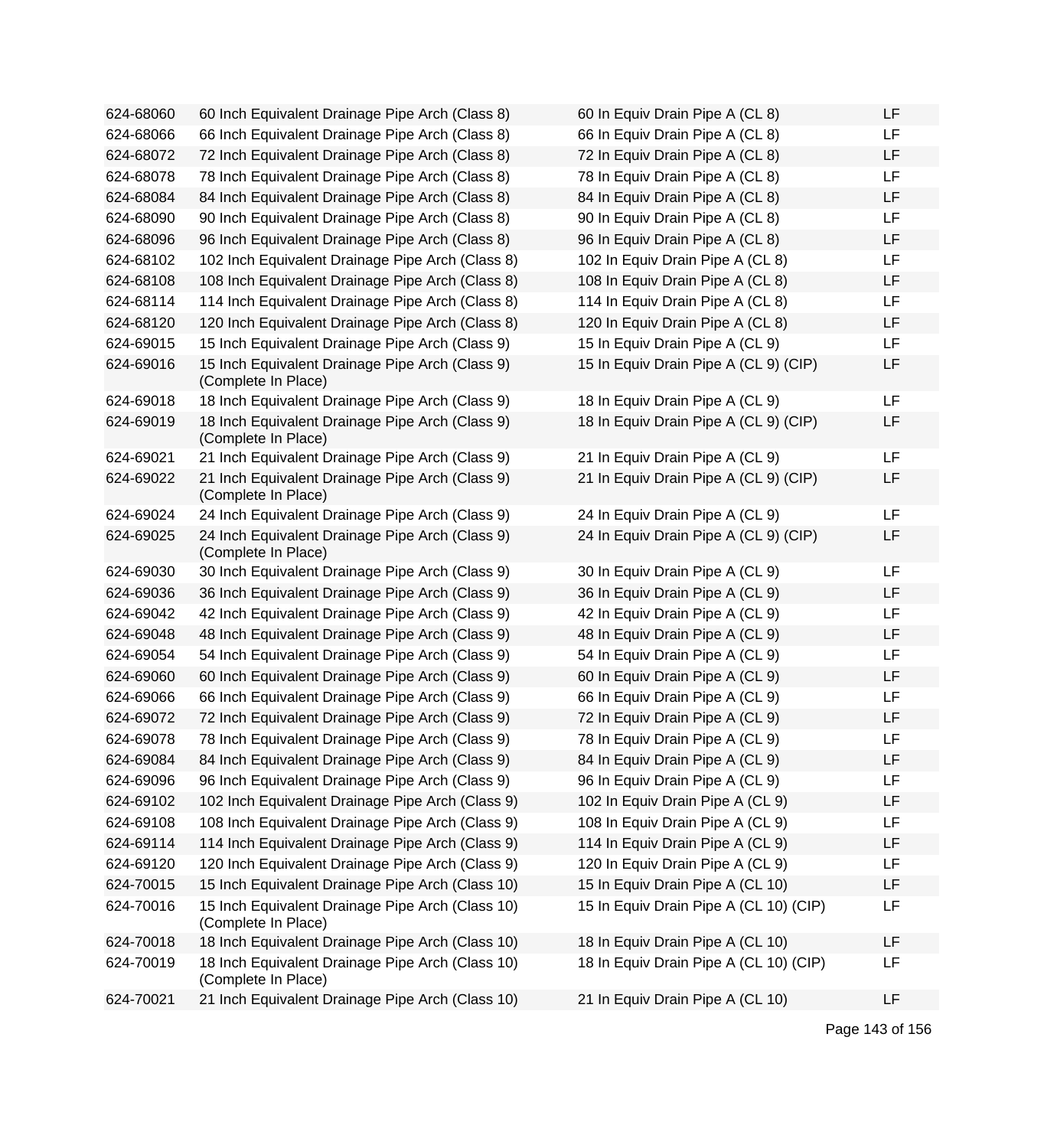| | | | |
|---|---|---|---|
| 624-68060 | 60 Inch Equivalent Drainage Pipe Arch (Class 8) | 60 In Equiv Drain Pipe A (CL 8) | LF |
| 624-68066 | 66 Inch Equivalent Drainage Pipe Arch (Class 8) | 66 In Equiv Drain Pipe A (CL 8) | LF |
| 624-68072 | 72 Inch Equivalent Drainage Pipe Arch (Class 8) | 72 In Equiv Drain Pipe A (CL 8) | LF |
| 624-68078 | 78 Inch Equivalent Drainage Pipe Arch (Class 8) | 78 In Equiv Drain Pipe A (CL 8) | LF |
| 624-68084 | 84 Inch Equivalent Drainage Pipe Arch (Class 8) | 84 In Equiv Drain Pipe A (CL 8) | LF |
| 624-68090 | 90 Inch Equivalent Drainage Pipe Arch (Class 8) | 90 In Equiv Drain Pipe A (CL 8) | LF |
| 624-68096 | 96 Inch Equivalent Drainage Pipe Arch (Class 8) | 96 In Equiv Drain Pipe A (CL 8) | LF |
| 624-68102 | 102 Inch Equivalent Drainage Pipe Arch (Class 8) | 102 In Equiv Drain Pipe A (CL 8) | LF |
| 624-68108 | 108 Inch Equivalent Drainage Pipe Arch (Class 8) | 108 In Equiv Drain Pipe A (CL 8) | LF |
| 624-68114 | 114 Inch Equivalent Drainage Pipe Arch (Class 8) | 114 In Equiv Drain Pipe A (CL 8) | LF |
| 624-68120 | 120 Inch Equivalent Drainage Pipe Arch (Class 8) | 120 In Equiv Drain Pipe A (CL 8) | LF |
| 624-69015 | 15 Inch Equivalent Drainage Pipe Arch (Class 9) | 15 In Equiv Drain Pipe A (CL 9) | LF |
| 624-69016 | 15 Inch Equivalent Drainage Pipe Arch (Class 9) (Complete In Place) | 15 In Equiv Drain Pipe A (CL 9) (CIP) | LF |
| 624-69018 | 18 Inch Equivalent Drainage Pipe Arch (Class 9) | 18 In Equiv Drain Pipe A (CL 9) | LF |
| 624-69019 | 18 Inch Equivalent Drainage Pipe Arch (Class 9) (Complete In Place) | 18 In Equiv Drain Pipe A (CL 9) (CIP) | LF |
| 624-69021 | 21 Inch Equivalent Drainage Pipe Arch (Class 9) | 21 In Equiv Drain Pipe A (CL 9) | LF |
| 624-69022 | 21 Inch Equivalent Drainage Pipe Arch (Class 9) (Complete In Place) | 21 In Equiv Drain Pipe A (CL 9) (CIP) | LF |
| 624-69024 | 24 Inch Equivalent Drainage Pipe Arch (Class 9) | 24 In Equiv Drain Pipe A (CL 9) | LF |
| 624-69025 | 24 Inch Equivalent Drainage Pipe Arch (Class 9) (Complete In Place) | 24 In Equiv Drain Pipe A (CL 9) (CIP) | LF |
| 624-69030 | 30 Inch Equivalent Drainage Pipe Arch (Class 9) | 30 In Equiv Drain Pipe A (CL 9) | LF |
| 624-69036 | 36 Inch Equivalent Drainage Pipe Arch (Class 9) | 36 In Equiv Drain Pipe A (CL 9) | LF |
| 624-69042 | 42 Inch Equivalent Drainage Pipe Arch (Class 9) | 42 In Equiv Drain Pipe A (CL 9) | LF |
| 624-69048 | 48 Inch Equivalent Drainage Pipe Arch (Class 9) | 48 In Equiv Drain Pipe A (CL 9) | LF |
| 624-69054 | 54 Inch Equivalent Drainage Pipe Arch (Class 9) | 54 In Equiv Drain Pipe A (CL 9) | LF |
| 624-69060 | 60 Inch Equivalent Drainage Pipe Arch (Class 9) | 60 In Equiv Drain Pipe A (CL 9) | LF |
| 624-69066 | 66 Inch Equivalent Drainage Pipe Arch (Class 9) | 66 In Equiv Drain Pipe A (CL 9) | LF |
| 624-69072 | 72 Inch Equivalent Drainage Pipe Arch (Class 9) | 72 In Equiv Drain Pipe A (CL 9) | LF |
| 624-69078 | 78 Inch Equivalent Drainage Pipe Arch (Class 9) | 78 In Equiv Drain Pipe A (CL 9) | LF |
| 624-69084 | 84 Inch Equivalent Drainage Pipe Arch (Class 9) | 84 In Equiv Drain Pipe A (CL 9) | LF |
| 624-69096 | 96 Inch Equivalent Drainage Pipe Arch (Class 9) | 96 In Equiv Drain Pipe A (CL 9) | LF |
| 624-69102 | 102 Inch Equivalent Drainage Pipe Arch (Class 9) | 102 In Equiv Drain Pipe A (CL 9) | LF |
| 624-69108 | 108 Inch Equivalent Drainage Pipe Arch (Class 9) | 108 In Equiv Drain Pipe A (CL 9) | LF |
| 624-69114 | 114 Inch Equivalent Drainage Pipe Arch (Class 9) | 114 In Equiv Drain Pipe A (CL 9) | LF |
| 624-69120 | 120 Inch Equivalent Drainage Pipe Arch (Class 9) | 120 In Equiv Drain Pipe A (CL 9) | LF |
| 624-70015 | 15 Inch Equivalent Drainage Pipe Arch (Class 10) | 15 In Equiv Drain Pipe A (CL 10) | LF |
| 624-70016 | 15 Inch Equivalent Drainage Pipe Arch (Class 10) (Complete In Place) | 15 In Equiv Drain Pipe A (CL 10) (CIP) | LF |
| 624-70018 | 18 Inch Equivalent Drainage Pipe Arch (Class 10) | 18 In Equiv Drain Pipe A (CL 10) | LF |
| 624-70019 | 18 Inch Equivalent Drainage Pipe Arch (Class 10) (Complete In Place) | 18 In Equiv Drain Pipe A (CL 10) (CIP) | LF |
| 624-70021 | 21 Inch Equivalent Drainage Pipe Arch (Class 10) | 21 In Equiv Drain Pipe A (CL 10) | LF |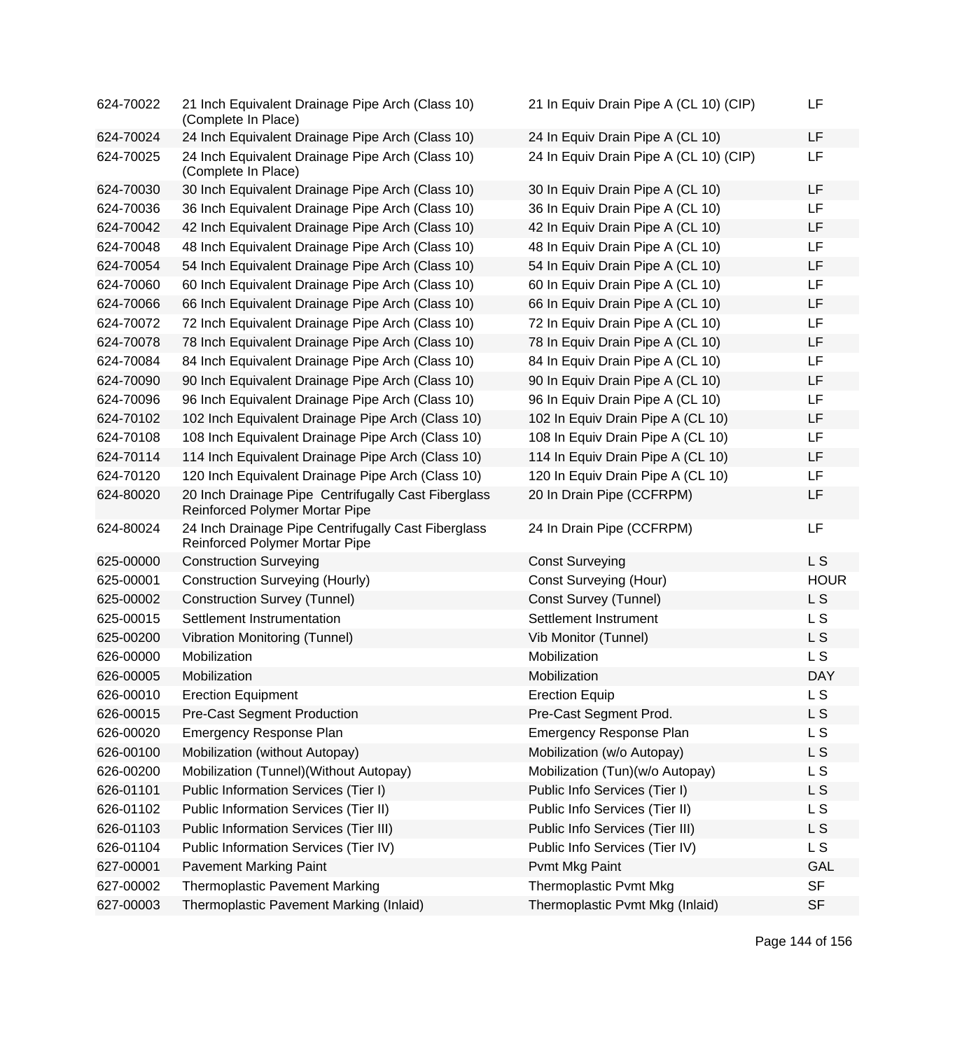| | | | |
|---|---|---|---|
| 624-70022 | 21 Inch Equivalent Drainage Pipe Arch (Class 10) (Complete In Place) | 21 In Equiv Drain Pipe A (CL 10) (CIP) | LF |
| 624-70024 | 24 Inch Equivalent Drainage Pipe Arch (Class 10) | 24 In Equiv Drain Pipe A (CL 10) | LF |
| 624-70025 | 24 Inch Equivalent Drainage Pipe Arch (Class 10) (Complete In Place) | 24 In Equiv Drain Pipe A (CL 10) (CIP) | LF |
| 624-70030 | 30 Inch Equivalent Drainage Pipe Arch (Class 10) | 30 In Equiv Drain Pipe A (CL 10) | LF |
| 624-70036 | 36 Inch Equivalent Drainage Pipe Arch (Class 10) | 36 In Equiv Drain Pipe A (CL 10) | LF |
| 624-70042 | 42 Inch Equivalent Drainage Pipe Arch (Class 10) | 42 In Equiv Drain Pipe A (CL 10) | LF |
| 624-70048 | 48 Inch Equivalent Drainage Pipe Arch (Class 10) | 48 In Equiv Drain Pipe A (CL 10) | LF |
| 624-70054 | 54 Inch Equivalent Drainage Pipe Arch (Class 10) | 54 In Equiv Drain Pipe A (CL 10) | LF |
| 624-70060 | 60 Inch Equivalent Drainage Pipe Arch (Class 10) | 60 In Equiv Drain Pipe A (CL 10) | LF |
| 624-70066 | 66 Inch Equivalent Drainage Pipe Arch (Class 10) | 66 In Equiv Drain Pipe A (CL 10) | LF |
| 624-70072 | 72 Inch Equivalent Drainage Pipe Arch (Class 10) | 72 In Equiv Drain Pipe A (CL 10) | LF |
| 624-70078 | 78 Inch Equivalent Drainage Pipe Arch (Class 10) | 78 In Equiv Drain Pipe A (CL 10) | LF |
| 624-70084 | 84 Inch Equivalent Drainage Pipe Arch (Class 10) | 84 In Equiv Drain Pipe A (CL 10) | LF |
| 624-70090 | 90 Inch Equivalent Drainage Pipe Arch (Class 10) | 90 In Equiv Drain Pipe A (CL 10) | LF |
| 624-70096 | 96 Inch Equivalent Drainage Pipe Arch (Class 10) | 96 In Equiv Drain Pipe A (CL 10) | LF |
| 624-70102 | 102 Inch Equivalent Drainage Pipe Arch (Class 10) | 102 In Equiv Drain Pipe A (CL 10) | LF |
| 624-70108 | 108 Inch Equivalent Drainage Pipe Arch (Class 10) | 108 In Equiv Drain Pipe A (CL 10) | LF |
| 624-70114 | 114 Inch Equivalent Drainage Pipe Arch (Class 10) | 114 In Equiv Drain Pipe A (CL 10) | LF |
| 624-70120 | 120 Inch Equivalent Drainage Pipe Arch (Class 10) | 120 In Equiv Drain Pipe A (CL 10) | LF |
| 624-80020 | 20 Inch Drainage Pipe Centrifugally Cast Fiberglass Reinforced Polymer Mortar Pipe | 20 In Drain Pipe (CCFRPM) | LF |
| 624-80024 | 24 Inch Drainage Pipe Centrifugally Cast Fiberglass Reinforced Polymer Mortar Pipe | 24 In Drain Pipe (CCFRPM) | LF |
| 625-00000 | Construction Surveying | Const Surveying | L S |
| 625-00001 | Construction Surveying (Hourly) | Const Surveying (Hour) | HOUR |
| 625-00002 | Construction Survey (Tunnel) | Const Survey (Tunnel) | L S |
| 625-00015 | Settlement Instrumentation | Settlement Instrument | L S |
| 625-00200 | Vibration Monitoring (Tunnel) | Vib Monitor (Tunnel) | L S |
| 626-00000 | Mobilization | Mobilization | L S |
| 626-00005 | Mobilization | Mobilization | DAY |
| 626-00010 | Erection Equipment | Erection Equip | L S |
| 626-00015 | Pre-Cast Segment Production | Pre-Cast Segment Prod. | L S |
| 626-00020 | Emergency Response Plan | Emergency Response Plan | L S |
| 626-00100 | Mobilization (without Autopay) | Mobilization (w/o Autopay) | L S |
| 626-00200 | Mobilization (Tunnel)(Without Autopay) | Mobilization (Tun)(w/o Autopay) | L S |
| 626-01101 | Public Information Services (Tier I) | Public Info Services (Tier I) | L S |
| 626-01102 | Public Information Services (Tier II) | Public Info Services (Tier II) | L S |
| 626-01103 | Public Information Services (Tier III) | Public Info Services (Tier III) | L S |
| 626-01104 | Public Information Services (Tier IV) | Public Info Services (Tier IV) | L S |
| 627-00001 | Pavement Marking Paint | Pvmt Mkg Paint | GAL |
| 627-00002 | Thermoplastic Pavement Marking | Thermoplastic Pvmt Mkg | SF |
| 627-00003 | Thermoplastic Pavement Marking (Inlaid) | Thermoplastic Pvmt Mkg (Inlaid) | SF |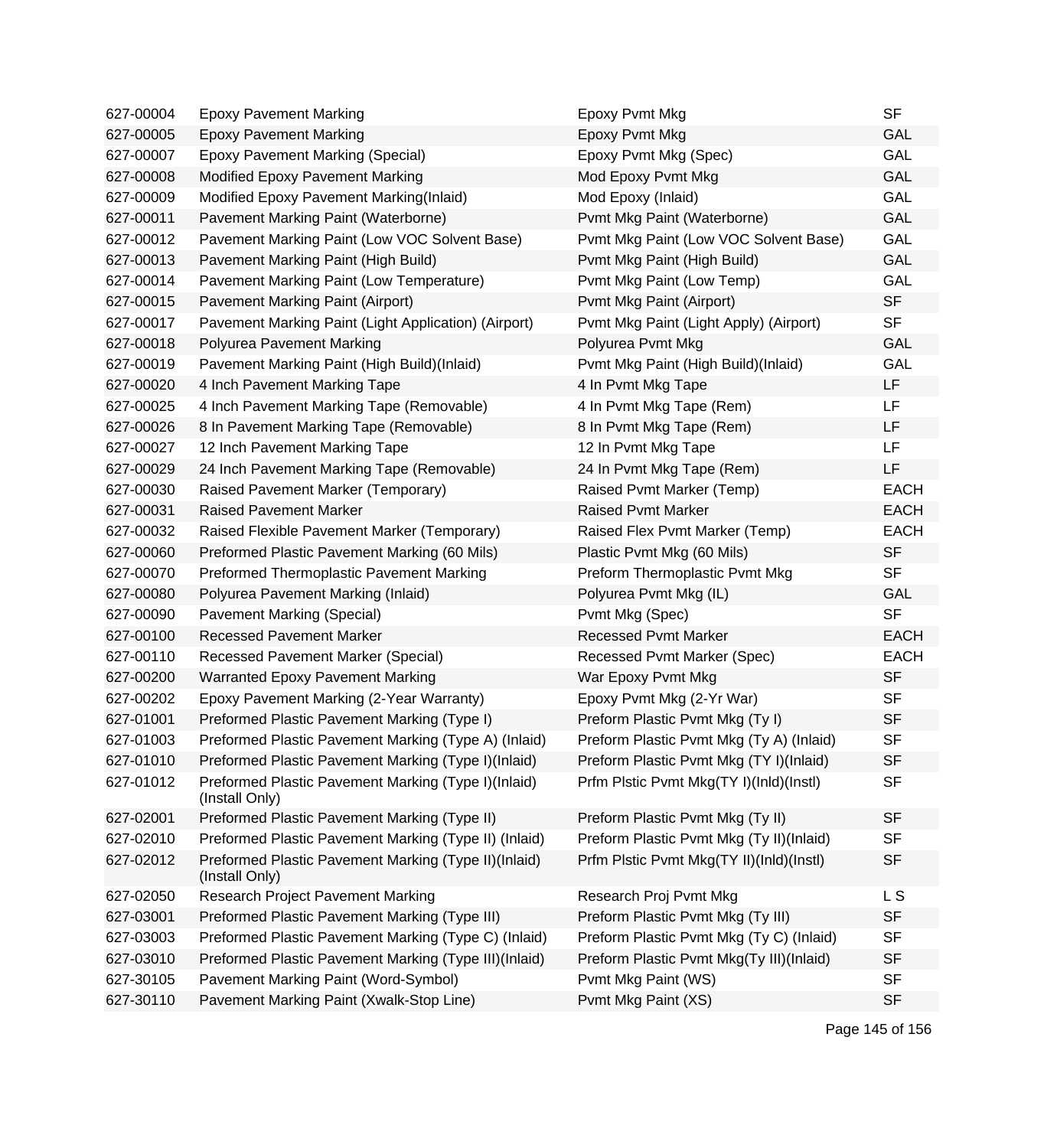| | | | |
|---|---|---|---|
| 627-00004 | Epoxy Pavement Marking | Epoxy Pvmt Mkg | SF |
| 627-00005 | Epoxy Pavement Marking | Epoxy Pvmt Mkg | GAL |
| 627-00007 | Epoxy Pavement Marking (Special) | Epoxy Pvmt Mkg (Spec) | GAL |
| 627-00008 | Modified Epoxy Pavement Marking | Mod Epoxy Pvmt Mkg | GAL |
| 627-00009 | Modified Epoxy Pavement Marking(Inlaid) | Mod Epoxy (Inlaid) | GAL |
| 627-00011 | Pavement Marking Paint (Waterborne) | Pvmt Mkg Paint (Waterborne) | GAL |
| 627-00012 | Pavement Marking Paint (Low VOC Solvent Base) | Pvmt Mkg Paint (Low VOC Solvent Base) | GAL |
| 627-00013 | Pavement Marking Paint (High Build) | Pvmt Mkg Paint (High Build) | GAL |
| 627-00014 | Pavement Marking Paint (Low Temperature) | Pvmt Mkg Paint (Low Temp) | GAL |
| 627-00015 | Pavement Marking Paint (Airport) | Pvmt Mkg Paint (Airport) | SF |
| 627-00017 | Pavement Marking Paint (Light Application) (Airport) | Pvmt Mkg Paint (Light Apply) (Airport) | SF |
| 627-00018 | Polyurea Pavement Marking | Polyurea Pvmt Mkg | GAL |
| 627-00019 | Pavement Marking Paint (High Build)(Inlaid) | Pvmt Mkg Paint (High Build)(Inlaid) | GAL |
| 627-00020 | 4 Inch Pavement Marking Tape | 4 In Pvmt Mkg Tape | LF |
| 627-00025 | 4 Inch Pavement Marking Tape (Removable) | 4 In Pvmt Mkg Tape (Rem) | LF |
| 627-00026 | 8 In Pavement Marking Tape (Removable) | 8 In Pvmt Mkg Tape (Rem) | LF |
| 627-00027 | 12 Inch Pavement Marking Tape | 12 In Pvmt Mkg Tape | LF |
| 627-00029 | 24 Inch Pavement Marking Tape (Removable) | 24 In Pvmt Mkg Tape (Rem) | LF |
| 627-00030 | Raised Pavement Marker (Temporary) | Raised Pvmt Marker (Temp) | EACH |
| 627-00031 | Raised Pavement Marker | Raised Pvmt Marker | EACH |
| 627-00032 | Raised Flexible Pavement Marker (Temporary) | Raised Flex Pvmt Marker (Temp) | EACH |
| 627-00060 | Preformed Plastic Pavement Marking (60 Mils) | Plastic Pvmt Mkg (60 Mils) | SF |
| 627-00070 | Preformed Thermoplastic Pavement Marking | Preform Thermoplastic Pvmt Mkg | SF |
| 627-00080 | Polyurea Pavement Marking (Inlaid) | Polyurea Pvmt Mkg (IL) | GAL |
| 627-00090 | Pavement Marking (Special) | Pvmt Mkg (Spec) | SF |
| 627-00100 | Recessed Pavement Marker | Recessed Pvmt Marker | EACH |
| 627-00110 | Recessed Pavement Marker (Special) | Recessed Pvmt Marker (Spec) | EACH |
| 627-00200 | Warranted Epoxy Pavement Marking | War Epoxy Pvmt Mkg | SF |
| 627-00202 | Epoxy Pavement Marking (2-Year Warranty) | Epoxy Pvmt Mkg (2-Yr War) | SF |
| 627-01001 | Preformed Plastic Pavement Marking (Type I) | Preform Plastic Pvmt Mkg (Ty I) | SF |
| 627-01003 | Preformed Plastic Pavement Marking (Type A) (Inlaid) | Preform Plastic Pvmt Mkg (Ty A) (Inlaid) | SF |
| 627-01010 | Preformed Plastic Pavement Marking (Type I)(Inlaid) | Preform Plastic Pvmt Mkg (TY I)(Inlaid) | SF |
| 627-01012 | Preformed Plastic Pavement Marking (Type I)(Inlaid) (Install Only) | Prfm Plstic Pvmt Mkg(TY I)(Inld)(Instl) | SF |
| 627-02001 | Preformed Plastic Pavement Marking (Type II) | Preform Plastic Pvmt Mkg (Ty II) | SF |
| 627-02010 | Preformed Plastic Pavement Marking (Type II) (Inlaid) | Preform Plastic Pvmt Mkg (Ty II)(Inlaid) | SF |
| 627-02012 | Preformed Plastic Pavement Marking (Type II)(Inlaid) (Install Only) | Prfm Plstic Pvmt Mkg(TY II)(Inld)(Instl) | SF |
| 627-02050 | Research Project Pavement Marking | Research Proj Pvmt Mkg | L S |
| 627-03001 | Preformed Plastic Pavement Marking (Type III) | Preform Plastic Pvmt Mkg (Ty III) | SF |
| 627-03003 | Preformed Plastic Pavement Marking (Type C) (Inlaid) | Preform Plastic Pvmt Mkg (Ty C) (Inlaid) | SF |
| 627-03010 | Preformed Plastic Pavement Marking (Type III)(Inlaid) | Preform Plastic Pvmt Mkg(Ty III)(Inlaid) | SF |
| 627-30105 | Pavement Marking Paint (Word-Symbol) | Pvmt Mkg Paint (WS) | SF |
| 627-30110 | Pavement Marking Paint (Xwalk-Stop Line) | Pvmt Mkg Paint (XS) | SF |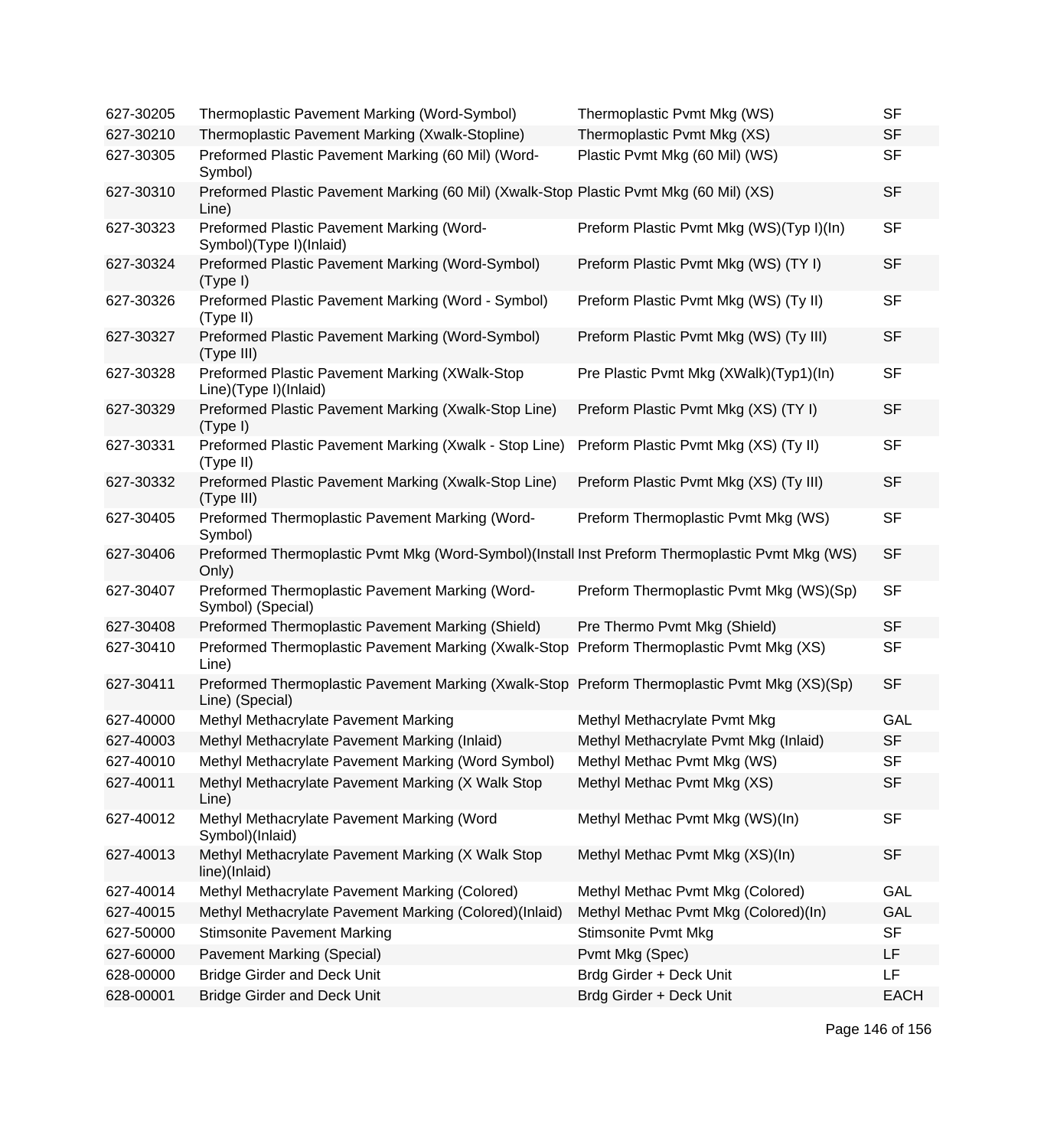| | | | |
|---|---|---|---|
| 627-30205 | Thermoplastic Pavement Marking (Word-Symbol) | Thermoplastic Pvmt Mkg (WS) | SF |
| 627-30210 | Thermoplastic Pavement Marking (Xwalk-Stopline) | Thermoplastic Pvmt Mkg (XS) | SF |
| 627-30305 | Preformed Plastic Pavement Marking (60 Mil) (Word-Symbol) | Plastic Pvmt Mkg (60 Mil) (WS) | SF |
| 627-30310 | Preformed Plastic Pavement Marking (60 Mil) (Xwalk-Stop Line) | Plastic Pvmt Mkg (60 Mil) (XS) | SF |
| 627-30323 | Preformed Plastic Pavement Marking (Word-Symbol)(Type I)(Inlaid) | Preform Plastic Pvmt Mkg (WS)(Typ I)(In) | SF |
| 627-30324 | Preformed Plastic Pavement Marking (Word-Symbol) (Type I) | Preform Plastic Pvmt Mkg (WS) (TY I) | SF |
| 627-30326 | Preformed Plastic Pavement Marking (Word - Symbol) (Type II) | Preform Plastic Pvmt Mkg (WS) (Ty II) | SF |
| 627-30327 | Preformed Plastic Pavement Marking (Word-Symbol) (Type III) | Preform Plastic Pvmt Mkg (WS) (Ty III) | SF |
| 627-30328 | Preformed Plastic Pavement Marking (XWalk-Stop Line)(Type I)(Inlaid) | Pre Plastic Pvmt Mkg (XWalk)(Typ1)(In) | SF |
| 627-30329 | Preformed Plastic Pavement Marking (Xwalk-Stop Line) (Type I) | Preform Plastic Pvmt Mkg (XS) (TY I) | SF |
| 627-30331 | Preformed Plastic Pavement Marking (Xwalk - Stop Line) (Type II) | Preform Plastic Pvmt Mkg (XS) (Ty II) | SF |
| 627-30332 | Preformed Plastic Pavement Marking (Xwalk-Stop Line) (Type III) | Preform Plastic Pvmt Mkg (XS) (Ty III) | SF |
| 627-30405 | Preformed Thermoplastic Pavement Marking (Word-Symbol) | Preform Thermoplastic Pvmt Mkg (WS) | SF |
| 627-30406 | Preformed Thermoplastic Pvmt Mkg (Word-Symbol)(Install Only) | Inst Preform Thermoplastic Pvmt Mkg (WS) | SF |
| 627-30407 | Preformed Thermoplastic Pavement Marking (Word-Symbol) (Special) | Preform Thermoplastic Pvmt Mkg (WS)(Sp) | SF |
| 627-30408 | Preformed Thermoplastic Pavement Marking (Shield) | Pre Thermo Pvmt Mkg (Shield) | SF |
| 627-30410 | Preformed Thermoplastic Pavement Marking (Xwalk-Stop Line) | Preform Thermoplastic Pvmt Mkg (XS) | SF |
| 627-30411 | Preformed Thermoplastic Pavement Marking (Xwalk-Stop Line) (Special) | Preform Thermoplastic Pvmt Mkg (XS)(Sp) | SF |
| 627-40000 | Methyl Methacrylate Pavement Marking | Methyl Methacrylate Pvmt Mkg | GAL |
| 627-40003 | Methyl Methacrylate Pavement Marking (Inlaid) | Methyl Methacrylate Pvmt Mkg (Inlaid) | SF |
| 627-40010 | Methyl Methacrylate Pavement Marking (Word Symbol) | Methyl Methac Pvmt Mkg (WS) | SF |
| 627-40011 | Methyl Methacrylate Pavement Marking (X Walk Stop Line) | Methyl Methac Pvmt Mkg (XS) | SF |
| 627-40012 | Methyl Methacrylate Pavement Marking (Word Symbol)(Inlaid) | Methyl Methac Pvmt Mkg (WS)(In) | SF |
| 627-40013 | Methyl Methacrylate Pavement Marking (X Walk Stop line)(Inlaid) | Methyl Methac Pvmt Mkg (XS)(In) | SF |
| 627-40014 | Methyl Methacrylate Pavement Marking (Colored) | Methyl Methac Pvmt Mkg (Colored) | GAL |
| 627-40015 | Methyl Methacrylate Pavement Marking (Colored)(Inlaid) | Methyl Methac Pvmt Mkg (Colored)(In) | GAL |
| 627-50000 | Stimsonite Pavement Marking | Stimsonite Pvmt Mkg | SF |
| 627-60000 | Pavement Marking (Special) | Pvmt Mkg (Spec) | LF |
| 628-00000 | Bridge Girder and Deck Unit | Brdg Girder + Deck Unit | LF |
| 628-00001 | Bridge Girder and Deck Unit | Brdg Girder + Deck Unit | EACH |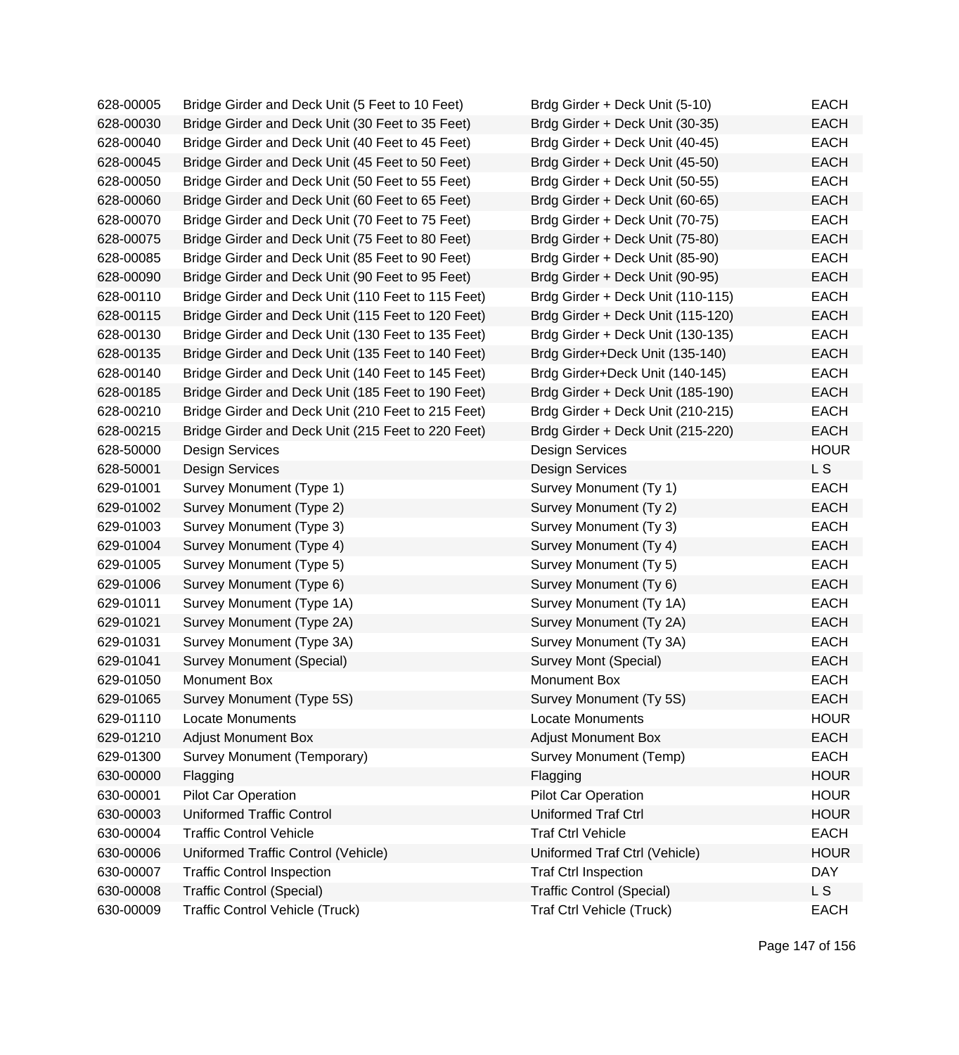| | | | |
|---|---|---|---|
| 628-00005 | Bridge Girder and Deck Unit (5 Feet to 10 Feet) | Brdg Girder + Deck Unit (5-10) | EACH |
| 628-00030 | Bridge Girder and Deck Unit (30 Feet to 35 Feet) | Brdg Girder + Deck Unit (30-35) | EACH |
| 628-00040 | Bridge Girder and Deck Unit (40 Feet to 45 Feet) | Brdg Girder + Deck Unit (40-45) | EACH |
| 628-00045 | Bridge Girder and Deck Unit (45 Feet to 50 Feet) | Brdg Girder + Deck Unit (45-50) | EACH |
| 628-00050 | Bridge Girder and Deck Unit (50 Feet to 55 Feet) | Brdg Girder + Deck Unit (50-55) | EACH |
| 628-00060 | Bridge Girder and Deck Unit (60 Feet to 65 Feet) | Brdg Girder + Deck Unit (60-65) | EACH |
| 628-00070 | Bridge Girder and Deck Unit (70 Feet to 75 Feet) | Brdg Girder + Deck Unit (70-75) | EACH |
| 628-00075 | Bridge Girder and Deck Unit (75 Feet to 80 Feet) | Brdg Girder + Deck Unit (75-80) | EACH |
| 628-00085 | Bridge Girder and Deck Unit (85 Feet to 90 Feet) | Brdg Girder + Deck Unit (85-90) | EACH |
| 628-00090 | Bridge Girder and Deck Unit (90 Feet to 95 Feet) | Brdg Girder + Deck Unit (90-95) | EACH |
| 628-00110 | Bridge Girder and Deck Unit (110 Feet to 115 Feet) | Brdg Girder + Deck Unit (110-115) | EACH |
| 628-00115 | Bridge Girder and Deck Unit (115 Feet to 120 Feet) | Brdg Girder + Deck Unit (115-120) | EACH |
| 628-00130 | Bridge Girder and Deck Unit (130 Feet to 135 Feet) | Brdg Girder + Deck Unit (130-135) | EACH |
| 628-00135 | Bridge Girder and Deck Unit (135 Feet to 140 Feet) | Brdg Girder+Deck Unit (135-140) | EACH |
| 628-00140 | Bridge Girder and Deck Unit (140 Feet to 145 Feet) | Brdg Girder+Deck Unit (140-145) | EACH |
| 628-00185 | Bridge Girder and Deck Unit (185 Feet to 190 Feet) | Brdg Girder + Deck Unit (185-190) | EACH |
| 628-00210 | Bridge Girder and Deck Unit (210 Feet to 215 Feet) | Brdg Girder + Deck Unit (210-215) | EACH |
| 628-00215 | Bridge Girder and Deck Unit (215 Feet to 220 Feet) | Brdg Girder + Deck Unit (215-220) | EACH |
| 628-50000 | Design Services | Design Services | HOUR |
| 628-50001 | Design Services | Design Services | L S |
| 629-01001 | Survey Monument (Type 1) | Survey Monument (Ty 1) | EACH |
| 629-01002 | Survey Monument (Type 2) | Survey Monument (Ty 2) | EACH |
| 629-01003 | Survey Monument (Type 3) | Survey Monument (Ty 3) | EACH |
| 629-01004 | Survey Monument (Type 4) | Survey Monument (Ty 4) | EACH |
| 629-01005 | Survey Monument (Type 5) | Survey Monument (Ty 5) | EACH |
| 629-01006 | Survey Monument (Type 6) | Survey Monument (Ty 6) | EACH |
| 629-01011 | Survey Monument (Type 1A) | Survey Monument (Ty 1A) | EACH |
| 629-01021 | Survey Monument (Type 2A) | Survey Monument (Ty 2A) | EACH |
| 629-01031 | Survey Monument (Type 3A) | Survey Monument (Ty 3A) | EACH |
| 629-01041 | Survey Monument (Special) | Survey Mont (Special) | EACH |
| 629-01050 | Monument Box | Monument Box | EACH |
| 629-01065 | Survey Monument (Type 5S) | Survey Monument (Ty 5S) | EACH |
| 629-01110 | Locate Monuments | Locate Monuments | HOUR |
| 629-01210 | Adjust Monument Box | Adjust Monument Box | EACH |
| 629-01300 | Survey Monument (Temporary) | Survey Monument (Temp) | EACH |
| 630-00000 | Flagging | Flagging | HOUR |
| 630-00001 | Pilot Car Operation | Pilot Car Operation | HOUR |
| 630-00003 | Uniformed Traffic Control | Uniformed Traf Ctrl | HOUR |
| 630-00004 | Traffic Control Vehicle | Traf Ctrl Vehicle | EACH |
| 630-00006 | Uniformed Traffic Control (Vehicle) | Uniformed Traf Ctrl (Vehicle) | HOUR |
| 630-00007 | Traffic Control Inspection | Traf Ctrl Inspection | DAY |
| 630-00008 | Traffic Control (Special) | Traffic Control (Special) | L S |
| 630-00009 | Traffic Control Vehicle (Truck) | Traf Ctrl Vehicle (Truck) | EACH |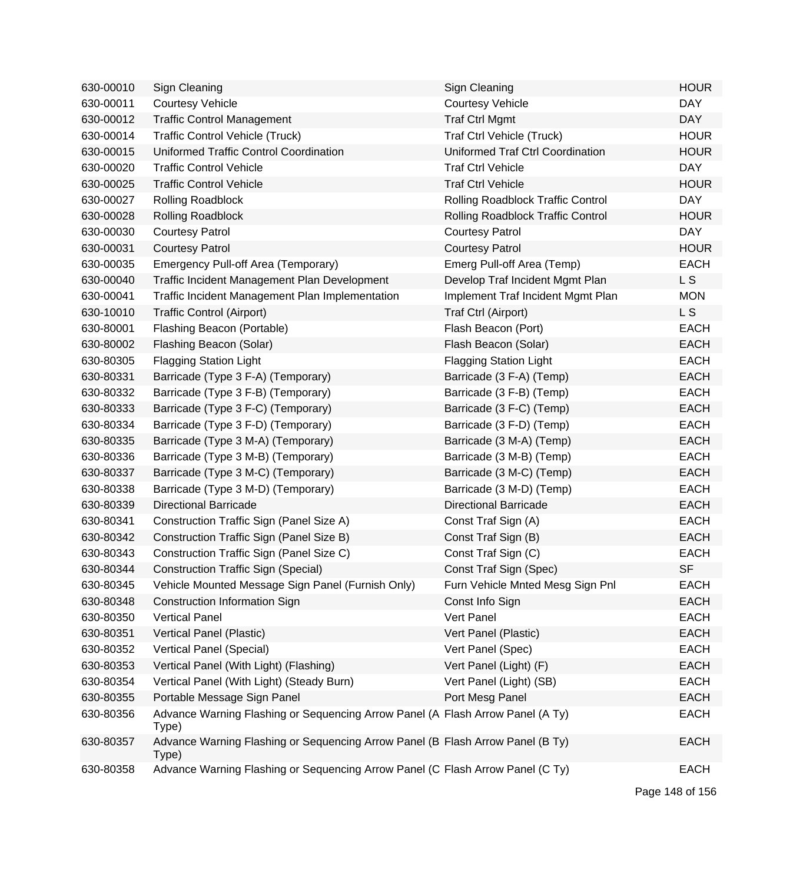| | | | |
|---|---|---|---|
| 630-00010 | Sign Cleaning | Sign Cleaning | HOUR |
| 630-00011 | Courtesy Vehicle | Courtesy Vehicle | DAY |
| 630-00012 | Traffic Control Management | Traf Ctrl Mgmt | DAY |
| 630-00014 | Traffic Control Vehicle (Truck) | Traf Ctrl Vehicle (Truck) | HOUR |
| 630-00015 | Uniformed Traffic Control Coordination | Uniformed Traf Ctrl Coordination | HOUR |
| 630-00020 | Traffic Control Vehicle | Traf Ctrl Vehicle | DAY |
| 630-00025 | Traffic Control Vehicle | Traf Ctrl Vehicle | HOUR |
| 630-00027 | Rolling Roadblock | Rolling Roadblock Traffic Control | DAY |
| 630-00028 | Rolling Roadblock | Rolling Roadblock Traffic Control | HOUR |
| 630-00030 | Courtesy Patrol | Courtesy Patrol | DAY |
| 630-00031 | Courtesy Patrol | Courtesy Patrol | HOUR |
| 630-00035 | Emergency Pull-off Area (Temporary) | Emerg Pull-off Area (Temp) | EACH |
| 630-00040 | Traffic Incident Management Plan Development | Develop Traf Incident Mgmt Plan | L S |
| 630-00041 | Traffic Incident Management Plan Implementation | Implement Traf Incident Mgmt Plan | MON |
| 630-10010 | Traffic Control (Airport) | Traf Ctrl (Airport) | L S |
| 630-80001 | Flashing Beacon (Portable) | Flash Beacon (Port) | EACH |
| 630-80002 | Flashing Beacon (Solar) | Flash Beacon (Solar) | EACH |
| 630-80305 | Flagging Station Light | Flagging Station Light | EACH |
| 630-80331 | Barricade (Type 3 F-A) (Temporary) | Barricade (3 F-A) (Temp) | EACH |
| 630-80332 | Barricade (Type 3 F-B) (Temporary) | Barricade (3 F-B) (Temp) | EACH |
| 630-80333 | Barricade (Type 3 F-C) (Temporary) | Barricade (3 F-C) (Temp) | EACH |
| 630-80334 | Barricade (Type 3 F-D) (Temporary) | Barricade (3 F-D) (Temp) | EACH |
| 630-80335 | Barricade (Type 3 M-A) (Temporary) | Barricade (3 M-A) (Temp) | EACH |
| 630-80336 | Barricade (Type 3 M-B) (Temporary) | Barricade (3 M-B) (Temp) | EACH |
| 630-80337 | Barricade (Type 3 M-C) (Temporary) | Barricade (3 M-C) (Temp) | EACH |
| 630-80338 | Barricade (Type 3 M-D) (Temporary) | Barricade (3 M-D) (Temp) | EACH |
| 630-80339 | Directional Barricade | Directional Barricade | EACH |
| 630-80341 | Construction Traffic Sign (Panel Size A) | Const Traf Sign (A) | EACH |
| 630-80342 | Construction Traffic Sign (Panel Size B) | Const Traf Sign (B) | EACH |
| 630-80343 | Construction Traffic Sign (Panel Size C) | Const Traf Sign (C) | EACH |
| 630-80344 | Construction Traffic Sign (Special) | Const Traf Sign (Spec) | SF |
| 630-80345 | Vehicle Mounted Message Sign Panel (Furnish Only) | Furn Vehicle Mnted Mesg Sign Pnl | EACH |
| 630-80348 | Construction Information Sign | Const Info Sign | EACH |
| 630-80350 | Vertical Panel | Vert Panel | EACH |
| 630-80351 | Vertical Panel (Plastic) | Vert Panel (Plastic) | EACH |
| 630-80352 | Vertical Panel (Special) | Vert Panel (Spec) | EACH |
| 630-80353 | Vertical Panel (With Light) (Flashing) | Vert Panel (Light) (F) | EACH |
| 630-80354 | Vertical Panel (With Light) (Steady Burn) | Vert Panel (Light) (SB) | EACH |
| 630-80355 | Portable Message Sign Panel | Port Mesg Panel | EACH |
| 630-80356 | Advance Warning Flashing or Sequencing Arrow Panel (A Type) | Flash Arrow Panel (A Ty) | EACH |
| 630-80357 | Advance Warning Flashing or Sequencing Arrow Panel (B Type) | Flash Arrow Panel (B Ty) | EACH |
| 630-80358 | Advance Warning Flashing or Sequencing Arrow Panel (C | Flash Arrow Panel (C Ty) | EACH |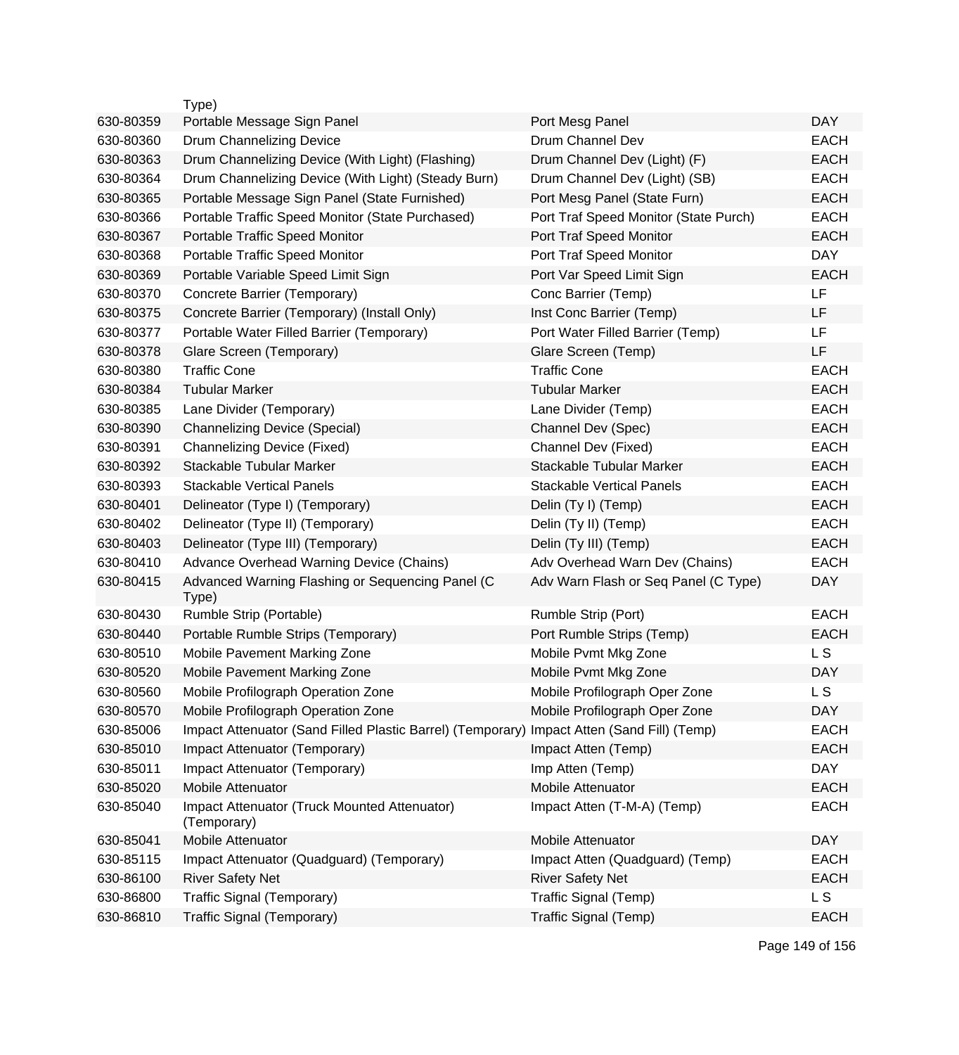| | | | |
|---|---|---|---|
| | Type) | | |
| 630-80359 | Portable Message Sign Panel | Port Mesg Panel | DAY |
| 630-80360 | Drum Channelizing Device | Drum Channel Dev | EACH |
| 630-80363 | Drum Channelizing Device (With Light) (Flashing) | Drum Channel Dev (Light) (F) | EACH |
| 630-80364 | Drum Channelizing Device (With Light) (Steady Burn) | Drum Channel Dev (Light) (SB) | EACH |
| 630-80365 | Portable Message Sign Panel (State Furnished) | Port Mesg Panel (State Furn) | EACH |
| 630-80366 | Portable Traffic Speed Monitor (State Purchased) | Port Traf Speed Monitor (State Purch) | EACH |
| 630-80367 | Portable Traffic Speed Monitor | Port Traf Speed Monitor | EACH |
| 630-80368 | Portable Traffic Speed Monitor | Port Traf Speed Monitor | DAY |
| 630-80369 | Portable Variable Speed Limit Sign | Port Var Speed Limit Sign | EACH |
| 630-80370 | Concrete Barrier (Temporary) | Conc Barrier (Temp) | LF |
| 630-80375 | Concrete Barrier (Temporary) (Install Only) | Inst Conc Barrier (Temp) | LF |
| 630-80377 | Portable Water Filled Barrier (Temporary) | Port Water Filled Barrier (Temp) | LF |
| 630-80378 | Glare Screen (Temporary) | Glare Screen (Temp) | LF |
| 630-80380 | Traffic Cone | Traffic Cone | EACH |
| 630-80384 | Tubular Marker | Tubular Marker | EACH |
| 630-80385 | Lane Divider (Temporary) | Lane Divider (Temp) | EACH |
| 630-80390 | Channelizing Device (Special) | Channel Dev (Spec) | EACH |
| 630-80391 | Channelizing Device (Fixed) | Channel Dev (Fixed) | EACH |
| 630-80392 | Stackable Tubular Marker | Stackable Tubular Marker | EACH |
| 630-80393 | Stackable Vertical Panels | Stackable Vertical Panels | EACH |
| 630-80401 | Delineator (Type I) (Temporary) | Delin (Ty I) (Temp) | EACH |
| 630-80402 | Delineator (Type II) (Temporary) | Delin (Ty II) (Temp) | EACH |
| 630-80403 | Delineator (Type III) (Temporary) | Delin (Ty III) (Temp) | EACH |
| 630-80410 | Advance Overhead Warning Device (Chains) | Adv Overhead Warn Dev (Chains) | EACH |
| 630-80415 | Advanced Warning Flashing or Sequencing Panel (C Type) | Adv Warn Flash or Seq Panel (C Type) | DAY |
| 630-80430 | Rumble Strip (Portable) | Rumble Strip (Port) | EACH |
| 630-80440 | Portable Rumble Strips (Temporary) | Port Rumble Strips (Temp) | EACH |
| 630-80510 | Mobile Pavement Marking Zone | Mobile Pvmt Mkg Zone | L S |
| 630-80520 | Mobile Pavement Marking Zone | Mobile Pvmt Mkg Zone | DAY |
| 630-80560 | Mobile Profilograph Operation Zone | Mobile Profilograph Oper Zone | L S |
| 630-80570 | Mobile Profilograph Operation Zone | Mobile Profilograph Oper Zone | DAY |
| 630-85006 | Impact Attenuator (Sand Filled Plastic Barrel) (Temporary) | Impact Atten (Sand Fill) (Temp) | EACH |
| 630-85010 | Impact Attenuator (Temporary) | Impact Atten (Temp) | EACH |
| 630-85011 | Impact Attenuator (Temporary) | Imp Atten (Temp) | DAY |
| 630-85020 | Mobile Attenuator | Mobile Attenuator | EACH |
| 630-85040 | Impact Attenuator (Truck Mounted Attenuator) (Temporary) | Impact Atten (T-M-A) (Temp) | EACH |
| 630-85041 | Mobile Attenuator | Mobile Attenuator | DAY |
| 630-85115 | Impact Attenuator (Quadguard) (Temporary) | Impact Atten (Quadguard) (Temp) | EACH |
| 630-86100 | River Safety Net | River Safety Net | EACH |
| 630-86800 | Traffic Signal (Temporary) | Traffic Signal (Temp) | L S |
| 630-86810 | Traffic Signal (Temporary) | Traffic Signal (Temp) | EACH |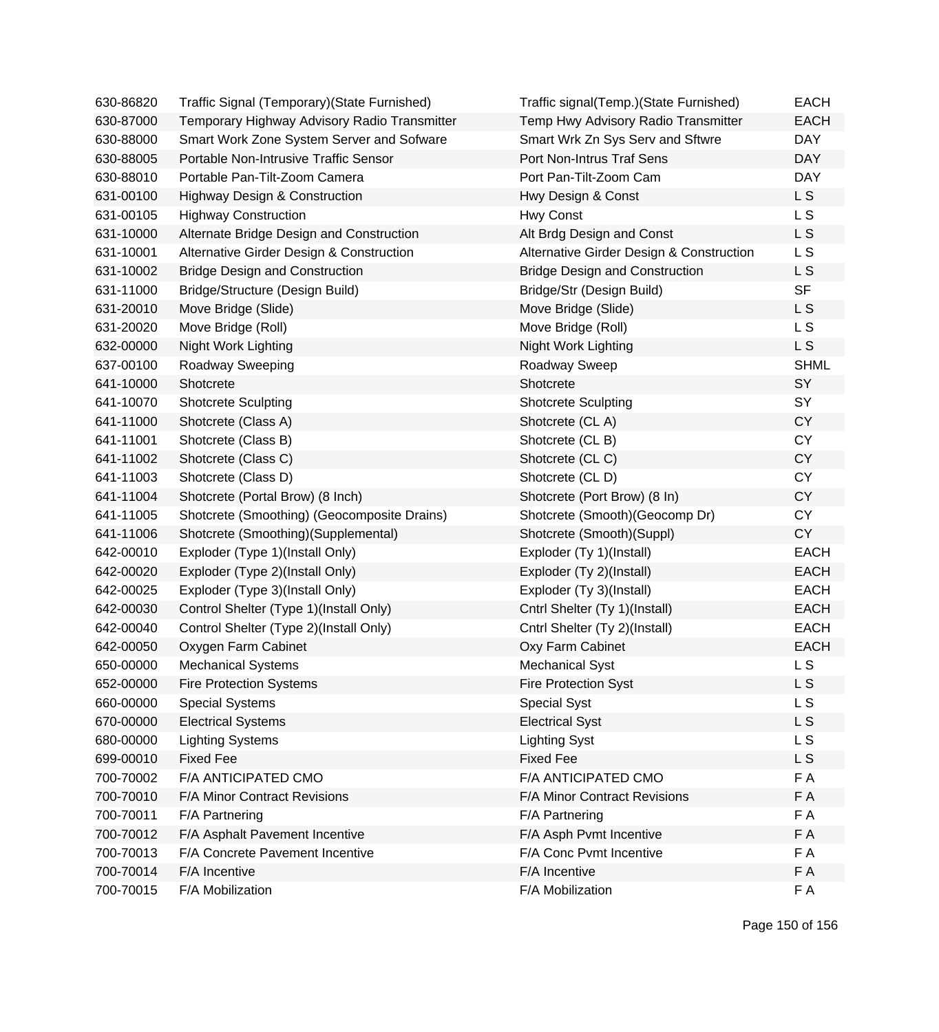| | | | |
|---|---|---|---|
| 630-86820 | Traffic Signal (Temporary)(State Furnished) | Traffic signal(Temp.)(State Furnished) | EACH |
| 630-87000 | Temporary Highway Advisory Radio Transmitter | Temp Hwy Advisory Radio Transmitter | EACH |
| 630-88000 | Smart Work Zone System Server and Sofware | Smart Wrk Zn Sys Serv and Sftwre | DAY |
| 630-88005 | Portable Non-Intrusive Traffic Sensor | Port Non-Intrus Traf Sens | DAY |
| 630-88010 | Portable Pan-Tilt-Zoom Camera | Port Pan-Tilt-Zoom Cam | DAY |
| 631-00100 | Highway Design & Construction | Hwy Design & Const | L S |
| 631-00105 | Highway Construction | Hwy Const | L S |
| 631-10000 | Alternate Bridge Design and Construction | Alt Brdg Design and Const | L S |
| 631-10001 | Alternative Girder Design & Construction | Alternative Girder Design & Construction | L S |
| 631-10002 | Bridge Design and Construction | Bridge Design and Construction | L S |
| 631-11000 | Bridge/Structure (Design Build) | Bridge/Str (Design Build) | SF |
| 631-20010 | Move Bridge (Slide) | Move Bridge (Slide) | L S |
| 631-20020 | Move Bridge (Roll) | Move Bridge (Roll) | L S |
| 632-00000 | Night Work Lighting | Night Work Lighting | L S |
| 637-00100 | Roadway Sweeping | Roadway Sweep | SHML |
| 641-10000 | Shotcrete | Shotcrete | SY |
| 641-10070 | Shotcrete Sculpting | Shotcrete Sculpting | SY |
| 641-11000 | Shotcrete (Class A) | Shotcrete (CL A) | CY |
| 641-11001 | Shotcrete (Class B) | Shotcrete (CL B) | CY |
| 641-11002 | Shotcrete (Class C) | Shotcrete (CL C) | CY |
| 641-11003 | Shotcrete (Class D) | Shotcrete (CL D) | CY |
| 641-11004 | Shotcrete (Portal Brow) (8 Inch) | Shotcrete (Port Brow) (8 In) | CY |
| 641-11005 | Shotcrete (Smoothing) (Geocomposite Drains) | Shotcrete (Smooth)(Geocomp Dr) | CY |
| 641-11006 | Shotcrete (Smoothing)(Supplemental) | Shotcrete (Smooth)(Suppl) | CY |
| 642-00010 | Exploder (Type 1)(Install Only) | Exploder (Ty 1)(Install) | EACH |
| 642-00020 | Exploder (Type 2)(Install Only) | Exploder (Ty 2)(Install) | EACH |
| 642-00025 | Exploder (Type 3)(Install Only) | Exploder (Ty 3)(Install) | EACH |
| 642-00030 | Control Shelter (Type 1)(Install Only) | Cntrl Shelter (Ty 1)(Install) | EACH |
| 642-00040 | Control Shelter (Type 2)(Install Only) | Cntrl Shelter (Ty 2)(Install) | EACH |
| 642-00050 | Oxygen Farm Cabinet | Oxy Farm Cabinet | EACH |
| 650-00000 | Mechanical Systems | Mechanical Syst | L S |
| 652-00000 | Fire Protection Systems | Fire Protection Syst | L S |
| 660-00000 | Special Systems | Special Syst | L S |
| 670-00000 | Electrical Systems | Electrical Syst | L S |
| 680-00000 | Lighting Systems | Lighting Syst | L S |
| 699-00010 | Fixed Fee | Fixed Fee | L S |
| 700-70002 | F/A ANTICIPATED CMO | F/A ANTICIPATED CMO | F A |
| 700-70010 | F/A Minor Contract Revisions | F/A Minor Contract Revisions | F A |
| 700-70011 | F/A Partnering | F/A Partnering | F A |
| 700-70012 | F/A Asphalt Pavement Incentive | F/A Asph Pvmt Incentive | F A |
| 700-70013 | F/A Concrete Pavement Incentive | F/A Conc Pvmt Incentive | F A |
| 700-70014 | F/A Incentive | F/A Incentive | F A |
| 700-70015 | F/A Mobilization | F/A Mobilization | F A |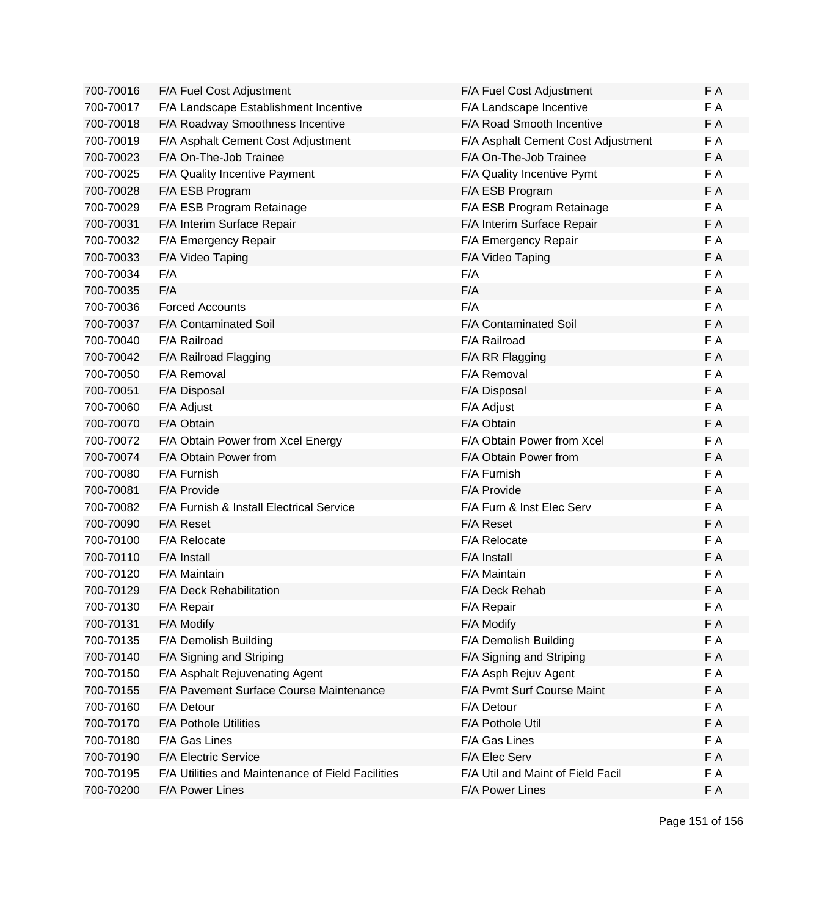| | | | |
|---|---|---|---|
| 700-70016 | F/A Fuel Cost Adjustment | F/A Fuel Cost Adjustment | F A |
| 700-70017 | F/A Landscape Establishment Incentive | F/A Landscape Incentive | F A |
| 700-70018 | F/A Roadway Smoothness Incentive | F/A Road Smooth Incentive | F A |
| 700-70019 | F/A Asphalt Cement Cost Adjustment | F/A Asphalt Cement Cost Adjustment | F A |
| 700-70023 | F/A On-The-Job Trainee | F/A On-The-Job Trainee | F A |
| 700-70025 | F/A Quality Incentive Payment | F/A Quality Incentive Pymt | F A |
| 700-70028 | F/A ESB Program | F/A ESB Program | F A |
| 700-70029 | F/A ESB Program Retainage | F/A ESB Program Retainage | F A |
| 700-70031 | F/A Interim Surface Repair | F/A Interim Surface Repair | F A |
| 700-70032 | F/A Emergency Repair | F/A Emergency Repair | F A |
| 700-70033 | F/A Video Taping | F/A Video Taping | F A |
| 700-70034 | F/A | F/A | F A |
| 700-70035 | F/A | F/A | F A |
| 700-70036 | Forced Accounts | F/A | F A |
| 700-70037 | F/A Contaminated Soil | F/A Contaminated Soil | F A |
| 700-70040 | F/A Railroad | F/A Railroad | F A |
| 700-70042 | F/A Railroad Flagging | F/A RR Flagging | F A |
| 700-70050 | F/A Removal | F/A Removal | F A |
| 700-70051 | F/A Disposal | F/A Disposal | F A |
| 700-70060 | F/A Adjust | F/A Adjust | F A |
| 700-70070 | F/A Obtain | F/A Obtain | F A |
| 700-70072 | F/A Obtain Power from Xcel Energy | F/A Obtain Power from Xcel | F A |
| 700-70074 | F/A Obtain Power from | F/A Obtain Power from | F A |
| 700-70080 | F/A Furnish | F/A Furnish | F A |
| 700-70081 | F/A Provide | F/A Provide | F A |
| 700-70082 | F/A Furnish & Install Electrical Service | F/A Furn & Inst Elec Serv | F A |
| 700-70090 | F/A Reset | F/A Reset | F A |
| 700-70100 | F/A Relocate | F/A Relocate | F A |
| 700-70110 | F/A Install | F/A Install | F A |
| 700-70120 | F/A Maintain | F/A Maintain | F A |
| 700-70129 | F/A Deck Rehabilitation | F/A Deck Rehab | F A |
| 700-70130 | F/A Repair | F/A Repair | F A |
| 700-70131 | F/A Modify | F/A Modify | F A |
| 700-70135 | F/A Demolish Building | F/A Demolish Building | F A |
| 700-70140 | F/A Signing and Striping | F/A Signing and Striping | F A |
| 700-70150 | F/A Asphalt Rejuvenating Agent | F/A Asph Rejuv Agent | F A |
| 700-70155 | F/A Pavement Surface Course Maintenance | F/A Pvmt Surf Course Maint | F A |
| 700-70160 | F/A Detour | F/A Detour | F A |
| 700-70170 | F/A Pothole Utilities | F/A Pothole Util | F A |
| 700-70180 | F/A Gas Lines | F/A Gas Lines | F A |
| 700-70190 | F/A Electric Service | F/A Elec Serv | F A |
| 700-70195 | F/A Utilities and Maintenance of Field Facilities | F/A Util and Maint of Field Facil | F A |
| 700-70200 | F/A Power Lines | F/A Power Lines | F A |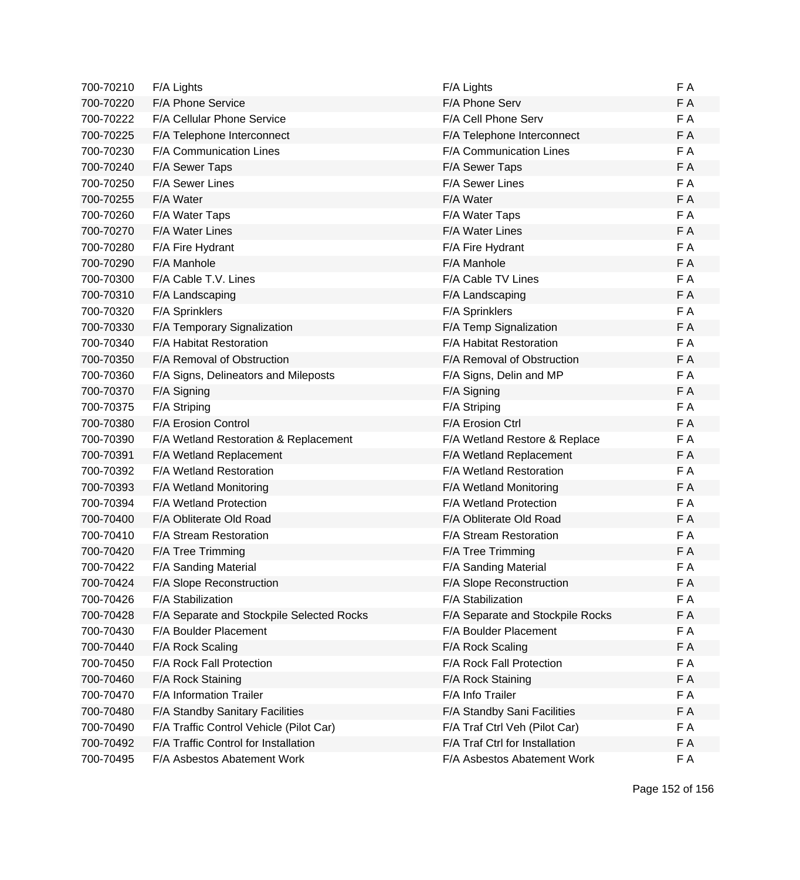| | | | |
|---|---|---|---|
| 700-70210 | F/A Lights | F/A Lights | F A |
| 700-70220 | F/A Phone Service | F/A Phone Serv | F A |
| 700-70222 | F/A Cellular Phone Service | F/A Cell Phone Serv | F A |
| 700-70225 | F/A Telephone Interconnect | F/A Telephone Interconnect | F A |
| 700-70230 | F/A Communication Lines | F/A Communication Lines | F A |
| 700-70240 | F/A Sewer Taps | F/A Sewer Taps | F A |
| 700-70250 | F/A Sewer Lines | F/A Sewer Lines | F A |
| 700-70255 | F/A Water | F/A Water | F A |
| 700-70260 | F/A Water Taps | F/A Water Taps | F A |
| 700-70270 | F/A Water Lines | F/A Water Lines | F A |
| 700-70280 | F/A Fire Hydrant | F/A Fire Hydrant | F A |
| 700-70290 | F/A Manhole | F/A Manhole | F A |
| 700-70300 | F/A Cable T.V. Lines | F/A Cable TV Lines | F A |
| 700-70310 | F/A Landscaping | F/A Landscaping | F A |
| 700-70320 | F/A Sprinklers | F/A Sprinklers | F A |
| 700-70330 | F/A Temporary Signalization | F/A Temp Signalization | F A |
| 700-70340 | F/A Habitat Restoration | F/A Habitat Restoration | F A |
| 700-70350 | F/A Removal of Obstruction | F/A Removal of Obstruction | F A |
| 700-70360 | F/A Signs, Delineators and Mileposts | F/A Signs, Delin and MP | F A |
| 700-70370 | F/A Signing | F/A Signing | F A |
| 700-70375 | F/A Striping | F/A Striping | F A |
| 700-70380 | F/A Erosion Control | F/A Erosion Ctrl | F A |
| 700-70390 | F/A Wetland Restoration & Replacement | F/A Wetland Restore & Replace | F A |
| 700-70391 | F/A Wetland Replacement | F/A Wetland Replacement | F A |
| 700-70392 | F/A Wetland Restoration | F/A Wetland Restoration | F A |
| 700-70393 | F/A Wetland Monitoring | F/A Wetland Monitoring | F A |
| 700-70394 | F/A Wetland Protection | F/A Wetland Protection | F A |
| 700-70400 | F/A Obliterate Old Road | F/A Obliterate Old Road | F A |
| 700-70410 | F/A Stream Restoration | F/A Stream Restoration | F A |
| 700-70420 | F/A Tree Trimming | F/A Tree Trimming | F A |
| 700-70422 | F/A Sanding Material | F/A Sanding Material | F A |
| 700-70424 | F/A Slope Reconstruction | F/A Slope Reconstruction | F A |
| 700-70426 | F/A Stabilization | F/A Stabilization | F A |
| 700-70428 | F/A Separate and Stockpile Selected Rocks | F/A Separate and Stockpile Rocks | F A |
| 700-70430 | F/A Boulder Placement | F/A Boulder Placement | F A |
| 700-70440 | F/A Rock Scaling | F/A Rock Scaling | F A |
| 700-70450 | F/A Rock Fall Protection | F/A Rock Fall Protection | F A |
| 700-70460 | F/A Rock Staining | F/A Rock Staining | F A |
| 700-70470 | F/A Information Trailer | F/A Info Trailer | F A |
| 700-70480 | F/A Standby Sanitary Facilities | F/A Standby Sani Facilities | F A |
| 700-70490 | F/A Traffic Control Vehicle (Pilot Car) | F/A Traf Ctrl Veh (Pilot Car) | F A |
| 700-70492 | F/A Traffic Control for Installation | F/A Traf Ctrl for Installation | F A |
| 700-70495 | F/A Asbestos Abatement Work | F/A Asbestos Abatement Work | F A |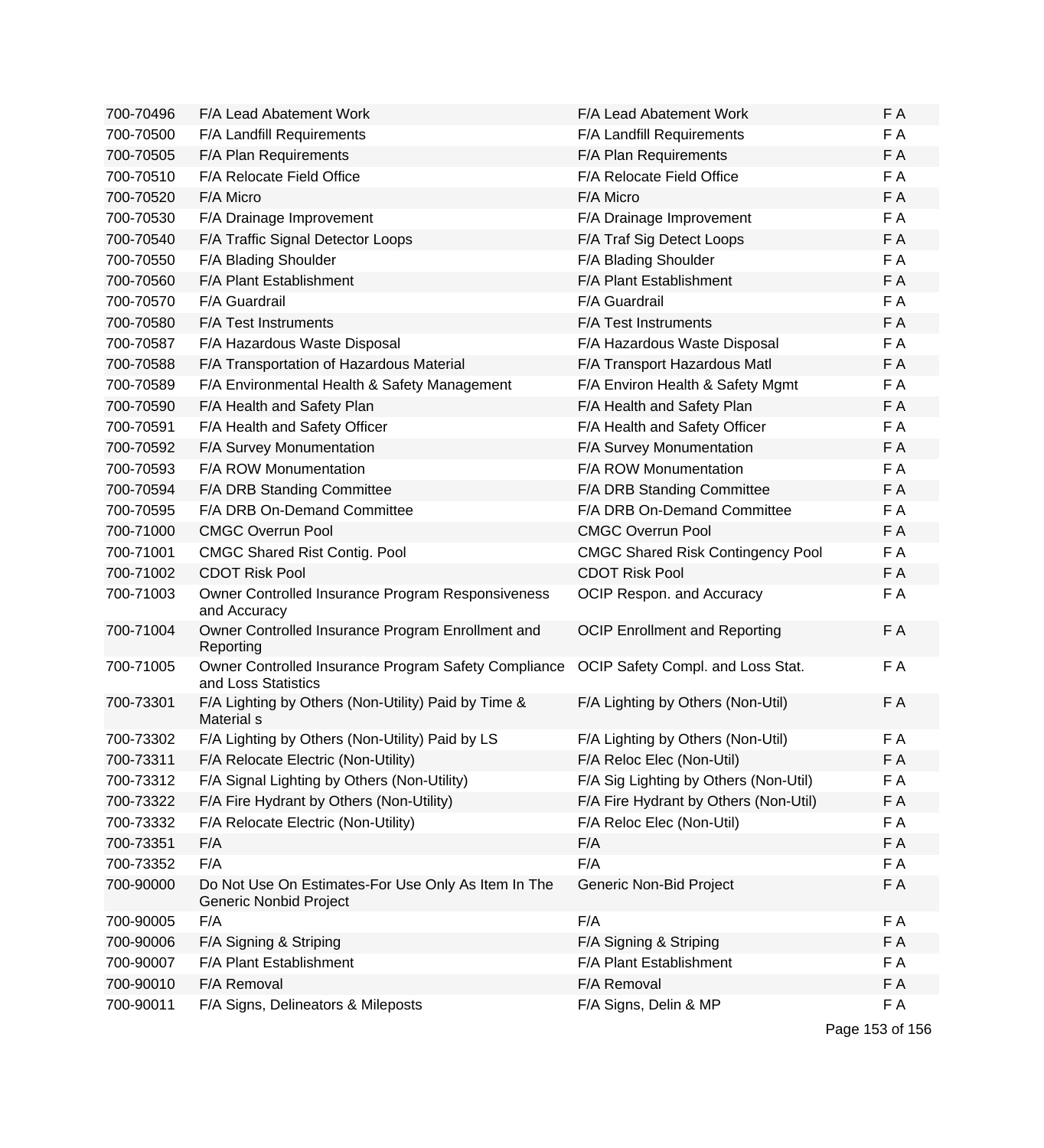| | | | |
|---|---|---|---|
| 700-70496 | F/A Lead Abatement Work | F/A Lead Abatement Work | F A |
| 700-70500 | F/A Landfill Requirements | F/A Landfill Requirements | F A |
| 700-70505 | F/A Plan Requirements | F/A Plan Requirements | F A |
| 700-70510 | F/A Relocate Field Office | F/A Relocate Field Office | F A |
| 700-70520 | F/A Micro | F/A Micro | F A |
| 700-70530 | F/A Drainage Improvement | F/A Drainage Improvement | F A |
| 700-70540 | F/A Traffic Signal Detector Loops | F/A Traf Sig Detect Loops | F A |
| 700-70550 | F/A Blading Shoulder | F/A Blading Shoulder | F A |
| 700-70560 | F/A Plant Establishment | F/A Plant Establishment | F A |
| 700-70570 | F/A Guardrail | F/A Guardrail | F A |
| 700-70580 | F/A Test Instruments | F/A Test Instruments | F A |
| 700-70587 | F/A Hazardous Waste Disposal | F/A Hazardous Waste Disposal | F A |
| 700-70588 | F/A Transportation of Hazardous Material | F/A Transport Hazardous Matl | F A |
| 700-70589 | F/A Environmental Health & Safety Management | F/A Environ Health & Safety Mgmt | F A |
| 700-70590 | F/A Health and Safety Plan | F/A Health and Safety Plan | F A |
| 700-70591 | F/A Health and Safety Officer | F/A Health and Safety Officer | F A |
| 700-70592 | F/A Survey Monumentation | F/A Survey Monumentation | F A |
| 700-70593 | F/A ROW Monumentation | F/A ROW Monumentation | F A |
| 700-70594 | F/A DRB Standing Committee | F/A DRB Standing Committee | F A |
| 700-70595 | F/A DRB On-Demand Committee | F/A DRB On-Demand Committee | F A |
| 700-71000 | CMGC Overrun Pool | CMGC Overrun Pool | F A |
| 700-71001 | CMGC Shared Rist Contig. Pool | CMGC Shared Risk Contingency Pool | F A |
| 700-71002 | CDOT Risk Pool | CDOT Risk Pool | F A |
| 700-71003 | Owner Controlled Insurance Program Responsiveness and Accuracy | OCIP Respon. and Accuracy | F A |
| 700-71004 | Owner Controlled Insurance Program Enrollment and Reporting | OCIP Enrollment and Reporting | F A |
| 700-71005 | Owner Controlled Insurance Program Safety Compliance and Loss Statistics | OCIP Safety Compl. and Loss Stat. | F A |
| 700-73301 | F/A Lighting by Others (Non-Utility) Paid by Time & Material s | F/A Lighting by Others (Non-Util) | F A |
| 700-73302 | F/A Lighting by Others (Non-Utility) Paid by LS | F/A Lighting by Others (Non-Util) | F A |
| 700-73311 | F/A Relocate Electric (Non-Utility) | F/A Reloc Elec (Non-Util) | F A |
| 700-73312 | F/A Signal Lighting by Others (Non-Utility) | F/A Sig Lighting by Others (Non-Util) | F A |
| 700-73322 | F/A Fire Hydrant by Others (Non-Utility) | F/A Fire Hydrant by Others (Non-Util) | F A |
| 700-73332 | F/A Relocate Electric (Non-Utility) | F/A Reloc Elec (Non-Util) | F A |
| 700-73351 | F/A | F/A | F A |
| 700-73352 | F/A | F/A | F A |
| 700-90000 | Do Not Use On Estimates-For Use Only As Item In The Generic Nonbid Project | Generic Non-Bid Project | F A |
| 700-90005 | F/A | F/A | F A |
| 700-90006 | F/A Signing & Striping | F/A Signing & Striping | F A |
| 700-90007 | F/A Plant Establishment | F/A Plant Establishment | F A |
| 700-90010 | F/A Removal | F/A Removal | F A |
| 700-90011 | F/A Signs, Delineators & Mileposts | F/A Signs, Delin & MP | F A |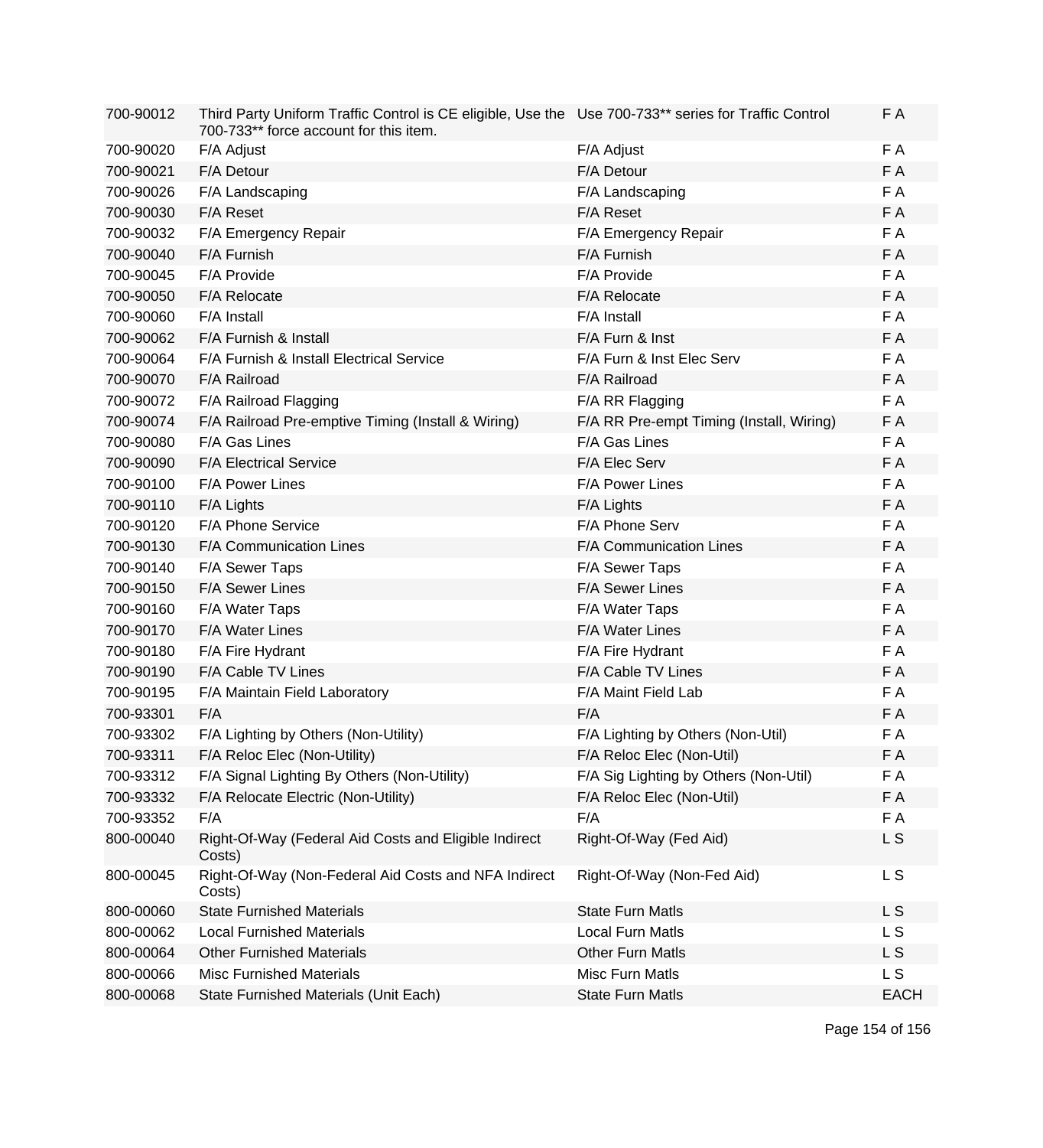| | | | |
|---|---|---|---|
| 700-90012 | Third Party Uniform Traffic Control is CE eligible, Use the 700-733** force account for this item. | Use 700-733** series for Traffic Control | F A |
| 700-90020 | F/A Adjust | F/A Adjust | F A |
| 700-90021 | F/A Detour | F/A Detour | F A |
| 700-90026 | F/A Landscaping | F/A Landscaping | F A |
| 700-90030 | F/A Reset | F/A Reset | F A |
| 700-90032 | F/A Emergency Repair | F/A Emergency Repair | F A |
| 700-90040 | F/A Furnish | F/A Furnish | F A |
| 700-90045 | F/A Provide | F/A Provide | F A |
| 700-90050 | F/A Relocate | F/A Relocate | F A |
| 700-90060 | F/A Install | F/A Install | F A |
| 700-90062 | F/A Furnish & Install | F/A Furn & Inst | F A |
| 700-90064 | F/A Furnish & Install Electrical Service | F/A Furn & Inst Elec Serv | F A |
| 700-90070 | F/A Railroad | F/A Railroad | F A |
| 700-90072 | F/A Railroad Flagging | F/A RR Flagging | F A |
| 700-90074 | F/A Railroad Pre-emptive Timing (Install & Wiring) | F/A RR Pre-empt Timing (Install, Wiring) | F A |
| 700-90080 | F/A Gas Lines | F/A Gas Lines | F A |
| 700-90090 | F/A Electrical Service | F/A Elec Serv | F A |
| 700-90100 | F/A Power Lines | F/A Power Lines | F A |
| 700-90110 | F/A Lights | F/A Lights | F A |
| 700-90120 | F/A Phone Service | F/A Phone Serv | F A |
| 700-90130 | F/A Communication Lines | F/A Communication Lines | F A |
| 700-90140 | F/A Sewer Taps | F/A Sewer Taps | F A |
| 700-90150 | F/A Sewer Lines | F/A Sewer Lines | F A |
| 700-90160 | F/A Water Taps | F/A Water Taps | F A |
| 700-90170 | F/A Water Lines | F/A Water Lines | F A |
| 700-90180 | F/A Fire Hydrant | F/A Fire Hydrant | F A |
| 700-90190 | F/A Cable TV Lines | F/A Cable TV Lines | F A |
| 700-90195 | F/A Maintain Field Laboratory | F/A Maint Field Lab | F A |
| 700-93301 | F/A | F/A | F A |
| 700-93302 | F/A Lighting by Others (Non-Utility) | F/A Lighting by Others (Non-Util) | F A |
| 700-93311 | F/A Reloc Elec (Non-Utility) | F/A Reloc Elec (Non-Util) | F A |
| 700-93312 | F/A Signal Lighting By Others (Non-Utility) | F/A Sig Lighting by Others (Non-Util) | F A |
| 700-93332 | F/A Relocate Electric (Non-Utility) | F/A Reloc Elec (Non-Util) | F A |
| 700-93352 | F/A | F/A | F A |
| 800-00040 | Right-Of-Way (Federal Aid Costs and Eligible Indirect Costs) | Right-Of-Way (Fed Aid) | L S |
| 800-00045 | Right-Of-Way (Non-Federal Aid Costs and NFA Indirect Costs) | Right-Of-Way (Non-Fed Aid) | L S |
| 800-00060 | State Furnished Materials | State Furn Matls | L S |
| 800-00062 | Local Furnished Materials | Local Furn Matls | L S |
| 800-00064 | Other Furnished Materials | Other Furn Matls | L S |
| 800-00066 | Misc Furnished Materials | Misc Furn Matls | L S |
| 800-00068 | State Furnished Materials (Unit Each) | State Furn Matls | EACH |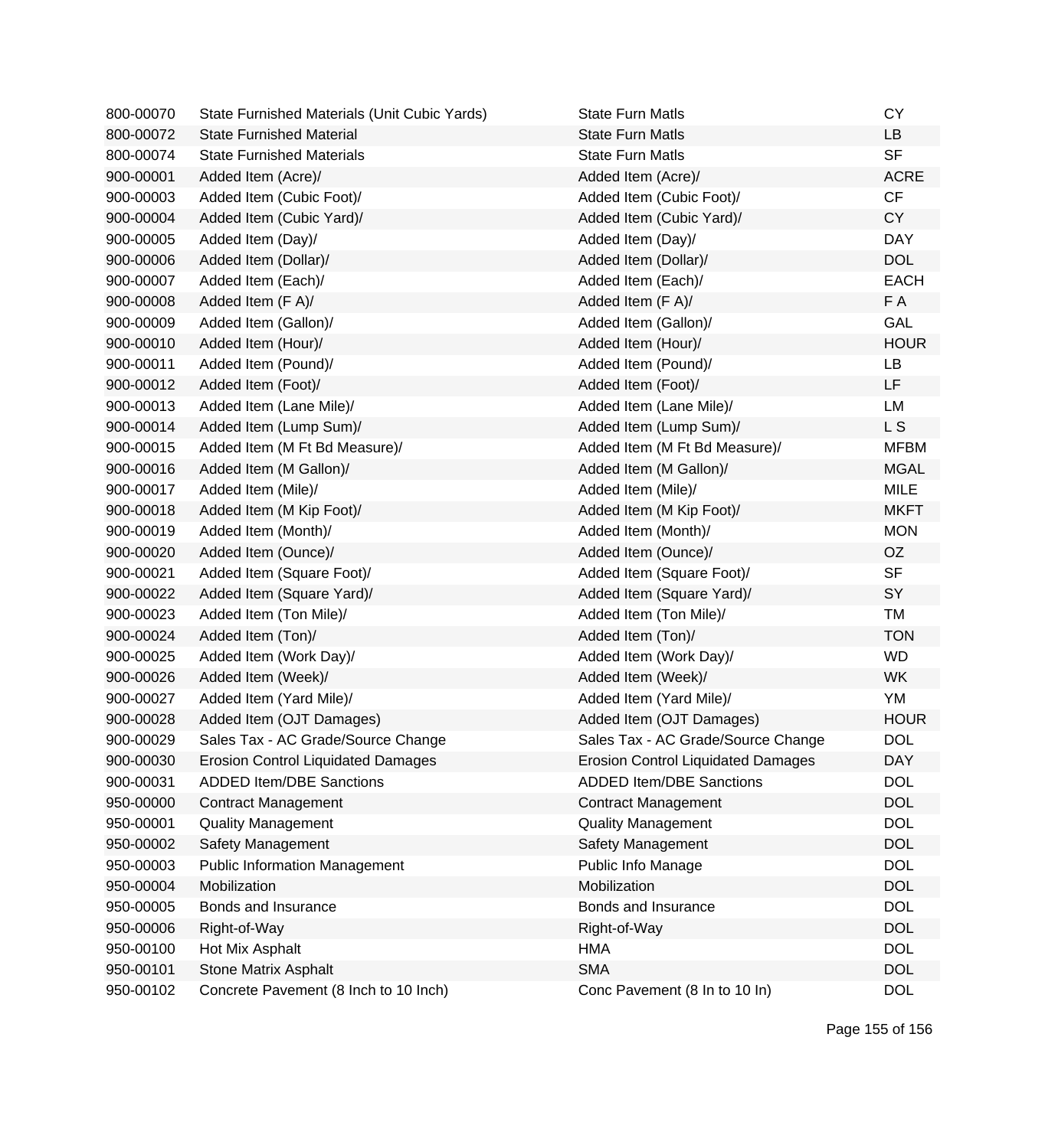| | | | |
|---|---|---|---|
| 800-00070 | State Furnished Materials (Unit Cubic Yards) | State Furn Matls | CY |
| 800-00072 | State Furnished Material | State Furn Matls | LB |
| 800-00074 | State Furnished Materials | State Furn Matls | SF |
| 900-00001 | Added Item (Acre)/ | Added Item (Acre)/ | ACRE |
| 900-00003 | Added Item (Cubic Foot)/ | Added Item (Cubic Foot)/ | CF |
| 900-00004 | Added Item (Cubic Yard)/ | Added Item (Cubic Yard)/ | CY |
| 900-00005 | Added Item (Day)/ | Added Item (Day)/ | DAY |
| 900-00006 | Added Item (Dollar)/ | Added Item (Dollar)/ | DOL |
| 900-00007 | Added Item (Each)/ | Added Item (Each)/ | EACH |
| 900-00008 | Added Item (F A)/ | Added Item (F A)/ | F A |
| 900-00009 | Added Item (Gallon)/ | Added Item (Gallon)/ | GAL |
| 900-00010 | Added Item (Hour)/ | Added Item (Hour)/ | HOUR |
| 900-00011 | Added Item (Pound)/ | Added Item (Pound)/ | LB |
| 900-00012 | Added Item (Foot)/ | Added Item (Foot)/ | LF |
| 900-00013 | Added Item (Lane Mile)/ | Added Item (Lane Mile)/ | LM |
| 900-00014 | Added Item (Lump Sum)/ | Added Item (Lump Sum)/ | L S |
| 900-00015 | Added Item (M Ft Bd Measure)/ | Added Item (M Ft Bd Measure)/ | MFBM |
| 900-00016 | Added Item (M Gallon)/ | Added Item (M Gallon)/ | MGAL |
| 900-00017 | Added Item (Mile)/ | Added Item (Mile)/ | MILE |
| 900-00018 | Added Item (M Kip Foot)/ | Added Item (M Kip Foot)/ | MKFT |
| 900-00019 | Added Item (Month)/ | Added Item (Month)/ | MON |
| 900-00020 | Added Item (Ounce)/ | Added Item (Ounce)/ | OZ |
| 900-00021 | Added Item (Square Foot)/ | Added Item (Square Foot)/ | SF |
| 900-00022 | Added Item (Square Yard)/ | Added Item (Square Yard)/ | SY |
| 900-00023 | Added Item (Ton Mile)/ | Added Item (Ton Mile)/ | TM |
| 900-00024 | Added Item (Ton)/ | Added Item (Ton)/ | TON |
| 900-00025 | Added Item (Work Day)/ | Added Item (Work Day)/ | WD |
| 900-00026 | Added Item (Week)/ | Added Item (Week)/ | WK |
| 900-00027 | Added Item (Yard Mile)/ | Added Item (Yard Mile)/ | YM |
| 900-00028 | Added Item (OJT Damages) | Added Item (OJT Damages) | HOUR |
| 900-00029 | Sales Tax - AC Grade/Source Change | Sales Tax - AC Grade/Source Change | DOL |
| 900-00030 | Erosion Control Liquidated Damages | Erosion Control Liquidated Damages | DAY |
| 900-00031 | ADDED Item/DBE Sanctions | ADDED Item/DBE Sanctions | DOL |
| 950-00000 | Contract Management | Contract Management | DOL |
| 950-00001 | Quality Management | Quality Management | DOL |
| 950-00002 | Safety Management | Safety Management | DOL |
| 950-00003 | Public Information Management | Public Info Manage | DOL |
| 950-00004 | Mobilization | Mobilization | DOL |
| 950-00005 | Bonds and Insurance | Bonds and Insurance | DOL |
| 950-00006 | Right-of-Way | Right-of-Way | DOL |
| 950-00100 | Hot Mix Asphalt | HMA | DOL |
| 950-00101 | Stone Matrix Asphalt | SMA | DOL |
| 950-00102 | Concrete Pavement (8 Inch to 10 Inch) | Conc Pavement (8 In to 10 In) | DOL |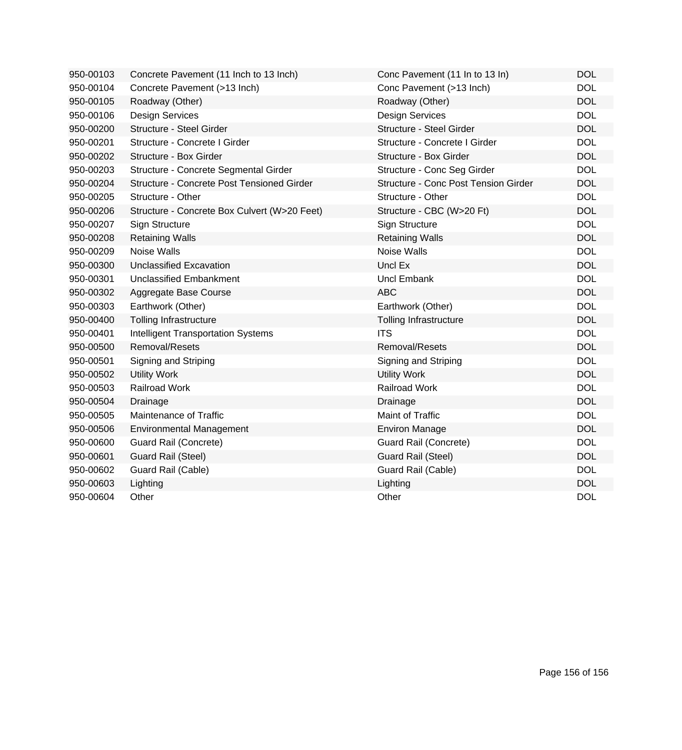| | | | |
|---|---|---|---|
| 950-00103 | Concrete Pavement (11 Inch to 13 Inch) | Conc Pavement (11 In to 13 In) | DOL |
| 950-00104 | Concrete Pavement (>13 Inch) | Conc Pavement (>13 Inch) | DOL |
| 950-00105 | Roadway (Other) | Roadway (Other) | DOL |
| 950-00106 | Design Services | Design Services | DOL |
| 950-00200 | Structure - Steel Girder | Structure - Steel Girder | DOL |
| 950-00201 | Structure - Concrete I Girder | Structure - Concrete I Girder | DOL |
| 950-00202 | Structure - Box Girder | Structure - Box Girder | DOL |
| 950-00203 | Structure - Concrete Segmental Girder | Structure - Conc Seg Girder | DOL |
| 950-00204 | Structure - Concrete Post Tensioned Girder | Structure - Conc Post Tension Girder | DOL |
| 950-00205 | Structure - Other | Structure - Other | DOL |
| 950-00206 | Structure - Concrete Box Culvert (W>20 Feet) | Structure - CBC (W>20 Ft) | DOL |
| 950-00207 | Sign Structure | Sign Structure | DOL |
| 950-00208 | Retaining Walls | Retaining Walls | DOL |
| 950-00209 | Noise Walls | Noise Walls | DOL |
| 950-00300 | Unclassified Excavation | Uncl Ex | DOL |
| 950-00301 | Unclassified Embankment | Uncl Embank | DOL |
| 950-00302 | Aggregate Base Course | ABC | DOL |
| 950-00303 | Earthwork (Other) | Earthwork (Other) | DOL |
| 950-00400 | Tolling Infrastructure | Tolling Infrastructure | DOL |
| 950-00401 | Intelligent Transportation Systems | ITS | DOL |
| 950-00500 | Removal/Resets | Removal/Resets | DOL |
| 950-00501 | Signing and Striping | Signing and Striping | DOL |
| 950-00502 | Utility Work | Utility Work | DOL |
| 950-00503 | Railroad Work | Railroad Work | DOL |
| 950-00504 | Drainage | Drainage | DOL |
| 950-00505 | Maintenance of Traffic | Maint of Traffic | DOL |
| 950-00506 | Environmental Management | Environ Manage | DOL |
| 950-00600 | Guard Rail (Concrete) | Guard Rail (Concrete) | DOL |
| 950-00601 | Guard Rail (Steel) | Guard Rail (Steel) | DOL |
| 950-00602 | Guard Rail (Cable) | Guard Rail (Cable) | DOL |
| 950-00603 | Lighting | Lighting | DOL |
| 950-00604 | Other | Other | DOL |